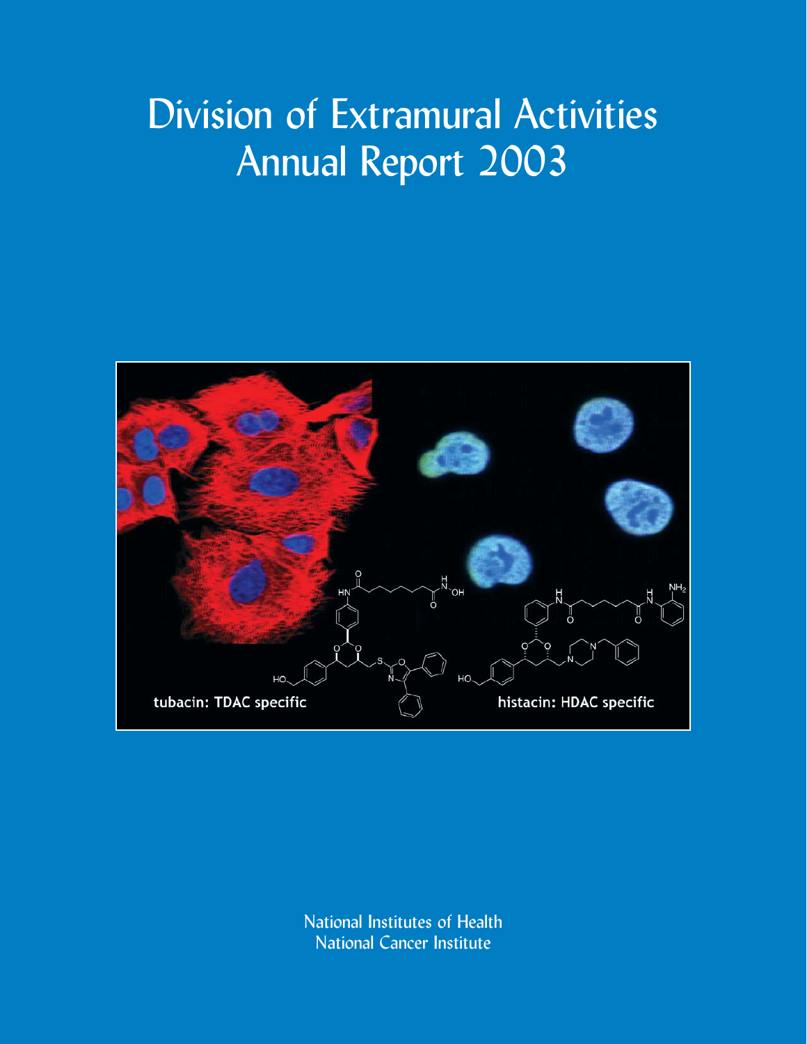# Division of Extramural Activities Annual Report 2003

tubacin: TDAC specific

histacin: HDAC specific

National Institutes of Health
National Cancer Institute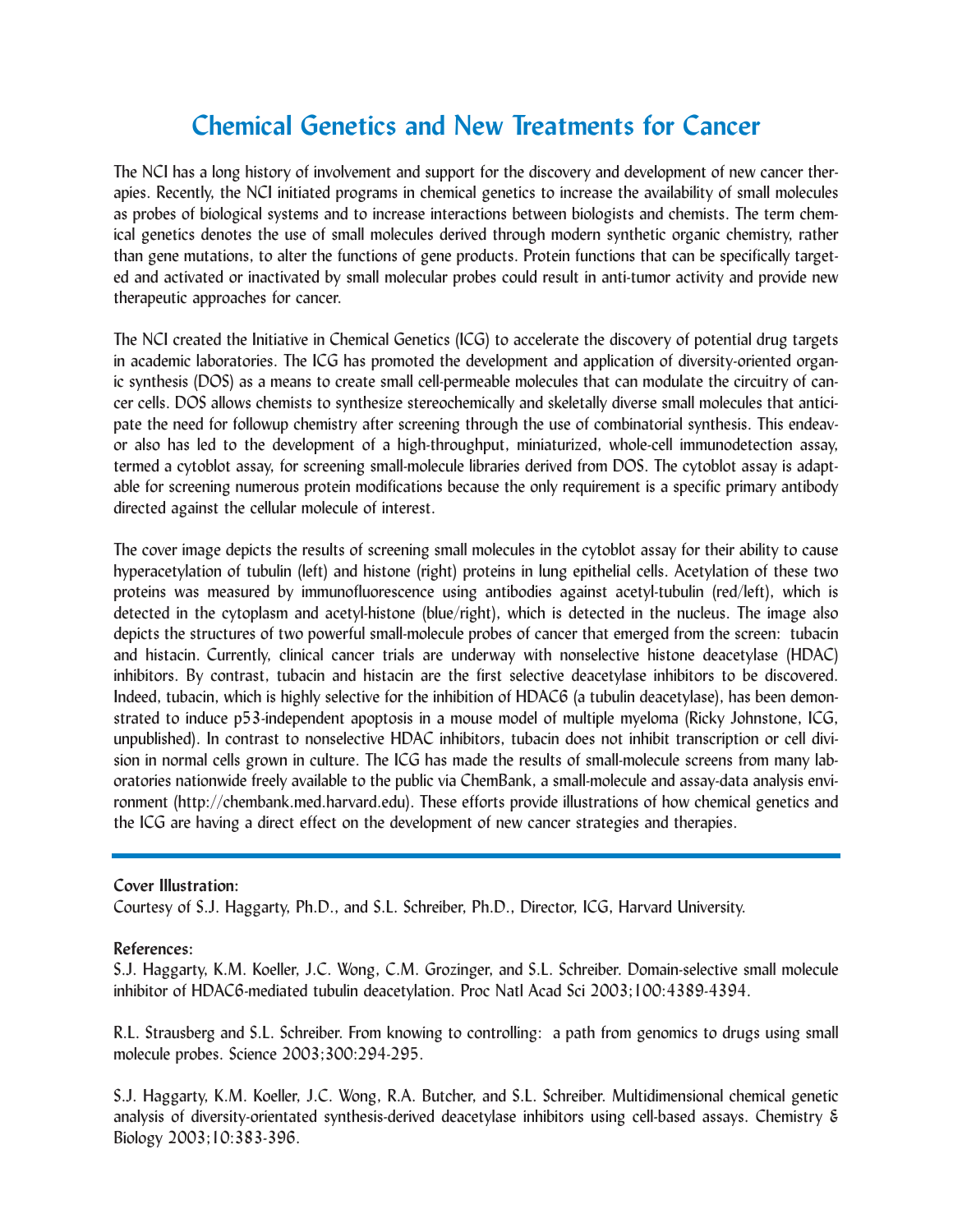# Chemical Genetics and New Treatments for Cancer

The NCI has a long history of involvement and support for the discovery and development of new cancer therapies. Recently, the NCI initiated programs in chemical genetics to increase the availability of small molecules as probes of biological systems and to increase interactions between biologists and chemists. The term chemical genetics denotes the use of small molecules derived through modern synthetic organic chemistry, rather than gene mutations, to alter the functions of gene products. Protein functions that can be specifically targeted and activated or inactivated by small molecular probes could result in anti-tumor activity and provide new therapeutic approaches for cancer.

The NCI created the Initiative in Chemical Genetics (ICG) to accelerate the discovery of potential drug targets in academic laboratories. The ICG has promoted the development and application of diversity-oriented organic synthesis (DOS) as a means to create small cell-permeable molecules that can modulate the circuitry of cancer cells. DOS allows chemists to synthesize stereochemically and skeletally diverse small molecules that anticipate the need for followup chemistry after screening through the use of combinatorial synthesis. This endeavor also has led to the development of a high-throughput, miniaturized, whole-cell immunodetection assay, termed a cytoblot assay, for screening small-molecule libraries derived from DOS. The cytoblot assay is adaptable for screening numerous protein modifications because the only requirement is a specific primary antibody directed against the cellular molecule of interest.

The cover image depicts the results of screening small molecules in the cytoblot assay for their ability to cause hyperacetylation of tubulin (left) and histone (right) proteins in lung epithelial cells. Acetylation of these two proteins was measured by immunofluorescence using antibodies against acetyl-tubulin (red/left), which is detected in the cytoplasm and acetyl-histone (blue/right), which is detected in the nucleus. The image also depicts the structures of two powerful small-molecule probes of cancer that emerged from the screen: tubacin and histacin. Currently, clinical cancer trials are underway with nonselective histone deacetylase (HDAC) inhibitors. By contrast, tubacin and histacin are the first selective deacetylase inhibitors to be discovered. Indeed, tubacin, which is highly selective for the inhibition of HDAC6 (a tubulin deacetylase), has been demonstrated to induce p53-independent apoptosis in a mouse model of multiple myeloma (Ricky Johnstone, ICG, unpublished). In contrast to nonselective HDAC inhibitors, tubacin does not inhibit transcription or cell division in normal cells grown in culture. The ICG has made the results of small-molecule screens from many laboratories nationwide freely available to the public via ChemBank, a small-molecule and assay-data analysis environment (http://chembank.med.harvard.edu). These efforts provide illustrations of how chemical genetics and the ICG are having a direct effect on the development of new cancer strategies and therapies.

---

**Cover Illustration:**

Courtesy of S.J. Haggarty, Ph.D., and S.L. Schreiber, Ph.D., Director, ICG, Harvard University.

**References:**

S.J. Haggarty, K.M. Koeller, J.C. Wong, C.M. Grozinger, and S.L. Schreiber. Domain-selective small molecule inhibitor of HDAC6-mediated tubulin deacetylation. Proc Natl Acad Sci 2003;100:4389-4394.

R.L. Strausberg and S.L. Schreiber. From knowing to controlling: a path from genomics to drugs using small molecule probes. Science 2003;300:294-295.

S.J. Haggarty, K.M. Koeller, J.C. Wong, R.A. Butcher, and S.L. Schreiber. Multidimensional chemical genetic analysis of diversity-orientated synthesis-derived deacetylase inhibitors using cell-based assays. Chemistry & Biology 2003;10:383-396.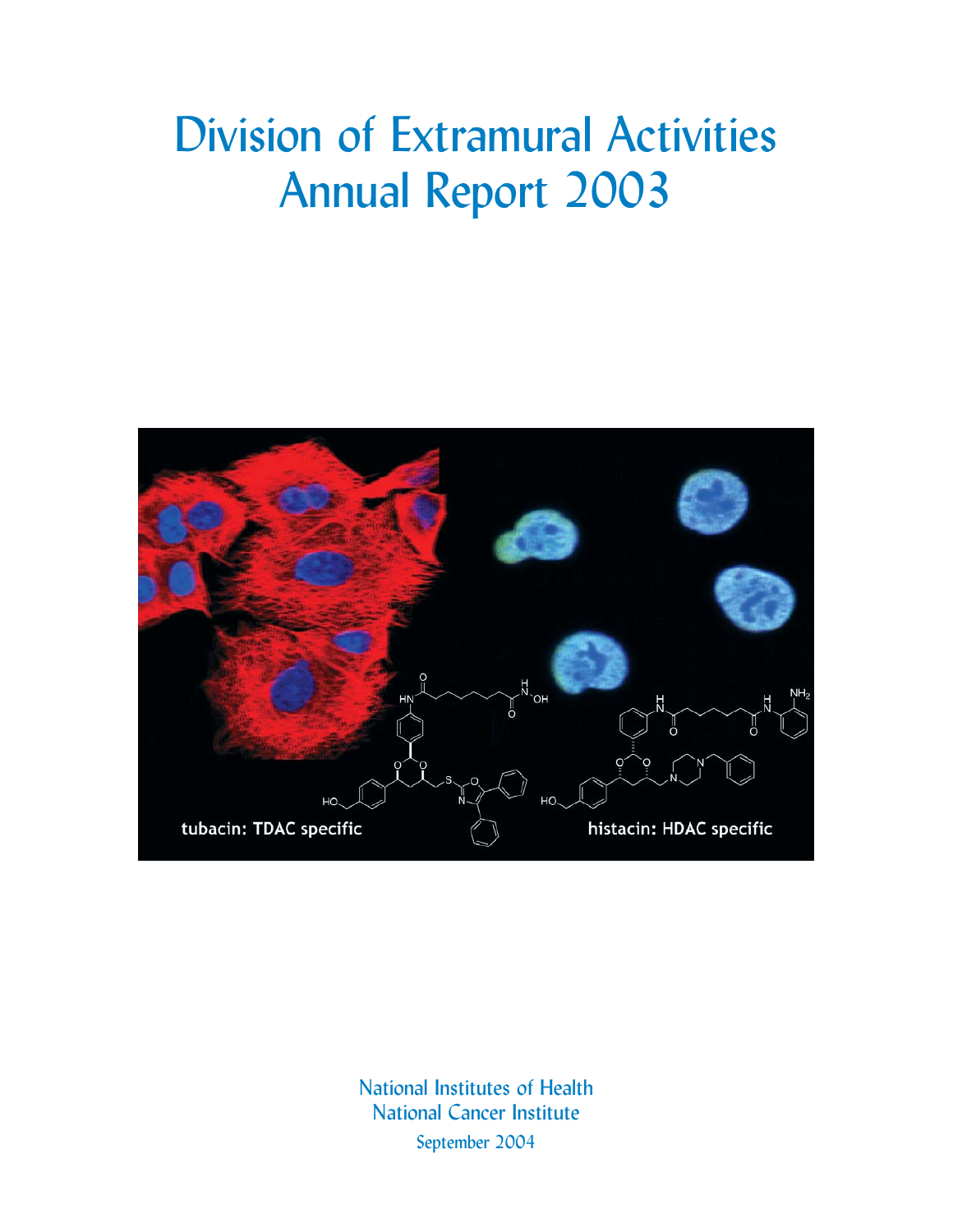# Division of Extramural Activities Annual Report 2003

tubacin: TDAC specific

histacin: HDAC specific

National Institutes of Health
National Cancer Institute
September 2004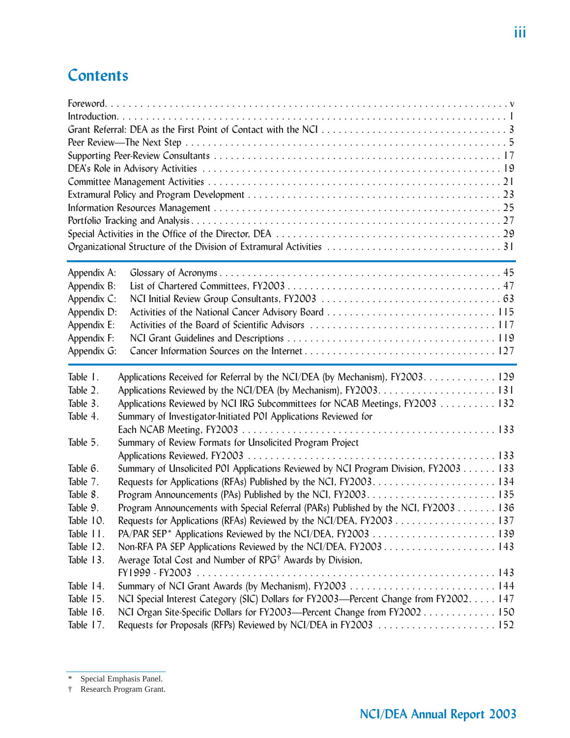# Contents

| | |
|---|---|
| Foreword | v |
| Introduction | 1 |
| Grant Referral: DEA as the First Point of Contact with the NCI | 3 |
| Peer Review—The Next Step | 5 |
| Supporting Peer-Review Consultants | 17 |
| DEA's Role in Advisory Activities | 19 |
| Committee Management Activities | 21 |
| Extramural Policy and Program Development | 23 |
| Information Resources Management | 25 |
| Portfolio Tracking and Analysis | 27 |
| Special Activities in the Office of the Director, DEA | 29 |
| Organizational Structure of the Division of Extramural Activities | 31 |

| | | |
|---|---|---|
| Appendix A: | Glossary of Acronyms | 45 |
| Appendix B: | List of Chartered Committees, FY2003 | 47 |
| Appendix C: | NCI Initial Review Group Consultants, FY2003 | 63 |
| Appendix D: | Activities of the National Cancer Advisory Board | 115 |
| Appendix E: | Activities of the Board of Scientific Advisors | 117 |
| Appendix F: | NCI Grant Guidelines and Descriptions | 119 |
| Appendix G: | Cancer Information Sources on the Internet | 127 |

| | | |
|---|---|---|
| Table 1. | Applications Received for Referral by the NCI/DEA (by Mechanism), FY2003 | 129 |
| Table 2. | Applications Reviewed by the NCI/DEA (by Mechanism), FY2003 | 131 |
| Table 3. | Applications Reviewed by NCI IRG Subcommittees for NCAB Meetings, FY2003 | 132 |
| Table 4. | Summary of Investigator-Initiated P01 Applications Reviewed for Each NCAB Meeting, FY2003 | 133 |
| Table 5. | Summary of Review Formats for Unsolicited Program Project Applications Reviewed, FY2003 | 133 |
| Table 6. | Summary of Unsolicited P01 Applications Reviewed by NCI Program Division, FY2003 | 133 |
| Table 7. | Requests for Applications (RFAs) Published by the NCI, FY2003 | 134 |
| Table 8. | Program Announcements (PAs) Published by the NCI, FY2003 | 135 |
| Table 9. | Program Announcements with Special Referral (PARs) Published by the NCI, FY2003 | 136 |
| Table 10. | Requests for Applications (RFAs) Reviewed by the NCI/DEA, FY2003 | 137 |
| Table 11. | PA/PAR SEP* Applications Reviewed by the NCI/DEA, FY2003 | 139 |
| Table 12. | Non-RFA PA SEP Applications Reviewed by the NCI/DEA, FY2003 | 143 |
| Table 13. | Average Total Cost and Number of RPG† Awards by Division, FY1999 - FY2003 | 143 |
| Table 14. | Summary of NCI Grant Awards (by Mechanism), FY2003 | 144 |
| Table 15. | NCI Special Interest Category (SIC) Dollars for FY2003—Percent Change from FY2002 | 147 |
| Table 16. | NCI Organ Site-Specific Dollars for FY2003—Percent Change from FY2002 | 150 |
| Table 17. | Requests for Proposals (RFPs) Reviewed by NCI/DEA in FY2003 | 152 |

\* Special Emphasis Panel.

† Research Program Grant.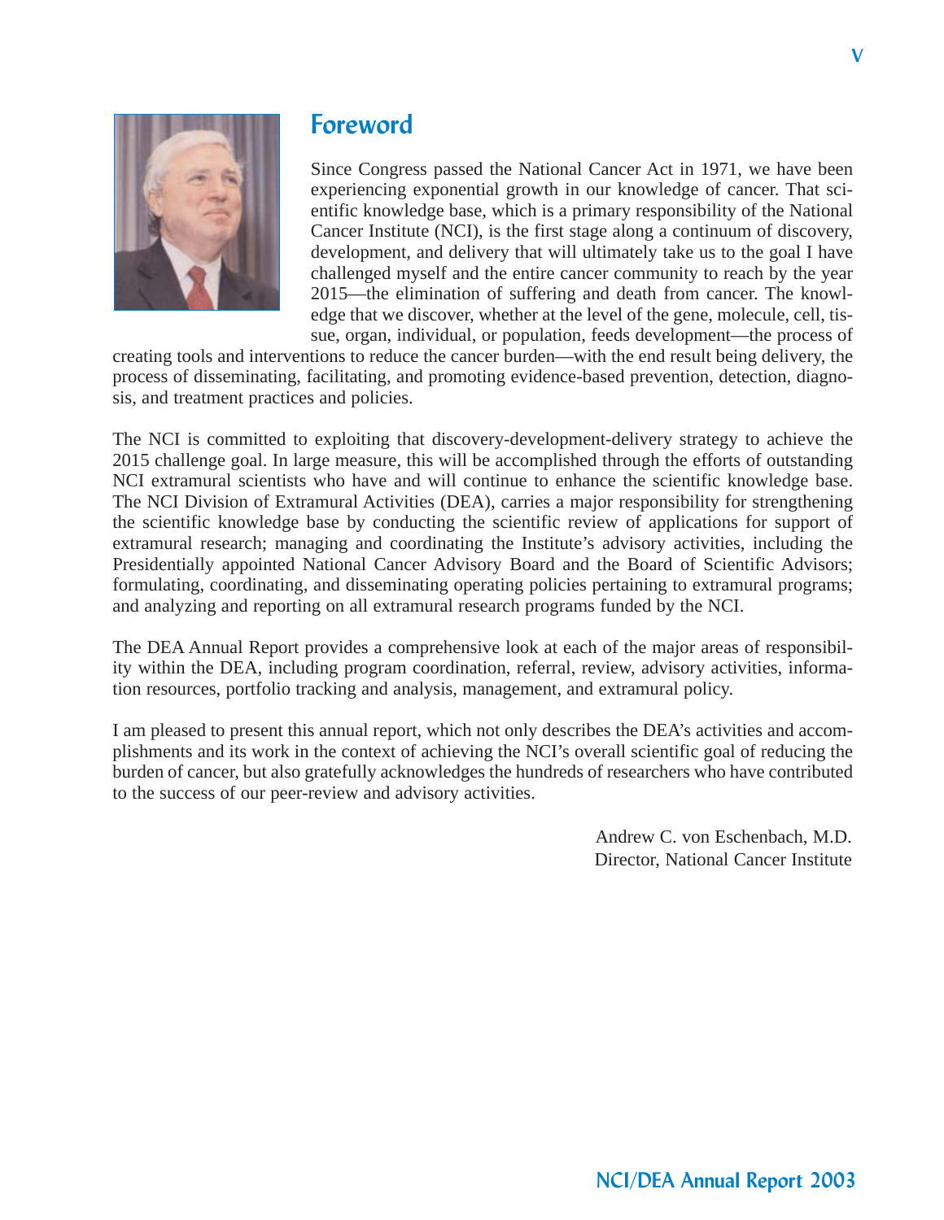# Foreword

Since Congress passed the National Cancer Act in 1971, we have been experiencing exponential growth in our knowledge of cancer. That scientific knowledge base, which is a primary responsibility of the National Cancer Institute (NCI), is the first stage along a continuum of discovery, development, and delivery that will ultimately take us to the goal I have challenged myself and the entire cancer community to reach by the year 2015—the elimination of suffering and death from cancer. The knowledge that we discover, whether at the level of the gene, molecule, cell, tissue, organ, individual, or population, feeds development—the process of creating tools and interventions to reduce the cancer burden—with the end result being delivery, the process of disseminating, facilitating, and promoting evidence-based prevention, detection, diagnosis, and treatment practices and policies.

The NCI is committed to exploiting that discovery-development-delivery strategy to achieve the 2015 challenge goal. In large measure, this will be accomplished through the efforts of outstanding NCI extramural scientists who have and will continue to enhance the scientific knowledge base. The NCI Division of Extramural Activities (DEA), carries a major responsibility for strengthening the scientific knowledge base by conducting the scientific review of applications for support of extramural research; managing and coordinating the Institute's advisory activities, including the Presidentially appointed National Cancer Advisory Board and the Board of Scientific Advisors; formulating, coordinating, and disseminating operating policies pertaining to extramural programs; and analyzing and reporting on all extramural research programs funded by the NCI.

The DEA Annual Report provides a comprehensive look at each of the major areas of responsibility within the DEA, including program coordination, referral, review, advisory activities, information resources, portfolio tracking and analysis, management, and extramural policy.

I am pleased to present this annual report, which not only describes the DEA's activities and accomplishments and its work in the context of achieving the NCI's overall scientific goal of reducing the burden of cancer, but also gratefully acknowledges the hundreds of researchers who have contributed to the success of our peer-review and advisory activities.

Andrew C. von Eschenbach, M.D.
Director, National Cancer Institute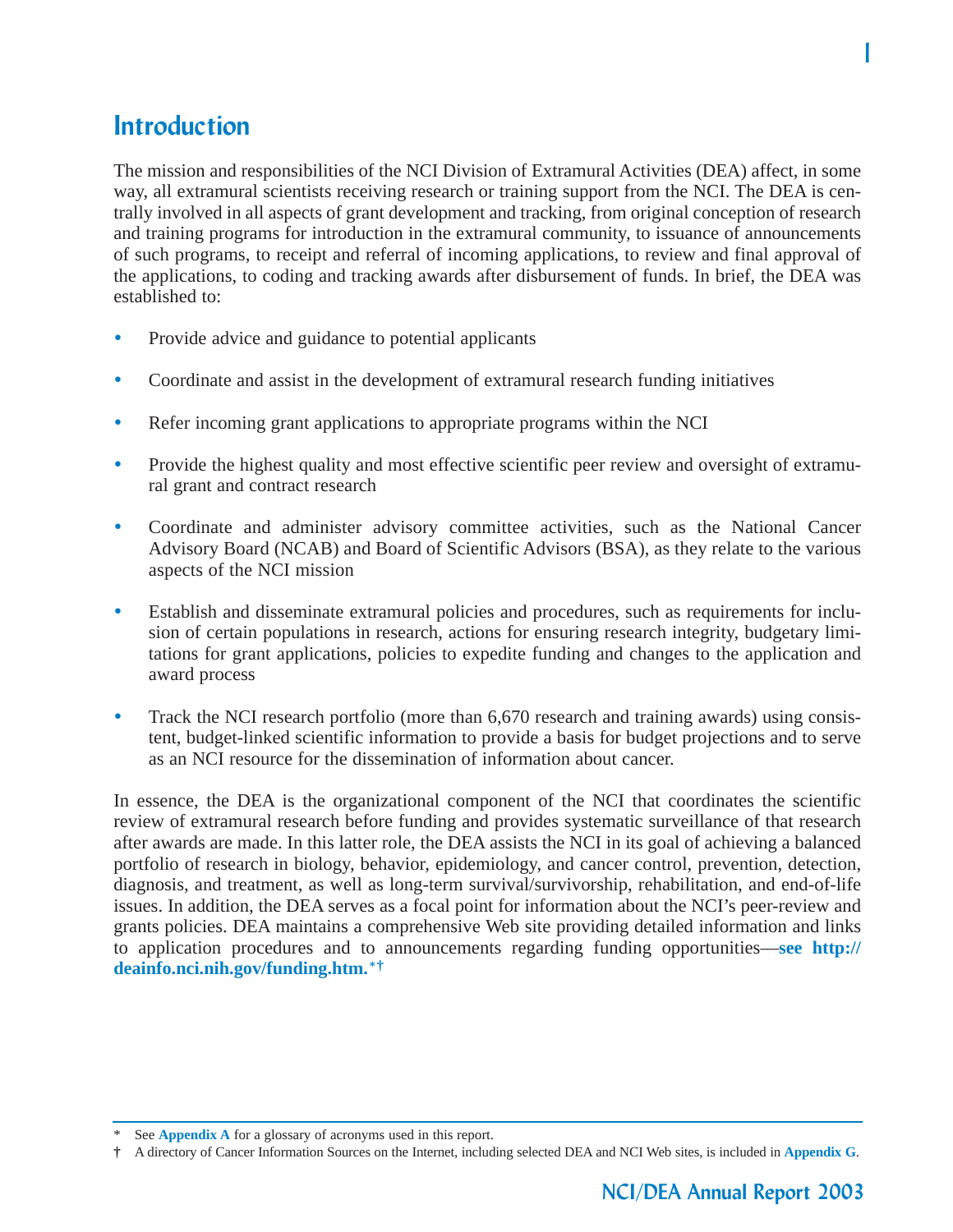# Introduction

The mission and responsibilities of the NCI Division of Extramural Activities (DEA) affect, in some way, all extramural scientists receiving research or training support from the NCI. The DEA is centrally involved in all aspects of grant development and tracking, from original conception of research and training programs for introduction in the extramural community, to issuance of announcements of such programs, to receipt and referral of incoming applications, to review and final approval of the applications, to coding and tracking awards after disbursement of funds. In brief, the DEA was established to:

- Provide advice and guidance to potential applicants
- Coordinate and assist in the development of extramural research funding initiatives
- Refer incoming grant applications to appropriate programs within the NCI
- Provide the highest quality and most effective scientific peer review and oversight of extramural grant and contract research
- Coordinate and administer advisory committee activities, such as the National Cancer Advisory Board (NCAB) and Board of Scientific Advisors (BSA), as they relate to the various aspects of the NCI mission
- Establish and disseminate extramural policies and procedures, such as requirements for inclusion of certain populations in research, actions for ensuring research integrity, budgetary limitations for grant applications, policies to expedite funding and changes to the application and award process
- Track the NCI research portfolio (more than 6,670 research and training awards) using consistent, budget-linked scientific information to provide a basis for budget projections and to serve as an NCI resource for the dissemination of information about cancer.

In essence, the DEA is the organizational component of the NCI that coordinates the scientific review of extramural research before funding and provides systematic surveillance of that research after awards are made. In this latter role, the DEA assists the NCI in its goal of achieving a balanced portfolio of research in biology, behavior, epidemiology, and cancer control, prevention, detection, diagnosis, and treatment, as well as long-term survival/survivorship, rehabilitation, and end-of-life issues. In addition, the DEA serves as a focal point for information about the NCI's peer-review and grants policies. DEA maintains a comprehensive Web site providing detailed information and links to application procedures and to announcements regarding funding opportunities—**see http://deainfo.nci.nih.gov/funding.htm.**[*†]

---

\* See **Appendix A** for a glossary of acronyms used in this report.

† A directory of Cancer Information Sources on the Internet, including selected DEA and NCI Web sites, is included in **Appendix G**.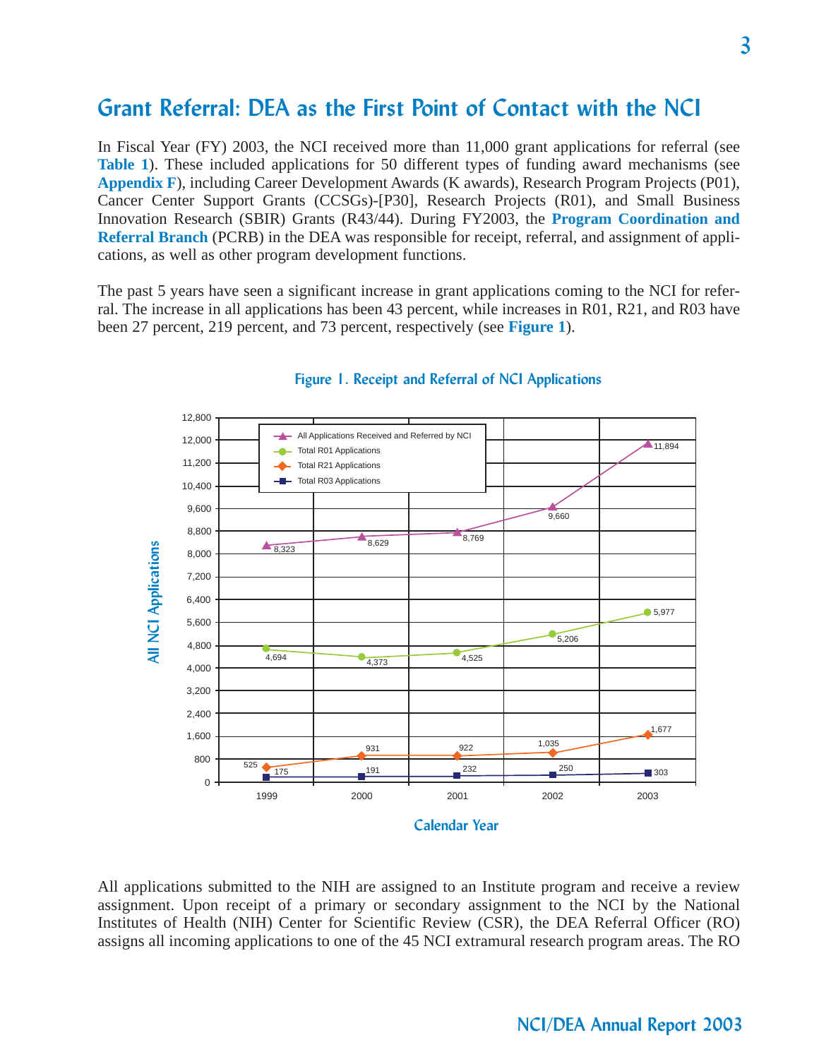## Grant Referral: DEA as the First Point of Contact with the NCI

In Fiscal Year (FY) 2003, the NCI received more than 11,000 grant applications for referral (see **Table 1**). These included applications for 50 different types of funding award mechanisms (see **Appendix F**), including Career Development Awards (K awards), Research Program Projects (P01), Cancer Center Support Grants (CCSGs)-[P30], Research Projects (R01), and Small Business Innovation Research (SBIR) Grants (R43/44). During FY2003, the **Program Coordination and Referral Branch** (PCRB) in the DEA was responsible for receipt, referral, and assignment of applications, as well as other program development functions.

The past 5 years have seen a significant increase in grant applications coming to the NCI for referral. The increase in all applications has been 43 percent, while increases in R01, R21, and R03 have been 27 percent, 219 percent, and 73 percent, respectively (see **Figure 1**).

**Figure 1. Receipt and Referral of NCI Applications**

| Calendar Year | All Applications Received and Referred by NCI | Total R01 Applications | Total R21 Applications | Total R03 Applications |
|---|---|---|---|---|
| 1999 | 8,323 | 4,694 | 525 | 175 |
| 2000 | 8,629 | 4,373 | 931 | 191 |
| 2001 | 8,769 | 4,525 | 922 | 232 |
| 2002 | 9,660 | 5,206 | 1,035 | 250 |
| 2003 | 11,894 | 5,977 | 1,677 | 303 |

All applications submitted to the NIH are assigned to an Institute program and receive a review assignment. Upon receipt of a primary or secondary assignment to the NCI by the National Institutes of Health (NIH) Center for Scientific Review (CSR), the DEA Referral Officer (RO) assigns all incoming applications to one of the 45 NCI extramural research program areas. The RO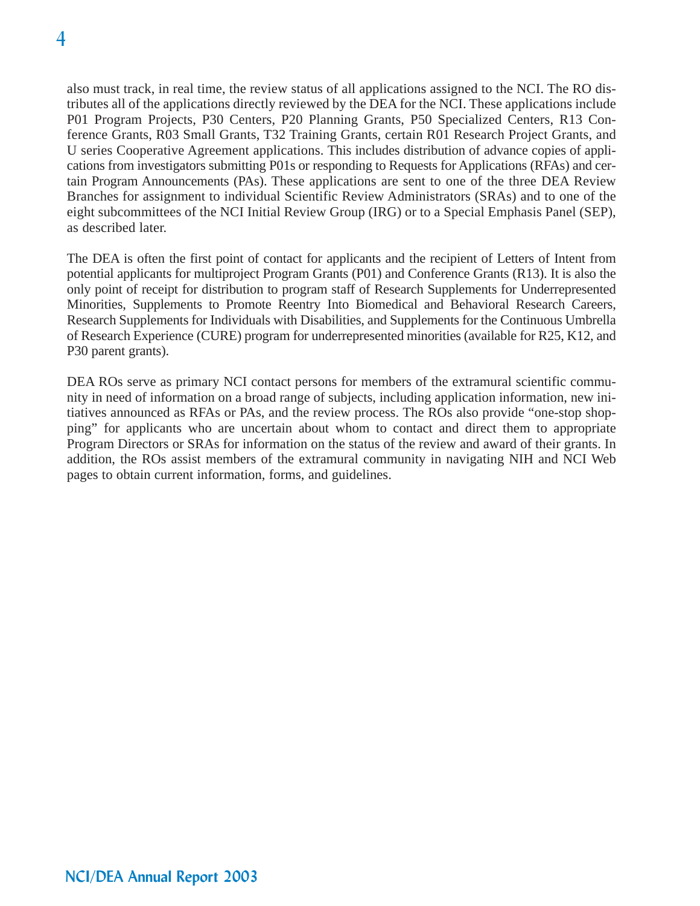also must track, in real time, the review status of all applications assigned to the NCI. The RO distributes all of the applications directly reviewed by the DEA for the NCI. These applications include P01 Program Projects, P30 Centers, P20 Planning Grants, P50 Specialized Centers, R13 Conference Grants, R03 Small Grants, T32 Training Grants, certain R01 Research Project Grants, and U series Cooperative Agreement applications. This includes distribution of advance copies of applications from investigators submitting P01s or responding to Requests for Applications (RFAs) and certain Program Announcements (PAs). These applications are sent to one of the three DEA Review Branches for assignment to individual Scientific Review Administrators (SRAs) and to one of the eight subcommittees of the NCI Initial Review Group (IRG) or to a Special Emphasis Panel (SEP), as described later.

The DEA is often the first point of contact for applicants and the recipient of Letters of Intent from potential applicants for multiproject Program Grants (P01) and Conference Grants (R13). It is also the only point of receipt for distribution to program staff of Research Supplements for Underrepresented Minorities, Supplements to Promote Reentry Into Biomedical and Behavioral Research Careers, Research Supplements for Individuals with Disabilities, and Supplements for the Continuous Umbrella of Research Experience (CURE) program for underrepresented minorities (available for R25, K12, and P30 parent grants).

DEA ROs serve as primary NCI contact persons for members of the extramural scientific community in need of information on a broad range of subjects, including application information, new initiatives announced as RFAs or PAs, and the review process. The ROs also provide "one-stop shopping" for applicants who are uncertain about whom to contact and direct them to appropriate Program Directors or SRAs for information on the status of the review and award of their grants. In addition, the ROs assist members of the extramural community in navigating NIH and NCI Web pages to obtain current information, forms, and guidelines.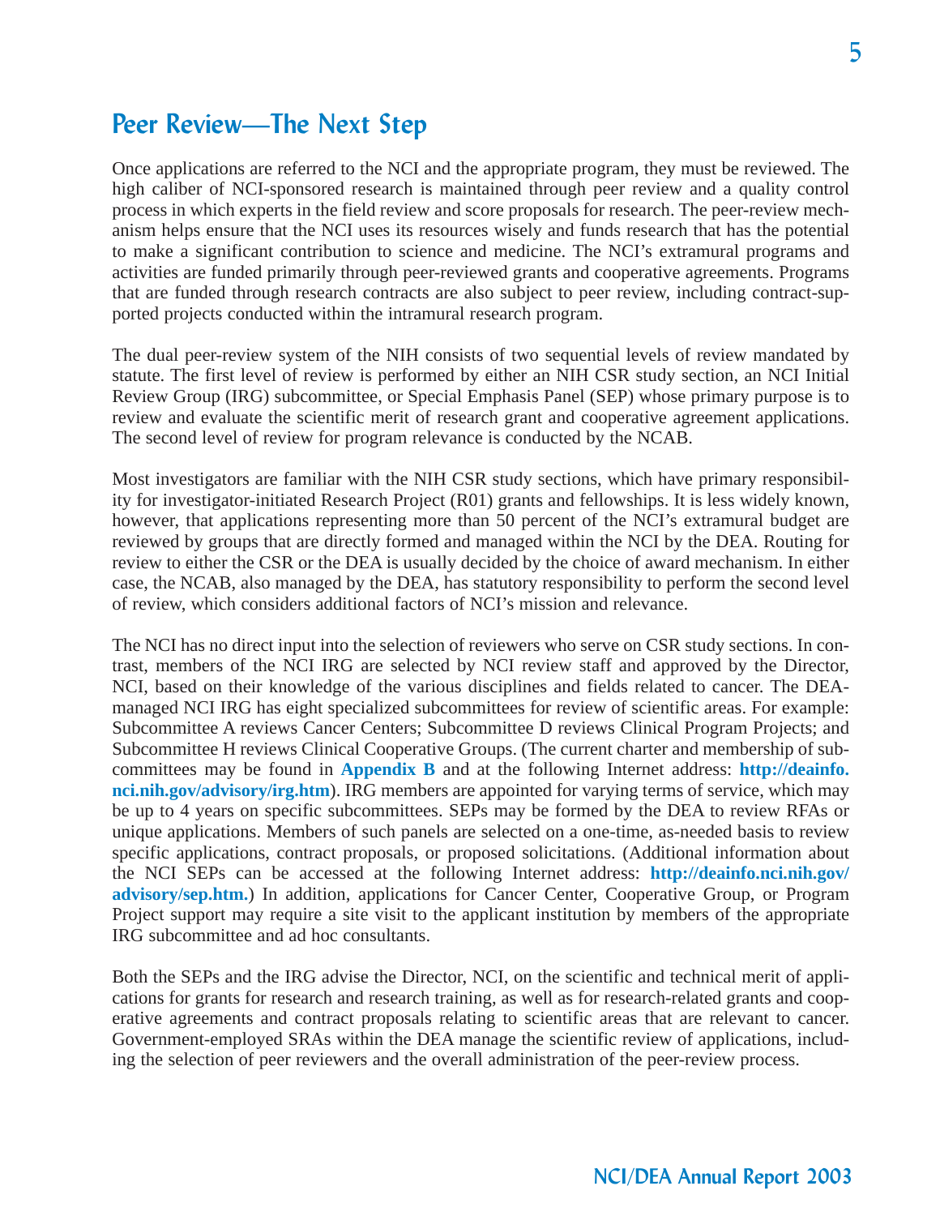## Peer Review—The Next Step

Once applications are referred to the NCI and the appropriate program, they must be reviewed. The high caliber of NCI-sponsored research is maintained through peer review and a quality control process in which experts in the field review and score proposals for research. The peer-review mechanism helps ensure that the NCI uses its resources wisely and funds research that has the potential to make a significant contribution to science and medicine. The NCI's extramural programs and activities are funded primarily through peer-reviewed grants and cooperative agreements. Programs that are funded through research contracts are also subject to peer review, including contract-supported projects conducted within the intramural research program.

The dual peer-review system of the NIH consists of two sequential levels of review mandated by statute. The first level of review is performed by either an NIH CSR study section, an NCI Initial Review Group (IRG) subcommittee, or Special Emphasis Panel (SEP) whose primary purpose is to review and evaluate the scientific merit of research grant and cooperative agreement applications. The second level of review for program relevance is conducted by the NCAB.

Most investigators are familiar with the NIH CSR study sections, which have primary responsibility for investigator-initiated Research Project (R01) grants and fellowships. It is less widely known, however, that applications representing more than 50 percent of the NCI's extramural budget are reviewed by groups that are directly formed and managed within the NCI by the DEA. Routing for review to either the CSR or the DEA is usually decided by the choice of award mechanism. In either case, the NCAB, also managed by the DEA, has statutory responsibility to perform the second level of review, which considers additional factors of NCI's mission and relevance.

The NCI has no direct input into the selection of reviewers who serve on CSR study sections. In contrast, members of the NCI IRG are selected by NCI review staff and approved by the Director, NCI, based on their knowledge of the various disciplines and fields related to cancer. The DEA-managed NCI IRG has eight specialized subcommittees for review of scientific areas. For example: Subcommittee A reviews Cancer Centers; Subcommittee D reviews Clinical Program Projects; and Subcommittee H reviews Clinical Cooperative Groups. (The current charter and membership of subcommittees may be found in **Appendix B** and at the following Internet address: **http://deainfo.nci.nih.gov/advisory/irg.htm**). IRG members are appointed for varying terms of service, which may be up to 4 years on specific subcommittees. SEPs may be formed by the DEA to review RFAs or unique applications. Members of such panels are selected on a one-time, as-needed basis to review specific applications, contract proposals, or proposed solicitations. (Additional information about the NCI SEPs can be accessed at the following Internet address: **http://deainfo.nci.nih.gov/advisory/sep.htm.**) In addition, applications for Cancer Center, Cooperative Group, or Program Project support may require a site visit to the applicant institution by members of the appropriate IRG subcommittee and ad hoc consultants.

Both the SEPs and the IRG advise the Director, NCI, on the scientific and technical merit of applications for grants for research and research training, as well as for research-related grants and cooperative agreements and contract proposals relating to scientific areas that are relevant to cancer. Government-employed SRAs within the DEA manage the scientific review of applications, including the selection of peer reviewers and the overall administration of the peer-review process.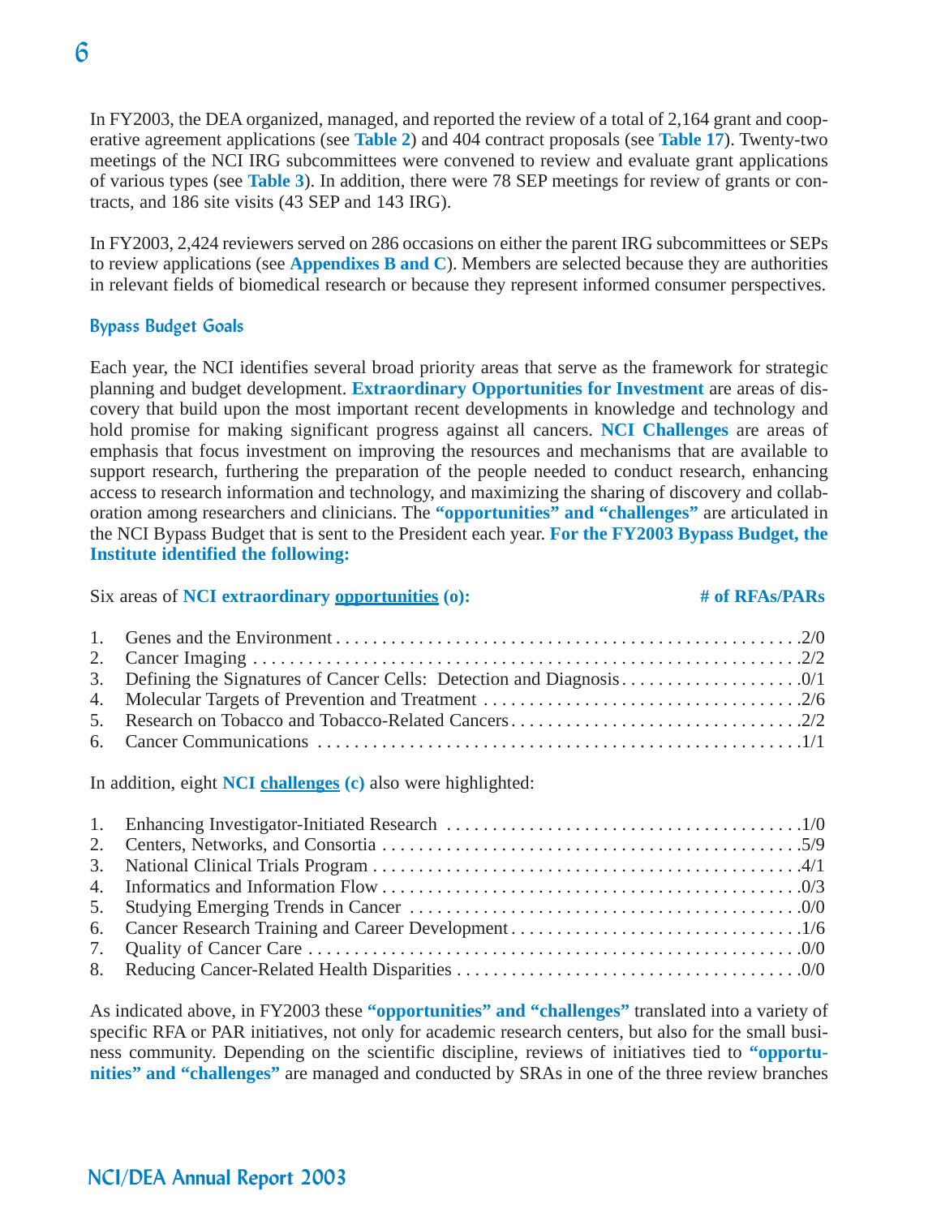In FY2003, the DEA organized, managed, and reported the review of a total of 2,164 grant and cooperative agreement applications (see **Table 2**) and 404 contract proposals (see **Table 17**). Twenty-two meetings of the NCI IRG subcommittees were convened to review and evaluate grant applications of various types (see **Table 3**). In addition, there were 78 SEP meetings for review of grants or contracts, and 186 site visits (43 SEP and 143 IRG).

In FY2003, 2,424 reviewers served on 286 occasions on either the parent IRG subcommittees or SEPs to review applications (see **Appendixes B and C**). Members are selected because they are authorities in relevant fields of biomedical research or because they represent informed consumer perspectives.

## Bypass Budget Goals

Each year, the NCI identifies several broad priority areas that serve as the framework for strategic planning and budget development. **Extraordinary Opportunities for Investment** are areas of discovery that build upon the most important recent developments in knowledge and technology and hold promise for making significant progress against all cancers. **NCI Challenges** are areas of emphasis that focus investment on improving the resources and mechanisms that are available to support research, furthering the preparation of the people needed to conduct research, enhancing access to research information and technology, and maximizing the sharing of discovery and collaboration among researchers and clinicians. The **"opportunities" and "challenges"** are articulated in the NCI Bypass Budget that is sent to the President each year. **For the FY2003 Bypass Budget, the Institute identified the following:**

| Six areas of **NCI extraordinary opportunities (o):** | **# of RFAs/PARs** |
|---|---|
| 1. Genes and the Environment | 2/0 |
| 2. Cancer Imaging | 2/2 |
| 3. Defining the Signatures of Cancer Cells: Detection and Diagnosis | 0/1 |
| 4. Molecular Targets of Prevention and Treatment | 2/6 |
| 5. Research on Tobacco and Tobacco-Related Cancers | 2/2 |
| 6. Cancer Communications | 1/1 |

In addition, eight **NCI challenges (c)** also were highlighted:

| Challenge | # of RFAs/PARs |
|---|---|
| 1. Enhancing Investigator-Initiated Research | 1/0 |
| 2. Centers, Networks, and Consortia | 5/9 |
| 3. National Clinical Trials Program | 4/1 |
| 4. Informatics and Information Flow | 0/3 |
| 5. Studying Emerging Trends in Cancer | 0/0 |
| 6. Cancer Research Training and Career Development | 1/6 |
| 7. Quality of Cancer Care | 0/0 |
| 8. Reducing Cancer-Related Health Disparities | 0/0 |

As indicated above, in FY2003 these **"opportunities" and "challenges"** translated into a variety of specific RFA or PAR initiatives, not only for academic research centers, but also for the small business community. Depending on the scientific discipline, reviews of initiatives tied to **"opportunities" and "challenges"** are managed and conducted by SRAs in one of the three review branches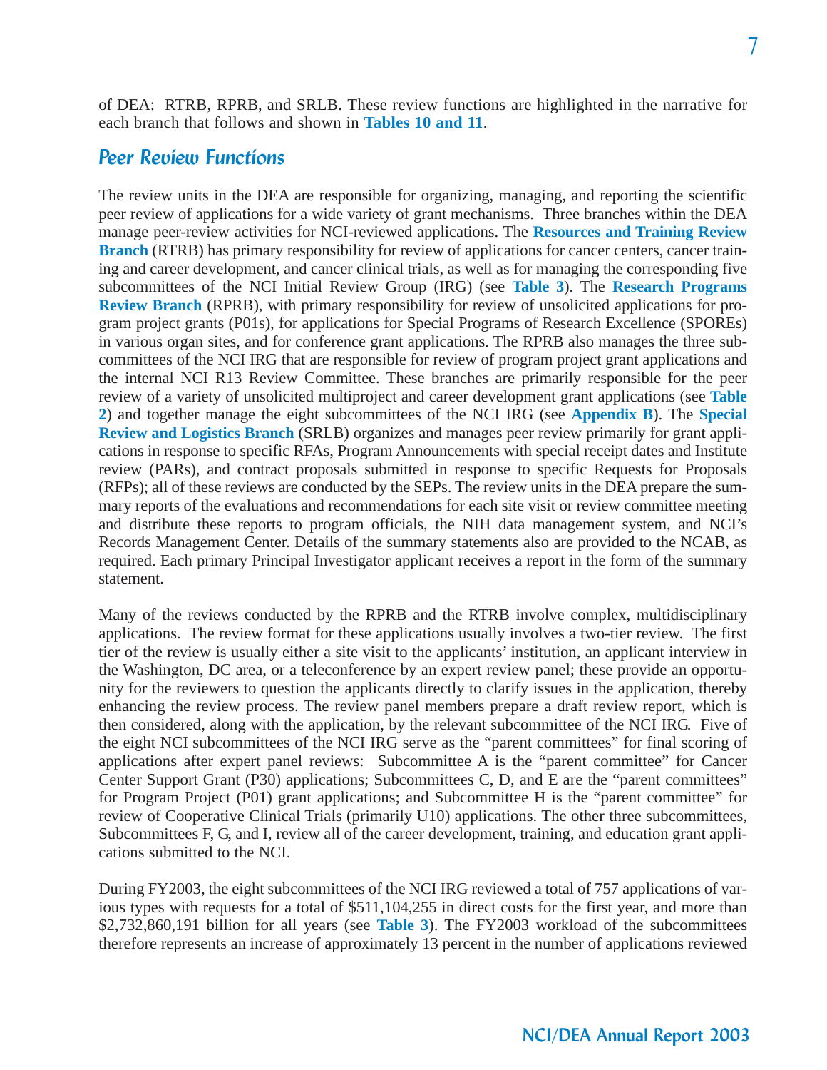of DEA: RTRB, RPRB, and SRLB. These review functions are highlighted in the narrative for each branch that follows and shown in **Tables 10 and 11**.

## Peer Review Functions

The review units in the DEA are responsible for organizing, managing, and reporting the scientific peer review of applications for a wide variety of grant mechanisms. Three branches within the DEA manage peer-review activities for NCI-reviewed applications. The **Resources and Training Review Branch** (RTRB) has primary responsibility for review of applications for cancer centers, cancer training and career development, and cancer clinical trials, as well as for managing the corresponding five subcommittees of the NCI Initial Review Group (IRG) (see **Table 3**). The **Research Programs Review Branch** (RPRB), with primary responsibility for review of unsolicited applications for program project grants (P01s), for applications for Special Programs of Research Excellence (SPOREs) in various organ sites, and for conference grant applications. The RPRB also manages the three subcommittees of the NCI IRG that are responsible for review of program project grant applications and the internal NCI R13 Review Committee. These branches are primarily responsible for the peer review of a variety of unsolicited multiproject and career development grant applications (see **Table 2**) and together manage the eight subcommittees of the NCI IRG (see **Appendix B**). The **Special Review and Logistics Branch** (SRLB) organizes and manages peer review primarily for grant applications in response to specific RFAs, Program Announcements with special receipt dates and Institute review (PARs), and contract proposals submitted in response to specific Requests for Proposals (RFPs); all of these reviews are conducted by the SEPs. The review units in the DEA prepare the summary reports of the evaluations and recommendations for each site visit or review committee meeting and distribute these reports to program officials, the NIH data management system, and NCI's Records Management Center. Details of the summary statements also are provided to the NCAB, as required. Each primary Principal Investigator applicant receives a report in the form of the summary statement.

Many of the reviews conducted by the RPRB and the RTRB involve complex, multidisciplinary applications. The review format for these applications usually involves a two-tier review. The first tier of the review is usually either a site visit to the applicants' institution, an applicant interview in the Washington, DC area, or a teleconference by an expert review panel; these provide an opportunity for the reviewers to question the applicants directly to clarify issues in the application, thereby enhancing the review process. The review panel members prepare a draft review report, which is then considered, along with the application, by the relevant subcommittee of the NCI IRG. Five of the eight NCI subcommittees of the NCI IRG serve as the "parent committees" for final scoring of applications after expert panel reviews: Subcommittee A is the "parent committee" for Cancer Center Support Grant (P30) applications; Subcommittees C, D, and E are the "parent committees" for Program Project (P01) grant applications; and Subcommittee H is the "parent committee" for review of Cooperative Clinical Trials (primarily U10) applications. The other three subcommittees, Subcommittees F, G, and I, review all of the career development, training, and education grant applications submitted to the NCI.

During FY2003, the eight subcommittees of the NCI IRG reviewed a total of 757 applications of various types with requests for a total of $511,104,255 in direct costs for the first year, and more than $2,732,860,191 billion for all years (see **Table 3**). The FY2003 workload of the subcommittees therefore represents an increase of approximately 13 percent in the number of applications reviewed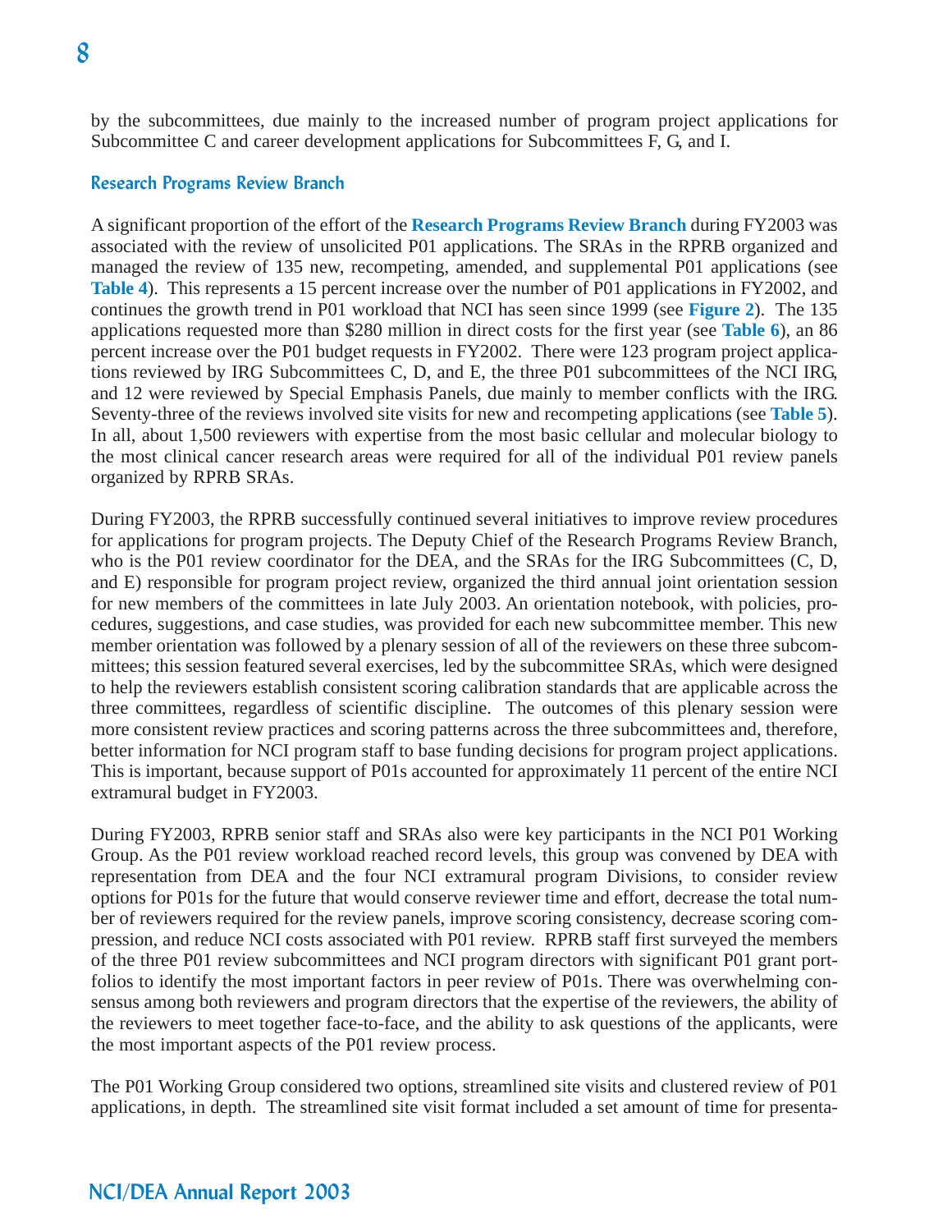by the subcommittees, due mainly to the increased number of program project applications for Subcommittee C and career development applications for Subcommittees F, G, and I.

### Research Programs Review Branch

A significant proportion of the effort of the **Research Programs Review Branch** during FY2003 was associated with the review of unsolicited P01 applications. The SRAs in the RPRB organized and managed the review of 135 new, recompeting, amended, and supplemental P01 applications (see **Table 4**). This represents a 15 percent increase over the number of P01 applications in FY2002, and continues the growth trend in P01 workload that NCI has seen since 1999 (see **Figure 2**). The 135 applications requested more than $280 million in direct costs for the first year (see **Table 6**), an 86 percent increase over the P01 budget requests in FY2002. There were 123 program project applications reviewed by IRG Subcommittees C, D, and E, the three P01 subcommittees of the NCI IRG, and 12 were reviewed by Special Emphasis Panels, due mainly to member conflicts with the IRG. Seventy-three of the reviews involved site visits for new and recompeting applications (see **Table 5**). In all, about 1,500 reviewers with expertise from the most basic cellular and molecular biology to the most clinical cancer research areas were required for all of the individual P01 review panels organized by RPRB SRAs.

During FY2003, the RPRB successfully continued several initiatives to improve review procedures for applications for program projects. The Deputy Chief of the Research Programs Review Branch, who is the P01 review coordinator for the DEA, and the SRAs for the IRG Subcommittees (C, D, and E) responsible for program project review, organized the third annual joint orientation session for new members of the committees in late July 2003. An orientation notebook, with policies, procedures, suggestions, and case studies, was provided for each new subcommittee member. This new member orientation was followed by a plenary session of all of the reviewers on these three subcommittees; this session featured several exercises, led by the subcommittee SRAs, which were designed to help the reviewers establish consistent scoring calibration standards that are applicable across the three committees, regardless of scientific discipline. The outcomes of this plenary session were more consistent review practices and scoring patterns across the three subcommittees and, therefore, better information for NCI program staff to base funding decisions for program project applications. This is important, because support of P01s accounted for approximately 11 percent of the entire NCI extramural budget in FY2003.

During FY2003, RPRB senior staff and SRAs also were key participants in the NCI P01 Working Group. As the P01 review workload reached record levels, this group was convened by DEA with representation from DEA and the four NCI extramural program Divisions, to consider review options for P01s for the future that would conserve reviewer time and effort, decrease the total number of reviewers required for the review panels, improve scoring consistency, decrease scoring compression, and reduce NCI costs associated with P01 review. RPRB staff first surveyed the members of the three P01 review subcommittees and NCI program directors with significant P01 grant portfolios to identify the most important factors in peer review of P01s. There was overwhelming consensus among both reviewers and program directors that the expertise of the reviewers, the ability of the reviewers to meet together face-to-face, and the ability to ask questions of the applicants, were the most important aspects of the P01 review process.

The P01 Working Group considered two options, streamlined site visits and clustered review of P01 applications, in depth. The streamlined site visit format included a set amount of time for presenta-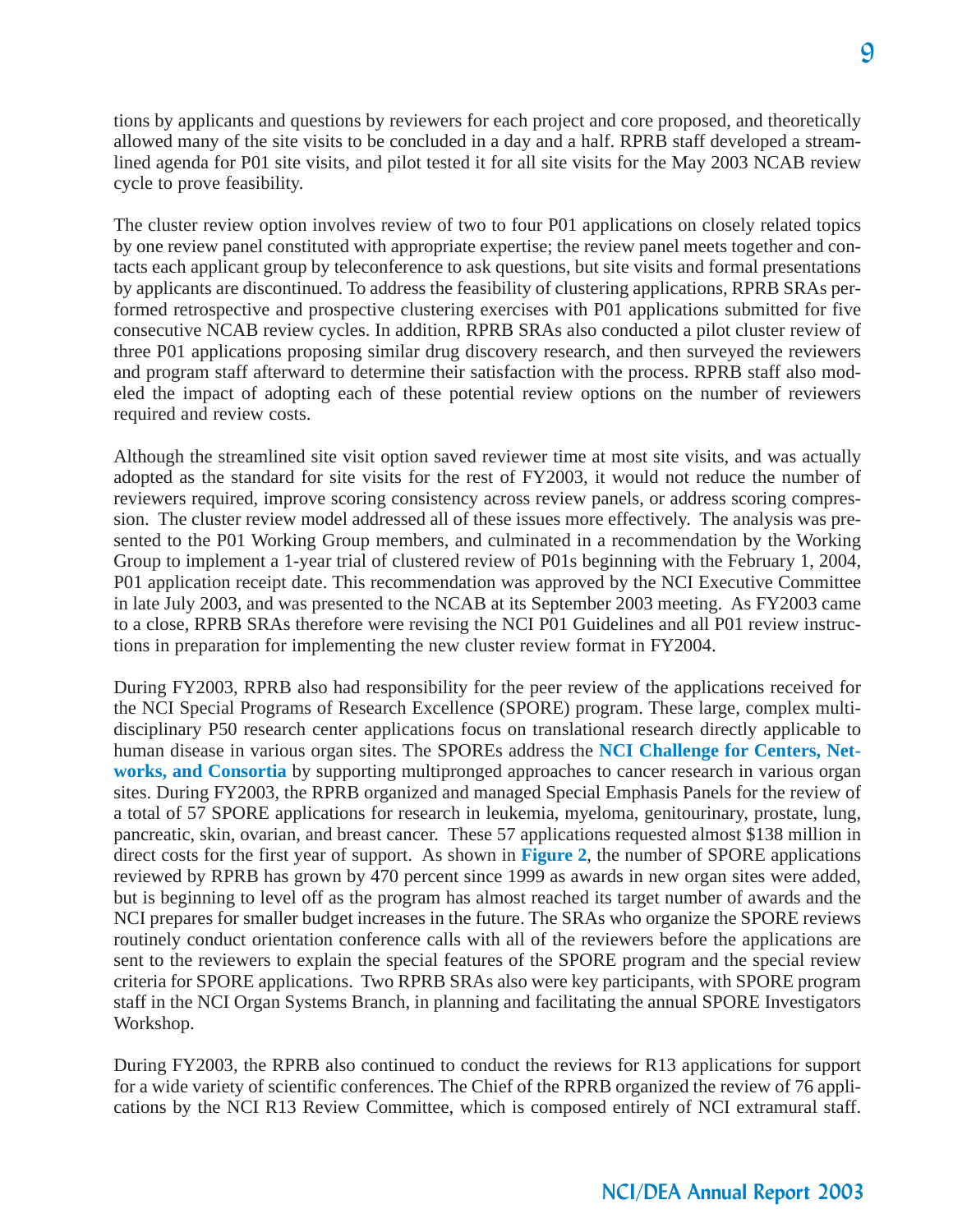tions by applicants and questions by reviewers for each project and core proposed, and theoretically allowed many of the site visits to be concluded in a day and a half. RPRB staff developed a streamlined agenda for P01 site visits, and pilot tested it for all site visits for the May 2003 NCAB review cycle to prove feasibility.

The cluster review option involves review of two to four P01 applications on closely related topics by one review panel constituted with appropriate expertise; the review panel meets together and contacts each applicant group by teleconference to ask questions, but site visits and formal presentations by applicants are discontinued. To address the feasibility of clustering applications, RPRB SRAs performed retrospective and prospective clustering exercises with P01 applications submitted for five consecutive NCAB review cycles. In addition, RPRB SRAs also conducted a pilot cluster review of three P01 applications proposing similar drug discovery research, and then surveyed the reviewers and program staff afterward to determine their satisfaction with the process. RPRB staff also modeled the impact of adopting each of these potential review options on the number of reviewers required and review costs.

Although the streamlined site visit option saved reviewer time at most site visits, and was actually adopted as the standard for site visits for the rest of FY2003, it would not reduce the number of reviewers required, improve scoring consistency across review panels, or address scoring compression. The cluster review model addressed all of these issues more effectively. The analysis was presented to the P01 Working Group members, and culminated in a recommendation by the Working Group to implement a 1-year trial of clustered review of P01s beginning with the February 1, 2004, P01 application receipt date. This recommendation was approved by the NCI Executive Committee in late July 2003, and was presented to the NCAB at its September 2003 meeting. As FY2003 came to a close, RPRB SRAs therefore were revising the NCI P01 Guidelines and all P01 review instructions in preparation for implementing the new cluster review format in FY2004.

During FY2003, RPRB also had responsibility for the peer review of the applications received for the NCI Special Programs of Research Excellence (SPORE) program. These large, complex multidisciplinary P50 research center applications focus on translational research directly applicable to human disease in various organ sites. The SPOREs address the **NCI Challenge for Centers, Networks, and Consortia** by supporting multipronged approaches to cancer research in various organ sites. During FY2003, the RPRB organized and managed Special Emphasis Panels for the review of a total of 57 SPORE applications for research in leukemia, myeloma, genitourinary, prostate, lung, pancreatic, skin, ovarian, and breast cancer. These 57 applications requested almost $138 million in direct costs for the first year of support. As shown in **Figure 2**, the number of SPORE applications reviewed by RPRB has grown by 470 percent since 1999 as awards in new organ sites were added, but is beginning to level off as the program has almost reached its target number of awards and the NCI prepares for smaller budget increases in the future. The SRAs who organize the SPORE reviews routinely conduct orientation conference calls with all of the reviewers before the applications are sent to the reviewers to explain the special features of the SPORE program and the special review criteria for SPORE applications. Two RPRB SRAs also were key participants, with SPORE program staff in the NCI Organ Systems Branch, in planning and facilitating the annual SPORE Investigators Workshop.

During FY2003, the RPRB also continued to conduct the reviews for R13 applications for support for a wide variety of scientific conferences. The Chief of the RPRB organized the review of 76 applications by the NCI R13 Review Committee, which is composed entirely of NCI extramural staff.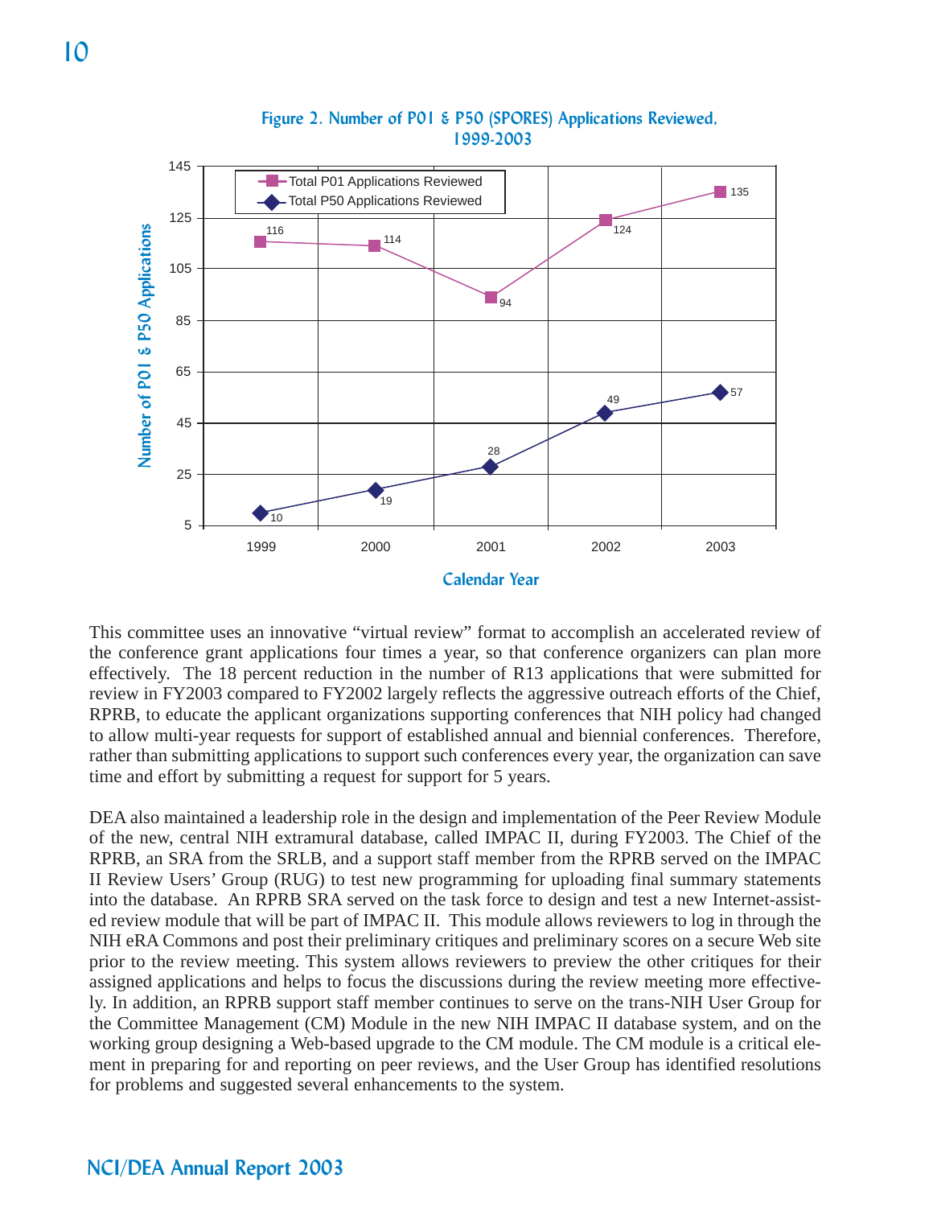**Figure 2. Number of P01 & P50 (SPORES) Applications Reviewed, 1999-2003**

| Calendar Year | Total P01 Applications Reviewed | Total P50 Applications Reviewed |
|---|---|---|
| 1999 | 116 | 10 |
| 2000 | 114 | 19 |
| 2001 | 94 | 28 |
| 2002 | 124 | 49 |
| 2003 | 135 | 57 |

This committee uses an innovative "virtual review" format to accomplish an accelerated review of the conference grant applications four times a year, so that conference organizers can plan more effectively. The 18 percent reduction in the number of R13 applications that were submitted for review in FY2003 compared to FY2002 largely reflects the aggressive outreach efforts of the Chief, RPRB, to educate the applicant organizations supporting conferences that NIH policy had changed to allow multi-year requests for support of established annual and biennial conferences. Therefore, rather than submitting applications to support such conferences every year, the organization can save time and effort by submitting a request for support for 5 years.

DEA also maintained a leadership role in the design and implementation of the Peer Review Module of the new, central NIH extramural database, called IMPAC II, during FY2003. The Chief of the RPRB, an SRA from the SRLB, and a support staff member from the RPRB served on the IMPAC II Review Users' Group (RUG) to test new programming for uploading final summary statements into the database. An RPRB SRA served on the task force to design and test a new Internet-assisted review module that will be part of IMPAC II. This module allows reviewers to log in through the NIH eRA Commons and post their preliminary critiques and preliminary scores on a secure Web site prior to the review meeting. This system allows reviewers to preview the other critiques for their assigned applications and helps to focus the discussions during the review meeting more effectively. In addition, an RPRB support staff member continues to serve on the trans-NIH User Group for the Committee Management (CM) Module in the new NIH IMPAC II database system, and on the working group designing a Web-based upgrade to the CM module. The CM module is a critical element in preparing for and reporting on peer reviews, and the User Group has identified resolutions for problems and suggested several enhancements to the system.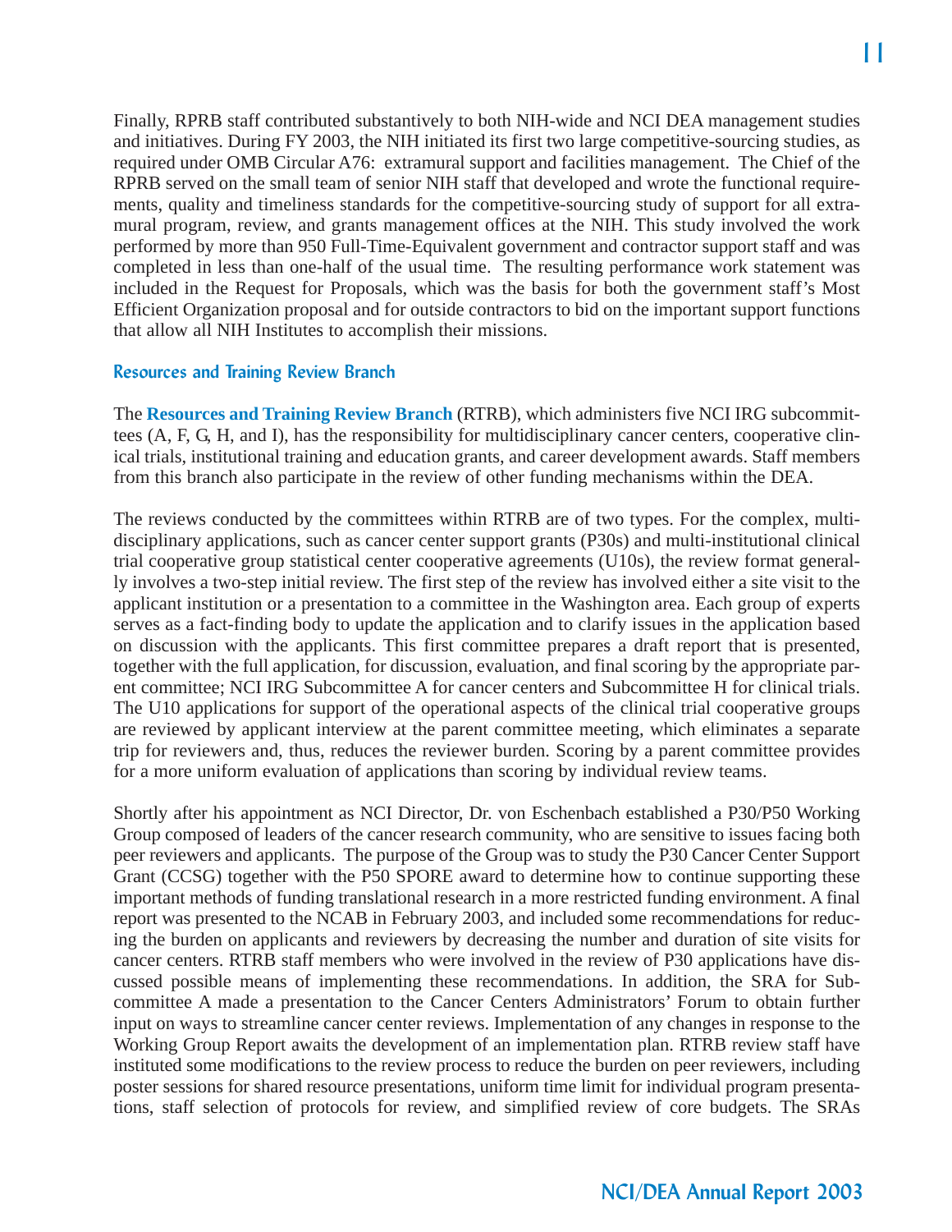Finally, RPRB staff contributed substantively to both NIH-wide and NCI DEA management studies and initiatives. During FY 2003, the NIH initiated its first two large competitive-sourcing studies, as required under OMB Circular A76: extramural support and facilities management. The Chief of the RPRB served on the small team of senior NIH staff that developed and wrote the functional requirements, quality and timeliness standards for the competitive-sourcing study of support for all extramural program, review, and grants management offices at the NIH. This study involved the work performed by more than 950 Full-Time-Equivalent government and contractor support staff and was completed in less than one-half of the usual time. The resulting performance work statement was included in the Request for Proposals, which was the basis for both the government staff's Most Efficient Organization proposal and for outside contractors to bid on the important support functions that allow all NIH Institutes to accomplish their missions.

### Resources and Training Review Branch

The **Resources and Training Review Branch** (RTRB), which administers five NCI IRG subcommittees (A, F, G, H, and I), has the responsibility for multidisciplinary cancer centers, cooperative clinical trials, institutional training and education grants, and career development awards. Staff members from this branch also participate in the review of other funding mechanisms within the DEA.

The reviews conducted by the committees within RTRB are of two types. For the complex, multidisciplinary applications, such as cancer center support grants (P30s) and multi-institutional clinical trial cooperative group statistical center cooperative agreements (U10s), the review format generally involves a two-step initial review. The first step of the review has involved either a site visit to the applicant institution or a presentation to a committee in the Washington area. Each group of experts serves as a fact-finding body to update the application and to clarify issues in the application based on discussion with the applicants. This first committee prepares a draft report that is presented, together with the full application, for discussion, evaluation, and final scoring by the appropriate parent committee; NCI IRG Subcommittee A for cancer centers and Subcommittee H for clinical trials. The U10 applications for support of the operational aspects of the clinical trial cooperative groups are reviewed by applicant interview at the parent committee meeting, which eliminates a separate trip for reviewers and, thus, reduces the reviewer burden. Scoring by a parent committee provides for a more uniform evaluation of applications than scoring by individual review teams.

Shortly after his appointment as NCI Director, Dr. von Eschenbach established a P30/P50 Working Group composed of leaders of the cancer research community, who are sensitive to issues facing both peer reviewers and applicants. The purpose of the Group was to study the P30 Cancer Center Support Grant (CCSG) together with the P50 SPORE award to determine how to continue supporting these important methods of funding translational research in a more restricted funding environment. A final report was presented to the NCAB in February 2003, and included some recommendations for reducing the burden on applicants and reviewers by decreasing the number and duration of site visits for cancer centers. RTRB staff members who were involved in the review of P30 applications have discussed possible means of implementing these recommendations. In addition, the SRA for Subcommittee A made a presentation to the Cancer Centers Administrators' Forum to obtain further input on ways to streamline cancer center reviews. Implementation of any changes in response to the Working Group Report awaits the development of an implementation plan. RTRB review staff have instituted some modifications to the review process to reduce the burden on peer reviewers, including poster sessions for shared resource presentations, uniform time limit for individual program presentations, staff selection of protocols for review, and simplified review of core budgets. The SRAs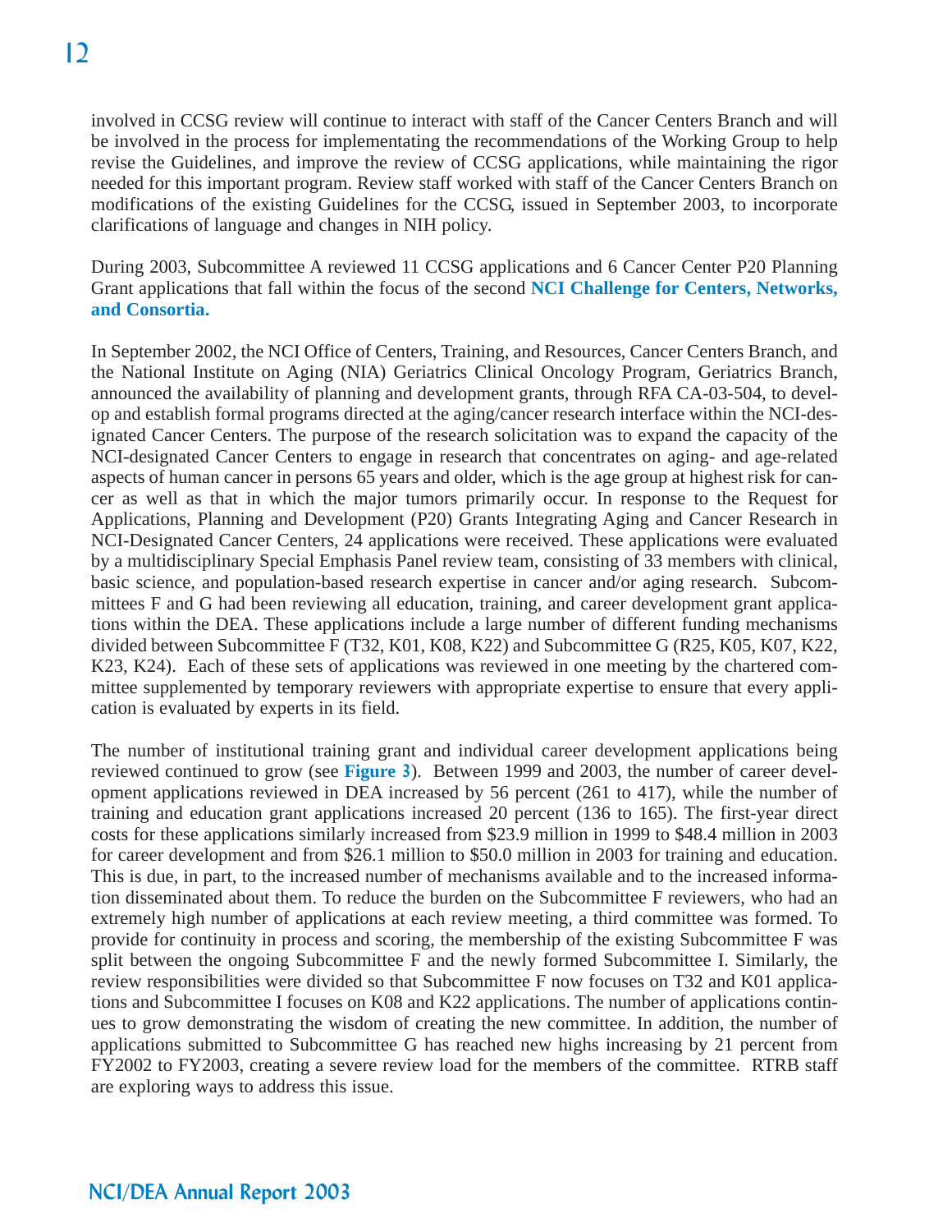involved in CCSG review will continue to interact with staff of the Cancer Centers Branch and will be involved in the process for implementating the recommendations of the Working Group to help revise the Guidelines, and improve the review of CCSG applications, while maintaining the rigor needed for this important program. Review staff worked with staff of the Cancer Centers Branch on modifications of the existing Guidelines for the CCSG, issued in September 2003, to incorporate clarifications of language and changes in NIH policy.

During 2003, Subcommittee A reviewed 11 CCSG applications and 6 Cancer Center P20 Planning Grant applications that fall within the focus of the second **NCI Challenge for Centers, Networks, and Consortia.**

In September 2002, the NCI Office of Centers, Training, and Resources, Cancer Centers Branch, and the National Institute on Aging (NIA) Geriatrics Clinical Oncology Program, Geriatrics Branch, announced the availability of planning and development grants, through RFA CA-03-504, to develop and establish formal programs directed at the aging/cancer research interface within the NCI-designated Cancer Centers. The purpose of the research solicitation was to expand the capacity of the NCI-designated Cancer Centers to engage in research that concentrates on aging- and age-related aspects of human cancer in persons 65 years and older, which is the age group at highest risk for cancer as well as that in which the major tumors primarily occur. In response to the Request for Applications, Planning and Development (P20) Grants Integrating Aging and Cancer Research in NCI-Designated Cancer Centers, 24 applications were received. These applications were evaluated by a multidisciplinary Special Emphasis Panel review team, consisting of 33 members with clinical, basic science, and population-based research expertise in cancer and/or aging research. Subcommittees F and G had been reviewing all education, training, and career development grant applications within the DEA. These applications include a large number of different funding mechanisms divided between Subcommittee F (T32, K01, K08, K22) and Subcommittee G (R25, K05, K07, K22, K23, K24). Each of these sets of applications was reviewed in one meeting by the chartered committee supplemented by temporary reviewers with appropriate expertise to ensure that every application is evaluated by experts in its field.

The number of institutional training grant and individual career development applications being reviewed continued to grow (see **Figure 3**). Between 1999 and 2003, the number of career development applications reviewed in DEA increased by 56 percent (261 to 417), while the number of training and education grant applications increased 20 percent (136 to 165). The first-year direct costs for these applications similarly increased from $23.9 million in 1999 to $48.4 million in 2003 for career development and from $26.1 million to $50.0 million in 2003 for training and education. This is due, in part, to the increased number of mechanisms available and to the increased information disseminated about them. To reduce the burden on the Subcommittee F reviewers, who had an extremely high number of applications at each review meeting, a third committee was formed. To provide for continuity in process and scoring, the membership of the existing Subcommittee F was split between the ongoing Subcommittee F and the newly formed Subcommittee I. Similarly, the review responsibilities were divided so that Subcommittee F now focuses on T32 and K01 applications and Subcommittee I focuses on K08 and K22 applications. The number of applications continues to grow demonstrating the wisdom of creating the new committee. In addition, the number of applications submitted to Subcommittee G has reached new highs increasing by 21 percent from FY2002 to FY2003, creating a severe review load for the members of the committee. RTRB staff are exploring ways to address this issue.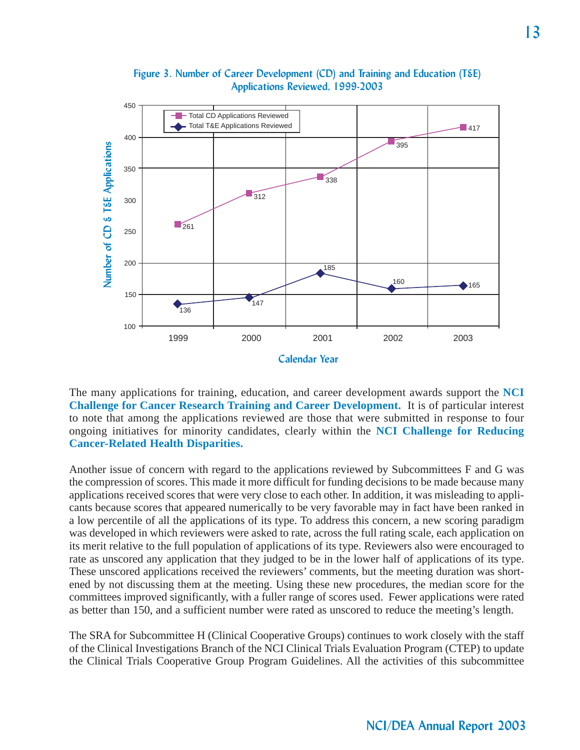**Figure 3. Number of Career Development (CD) and Training and Education (T&E) Applications Reviewed, 1999-2003**

| Calendar Year | Total CD Applications Reviewed | Total T&E Applications Reviewed |
|---|---|---|
| 1999 | 261 | 136 |
| 2000 | 312 | 147 |
| 2001 | 338 | 185 |
| 2002 | 395 | 160 |
| 2003 | 417 | 165 |

The many applications for training, education, and career development awards support the **NCI Challenge for Cancer Research Training and Career Development.** It is of particular interest to note that among the applications reviewed are those that were submitted in response to four ongoing initiatives for minority candidates, clearly within the **NCI Challenge for Reducing Cancer-Related Health Disparities.**

Another issue of concern with regard to the applications reviewed by Subcommittees F and G was the compression of scores. This made it more difficult for funding decisions to be made because many applications received scores that were very close to each other. In addition, it was misleading to applicants because scores that appeared numerically to be very favorable may in fact have been ranked in a low percentile of all the applications of its type. To address this concern, a new scoring paradigm was developed in which reviewers were asked to rate, across the full rating scale, each application on its merit relative to the full population of applications of its type. Reviewers also were encouraged to rate as unscored any application that they judged to be in the lower half of applications of its type. These unscored applications received the reviewers' comments, but the meeting duration was shortened by not discussing them at the meeting. Using these new procedures, the median score for the committees improved significantly, with a fuller range of scores used. Fewer applications were rated as better than 150, and a sufficient number were rated as unscored to reduce the meeting's length.

The SRA for Subcommittee H (Clinical Cooperative Groups) continues to work closely with the staff of the Clinical Investigations Branch of the NCI Clinical Trials Evaluation Program (CTEP) to update the Clinical Trials Cooperative Group Program Guidelines. All the activities of this subcommittee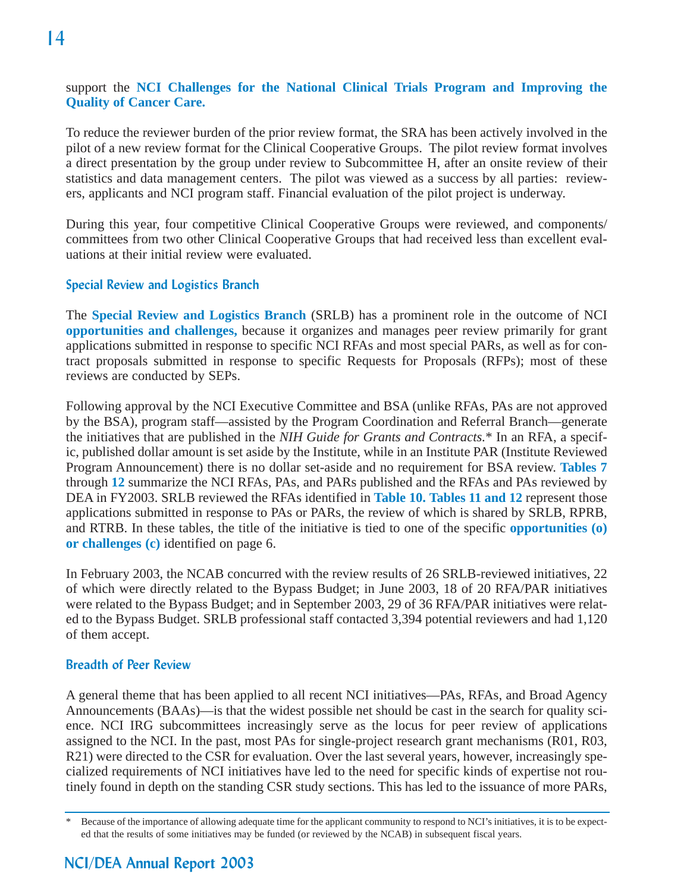support the **NCI Challenges for the National Clinical Trials Program and Improving the Quality of Cancer Care.**

To reduce the reviewer burden of the prior review format, the SRA has been actively involved in the pilot of a new review format for the Clinical Cooperative Groups. The pilot review format involves a direct presentation by the group under review to Subcommittee H, after an onsite review of their statistics and data management centers. The pilot was viewed as a success by all parties: reviewers, applicants and NCI program staff. Financial evaluation of the pilot project is underway.

During this year, four competitive Clinical Cooperative Groups were reviewed, and components/committees from two other Clinical Cooperative Groups that had received less than excellent evaluations at their initial review were evaluated.

### Special Review and Logistics Branch

The **Special Review and Logistics Branch** (SRLB) has a prominent role in the outcome of NCI **opportunities and challenges,** because it organizes and manages peer review primarily for grant applications submitted in response to specific NCI RFAs and most special PARs, as well as for contract proposals submitted in response to specific Requests for Proposals (RFPs); most of these reviews are conducted by SEPs.

Following approval by the NCI Executive Committee and BSA (unlike RFAs, PAs are not approved by the BSA), program staff—assisted by the Program Coordination and Referral Branch—generate the initiatives that are published in the *NIH Guide for Grants and Contracts*.* In an RFA, a specific, published dollar amount is set aside by the Institute, while in an Institute PAR (Institute Reviewed Program Announcement) there is no dollar set-aside and no requirement for BSA review. **Tables 7** through **12** summarize the NCI RFAs, PAs, and PARs published and the RFAs and PAs reviewed by DEA in FY2003. SRLB reviewed the RFAs identified in **Table 10. Tables 11 and 12** represent those applications submitted in response to PAs or PARs, the review of which is shared by SRLB, RPRB, and RTRB. In these tables, the title of the initiative is tied to one of the specific **opportunities (o) or challenges (c)** identified on page 6.

In February 2003, the NCAB concurred with the review results of 26 SRLB-reviewed initiatives, 22 of which were directly related to the Bypass Budget; in June 2003, 18 of 20 RFA/PAR initiatives were related to the Bypass Budget; and in September 2003, 29 of 36 RFA/PAR initiatives were related to the Bypass Budget. SRLB professional staff contacted 3,394 potential reviewers and had 1,120 of them accept.

### Breadth of Peer Review

A general theme that has been applied to all recent NCI initiatives—PAs, RFAs, and Broad Agency Announcements (BAAs)—is that the widest possible net should be cast in the search for quality science. NCI IRG subcommittees increasingly serve as the locus for peer review of applications assigned to the NCI. In the past, most PAs for single-project research grant mechanisms (R01, R03, R21) were directed to the CSR for evaluation. Over the last several years, however, increasingly specialized requirements of NCI initiatives have led to the need for specific kinds of expertise not routinely found in depth on the standing CSR study sections. This has led to the issuance of more PARs,

---

* Because of the importance of allowing adequate time for the applicant community to respond to NCI's initiatives, it is to be expected that the results of some initiatives may be funded (or reviewed by the NCAB) in subsequent fiscal years.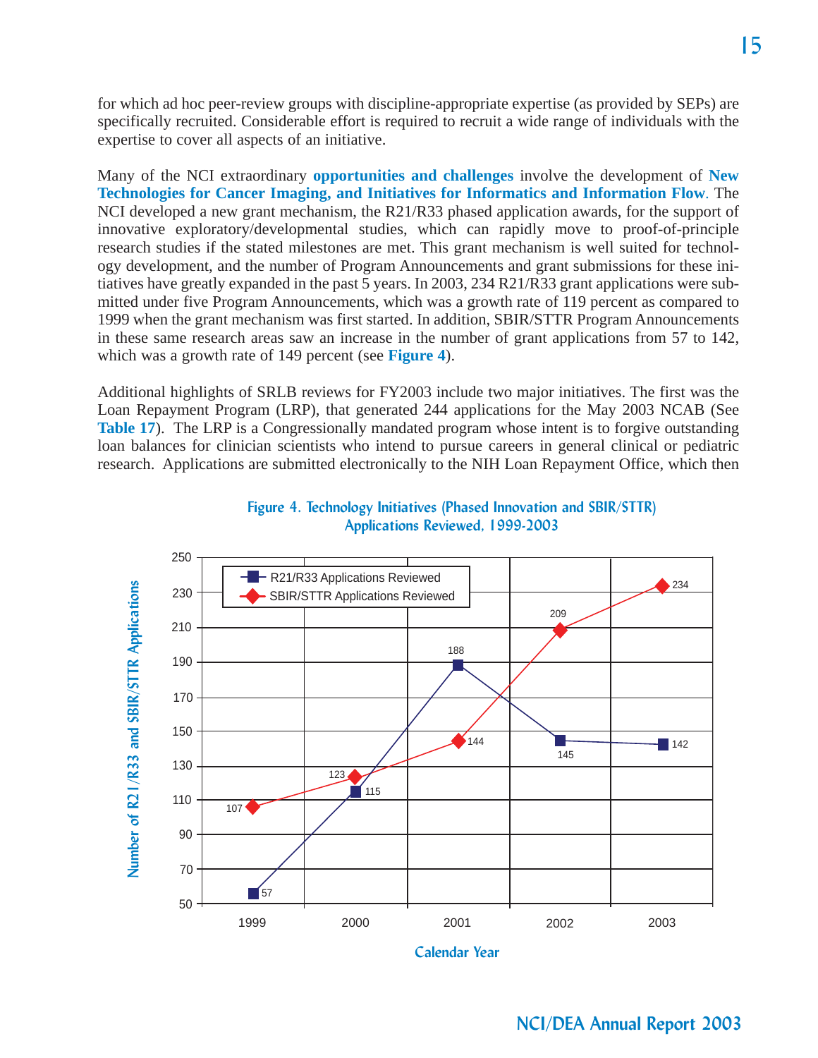for which ad hoc peer-review groups with discipline-appropriate expertise (as provided by SEPs) are specifically recruited. Considerable effort is required to recruit a wide range of individuals with the expertise to cover all aspects of an initiative.

Many of the NCI extraordinary **opportunities and challenges** involve the development of **New Technologies for Cancer Imaging, and Initiatives for Informatics and Information Flow**. The NCI developed a new grant mechanism, the R21/R33 phased application awards, for the support of innovative exploratory/developmental studies, which can rapidly move to proof-of-principle research studies if the stated milestones are met. This grant mechanism is well suited for technology development, and the number of Program Announcements and grant submissions for these initiatives have greatly expanded in the past 5 years. In 2003, 234 R21/R33 grant applications were submitted under five Program Announcements, which was a growth rate of 119 percent as compared to 1999 when the grant mechanism was first started. In addition, SBIR/STTR Program Announcements in these same research areas saw an increase in the number of grant applications from 57 to 142, which was a growth rate of 149 percent (see **Figure 4**).

Additional highlights of SRLB reviews for FY2003 include two major initiatives. The first was the Loan Repayment Program (LRP), that generated 244 applications for the May 2003 NCAB (See **Table 17**). The LRP is a Congressionally mandated program whose intent is to forgive outstanding loan balances for clinician scientists who intend to pursue careers in general clinical or pediatric research. Applications are submitted electronically to the NIH Loan Repayment Office, which then

**Figure 4. Technology Initiatives (Phased Innovation and SBIR/STTR) Applications Reviewed, 1999-2003**

| Calendar Year | R21/R33 Applications Reviewed | SBIR/STTR Applications Reviewed |
|---|---|---|
| 1999 | 57 | 107 |
| 2000 | 115 | 123 |
| 2001 | 188 | 144 |
| 2002 | 145 | 209 |
| 2003 | 142 | 234 |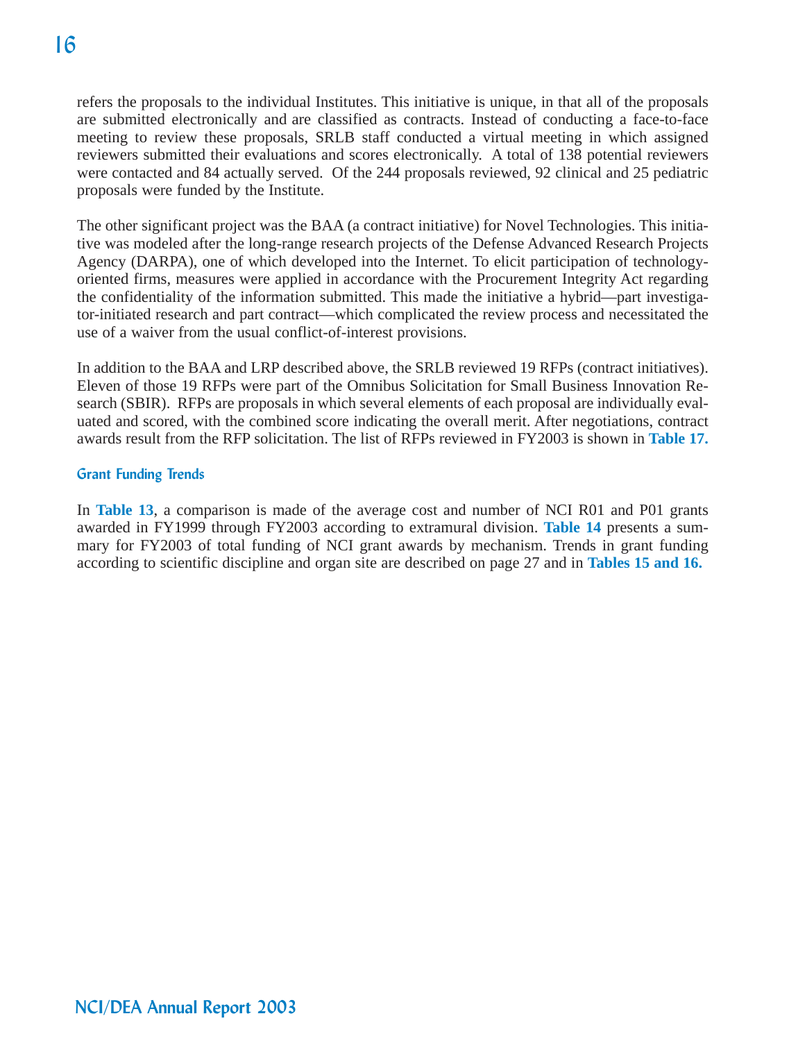refers the proposals to the individual Institutes. This initiative is unique, in that all of the proposals are submitted electronically and are classified as contracts. Instead of conducting a face-to-face meeting to review these proposals, SRLB staff conducted a virtual meeting in which assigned reviewers submitted their evaluations and scores electronically. A total of 138 potential reviewers were contacted and 84 actually served. Of the 244 proposals reviewed, 92 clinical and 25 pediatric proposals were funded by the Institute.

The other significant project was the BAA (a contract initiative) for Novel Technologies. This initiative was modeled after the long-range research projects of the Defense Advanced Research Projects Agency (DARPA), one of which developed into the Internet. To elicit participation of technology-oriented firms, measures were applied in accordance with the Procurement Integrity Act regarding the confidentiality of the information submitted. This made the initiative a hybrid—part investigator-initiated research and part contract—which complicated the review process and necessitated the use of a waiver from the usual conflict-of-interest provisions.

In addition to the BAA and LRP described above, the SRLB reviewed 19 RFPs (contract initiatives). Eleven of those 19 RFPs were part of the Omnibus Solicitation for Small Business Innovation Research (SBIR). RFPs are proposals in which several elements of each proposal are individually evaluated and scored, with the combined score indicating the overall merit. After negotiations, contract awards result from the RFP solicitation. The list of RFPs reviewed in FY2003 is shown in **Table 17.**

### Grant Funding Trends

In **Table 13**, a comparison is made of the average cost and number of NCI R01 and P01 grants awarded in FY1999 through FY2003 according to extramural division. **Table 14** presents a summary for FY2003 of total funding of NCI grant awards by mechanism. Trends in grant funding according to scientific discipline and organ site are described on page 27 and in **Tables 15 and 16.**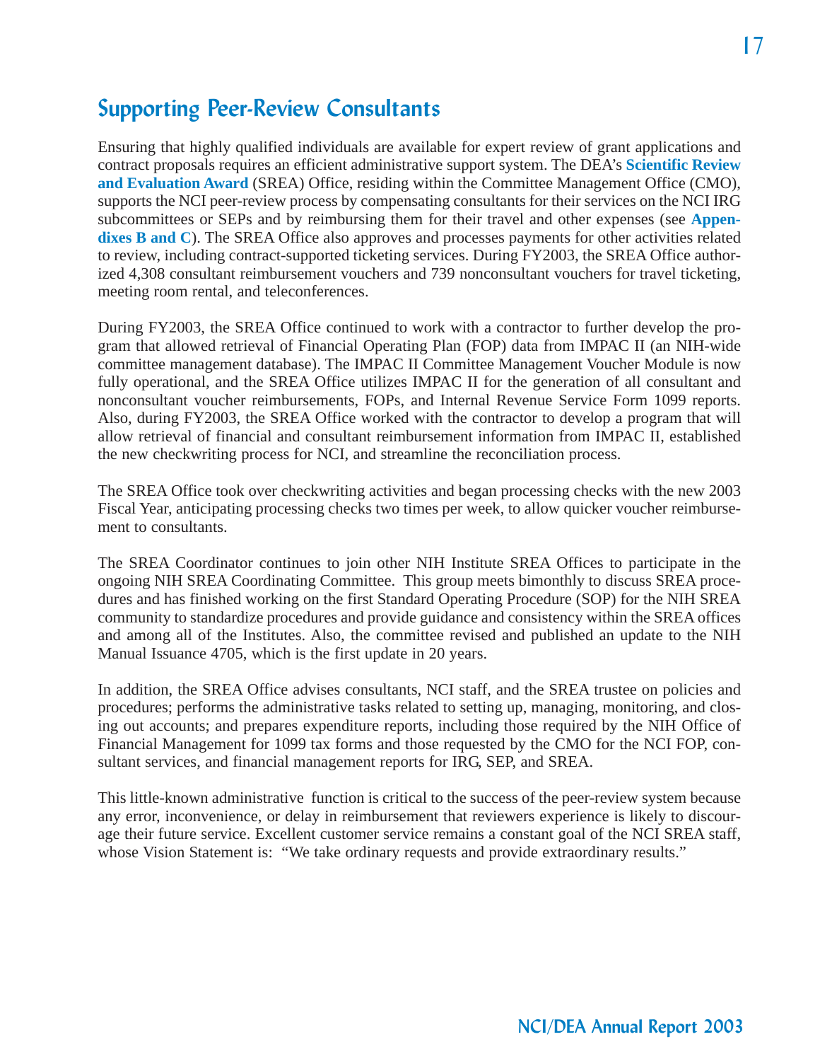## Supporting Peer-Review Consultants

Ensuring that highly qualified individuals are available for expert review of grant applications and contract proposals requires an efficient administrative support system. The DEA's **Scientific Review and Evaluation Award** (SREA) Office, residing within the Committee Management Office (CMO), supports the NCI peer-review process by compensating consultants for their services on the NCI IRG subcommittees or SEPs and by reimbursing them for their travel and other expenses (see **Appendixes B and C**). The SREA Office also approves and processes payments for other activities related to review, including contract-supported ticketing services. During FY2003, the SREA Office authorized 4,308 consultant reimbursement vouchers and 739 nonconsultant vouchers for travel ticketing, meeting room rental, and teleconferences.

During FY2003, the SREA Office continued to work with a contractor to further develop the program that allowed retrieval of Financial Operating Plan (FOP) data from IMPAC II (an NIH-wide committee management database). The IMPAC II Committee Management Voucher Module is now fully operational, and the SREA Office utilizes IMPAC II for the generation of all consultant and nonconsultant voucher reimbursements, FOPs, and Internal Revenue Service Form 1099 reports. Also, during FY2003, the SREA Office worked with the contractor to develop a program that will allow retrieval of financial and consultant reimbursement information from IMPAC II, established the new checkwriting process for NCI, and streamline the reconciliation process.

The SREA Office took over checkwriting activities and began processing checks with the new 2003 Fiscal Year, anticipating processing checks two times per week, to allow quicker voucher reimbursement to consultants.

The SREA Coordinator continues to join other NIH Institute SREA Offices to participate in the ongoing NIH SREA Coordinating Committee. This group meets bimonthly to discuss SREA procedures and has finished working on the first Standard Operating Procedure (SOP) for the NIH SREA community to standardize procedures and provide guidance and consistency within the SREA offices and among all of the Institutes. Also, the committee revised and published an update to the NIH Manual Issuance 4705, which is the first update in 20 years.

In addition, the SREA Office advises consultants, NCI staff, and the SREA trustee on policies and procedures; performs the administrative tasks related to setting up, managing, monitoring, and closing out accounts; and prepares expenditure reports, including those required by the NIH Office of Financial Management for 1099 tax forms and those requested by the CMO for the NCI FOP, consultant services, and financial management reports for IRG, SEP, and SREA.

This little-known administrative function is critical to the success of the peer-review system because any error, inconvenience, or delay in reimbursement that reviewers experience is likely to discourage their future service. Excellent customer service remains a constant goal of the NCI SREA staff, whose Vision Statement is: "We take ordinary requests and provide extraordinary results."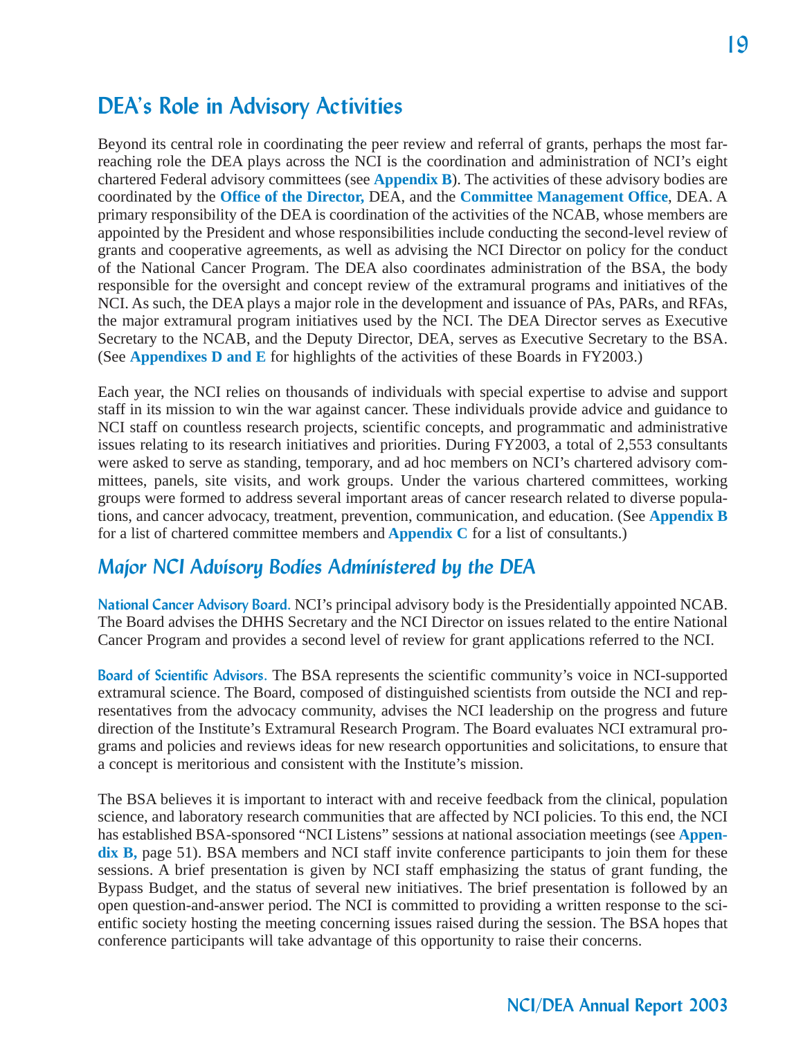## DEA's Role in Advisory Activities

Beyond its central role in coordinating the peer review and referral of grants, perhaps the most far-reaching role the DEA plays across the NCI is the coordination and administration of NCI's eight chartered Federal advisory committees (see **Appendix B**). The activities of these advisory bodies are coordinated by the **Office of the Director,** DEA, and the **Committee Management Office**, DEA. A primary responsibility of the DEA is coordination of the activities of the NCAB, whose members are appointed by the President and whose responsibilities include conducting the second-level review of grants and cooperative agreements, as well as advising the NCI Director on policy for the conduct of the National Cancer Program. The DEA also coordinates administration of the BSA, the body responsible for the oversight and concept review of the extramural programs and initiatives of the NCI. As such, the DEA plays a major role in the development and issuance of PAs, PARs, and RFAs, the major extramural program initiatives used by the NCI. The DEA Director serves as Executive Secretary to the NCAB, and the Deputy Director, DEA, serves as Executive Secretary to the BSA. (See **Appendixes D and E** for highlights of the activities of these Boards in FY2003.)

Each year, the NCI relies on thousands of individuals with special expertise to advise and support staff in its mission to win the war against cancer. These individuals provide advice and guidance to NCI staff on countless research projects, scientific concepts, and programmatic and administrative issues relating to its research initiatives and priorities. During FY2003, a total of 2,553 consultants were asked to serve as standing, temporary, and ad hoc members on NCI's chartered advisory committees, panels, site visits, and work groups. Under the various chartered committees, working groups were formed to address several important areas of cancer research related to diverse populations, and cancer advocacy, treatment, prevention, communication, and education. (See **Appendix B** for a list of chartered committee members and **Appendix C** for a list of consultants.)

### *Major NCI Advisory Bodies Administered by the DEA*

**National Cancer Advisory Board.** NCI's principal advisory body is the Presidentially appointed NCAB. The Board advises the DHHS Secretary and the NCI Director on issues related to the entire National Cancer Program and provides a second level of review for grant applications referred to the NCI.

**Board of Scientific Advisors.** The BSA represents the scientific community's voice in NCI-supported extramural science. The Board, composed of distinguished scientists from outside the NCI and representatives from the advocacy community, advises the NCI leadership on the progress and future direction of the Institute's Extramural Research Program. The Board evaluates NCI extramural programs and policies and reviews ideas for new research opportunities and solicitations, to ensure that a concept is meritorious and consistent with the Institute's mission.

The BSA believes it is important to interact with and receive feedback from the clinical, population science, and laboratory research communities that are affected by NCI policies. To this end, the NCI has established BSA-sponsored "NCI Listens" sessions at national association meetings (see **Appendix B,** page 51). BSA members and NCI staff invite conference participants to join them for these sessions. A brief presentation is given by NCI staff emphasizing the status of grant funding, the Bypass Budget, and the status of several new initiatives. The brief presentation is followed by an open question-and-answer period. The NCI is committed to providing a written response to the scientific society hosting the meeting concerning issues raised during the session. The BSA hopes that conference participants will take advantage of this opportunity to raise their concerns.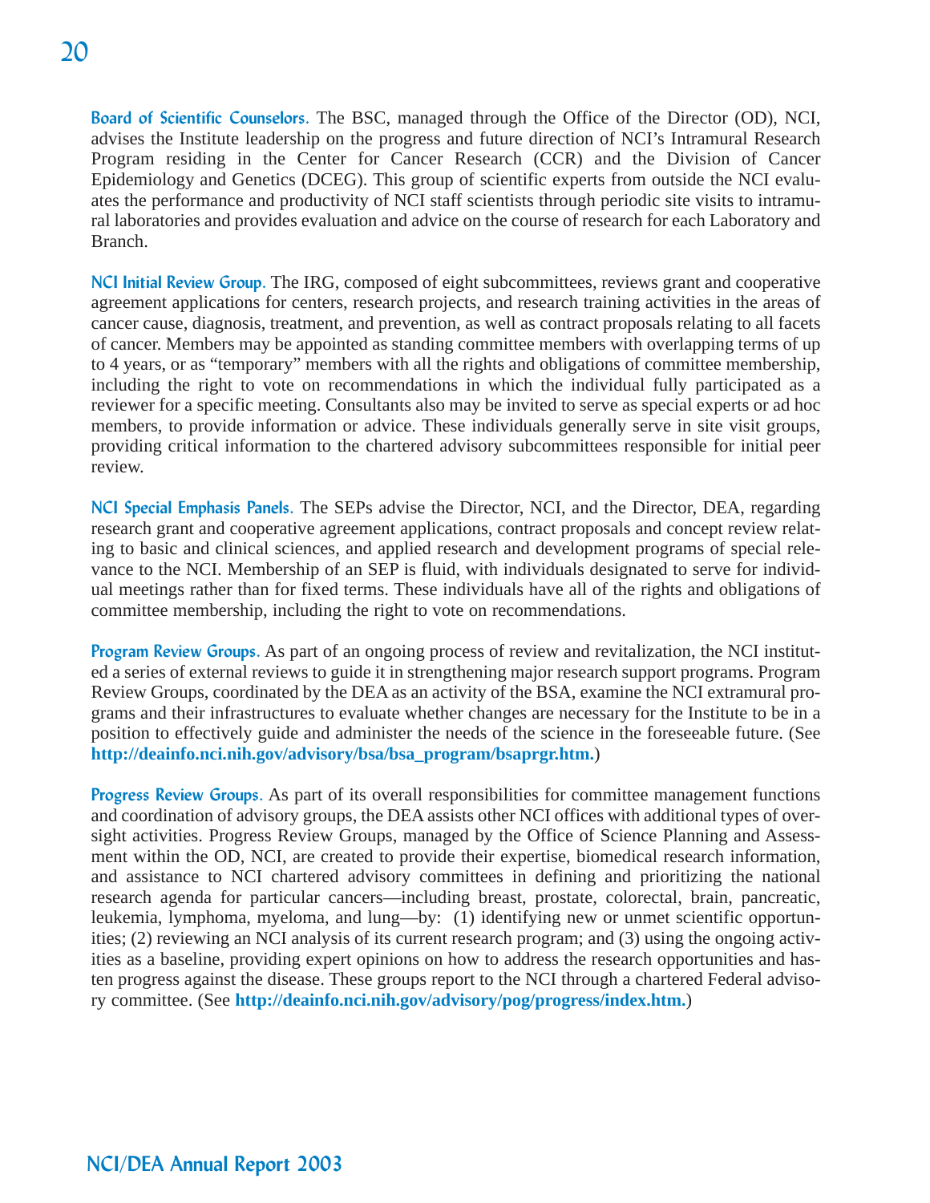**Board of Scientific Counselors.** The BSC, managed through the Office of the Director (OD), NCI, advises the Institute leadership on the progress and future direction of NCI's Intramural Research Program residing in the Center for Cancer Research (CCR) and the Division of Cancer Epidemiology and Genetics (DCEG). This group of scientific experts from outside the NCI evaluates the performance and productivity of NCI staff scientists through periodic site visits to intramural laboratories and provides evaluation and advice on the course of research for each Laboratory and Branch.

**NCI Initial Review Group.** The IRG, composed of eight subcommittees, reviews grant and cooperative agreement applications for centers, research projects, and research training activities in the areas of cancer cause, diagnosis, treatment, and prevention, as well as contract proposals relating to all facets of cancer. Members may be appointed as standing committee members with overlapping terms of up to 4 years, or as "temporary" members with all the rights and obligations of committee membership, including the right to vote on recommendations in which the individual fully participated as a reviewer for a specific meeting. Consultants also may be invited to serve as special experts or ad hoc members, to provide information or advice. These individuals generally serve in site visit groups, providing critical information to the chartered advisory subcommittees responsible for initial peer review.

**NCI Special Emphasis Panels.** The SEPs advise the Director, NCI, and the Director, DEA, regarding research grant and cooperative agreement applications, contract proposals and concept review relating to basic and clinical sciences, and applied research and development programs of special relevance to the NCI. Membership of an SEP is fluid, with individuals designated to serve for individual meetings rather than for fixed terms. These individuals have all of the rights and obligations of committee membership, including the right to vote on recommendations.

**Program Review Groups.** As part of an ongoing process of review and revitalization, the NCI instituted a series of external reviews to guide it in strengthening major research support programs. Program Review Groups, coordinated by the DEA as an activity of the BSA, examine the NCI extramural programs and their infrastructures to evaluate whether changes are necessary for the Institute to be in a position to effectively guide and administer the needs of the science in the foreseeable future. (See **http://deainfo.nci.nih.gov/advisory/bsa/bsa_program/bsaprgr.htm.**)

**Progress Review Groups.** As part of its overall responsibilities for committee management functions and coordination of advisory groups, the DEA assists other NCI offices with additional types of oversight activities. Progress Review Groups, managed by the Office of Science Planning and Assessment within the OD, NCI, are created to provide their expertise, biomedical research information, and assistance to NCI chartered advisory committees in defining and prioritizing the national research agenda for particular cancers—including breast, prostate, colorectal, brain, pancreatic, leukemia, lymphoma, myeloma, and lung—by: (1) identifying new or unmet scientific opportunities; (2) reviewing an NCI analysis of its current research program; and (3) using the ongoing activities as a baseline, providing expert opinions on how to address the research opportunities and hasten progress against the disease. These groups report to the NCI through a chartered Federal advisory committee. (See **http://deainfo.nci.nih.gov/advisory/pog/progress/index.htm.**)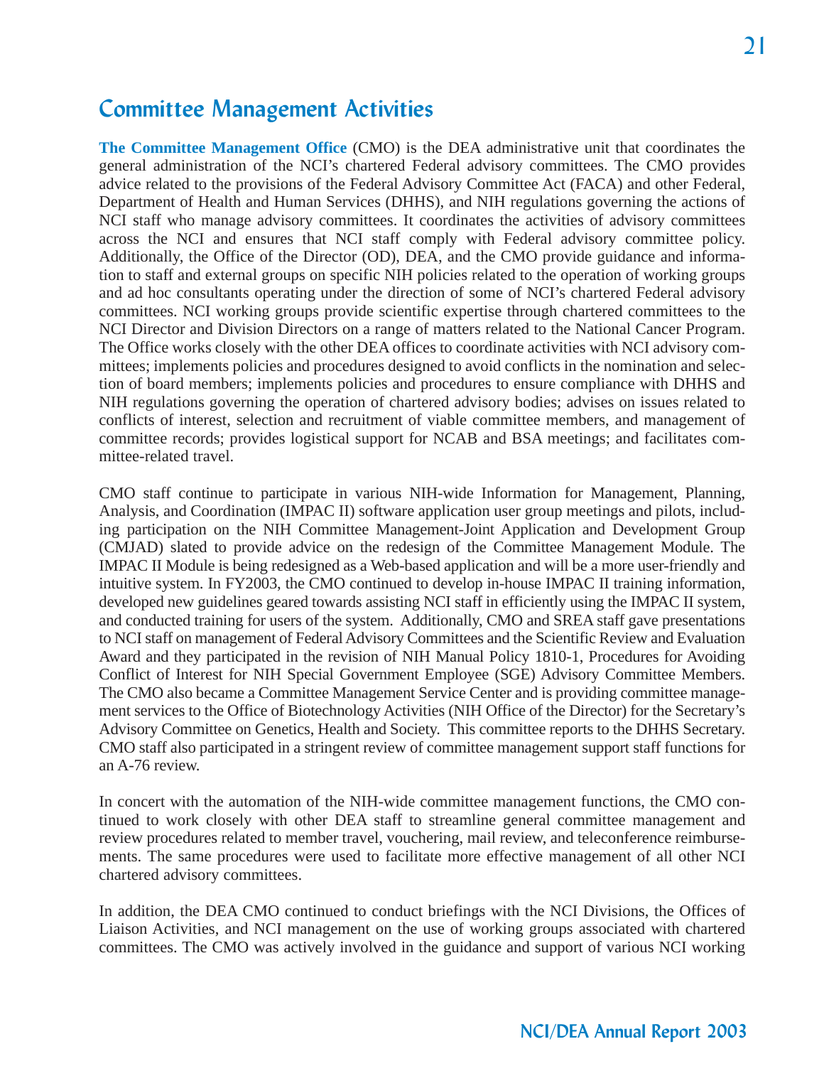## Committee Management Activities

**The Committee Management Office** (CMO) is the DEA administrative unit that coordinates the general administration of the NCI's chartered Federal advisory committees. The CMO provides advice related to the provisions of the Federal Advisory Committee Act (FACA) and other Federal, Department of Health and Human Services (DHHS), and NIH regulations governing the actions of NCI staff who manage advisory committees. It coordinates the activities of advisory committees across the NCI and ensures that NCI staff comply with Federal advisory committee policy. Additionally, the Office of the Director (OD), DEA, and the CMO provide guidance and information to staff and external groups on specific NIH policies related to the operation of working groups and ad hoc consultants operating under the direction of some of NCI's chartered Federal advisory committees. NCI working groups provide scientific expertise through chartered committees to the NCI Director and Division Directors on a range of matters related to the National Cancer Program. The Office works closely with the other DEA offices to coordinate activities with NCI advisory committees; implements policies and procedures designed to avoid conflicts in the nomination and selection of board members; implements policies and procedures to ensure compliance with DHHS and NIH regulations governing the operation of chartered advisory bodies; advises on issues related to conflicts of interest, selection and recruitment of viable committee members, and management of committee records; provides logistical support for NCAB and BSA meetings; and facilitates committee-related travel.

CMO staff continue to participate in various NIH-wide Information for Management, Planning, Analysis, and Coordination (IMPAC II) software application user group meetings and pilots, including participation on the NIH Committee Management-Joint Application and Development Group (CMJAD) slated to provide advice on the redesign of the Committee Management Module. The IMPAC II Module is being redesigned as a Web-based application and will be a more user-friendly and intuitive system. In FY2003, the CMO continued to develop in-house IMPAC II training information, developed new guidelines geared towards assisting NCI staff in efficiently using the IMPAC II system, and conducted training for users of the system. Additionally, CMO and SREA staff gave presentations to NCI staff on management of Federal Advisory Committees and the Scientific Review and Evaluation Award and they participated in the revision of NIH Manual Policy 1810-1, Procedures for Avoiding Conflict of Interest for NIH Special Government Employee (SGE) Advisory Committee Members. The CMO also became a Committee Management Service Center and is providing committee management services to the Office of Biotechnology Activities (NIH Office of the Director) for the Secretary's Advisory Committee on Genetics, Health and Society. This committee reports to the DHHS Secretary. CMO staff also participated in a stringent review of committee management support staff functions for an A-76 review.

In concert with the automation of the NIH-wide committee management functions, the CMO continued to work closely with other DEA staff to streamline general committee management and review procedures related to member travel, vouchering, mail review, and teleconference reimbursements. The same procedures were used to facilitate more effective management of all other NCI chartered advisory committees.

In addition, the DEA CMO continued to conduct briefings with the NCI Divisions, the Offices of Liaison Activities, and NCI management on the use of working groups associated with chartered committees. The CMO was actively involved in the guidance and support of various NCI working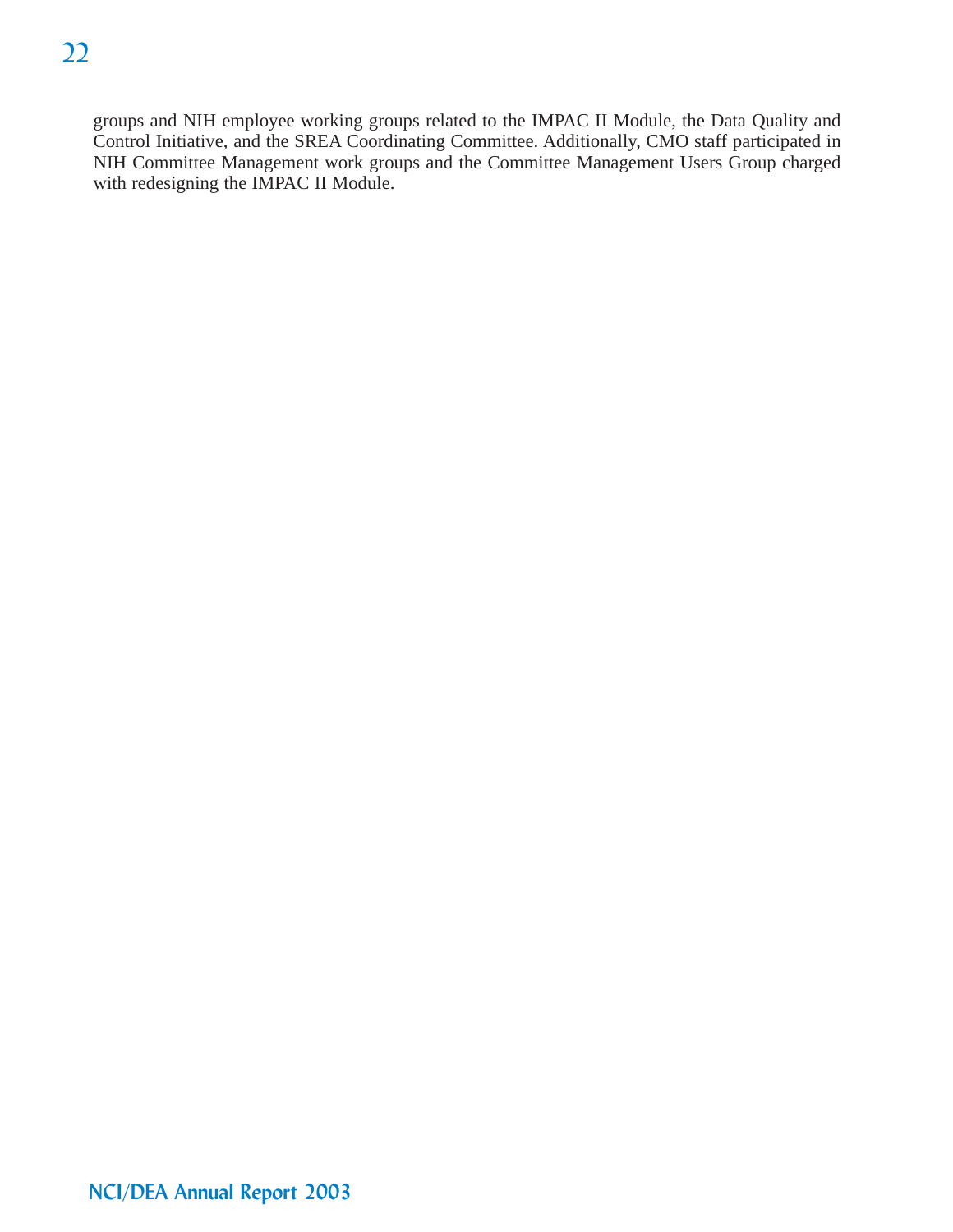groups and NIH employee working groups related to the IMPAC II Module, the Data Quality and Control Initiative, and the SREA Coordinating Committee. Additionally, CMO staff participated in NIH Committee Management work groups and the Committee Management Users Group charged with redesigning the IMPAC II Module.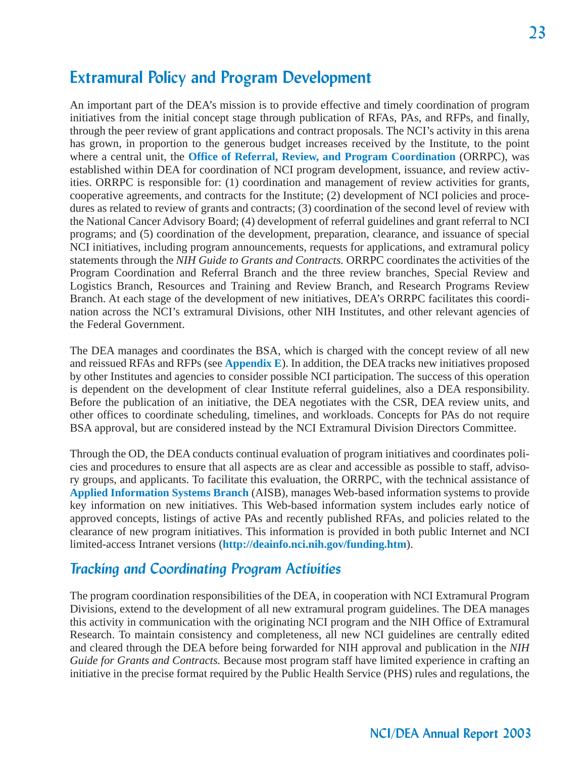## Extramural Policy and Program Development

An important part of the DEA's mission is to provide effective and timely coordination of program initiatives from the initial concept stage through publication of RFAs, PAs, and RFPs, and finally, through the peer review of grant applications and contract proposals. The NCI's activity in this arena has grown, in proportion to the generous budget increases received by the Institute, to the point where a central unit, the **Office of Referral, Review, and Program Coordination** (ORRPC), was established within DEA for coordination of NCI program development, issuance, and review activities. ORRPC is responsible for: (1) coordination and management of review activities for grants, cooperative agreements, and contracts for the Institute; (2) development of NCI policies and procedures as related to review of grants and contracts; (3) coordination of the second level of review with the National Cancer Advisory Board; (4) development of referral guidelines and grant referral to NCI programs; and (5) coordination of the development, preparation, clearance, and issuance of special NCI initiatives, including program announcements, requests for applications, and extramural policy statements through the *NIH Guide to Grants and Contracts.* ORRPC coordinates the activities of the Program Coordination and Referral Branch and the three review branches, Special Review and Logistics Branch, Resources and Training and Review Branch, and Research Programs Review Branch. At each stage of the development of new initiatives, DEA's ORRPC facilitates this coordination across the NCI's extramural Divisions, other NIH Institutes, and other relevant agencies of the Federal Government.

The DEA manages and coordinates the BSA, which is charged with the concept review of all new and reissued RFAs and RFPs (see **Appendix E**). In addition, the DEA tracks new initiatives proposed by other Institutes and agencies to consider possible NCI participation. The success of this operation is dependent on the development of clear Institute referral guidelines, also a DEA responsibility. Before the publication of an initiative, the DEA negotiates with the CSR, DEA review units, and other offices to coordinate scheduling, timelines, and workloads. Concepts for PAs do not require BSA approval, but are considered instead by the NCI Extramural Division Directors Committee.

Through the OD, the DEA conducts continual evaluation of program initiatives and coordinates policies and procedures to ensure that all aspects are as clear and accessible as possible to staff, advisory groups, and applicants. To facilitate this evaluation, the ORRPC, with the technical assistance of **Applied Information Systems Branch** (AISB), manages Web-based information systems to provide key information on new initiatives. This Web-based information system includes early notice of approved concepts, listings of active PAs and recently published RFAs, and policies related to the clearance of new program initiatives. This information is provided in both public Internet and NCI limited-access Intranet versions (**http://deainfo.nci.nih.gov/funding.htm**).

### *Tracking and Coordinating Program Activities*

The program coordination responsibilities of the DEA, in cooperation with NCI Extramural Program Divisions, extend to the development of all new extramural program guidelines. The DEA manages this activity in communication with the originating NCI program and the NIH Office of Extramural Research. To maintain consistency and completeness, all new NCI guidelines are centrally edited and cleared through the DEA before being forwarded for NIH approval and publication in the *NIH Guide for Grants and Contracts.* Because most program staff have limited experience in crafting an initiative in the precise format required by the Public Health Service (PHS) rules and regulations, the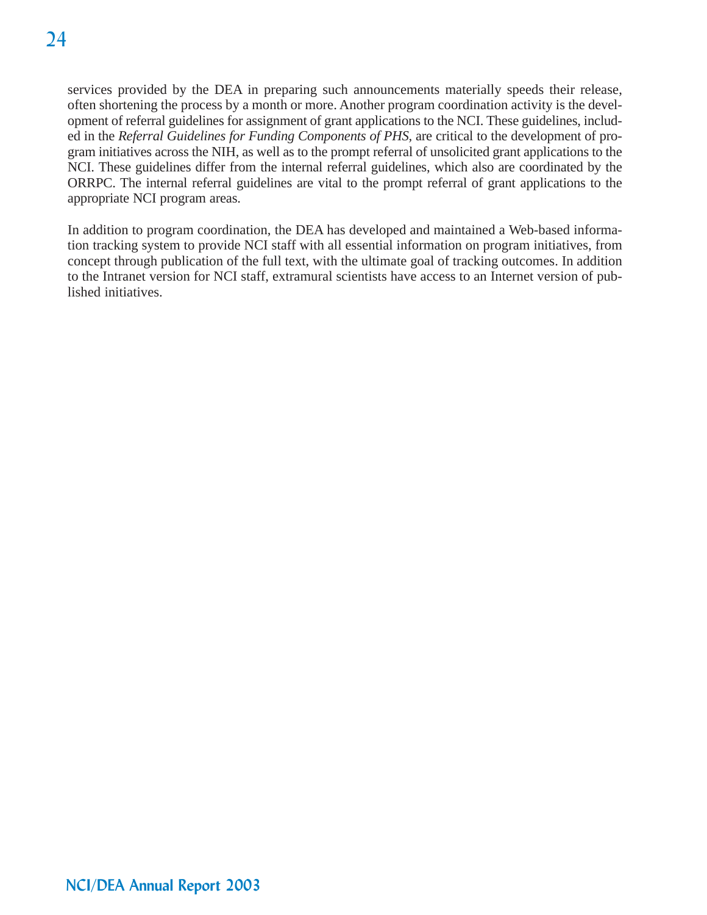services provided by the DEA in preparing such announcements materially speeds their release, often shortening the process by a month or more. Another program coordination activity is the development of referral guidelines for assignment of grant applications to the NCI. These guidelines, included in the *Referral Guidelines for Funding Components of PHS,* are critical to the development of program initiatives across the NIH, as well as to the prompt referral of unsolicited grant applications to the NCI. These guidelines differ from the internal referral guidelines, which also are coordinated by the ORRPC. The internal referral guidelines are vital to the prompt referral of grant applications to the appropriate NCI program areas.

In addition to program coordination, the DEA has developed and maintained a Web-based information tracking system to provide NCI staff with all essential information on program initiatives, from concept through publication of the full text, with the ultimate goal of tracking outcomes. In addition to the Intranet version for NCI staff, extramural scientists have access to an Internet version of published initiatives.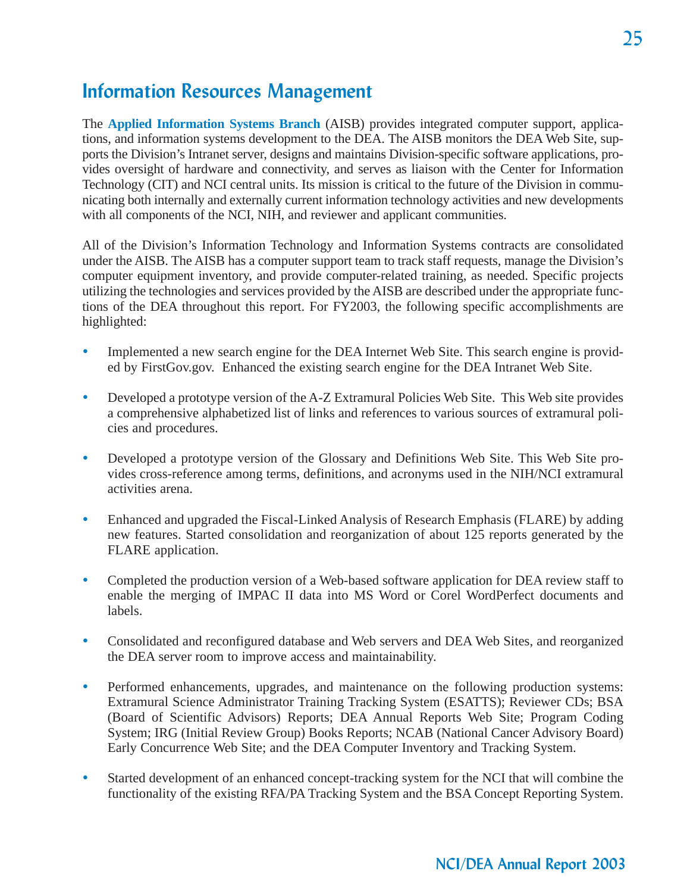# Information Resources Management

The **Applied Information Systems Branch** (AISB) provides integrated computer support, applications, and information systems development to the DEA. The AISB monitors the DEA Web Site, supports the Division's Intranet server, designs and maintains Division-specific software applications, provides oversight of hardware and connectivity, and serves as liaison with the Center for Information Technology (CIT) and NCI central units. Its mission is critical to the future of the Division in communicating both internally and externally current information technology activities and new developments with all components of the NCI, NIH, and reviewer and applicant communities.

All of the Division's Information Technology and Information Systems contracts are consolidated under the AISB. The AISB has a computer support team to track staff requests, manage the Division's computer equipment inventory, and provide computer-related training, as needed. Specific projects utilizing the technologies and services provided by the AISB are described under the appropriate functions of the DEA throughout this report. For FY2003, the following specific accomplishments are highlighted:

- Implemented a new search engine for the DEA Internet Web Site. This search engine is provided by FirstGov.gov. Enhanced the existing search engine for the DEA Intranet Web Site.
- Developed a prototype version of the A-Z Extramural Policies Web Site. This Web site provides a comprehensive alphabetized list of links and references to various sources of extramural policies and procedures.
- Developed a prototype version of the Glossary and Definitions Web Site. This Web Site provides cross-reference among terms, definitions, and acronyms used in the NIH/NCI extramural activities arena.
- Enhanced and upgraded the Fiscal-Linked Analysis of Research Emphasis (FLARE) by adding new features. Started consolidation and reorganization of about 125 reports generated by the FLARE application.
- Completed the production version of a Web-based software application for DEA review staff to enable the merging of IMPAC II data into MS Word or Corel WordPerfect documents and labels.
- Consolidated and reconfigured database and Web servers and DEA Web Sites, and reorganized the DEA server room to improve access and maintainability.
- Performed enhancements, upgrades, and maintenance on the following production systems: Extramural Science Administrator Training Tracking System (ESATTS); Reviewer CDs; BSA (Board of Scientific Advisors) Reports; DEA Annual Reports Web Site; Program Coding System; IRG (Initial Review Group) Books Reports; NCAB (National Cancer Advisory Board) Early Concurrence Web Site; and the DEA Computer Inventory and Tracking System.
- Started development of an enhanced concept-tracking system for the NCI that will combine the functionality of the existing RFA/PA Tracking System and the BSA Concept Reporting System.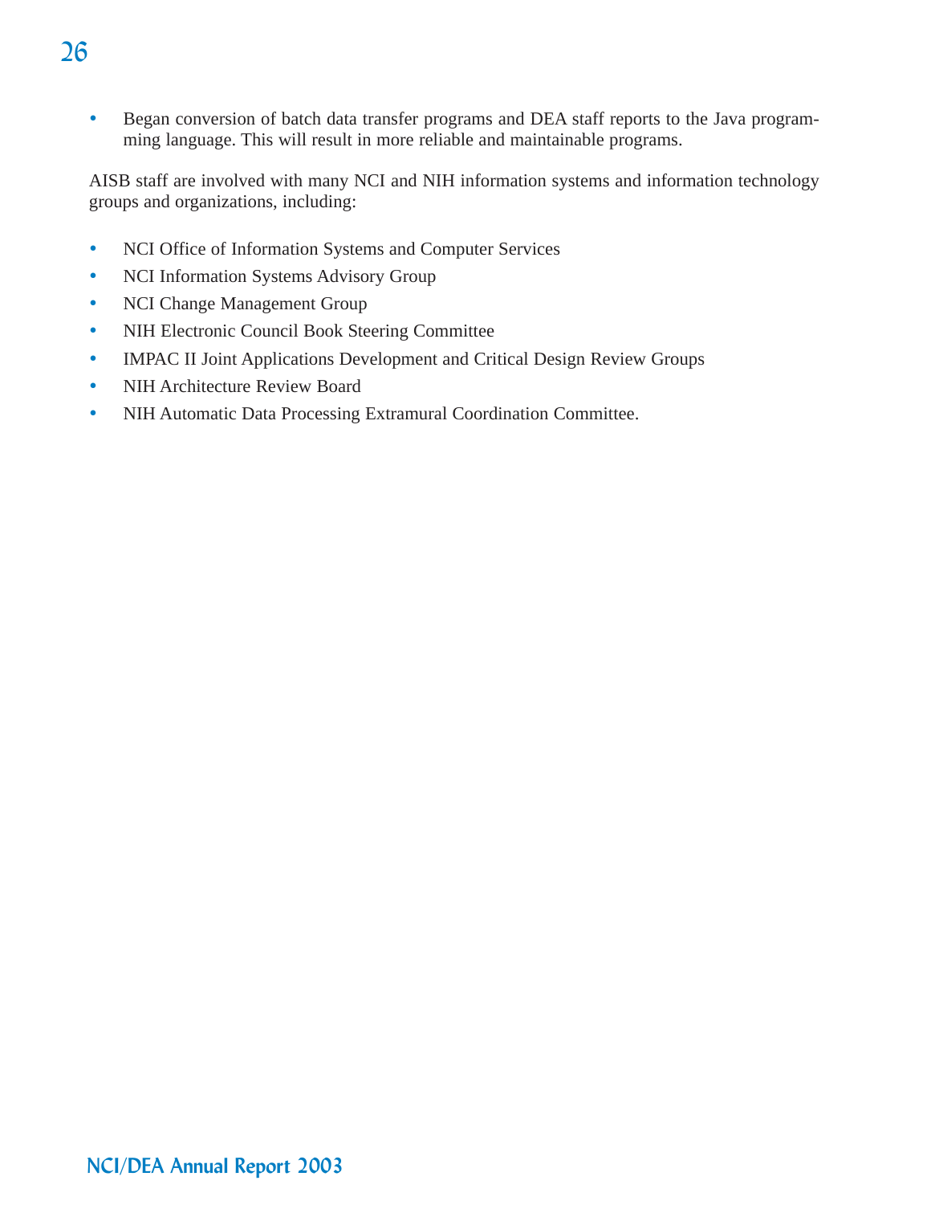- Began conversion of batch data transfer programs and DEA staff reports to the Java programming language. This will result in more reliable and maintainable programs.

AISB staff are involved with many NCI and NIH information systems and information technology groups and organizations, including:

- NCI Office of Information Systems and Computer Services
- NCI Information Systems Advisory Group
- NCI Change Management Group
- NIH Electronic Council Book Steering Committee
- IMPAC II Joint Applications Development and Critical Design Review Groups
- NIH Architecture Review Board
- NIH Automatic Data Processing Extramural Coordination Committee.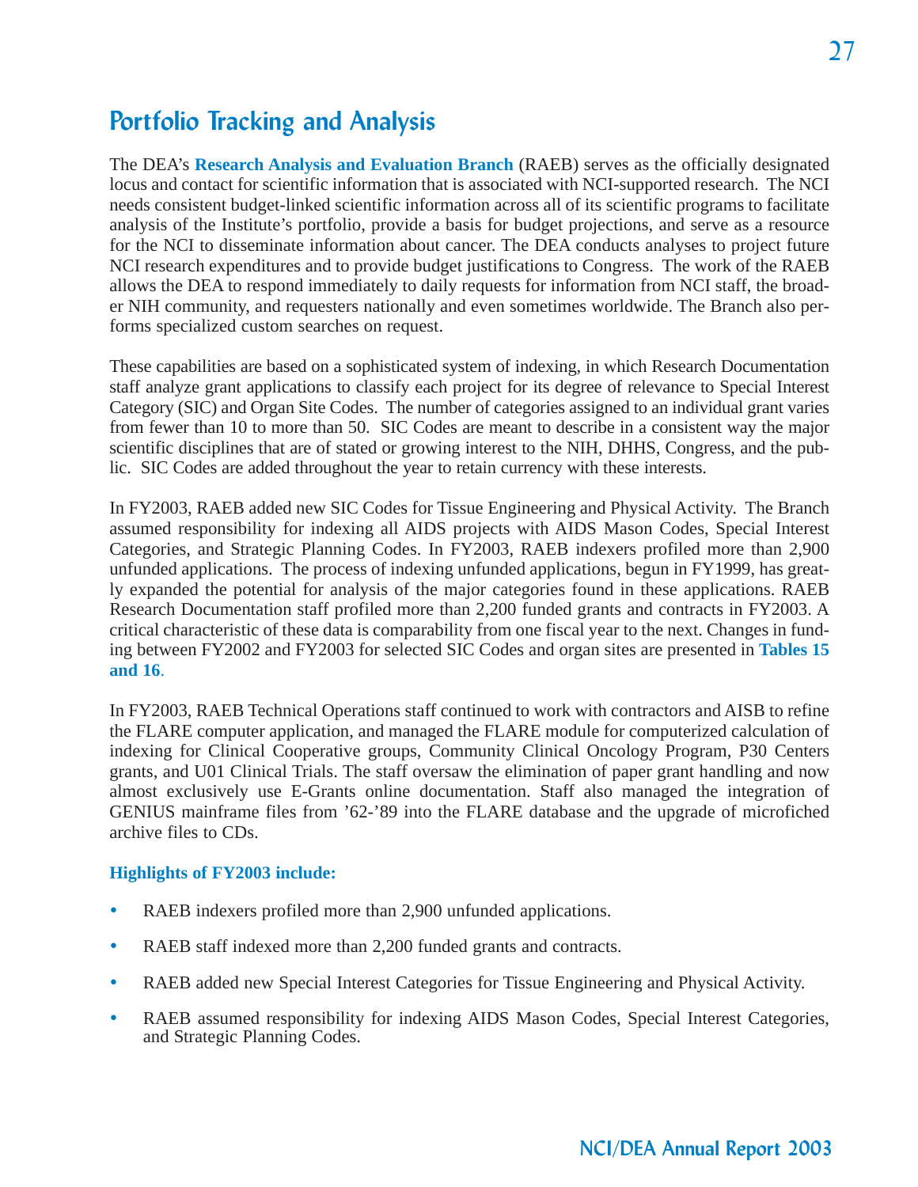# Portfolio Tracking and Analysis

The DEA's **Research Analysis and Evaluation Branch** (RAEB) serves as the officially designated locus and contact for scientific information that is associated with NCI-supported research. The NCI needs consistent budget-linked scientific information across all of its scientific programs to facilitate analysis of the Institute's portfolio, provide a basis for budget projections, and serve as a resource for the NCI to disseminate information about cancer. The DEA conducts analyses to project future NCI research expenditures and to provide budget justifications to Congress. The work of the RAEB allows the DEA to respond immediately to daily requests for information from NCI staff, the broader NIH community, and requesters nationally and even sometimes worldwide. The Branch also performs specialized custom searches on request.

These capabilities are based on a sophisticated system of indexing, in which Research Documentation staff analyze grant applications to classify each project for its degree of relevance to Special Interest Category (SIC) and Organ Site Codes. The number of categories assigned to an individual grant varies from fewer than 10 to more than 50. SIC Codes are meant to describe in a consistent way the major scientific disciplines that are of stated or growing interest to the NIH, DHHS, Congress, and the public. SIC Codes are added throughout the year to retain currency with these interests.

In FY2003, RAEB added new SIC Codes for Tissue Engineering and Physical Activity. The Branch assumed responsibility for indexing all AIDS projects with AIDS Mason Codes, Special Interest Categories, and Strategic Planning Codes. In FY2003, RAEB indexers profiled more than 2,900 unfunded applications. The process of indexing unfunded applications, begun in FY1999, has greatly expanded the potential for analysis of the major categories found in these applications. RAEB Research Documentation staff profiled more than 2,200 funded grants and contracts in FY2003. A critical characteristic of these data is comparability from one fiscal year to the next. Changes in funding between FY2002 and FY2003 for selected SIC Codes and organ sites are presented in **Tables 15 and 16**.

In FY2003, RAEB Technical Operations staff continued to work with contractors and AISB to refine the FLARE computer application, and managed the FLARE module for computerized calculation of indexing for Clinical Cooperative groups, Community Clinical Oncology Program, P30 Centers grants, and U01 Clinical Trials. The staff oversaw the elimination of paper grant handling and now almost exclusively use E-Grants online documentation. Staff also managed the integration of GENIUS mainframe files from '62-'89 into the FLARE database and the upgrade of microfiched archive files to CDs.

**Highlights of FY2003 include:**

- RAEB indexers profiled more than 2,900 unfunded applications.
- RAEB staff indexed more than 2,200 funded grants and contracts.
- RAEB added new Special Interest Categories for Tissue Engineering and Physical Activity.
- RAEB assumed responsibility for indexing AIDS Mason Codes, Special Interest Categories, and Strategic Planning Codes.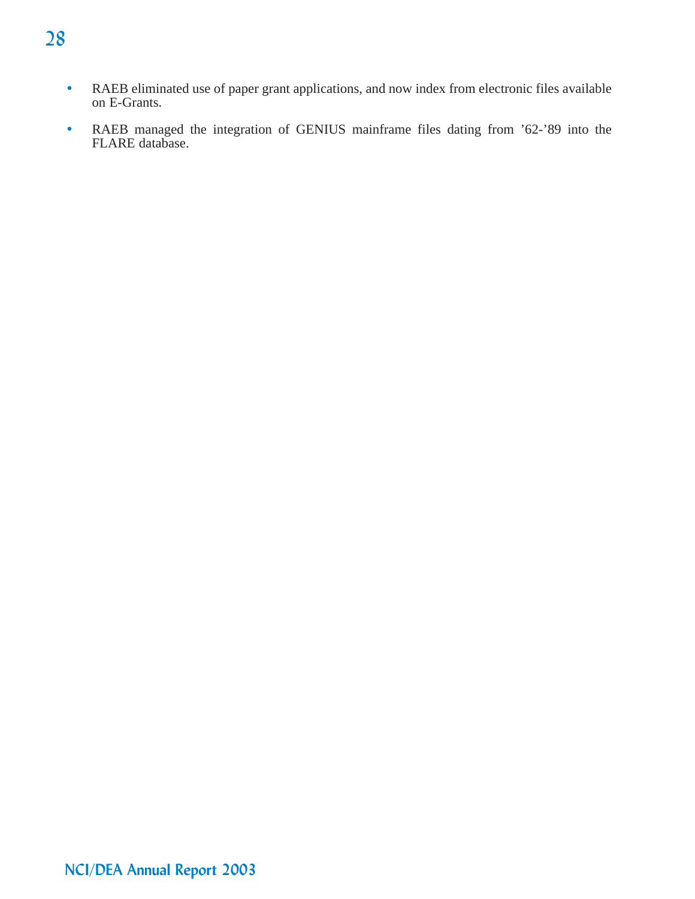- RAEB eliminated use of paper grant applications, and now index from electronic files available on E-Grants.
- RAEB managed the integration of GENIUS mainframe files dating from ’62-’89 into the FLARE database.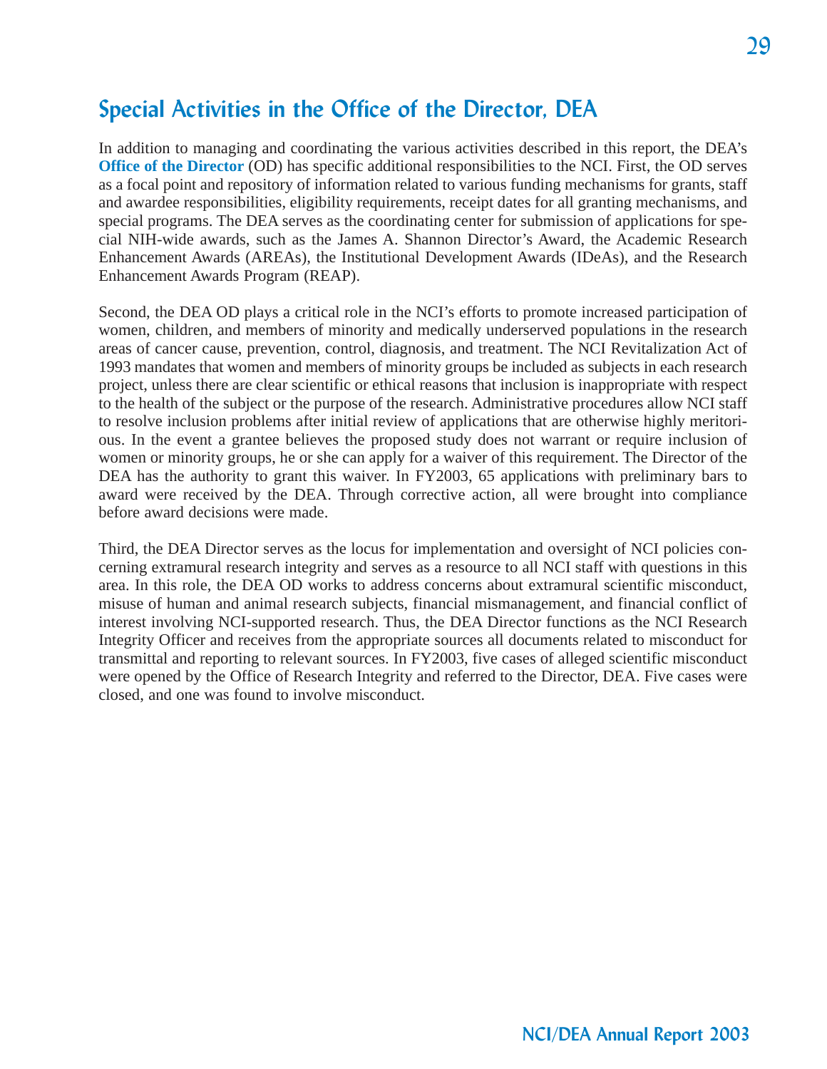## Special Activities in the Office of the Director, DEA

In addition to managing and coordinating the various activities described in this report, the DEA's **Office of the Director** (OD) has specific additional responsibilities to the NCI. First, the OD serves as a focal point and repository of information related to various funding mechanisms for grants, staff and awardee responsibilities, eligibility requirements, receipt dates for all granting mechanisms, and special programs. The DEA serves as the coordinating center for submission of applications for special NIH-wide awards, such as the James A. Shannon Director's Award, the Academic Research Enhancement Awards (AREAs), the Institutional Development Awards (IDeAs), and the Research Enhancement Awards Program (REAP).

Second, the DEA OD plays a critical role in the NCI's efforts to promote increased participation of women, children, and members of minority and medically underserved populations in the research areas of cancer cause, prevention, control, diagnosis, and treatment. The NCI Revitalization Act of 1993 mandates that women and members of minority groups be included as subjects in each research project, unless there are clear scientific or ethical reasons that inclusion is inappropriate with respect to the health of the subject or the purpose of the research. Administrative procedures allow NCI staff to resolve inclusion problems after initial review of applications that are otherwise highly meritorious. In the event a grantee believes the proposed study does not warrant or require inclusion of women or minority groups, he or she can apply for a waiver of this requirement. The Director of the DEA has the authority to grant this waiver. In FY2003, 65 applications with preliminary bars to award were received by the DEA. Through corrective action, all were brought into compliance before award decisions were made.

Third, the DEA Director serves as the locus for implementation and oversight of NCI policies concerning extramural research integrity and serves as a resource to all NCI staff with questions in this area. In this role, the DEA OD works to address concerns about extramural scientific misconduct, misuse of human and animal research subjects, financial mismanagement, and financial conflict of interest involving NCI-supported research. Thus, the DEA Director functions as the NCI Research Integrity Officer and receives from the appropriate sources all documents related to misconduct for transmittal and reporting to relevant sources. In FY2003, five cases of alleged scientific misconduct were opened by the Office of Research Integrity and referred to the Director, DEA. Five cases were closed, and one was found to involve misconduct.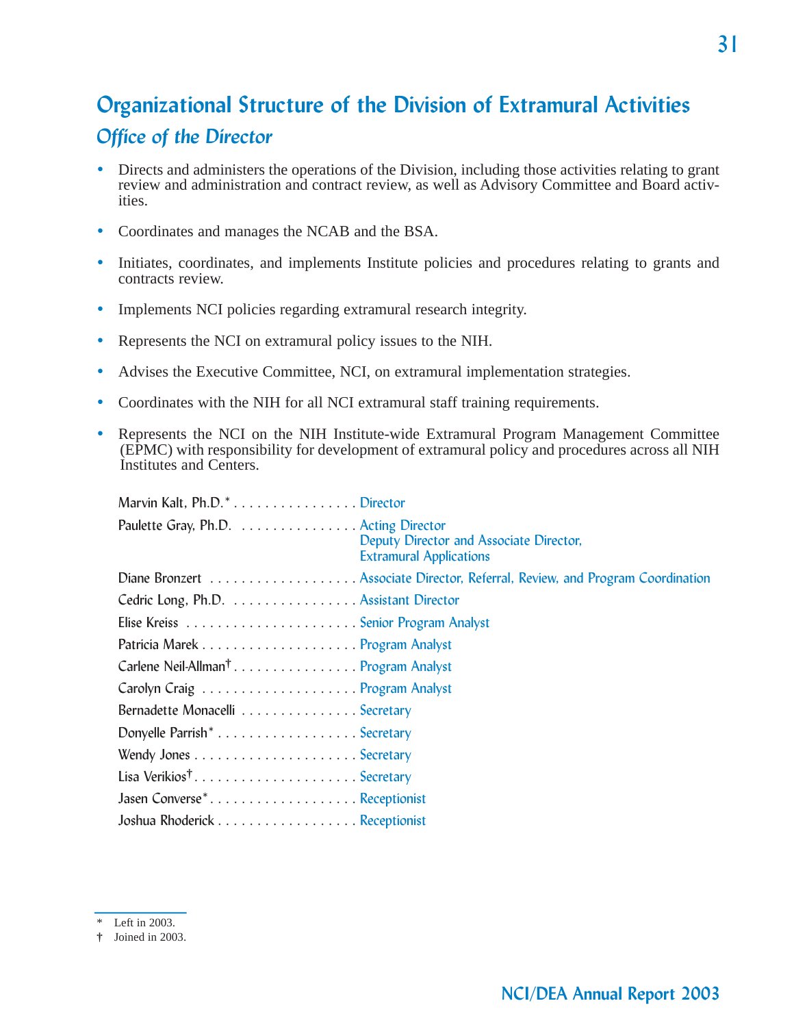# Organizational Structure of the Division of Extramural Activities

## Office of the Director

- Directs and administers the operations of the Division, including those activities relating to grant review and administration and contract review, as well as Advisory Committee and Board activities.
- Coordinates and manages the NCAB and the BSA.
- Initiates, coordinates, and implements Institute policies and procedures relating to grants and contracts review.
- Implements NCI policies regarding extramural research integrity.
- Represents the NCI on extramural policy issues to the NIH.
- Advises the Executive Committee, NCI, on extramural implementation strategies.
- Coordinates with the NIH for all NCI extramural staff training requirements.
- Represents the NCI on the NIH Institute-wide Extramural Program Management Committee (EPMC) with responsibility for development of extramural policy and procedures across all NIH Institutes and Centers.

| Name | Title |
|---|---|
| Marvin Kalt, Ph.D.* | Director |
| Paulette Gray, Ph.D. | Acting Director<br>Deputy Director and Associate Director, Extramural Applications |
| Diane Bronzert | Associate Director, Referral, Review, and Program Coordination |
| Cedric Long, Ph.D. | Assistant Director |
| Elise Kreiss | Senior Program Analyst |
| Patricia Marek | Program Analyst |
| Carlene Neil-Allman† | Program Analyst |
| Carolyn Craig | Program Analyst |
| Bernadette Monacelli | Secretary |
| Donyelle Parrish* | Secretary |
| Wendy Jones | Secretary |
| Lisa Verikios† | Secretary |
| Jasen Converse* | Receptionist |
| Joshua Rhoderick | Receptionist |

\* Left in 2003.
† Joined in 2003.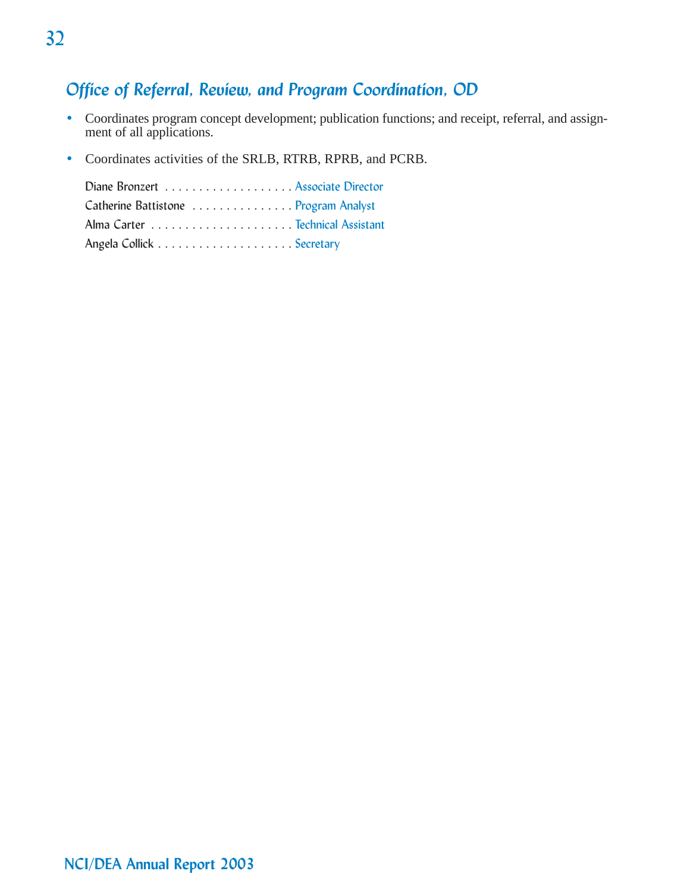## Office of Referral, Review, and Program Coordination, OD

- Coordinates program concept development; publication functions; and receipt, referral, and assignment of all applications.
- Coordinates activities of the SRLB, RTRB, RPRB, and PCRB.

Diane Bronzert . . . . . . . . . . . . . . . . . . . Associate Director
Catherine Battistone . . . . . . . . . . . . . . . Program Analyst
Alma Carter . . . . . . . . . . . . . . . . . . . . . Technical Assistant
Angela Collick . . . . . . . . . . . . . . . . . . . . Secretary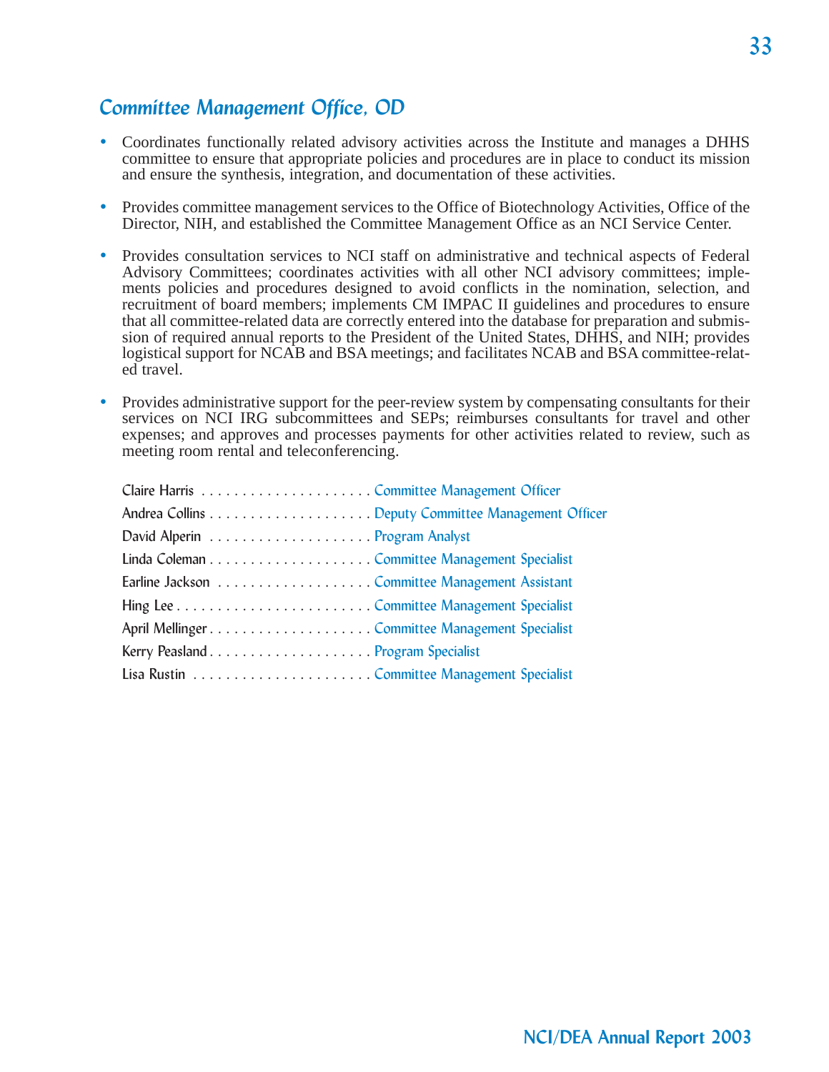## Committee Management Office, OD

- Coordinates functionally related advisory activities across the Institute and manages a DHHS committee to ensure that appropriate policies and procedures are in place to conduct its mission and ensure the synthesis, integration, and documentation of these activities.

- Provides committee management services to the Office of Biotechnology Activities, Office of the Director, NIH, and established the Committee Management Office as an NCI Service Center.

- Provides consultation services to NCI staff on administrative and technical aspects of Federal Advisory Committees; coordinates activities with all other NCI advisory committees; implements policies and procedures designed to avoid conflicts in the nomination, selection, and recruitment of board members; implements CM IMPAC II guidelines and procedures to ensure that all committee-related data are correctly entered into the database for preparation and submission of required annual reports to the President of the United States, DHHS, and NIH; provides logistical support for NCAB and BSA meetings; and facilitates NCAB and BSA committee-related travel.

- Provides administrative support for the peer-review system by compensating consultants for their services on NCI IRG subcommittees and SEPs; reimburses consultants for travel and other expenses; and approves and processes payments for other activities related to review, such as meeting room rental and teleconferencing.

Claire Harris . . . . . . . . . . . . . . . . . . . . . Committee Management Officer
Andrea Collins . . . . . . . . . . . . . . . . . . . . Deputy Committee Management Officer
David Alperin . . . . . . . . . . . . . . . . . . . . Program Analyst
Linda Coleman . . . . . . . . . . . . . . . . . . . . Committee Management Specialist
Earline Jackson . . . . . . . . . . . . . . . . . . . Committee Management Assistant
Hing Lee . . . . . . . . . . . . . . . . . . . . . . . . Committee Management Specialist
April Mellinger . . . . . . . . . . . . . . . . . . . . Committee Management Specialist
Kerry Peasland . . . . . . . . . . . . . . . . . . . . Program Specialist
Lisa Rustin . . . . . . . . . . . . . . . . . . . . . . Committee Management Specialist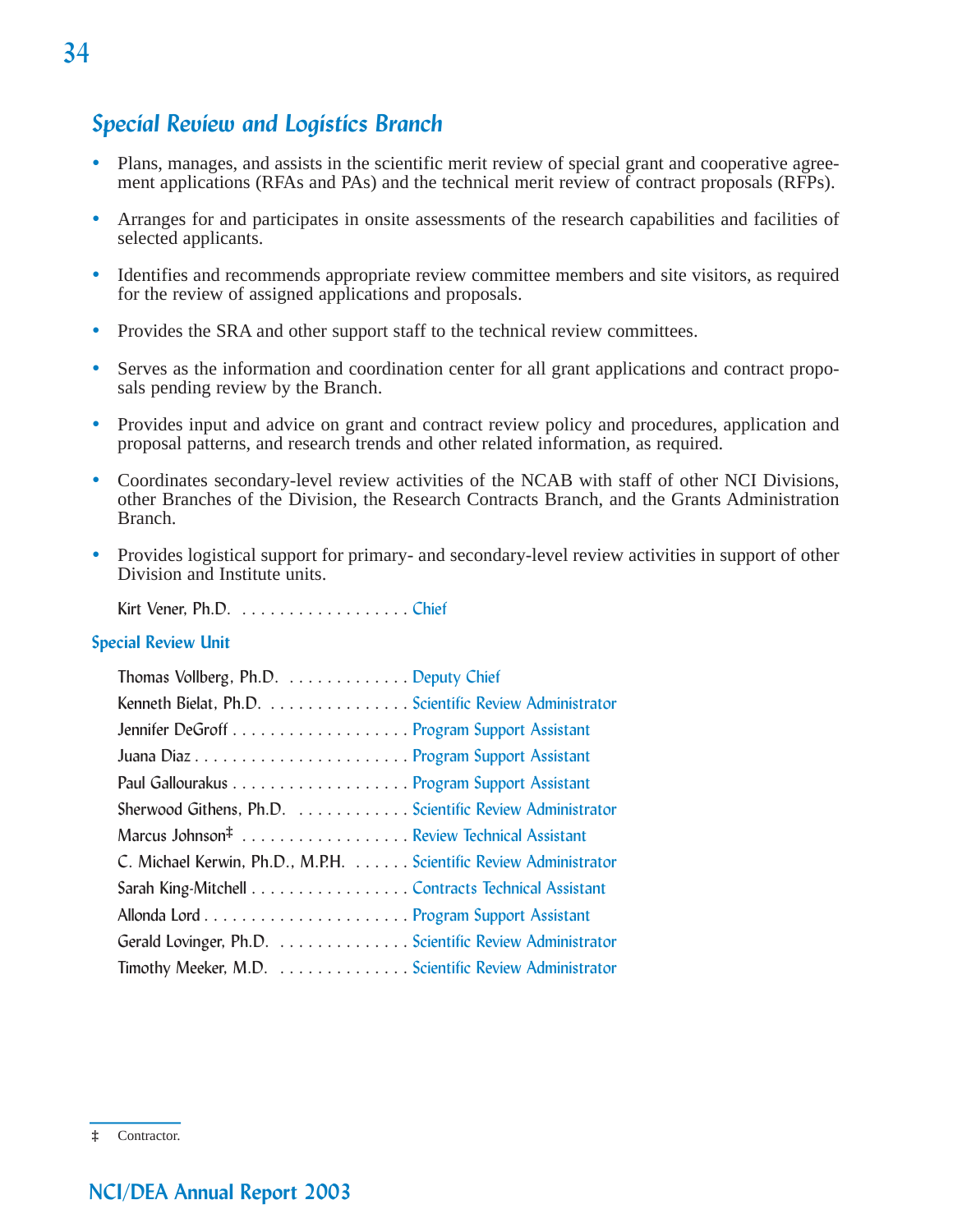## Special Review and Logistics Branch

- Plans, manages, and assists in the scientific merit review of special grant and cooperative agreement applications (RFAs and PAs) and the technical merit review of contract proposals (RFPs).
- Arranges for and participates in onsite assessments of the research capabilities and facilities of selected applicants.
- Identifies and recommends appropriate review committee members and site visitors, as required for the review of assigned applications and proposals.
- Provides the SRA and other support staff to the technical review committees.
- Serves as the information and coordination center for all grant applications and contract proposals pending review by the Branch.
- Provides input and advice on grant and contract review policy and procedures, application and proposal patterns, and research trends and other related information, as required.
- Coordinates secondary-level review activities of the NCAB with staff of other NCI Divisions, other Branches of the Division, the Research Contracts Branch, and the Grants Administration Branch.
- Provides logistical support for primary- and secondary-level review activities in support of other Division and Institute units.

Kirt Vener, Ph.D. . . . . . . . . . . . . . . . . . . Chief

### Special Review Unit

Thomas Vollberg, Ph.D. . . . . . . . . . . . . . Deputy Chief
Kenneth Bielat, Ph.D. . . . . . . . . . . . . . . . Scientific Review Administrator
Jennifer DeGroff . . . . . . . . . . . . . . . . . . . Program Support Assistant
Juana Diaz . . . . . . . . . . . . . . . . . . . . . . . Program Support Assistant
Paul Gallourakus . . . . . . . . . . . . . . . . . . . Program Support Assistant
Sherwood Githens, Ph.D. . . . . . . . . . . . . Scientific Review Administrator
Marcus Johnson‡ . . . . . . . . . . . . . . . . . . Review Technical Assistant
C. Michael Kerwin, Ph.D., M.P.H. . . . . . . Scientific Review Administrator
Sarah King-Mitchell . . . . . . . . . . . . . . . . . Contracts Technical Assistant
Allonda Lord . . . . . . . . . . . . . . . . . . . . . . Program Support Assistant
Gerald Lovinger, Ph.D. . . . . . . . . . . . . . . Scientific Review Administrator
Timothy Meeker, M.D. . . . . . . . . . . . . . . Scientific Review Administrator

‡ Contractor.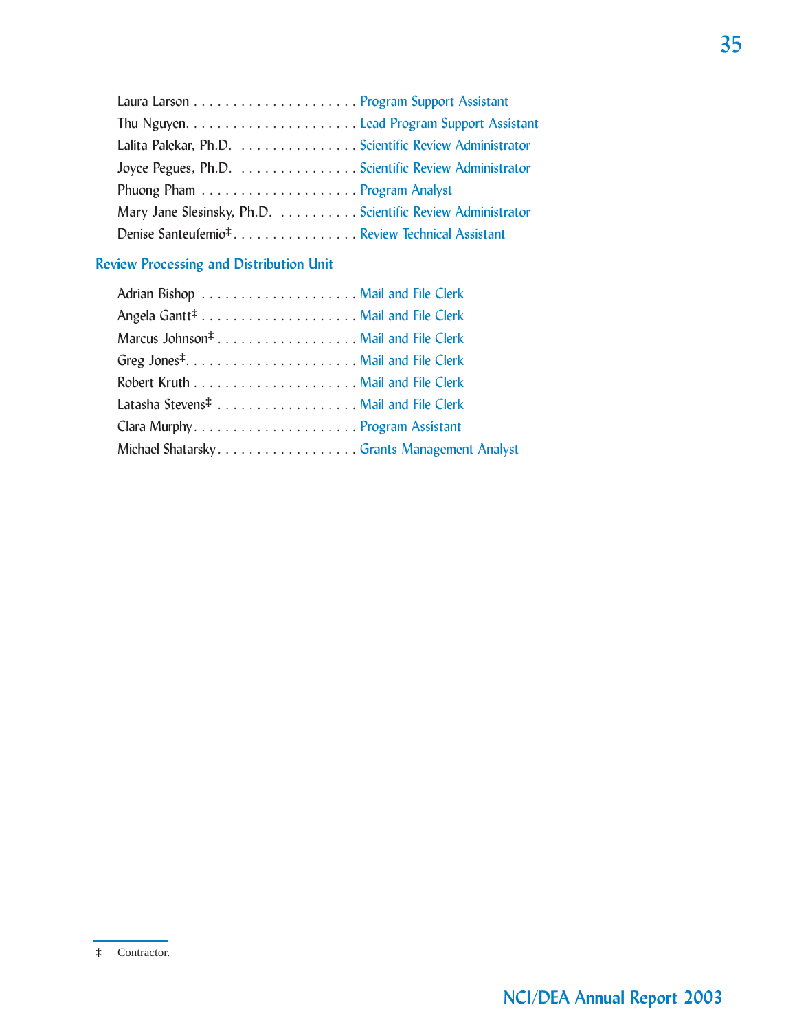Laura Larson . . . . . . . . . . . . . . . . . . . . . Program Support Assistant

Thu Nguyen. . . . . . . . . . . . . . . . . . . . . . Lead Program Support Assistant

Lalita Palekar, Ph.D. . . . . . . . . . . . . . . . Scientific Review Administrator

Joyce Pegues, Ph.D. . . . . . . . . . . . . . . . Scientific Review Administrator

Phuong Pham . . . . . . . . . . . . . . . . . . . . Program Analyst

Mary Jane Slesinsky, Ph.D. . . . . . . . . . . Scientific Review Administrator

Denise Santeufemio‡ . . . . . . . . . . . . . . . . Review Technical Assistant

## Review Processing and Distribution Unit

Adrian Bishop . . . . . . . . . . . . . . . . . . . . Mail and File Clerk

Angela Gantt‡ . . . . . . . . . . . . . . . . . . . . Mail and File Clerk

Marcus Johnson‡ . . . . . . . . . . . . . . . . . . Mail and File Clerk

Greg Jones‡. . . . . . . . . . . . . . . . . . . . . . Mail and File Clerk

Robert Kruth . . . . . . . . . . . . . . . . . . . . . Mail and File Clerk

Latasha Stevens‡ . . . . . . . . . . . . . . . . . . Mail and File Clerk

Clara Murphy. . . . . . . . . . . . . . . . . . . . . Program Assistant

Michael Shatarsky. . . . . . . . . . . . . . . . . . Grants Management Analyst

‡ Contractor.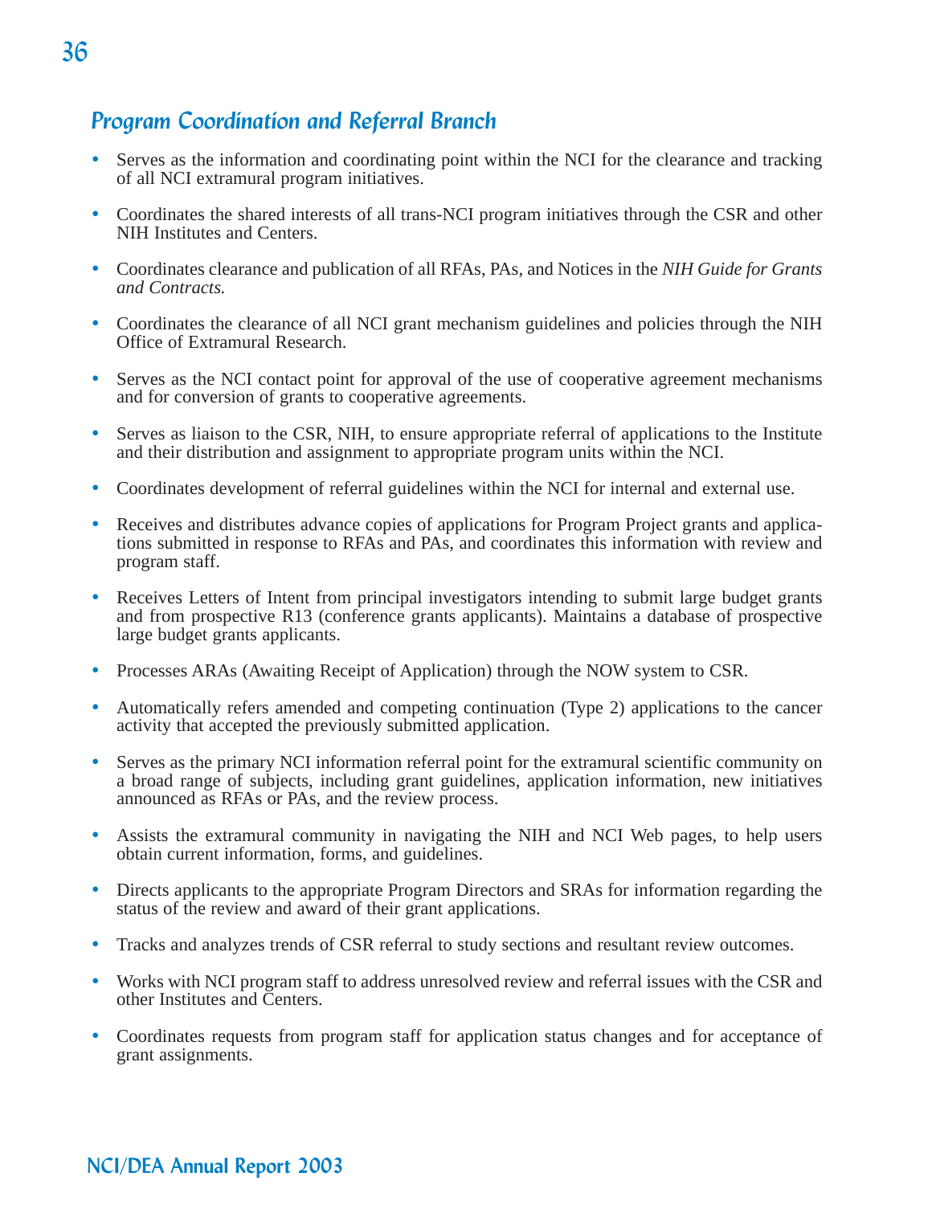## Program Coordination and Referral Branch

- Serves as the information and coordinating point within the NCI for the clearance and tracking of all NCI extramural program initiatives.
- Coordinates the shared interests of all trans-NCI program initiatives through the CSR and other NIH Institutes and Centers.
- Coordinates clearance and publication of all RFAs, PAs, and Notices in the *NIH Guide for Grants and Contracts.*
- Coordinates the clearance of all NCI grant mechanism guidelines and policies through the NIH Office of Extramural Research.
- Serves as the NCI contact point for approval of the use of cooperative agreement mechanisms and for conversion of grants to cooperative agreements.
- Serves as liaison to the CSR, NIH, to ensure appropriate referral of applications to the Institute and their distribution and assignment to appropriate program units within the NCI.
- Coordinates development of referral guidelines within the NCI for internal and external use.
- Receives and distributes advance copies of applications for Program Project grants and applications submitted in response to RFAs and PAs, and coordinates this information with review and program staff.
- Receives Letters of Intent from principal investigators intending to submit large budget grants and from prospective R13 (conference grants applicants). Maintains a database of prospective large budget grants applicants.
- Processes ARAs (Awaiting Receipt of Application) through the NOW system to CSR.
- Automatically refers amended and competing continuation (Type 2) applications to the cancer activity that accepted the previously submitted application.
- Serves as the primary NCI information referral point for the extramural scientific community on a broad range of subjects, including grant guidelines, application information, new initiatives announced as RFAs or PAs, and the review process.
- Assists the extramural community in navigating the NIH and NCI Web pages, to help users obtain current information, forms, and guidelines.
- Directs applicants to the appropriate Program Directors and SRAs for information regarding the status of the review and award of their grant applications.
- Tracks and analyzes trends of CSR referral to study sections and resultant review outcomes.
- Works with NCI program staff to address unresolved review and referral issues with the CSR and other Institutes and Centers.
- Coordinates requests from program staff for application status changes and for acceptance of grant assignments.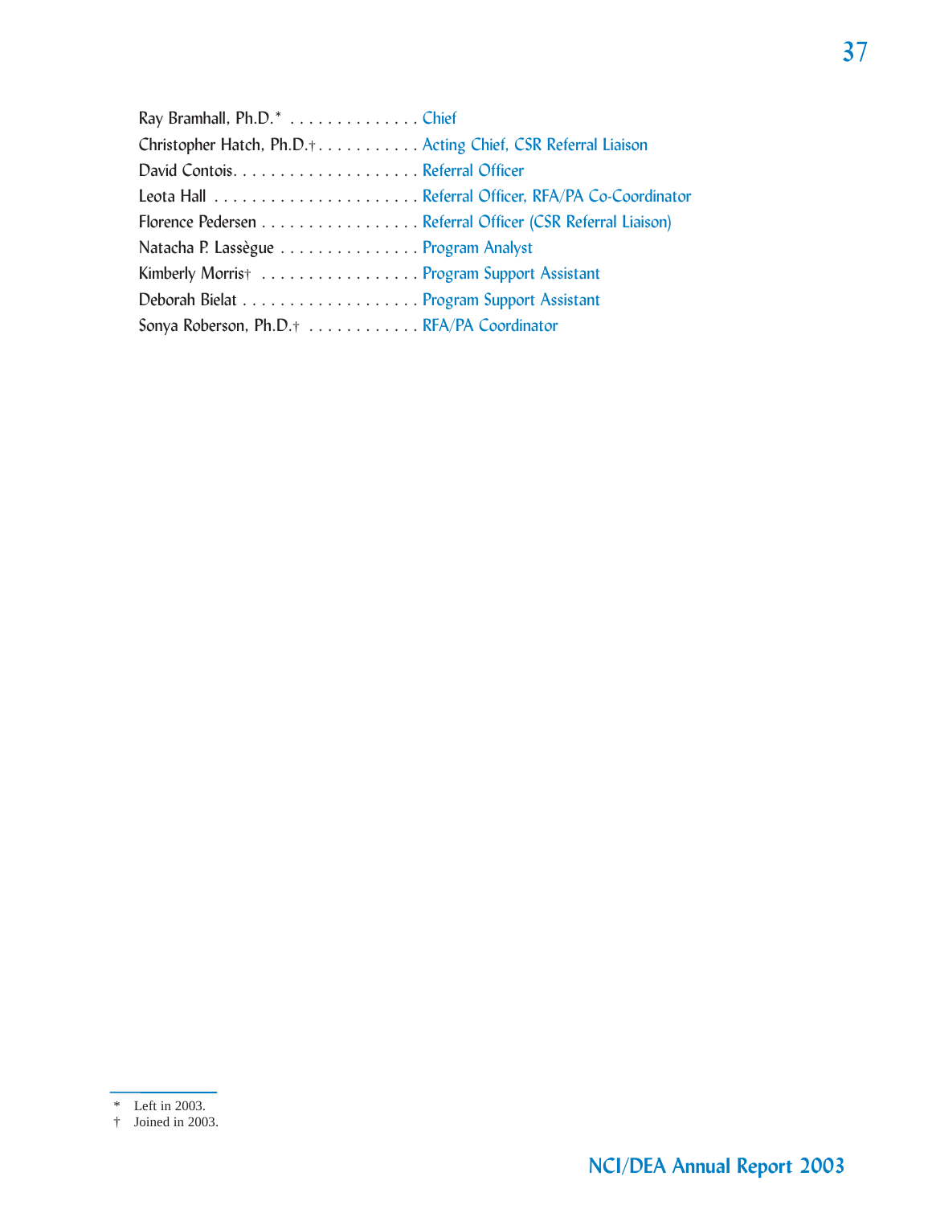Ray Bramhall, Ph.D.* . . . . . . . . . . . . . . . Chief

Christopher Hatch, Ph.D.† . . . . . . . . . . . . Acting Chief, CSR Referral Liaison

David Contois. . . . . . . . . . . . . . . . . . . . . Referral Officer

Leota Hall . . . . . . . . . . . . . . . . . . . . . . . Referral Officer, RFA/PA Co-Coordinator

Florence Pedersen . . . . . . . . . . . . . . . . . . Referral Officer (CSR Referral Liaison)

Natacha P. Lassègue . . . . . . . . . . . . . . . . Program Analyst

Kimberly Morris† . . . . . . . . . . . . . . . . . . Program Support Assistant

Deborah Bielat . . . . . . . . . . . . . . . . . . . . Program Support Assistant

Sonya Roberson, Ph.D.† . . . . . . . . . . . . . RFA/PA Coordinator

---

\* Left in 2003.

† Joined in 2003.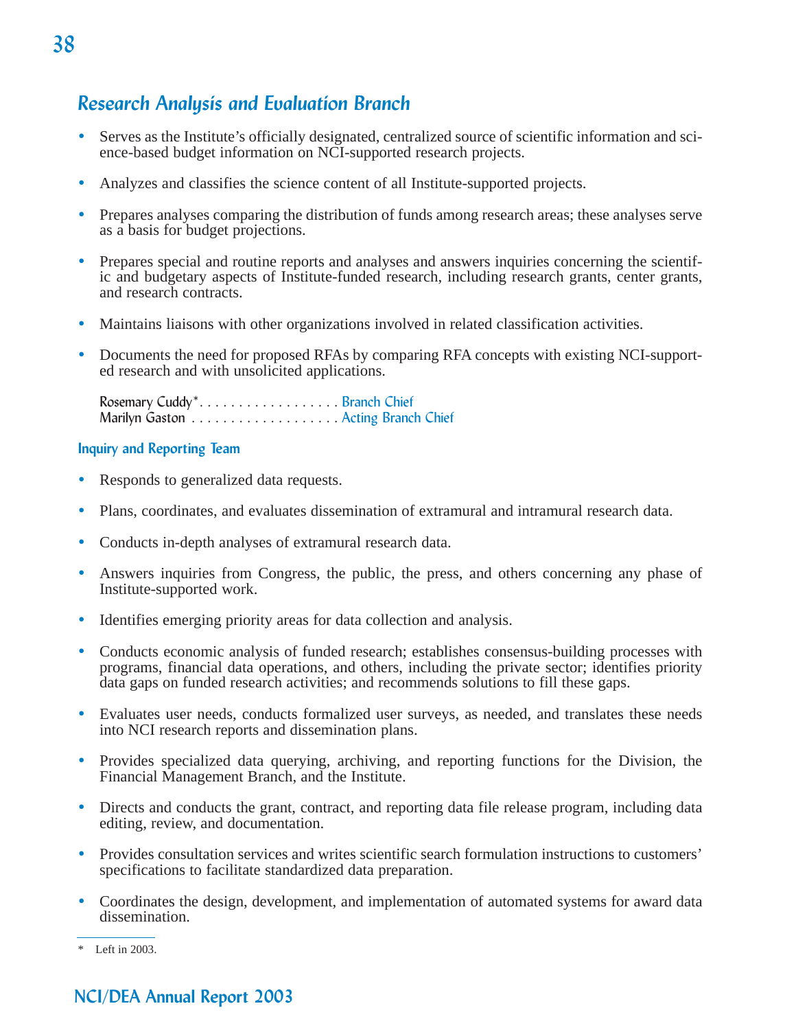## Research Analysis and Evaluation Branch

- Serves as the Institute's officially designated, centralized source of scientific information and science-based budget information on NCI-supported research projects.
- Analyzes and classifies the science content of all Institute-supported projects.
- Prepares analyses comparing the distribution of funds among research areas; these analyses serve as a basis for budget projections.
- Prepares special and routine reports and analyses and answers inquiries concerning the scientific and budgetary aspects of Institute-funded research, including research grants, center grants, and research contracts.
- Maintains liaisons with other organizations involved in related classification activities.
- Documents the need for proposed RFAs by comparing RFA concepts with existing NCI-supported research and with unsolicited applications.

Rosemary Cuddy* . . . . . . . . . . . . . . . . . . Branch Chief
Marilyn Gaston . . . . . . . . . . . . . . . . . . . Acting Branch Chief

### Inquiry and Reporting Team

- Responds to generalized data requests.
- Plans, coordinates, and evaluates dissemination of extramural and intramural research data.
- Conducts in-depth analyses of extramural research data.
- Answers inquiries from Congress, the public, the press, and others concerning any phase of Institute-supported work.
- Identifies emerging priority areas for data collection and analysis.
- Conducts economic analysis of funded research; establishes consensus-building processes with programs, financial data operations, and others, including the private sector; identifies priority data gaps on funded research activities; and recommends solutions to fill these gaps.
- Evaluates user needs, conducts formalized user surveys, as needed, and translates these needs into NCI research reports and dissemination plans.
- Provides specialized data querying, archiving, and reporting functions for the Division, the Financial Management Branch, and the Institute.
- Directs and conducts the grant, contract, and reporting data file release program, including data editing, review, and documentation.
- Provides consultation services and writes scientific search formulation instructions to customers' specifications to facilitate standardized data preparation.
- Coordinates the design, development, and implementation of automated systems for award data dissemination.

---

* Left in 2003.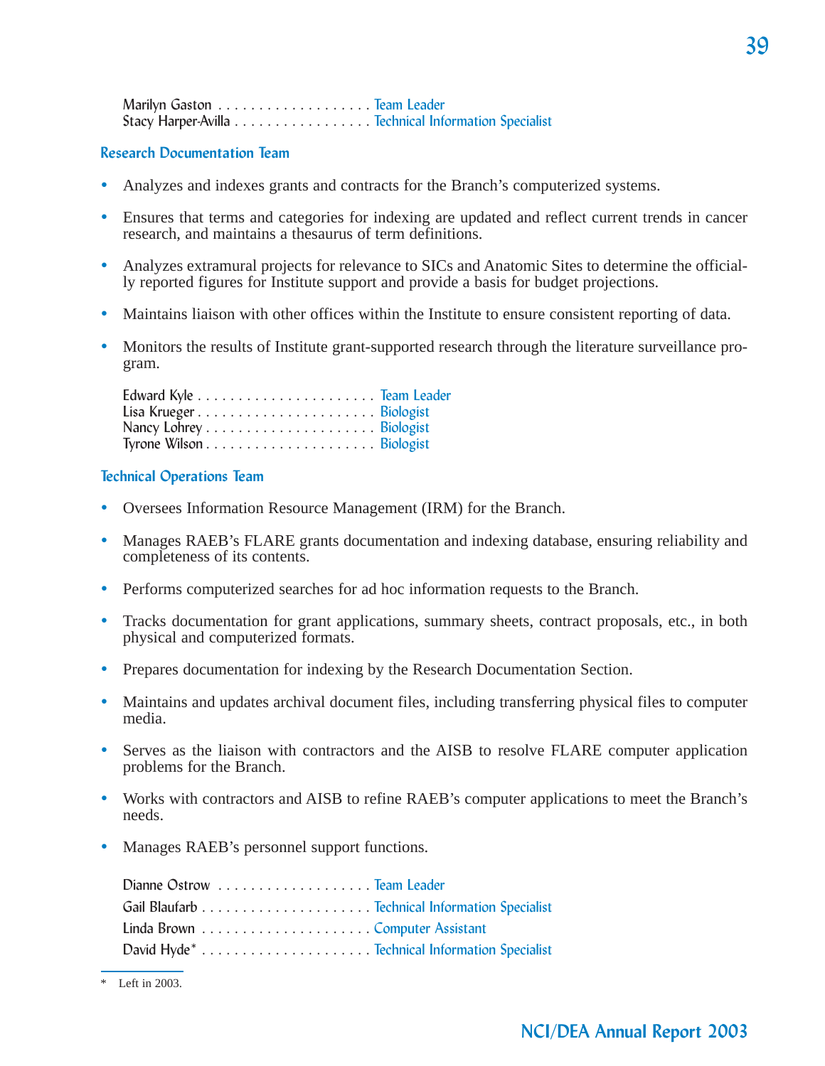Marilyn Gaston . . . . . . . . . . . . . . . . . . . Team Leader
Stacy Harper-Avilla . . . . . . . . . . . . . . . . . Technical Information Specialist

### Research Documentation Team

- Analyzes and indexes grants and contracts for the Branch's computerized systems.
- Ensures that terms and categories for indexing are updated and reflect current trends in cancer research, and maintains a thesaurus of term definitions.
- Analyzes extramural projects for relevance to SICs and Anatomic Sites to determine the officially reported figures for Institute support and provide a basis for budget projections.
- Maintains liaison with other offices within the Institute to ensure consistent reporting of data.
- Monitors the results of Institute grant-supported research through the literature surveillance program.

Edward Kyle . . . . . . . . . . . . . . . . . . . . . . Team Leader
Lisa Krueger . . . . . . . . . . . . . . . . . . . . . . Biologist
Nancy Lohrey . . . . . . . . . . . . . . . . . . . . . Biologist
Tyrone Wilson . . . . . . . . . . . . . . . . . . . . . Biologist

### Technical Operations Team

- Oversees Information Resource Management (IRM) for the Branch.
- Manages RAEB's FLARE grants documentation and indexing database, ensuring reliability and completeness of its contents.
- Performs computerized searches for ad hoc information requests to the Branch.
- Tracks documentation for grant applications, summary sheets, contract proposals, etc., in both physical and computerized formats.
- Prepares documentation for indexing by the Research Documentation Section.
- Maintains and updates archival document files, including transferring physical files to computer media.
- Serves as the liaison with contractors and the AISB to resolve FLARE computer application problems for the Branch.
- Works with contractors and AISB to refine RAEB's computer applications to meet the Branch's needs.
- Manages RAEB's personnel support functions.

Dianne Ostrow . . . . . . . . . . . . . . . . . . . Team Leader
Gail Blaufarb . . . . . . . . . . . . . . . . . . . . . Technical Information Specialist
Linda Brown . . . . . . . . . . . . . . . . . . . . . Computer Assistant
David Hyde* . . . . . . . . . . . . . . . . . . . . . Technical Information Specialist

\* Left in 2003.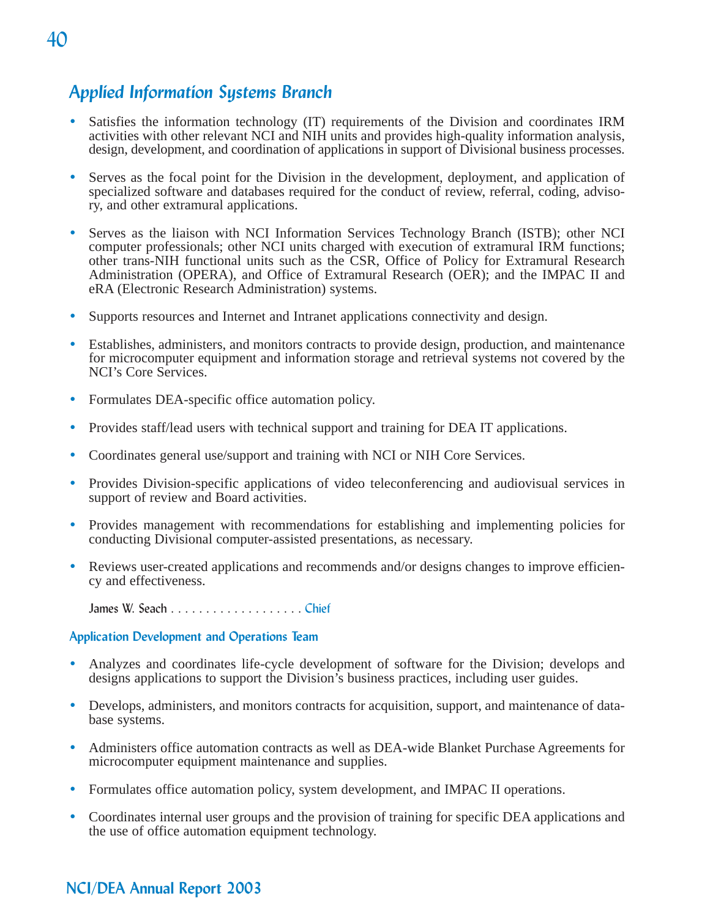## Applied Information Systems Branch

- Satisfies the information technology (IT) requirements of the Division and coordinates IRM activities with other relevant NCI and NIH units and provides high-quality information analysis, design, development, and coordination of applications in support of Divisional business processes.
- Serves as the focal point for the Division in the development, deployment, and application of specialized software and databases required for the conduct of review, referral, coding, advisory, and other extramural applications.
- Serves as the liaison with NCI Information Services Technology Branch (ISTB); other NCI computer professionals; other NCI units charged with execution of extramural IRM functions; other trans-NIH functional units such as the CSR, Office of Policy for Extramural Research Administration (OPERA), and Office of Extramural Research (OER); and the IMPAC II and eRA (Electronic Research Administration) systems.
- Supports resources and Internet and Intranet applications connectivity and design.
- Establishes, administers, and monitors contracts to provide design, production, and maintenance for microcomputer equipment and information storage and retrieval systems not covered by the NCI's Core Services.
- Formulates DEA-specific office automation policy.
- Provides staff/lead users with technical support and training for DEA IT applications.
- Coordinates general use/support and training with NCI or NIH Core Services.
- Provides Division-specific applications of video teleconferencing and audiovisual services in support of review and Board activities.
- Provides management with recommendations for establishing and implementing policies for conducting Divisional computer-assisted presentations, as necessary.
- Reviews user-created applications and recommends and/or designs changes to improve efficiency and effectiveness.

James W. Seach . . . . . . . . . . . . . . . . . . . Chief

### Application Development and Operations Team

- Analyzes and coordinates life-cycle development of software for the Division; develops and designs applications to support the Division's business practices, including user guides.
- Develops, administers, and monitors contracts for acquisition, support, and maintenance of database systems.
- Administers office automation contracts as well as DEA-wide Blanket Purchase Agreements for microcomputer equipment maintenance and supplies.
- Formulates office automation policy, system development, and IMPAC II operations.
- Coordinates internal user groups and the provision of training for specific DEA applications and the use of office automation equipment technology.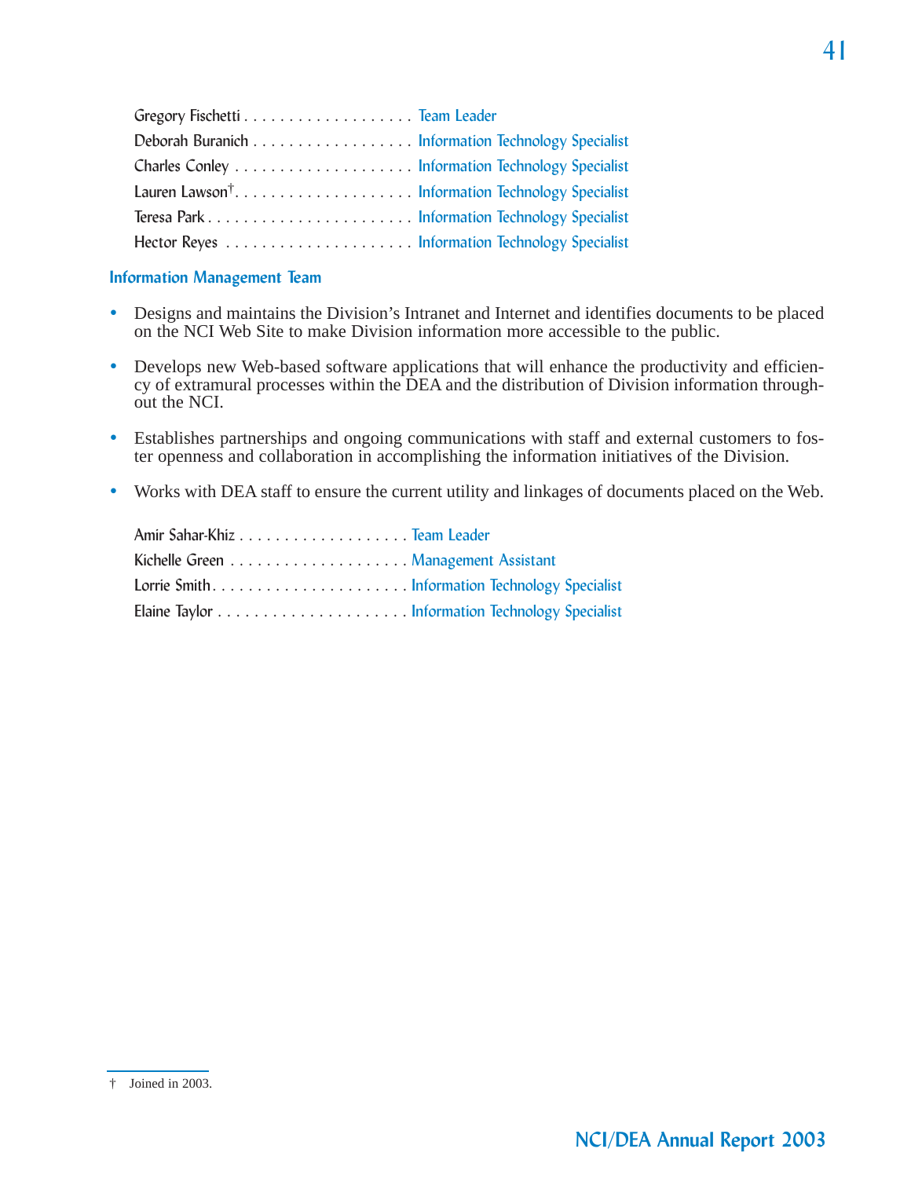Gregory Fischetti . . . . . . . . . . . . . . . . . . . Team Leader
Deborah Buranich . . . . . . . . . . . . . . . . . . Information Technology Specialist
Charles Conley . . . . . . . . . . . . . . . . . . . . Information Technology Specialist
Lauren Lawson† . . . . . . . . . . . . . . . . . . . . Information Technology Specialist
Teresa Park . . . . . . . . . . . . . . . . . . . . . . . Information Technology Specialist
Hector Reyes . . . . . . . . . . . . . . . . . . . . . Information Technology Specialist

### Information Management Team

- Designs and maintains the Division's Intranet and Internet and identifies documents to be placed on the NCI Web Site to make Division information more accessible to the public.
- Develops new Web-based software applications that will enhance the productivity and efficiency of extramural processes within the DEA and the distribution of Division information throughout the NCI.
- Establishes partnerships and ongoing communications with staff and external customers to foster openness and collaboration in accomplishing the information initiatives of the Division.
- Works with DEA staff to ensure the current utility and linkages of documents placed on the Web.

Amir Sahar-Khiz . . . . . . . . . . . . . . . . . . . Team Leader
Kichelle Green . . . . . . . . . . . . . . . . . . . . Management Assistant
Lorrie Smith . . . . . . . . . . . . . . . . . . . . . . Information Technology Specialist
Elaine Taylor . . . . . . . . . . . . . . . . . . . . . Information Technology Specialist

† Joined in 2003.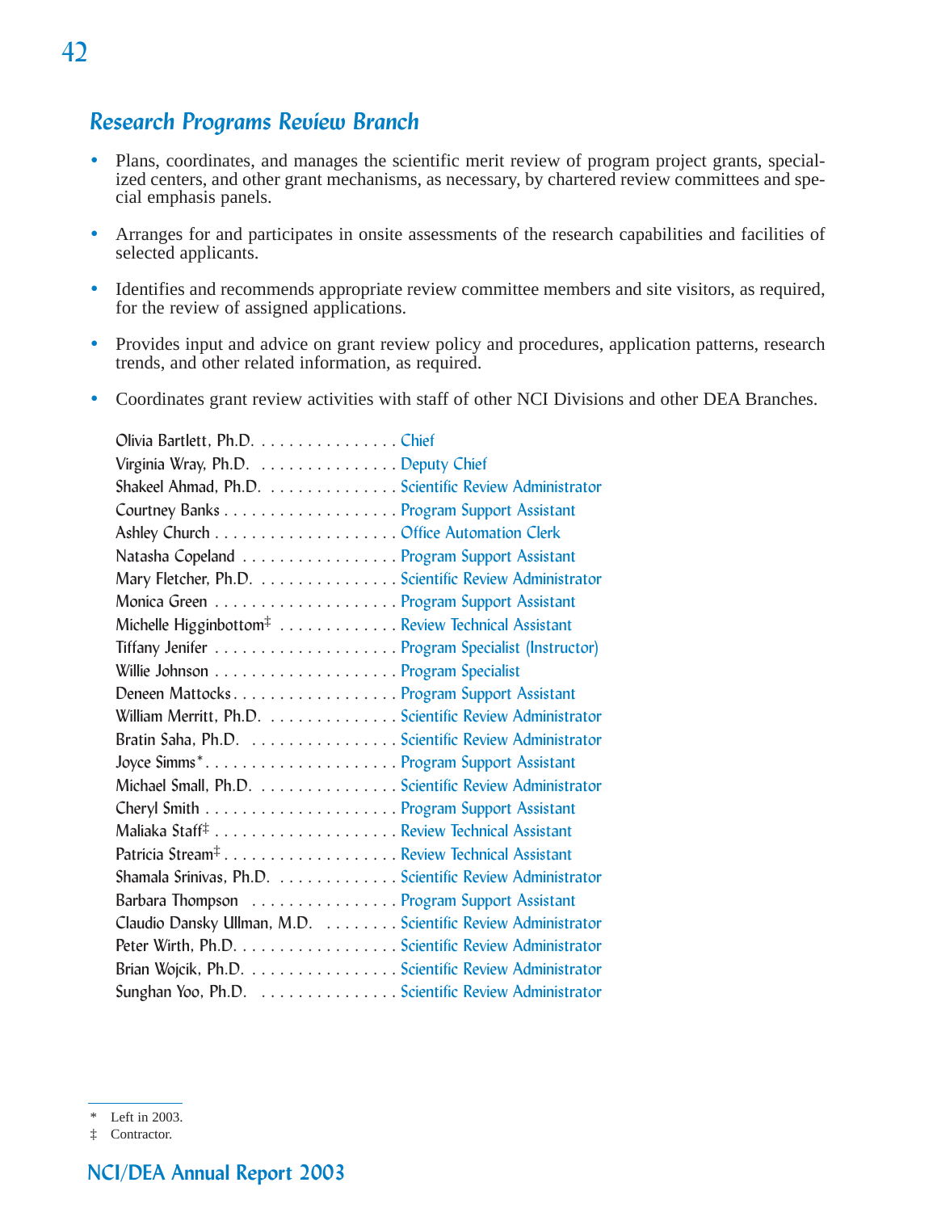## Research Programs Review Branch

- Plans, coordinates, and manages the scientific merit review of program project grants, specialized centers, and other grant mechanisms, as necessary, by chartered review committees and special emphasis panels.
- Arranges for and participates in onsite assessments of the research capabilities and facilities of selected applicants.
- Identifies and recommends appropriate review committee members and site visitors, as required, for the review of assigned applications.
- Provides input and advice on grant review policy and procedures, application patterns, research trends, and other related information, as required.
- Coordinates grant review activities with staff of other NCI Divisions and other DEA Branches.

Olivia Bartlett, Ph.D. . . . . . . . . . . . . . . . Chief
Virginia Wray, Ph.D. . . . . . . . . . . . . . . . Deputy Chief
Shakeel Ahmad, Ph.D. . . . . . . . . . . . . . . Scientific Review Administrator
Courtney Banks . . . . . . . . . . . . . . . . . . . Program Support Assistant
Ashley Church . . . . . . . . . . . . . . . . . . . . Office Automation Clerk
Natasha Copeland . . . . . . . . . . . . . . . . . Program Support Assistant
Mary Fletcher, Ph.D. . . . . . . . . . . . . . . . Scientific Review Administrator
Monica Green . . . . . . . . . . . . . . . . . . . . Program Support Assistant
Michelle Higginbottom‡ . . . . . . . . . . . . . Review Technical Assistant
Tiffany Jenifer . . . . . . . . . . . . . . . . . . . . Program Specialist (Instructor)
Willie Johnson . . . . . . . . . . . . . . . . . . . . Program Specialist
Deneen Mattocks . . . . . . . . . . . . . . . . . . Program Support Assistant
William Merritt, Ph.D. . . . . . . . . . . . . . . Scientific Review Administrator
Bratin Saha, Ph.D. . . . . . . . . . . . . . . . . Scientific Review Administrator
Joyce Simms* . . . . . . . . . . . . . . . . . . . . . Program Support Assistant
Michael Small, Ph.D. . . . . . . . . . . . . . . . Scientific Review Administrator
Cheryl Smith . . . . . . . . . . . . . . . . . . . . . Program Support Assistant
Maliaka Staff‡ . . . . . . . . . . . . . . . . . . . . Review Technical Assistant
Patricia Stream‡ . . . . . . . . . . . . . . . . . . . Review Technical Assistant
Shamala Srinivas, Ph.D. . . . . . . . . . . . . . Scientific Review Administrator
Barbara Thompson . . . . . . . . . . . . . . . . Program Support Assistant
Claudio Dansky Ullman, M.D. . . . . . . . . Scientific Review Administrator
Peter Wirth, Ph.D. . . . . . . . . . . . . . . . . . Scientific Review Administrator
Brian Wojcik, Ph.D. . . . . . . . . . . . . . . . . Scientific Review Administrator
Sunghan Yoo, Ph.D. . . . . . . . . . . . . . . . Scientific Review Administrator

\* Left in 2003.
‡ Contractor.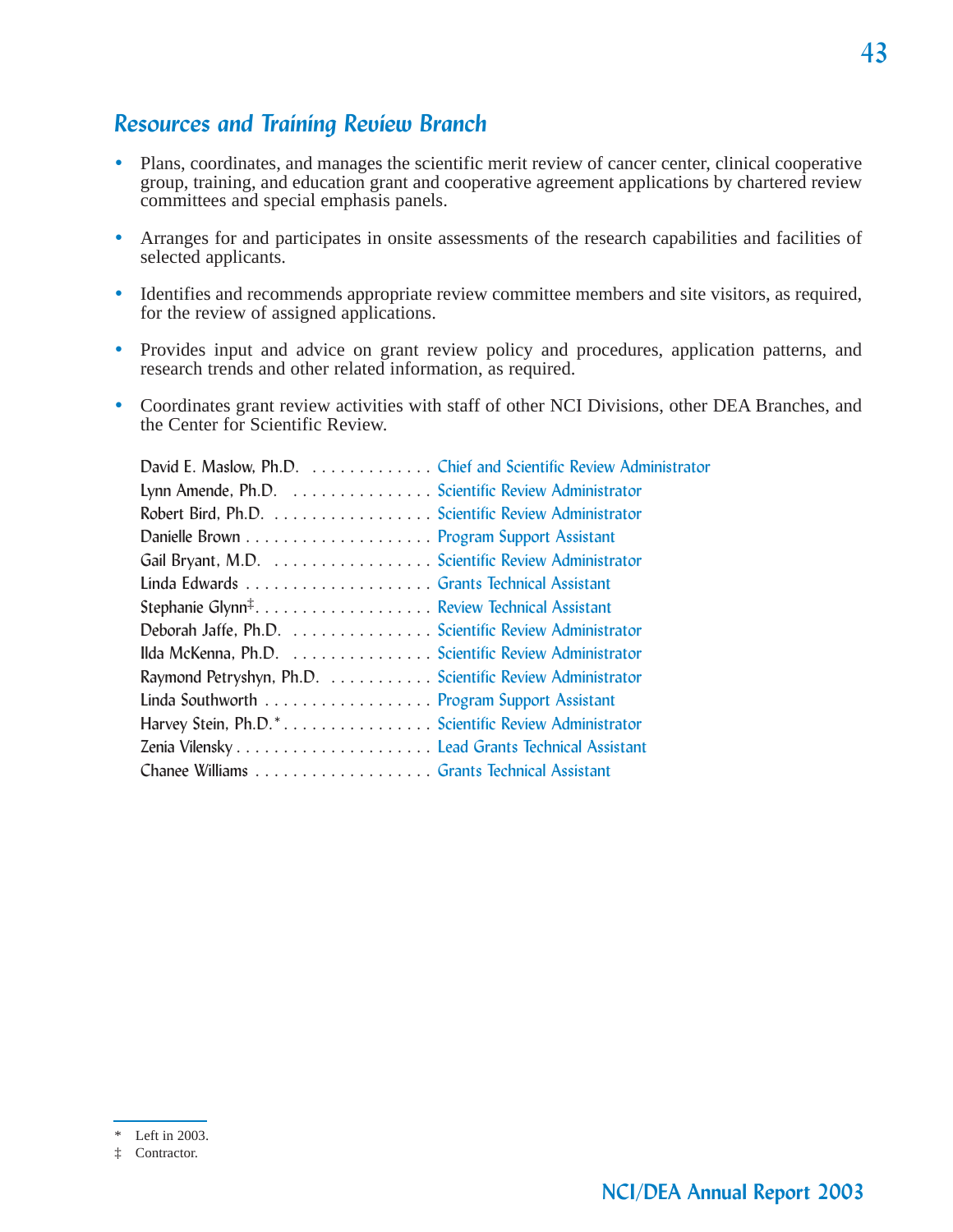## *Resources and Training Review Branch*

- Plans, coordinates, and manages the scientific merit review of cancer center, clinical cooperative group, training, and education grant and cooperative agreement applications by chartered review committees and special emphasis panels.

- Arranges for and participates in onsite assessments of the research capabilities and facilities of selected applicants.

- Identifies and recommends appropriate review committee members and site visitors, as required, for the review of assigned applications.

- Provides input and advice on grant review policy and procedures, application patterns, and research trends and other related information, as required.

- Coordinates grant review activities with staff of other NCI Divisions, other DEA Branches, and the Center for Scientific Review.

David E. Maslow, Ph.D. . . . . . . . . . . . . . Chief and Scientific Review Administrator
Lynn Amende, Ph.D. . . . . . . . . . . . . . . . Scientific Review Administrator
Robert Bird, Ph.D. . . . . . . . . . . . . . . . . . Scientific Review Administrator
Danielle Brown . . . . . . . . . . . . . . . . . . . . Program Support Assistant
Gail Bryant, M.D. . . . . . . . . . . . . . . . . . Scientific Review Administrator
Linda Edwards . . . . . . . . . . . . . . . . . . . . Grants Technical Assistant
Stephanie Glynn‡. . . . . . . . . . . . . . . . . . . Review Technical Assistant
Deborah Jaffe, Ph.D. . . . . . . . . . . . . . . . Scientific Review Administrator
Ilda McKenna, Ph.D. . . . . . . . . . . . . . . . Scientific Review Administrator
Raymond Petryshyn, Ph.D. . . . . . . . . . . . Scientific Review Administrator
Linda Southworth . . . . . . . . . . . . . . . . . . Program Support Assistant
Harvey Stein, Ph.D.* . . . . . . . . . . . . . . . . Scientific Review Administrator
Zenia Vilensky . . . . . . . . . . . . . . . . . . . . . Lead Grants Technical Assistant
Chanee Williams . . . . . . . . . . . . . . . . . . . Grants Technical Assistant

\* Left in 2003.
‡ Contractor.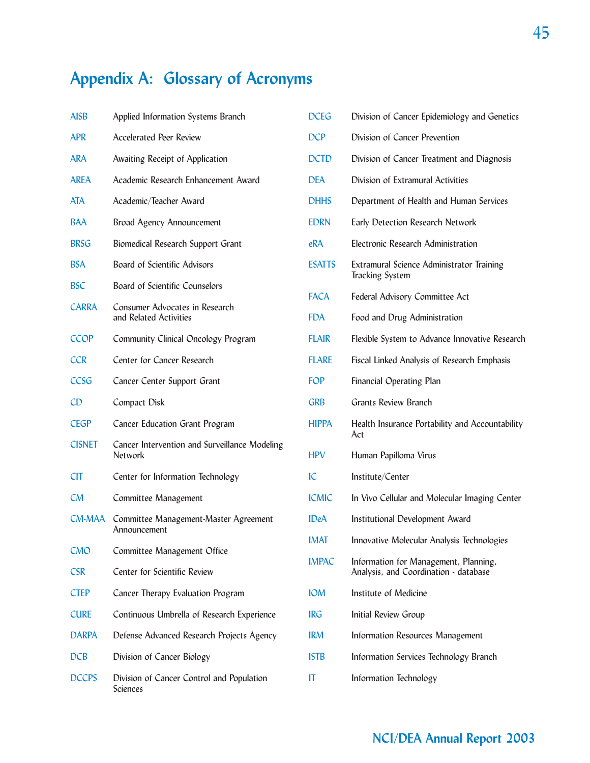# Appendix A: Glossary of Acronyms

| | |
|---|---|
| AISB | Applied Information Systems Branch |
| APR | Accelerated Peer Review |
| ARA | Awaiting Receipt of Application |
| AREA | Academic Research Enhancement Award |
| ATA | Academic/Teacher Award |
| BAA | Broad Agency Announcement |
| BRSG | Biomedical Research Support Grant |
| BSA | Board of Scientific Advisors |
| BSC | Board of Scientific Counselors |
| CARRA | Consumer Advocates in Research and Related Activities |
| CCOP | Community Clinical Oncology Program |
| CCR | Center for Cancer Research |
| CCSG | Cancer Center Support Grant |
| CD | Compact Disk |
| CEGP | Cancer Education Grant Program |
| CISNET | Cancer Intervention and Surveillance Modeling Network |
| CIT | Center for Information Technology |
| CM | Committee Management |
| CM-MAA | Committee Management-Master Agreement Announcement |
| CMO | Committee Management Office |
| CSR | Center for Scientific Review |
| CTEP | Cancer Therapy Evaluation Program |
| CURE | Continuous Umbrella of Research Experience |
| DARPA | Defense Advanced Research Projects Agency |
| DCB | Division of Cancer Biology |
| DCCPS | Division of Cancer Control and Population Sciences |
| DCEG | Division of Cancer Epidemiology and Genetics |
| DCP | Division of Cancer Prevention |
| DCTD | Division of Cancer Treatment and Diagnosis |
| DEA | Division of Extramural Activities |
| DHHS | Department of Health and Human Services |
| EDRN | Early Detection Research Network |
| eRA | Electronic Research Administration |
| ESATTS | Extramural Science Administrator Training Tracking System |
| FACA | Federal Advisory Committee Act |
| FDA | Food and Drug Administration |
| FLAIR | Flexible System to Advance Innovative Research |
| FLARE | Fiscal Linked Analysis of Research Emphasis |
| FOP | Financial Operating Plan |
| GRB | Grants Review Branch |
| HIPPA | Health Insurance Portability and Accountability Act |
| HPV | Human Papilloma Virus |
| IC | Institute/Center |
| ICMIC | In Vivo Cellular and Molecular Imaging Center |
| IDeA | Institutional Development Award |
| IMAT | Innovative Molecular Analysis Technologies |
| IMPAC | Information for Management, Planning, Analysis, and Coordination - database |
| IOM | Institute of Medicine |
| IRG | Initial Review Group |
| IRM | Information Resources Management |
| ISTB | Information Services Technology Branch |
| IT | Information Technology |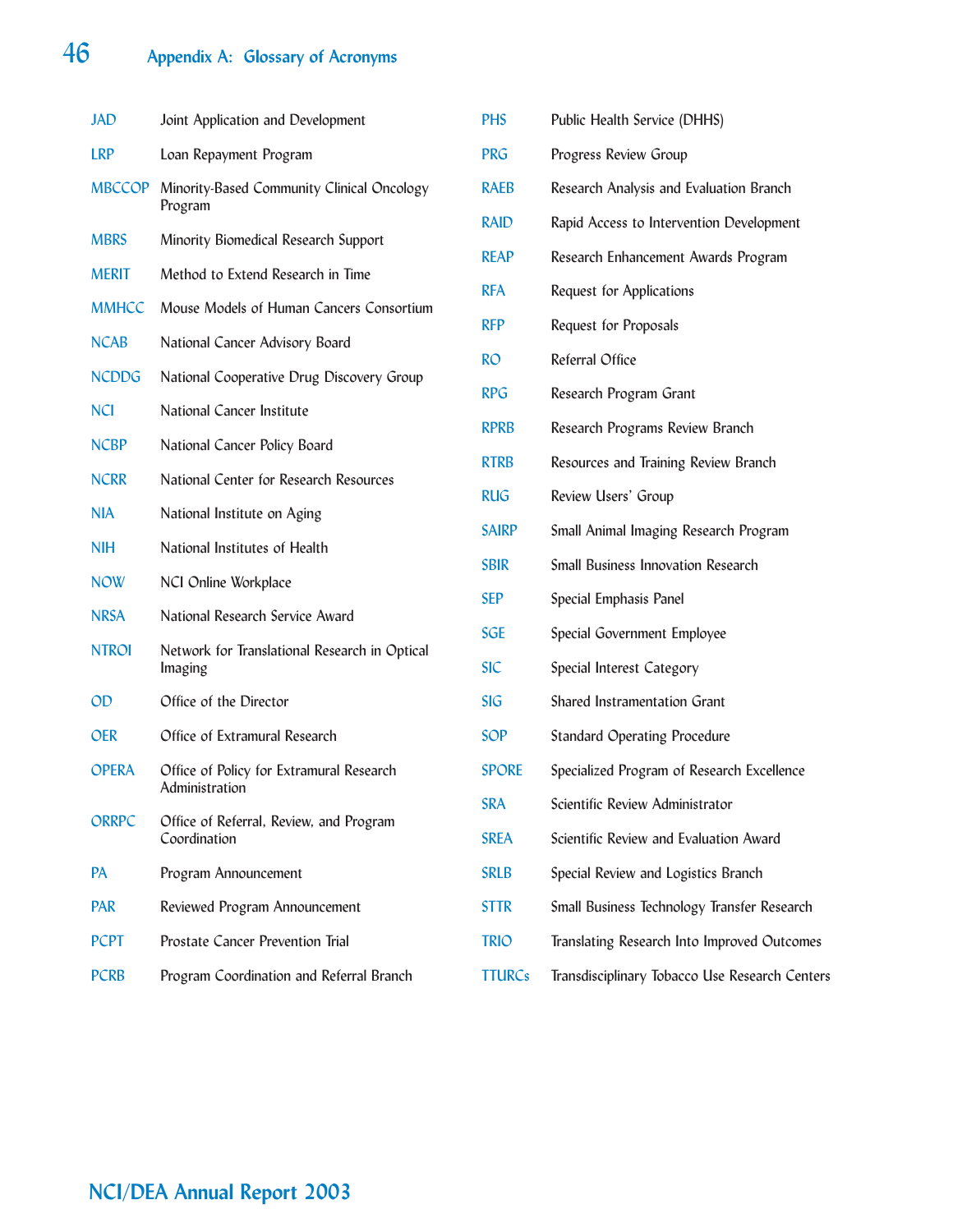## Appendix A: Glossary of Acronyms

| | |
|---|---|
| JAD | Joint Application and Development |
| LRP | Loan Repayment Program |
| MBCCOP | Minority-Based Community Clinical Oncology Program |
| MBRS | Minority Biomedical Research Support |
| MERIT | Method to Extend Research in Time |
| MMHCC | Mouse Models of Human Cancers Consortium |
| NCAB | National Cancer Advisory Board |
| NCDDG | National Cooperative Drug Discovery Group |
| NCI | National Cancer Institute |
| NCBP | National Cancer Policy Board |
| NCRR | National Center for Research Resources |
| NIA | National Institute on Aging |
| NIH | National Institutes of Health |
| NOW | NCI Online Workplace |
| NRSA | National Research Service Award |
| NTROI | Network for Translational Research in Optical Imaging |
| OD | Office of the Director |
| OER | Office of Extramural Research |
| OPERA | Office of Policy for Extramural Research Administration |
| ORRPC | Office of Referral, Review, and Program Coordination |
| PA | Program Announcement |
| PAR | Reviewed Program Announcement |
| PCPT | Prostate Cancer Prevention Trial |
| PCRB | Program Coordination and Referral Branch |
| PHS | Public Health Service (DHHS) |
| PRG | Progress Review Group |
| RAEB | Research Analysis and Evaluation Branch |
| RAID | Rapid Access to Intervention Development |
| REAP | Research Enhancement Awards Program |
| RFA | Request for Applications |
| RFP | Request for Proposals |
| RO | Referral Office |
| RPG | Research Program Grant |
| RPRB | Research Programs Review Branch |
| RTRB | Resources and Training Review Branch |
| RUG | Review Users' Group |
| SAIRP | Small Animal Imaging Research Program |
| SBIR | Small Business Innovation Research |
| SEP | Special Emphasis Panel |
| SGE | Special Government Employee |
| SIC | Special Interest Category |
| SIG | Shared Instrumentation Grant |
| SOP | Standard Operating Procedure |
| SPORE | Specialized Program of Research Excellence |
| SRA | Scientific Review Administrator |
| SREA | Scientific Review and Evaluation Award |
| SRLB | Special Review and Logistics Branch |
| STTR | Small Business Technology Transfer Research |
| TRIO | Translating Research Into Improved Outcomes |
| TTURCs | Transdisciplinary Tobacco Use Research Centers |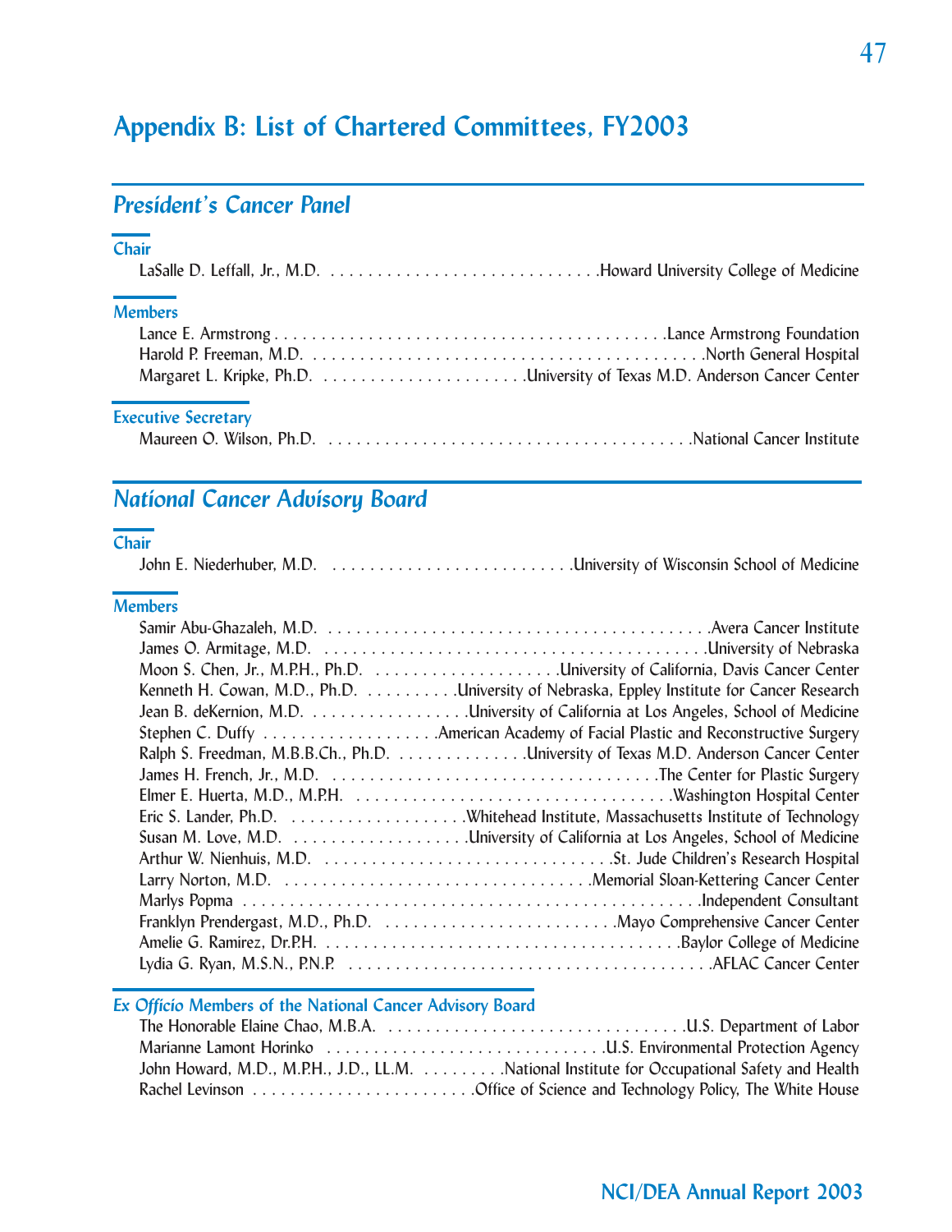# Appendix B: List of Chartered Committees, FY2003

## *President's Cancer Panel*

### Chair

LaSalle D. Leffall, Jr., M.D. . . . . . . . . . . . . . . . . . . . . . . . . . . . . .Howard University College of Medicine

### Members

Lance E. Armstrong . . . . . . . . . . . . . . . . . . . . . . . . . . . . . . . . . . . . . . . . . .Lance Armstrong Foundation
Harold P. Freeman, M.D. . . . . . . . . . . . . . . . . . . . . . . . . . . . . . . . . . . . . . . . . .North General Hospital
Margaret L. Kripke, Ph.D. . . . . . . . . . . . . . . . . . . . . . .University of Texas M.D. Anderson Cancer Center

### Executive Secretary

Maureen O. Wilson, Ph.D. . . . . . . . . . . . . . . . . . . . . . . . . . . . . . . . . . . . . . .National Cancer Institute

## *National Cancer Advisory Board*

### Chair

John E. Niederhuber, M.D. . . . . . . . . . . . . . . . . . . . . . . . . . .University of Wisconsin School of Medicine

### Members

Samir Abu-Ghazaleh, M.D. . . . . . . . . . . . . . . . . . . . . . . . . . . . . . . . . . . . . . . . .Avera Cancer Institute
James O. Armitage, M.D. . . . . . . . . . . . . . . . . . . . . . . . . . . . . . . . . . . . . . . . . .University of Nebraska
Moon S. Chen, Jr., M.P.H., Ph.D. . . . . . . . . . . . . . . . . . . . .University of California, Davis Cancer Center
Kenneth H. Cowan, M.D., Ph.D. . . . . . . . . . .University of Nebraska, Eppley Institute for Cancer Research
Jean B. deKernion, M.D. . . . . . . . . . . . . . . . . .University of California at Los Angeles, School of Medicine
Stephen C. Duffy . . . . . . . . . . . . . . . . . . .American Academy of Facial Plastic and Reconstructive Surgery
Ralph S. Freedman, M.B.B.Ch., Ph.D. . . . . . . . . . . . . .University of Texas M.D. Anderson Cancer Center
James H. French, Jr., M.D. . . . . . . . . . . . . . . . . . . . . . . . . . . . . . . . . . . .The Center for Plastic Surgery
Elmer E. Huerta, M.D., M.P.H. . . . . . . . . . . . . . . . . . . . . . . . . . . . . . . . . .Washington Hospital Center
Eric S. Lander, Ph.D. . . . . . . . . . . . . . . . . . . .Whitehead Institute, Massachusetts Institute of Technology
Susan M. Love, M.D. . . . . . . . . . . . . . . . . . . .University of California at Los Angeles, School of Medicine
Arthur W. Nienhuis, M.D. . . . . . . . . . . . . . . . . . . . . . . . . . . . . . .St. Jude Children's Research Hospital
Larry Norton, M.D. . . . . . . . . . . . . . . . . . . . . . . . . . . . . . . . .Memorial Sloan-Kettering Cancer Center
Marlys Popma . . . . . . . . . . . . . . . . . . . . . . . . . . . . . . . . . . . . . . . . . . . . . . . . . .Independent Consultant
Franklyn Prendergast, M.D., Ph.D. . . . . . . . . . . . . . . . . . . . . . . . . .Mayo Comprehensive Cancer Center
Amelie G. Ramirez, Dr.P.H. . . . . . . . . . . . . . . . . . . . . . . . . . . . . . . . . . . . . . .Baylor College of Medicine
Lydia G. Ryan, M.S.N., P.N.P. . . . . . . . . . . . . . . . . . . . . . . . . . . . . . . . . . . . . . . . .AFLAC Cancer Center

### *Ex Officio* Members of the National Cancer Advisory Board

The Honorable Elaine Chao, M.B.A. . . . . . . . . . . . . . . . . . . . . . . . . . . . . . . . .U.S. Department of Labor
Marianne Lamont Horinko . . . . . . . . . . . . . . . . . . . . . . . . . . . . . .U.S. Environmental Protection Agency
John Howard, M.D., M.P.H., J.D., LL.M. . . . . . . . . .National Institute for Occupational Safety and Health
Rachel Levinson . . . . . . . . . . . . . . . . . . . . . . . .Office of Science and Technology Policy, The White House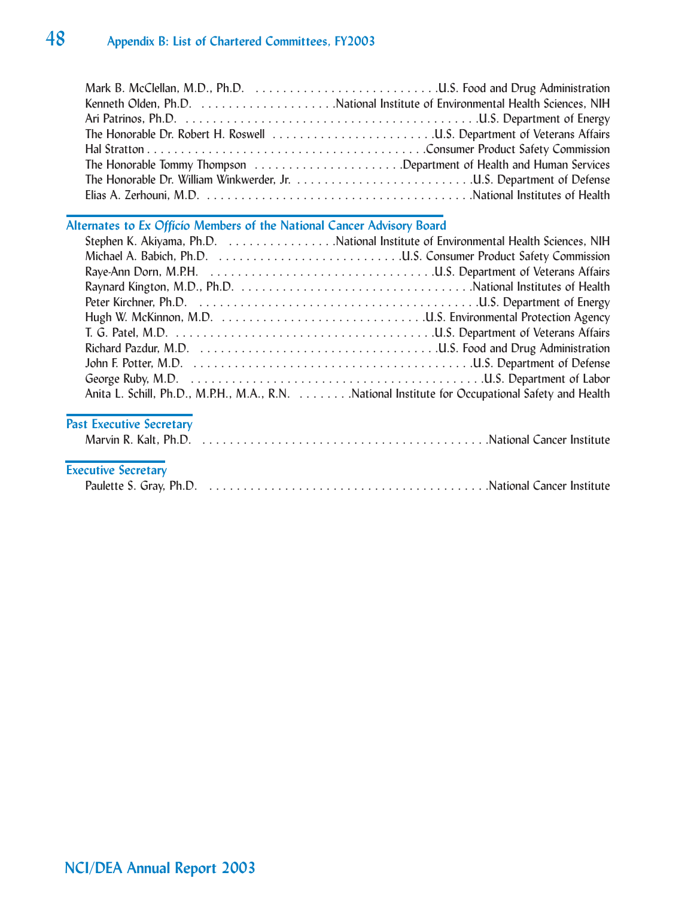Mark B. McClellan, M.D., Ph.D. . . . . . . . . . . . . . . . . . . . . . . . . . . . .U.S. Food and Drug Administration
Kenneth Olden, Ph.D. . . . . . . . . . . . . . . . . . . . .National Institute of Environmental Health Sciences, NIH
Ari Patrinos, Ph.D. . . . . . . . . . . . . . . . . . . . . . . . . . . . . . . . . . . . . . . . . . . .U.S. Department of Energy
The Honorable Dr. Robert H. Roswell . . . . . . . . . . . . . . . . . . . . . . . .U.S. Department of Veterans Affairs
Hal Stratton . . . . . . . . . . . . . . . . . . . . . . . . . . . . . . . . . . . . . . . . .Consumer Product Safety Commission
The Honorable Tommy Thompson . . . . . . . . . . . . . . . . . . . . . .Department of Health and Human Services
The Honorable Dr. William Winkwerder, Jr. . . . . . . . . . . . . . . . . . . . . . . . . . . .U.S. Department of Defense
Elias A. Zerhouni, M.D. . . . . . . . . . . . . . . . . . . . . . . . . . . . . . . . . . . . . . .National Institutes of Health

## Alternates to *Ex Officio* Members of the National Cancer Advisory Board

Stephen K. Akiyama, Ph.D. . . . . . . . . . . . . . . . .National Institute of Environmental Health Sciences, NIH
Michael A. Babich, Ph.D. . . . . . . . . . . . . . . . . . . . . . . . . . . .U.S. Consumer Product Safety Commission
Raye-Ann Dorn, M.P.H. . . . . . . . . . . . . . . . . . . . . . . . . . . . . . . . .U.S. Department of Veterans Affairs
Raynard Kington, M.D., Ph.D. . . . . . . . . . . . . . . . . . . . . . . . . . . . . . . . . .National Institutes of Health
Peter Kirchner, Ph.D. . . . . . . . . . . . . . . . . . . . . . . . . . . . . . . . . . . . . . . . . . .U.S. Department of Energy
Hugh W. McKinnon, M.D. . . . . . . . . . . . . . . . . . . . . . . . . . . . . . .U.S. Environmental Protection Agency
T. G. Patel, M.D. . . . . . . . . . . . . . . . . . . . . . . . . . . . . . . . . . . . . . .U.S. Department of Veterans Affairs
Richard Pazdur, M.D. . . . . . . . . . . . . . . . . . . . . . . . . . . . . . . . . . . .U.S. Food and Drug Administration
John F. Potter, M.D. . . . . . . . . . . . . . . . . . . . . . . . . . . . . . . . . . . . . . . . . .U.S. Department of Defense
George Ruby, M.D. . . . . . . . . . . . . . . . . . . . . . . . . . . . . . . . . . . . . . . . . . . . .U.S. Department of Labor
Anita L. Schill, Ph.D., M.P.H., M.A., R.N. . . . . . . . .National Institute for Occupational Safety and Health

## Past Executive Secretary

Marvin R. Kalt, Ph.D. . . . . . . . . . . . . . . . . . . . . . . . . . . . . . . . . . . . . . . . . .National Cancer Institute

## Executive Secretary

Paulette S. Gray, Ph.D. . . . . . . . . . . . . . . . . . . . . . . . . . . . . . . . . . . . . . . .National Cancer Institute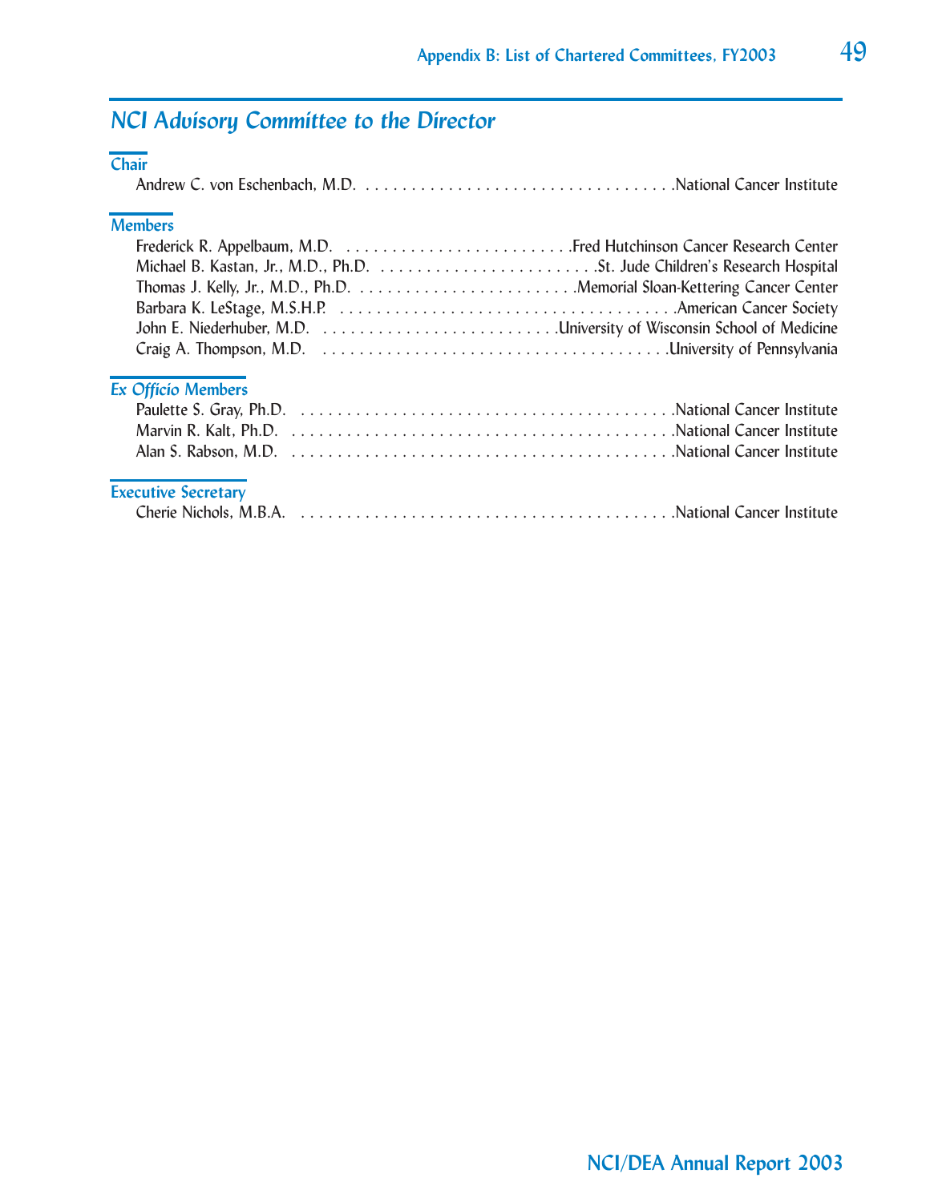## *NCI Advisory Committee to the Director*

### Chair

Andrew C. von Eschenbach, M.D. . . . . . . . . . . . . . . . . . . . . . . . . . . . . . . . . . . National Cancer Institute

### Members

Frederick R. Appelbaum, M.D. . . . . . . . . . . . . . . . . . . . . . . . . . . Fred Hutchinson Cancer Research Center
Michael B. Kastan, Jr., M.D., Ph.D. . . . . . . . . . . . . . . . . . . . . . . . . . St. Jude Children's Research Hospital
Thomas J. Kelly, Jr., M.D., Ph.D. . . . . . . . . . . . . . . . . . . . . . . . . . Memorial Sloan-Kettering Cancer Center
Barbara K. LeStage, M.S.H.P. . . . . . . . . . . . . . . . . . . . . . . . . . . . . . . . . . . . . . . American Cancer Society
John E. Niederhuber, M.D. . . . . . . . . . . . . . . . . . . . . . . . . . . University of Wisconsin School of Medicine
Craig A. Thompson, M.D. . . . . . . . . . . . . . . . . . . . . . . . . . . . . . . . . . . . . . . University of Pennsylvania

### *Ex Officio* Members

Paulette S. Gray, Ph.D. . . . . . . . . . . . . . . . . . . . . . . . . . . . . . . . . . . . . . . . . . National Cancer Institute
Marvin R. Kalt, Ph.D. . . . . . . . . . . . . . . . . . . . . . . . . . . . . . . . . . . . . . . . . . . National Cancer Institute
Alan S. Rabson, M.D. . . . . . . . . . . . . . . . . . . . . . . . . . . . . . . . . . . . . . . . . . . National Cancer Institute

### Executive Secretary

Cherie Nichols, M.B.A. . . . . . . . . . . . . . . . . . . . . . . . . . . . . . . . . . . . . . . . . . National Cancer Institute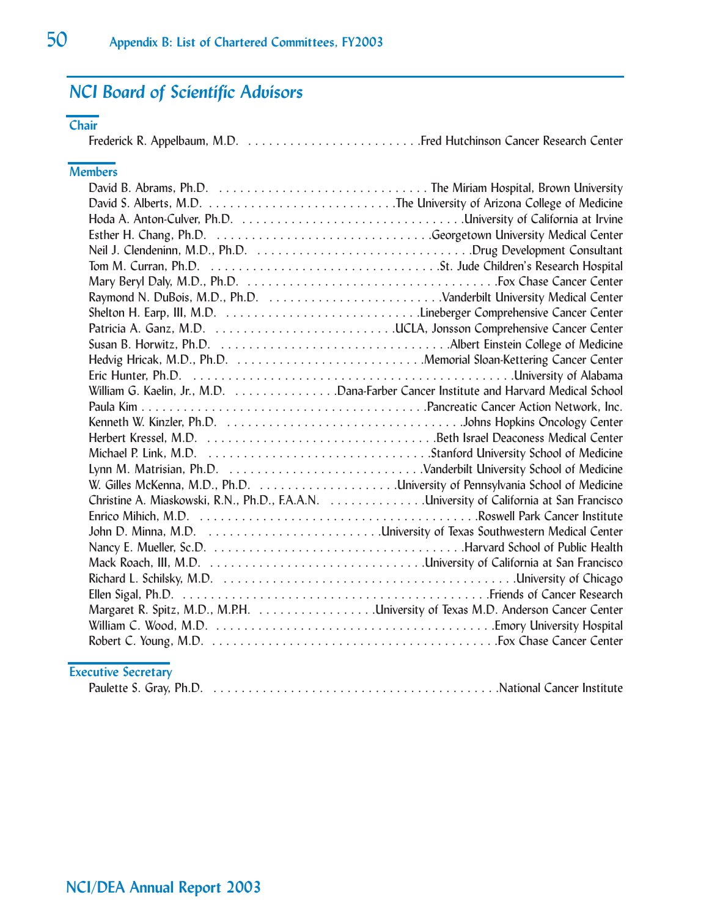## NCI Board of Scientific Advisors

### Chair

Frederick R. Appelbaum, M.D. . . . . . . . . . . . . . . . . . . . . . . . . .Fred Hutchinson Cancer Research Center

### Members

David B. Abrams, Ph.D. . . . . . . . . . . . . . . . . . . . . . . . . . . . . . . The Miriam Hospital, Brown University
David S. Alberts, M.D. . . . . . . . . . . . . . . . . . . . . . . . . . . .The University of Arizona College of Medicine
Hoda A. Anton-Culver, Ph.D. . . . . . . . . . . . . . . . . . . . . . . . . . . . . . . .University of California at Irvine
Esther H. Chang, Ph.D. . . . . . . . . . . . . . . . . . . . . . . . . . . . . . . .Georgetown University Medical Center
Neil J. Clendeninn, M.D., Ph.D. . . . . . . . . . . . . . . . . . . . . . . . . . . . . . . .Drug Development Consultant
Tom M. Curran, Ph.D. . . . . . . . . . . . . . . . . . . . . . . . . . . . . . . . . .St. Jude Children's Research Hospital
Mary Beryl Daly, M.D., Ph.D. . . . . . . . . . . . . . . . . . . . . . . . . . . . . . . . . . . . .Fox Chase Cancer Center
Raymond N. DuBois, M.D., Ph.D. . . . . . . . . . . . . . . . . . . . . . . . .Vanderbilt University Medical Center
Shelton H. Earp, III, M.D. . . . . . . . . . . . . . . . . . . . . . . . . . . . .Lineberger Comprehensive Cancer Center
Patricia A. Ganz, M.D. . . . . . . . . . . . . . . . . . . . . . . . . . .UCLA, Jonsson Comprehensive Cancer Center
Susan B. Horwitz, Ph.D. . . . . . . . . . . . . . . . . . . . . . . . . . . . . . . . . .Albert Einstein College of Medicine
Hedvig Hricak, M.D., Ph.D. . . . . . . . . . . . . . . . . . . . . . . . . . . .Memorial Sloan-Kettering Cancer Center
Eric Hunter, Ph.D. . . . . . . . . . . . . . . . . . . . . . . . . . . . . . . . . . . . . . . . . . . . . . .University of Alabama
William G. Kaelin, Jr., M.D. . . . . . . . . . . . . . . .Dana-Farber Cancer Institute and Harvard Medical School
Paula Kim . . . . . . . . . . . . . . . . . . . . . . . . . . . . . . . . . . . . . . . . . .Pancreatic Cancer Action Network, Inc.
Kenneth W. Kinzler, Ph.D. . . . . . . . . . . . . . . . . . . . . . . . . . . . . . . . . .Johns Hopkins Oncology Center
Herbert Kressel, M.D. . . . . . . . . . . . . . . . . . . . . . . . . . . . . . . . . .Beth Israel Deaconess Medical Center
Michael P. Link, M.D. . . . . . . . . . . . . . . . . . . . . . . . . . . . . . . . .Stanford University School of Medicine
Lynn M. Matrisian, Ph.D. . . . . . . . . . . . . . . . . . . . . . . . . . . .Vanderbilt University School of Medicine
W. Gilles McKenna, M.D., Ph.D. . . . . . . . . . . . . . . . . . . . .University of Pennsylvania School of Medicine
Christine A. Miaskowski, R.N., Ph.D., F.A.A.N. . . . . . . . . . . . . . .University of California at San Francisco
Enrico Mihich, M.D. . . . . . . . . . . . . . . . . . . . . . . . . . . . . . . . . . . . . . . . .Roswell Park Cancer Institute
John D. Minna, M.D. . . . . . . . . . . . . . . . . . . . . . . . . . .University of Texas Southwestern Medical Center
Nancy E. Mueller, Sc.D. . . . . . . . . . . . . . . . . . . . . . . . . . . . . . . . . . . . . . . .Harvard School of Public Health
Mack Roach, III, M.D. . . . . . . . . . . . . . . . . . . . . . . . . . . . . . . .University of California at San Francisco
Richard L. Schilsky, M.D. . . . . . . . . . . . . . . . . . . . . . . . . . . . . . . . . . . . . . . . . . .University of Chicago
Ellen Sigal, Ph.D. . . . . . . . . . . . . . . . . . . . . . . . . . . . . . . . . . . . . . . . . . . . . .Friends of Cancer Research
Margaret R. Spitz, M.D., M.P.H. . . . . . . . . . . . . . . . . .University of Texas M.D. Anderson Cancer Center
William C. Wood, M.D. . . . . . . . . . . . . . . . . . . . . . . . . . . . . . . . . . . . . . . . . . .Emory University Hospital
Robert C. Young, M.D. . . . . . . . . . . . . . . . . . . . . . . . . . . . . . . . . . . . . . . . . . .Fox Chase Cancer Center

### Executive Secretary

Paulette S. Gray, Ph.D. . . . . . . . . . . . . . . . . . . . . . . . . . . . . . . . . . . . . . . . .National Cancer Institute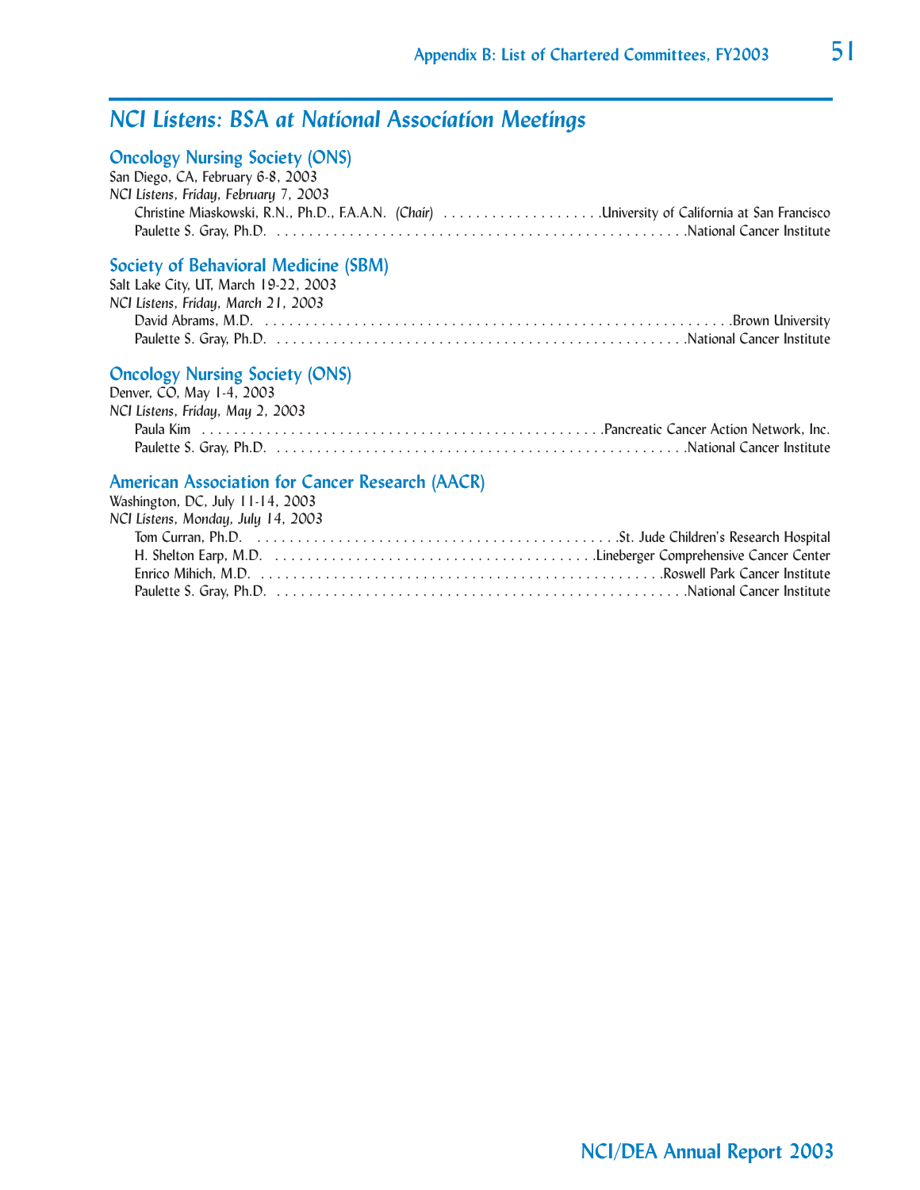## *NCI Listens: BSA at National Association Meetings*

### Oncology Nursing Society (ONS)

San Diego, CA, February 6-8, 2003

*NCI Listens, Friday, February 7, 2003*

- Christine Miaskowski, R.N., Ph.D., F.A.A.N. *(Chair)* . . . . . . . . . . . . . . . . . . . . University of California at San Francisco
- Paulette S. Gray, Ph.D. . . . . . . . . . . . . . . . . . . . . . . . . . . . . . . . . . . . . . . . . . . . . . . . . . . . National Cancer Institute

### Society of Behavioral Medicine (SBM)

Salt Lake City, UT, March 19-22, 2003

*NCI Listens, Friday, March 21, 2003*

- David Abrams, M.D. . . . . . . . . . . . . . . . . . . . . . . . . . . . . . . . . . . . . . . . . . . . . . . . . . . . . . . . . Brown University
- Paulette S. Gray, Ph.D. . . . . . . . . . . . . . . . . . . . . . . . . . . . . . . . . . . . . . . . . . . . . . . . . . . . National Cancer Institute

### Oncology Nursing Society (ONS)

Denver, CO, May 1-4, 2003

*NCI Listens, Friday, May 2, 2003*

- Paula Kim . . . . . . . . . . . . . . . . . . . . . . . . . . . . . . . . . . . . . . . . . . . . . . . . . . Pancreatic Cancer Action Network, Inc.
- Paulette S. Gray, Ph.D. . . . . . . . . . . . . . . . . . . . . . . . . . . . . . . . . . . . . . . . . . . . . . . . . . . . National Cancer Institute

### American Association for Cancer Research (AACR)

Washington, DC, July 11-14, 2003

*NCI Listens, Monday, July 14, 2003*

- Tom Curran, Ph.D. . . . . . . . . . . . . . . . . . . . . . . . . . . . . . . . . . . . . . . . . . . . . . . . St. Jude Children's Research Hospital
- H. Shelton Earp, M.D. . . . . . . . . . . . . . . . . . . . . . . . . . . . . . . . . . . . . . . . . . Lineberger Comprehensive Cancer Center
- Enrico Mihich, M.D. . . . . . . . . . . . . . . . . . . . . . . . . . . . . . . . . . . . . . . . . . . . . . . . . . . . Roswell Park Cancer Institute
- Paulette S. Gray, Ph.D. . . . . . . . . . . . . . . . . . . . . . . . . . . . . . . . . . . . . . . . . . . . . . . . . . . . National Cancer Institute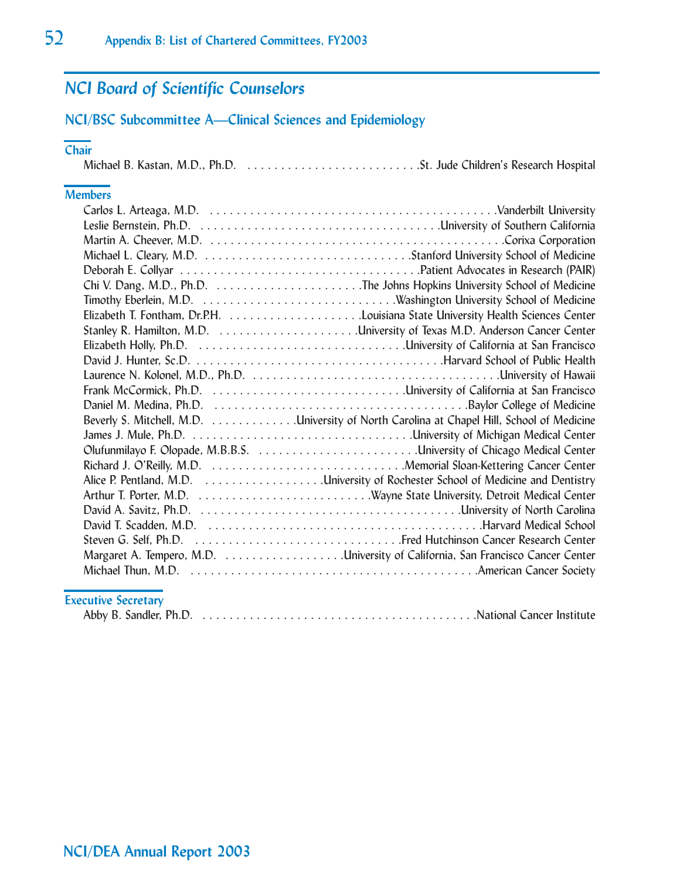## NCI Board of Scientific Counselors

### NCI/BSC Subcommittee A—Clinical Sciences and Epidemiology

**Chair**

Michael B. Kastan, M.D., Ph.D. . . . . . . . . . . . . . . . . . . . . . . . . . . St. Jude Children's Research Hospital

**Members**

Carlos L. Arteaga, M.D. . . . . . . . . . . . . . . . . . . . . . . . . . . . . . . . . . . . . . . . . . . . . Vanderbilt University
Leslie Bernstein, Ph.D. . . . . . . . . . . . . . . . . . . . . . . . . . . . . . . . . . . . . University of Southern California
Martin A. Cheever, M.D. . . . . . . . . . . . . . . . . . . . . . . . . . . . . . . . . . . . . . . . . . . . . Corixa Corporation
Michael L. Cleary, M.D. . . . . . . . . . . . . . . . . . . . . . . . . . . . . . . Stanford University School of Medicine
Deborah E. Collyar . . . . . . . . . . . . . . . . . . . . . . . . . . . . . . . . . . . . Patient Advocates in Research (PAIR)
Chi V. Dang, M.D., Ph.D. . . . . . . . . . . . . . . . . . . . . . . The Johns Hopkins University School of Medicine
Timothy Eberlein, M.D. . . . . . . . . . . . . . . . . . . . . . . . . . . . . . Washington University School of Medicine
Elizabeth T. Fontham, Dr.P.H. . . . . . . . . . . . . . . . . . . . . Louisiana State University Health Sciences Center
Stanley R. Hamilton, M.D. . . . . . . . . . . . . . . . . . . . . . University of Texas M.D. Anderson Cancer Center
Elizabeth Holly, Ph.D. . . . . . . . . . . . . . . . . . . . . . . . . . . . . . . . University of California at San Francisco
David J. Hunter, Sc.D. . . . . . . . . . . . . . . . . . . . . . . . . . . . . . . . . . . . . . . Harvard School of Public Health
Laurence N. Kolonel, M.D., Ph.D. . . . . . . . . . . . . . . . . . . . . . . . . . . . . . . . . . . . . University of Hawaii
Frank McCormick, Ph.D. . . . . . . . . . . . . . . . . . . . . . . . . . . . . University of California at San Francisco
Daniel M. Medina, Ph.D. . . . . . . . . . . . . . . . . . . . . . . . . . . . . . . . . . . . . . . Baylor College of Medicine
Beverly S. Mitchell, M.D. . . . . . . . . . . . . University of North Carolina at Chapel Hill, School of Medicine
James J. Mule, Ph.D. . . . . . . . . . . . . . . . . . . . . . . . . . . . . . . . . . University of Michigan Medical Center
Olufunmilayo F. Olopade, M.B.B.S. . . . . . . . . . . . . . . . . . . . . . . . University of Chicago Medical Center
Richard J. O'Reilly, M.D. . . . . . . . . . . . . . . . . . . . . . . . . . . . . Memorial Sloan-Kettering Cancer Center
Alice P. Pentland, M.D. . . . . . . . . . . . . . . . . . University of Rochester School of Medicine and Dentistry
Arthur T. Porter, M.D. . . . . . . . . . . . . . . . . . . . . . . . . . Wayne State University, Detroit Medical Center
David A. Savitz, Ph.D. . . . . . . . . . . . . . . . . . . . . . . . . . . . . . . . . . . . . . . . University of North Carolina
David T. Scadden, M.D. . . . . . . . . . . . . . . . . . . . . . . . . . . . . . . . . . . . . . . . . . Harvard Medical School
Steven G. Self, Ph.D. . . . . . . . . . . . . . . . . . . . . . . . . . . . . . . Fred Hutchinson Cancer Research Center
Margaret A. Tempero, M.D. . . . . . . . . . . . . . . . . . University of California, San Francisco Cancer Center
Michael Thun, M.D. . . . . . . . . . . . . . . . . . . . . . . . . . . . . . . . . . . . . . . . . . . . . American Cancer Society

**Executive Secretary**

Abby B. Sandler, Ph.D. . . . . . . . . . . . . . . . . . . . . . . . . . . . . . . . . . . . . . . . . National Cancer Institute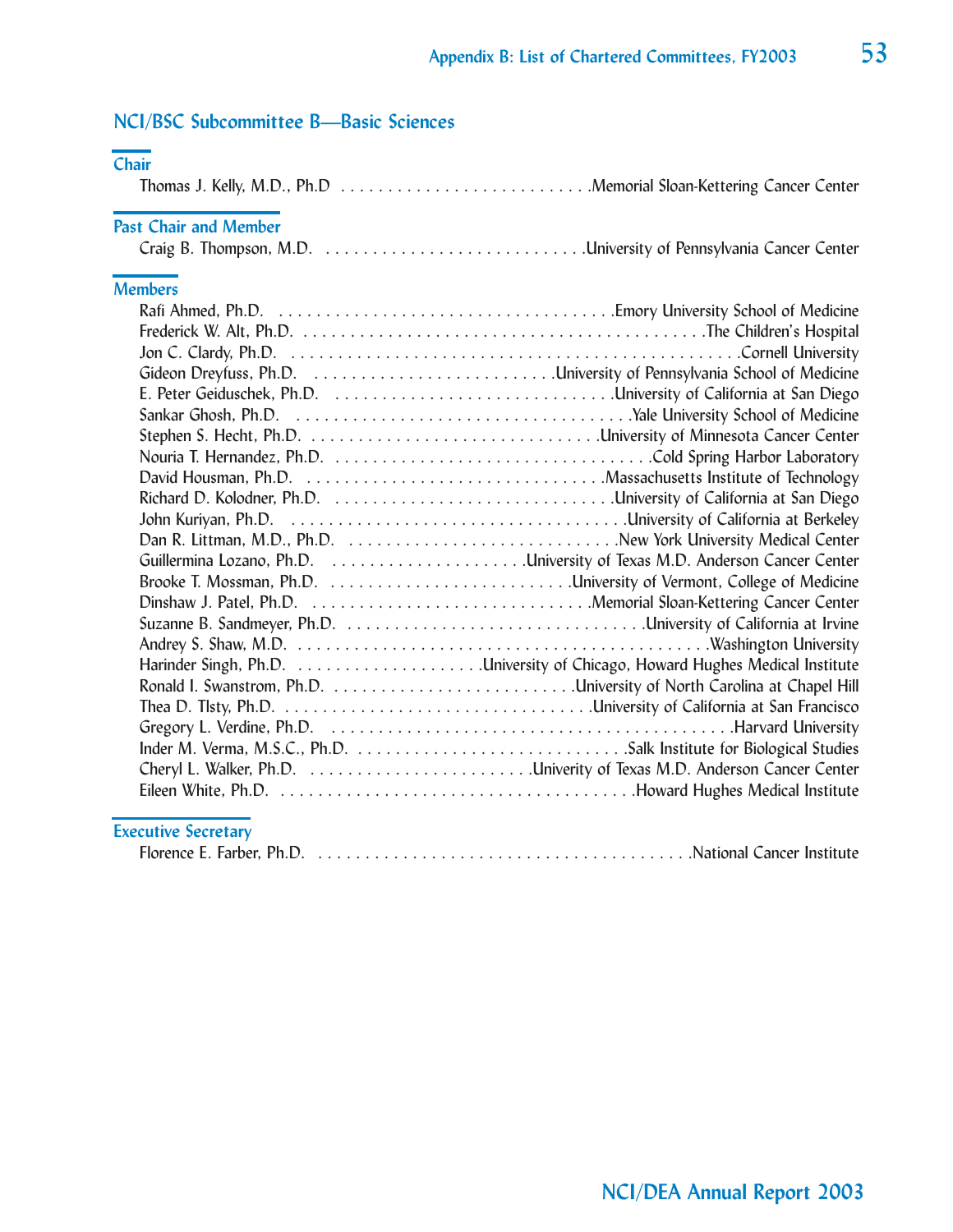## NCI/BSC Subcommittee B—Basic Sciences

### Chair

Thomas J. Kelly, M.D., Ph.D . . . . . . . . . . . . . . . . . . . . . . . . . . .Memorial Sloan-Kettering Cancer Center

### Past Chair and Member

Craig B. Thompson, M.D. . . . . . . . . . . . . . . . . . . . . . . . . . . . .University of Pennsylvania Cancer Center

### Members

Rafi Ahmed, Ph.D. . . . . . . . . . . . . . . . . . . . . . . . . . . . . . . . . . . . .Emory University School of Medicine
Frederick W. Alt, Ph.D. . . . . . . . . . . . . . . . . . . . . . . . . . . . . . . . . . . . . . . . . . . .The Children's Hospital
Jon C. Clardy, Ph.D. . . . . . . . . . . . . . . . . . . . . . . . . . . . . . . . . . . . . . . . . . . . . . . . .Cornell University
Gideon Dreyfuss, Ph.D. . . . . . . . . . . . . . . . . . . . . . . . . . .University of Pennsylvania School of Medicine
E. Peter Geiduschek, Ph.D. . . . . . . . . . . . . . . . . . . . . . . . . . . . . . .University of California at San Diego
Sankar Ghosh, Ph.D. . . . . . . . . . . . . . . . . . . . . . . . . . . . . . . . . . . . .Yale University School of Medicine
Stephen S. Hecht, Ph.D. . . . . . . . . . . . . . . . . . . . . . . . . . . . . . . . .University of Minnesota Cancer Center
Nouria T. Hernandez, Ph.D. . . . . . . . . . . . . . . . . . . . . . . . . . . . . . . . . . . .Cold Spring Harbor Laboratory
David Housman, Ph.D. . . . . . . . . . . . . . . . . . . . . . . . . . . . . . . . . .Massachusetts Institute of Technology
Richard D. Kolodner, Ph.D. . . . . . . . . . . . . . . . . . . . . . . . . . . . . . .University of California at San Diego
John Kuriyan, Ph.D. . . . . . . . . . . . . . . . . . . . . . . . . . . . . . . . . . . . .University of California at Berkeley
Dan R. Littman, M.D., Ph.D. . . . . . . . . . . . . . . . . . . . . . . . . . . . . . .New York University Medical Center
Guillermina Lozano, Ph.D. . . . . . . . . . . . . . . . . . . . . .University of Texas M.D. Anderson Cancer Center
Brooke T. Mossman, Ph.D. . . . . . . . . . . . . . . . . . . . . . . . . . .University of Vermont, College of Medicine
Dinshaw J. Patel, Ph.D. . . . . . . . . . . . . . . . . . . . . . . . . . . . . . . .Memorial Sloan-Kettering Cancer Center
Suzanne B. Sandmeyer, Ph.D. . . . . . . . . . . . . . . . . . . . . . . . . . . . . . . . . .University of California at Irvine
Andrey S. Shaw, M.D. . . . . . . . . . . . . . . . . . . . . . . . . . . . . . . . . . . . . . . . . . . . . .Washington University
Harinder Singh, Ph.D. . . . . . . . . . . . . . . . . . . . .University of Chicago, Howard Hughes Medical Institute
Ronald I. Swanstrom, Ph.D. . . . . . . . . . . . . . . . . . . . . . . . . . .University of North Carolina at Chapel Hill
Thea D. Tlsty, Ph.D. . . . . . . . . . . . . . . . . . . . . . . . . . . . . . . . . .University of California at San Francisco
Gregory L. Verdine, Ph.D. . . . . . . . . . . . . . . . . . . . . . . . . . . . . . . . . . . . . . . . . . . .Harvard University
Inder M. Verma, M.S.C., Ph.D. . . . . . . . . . . . . . . . . . . . . . . . . . . . . .Salk Institute for Biological Studies
Cheryl L. Walker, Ph.D. . . . . . . . . . . . . . . . . . . . . . . . .Univerity of Texas M.D. Anderson Cancer Center
Eileen White, Ph.D. . . . . . . . . . . . . . . . . . . . . . . . . . . . . . . . . . . . . .Howard Hughes Medical Institute

### Executive Secretary

Florence E. Farber, Ph.D. . . . . . . . . . . . . . . . . . . . . . . . . . . . . . . . . . . . . . . .National Cancer Institute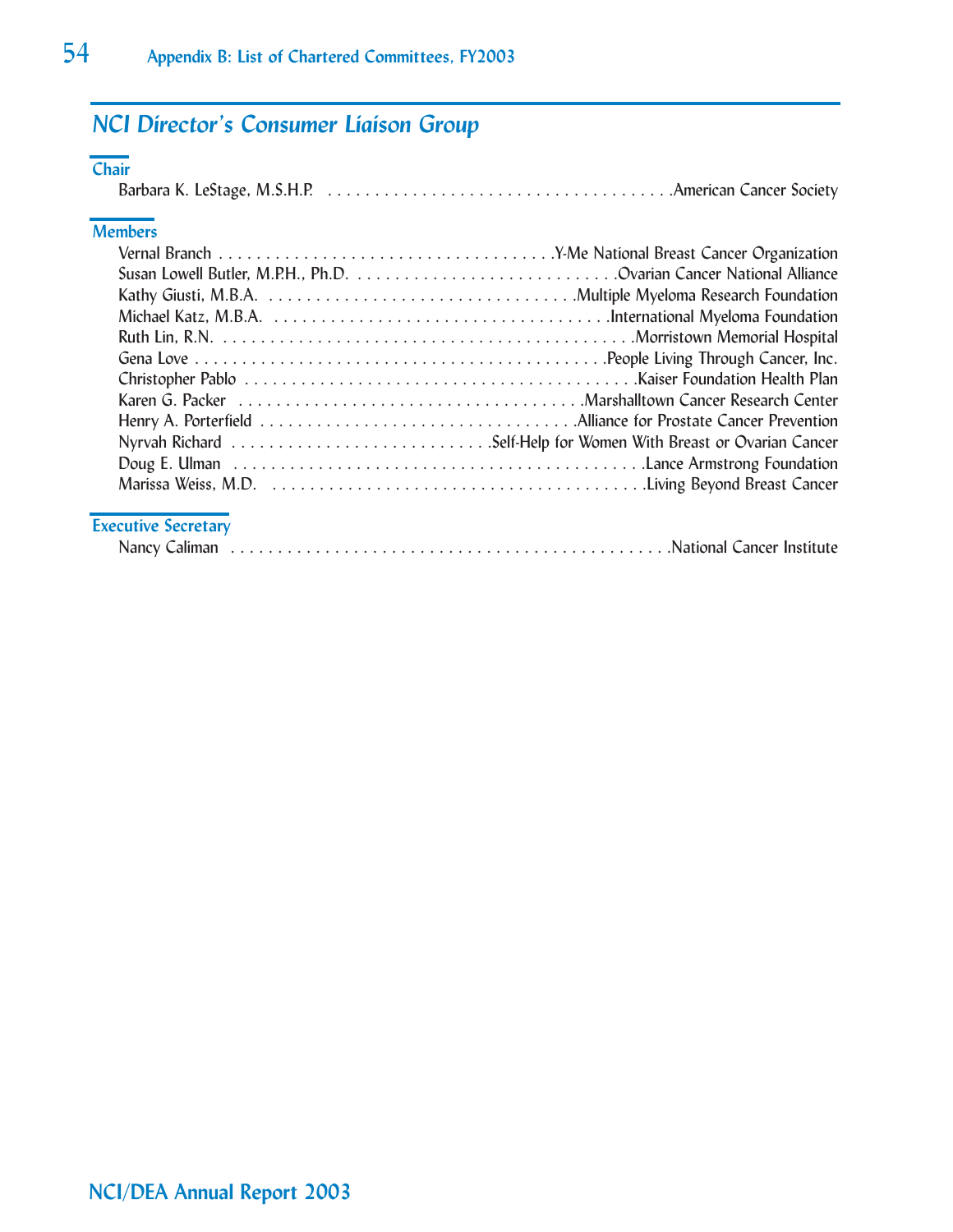## NCI Director's Consumer Liaison Group

### Chair

Barbara K. LeStage, M.S.H.P. . . . . . . . . . . . . . . . . . . . . . . . . . . . . . . . . . . . . .American Cancer Society

### Members

Vernal Branch . . . . . . . . . . . . . . . . . . . . . . . . . . . . . . . . . . . . .Y-Me National Breast Cancer Organization
Susan Lowell Butler, M.P.H., Ph.D. . . . . . . . . . . . . . . . . . . . . . . . . . . . . .Ovarian Cancer National Alliance
Kathy Giusti, M.B.A. . . . . . . . . . . . . . . . . . . . . . . . . . . . . . . . . .Multiple Myeloma Research Foundation
Michael Katz, M.B.A. . . . . . . . . . . . . . . . . . . . . . . . . . . . . . . . . . . . .International Myeloma Foundation
Ruth Lin, R.N. . . . . . . . . . . . . . . . . . . . . . . . . . . . . . . . . . . . . . . . . . . . .Morristown Memorial Hospital
Gena Love . . . . . . . . . . . . . . . . . . . . . . . . . . . . . . . . . . . . . . . . . . . .People Living Through Cancer, Inc.
Christopher Pablo . . . . . . . . . . . . . . . . . . . . . . . . . . . . . . . . . . . . . . . . . .Kaiser Foundation Health Plan
Karen G. Packer . . . . . . . . . . . . . . . . . . . . . . . . . . . . . . . . . . . . . .Marshalltown Cancer Research Center
Henry A. Porterfield . . . . . . . . . . . . . . . . . . . . . . . . . . . . . . . . . .Alliance for Prostate Cancer Prevention
Nyrvah Richard . . . . . . . . . . . . . . . . . . . . . . . . . . . .Self-Help for Women With Breast or Ovarian Cancer
Doug E. Ulman . . . . . . . . . . . . . . . . . . . . . . . . . . . . . . . . . . . . . . . . . . . . .Lance Armstrong Foundation
Marissa Weiss, M.D. . . . . . . . . . . . . . . . . . . . . . . . . . . . . . . . . . . . . . . . .Living Beyond Breast Cancer

### Executive Secretary

Nancy Caliman . . . . . . . . . . . . . . . . . . . . . . . . . . . . . . . . . . . . . . . . . . . . . . . .National Cancer Institute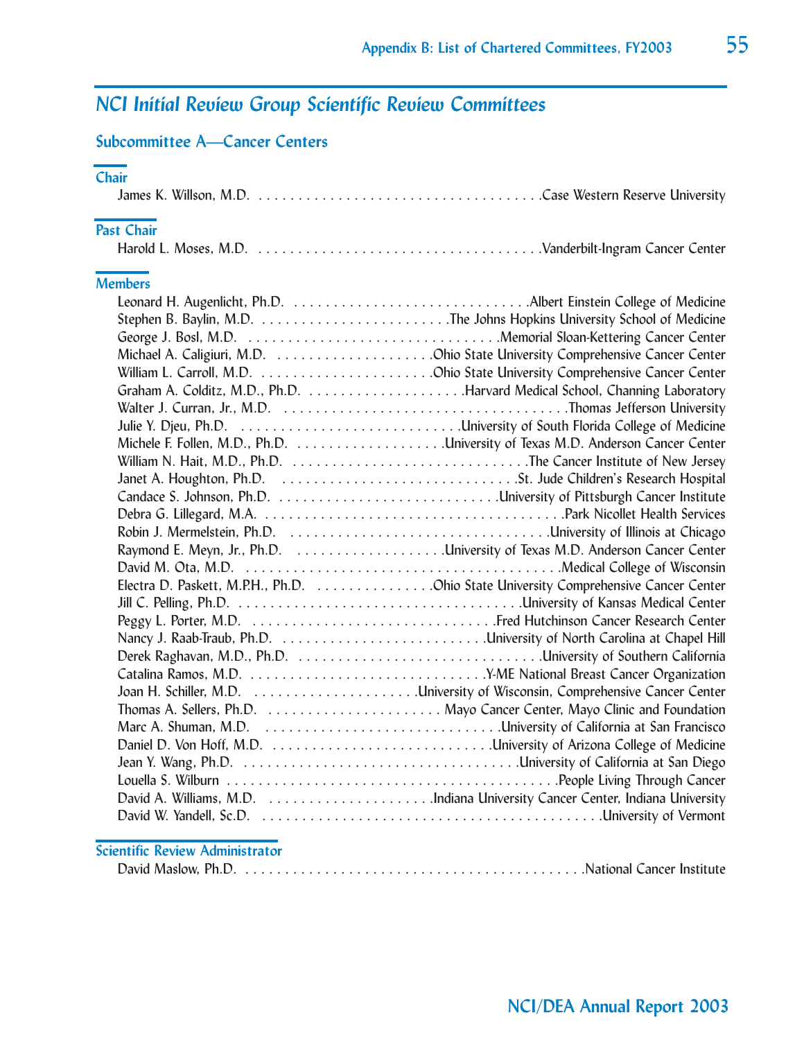## NCI Initial Review Group Scientific Review Committees

### Subcommittee A—Cancer Centers

#### Chair

James K. Willson, M.D. . . . . . . . . . . . . . . . . . . . . . . . . . . . . . . . . . . . Case Western Reserve University

#### Past Chair

Harold L. Moses, M.D. . . . . . . . . . . . . . . . . . . . . . . . . . . . . . . . . . . . Vanderbilt-Ingram Cancer Center

#### Members

Leonard H. Augenlicht, Ph.D. . . . . . . . . . . . . . . . . . . . . . . . . . . . . . Albert Einstein College of Medicine
Stephen B. Baylin, M.D. . . . . . . . . . . . . . . . . . . . . . . . . The Johns Hopkins University School of Medicine
George J. Bosl, M.D. . . . . . . . . . . . . . . . . . . . . . . . . . . . . . . . Memorial Sloan-Kettering Cancer Center
Michael A. Caligiuri, M.D. . . . . . . . . . . . . . . . . . . . Ohio State University Comprehensive Cancer Center
William L. Carroll, M.D. . . . . . . . . . . . . . . . . . . . . . Ohio State University Comprehensive Cancer Center
Graham A. Colditz, M.D., Ph.D. . . . . . . . . . . . . . . . . . . . Harvard Medical School, Channing Laboratory
Walter J. Curran, Jr., M.D. . . . . . . . . . . . . . . . . . . . . . . . . . . . . . . . . . . . . Thomas Jefferson University
Julie Y. Djeu, Ph.D. . . . . . . . . . . . . . . . . . . . . . . . . . . . . University of South Florida College of Medicine
Michele F. Follen, M.D., Ph.D. . . . . . . . . . . . . . . . . . . University of Texas M.D. Anderson Cancer Center
William N. Hait, M.D., Ph.D. . . . . . . . . . . . . . . . . . . . . . . . . . . . . . The Cancer Institute of New Jersey
Janet A. Houghton, Ph.D. . . . . . . . . . . . . . . . . . . . . . . . . . . . . . . St. Jude Children's Research Hospital
Candace S. Johnson, Ph.D. . . . . . . . . . . . . . . . . . . . . . . . . . . . University of Pittsburgh Cancer Institute
Debra G. Lillegard, M.A. . . . . . . . . . . . . . . . . . . . . . . . . . . . . . . . . . . . . . . Park Nicollet Health Services
Robin J. Mermelstein, Ph.D. . . . . . . . . . . . . . . . . . . . . . . . . . . . . . . . . . University of Illinois at Chicago
Raymond E. Meyn, Jr., Ph.D. . . . . . . . . . . . . . . . . . . University of Texas M.D. Anderson Cancer Center
David M. Ota, M.D. . . . . . . . . . . . . . . . . . . . . . . . . . . . . . . . . . . . . . . . . Medical College of Wisconsin
Electra D. Paskett, M.P.H., Ph.D. . . . . . . . . . . . . . . Ohio State University Comprehensive Cancer Center
Jill C. Pelling, Ph.D. . . . . . . . . . . . . . . . . . . . . . . . . . . . . . . . . . . . . University of Kansas Medical Center
Peggy L. Porter, M.D. . . . . . . . . . . . . . . . . . . . . . . . . . . . . . . . . Fred Hutchinson Cancer Research Center
Nancy J. Raab-Traub, Ph.D. . . . . . . . . . . . . . . . . . . . . . . . . . University of North Carolina at Chapel Hill
Derek Raghavan, M.D., Ph.D. . . . . . . . . . . . . . . . . . . . . . . . . . . . . . . University of Southern California
Catalina Ramos, M.D. . . . . . . . . . . . . . . . . . . . . . . . . . . . . . Y-ME National Breast Cancer Organization
Joan H. Schiller, M.D. . . . . . . . . . . . . . . . . . . . . University of Wisconsin, Comprehensive Cancer Center
Thomas A. Sellers, Ph.D. . . . . . . . . . . . . . . . . . . . . . . Mayo Cancer Center, Mayo Clinic and Foundation
Marc A. Shuman, M.D. . . . . . . . . . . . . . . . . . . . . . . . . . . . . . University of California at San Francisco
Daniel D. Von Hoff, M.D. . . . . . . . . . . . . . . . . . . . . . . . . . . . University of Arizona College of Medicine
Jean Y. Wang, Ph.D. . . . . . . . . . . . . . . . . . . . . . . . . . . . . . . . . . . . University of California at San Diego
Louella S. Wilburn . . . . . . . . . . . . . . . . . . . . . . . . . . . . . . . . . . . . . . . . . . . People Living Through Cancer
David A. Williams, M.D. . . . . . . . . . . . . . . . . . . . . Indiana University Cancer Center, Indiana University
David W. Yandell, Sc.D. . . . . . . . . . . . . . . . . . . . . . . . . . . . . . . . . . . . . . . . . . . . University of Vermont

#### Scientific Review Administrator

David Maslow, Ph.D. . . . . . . . . . . . . . . . . . . . . . . . . . . . . . . . . . . . . . . . . . . . National Cancer Institute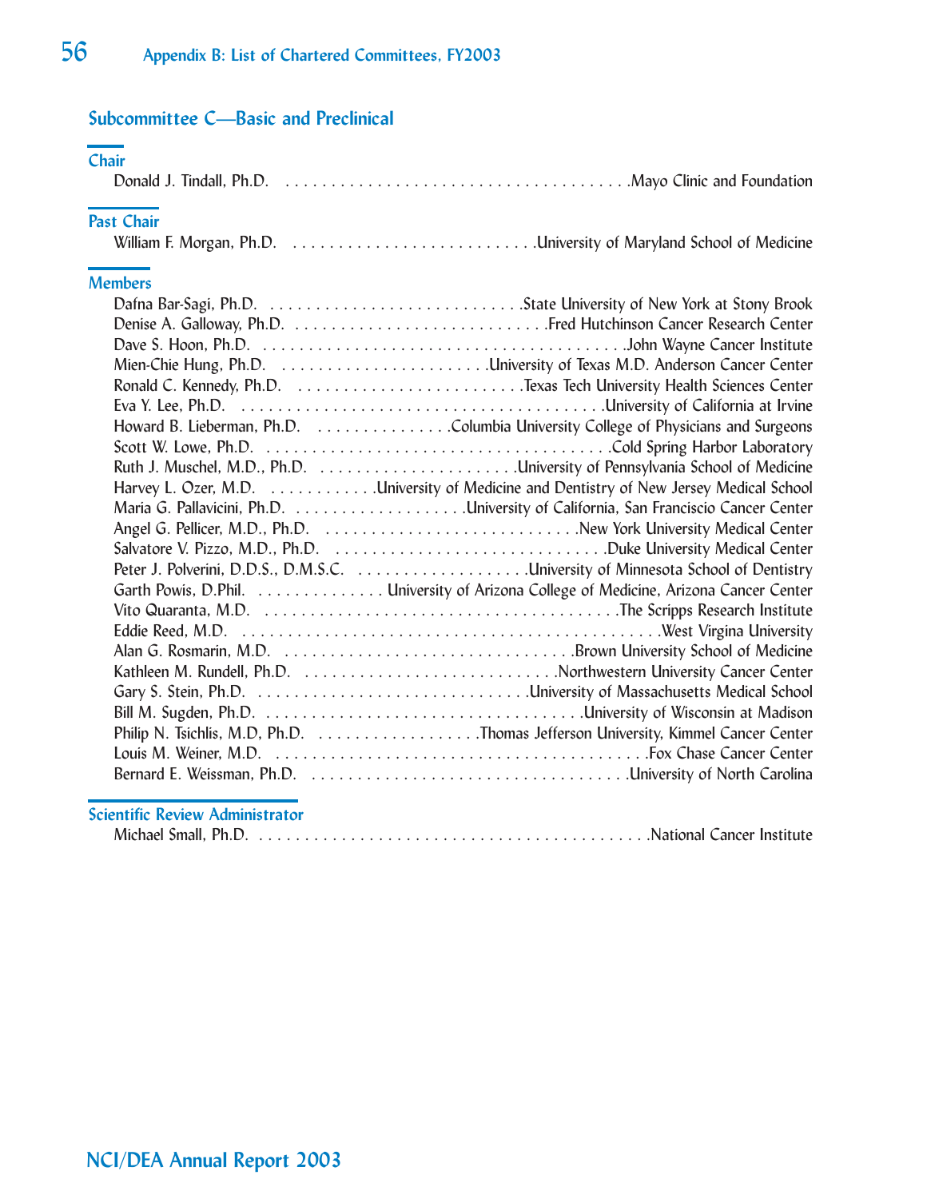## Subcommittee C—Basic and Preclinical

### Chair

Donald J. Tindall, Ph.D. . . . . . . . . . . . . . . . . . . . . . . . . . . . . . . . . . . . . . .Mayo Clinic and Foundation

### Past Chair

William F. Morgan, Ph.D. . . . . . . . . . . . . . . . . . . . . . . . . . . .University of Maryland School of Medicine

### Members

Dafna Bar-Sagi, Ph.D. . . . . . . . . . . . . . . . . . . . . . . . . . . . .State University of New York at Stony Brook
Denise A. Galloway, Ph.D. . . . . . . . . . . . . . . . . . . . . . . . . . . . .Fred Hutchinson Cancer Research Center
Dave S. Hoon, Ph.D. . . . . . . . . . . . . . . . . . . . . . . . . . . . . . . . . . . . . . . . .John Wayne Cancer Institute
Mien-Chie Hung, Ph.D. . . . . . . . . . . . . . . . . . . . . . . .University of Texas M.D. Anderson Cancer Center
Ronald C. Kennedy, Ph.D. . . . . . . . . . . . . . . . . . . . . . . . . .Texas Tech University Health Sciences Center
Eva Y. Lee, Ph.D. . . . . . . . . . . . . . . . . . . . . . . . . . . . . . . . . . . . . . . . .University of California at Irvine
Howard B. Lieberman, Ph.D. . . . . . . . . . . . . . . . .Columbia University College of Physicians and Surgeons
Scott W. Lowe, Ph.D. . . . . . . . . . . . . . . . . . . . . . . . . . . . . . . . . . . . . . .Cold Spring Harbor Laboratory
Ruth J. Muschel, M.D., Ph.D. . . . . . . . . . . . . . . . . . . . . . .University of Pennsylvania School of Medicine
Harvey L. Ozer, M.D. . . . . . . . . . . . .University of Medicine and Dentistry of New Jersey Medical School
Maria G. Pallavicini, Ph.D. . . . . . . . . . . . . . . . . . . .University of California, San Franciscio Cancer Center
Angel G. Pellicer, M.D., Ph.D. . . . . . . . . . . . . . . . . . . . . . . . . . . . .New York University Medical Center
Salvatore V. Pizzo, M.D., Ph.D. . . . . . . . . . . . . . . . . . . . . . . . . . . . . . .Duke University Medical Center
Peter J. Polverini, D.D.S., D.M.S.C. . . . . . . . . . . . . . . . . . . .University of Minnesota School of Dentistry
Garth Powis, D.Phil. . . . . . . . . . . . . . . University of Arizona College of Medicine, Arizona Cancer Center
Vito Quaranta, M.D. . . . . . . . . . . . . . . . . . . . . . . . . . . . . . . . . . . . . . .The Scripps Research Institute
Eddie Reed, M.D. . . . . . . . . . . . . . . . . . . . . . . . . . . . . . . . . . . . . . . . . . . . . .West Virgina University
Alan G. Rosmarin, M.D. . . . . . . . . . . . . . . . . . . . . . . . . . . . . . . . . .Brown University School of Medicine
Kathleen M. Rundell, Ph.D. . . . . . . . . . . . . . . . . . . . . . . . . . . . . .Northwestern University Cancer Center
Gary S. Stein, Ph.D. . . . . . . . . . . . . . . . . . . . . . . . . . . . . . .University of Massachusetts Medical School
Bill M. Sugden, Ph.D. . . . . . . . . . . . . . . . . . . . . . . . . . . . . . . . . . . .University of Wisconsin at Madison
Philip N. Tsichlis, M.D, Ph.D. . . . . . . . . . . . . . . . . . .Thomas Jefferson University, Kimmel Cancer Center
Louis M. Weiner, M.D. . . . . . . . . . . . . . . . . . . . . . . . . . . . . . . . . . . . . . . . . . .Fox Chase Cancer Center
Bernard E. Weissman, Ph.D. . . . . . . . . . . . . . . . . . . . . . . . . . . . . . . . . . . . .University of North Carolina

### Scientific Review Administrator

Michael Small, Ph.D. . . . . . . . . . . . . . . . . . . . . . . . . . . . . . . . . . . . . . . . . . . . .National Cancer Institute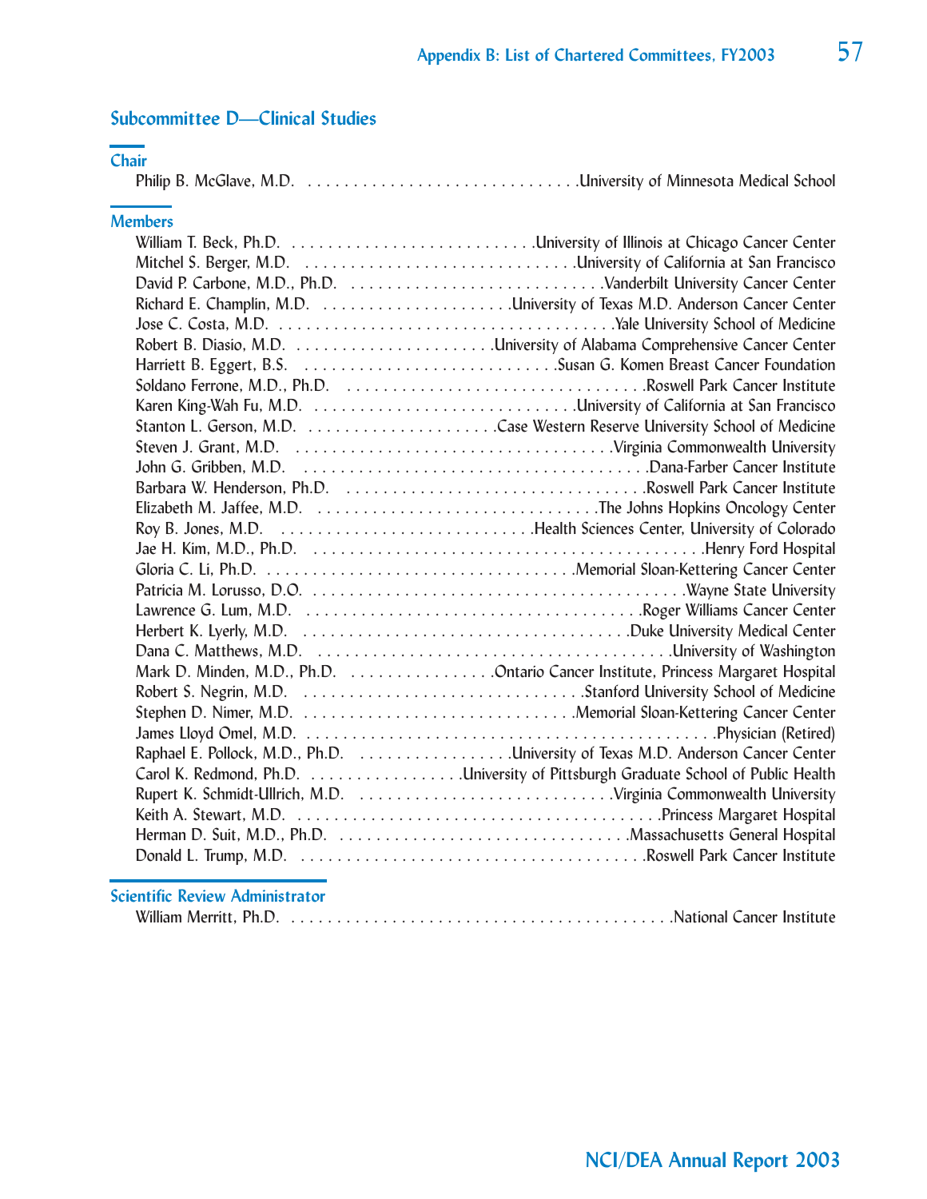## Subcommittee D—Clinical Studies

### Chair

Philip B. McGlave, M.D. . . . . . . . . . . . . . . . . . . . . . . . . . . . . . .University of Minnesota Medical School

### Members

William T. Beck, Ph.D. . . . . . . . . . . . . . . . . . . . . . . . . . . . .University of Illinois at Chicago Cancer Center
Mitchel S. Berger, M.D. . . . . . . . . . . . . . . . . . . . . . . . . . . . . . .University of California at San Francisco
David P. Carbone, M.D., Ph.D. . . . . . . . . . . . . . . . . . . . . . . . . . . . .Vanderbilt University Cancer Center
Richard E. Champlin, M.D. . . . . . . . . . . . . . . . . . . . . .University of Texas M.D. Anderson Cancer Center
Jose C. Costa, M.D. . . . . . . . . . . . . . . . . . . . . . . . . . . . . . . . . . . . . . .Yale University School of Medicine
Robert B. Diasio, M.D. . . . . . . . . . . . . . . . . . . . . . .University of Alabama Comprehensive Cancer Center
Harriett B. Eggert, B.S. . . . . . . . . . . . . . . . . . . . . . . . . . . . . .Susan G. Komen Breast Cancer Foundation
Soldano Ferrone, M.D., Ph.D. . . . . . . . . . . . . . . . . . . . . . . . . . . . . . . . .Roswell Park Cancer Institute
Karen King-Wah Fu, M.D. . . . . . . . . . . . . . . . . . . . . . . . . . . . . . .University of California at San Francisco
Stanton L. Gerson, M.D. . . . . . . . . . . . . . . . . . . . . .Case Western Reserve University School of Medicine
Steven J. Grant, M.D. . . . . . . . . . . . . . . . . . . . . . . . . . . . . . . . . . . . .Virginia Commonwealth University
John G. Gribben, M.D. . . . . . . . . . . . . . . . . . . . . . . . . . . . . . . . . . . . . . . .Dana-Farber Cancer Institute
Barbara W. Henderson, Ph.D. . . . . . . . . . . . . . . . . . . . . . . . . . . . . . . . .Roswell Park Cancer Institute
Elizabeth M. Jaffee, M.D. . . . . . . . . . . . . . . . . . . . . . . . . . . . . . . .The Johns Hopkins Oncology Center
Roy B. Jones, M.D. . . . . . . . . . . . . . . . . . . . . . . . . . . . .Health Sciences Center, University of Colorado
Jae H. Kim, M.D., Ph.D. . . . . . . . . . . . . . . . . . . . . . . . . . . . . . . . . . . . . . . . . . .Henry Ford Hospital
Gloria C. Li, Ph.D. . . . . . . . . . . . . . . . . . . . . . . . . . . . . . . . . . . .Memorial Sloan-Kettering Cancer Center
Patricia M. Lorusso, D.O. . . . . . . . . . . . . . . . . . . . . . . . . . . . . . . . . . . . . . . . .Wayne State University
Lawrence G. Lum, M.D. . . . . . . . . . . . . . . . . . . . . . . . . . . . . . . . . . . . . . .Roger Williams Cancer Center
Herbert K. Lyerly, M.D. . . . . . . . . . . . . . . . . . . . . . . . . . . . . . . . . . . . .Duke University Medical Center
Dana C. Matthews, M.D. . . . . . . . . . . . . . . . . . . . . . . . . . . . . . . . . . . . . . . . . .University of Washington
Mark D. Minden, M.D., Ph.D. . . . . . . . . . . . . . . . . .Ontario Cancer Institute, Princess Margaret Hospital
Robert S. Negrin, M.D. . . . . . . . . . . . . . . . . . . . . . . . . . . . . . .Stanford University School of Medicine
Stephen D. Nimer, M.D. . . . . . . . . . . . . . . . . . . . . . . . . . . . . .Memorial Sloan-Kettering Cancer Center
James Lloyd Omel, M.D. . . . . . . . . . . . . . . . . . . . . . . . . . . . . . . . . . . . . . . . . . . . . .Physician (Retired)
Raphael E. Pollock, M.D., Ph.D. . . . . . . . . . . . . . . . . .University of Texas M.D. Anderson Cancer Center
Carol K. Redmond, Ph.D. . . . . . . . . . . . . . . . . .University of Pittsburgh Graduate School of Public Health
Rupert K. Schmidt-Ullrich, M.D. . . . . . . . . . . . . . . . . . . . . . . . . . . . .Virginia Commonwealth University
Keith A. Stewart, M.D. . . . . . . . . . . . . . . . . . . . . . . . . . . . . . . . . . . . . . . . . .Princess Margaret Hospital
Herman D. Suit, M.D., Ph.D. . . . . . . . . . . . . . . . . . . . . . . . . . . . . . . .Massachusetts General Hospital
Donald L. Trump, M.D. . . . . . . . . . . . . . . . . . . . . . . . . . . . . . . . . . . . . . .Roswell Park Cancer Institute

### Scientific Review Administrator

William Merritt, Ph.D. . . . . . . . . . . . . . . . . . . . . . . . . . . . . . . . . . . . . . . . . . .National Cancer Institute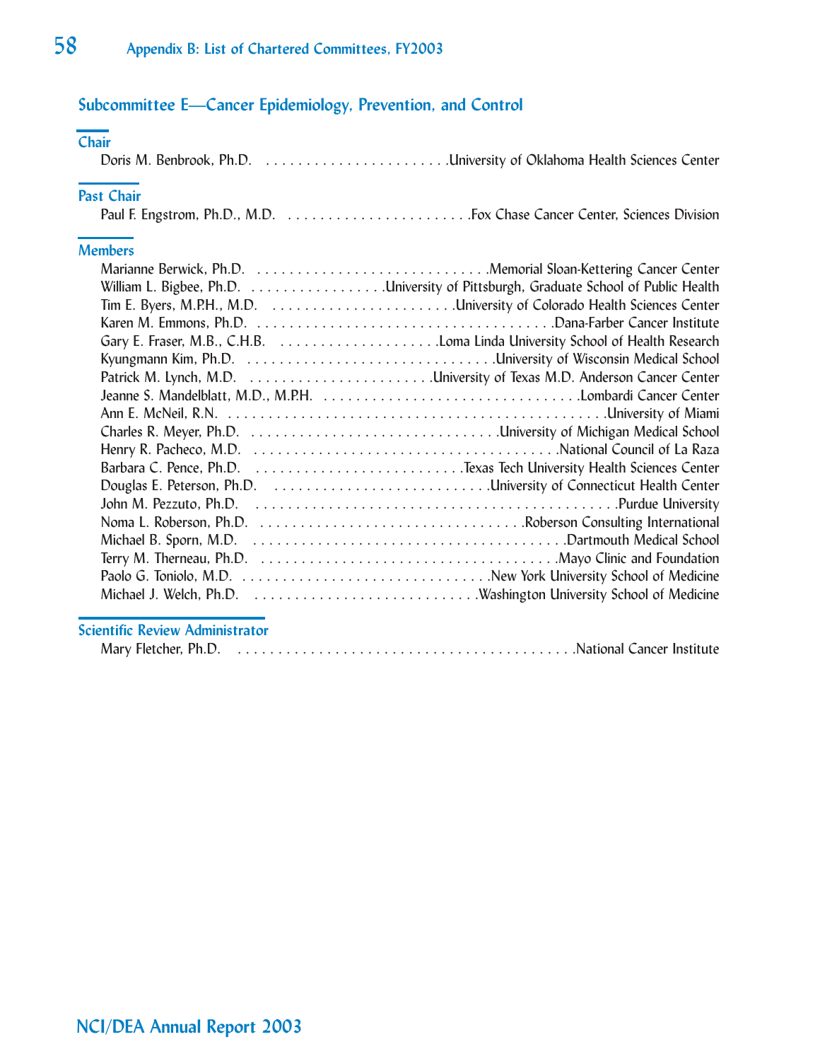## Subcommittee E—Cancer Epidemiology, Prevention, and Control

### Chair

Doris M. Benbrook, Ph.D. . . . . . . . . . . . . . . . . . . . . . . . .University of Oklahoma Health Sciences Center

### Past Chair

Paul F. Engstrom, Ph.D., M.D. . . . . . . . . . . . . . . . . . . . . . . . .Fox Chase Cancer Center, Sciences Division

### Members

Marianne Berwick, Ph.D. . . . . . . . . . . . . . . . . . . . . . . . . . . . . .Memorial Sloan-Kettering Cancer Center
William L. Bigbee, Ph.D. . . . . . . . . . . . . . . . . .University of Pittsburgh, Graduate School of Public Health
Tim E. Byers, M.P.H., M.D. . . . . . . . . . . . . . . . . . . . . . . .University of Colorado Health Sciences Center
Karen M. Emmons, Ph.D. . . . . . . . . . . . . . . . . . . . . . . . . . . . . . . . . . . . . . .Dana-Farber Cancer Institute
Gary E. Fraser, M.B., C.H.B. . . . . . . . . . . . . . . . . . . . .Loma Linda University School of Health Research
Kyungmann Kim, Ph.D. . . . . . . . . . . . . . . . . . . . . . . . . . . . . . . .University of Wisconsin Medical School
Patrick M. Lynch, M.D. . . . . . . . . . . . . . . . . . . . . . . .University of Texas M.D. Anderson Cancer Center
Jeanne S. Mandelblatt, M.D., M.P.H. . . . . . . . . . . . . . . . . . . . . . . . . . . . . . . . . .Lombardi Cancer Center
Ann E. McNeil, R.N. . . . . . . . . . . . . . . . . . . . . . . . . . . . . . . . . . . . . . . . . . . . . . . . . .University of Miami
Charles R. Meyer, Ph.D. . . . . . . . . . . . . . . . . . . . . . . . . . . . . . . .University of Michigan Medical School
Henry R. Pacheco, M.D. . . . . . . . . . . . . . . . . . . . . . . . . . . . . . . . . . . . . . .National Council of La Raza
Barbara C. Pence, Ph.D. . . . . . . . . . . . . . . . . . . . . . . . . . .Texas Tech University Health Sciences Center
Douglas E. Peterson, Ph.D. . . . . . . . . . . . . . . . . . . . . . . . . . .University of Connecticut Health Center
John M. Pezzuto, Ph.D. . . . . . . . . . . . . . . . . . . . . . . . . . . . . . . . . . . . . . . . . . . . . . .Purdue University
Noma L. Roberson, Ph.D. . . . . . . . . . . . . . . . . . . . . . . . . . . . . . . . . .Roberson Consulting International
Michael B. Sporn, M.D. . . . . . . . . . . . . . . . . . . . . . . . . . . . . . . . . . . . . . . .Dartmouth Medical School
Terry M. Therneau, Ph.D. . . . . . . . . . . . . . . . . . . . . . . . . . . . . . . . . . . . . .Mayo Clinic and Foundation
Paolo G. Toniolo, M.D. . . . . . . . . . . . . . . . . . . . . . . . . . . . . . . . .New York University School of Medicine
Michael J. Welch, Ph.D. . . . . . . . . . . . . . . . . . . . . . . . . . . . .Washington University School of Medicine

### Scientific Review Administrator

Mary Fletcher, Ph.D. . . . . . . . . . . . . . . . . . . . . . . . . . . . . . . . . . . . . . . . . . .National Cancer Institute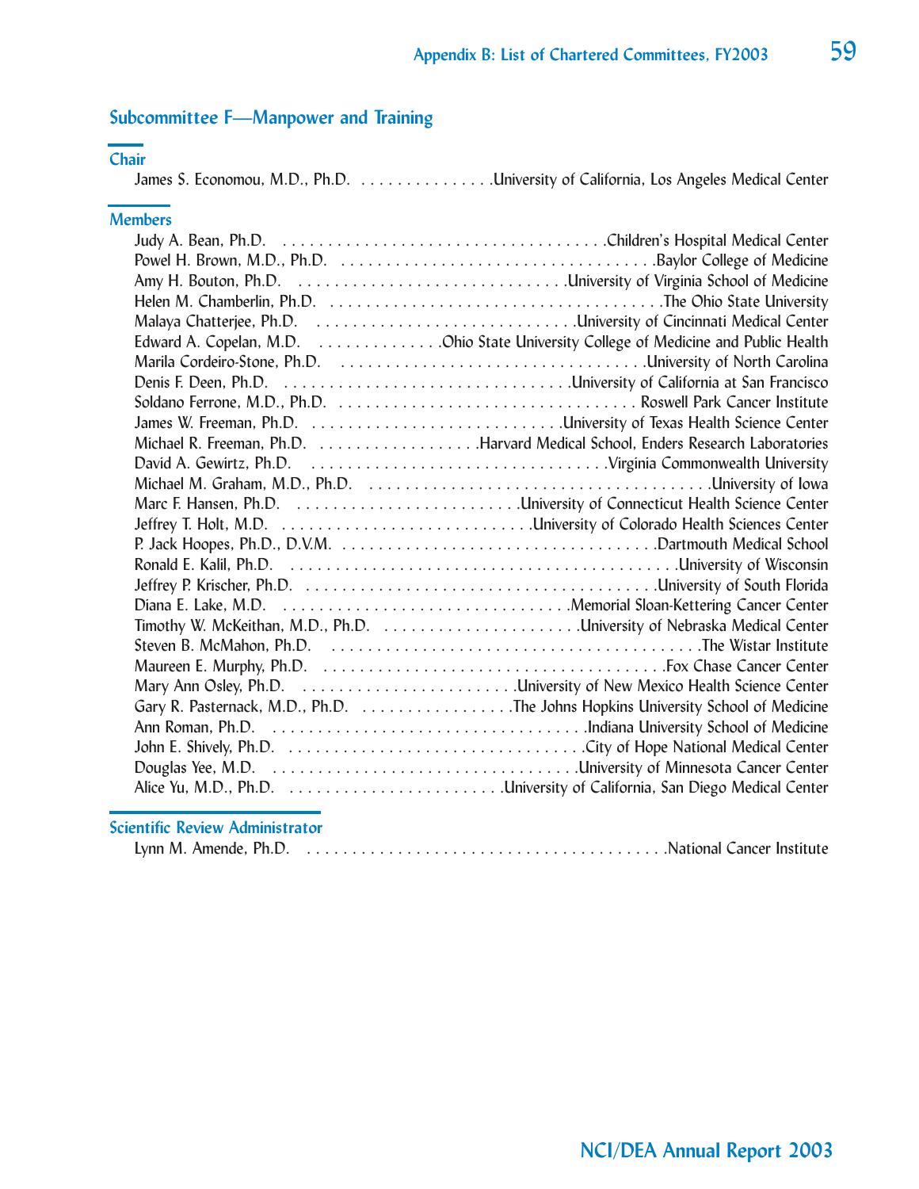## Subcommittee F—Manpower and Training

### Chair

James S. Economou, M.D., Ph.D. . . . . . . . . . . . . . . .University of California, Los Angeles Medical Center

### Members

Judy A. Bean, Ph.D. . . . . . . . . . . . . . . . . . . . . . . . . . . . . . . . . . . . . .Children's Hospital Medical Center
Powel H. Brown, M.D., Ph.D. . . . . . . . . . . . . . . . . . . . . . . . . . . . . . . . . . .Baylor College of Medicine
Amy H. Bouton, Ph.D. . . . . . . . . . . . . . . . . . . . . . . . . . . . . . . .University of Virginia School of Medicine
Helen M. Chamberlin, Ph.D. . . . . . . . . . . . . . . . . . . . . . . . . . . . . . . . . . . . . .The Ohio State University
Malaya Chatterjee, Ph.D. . . . . . . . . . . . . . . . . . . . . . . . . . . . . . .University of Cincinnati Medical Center
Edward A. Copelan, M.D. . . . . . . . . . . . . . .Ohio State University College of Medicine and Public Health
Marila Cordeiro-Stone, Ph.D. . . . . . . . . . . . . . . . . . . . . . . . . . . . . . . . . .University of North Carolina
Denis F. Deen, Ph.D. . . . . . . . . . . . . . . . . . . . . . . . . . . . . . . . .University of California at San Francisco
Soldano Ferrone, M.D., Ph.D. . . . . . . . . . . . . . . . . . . . . . . . . . . . . . . . . . Roswell Park Cancer Institute
James W. Freeman, Ph.D. . . . . . . . . . . . . . . . . . . . . . . . . . . . . .University of Texas Health Science Center
Michael R. Freeman, Ph.D. . . . . . . . . . . . . . . . . . .Harvard Medical School, Enders Research Laboratories
David A. Gewirtz, Ph.D. . . . . . . . . . . . . . . . . . . . . . . . . . . . . . . . . . .Virginia Commonwealth University
Michael M. Graham, M.D., Ph.D. . . . . . . . . . . . . . . . . . . . . . . . . . . . . . . . . . . . . . .University of Iowa
Marc F. Hansen, Ph.D. . . . . . . . . . . . . . . . . . . . . . . . . . .University of Connecticut Health Science Center
Jeffrey T. Holt, M.D. . . . . . . . . . . . . . . . . . . . . . . . . . . . . .University of Colorado Health Sciences Center
P. Jack Hoopes, Ph.D., D.V.M. . . . . . . . . . . . . . . . . . . . . . . . . . . . . . . . . . . .Dartmouth Medical School
Ronald E. Kalil, Ph.D. . . . . . . . . . . . . . . . . . . . . . . . . . . . . . . . . . . . . . . . . . . .University of Wisconsin
Jeffrey P. Krischer, Ph.D. . . . . . . . . . . . . . . . . . . . . . . . . . . . . . . . . . . . . . . .University of South Florida
Diana E. Lake, M.D. . . . . . . . . . . . . . . . . . . . . . . . . . . . . . . . . .Memorial Sloan-Kettering Cancer Center
Timothy W. McKeithan, M.D., Ph.D. . . . . . . . . . . . . . . . . . . . . . .University of Nebraska Medical Center
Steven B. McMahon, Ph.D. . . . . . . . . . . . . . . . . . . . . . . . . . . . . . . . . . . . . . . . . . .The Wistar Institute
Maureen E. Murphy, Ph.D. . . . . . . . . . . . . . . . . . . . . . . . . . . . . . . . . . . . . . . .Fox Chase Cancer Center
Mary Ann Osley, Ph.D. . . . . . . . . . . . . . . . . . . . . . . . . .University of New Mexico Health Science Center
Gary R. Pasternack, M.D., Ph.D. . . . . . . . . . . . . . . . . . .The Johns Hopkins University School of Medicine
Ann Roman, Ph.D. . . . . . . . . . . . . . . . . . . . . . . . . . . . . . . . . . . . . .Indiana University School of Medicine
John E. Shively, Ph.D. . . . . . . . . . . . . . . . . . . . . . . . . . . . . . . . . . .City of Hope National Medical Center
Douglas Yee, M.D. . . . . . . . . . . . . . . . . . . . . . . . . . . . . . . . . . .University of Minnesota Cancer Center
Alice Yu, M.D., Ph.D. . . . . . . . . . . . . . . . . . . . . . . . .University of California, San Diego Medical Center

### Scientific Review Administrator

Lynn M. Amende, Ph.D. . . . . . . . . . . . . . . . . . . . . . . . . . . . . . . . . . . . . . . .National Cancer Institute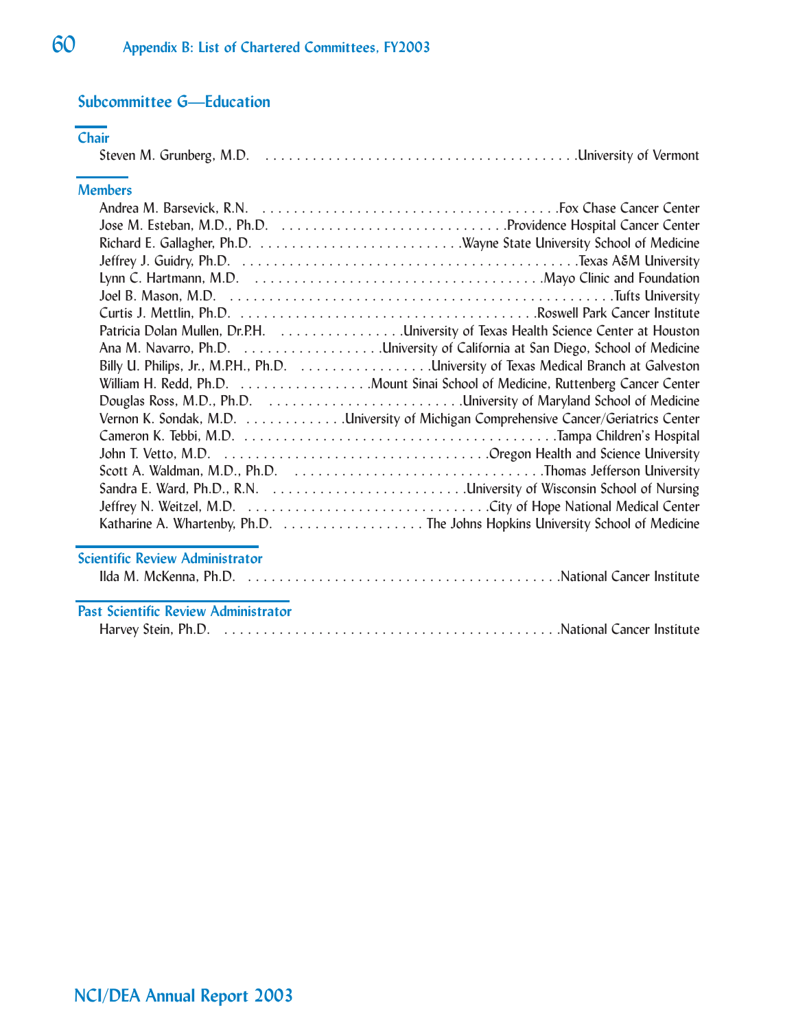## Subcommittee G—Education

### Chair

Steven M. Grunberg, M.D. . . . . . . . . . . . . . . . . . . . . . . . . . . . . . . . . . . . . . . . .University of Vermont

### Members

Andrea M. Barsevick, R.N. . . . . . . . . . . . . . . . . . . . . . . . . . . . . . . . . . . . . . . .Fox Chase Cancer Center
Jose M. Esteban, M.D., Ph.D. . . . . . . . . . . . . . . . . . . . . . . . . . . . . .Providence Hospital Cancer Center
Richard E. Gallagher, Ph.D. . . . . . . . . . . . . . . . . . . . . . . . . . .Wayne State University School of Medicine
Jeffrey J. Guidry, Ph.D. . . . . . . . . . . . . . . . . . . . . . . . . . . . . . . . . . . . . . . . . . . .Texas A&M University
Lynn C. Hartmann, M.D. . . . . . . . . . . . . . . . . . . . . . . . . . . . . . . . . . . . . . .Mayo Clinic and Foundation
Joel B. Mason, M.D. . . . . . . . . . . . . . . . . . . . . . . . . . . . . . . . . . . . . . . . . . . . . . . . . . .Tufts University
Curtis J. Mettlin, Ph.D. . . . . . . . . . . . . . . . . . . . . . . . . . . . . . . . . . . . . . . .Roswell Park Cancer Institute
Patricia Dolan Mullen, Dr.P.H. . . . . . . . . . . . . . . . . .University of Texas Health Science Center at Houston
Ana M. Navarro, Ph.D. . . . . . . . . . . . . . . . . . .University of California at San Diego, School of Medicine
Billy U. Philips, Jr., M.P.H., Ph.D. . . . . . . . . . . . . . . . . .University of Texas Medical Branch at Galveston
William H. Redd, Ph.D. . . . . . . . . . . . . . . . . .Mount Sinai School of Medicine, Ruttenberg Cancer Center
Douglas Ross, M.D., Ph.D. . . . . . . . . . . . . . . . . . . . . . . . . .University of Maryland School of Medicine
Vernon K. Sondak, M.D. . . . . . . . . . . . . .University of Michigan Comprehensive Cancer/Geriatrics Center
Cameron K. Tebbi, M.D. . . . . . . . . . . . . . . . . . . . . . . . . . . . . . . . . . . . . . . . .Tampa Children's Hospital
John T. Vetto, M.D. . . . . . . . . . . . . . . . . . . . . . . . . . . . . . . . . . . .Oregon Health and Science University
Scott A. Waldman, M.D., Ph.D. . . . . . . . . . . . . . . . . . . . . . . . . . . . . . . . . .Thomas Jefferson University
Sandra E. Ward, Ph.D., R.N. . . . . . . . . . . . . . . . . . . . . . . . . . .University of Wisconsin School of Nursing
Jeffrey N. Weitzel, M.D. . . . . . . . . . . . . . . . . . . . . . . . . . . . . . . .City of Hope National Medical Center
Katharine A. Whartenby, Ph.D. . . . . . . . . . . . . . . . . . . The Johns Hopkins University School of Medicine

### Scientific Review Administrator

Ilda M. McKenna, Ph.D. . . . . . . . . . . . . . . . . . . . . . . . . . . . . . . . . . . . . . . .National Cancer Institute

### Past Scientific Review Administrator

Harvey Stein, Ph.D. . . . . . . . . . . . . . . . . . . . . . . . . . . . . . . . . . . . . . . . . . . .National Cancer Institute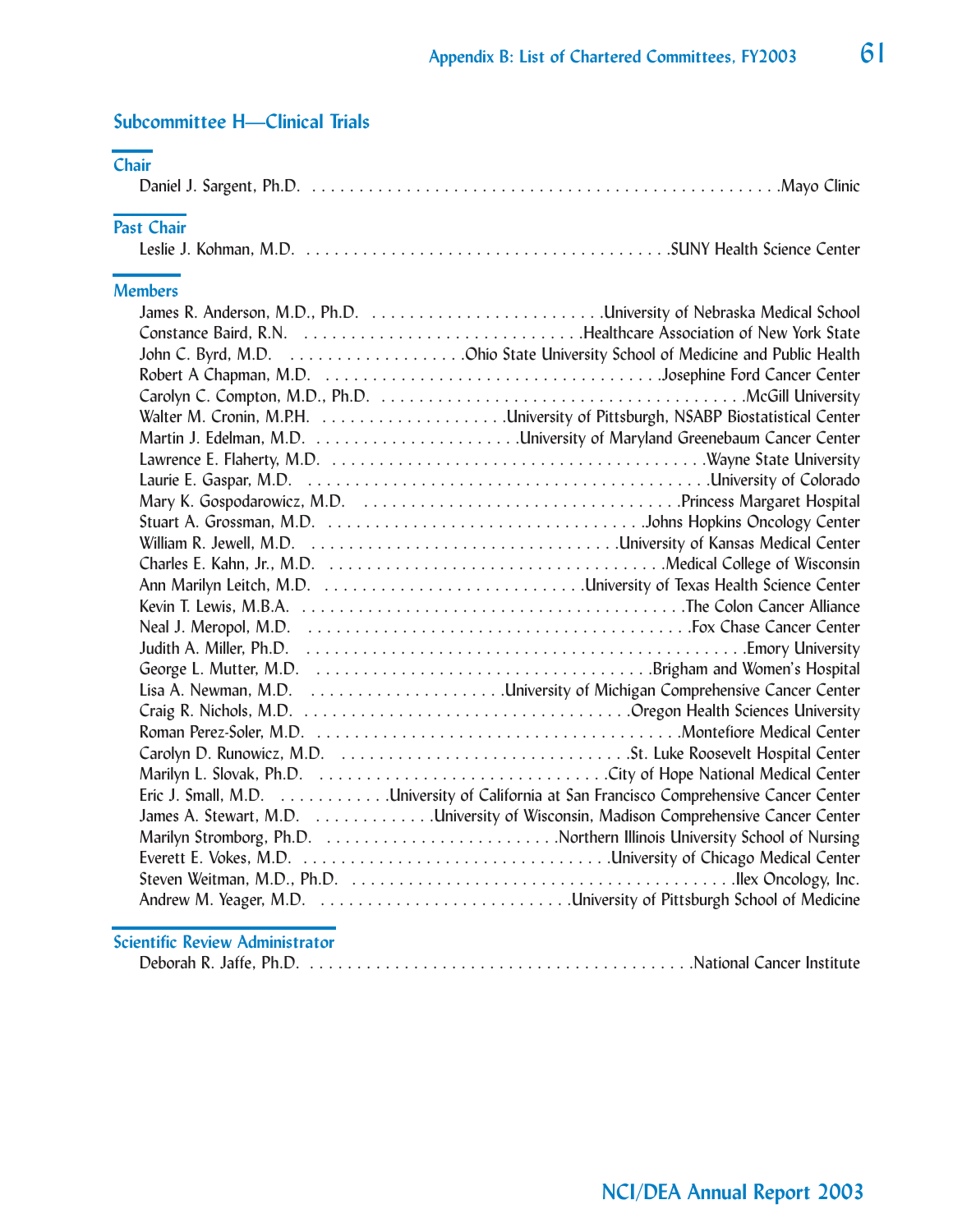## Subcommittee H—Clinical Trials

### Chair

Daniel J. Sargent, Ph.D. . . . . . . . . . . . . . . . . . . . . . . . . . . . . . . . . . . . . . . . . . . . . . . . . . .Mayo Clinic

### Past Chair

Leslie J. Kohman, M.D. . . . . . . . . . . . . . . . . . . . . . . . . . . . . . . . . . . . . . . . . .SUNY Health Science Center

### Members

James R. Anderson, M.D., Ph.D. . . . . . . . . . . . . . . . . . . . . . . . . .University of Nebraska Medical School  
Constance Baird, R.N. . . . . . . . . . . . . . . . . . . . . . . . . . . . . . .Healthcare Association of New York State  
John C. Byrd, M.D. . . . . . . . . . . . . . . . . . . .Ohio State University School of Medicine and Public Health  
Robert A Chapman, M.D. . . . . . . . . . . . . . . . . . . . . . . . . . . . . . . . . . . . .Josephine Ford Cancer Center  
Carolyn C. Compton, M.D., Ph.D. . . . . . . . . . . . . . . . . . . . . . . . . . . . . . . . . . . . . . . . .McGill University  
Walter M. Cronin, M.P.H. . . . . . . . . . . . . . . . . . . . .University of Pittsburgh, NSABP Biostatistical Center  
Martin J. Edelman, M.D. . . . . . . . . . . . . . . . . . . . . . .University of Maryland Greenebaum Cancer Center  
Lawrence E. Flaherty, M.D. . . . . . . . . . . . . . . . . . . . . . . . . . . . . . . . . . . . . . . . . . .Wayne State University  
Laurie E. Gaspar, M.D. . . . . . . . . . . . . . . . . . . . . . . . . . . . . . . . . . . . . . . . . . . . .University of Colorado  
Mary K. Gospodarowicz, M.D. . . . . . . . . . . . . . . . . . . . . . . . . . . . . . . . . . . . .Princess Margaret Hospital  
Stuart A. Grossman, M.D. . . . . . . . . . . . . . . . . . . . . . . . . . . . . . . . . . . . . .Johns Hopkins Oncology Center  
William R. Jewell, M.D. . . . . . . . . . . . . . . . . . . . . . . . . . . . . . . . . . . .University of Kansas Medical Center  
Charles E. Kahn, Jr., M.D. . . . . . . . . . . . . . . . . . . . . . . . . . . . . . . . . . . . . . .Medical College of Wisconsin  
Ann Marilyn Leitch, M.D. . . . . . . . . . . . . . . . . . . . . . . . . . . . .University of Texas Health Science Center  
Kevin T. Lewis, M.B.A. . . . . . . . . . . . . . . . . . . . . . . . . . . . . . . . . . . . . . . . . . . . .The Colon Cancer Alliance  
Neal J. Meropol, M.D. . . . . . . . . . . . . . . . . . . . . . . . . . . . . . . . . . . . . . . . . . . . . . .Fox Chase Cancer Center  
Judith A. Miller, Ph.D. . . . . . . . . . . . . . . . . . . . . . . . . . . . . . . . . . . . . . . . . . . . . . . . . . .Emory University  
George L. Mutter, M.D. . . . . . . . . . . . . . . . . . . . . . . . . . . . . . . . . . . . . . . .Brigham and Women's Hospital  
Lisa A. Newman, M.D. . . . . . . . . . . . . . . . . . . . . . .University of Michigan Comprehensive Cancer Center  
Craig R. Nichols, M.D. . . . . . . . . . . . . . . . . . . . . . . . . . . . . . . . . . . . . . . . . . .Oregon Health Sciences University  
Roman Perez-Soler, M.D. . . . . . . . . . . . . . . . . . . . . . . . . . . . . . . . . . . . . . . . . . . . . . .Montefiore Medical Center  
Carolyn D. Runowicz, M.D. . . . . . . . . . . . . . . . . . . . . . . . . . . . . . . . . . . .St. Luke Roosevelt Hospital Center  
Marilyn L. Slovak, Ph.D. . . . . . . . . . . . . . . . . . . . . . . . . . . . . . . . . . . .City of Hope National Medical Center  
Eric J. Small, M.D. . . . . . . . . . . . .University of California at San Francisco Comprehensive Cancer Center  
James A. Stewart, M.D. . . . . . . . . . . . . .University of Wisconsin, Madison Comprehensive Cancer Center  
Marilyn Stromborg, Ph.D. . . . . . . . . . . . . . . . . . . . . . . . . . .Northern Illinois University School of Nursing  
Everett E. Vokes, M.D. . . . . . . . . . . . . . . . . . . . . . . . . . . . . . . . . . . . . .University of Chicago Medical Center  
Steven Weitman, M.D., Ph.D. . . . . . . . . . . . . . . . . . . . . . . . . . . . . . . . . . . . . . . . . . . . . . . . .Ilex Oncology, Inc.  
Andrew M. Yeager, M.D. . . . . . . . . . . . . . . . . . . . . . . . . . . .University of Pittsburgh School of Medicine

### Scientific Review Administrator

Deborah R. Jaffe, Ph.D. . . . . . . . . . . . . . . . . . . . . . . . . . . . . . . . . . . . . . . . . . . . . . . . .National Cancer Institute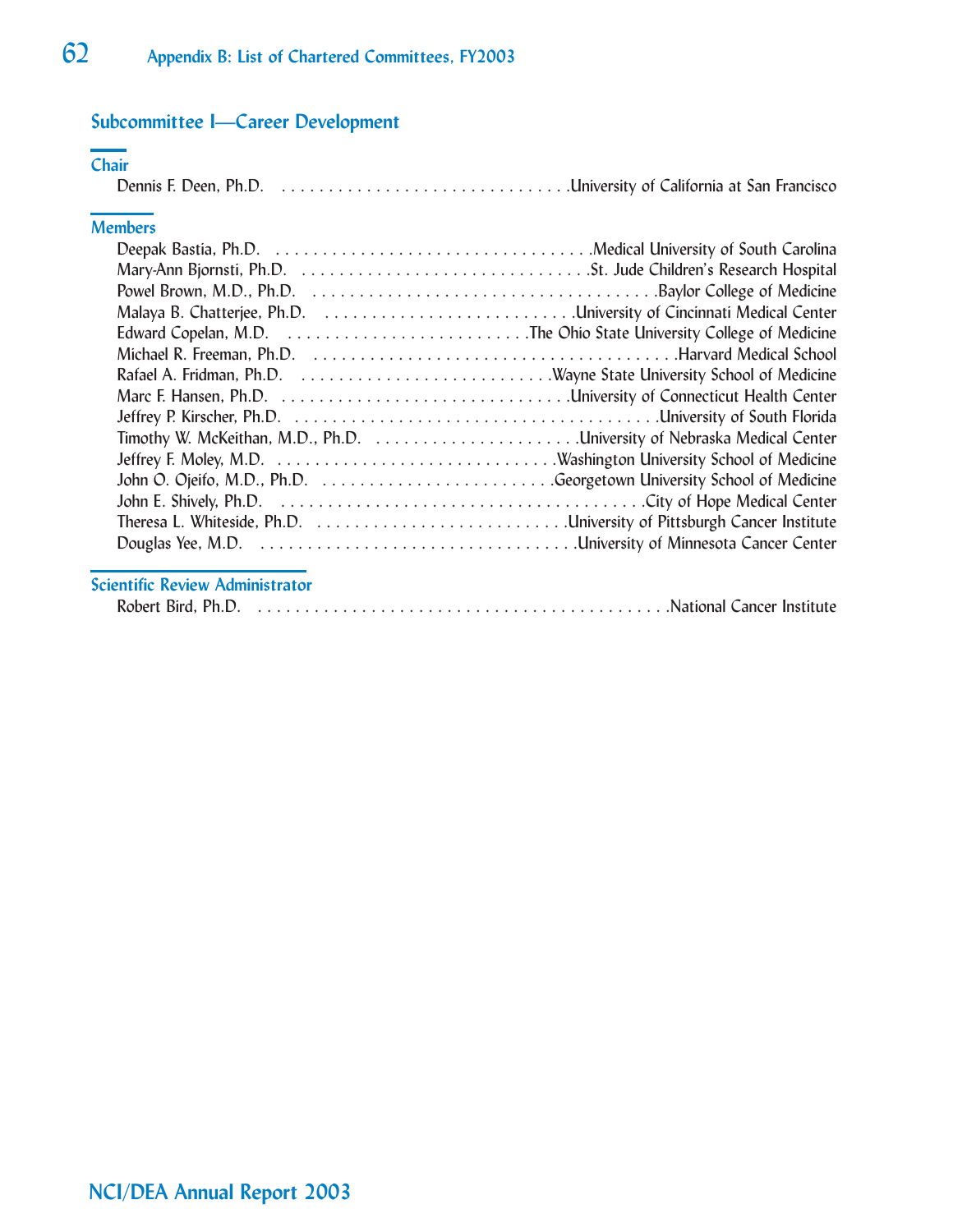## Subcommittee I—Career Development

### Chair

Dennis F. Deen, Ph.D. . . . . . . . . . . . . . . . . . . . . . . . . . . . . . . .University of California at San Francisco

### Members

Deepak Bastia, Ph.D. . . . . . . . . . . . . . . . . . . . . . . . . . . . . . . . . . .Medical University of South Carolina
Mary-Ann Bjornsti, Ph.D. . . . . . . . . . . . . . . . . . . . . . . . . . . . . . . .St. Jude Children's Research Hospital
Powel Brown, M.D., Ph.D. . . . . . . . . . . . . . . . . . . . . . . . . . . . . . . . . . . . . .Baylor College of Medicine
Malaya B. Chatterjee, Ph.D. . . . . . . . . . . . . . . . . . . . . . . . . . . .University of Cincinnati Medical Center
Edward Copelan, M.D. . . . . . . . . . . . . . . . . . . . . . . . . . .The Ohio State University College of Medicine
Michael R. Freeman, Ph.D. . . . . . . . . . . . . . . . . . . . . . . . . . . . . . . . . . . . . . . .Harvard Medical School
Rafael A. Fridman, Ph.D. . . . . . . . . . . . . . . . . . . . . . . . . . . .Wayne State University School of Medicine
Marc F. Hansen, Ph.D. . . . . . . . . . . . . . . . . . . . . . . . . . . . . . . .University of Connecticut Health Center
Jeffrey P. Kirscher, Ph.D. . . . . . . . . . . . . . . . . . . . . . . . . . . . . . . . . . . . . . . .University of South Florida
Timothy W. McKeithan, M.D., Ph.D. . . . . . . . . . . . . . . . . . . . . . .University of Nebraska Medical Center
Jeffrey F. Moley, M.D. . . . . . . . . . . . . . . . . . . . . . . . . . . . . . .Washington University School of Medicine
John O. Ojeifo, M.D., Ph.D. . . . . . . . . . . . . . . . . . . . . . . . . .Georgetown University School of Medicine
John E. Shively, Ph.D. . . . . . . . . . . . . . . . . . . . . . . . . . . . . . . . . . . . . . . . .City of Hope Medical Center
Theresa L. Whiteside, Ph.D. . . . . . . . . . . . . . . . . . . . . . . . . . . .University of Pittsburgh Cancer Institute
Douglas Yee, M.D. . . . . . . . . . . . . . . . . . . . . . . . . . . . . . . . . . . .University of Minnesota Cancer Center

### Scientific Review Administrator

Robert Bird, Ph.D. . . . . . . . . . . . . . . . . . . . . . . . . . . . . . . . . . . . . . . . . . . .National Cancer Institute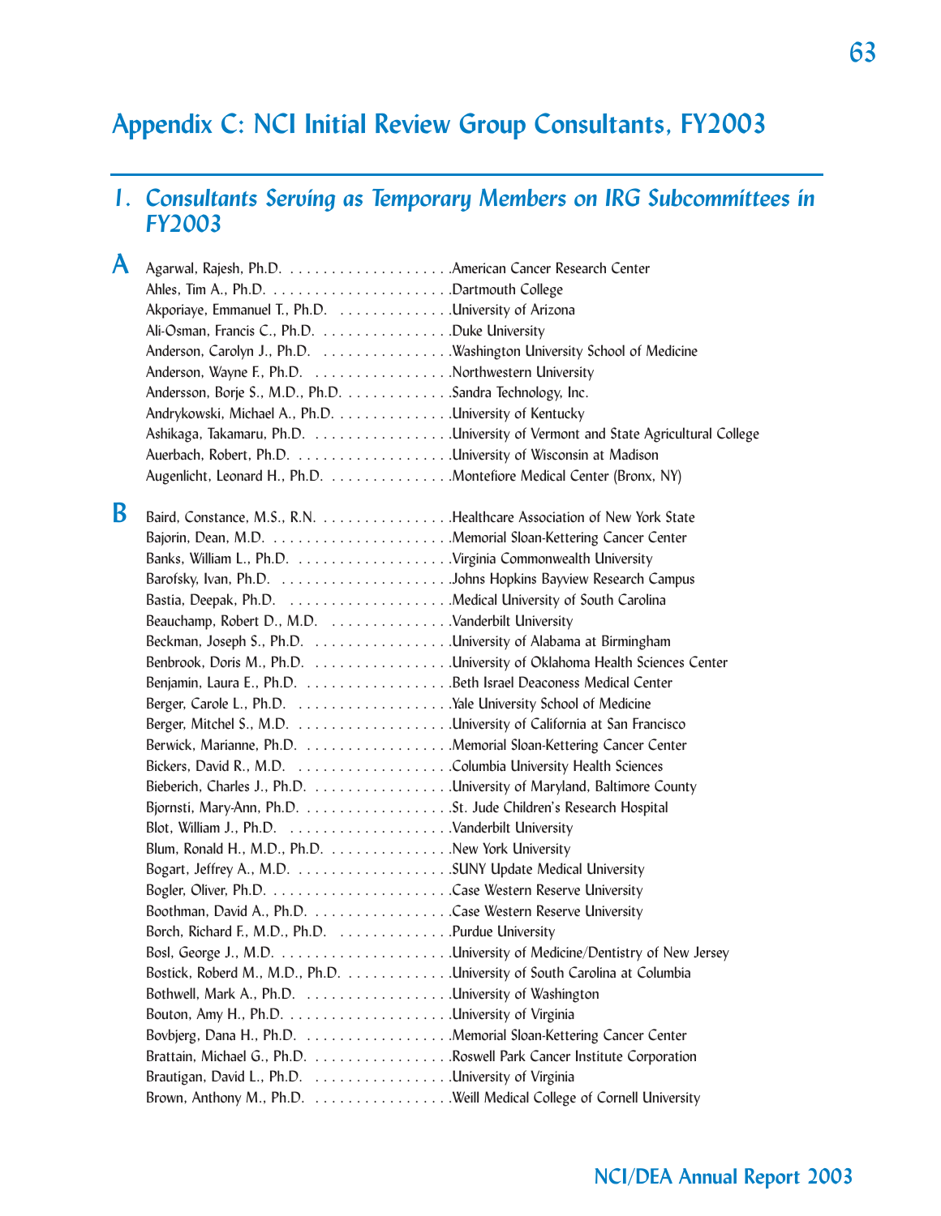# Appendix C: NCI Initial Review Group Consultants, FY2003

## 1. *Consultants Serving as Temporary Members on IRG Subcommittees in FY2003*

**A**

Agarwal, Rajesh, Ph.D. . . . . . . . . . . . . . . . . . . . . American Cancer Research Center
Ahles, Tim A., Ph.D. . . . . . . . . . . . . . . . . . . . . . Dartmouth College
Akporiaye, Emmanuel T., Ph.D. . . . . . . . . . . . . . . University of Arizona
Ali-Osman, Francis C., Ph.D. . . . . . . . . . . . . . . . Duke University
Anderson, Carolyn J., Ph.D. . . . . . . . . . . . . . . . Washington University School of Medicine
Anderson, Wayne F., Ph.D. . . . . . . . . . . . . . . . . Northwestern University
Andersson, Borje S., M.D., Ph.D. . . . . . . . . . . . . Sandra Technology, Inc.
Andrykowski, Michael A., Ph.D. . . . . . . . . . . . . . University of Kentucky
Ashikaga, Takamaru, Ph.D. . . . . . . . . . . . . . . . . University of Vermont and State Agricultural College
Auerbach, Robert, Ph.D. . . . . . . . . . . . . . . . . . . University of Wisconsin at Madison
Augenlicht, Leonard H., Ph.D. . . . . . . . . . . . . . . Montefiore Medical Center (Bronx, NY)

**B**

Baird, Constance, M.S., R.N. . . . . . . . . . . . . . . . Healthcare Association of New York State
Bajorin, Dean, M.D. . . . . . . . . . . . . . . . . . . . . . Memorial Sloan-Kettering Cancer Center
Banks, William L., Ph.D. . . . . . . . . . . . . . . . . . . Virginia Commonwealth University
Barofsky, Ivan, Ph.D. . . . . . . . . . . . . . . . . . . . . Johns Hopkins Bayview Research Campus
Bastia, Deepak, Ph.D. . . . . . . . . . . . . . . . . . . . Medical University of South Carolina
Beauchamp, Robert D., M.D. . . . . . . . . . . . . . . . Vanderbilt University
Beckman, Joseph S., Ph.D. . . . . . . . . . . . . . . . . University of Alabama at Birmingham
Benbrook, Doris M., Ph.D. . . . . . . . . . . . . . . . . University of Oklahoma Health Sciences Center
Benjamin, Laura E., Ph.D. . . . . . . . . . . . . . . . . . Beth Israel Deaconess Medical Center
Berger, Carole L., Ph.D. . . . . . . . . . . . . . . . . . . Yale University School of Medicine
Berger, Mitchel S., M.D. . . . . . . . . . . . . . . . . . . University of California at San Francisco
Berwick, Marianne, Ph.D. . . . . . . . . . . . . . . . . . Memorial Sloan-Kettering Cancer Center
Bickers, David R., M.D. . . . . . . . . . . . . . . . . . . Columbia University Health Sciences
Bieberich, Charles J., Ph.D. . . . . . . . . . . . . . . . . University of Maryland, Baltimore County
Bjornsti, Mary-Ann, Ph.D. . . . . . . . . . . . . . . . . . St. Jude Children's Research Hospital
Blot, William J., Ph.D. . . . . . . . . . . . . . . . . . . . Vanderbilt University
Blum, Ronald H., M.D., Ph.D. . . . . . . . . . . . . . . New York University
Bogart, Jeffrey A., M.D. . . . . . . . . . . . . . . . . . . SUNY Update Medical University
Bogler, Oliver, Ph.D. . . . . . . . . . . . . . . . . . . . . . Case Western Reserve University
Boothman, David A., Ph.D. . . . . . . . . . . . . . . . . Case Western Reserve University
Borch, Richard F., M.D., Ph.D. . . . . . . . . . . . . . Purdue University
Bosl, George J., M.D. . . . . . . . . . . . . . . . . . . . . University of Medicine/Dentistry of New Jersey
Bostick, Roberd M., M.D., Ph.D. . . . . . . . . . . . . University of South Carolina at Columbia
Bothwell, Mark A., Ph.D. . . . . . . . . . . . . . . . . . University of Washington
Bouton, Amy H., Ph.D. . . . . . . . . . . . . . . . . . . . University of Virginia
Bovbjerg, Dana H., Ph.D. . . . . . . . . . . . . . . . . . Memorial Sloan-Kettering Cancer Center
Brattain, Michael G., Ph.D. . . . . . . . . . . . . . . . . Roswell Park Cancer Institute Corporation
Brautigan, David L., Ph.D. . . . . . . . . . . . . . . . . University of Virginia
Brown, Anthony M., Ph.D. . . . . . . . . . . . . . . . . Weill Medical College of Cornell University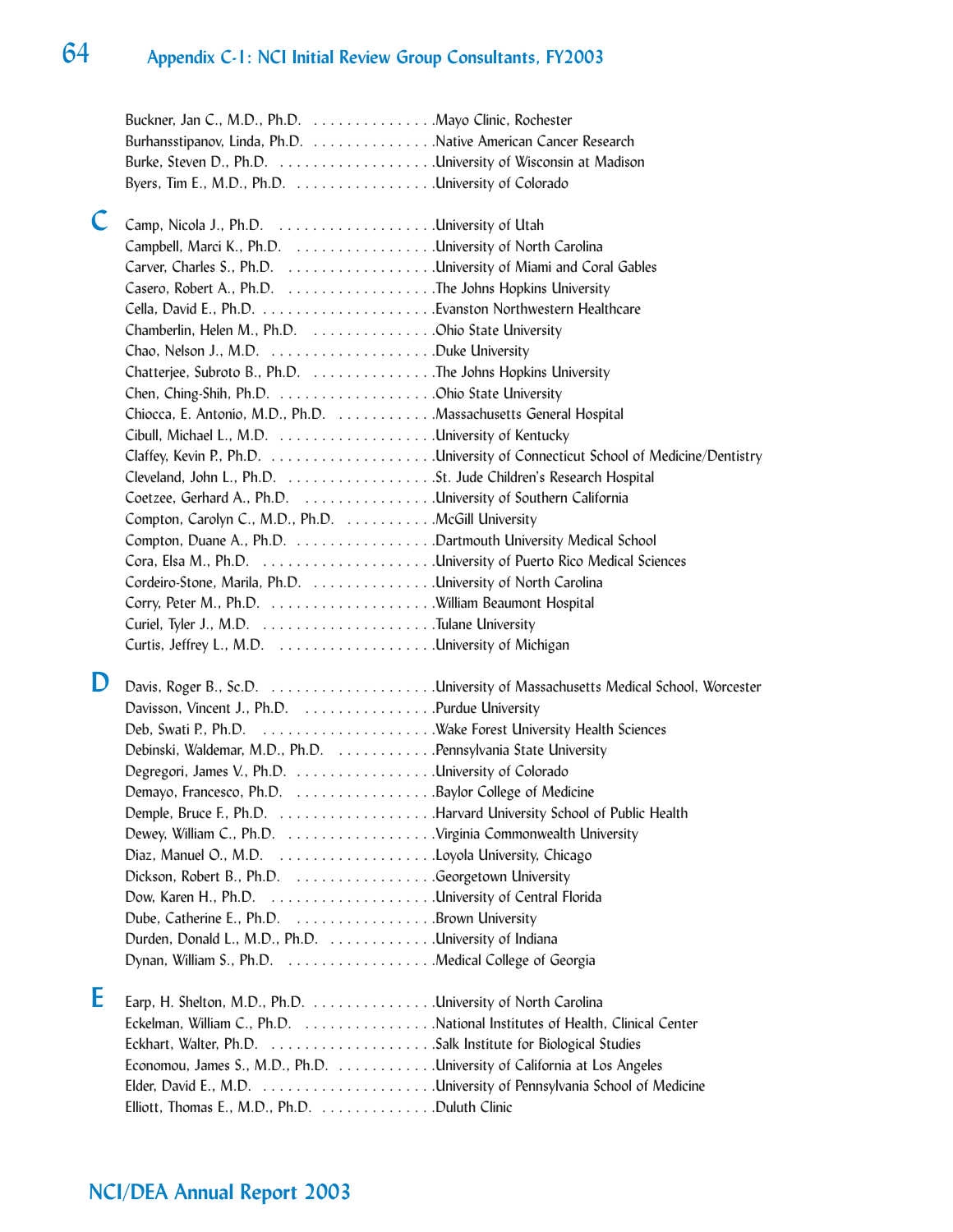Buckner, Jan C., M.D., Ph.D. . . . . . . . . . . . . . . . .Mayo Clinic, Rochester
Burhansstipanov, Linda, Ph.D. . . . . . . . . . . . . . . .Native American Cancer Research
Burke, Steven D., Ph.D. . . . . . . . . . . . . . . . . . . .University of Wisconsin at Madison
Byers, Tim E., M.D., Ph.D. . . . . . . . . . . . . . . . . .University of Colorado

## C

Camp, Nicola J., Ph.D. . . . . . . . . . . . . . . . . . . .University of Utah
Campbell, Marci K., Ph.D. . . . . . . . . . . . . . . . . .University of North Carolina
Carver, Charles S., Ph.D. . . . . . . . . . . . . . . . . . .University of Miami and Coral Gables
Casero, Robert A., Ph.D. . . . . . . . . . . . . . . . . . .The Johns Hopkins University
Cella, David E., Ph.D. . . . . . . . . . . . . . . . . . . . . .Evanston Northwestern Healthcare
Chamberlin, Helen M., Ph.D. . . . . . . . . . . . . . . .Ohio State University
Chao, Nelson J., M.D. . . . . . . . . . . . . . . . . . . . .Duke University
Chatterjee, Subroto B., Ph.D. . . . . . . . . . . . . . . .The Johns Hopkins University
Chen, Ching-Shih, Ph.D. . . . . . . . . . . . . . . . . . . .Ohio State University
Chiocca, E. Antonio, M.D., Ph.D. . . . . . . . . . . . .Massachusetts General Hospital
Cibull, Michael L., M.D. . . . . . . . . . . . . . . . . . . .University of Kentucky
Claffey, Kevin P., Ph.D. . . . . . . . . . . . . . . . . . . . .University of Connecticut School of Medicine/Dentistry
Cleveland, John L., Ph.D. . . . . . . . . . . . . . . . . . .St. Jude Children's Research Hospital
Coetzee, Gerhard A., Ph.D. . . . . . . . . . . . . . . . .University of Southern California
Compton, Carolyn C., M.D., Ph.D. . . . . . . . . . . .McGill University
Compton, Duane A., Ph.D. . . . . . . . . . . . . . . . . .Dartmouth University Medical School
Cora, Elsa M., Ph.D. . . . . . . . . . . . . . . . . . . . . .University of Puerto Rico Medical Sciences
Cordeiro-Stone, Marila, Ph.D. . . . . . . . . . . . . . .University of North Carolina
Corry, Peter M., Ph.D. . . . . . . . . . . . . . . . . . . . .William Beaumont Hospital
Curiel, Tyler J., M.D. . . . . . . . . . . . . . . . . . . . . .Tulane University
Curtis, Jeffrey L., M.D. . . . . . . . . . . . . . . . . . . .University of Michigan

## D

Davis, Roger B., Sc.D. . . . . . . . . . . . . . . . . . . . .University of Massachusetts Medical School, Worcester
Davisson, Vincent J., Ph.D. . . . . . . . . . . . . . . . .Purdue University
Deb, Swati P., Ph.D. . . . . . . . . . . . . . . . . . . . . .Wake Forest University Health Sciences
Debinski, Waldemar, M.D., Ph.D. . . . . . . . . . . . .Pennsylvania State University
Degregori, James V., Ph.D. . . . . . . . . . . . . . . . . .University of Colorado
Demayo, Francesco, Ph.D. . . . . . . . . . . . . . . . . .Baylor College of Medicine
Demple, Bruce F., Ph.D. . . . . . . . . . . . . . . . . . . .Harvard University School of Public Health
Dewey, William C., Ph.D. . . . . . . . . . . . . . . . . . .Virginia Commonwealth University
Diaz, Manuel O., M.D. . . . . . . . . . . . . . . . . . . . .Loyola University, Chicago
Dickson, Robert B., Ph.D. . . . . . . . . . . . . . . . . .Georgetown University
Dow, Karen H., Ph.D. . . . . . . . . . . . . . . . . . . . .University of Central Florida
Dube, Catherine E., Ph.D. . . . . . . . . . . . . . . . . .Brown University
Durden, Donald L., M.D., Ph.D. . . . . . . . . . . . . .University of Indiana
Dynan, William S., Ph.D. . . . . . . . . . . . . . . . . . .Medical College of Georgia

## E

Earp, H. Shelton, M.D., Ph.D. . . . . . . . . . . . . . . .University of North Carolina
Eckelman, William C., Ph.D. . . . . . . . . . . . . . . . .National Institutes of Health, Clinical Center
Eckhart, Walter, Ph.D. . . . . . . . . . . . . . . . . . . . .Salk Institute for Biological Studies
Economou, James S., M.D., Ph.D. . . . . . . . . . . . .University of California at Los Angeles
Elder, David E., M.D. . . . . . . . . . . . . . . . . . . . . .University of Pennsylvania School of Medicine
Elliott, Thomas E., M.D., Ph.D. . . . . . . . . . . . . . .Duluth Clinic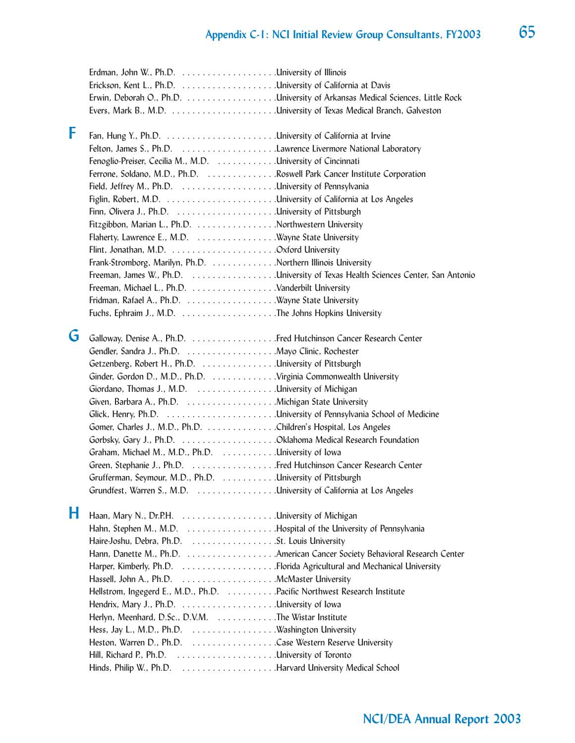Erdman, John W., Ph.D. . . . . . . . . . . . . . . . . . . .University of Illinois
Erickson, Kent L., Ph.D. . . . . . . . . . . . . . . . . . . .University of California at Davis
Erwin, Deborah O., Ph.D. . . . . . . . . . . . . . . . . . .University of Arkansas Medical Sciences, Little Rock
Evers, Mark B., M.D. . . . . . . . . . . . . . . . . . . . . .University of Texas Medical Branch, Galveston

## F

Fan, Hung Y., Ph.D. . . . . . . . . . . . . . . . . . . . . . .University of California at Irvine
Felton, James S., Ph.D. . . . . . . . . . . . . . . . . . . .Lawrence Livermore National Laboratory
Fenoglio-Preiser, Cecilia M., M.D. . . . . . . . . . . . .University of Cincinnati
Ferrone, Soldano, M.D., Ph.D. . . . . . . . . . . . . . .Roswell Park Cancer Institute Corporation
Field, Jeffrey M., Ph.D. . . . . . . . . . . . . . . . . . . .University of Pennsylvania
Figlin, Robert, M.D. . . . . . . . . . . . . . . . . . . . . . .University of California at Los Angeles
Finn, Olivera J., Ph.D. . . . . . . . . . . . . . . . . . . . .University of Pittsburgh
Fitzgibbon, Marian L., Ph.D. . . . . . . . . . . . . . . . .Northwestern University
Flaherty, Lawrence E., M.D. . . . . . . . . . . . . . . . .Wayne State University
Flint, Jonathan, M.D. . . . . . . . . . . . . . . . . . . . . .Oxford University
Frank-Stromborg, Marilyn, Ph.D. . . . . . . . . . . . . .Northern Illinois University
Freeman, James W., Ph.D. . . . . . . . . . . . . . . . . .University of Texas Health Sciences Center, San Antonio
Freeman, Michael L., Ph.D. . . . . . . . . . . . . . . . . .Vanderbilt University
Fridman, Rafael A., Ph.D. . . . . . . . . . . . . . . . . . .Wayne State University
Fuchs, Ephraim J., M.D. . . . . . . . . . . . . . . . . . . .The Johns Hopkins University

## G

Galloway, Denise A., Ph.D. . . . . . . . . . . . . . . . . .Fred Hutchinson Cancer Research Center
Gendler, Sandra J., Ph.D. . . . . . . . . . . . . . . . . . .Mayo Clinic, Rochester
Getzenberg, Robert H., Ph.D. . . . . . . . . . . . . . . .University of Pittsburgh
Ginder, Gordon D., M.D., Ph.D. . . . . . . . . . . . . .Virginia Commonwealth University
Giordano, Thomas J., M.D. . . . . . . . . . . . . . . . .University of Michigan
Given, Barbara A., Ph.D. . . . . . . . . . . . . . . . . . .Michigan State University
Glick, Henry, Ph.D. . . . . . . . . . . . . . . . . . . . . . .University of Pennsylvania School of Medicine
Gomer, Charles J., M.D., Ph.D. . . . . . . . . . . . . . .Children's Hospital, Los Angeles
Gorbsky, Gary J., Ph.D. . . . . . . . . . . . . . . . . . . .Oklahoma Medical Research Foundation
Graham, Michael M., M.D., Ph.D. . . . . . . . . . . .University of Iowa
Green, Stephanie J., Ph.D. . . . . . . . . . . . . . . . . .Fred Hutchinson Cancer Research Center
Grufferman, Seymour, M.D., Ph.D. . . . . . . . . . . .University of Pittsburgh
Grundfest, Warren S., M.D. . . . . . . . . . . . . . . . .University of California at Los Angeles

## H

Haan, Mary N., Dr.P.H. . . . . . . . . . . . . . . . . . . .University of Michigan
Hahn, Stephen M., M.D. . . . . . . . . . . . . . . . . . .Hospital of the University of Pennsylvania
Haire-Joshu, Debra, Ph.D. . . . . . . . . . . . . . . . . .St. Louis University
Hann, Danette M., Ph.D. . . . . . . . . . . . . . . . . . .American Cancer Society Behavioral Research Center
Harper, Kimberly, Ph.D. . . . . . . . . . . . . . . . . . . .Florida Agricultural and Mechanical University
Hassell, John A., Ph.D. . . . . . . . . . . . . . . . . . . .McMaster University
Hellstrom, Ingegerd E., M.D., Ph.D. . . . . . . . . . .Pacific Northwest Research Institute
Hendrix, Mary J., Ph.D. . . . . . . . . . . . . . . . . . . .University of Iowa
Herlyn, Meenhard, D.Sc., D.V.M. . . . . . . . . . . . .The Wistar Institute
Hess, Jay L., M.D., Ph.D. . . . . . . . . . . . . . . . . .Washington University
Heston, Warren D., Ph.D. . . . . . . . . . . . . . . . . .Case Western Reserve University
Hill, Richard P., Ph.D. . . . . . . . . . . . . . . . . . . . .University of Toronto
Hinds, Philip W., Ph.D. . . . . . . . . . . . . . . . . . . .Harvard University Medical School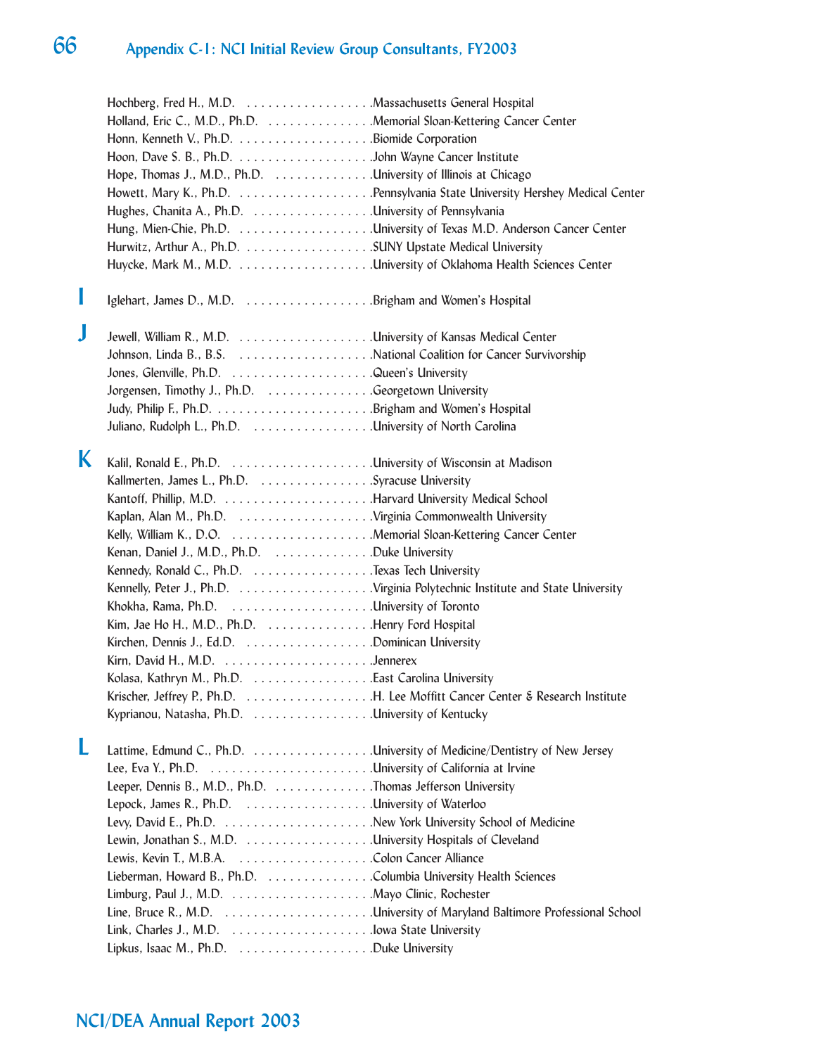Hochberg, Fred H., M.D. . . . . . . . . . . . . . . . . . .Massachusetts General Hospital
Holland, Eric C., M.D., Ph.D. . . . . . . . . . . . . . . .Memorial Sloan-Kettering Cancer Center
Honn, Kenneth V., Ph.D. . . . . . . . . . . . . . . . . . .Biomide Corporation
Hoon, Dave S. B., Ph.D. . . . . . . . . . . . . . . . . . .John Wayne Cancer Institute
Hope, Thomas J., M.D., Ph.D. . . . . . . . . . . . . . .University of Illinois at Chicago
Howett, Mary K., Ph.D. . . . . . . . . . . . . . . . . . .Pennsylvania State University Hershey Medical Center
Hughes, Chanita A., Ph.D. . . . . . . . . . . . . . . . .University of Pennsylvania
Hung, Mien-Chie, Ph.D. . . . . . . . . . . . . . . . . . .University of Texas M.D. Anderson Cancer Center
Hurwitz, Arthur A., Ph.D. . . . . . . . . . . . . . . . . .SUNY Upstate Medical University
Huycke, Mark M., M.D. . . . . . . . . . . . . . . . . . .University of Oklahoma Health Sciences Center

## I

Iglehart, James D., M.D. . . . . . . . . . . . . . . . . .Brigham and Women's Hospital

## J

Jewell, William R., M.D. . . . . . . . . . . . . . . . . .University of Kansas Medical Center
Johnson, Linda B., B.S. . . . . . . . . . . . . . . . . . .National Coalition for Cancer Survivorship
Jones, Glenville, Ph.D. . . . . . . . . . . . . . . . . . . .Queen's University
Jorgensen, Timothy J., Ph.D. . . . . . . . . . . . . . .Georgetown University
Judy, Philip F., Ph.D. . . . . . . . . . . . . . . . . . . . .Brigham and Women's Hospital
Juliano, Rudolph L., Ph.D. . . . . . . . . . . . . . . . .University of North Carolina

## K

Kalil, Ronald E., Ph.D. . . . . . . . . . . . . . . . . . . .University of Wisconsin at Madison
Kallmerten, James L., Ph.D. . . . . . . . . . . . . . . .Syracuse University
Kantoff, Phillip, M.D. . . . . . . . . . . . . . . . . . . . .Harvard University Medical School
Kaplan, Alan M., Ph.D. . . . . . . . . . . . . . . . . . .Virginia Commonwealth University
Kelly, William K., D.O. . . . . . . . . . . . . . . . . . . .Memorial Sloan-Kettering Cancer Center
Kenan, Daniel J., M.D., Ph.D. . . . . . . . . . . . . .Duke University
Kennedy, Ronald C., Ph.D. . . . . . . . . . . . . . . . .Texas Tech University
Kennelly, Peter J., Ph.D. . . . . . . . . . . . . . . . . . .Virginia Polytechnic Institute and State University
Khokha, Rama, Ph.D. . . . . . . . . . . . . . . . . . . . .University of Toronto
Kim, Jae Ho H., M.D., Ph.D. . . . . . . . . . . . . . .Henry Ford Hospital
Kirchen, Dennis J., Ed.D. . . . . . . . . . . . . . . . . .Dominican University
Kirn, David H., M.D. . . . . . . . . . . . . . . . . . . . .Jennerex
Kolasa, Kathryn M., Ph.D. . . . . . . . . . . . . . . . .East Carolina University
Krischer, Jeffrey P., Ph.D. . . . . . . . . . . . . . . . . .H. Lee Moffitt Cancer Center & Research Institute
Kyprianou, Natasha, Ph.D. . . . . . . . . . . . . . . . .University of Kentucky

## L

Lattime, Edmund C., Ph.D. . . . . . . . . . . . . . . . .University of Medicine/Dentistry of New Jersey
Lee, Eva Y., Ph.D. . . . . . . . . . . . . . . . . . . . . . .University of California at Irvine
Leeper, Dennis B., M.D., Ph.D. . . . . . . . . . . . . .Thomas Jefferson University
Lepock, James R., Ph.D. . . . . . . . . . . . . . . . . . .University of Waterloo
Levy, David E., Ph.D. . . . . . . . . . . . . . . . . . . . .New York University School of Medicine
Lewin, Jonathan S., M.D. . . . . . . . . . . . . . . . . .University Hospitals of Cleveland
Lewis, Kevin T., M.B.A. . . . . . . . . . . . . . . . . . .Colon Cancer Alliance
Lieberman, Howard B., Ph.D. . . . . . . . . . . . . . .Columbia University Health Sciences
Limburg, Paul J., M.D. . . . . . . . . . . . . . . . . . . .Mayo Clinic, Rochester
Line, Bruce R., M.D. . . . . . . . . . . . . . . . . . . . .University of Maryland Baltimore Professional School
Link, Charles J., M.D. . . . . . . . . . . . . . . . . . . .Iowa State University
Lipkus, Isaac M., Ph.D. . . . . . . . . . . . . . . . . . .Duke University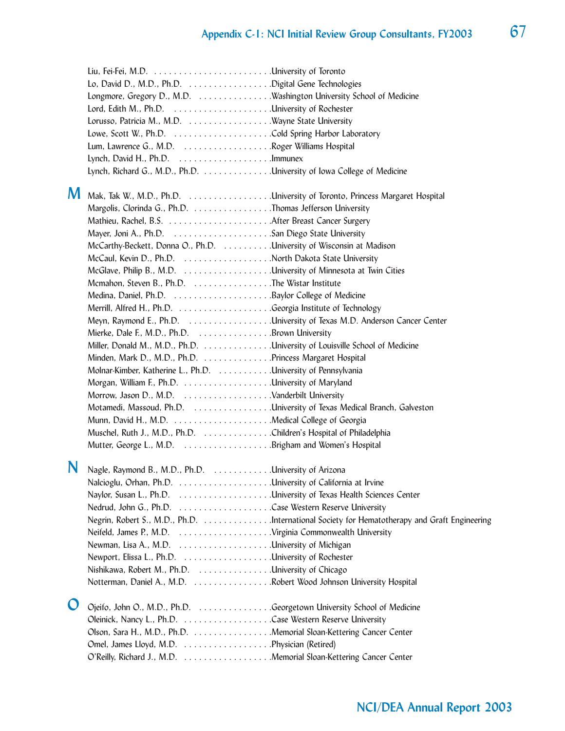Liu, Fei-Fei, M.D. . . . . . . . . . . . . . . . . . . . . . . . .University of Toronto
Lo, David D., M.D., Ph.D. . . . . . . . . . . . . . . . . .Digital Gene Technologies
Longmore, Gregory D., M.D. . . . . . . . . . . . . . . .Washington University School of Medicine
Lord, Edith M., Ph.D. . . . . . . . . . . . . . . . . . . .University of Rochester
Lorusso, Patricia M., M.D. . . . . . . . . . . . . . . . .Wayne State University
Lowe, Scott W., Ph.D. . . . . . . . . . . . . . . . . . . .Cold Spring Harbor Laboratory
Lum, Lawrence G., M.D. . . . . . . . . . . . . . . . . .Roger Williams Hospital
Lynch, David H., Ph.D. . . . . . . . . . . . . . . . . . .Immunex
Lynch, Richard G., M.D., Ph.D. . . . . . . . . . . . . .University of Iowa College of Medicine

## M

Mak, Tak W., M.D., Ph.D. . . . . . . . . . . . . . . . . .University of Toronto, Princess Margaret Hospital
Margolis, Clorinda G., Ph.D. . . . . . . . . . . . . . . .Thomas Jefferson University
Mathieu, Rachel, B.S. . . . . . . . . . . . . . . . . . . . .After Breast Cancer Surgery
Mayer, Joni A., Ph.D. . . . . . . . . . . . . . . . . . . .San Diego State University
McCarthy-Beckett, Donna O., Ph.D. . . . . . . . . .University of Wisconsin at Madison
McCaul, Kevin D., Ph.D. . . . . . . . . . . . . . . . . .North Dakota State University
McGlave, Philip B., M.D. . . . . . . . . . . . . . . . . .University of Minnesota at Twin Cities
Mcmahon, Steven B., Ph.D. . . . . . . . . . . . . . . .The Wistar Institute
Medina, Daniel, Ph.D. . . . . . . . . . . . . . . . . . . .Baylor College of Medicine
Merrill, Alfred H., Ph.D. . . . . . . . . . . . . . . . . . .Georgia Institute of Technology
Meyn, Raymond E., Ph.D. . . . . . . . . . . . . . . . .University of Texas M.D. Anderson Cancer Center
Mierke, Dale F., M.D., Ph.D. . . . . . . . . . . . . . .Brown University
Miller, Donald M., M.D., Ph.D. . . . . . . . . . . . . .University of Louisville School of Medicine
Minden, Mark D., M.D., Ph.D. . . . . . . . . . . . . .Princess Margaret Hospital
Molnar-Kimber, Katherine L., Ph.D. . . . . . . . . . .University of Pennsylvania
Morgan, William F., Ph.D. . . . . . . . . . . . . . . . .University of Maryland
Morrow, Jason D., M.D. . . . . . . . . . . . . . . . . .Vanderbilt University
Motamedi, Massoud, Ph.D. . . . . . . . . . . . . . . .University of Texas Medical Branch, Galveston
Munn, David H., M.D. . . . . . . . . . . . . . . . . . . .Medical College of Georgia
Muschel, Ruth J., M.D., Ph.D. . . . . . . . . . . . . .Children's Hospital of Philadelphia
Mutter, George L., M.D. . . . . . . . . . . . . . . . . .Brigham and Women's Hospital

## N

Nagle, Raymond B., M.D., Ph.D. . . . . . . . . . . .University of Arizona
Nalcioglu, Orhan, Ph.D. . . . . . . . . . . . . . . . . . .University of California at Irvine
Naylor, Susan L., Ph.D. . . . . . . . . . . . . . . . . . .University of Texas Health Sciences Center
Nedrud, John G., Ph.D. . . . . . . . . . . . . . . . . . .Case Western Reserve University
Negrin, Robert S., M.D., Ph.D. . . . . . . . . . . . . .International Society for Hematotherapy and Graft Engineering
Neifeld, James P., M.D. . . . . . . . . . . . . . . . . . .Virginia Commonwealth University
Newman, Lisa A., M.D. . . . . . . . . . . . . . . . . . .University of Michigan
Newport, Elissa L., Ph.D. . . . . . . . . . . . . . . . . .University of Rochester
Nishikawa, Robert M., Ph.D. . . . . . . . . . . . . . .University of Chicago
Notterman, Daniel A., M.D. . . . . . . . . . . . . . . .Robert Wood Johnson University Hospital

## O

Ojeifo, John O., M.D., Ph.D. . . . . . . . . . . . . . .Georgetown University School of Medicine
Oleinick, Nancy L., Ph.D. . . . . . . . . . . . . . . . . .Case Western Reserve University
Olson, Sara H., M.D., Ph.D. . . . . . . . . . . . . . . .Memorial Sloan-Kettering Cancer Center
Omel, James Lloyd, M.D. . . . . . . . . . . . . . . . . .Physician (Retired)
O'Reilly, Richard J., M.D. . . . . . . . . . . . . . . . . .Memorial Sloan-Kettering Cancer Center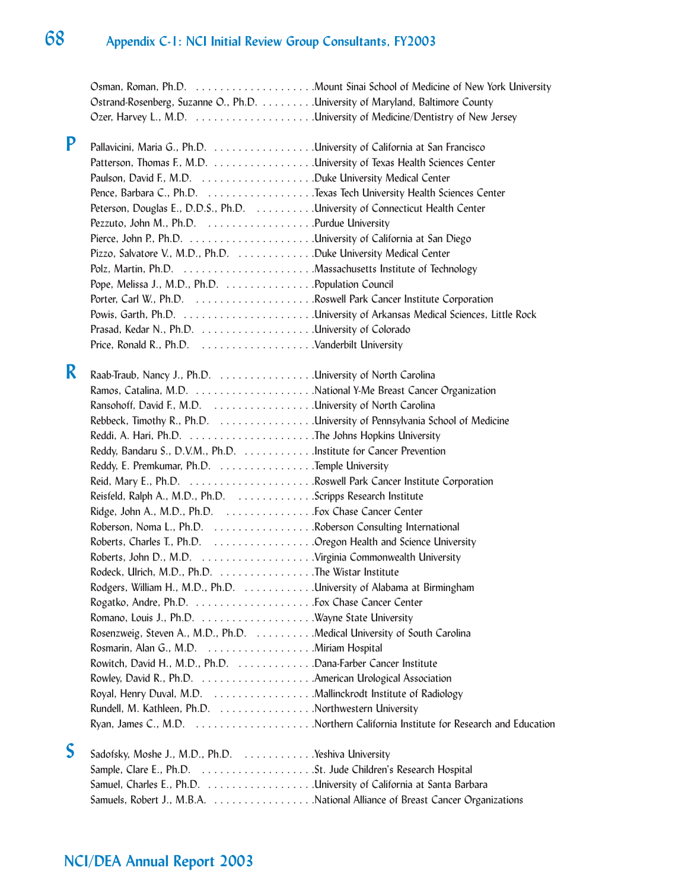## Appendix C-1: NCI Initial Review Group Consultants, FY2003

Osman, Roman, Ph.D. . . . . . . . . . . . . . . . . . . . .Mount Sinai School of Medicine of New York University
Ostrand-Rosenberg, Suzanne O., Ph.D. . . . . . . . . .University of Maryland, Baltimore County
Ozer, Harvey L., M.D. . . . . . . . . . . . . . . . . . . . .University of Medicine/Dentistry of New Jersey

**P**

Pallavicini, Maria G., Ph.D. . . . . . . . . . . . . . . . . .University of California at San Francisco
Patterson, Thomas F., M.D. . . . . . . . . . . . . . . . . .University of Texas Health Sciences Center
Paulson, David F., M.D. . . . . . . . . . . . . . . . . . . .Duke University Medical Center
Pence, Barbara C., Ph.D. . . . . . . . . . . . . . . . . . .Texas Tech University Health Sciences Center
Peterson, Douglas E., D.D.S., Ph.D. . . . . . . . . . .University of Connecticut Health Center
Pezzuto, John M., Ph.D. . . . . . . . . . . . . . . . . . .Purdue University
Pierce, John P., Ph.D. . . . . . . . . . . . . . . . . . . . . .University of California at San Diego
Pizzo, Salvatore V., M.D., Ph.D. . . . . . . . . . . . . .Duke University Medical Center
Polz, Martin, Ph.D. . . . . . . . . . . . . . . . . . . . . . .Massachusetts Institute of Technology
Pope, Melissa J., M.D., Ph.D. . . . . . . . . . . . . . . .Population Council
Porter, Carl W., Ph.D. . . . . . . . . . . . . . . . . . . . .Roswell Park Cancer Institute Corporation
Powis, Garth, Ph.D. . . . . . . . . . . . . . . . . . . . . . .University of Arkansas Medical Sciences, Little Rock
Prasad, Kedar N., Ph.D. . . . . . . . . . . . . . . . . . . .University of Colorado
Price, Ronald R., Ph.D. . . . . . . . . . . . . . . . . . . .Vanderbilt University

**R**

Raab-Traub, Nancy J., Ph.D. . . . . . . . . . . . . . . . .University of North Carolina
Ramos, Catalina, M.D. . . . . . . . . . . . . . . . . . . . .National Y-Me Breast Cancer Organization
Ransohoff, David F., M.D. . . . . . . . . . . . . . . . . .University of North Carolina
Rebbeck, Timothy R., Ph.D. . . . . . . . . . . . . . . . .University of Pennsylvania School of Medicine
Reddi, A. Hari, Ph.D. . . . . . . . . . . . . . . . . . . . . .The Johns Hopkins University
Reddy, Bandaru S., D.V.M., Ph.D. . . . . . . . . . . . .Institute for Cancer Prevention
Reddy, E. Premkumar, Ph.D. . . . . . . . . . . . . . . . .Temple University
Reid, Mary E., Ph.D. . . . . . . . . . . . . . . . . . . . . .Roswell Park Cancer Institute Corporation
Reisfeld, Ralph A., M.D., Ph.D. . . . . . . . . . . . . .Scripps Research Institute
Ridge, John A., M.D., Ph.D. . . . . . . . . . . . . . . .Fox Chase Cancer Center
Roberson, Noma L., Ph.D. . . . . . . . . . . . . . . . . .Roberson Consulting International
Roberts, Charles T., Ph.D. . . . . . . . . . . . . . . . . .Oregon Health and Science University
Roberts, John D., M.D. . . . . . . . . . . . . . . . . . . .Virginia Commonwealth University
Rodeck, Ulrich, M.D., Ph.D. . . . . . . . . . . . . . . . .The Wistar Institute
Rodgers, William H., M.D., Ph.D. . . . . . . . . . . . .University of Alabama at Birmingham
Rogatko, Andre, Ph.D. . . . . . . . . . . . . . . . . . . . .Fox Chase Cancer Center
Romano, Louis J., Ph.D. . . . . . . . . . . . . . . . . . . .Wayne State University
Rosenzweig, Steven A., M.D., Ph.D. . . . . . . . . . .Medical University of South Carolina
Rosmarin, Alan G., M.D. . . . . . . . . . . . . . . . . . .Miriam Hospital
Rowitch, David H., M.D., Ph.D. . . . . . . . . . . . . .Dana-Farber Cancer Institute
Rowley, David R., Ph.D. . . . . . . . . . . . . . . . . . . .American Urological Association
Royal, Henry Duval, M.D. . . . . . . . . . . . . . . . . .Mallinckrodt Institute of Radiology
Rundell, M. Kathleen, Ph.D. . . . . . . . . . . . . . . . .Northwestern University
Ryan, James C., M.D. . . . . . . . . . . . . . . . . . . . .Northern California Institute for Research and Education

**S**

Sadofsky, Moshe J., M.D., Ph.D. . . . . . . . . . . . .Yeshiva University
Sample, Clare E., Ph.D. . . . . . . . . . . . . . . . . . . .St. Jude Children's Research Hospital
Samuel, Charles E., Ph.D. . . . . . . . . . . . . . . . . .University of California at Santa Barbara
Samuels, Robert J., M.B.A. . . . . . . . . . . . . . . . . .National Alliance of Breast Cancer Organizations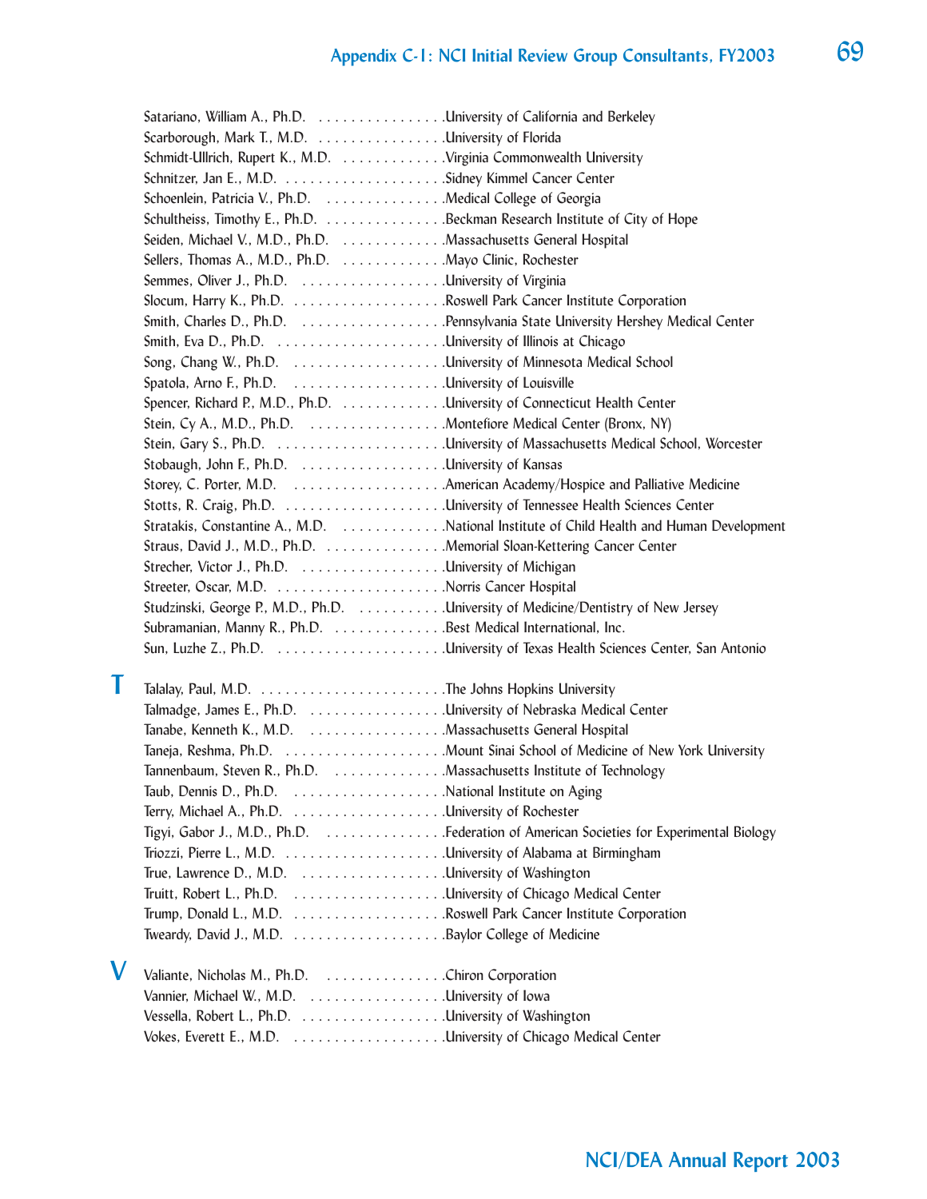Satariano, William A., Ph.D. . . . . . . . . . . . . . . . . University of California and Berkeley
Scarborough, Mark T., M.D. . . . . . . . . . . . . . . . . University of Florida
Schmidt-Ullrich, Rupert K., M.D. . . . . . . . . . . . . . Virginia Commonwealth University
Schnitzer, Jan E., M.D. . . . . . . . . . . . . . . . . . . . Sidney Kimmel Cancer Center
Schoenlein, Patricia V., Ph.D. . . . . . . . . . . . . . . . Medical College of Georgia
Schultheiss, Timothy E., Ph.D. . . . . . . . . . . . . . . . Beckman Research Institute of City of Hope
Seiden, Michael V., M.D., Ph.D. . . . . . . . . . . . . . Massachusetts General Hospital
Sellers, Thomas A., M.D., Ph.D. . . . . . . . . . . . . . Mayo Clinic, Rochester
Semmes, Oliver J., Ph.D. . . . . . . . . . . . . . . . . . . University of Virginia
Slocum, Harry K., Ph.D. . . . . . . . . . . . . . . . . . . Roswell Park Cancer Institute Corporation
Smith, Charles D., Ph.D. . . . . . . . . . . . . . . . . . . Pennsylvania State University Hershey Medical Center
Smith, Eva D., Ph.D. . . . . . . . . . . . . . . . . . . . . University of Illinois at Chicago
Song, Chang W., Ph.D. . . . . . . . . . . . . . . . . . . . University of Minnesota Medical School
Spatola, Arno F., Ph.D. . . . . . . . . . . . . . . . . . . University of Louisville
Spencer, Richard P., M.D., Ph.D. . . . . . . . . . . . . . University of Connecticut Health Center
Stein, Cy A., M.D., Ph.D. . . . . . . . . . . . . . . . . . Montefiore Medical Center (Bronx, NY)
Stein, Gary S., Ph.D. . . . . . . . . . . . . . . . . . . . . University of Massachusetts Medical School, Worcester
Stobaugh, John F., Ph.D. . . . . . . . . . . . . . . . . . . University of Kansas
Storey, C. Porter, M.D. . . . . . . . . . . . . . . . . . . . American Academy/Hospice and Palliative Medicine
Stotts, R. Craig, Ph.D. . . . . . . . . . . . . . . . . . . . University of Tennessee Health Sciences Center
Stratakis, Constantine A., M.D. . . . . . . . . . . . . . National Institute of Child Health and Human Development
Straus, David J., M.D., Ph.D. . . . . . . . . . . . . . . . Memorial Sloan-Kettering Cancer Center
Strecher, Victor J., Ph.D. . . . . . . . . . . . . . . . . . University of Michigan
Streeter, Oscar, M.D. . . . . . . . . . . . . . . . . . . . . Norris Cancer Hospital
Studzinski, George P., M.D., Ph.D. . . . . . . . . . . . University of Medicine/Dentistry of New Jersey
Subramanian, Manny R., Ph.D. . . . . . . . . . . . . . . Best Medical International, Inc.
Sun, Luzhe Z., Ph.D. . . . . . . . . . . . . . . . . . . . . University of Texas Health Sciences Center, San Antonio

## T

Talalay, Paul, M.D. . . . . . . . . . . . . . . . . . . . . . . The Johns Hopkins University
Talmadge, James E., Ph.D. . . . . . . . . . . . . . . . . University of Nebraska Medical Center
Tanabe, Kenneth K., M.D. . . . . . . . . . . . . . . . . . Massachusetts General Hospital
Taneja, Reshma, Ph.D. . . . . . . . . . . . . . . . . . . . Mount Sinai School of Medicine of New York University
Tannenbaum, Steven R., Ph.D. . . . . . . . . . . . . . . Massachusetts Institute of Technology
Taub, Dennis D., Ph.D. . . . . . . . . . . . . . . . . . . . National Institute on Aging
Terry, Michael A., Ph.D. . . . . . . . . . . . . . . . . . . University of Rochester
Tigyi, Gabor J., M.D., Ph.D. . . . . . . . . . . . . . . . Federation of American Societies for Experimental Biology
Triozzi, Pierre L., M.D. . . . . . . . . . . . . . . . . . . . University of Alabama at Birmingham
True, Lawrence D., M.D. . . . . . . . . . . . . . . . . . . University of Washington
Truitt, Robert L., Ph.D. . . . . . . . . . . . . . . . . . . University of Chicago Medical Center
Trump, Donald L., M.D. . . . . . . . . . . . . . . . . . . . Roswell Park Cancer Institute Corporation
Tweardy, David J., M.D. . . . . . . . . . . . . . . . . . . Baylor College of Medicine

## V

Valiante, Nicholas M., Ph.D. . . . . . . . . . . . . . . . Chiron Corporation
Vannier, Michael W., M.D. . . . . . . . . . . . . . . . . . University of Iowa
Vessella, Robert L., Ph.D. . . . . . . . . . . . . . . . . . University of Washington
Vokes, Everett E., M.D. . . . . . . . . . . . . . . . . . . . University of Chicago Medical Center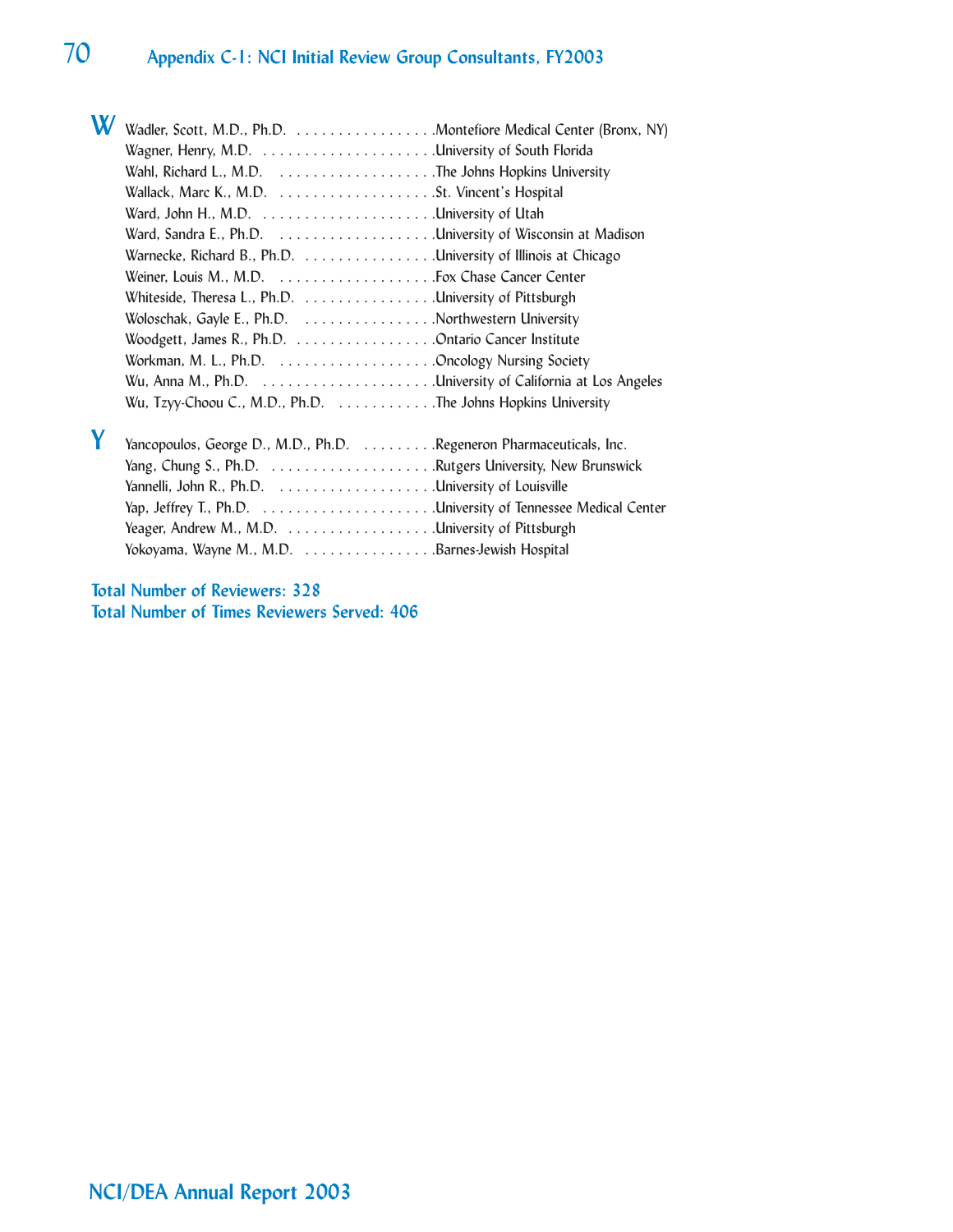## W

Wadler, Scott, M.D., Ph.D. . . . . . . . . . . . . . . . . .Montefiore Medical Center (Bronx, NY)
Wagner, Henry, M.D. . . . . . . . . . . . . . . . . . . . . .University of South Florida
Wahl, Richard L., M.D. . . . . . . . . . . . . . . . . . . .The Johns Hopkins University
Wallack, Marc K., M.D. . . . . . . . . . . . . . . . . . . .St. Vincent's Hospital
Ward, John H., M.D. . . . . . . . . . . . . . . . . . . . . .University of Utah
Ward, Sandra E., Ph.D. . . . . . . . . . . . . . . . . . . .University of Wisconsin at Madison
Warnecke, Richard B., Ph.D. . . . . . . . . . . . . . . . .University of Illinois at Chicago
Weiner, Louis M., M.D. . . . . . . . . . . . . . . . . . . .Fox Chase Cancer Center
Whiteside, Theresa L., Ph.D. . . . . . . . . . . . . . . . .University of Pittsburgh
Woloschak, Gayle E., Ph.D. . . . . . . . . . . . . . . . .Northwestern University
Woodgett, James R., Ph.D. . . . . . . . . . . . . . . . . .Ontario Cancer Institute
Workman, M. L., Ph.D. . . . . . . . . . . . . . . . . . . .Oncology Nursing Society
Wu, Anna M., Ph.D. . . . . . . . . . . . . . . . . . . . . .University of California at Los Angeles
Wu, Tzyy-Choou C., M.D., Ph.D. . . . . . . . . . . . .The Johns Hopkins University

## Y

Yancopoulos, George D., M.D., Ph.D. . . . . . . . . .Regeneron Pharmaceuticals, Inc.
Yang, Chung S., Ph.D. . . . . . . . . . . . . . . . . . . . .Rutgers University, New Brunswick
Yannelli, John R., Ph.D. . . . . . . . . . . . . . . . . . . .University of Louisville
Yap, Jeffrey T., Ph.D. . . . . . . . . . . . . . . . . . . . . .University of Tennessee Medical Center
Yeager, Andrew M., M.D. . . . . . . . . . . . . . . . . . .University of Pittsburgh
Yokoyama, Wayne M., M.D. . . . . . . . . . . . . . . . .Barnes-Jewish Hospital

**Total Number of Reviewers: 328**
**Total Number of Times Reviewers Served: 406**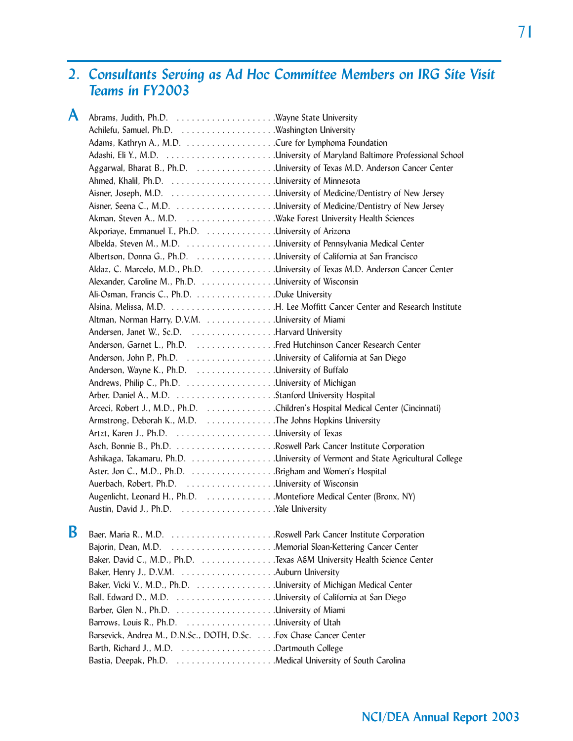## 2. *Consultants Serving as Ad Hoc Committee Members on IRG Site Visit Teams in FY2003*

### A

Abrams, Judith, Ph.D. . . . . . . . . . . . . . . . . . . . . .Wayne State University
Achilefu, Samuel, Ph.D. . . . . . . . . . . . . . . . . . . .Washington University
Adams, Kathryn A., M.D. . . . . . . . . . . . . . . . . . .Cure for Lymphoma Foundation
Adashi, Eli Y., M.D. . . . . . . . . . . . . . . . . . . . . . .University of Maryland Baltimore Professional School
Aggarwal, Bharat B., Ph.D. . . . . . . . . . . . . . . . .University of Texas M.D. Anderson Cancer Center
Ahmed, Khalil, Ph.D. . . . . . . . . . . . . . . . . . . . . .University of Minnesota
Aisner, Joseph, M.D. . . . . . . . . . . . . . . . . . . . . .University of Medicine/Dentistry of New Jersey
Aisner, Seena C., M.D. . . . . . . . . . . . . . . . . . . . .University of Medicine/Dentistry of New Jersey
Akman, Steven A., M.D. . . . . . . . . . . . . . . . . . .Wake Forest University Health Sciences
Akporiaye, Emmanuel T., Ph.D. . . . . . . . . . . . . .University of Arizona
Albelda, Steven M., M.D. . . . . . . . . . . . . . . . . . .University of Pennsylvania Medical Center
Albertson, Donna G., Ph.D. . . . . . . . . . . . . . . . .University of California at San Francisco
Aldaz, C. Marcelo, M.D., Ph.D. . . . . . . . . . . . .University of Texas M.D. Anderson Cancer Center
Alexander, Caroline M., Ph.D. . . . . . . . . . . . . . .University of Wisconsin
Ali-Osman, Francis C., Ph.D. . . . . . . . . . . . . . . .Duke University
Alsina, Melissa, M.D. . . . . . . . . . . . . . . . . . . . . .H. Lee Moffitt Cancer Center and Research Institute
Altman, Norman Harry, D.V.M. . . . . . . . . . . . . .University of Miami
Andersen, Janet W., Sc.D. . . . . . . . . . . . . . . . . .Harvard University
Anderson, Garnet L., Ph.D. . . . . . . . . . . . . . . . .Fred Hutchinson Cancer Research Center
Anderson, John P., Ph.D. . . . . . . . . . . . . . . . . . .University of California at San Diego
Anderson, Wayne K., Ph.D. . . . . . . . . . . . . . . . .University of Buffalo
Andrews, Philip C., Ph.D. . . . . . . . . . . . . . . . . . .University of Michigan
Arber, Daniel A., M.D. . . . . . . . . . . . . . . . . . . . .Stanford University Hospital
Arceci, Robert J., M.D., Ph.D. . . . . . . . . . . . . .Children's Hospital Medical Center (Cincinnati)
Armstrong, Deborah K., M.D. . . . . . . . . . . . . .The Johns Hopkins University
Artzt, Karen J., Ph.D. . . . . . . . . . . . . . . . . . . . .University of Texas
Asch, Bonnie B., Ph.D. . . . . . . . . . . . . . . . . . . .Roswell Park Cancer Institute Corporation
Ashikaga, Takamaru, Ph.D. . . . . . . . . . . . . . . . . .University of Vermont and State Agricultural College
Aster, Jon C., M.D., Ph.D. . . . . . . . . . . . . . . . .Brigham and Women's Hospital
Auerbach, Robert, Ph.D. . . . . . . . . . . . . . . . . . .University of Wisconsin
Augenlicht, Leonard H., Ph.D. . . . . . . . . . . . . .Montefiore Medical Center (Bronx, NY)
Austin, David J., Ph.D. . . . . . . . . . . . . . . . . . . .Yale University

### B

Baer, Maria R., M.D. . . . . . . . . . . . . . . . . . . . . .Roswell Park Cancer Institute Corporation
Bajorin, Dean, M.D. . . . . . . . . . . . . . . . . . . . . .Memorial Sloan-Kettering Cancer Center
Baker, David C., M.D., Ph.D. . . . . . . . . . . . . . .Texas A&M University Health Science Center
Baker, Henry J., D.V.M. . . . . . . . . . . . . . . . . . .Auburn University
Baker, Vicki V., M.D., Ph.D. . . . . . . . . . . . . . . .University of Michigan Medical Center
Ball, Edward D., M.D. . . . . . . . . . . . . . . . . . . .University of California at San Diego
Barber, Glen N., Ph.D. . . . . . . . . . . . . . . . . . . .University of Miami
Barrows, Louis R., Ph.D. . . . . . . . . . . . . . . . . .University of Utah
Barsevick, Andrea M., D.N.Sc., DOTH, D.Sc. . . . .Fox Chase Cancer Center
Barth, Richard J., M.D. . . . . . . . . . . . . . . . . . .Dartmouth College
Bastia, Deepak, Ph.D. . . . . . . . . . . . . . . . . . . .Medical University of South Carolina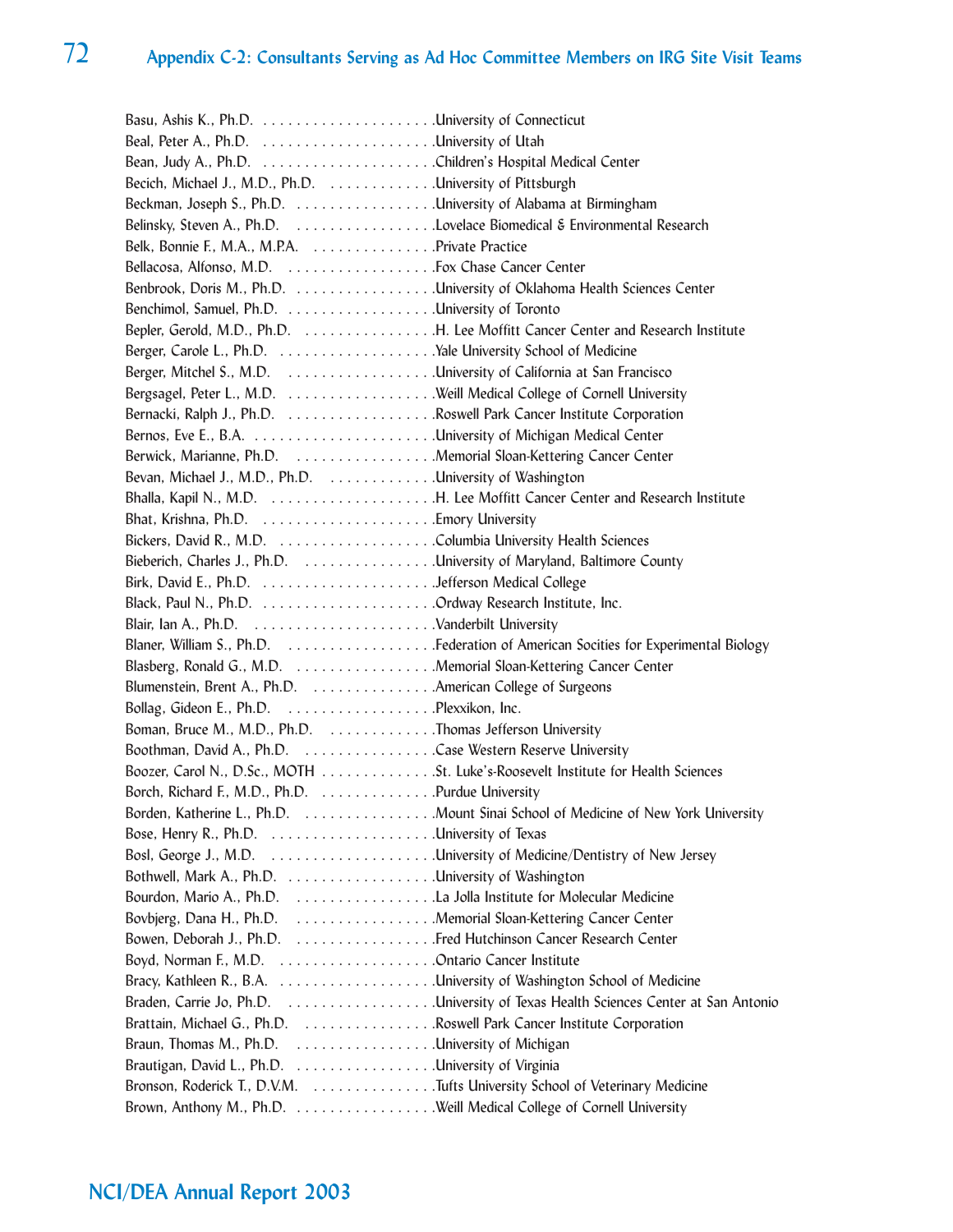## Appendix C-2: Consultants Serving as Ad Hoc Committee Members on IRG Site Visit Teams

Basu, Ashis K., Ph.D. . . . . . . . . . . . . . . . . . . . . .University of Connecticut
Beal, Peter A., Ph.D. . . . . . . . . . . . . . . . . . . . . .University of Utah
Bean, Judy A., Ph.D. . . . . . . . . . . . . . . . . . . . . .Children's Hospital Medical Center
Becich, Michael J., M.D., Ph.D. . . . . . . . . . . . . .University of Pittsburgh
Beckman, Joseph S., Ph.D. . . . . . . . . . . . . . . . . .University of Alabama at Birmingham
Belinsky, Steven A., Ph.D. . . . . . . . . . . . . . . . . .Lovelace Biomedical & Environmental Research
Belk, Bonnie F., M.A., M.P.A. . . . . . . . . . . . . . . .Private Practice
Bellacosa, Alfonso, M.D. . . . . . . . . . . . . . . . . . .Fox Chase Cancer Center
Benbrook, Doris M., Ph.D. . . . . . . . . . . . . . . . . .University of Oklahoma Health Sciences Center
Benchimol, Samuel, Ph.D. . . . . . . . . . . . . . . . . . .University of Toronto
Bepler, Gerold, M.D., Ph.D. . . . . . . . . . . . . . . . .H. Lee Moffitt Cancer Center and Research Institute
Berger, Carole L., Ph.D. . . . . . . . . . . . . . . . . . . .Yale University School of Medicine
Berger, Mitchel S., M.D. . . . . . . . . . . . . . . . . . .University of California at San Francisco
Bergsagel, Peter L., M.D. . . . . . . . . . . . . . . . . . .Weill Medical College of Cornell University
Bernacki, Ralph J., Ph.D. . . . . . . . . . . . . . . . . . .Roswell Park Cancer Institute Corporation
Bernos, Eve E., B.A. . . . . . . . . . . . . . . . . . . . . . .University of Michigan Medical Center
Berwick, Marianne, Ph.D. . . . . . . . . . . . . . . . . .Memorial Sloan-Kettering Cancer Center
Bevan, Michael J., M.D., Ph.D. . . . . . . . . . . . . .University of Washington
Bhalla, Kapil N., M.D. . . . . . . . . . . . . . . . . . . . .H. Lee Moffitt Cancer Center and Research Institute
Bhat, Krishna, Ph.D. . . . . . . . . . . . . . . . . . . . . .Emory University
Bickers, David R., M.D. . . . . . . . . . . . . . . . . . . .Columbia University Health Sciences
Bieberich, Charles J., Ph.D. . . . . . . . . . . . . . . . .University of Maryland, Baltimore County
Birk, David E., Ph.D. . . . . . . . . . . . . . . . . . . . . .Jefferson Medical College
Black, Paul N., Ph.D. . . . . . . . . . . . . . . . . . . . . .Ordway Research Institute, Inc.
Blair, Ian A., Ph.D. . . . . . . . . . . . . . . . . . . . . . .Vanderbilt University
Blaner, William S., Ph.D. . . . . . . . . . . . . . . . . . .Federation of American Socities for Experimental Biology
Blasberg, Ronald G., M.D. . . . . . . . . . . . . . . . . .Memorial Sloan-Kettering Cancer Center
Blumenstein, Brent A., Ph.D. . . . . . . . . . . . . . . .American College of Surgeons
Bollag, Gideon E., Ph.D. . . . . . . . . . . . . . . . . . .Plexxikon, Inc.
Boman, Bruce M., M.D., Ph.D. . . . . . . . . . . . . .Thomas Jefferson University
Boothman, David A., Ph.D. . . . . . . . . . . . . . . . .Case Western Reserve University
Boozer, Carol N., D.Sc., MOTH . . . . . . . . . . . . . .St. Luke's-Roosevelt Institute for Health Sciences
Borch, Richard F., M.D., Ph.D. . . . . . . . . . . . . .Purdue University
Borden, Katherine L., Ph.D. . . . . . . . . . . . . . . . .Mount Sinai School of Medicine of New York University
Bose, Henry R., Ph.D. . . . . . . . . . . . . . . . . . . . .University of Texas
Bosl, George J., M.D. . . . . . . . . . . . . . . . . . . . . .University of Medicine/Dentistry of New Jersey
Bothwell, Mark A., Ph.D. . . . . . . . . . . . . . . . . . .University of Washington
Bourdon, Mario A., Ph.D. . . . . . . . . . . . . . . . . .La Jolla Institute for Molecular Medicine
Bovbjerg, Dana H., Ph.D. . . . . . . . . . . . . . . . . .Memorial Sloan-Kettering Cancer Center
Bowen, Deborah J., Ph.D. . . . . . . . . . . . . . . . . .Fred Hutchinson Cancer Research Center
Boyd, Norman F., M.D. . . . . . . . . . . . . . . . . . . .Ontario Cancer Institute
Bracy, Kathleen R., B.A. . . . . . . . . . . . . . . . . . . .University of Washington School of Medicine
Braden, Carrie Jo, Ph.D. . . . . . . . . . . . . . . . . . .University of Texas Health Sciences Center at San Antonio
Brattain, Michael G., Ph.D. . . . . . . . . . . . . . . . .Roswell Park Cancer Institute Corporation
Braun, Thomas M., Ph.D. . . . . . . . . . . . . . . . . .University of Michigan
Brautigan, David L., Ph.D. . . . . . . . . . . . . . . . . .University of Virginia
Bronson, Roderick T., D.V.M. . . . . . . . . . . . . . . .Tufts University School of Veterinary Medicine
Brown, Anthony M., Ph.D. . . . . . . . . . . . . . . . . .Weill Medical College of Cornell University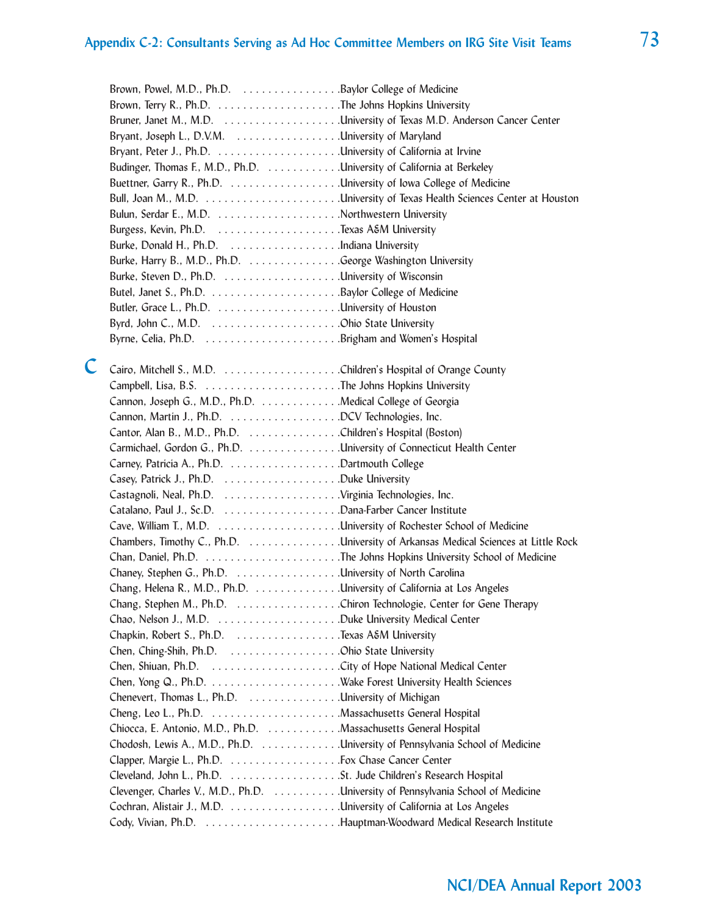Brown, Powel, M.D., Ph.D. . . . . . . . . . . . . . . . .Baylor College of Medicine
Brown, Terry R., Ph.D. . . . . . . . . . . . . . . . . . . . .The Johns Hopkins University
Bruner, Janet M., M.D. . . . . . . . . . . . . . . . . . . .University of Texas M.D. Anderson Cancer Center
Bryant, Joseph L., D.V.M. . . . . . . . . . . . . . . . . .University of Maryland
Bryant, Peter J., Ph.D. . . . . . . . . . . . . . . . . . . . .University of California at Irvine
Budinger, Thomas F., M.D., Ph.D. . . . . . . . . . . .University of California at Berkeley
Buettner, Garry R., Ph.D. . . . . . . . . . . . . . . . . .University of Iowa College of Medicine
Bull, Joan M., M.D. . . . . . . . . . . . . . . . . . . . . .University of Texas Health Sciences Center at Houston
Bulun, Serdar E., M.D. . . . . . . . . . . . . . . . . . . .Northwestern University
Burgess, Kevin, Ph.D. . . . . . . . . . . . . . . . . . . . .Texas A&M University
Burke, Donald H., Ph.D. . . . . . . . . . . . . . . . . . .Indiana University
Burke, Harry B., M.D., Ph.D. . . . . . . . . . . . . . . .George Washington University
Burke, Steven D., Ph.D. . . . . . . . . . . . . . . . . . .University of Wisconsin
Butel, Janet S., Ph.D. . . . . . . . . . . . . . . . . . . . .Baylor College of Medicine
Butler, Grace L., Ph.D. . . . . . . . . . . . . . . . . . . .University of Houston
Byrd, John C., M.D. . . . . . . . . . . . . . . . . . . . .Ohio State University
Byrne, Celia, Ph.D. . . . . . . . . . . . . . . . . . . . . .Brigham and Women's Hospital

## C

Cairo, Mitchell S., M.D. . . . . . . . . . . . . . . . . . .Children's Hospital of Orange County
Campbell, Lisa, B.S. . . . . . . . . . . . . . . . . . . . . .The Johns Hopkins University
Cannon, Joseph G., M.D., Ph.D. . . . . . . . . . . . .Medical College of Georgia
Cannon, Martin J., Ph.D. . . . . . . . . . . . . . . . . .DCV Technologies, Inc.
Cantor, Alan B., M.D., Ph.D. . . . . . . . . . . . . . .Children's Hospital (Boston)
Carmichael, Gordon G., Ph.D. . . . . . . . . . . . . . .University of Connecticut Health Center
Carney, Patricia A., Ph.D. . . . . . . . . . . . . . . . . .Dartmouth College
Casey, Patrick J., Ph.D. . . . . . . . . . . . . . . . . . .Duke University
Castagnoli, Neal, Ph.D. . . . . . . . . . . . . . . . . . . .Virginia Technologies, Inc.
Catalano, Paul J., Sc.D. . . . . . . . . . . . . . . . . . .Dana-Farber Cancer Institute
Cave, William T., M.D. . . . . . . . . . . . . . . . . . . .University of Rochester School of Medicine
Chambers, Timothy C., Ph.D. . . . . . . . . . . . . . .University of Arkansas Medical Sciences at Little Rock
Chan, Daniel, Ph.D. . . . . . . . . . . . . . . . . . . . . .The Johns Hopkins University School of Medicine
Chaney, Stephen G., Ph.D. . . . . . . . . . . . . . . . .University of North Carolina
Chang, Helena R., M.D., Ph.D. . . . . . . . . . . . . .University of California at Los Angeles
Chang, Stephen M., Ph.D. . . . . . . . . . . . . . . . .Chiron Technologie, Center for Gene Therapy
Chao, Nelson J., M.D. . . . . . . . . . . . . . . . . . . . .Duke University Medical Center
Chapkin, Robert S., Ph.D. . . . . . . . . . . . . . . . .Texas A&M University
Chen, Ching-Shih, Ph.D. . . . . . . . . . . . . . . . . .Ohio State University
Chen, Shiuan, Ph.D. . . . . . . . . . . . . . . . . . . . .City of Hope National Medical Center
Chen, Yong Q., Ph.D. . . . . . . . . . . . . . . . . . . . .Wake Forest University Health Sciences
Chenevert, Thomas L., Ph.D. . . . . . . . . . . . . . .University of Michigan
Cheng, Leo L., Ph.D. . . . . . . . . . . . . . . . . . . . .Massachusetts General Hospital
Chiocca, E. Antonio, M.D., Ph.D. . . . . . . . . . . .Massachusetts General Hospital
Chodosh, Lewis A., M.D., Ph.D. . . . . . . . . . . . .University of Pennsylvania School of Medicine
Clapper, Margie L., Ph.D. . . . . . . . . . . . . . . . . .Fox Chase Cancer Center
Cleveland, John L., Ph.D. . . . . . . . . . . . . . . . . .St. Jude Children's Research Hospital
Clevenger, Charles V., M.D., Ph.D. . . . . . . . . . .University of Pennsylvania School of Medicine
Cochran, Alistair J., M.D. . . . . . . . . . . . . . . . . .University of California at Los Angeles
Cody, Vivian, Ph.D. . . . . . . . . . . . . . . . . . . . . .Hauptman-Woodward Medical Research Institute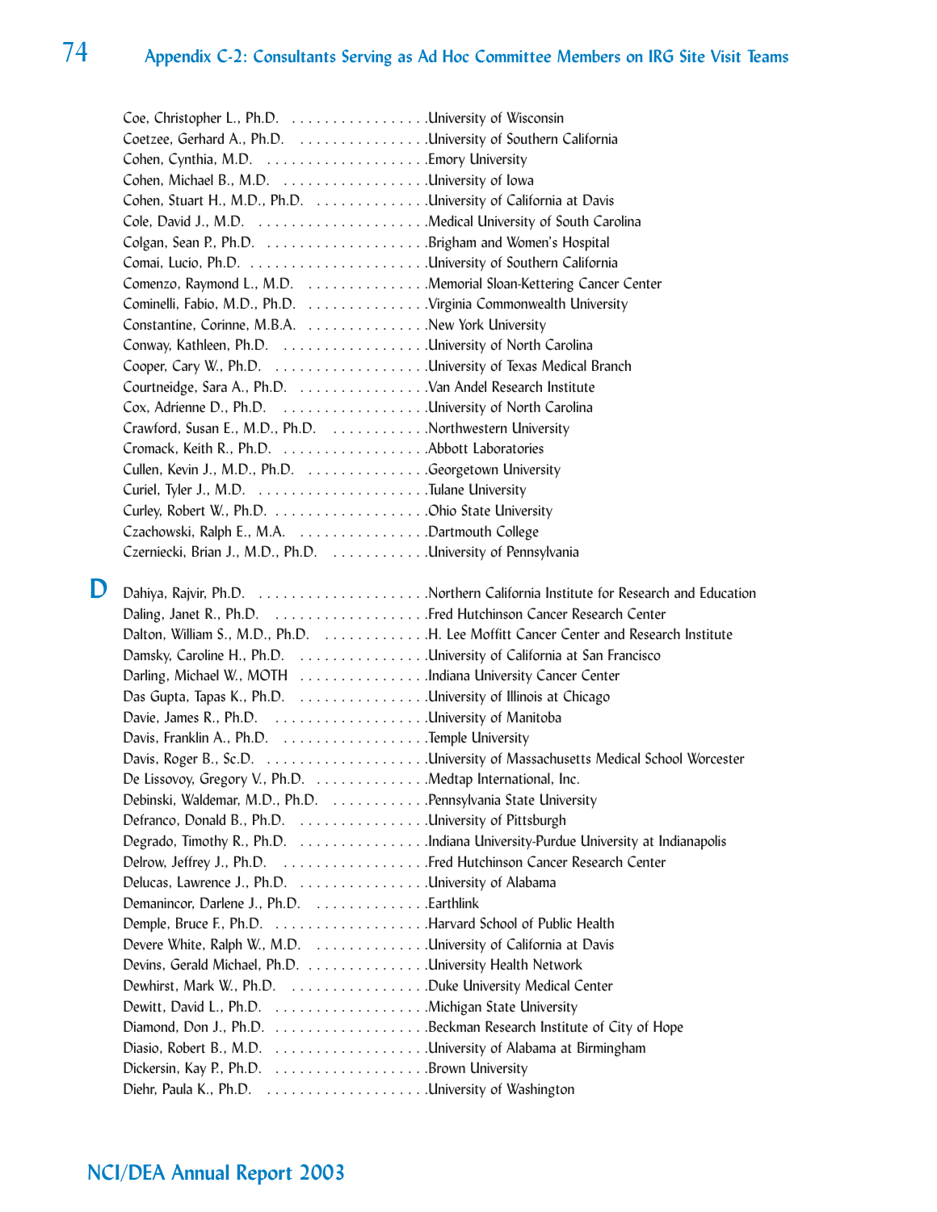Coe, Christopher L., Ph.D. . . . . . . . . . . . . . . . . .University of Wisconsin
Coetzee, Gerhard A., Ph.D. . . . . . . . . . . . . . . . .University of Southern California
Cohen, Cynthia, M.D. . . . . . . . . . . . . . . . . . . .Emory University
Cohen, Michael B., M.D. . . . . . . . . . . . . . . . . .University of Iowa
Cohen, Stuart H., M.D., Ph.D. . . . . . . . . . . . . .University of California at Davis
Cole, David J., M.D. . . . . . . . . . . . . . . . . . . . .Medical University of South Carolina
Colgan, Sean P., Ph.D. . . . . . . . . . . . . . . . . . . .Brigham and Women's Hospital
Comai, Lucio, Ph.D. . . . . . . . . . . . . . . . . . . . . .University of Southern California
Comenzo, Raymond L., M.D. . . . . . . . . . . . . . .Memorial Sloan-Kettering Cancer Center
Cominelli, Fabio, M.D., Ph.D. . . . . . . . . . . . . . .Virginia Commonwealth University
Constantine, Corinne, M.B.A. . . . . . . . . . . . . . .New York University
Conway, Kathleen, Ph.D. . . . . . . . . . . . . . . . . .University of North Carolina
Cooper, Cary W., Ph.D. . . . . . . . . . . . . . . . . . .University of Texas Medical Branch
Courtneidge, Sara A., Ph.D. . . . . . . . . . . . . . . .Van Andel Research Institute
Cox, Adrienne D., Ph.D. . . . . . . . . . . . . . . . . .University of North Carolina
Crawford, Susan E., M.D., Ph.D. . . . . . . . . . . .Northwestern University
Cromack, Keith R., Ph.D. . . . . . . . . . . . . . . . . .Abbott Laboratories
Cullen, Kevin J., M.D., Ph.D. . . . . . . . . . . . . . .Georgetown University
Curiel, Tyler J., M.D. . . . . . . . . . . . . . . . . . . . .Tulane University
Curley, Robert W., Ph.D. . . . . . . . . . . . . . . . . . .Ohio State University
Czachowski, Ralph E., M.A. . . . . . . . . . . . . . . .Dartmouth College
Czerniecki, Brian J., M.D., Ph.D. . . . . . . . . . . .University of Pennsylvania

## D

Dahiya, Rajvir, Ph.D. . . . . . . . . . . . . . . . . . . . .Northern California Institute for Research and Education
Daling, Janet R., Ph.D. . . . . . . . . . . . . . . . . . .Fred Hutchinson Cancer Research Center
Dalton, William S., M.D., Ph.D. . . . . . . . . . . . .H. Lee Moffitt Cancer Center and Research Institute
Damsky, Caroline H., Ph.D. . . . . . . . . . . . . . . .University of California at San Francisco
Darling, Michael W., MOTH . . . . . . . . . . . . . . .Indiana University Cancer Center
Das Gupta, Tapas K., Ph.D. . . . . . . . . . . . . . . .University of Illinois at Chicago
Davie, James R., Ph.D. . . . . . . . . . . . . . . . . . .University of Manitoba
Davis, Franklin A., Ph.D. . . . . . . . . . . . . . . . . .Temple University
Davis, Roger B., Sc.D. . . . . . . . . . . . . . . . . . . .University of Massachusetts Medical School Worcester
De Lissovoy, Gregory V., Ph.D. . . . . . . . . . . . . .Medtap International, Inc.
Debinski, Waldemar, M.D., Ph.D. . . . . . . . . . . .Pennsylvania State University
Defranco, Donald B., Ph.D. . . . . . . . . . . . . . . .University of Pittsburgh
Degrado, Timothy R., Ph.D. . . . . . . . . . . . . . . .Indiana University-Purdue University at Indianapolis
Delrow, Jeffrey J., Ph.D. . . . . . . . . . . . . . . . . .Fred Hutchinson Cancer Research Center
Delucas, Lawrence J., Ph.D. . . . . . . . . . . . . . . .University of Alabama
Demanincor, Darlene J., Ph.D. . . . . . . . . . . . . .Earthlink
Demple, Bruce F., Ph.D. . . . . . . . . . . . . . . . . . .Harvard School of Public Health
Devere White, Ralph W., M.D. . . . . . . . . . . . . .University of California at Davis
Devins, Gerald Michael, Ph.D. . . . . . . . . . . . . . .University Health Network
Dewhirst, Mark W., Ph.D. . . . . . . . . . . . . . . . .Duke University Medical Center
Dewitt, David L., Ph.D. . . . . . . . . . . . . . . . . . .Michigan State University
Diamond, Don J., Ph.D. . . . . . . . . . . . . . . . . . .Beckman Research Institute of City of Hope
Diasio, Robert B., M.D. . . . . . . . . . . . . . . . . . .University of Alabama at Birmingham
Dickersin, Kay P., Ph.D. . . . . . . . . . . . . . . . . . .Brown University
Diehr, Paula K., Ph.D. . . . . . . . . . . . . . . . . . . .University of Washington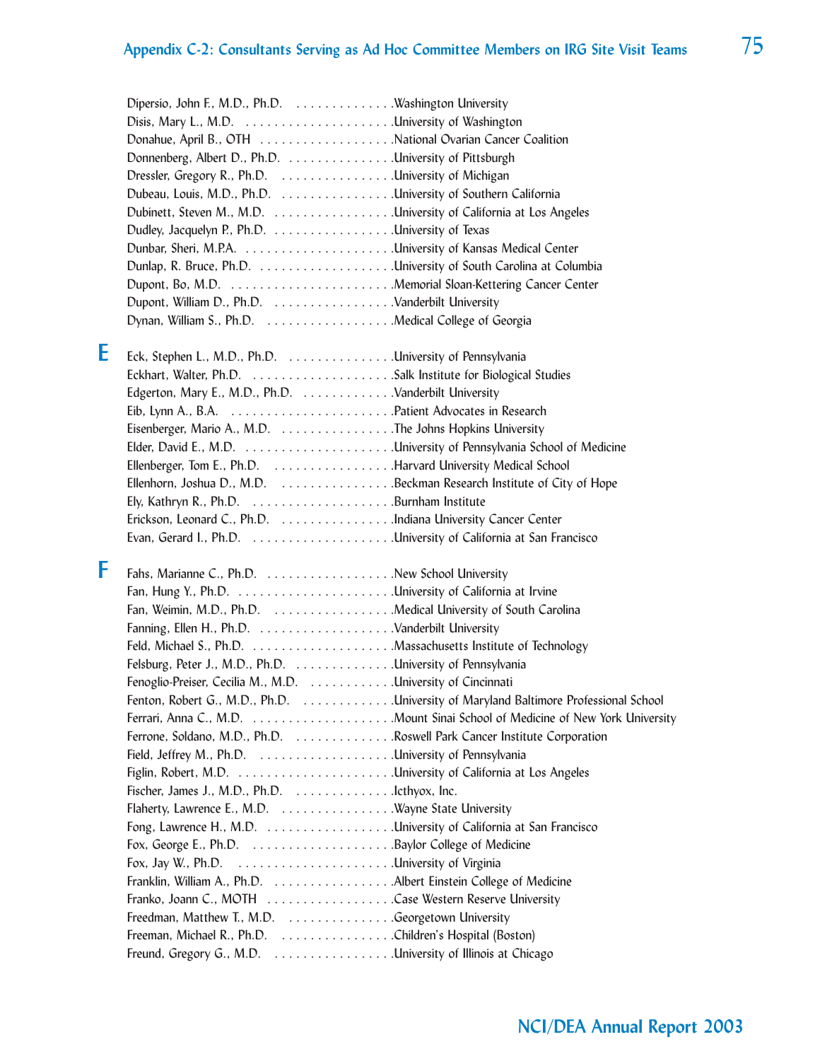Dipersio, John F., M.D., Ph.D. . . . . . . . . . . . . . .Washington University
Disis, Mary L., M.D. . . . . . . . . . . . . . . . . . . . .University of Washington
Donahue, April B., OTH . . . . . . . . . . . . . . . . . .National Ovarian Cancer Coalition
Donnenberg, Albert D., Ph.D. . . . . . . . . . . . . . .University of Pittsburgh
Dressler, Gregory R., Ph.D. . . . . . . . . . . . . . . .University of Michigan
Dubeau, Louis, M.D., Ph.D. . . . . . . . . . . . . . . .University of Southern California
Dubinett, Steven M., M.D. . . . . . . . . . . . . . . . .University of California at Los Angeles
Dudley, Jacquelyn P., Ph.D. . . . . . . . . . . . . . . .University of Texas
Dunbar, Sheri, M.P.A. . . . . . . . . . . . . . . . . . . .University of Kansas Medical Center
Dunlap, R. Bruce, Ph.D. . . . . . . . . . . . . . . . . .University of South Carolina at Columbia
Dupont, Bo, M.D. . . . . . . . . . . . . . . . . . . . . . .Memorial Sloan-Kettering Cancer Center
Dupont, William D., Ph.D. . . . . . . . . . . . . . . . .Vanderbilt University
Dynan, William S., Ph.D. . . . . . . . . . . . . . . . . .Medical College of Georgia

## E

Eck, Stephen L., M.D., Ph.D. . . . . . . . . . . . . . .University of Pennsylvania
Eckhart, Walter, Ph.D. . . . . . . . . . . . . . . . . . . .Salk Institute for Biological Studies
Edgerton, Mary E., M.D., Ph.D. . . . . . . . . . . . .Vanderbilt University
Eib, Lynn A., B.A. . . . . . . . . . . . . . . . . . . . . . .Patient Advocates in Research
Eisenberger, Mario A., M.D. . . . . . . . . . . . . . . .The Johns Hopkins University
Elder, David E., M.D. . . . . . . . . . . . . . . . . . . . .University of Pennsylvania School of Medicine
Ellenberger, Tom E., Ph.D. . . . . . . . . . . . . . . . .Harvard University Medical School
Ellenhorn, Joshua D., M.D. . . . . . . . . . . . . . . .Beckman Research Institute of City of Hope
Ely, Kathryn R., Ph.D. . . . . . . . . . . . . . . . . . . .Burnham Institute
Erickson, Leonard C., Ph.D. . . . . . . . . . . . . . . .Indiana University Cancer Center
Evan, Gerard I., Ph.D. . . . . . . . . . . . . . . . . . . .University of California at San Francisco

## F

Fahs, Marianne C., Ph.D. . . . . . . . . . . . . . . . . .New School University
Fan, Hung Y., Ph.D. . . . . . . . . . . . . . . . . . . . . .University of California at Irvine
Fan, Weimin, M.D., Ph.D. . . . . . . . . . . . . . . . .Medical University of South Carolina
Fanning, Ellen H., Ph.D. . . . . . . . . . . . . . . . . . .Vanderbilt University
Feld, Michael S., Ph.D. . . . . . . . . . . . . . . . . . . .Massachusetts Institute of Technology
Felsburg, Peter J., M.D., Ph.D. . . . . . . . . . . . . .University of Pennsylvania
Fenoglio-Preiser, Cecilia M., M.D. . . . . . . . . . . .University of Cincinnati
Fenton, Robert G., M.D., Ph.D. . . . . . . . . . . . .University of Maryland Baltimore Professional School
Ferrari, Anna C., M.D. . . . . . . . . . . . . . . . . . . .Mount Sinai School of Medicine of New York University
Ferrone, Soldano, M.D., Ph.D. . . . . . . . . . . . . .Roswell Park Cancer Institute Corporation
Field, Jeffrey M., Ph.D. . . . . . . . . . . . . . . . . . .University of Pennsylvania
Figlin, Robert, M.D. . . . . . . . . . . . . . . . . . . . . .University of California at Los Angeles
Fischer, James J., M.D., Ph.D. . . . . . . . . . . . . .Icthyox, Inc.
Flaherty, Lawrence E., M.D. . . . . . . . . . . . . . . .Wayne State University
Fong, Lawrence H., M.D. . . . . . . . . . . . . . . . . .University of California at San Francisco
Fox, George E., Ph.D. . . . . . . . . . . . . . . . . . . . .Baylor College of Medicine
Fox, Jay W., Ph.D. . . . . . . . . . . . . . . . . . . . . . .University of Virginia
Franklin, William A., Ph.D. . . . . . . . . . . . . . . . .Albert Einstein College of Medicine
Franko, Joann C., MOTH . . . . . . . . . . . . . . . . . .Case Western Reserve University
Freedman, Matthew T., M.D. . . . . . . . . . . . . . . .Georgetown University
Freeman, Michael R., Ph.D. . . . . . . . . . . . . . . . .Children's Hospital (Boston)
Freund, Gregory G., M.D. . . . . . . . . . . . . . . . . .University of Illinois at Chicago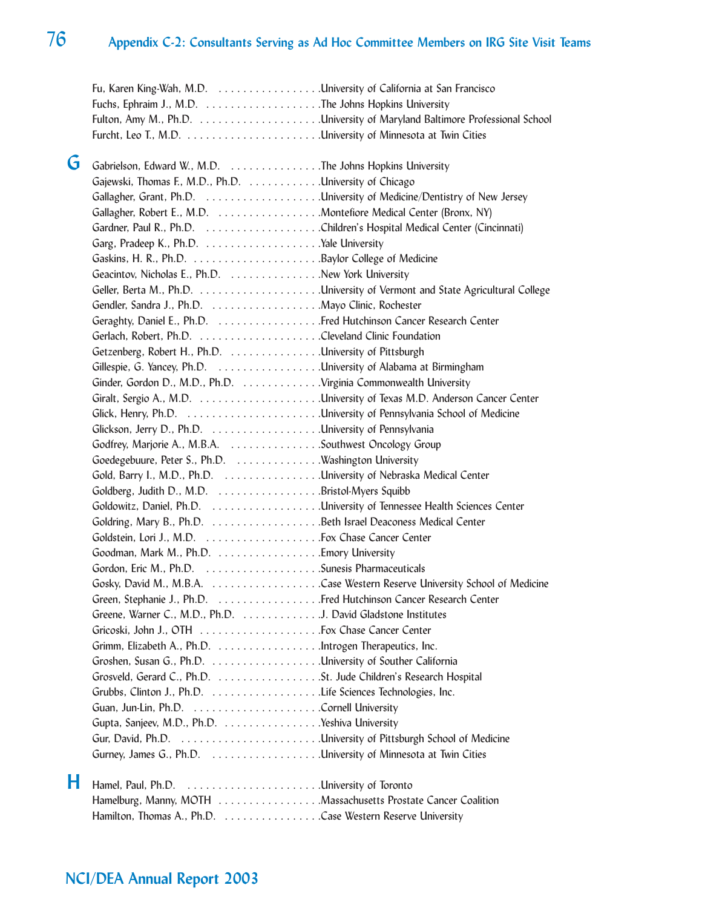Fu, Karen King-Wah, M.D. . . . . . . . . . . . . . . . . .University of California at San Francisco
Fuchs, Ephraim J., M.D. . . . . . . . . . . . . . . . . . . .The Johns Hopkins University
Fulton, Amy M., Ph.D. . . . . . . . . . . . . . . . . . . . .University of Maryland Baltimore Professional School
Furcht, Leo T., M.D. . . . . . . . . . . . . . . . . . . . . . .University of Minnesota at Twin Cities

## G

Gabrielson, Edward W., M.D. . . . . . . . . . . . . . . .The Johns Hopkins University
Gajewski, Thomas F., M.D., Ph.D. . . . . . . . . . . . .University of Chicago
Gallagher, Grant, Ph.D. . . . . . . . . . . . . . . . . . . .University of Medicine/Dentistry of New Jersey
Gallagher, Robert E., M.D. . . . . . . . . . . . . . . . . .Montefiore Medical Center (Bronx, NY)
Gardner, Paul R., Ph.D. . . . . . . . . . . . . . . . . . . .Children's Hospital Medical Center (Cincinnati)
Garg, Pradeep K., Ph.D. . . . . . . . . . . . . . . . . . . .Yale University
Gaskins, H. R., Ph.D. . . . . . . . . . . . . . . . . . . . . .Baylor College of Medicine
Geacintov, Nicholas E., Ph.D. . . . . . . . . . . . . . . .New York University
Geller, Berta M., Ph.D. . . . . . . . . . . . . . . . . . . . .University of Vermont and State Agricultural College
Gendler, Sandra J., Ph.D. . . . . . . . . . . . . . . . . . .Mayo Clinic, Rochester
Geraghty, Daniel E., Ph.D. . . . . . . . . . . . . . . . . .Fred Hutchinson Cancer Research Center
Gerlach, Robert, Ph.D. . . . . . . . . . . . . . . . . . . . .Cleveland Clinic Foundation
Getzenberg, Robert H., Ph.D. . . . . . . . . . . . . . . .University of Pittsburgh
Gillespie, G. Yancey, Ph.D. . . . . . . . . . . . . . . . . .University of Alabama at Birmingham
Ginder, Gordon D., M.D., Ph.D. . . . . . . . . . . . . .Virginia Commonwealth University
Giralt, Sergio A., M.D. . . . . . . . . . . . . . . . . . . . .University of Texas M.D. Anderson Cancer Center
Glick, Henry, Ph.D. . . . . . . . . . . . . . . . . . . . . . .University of Pennsylvania School of Medicine
Glickson, Jerry D., Ph.D. . . . . . . . . . . . . . . . . . .University of Pennsylvania
Godfrey, Marjorie A., M.B.A. . . . . . . . . . . . . . . .Southwest Oncology Group
Goedegebuure, Peter S., Ph.D. . . . . . . . . . . . . . .Washington University
Gold, Barry I., M.D., Ph.D. . . . . . . . . . . . . . . . .University of Nebraska Medical Center
Goldberg, Judith D., M.D. . . . . . . . . . . . . . . . . .Bristol-Myers Squibb
Goldowitz, Daniel, Ph.D. . . . . . . . . . . . . . . . . . .University of Tennessee Health Sciences Center
Goldring, Mary B., Ph.D. . . . . . . . . . . . . . . . . . .Beth Israel Deaconess Medical Center
Goldstein, Lori J., M.D. . . . . . . . . . . . . . . . . . . .Fox Chase Cancer Center
Goodman, Mark M., Ph.D. . . . . . . . . . . . . . . . . .Emory University
Gordon, Eric M., Ph.D. . . . . . . . . . . . . . . . . . . .Sunesis Pharmaceuticals
Gosky, David M., M.B.A. . . . . . . . . . . . . . . . . . .Case Western Reserve University School of Medicine
Green, Stephanie J., Ph.D. . . . . . . . . . . . . . . . . .Fred Hutchinson Cancer Research Center
Greene, Warner C., M.D., Ph.D. . . . . . . . . . . . . .J. David Gladstone Institutes
Gricoski, John J., OTH . . . . . . . . . . . . . . . . . . . .Fox Chase Cancer Center
Grimm, Elizabeth A., Ph.D. . . . . . . . . . . . . . . . .Introgen Therapeutics, Inc.
Groshen, Susan G., Ph.D. . . . . . . . . . . . . . . . . . .University of Souther California
Grosveld, Gerard C., Ph.D. . . . . . . . . . . . . . . . . .St. Jude Children's Research Hospital
Grubbs, Clinton J., Ph.D. . . . . . . . . . . . . . . . . . .Life Sciences Technologies, Inc.
Guan, Jun-Lin, Ph.D. . . . . . . . . . . . . . . . . . . . . .Cornell University
Gupta, Sanjeev, M.D., Ph.D. . . . . . . . . . . . . . . . .Yeshiva University
Gur, David, Ph.D. . . . . . . . . . . . . . . . . . . . . . . .University of Pittsburgh School of Medicine
Gurney, James G., Ph.D. . . . . . . . . . . . . . . . . . .University of Minnesota at Twin Cities

## H

Hamel, Paul, Ph.D. . . . . . . . . . . . . . . . . . . . . . .University of Toronto
Hamelburg, Manny, MOTH . . . . . . . . . . . . . . . . .Massachusetts Prostate Cancer Coalition
Hamilton, Thomas A., Ph.D. . . . . . . . . . . . . . . . .Case Western Reserve University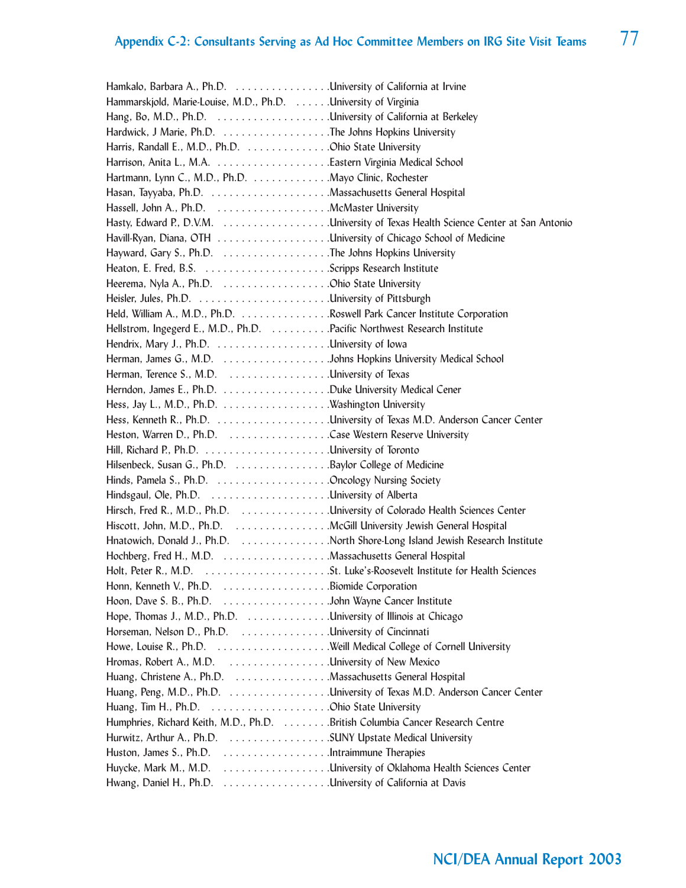Hamkalo, Barbara A., Ph.D. . . . . . . . . . . . . . . . .University of California at Irvine
Hammarskjold, Marie-Louise, M.D., Ph.D. . . . . . .University of Virginia
Hang, Bo, M.D., Ph.D. . . . . . . . . . . . . . . . . . .University of California at Berkeley
Hardwick, J Marie, Ph.D. . . . . . . . . . . . . . . . . . .The Johns Hopkins University
Harris, Randall E., M.D., Ph.D. . . . . . . . . . . . . . .Ohio State University
Harrison, Anita L., M.A. . . . . . . . . . . . . . . . . . . .Eastern Virginia Medical School
Hartmann, Lynn C., M.D., Ph.D. . . . . . . . . . . . . .Mayo Clinic, Rochester
Hasan, Tayyaba, Ph.D. . . . . . . . . . . . . . . . . . . . .Massachusetts General Hospital
Hassell, John A., Ph.D. . . . . . . . . . . . . . . . . . . .McMaster University
Hasty, Edward P., D.V.M. . . . . . . . . . . . . . . . . . .University of Texas Health Science Center at San Antonio
Havill-Ryan, Diana, OTH . . . . . . . . . . . . . . . . . . .University of Chicago School of Medicine
Hayward, Gary S., Ph.D. . . . . . . . . . . . . . . . . . .The Johns Hopkins University
Heaton, E. Fred, B.S. . . . . . . . . . . . . . . . . . . . . .Scripps Research Institute
Heerema, Nyla A., Ph.D. . . . . . . . . . . . . . . . . . .Ohio State University
Heisler, Jules, Ph.D. . . . . . . . . . . . . . . . . . . . . .University of Pittsburgh
Held, William A., M.D., Ph.D. . . . . . . . . . . . . . . .Roswell Park Cancer Institute Corporation
Hellstrom, Ingegerd E., M.D., Ph.D. . . . . . . . . . .Pacific Northwest Research Institute
Hendrix, Mary J., Ph.D. . . . . . . . . . . . . . . . . . .University of Iowa
Herman, James G., M.D. . . . . . . . . . . . . . . . . . .Johns Hopkins University Medical School
Herman, Terence S., M.D. . . . . . . . . . . . . . . . . .University of Texas
Herndon, James E., Ph.D. . . . . . . . . . . . . . . . . . .Duke University Medical Cener
Hess, Jay L., M.D., Ph.D. . . . . . . . . . . . . . . . . . .Washington University
Hess, Kenneth R., Ph.D. . . . . . . . . . . . . . . . . . . .University of Texas M.D. Anderson Cancer Center
Heston, Warren D., Ph.D. . . . . . . . . . . . . . . . . .Case Western Reserve University
Hill, Richard P., Ph.D. . . . . . . . . . . . . . . . . . . . . .University of Toronto
Hilsenbeck, Susan G., Ph.D. . . . . . . . . . . . . . . . .Baylor College of Medicine
Hinds, Pamela S., Ph.D. . . . . . . . . . . . . . . . . . . .Oncology Nursing Society
Hindsgaul, Ole, Ph.D. . . . . . . . . . . . . . . . . . . . .University of Alberta
Hirsch, Fred R., M.D., Ph.D. . . . . . . . . . . . . . . .University of Colorado Health Sciences Center
Hiscott, John, M.D., Ph.D. . . . . . . . . . . . . . . . .McGill University Jewish General Hospital
Hnatowich, Donald J., Ph.D. . . . . . . . . . . . . . . .North Shore-Long Island Jewish Research Institute
Hochberg, Fred H., M.D. . . . . . . . . . . . . . . . . . .Massachusetts General Hospital
Holt, Peter R., M.D. . . . . . . . . . . . . . . . . . . . . .St. Luke's-Roosevelt Institute for Health Sciences
Honn, Kenneth V., Ph.D. . . . . . . . . . . . . . . . . . .Biomide Corporation
Hoon, Dave S. B., Ph.D. . . . . . . . . . . . . . . . . . .John Wayne Cancer Institute
Hope, Thomas J., M.D., Ph.D. . . . . . . . . . . . . . .University of Illinois at Chicago
Horseman, Nelson D., Ph.D. . . . . . . . . . . . . . . .University of Cincinnati
Howe, Louise R., Ph.D. . . . . . . . . . . . . . . . . . . .Weill Medical College of Cornell University
Hromas, Robert A., M.D. . . . . . . . . . . . . . . . . . .University of New Mexico
Huang, Christene A., Ph.D. . . . . . . . . . . . . . . . .Massachusetts General Hospital
Huang, Peng, M.D., Ph.D. . . . . . . . . . . . . . . . . .University of Texas M.D. Anderson Cancer Center
Huang, Tim H., Ph.D. . . . . . . . . . . . . . . . . . . . .Ohio State University
Humphries, Richard Keith, M.D., Ph.D. . . . . . . .British Columbia Cancer Research Centre
Hurwitz, Arthur A., Ph.D. . . . . . . . . . . . . . . . . .SUNY Upstate Medical University
Huston, James S., Ph.D. . . . . . . . . . . . . . . . . . .Intraimmune Therapies
Huycke, Mark M., M.D. . . . . . . . . . . . . . . . . . . .University of Oklahoma Health Sciences Center
Hwang, Daniel H., Ph.D. . . . . . . . . . . . . . . . . . .University of California at Davis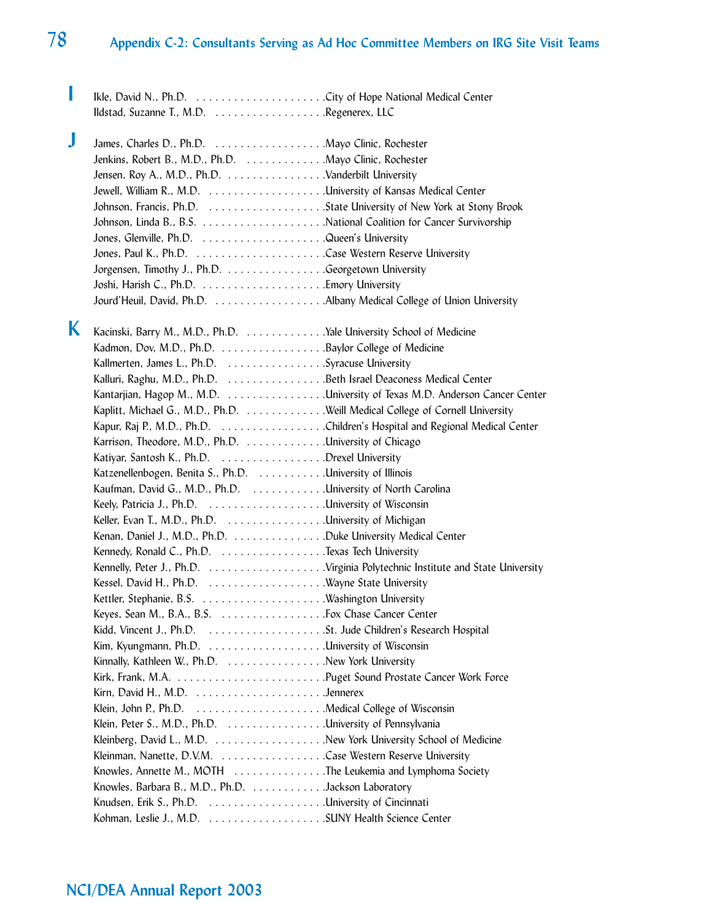## Appendix C-2: Consultants Serving as Ad Hoc Committee Members on IRG Site Visit Teams

### I

Ikle, David N., Ph.D. . . . . . . . . . . . . . . . . . . . . .City of Hope National Medical Center
Ildstad, Suzanne T., M.D. . . . . . . . . . . . . . . . . . .Regenerex, LLC

### J

James, Charles D., Ph.D. . . . . . . . . . . . . . . . . . .Mayo Clinic, Rochester
Jenkins, Robert B., M.D., Ph.D. . . . . . . . . . . . . .Mayo Clinic, Rochester
Jensen, Roy A., M.D., Ph.D. . . . . . . . . . . . . . . . .Vanderbilt University
Jewell, William R., M.D. . . . . . . . . . . . . . . . . . .University of Kansas Medical Center
Johnson, Francis, Ph.D. . . . . . . . . . . . . . . . . . . .State University of New York at Stony Brook
Johnson, Linda B., B.S. . . . . . . . . . . . . . . . . . . .National Coalition for Cancer Survivorship
Jones, Glenville, Ph.D. . . . . . . . . . . . . . . . . . . .Queen's University
Jones, Paul K., Ph.D. . . . . . . . . . . . . . . . . . . . .Case Western Reserve University
Jorgensen, Timothy J., Ph.D. . . . . . . . . . . . . . . .Georgetown University
Joshi, Harish C., Ph.D. . . . . . . . . . . . . . . . . . . .Emory University
Jourd'Heuil, David, Ph.D. . . . . . . . . . . . . . . . . .Albany Medical College of Union University

### K

Kacinski, Barry M., M.D., Ph.D. . . . . . . . . . . . .Yale University School of Medicine
Kadmon, Dov, M.D., Ph.D. . . . . . . . . . . . . . . . .Baylor College of Medicine
Kallmerten, James L., Ph.D. . . . . . . . . . . . . . . .Syracuse University
Kalluri, Raghu, M.D., Ph.D. . . . . . . . . . . . . . . .Beth Israel Deaconess Medical Center
Kantarjian, Hagop M., M.D. . . . . . . . . . . . . . . .University of Texas M.D. Anderson Cancer Center
Kaplitt, Michael G., M.D., Ph.D. . . . . . . . . . . . .Weill Medical College of Cornell University
Kapur, Raj P., M.D., Ph.D. . . . . . . . . . . . . . . . .Children's Hospital and Regional Medical Center
Karrison, Theodore, M.D., Ph.D. . . . . . . . . . . . .University of Chicago
Katiyar, Santosh K., Ph.D. . . . . . . . . . . . . . . . .Drexel University
Katzenellenbogen, Benita S., Ph.D. . . . . . . . . . .University of Illinois
Kaufman, David G., M.D., Ph.D. . . . . . . . . . . .University of North Carolina
Keely, Patricia J., Ph.D. . . . . . . . . . . . . . . . . . .University of Wisconsin
Keller, Evan T., M.D., Ph.D. . . . . . . . . . . . . . . .University of Michigan
Kenan, Daniel J., M.D., Ph.D. . . . . . . . . . . . . . .Duke University Medical Center
Kennedy, Ronald C., Ph.D. . . . . . . . . . . . . . . . .Texas Tech University
Kennelly, Peter J., Ph.D. . . . . . . . . . . . . . . . . . .Virginia Polytechnic Institute and State University
Kessel, David H., Ph.D. . . . . . . . . . . . . . . . . . .Wayne State University
Kettler, Stephanie, B.S. . . . . . . . . . . . . . . . . . . .Washington University
Keyes, Sean M., B.A., B.S. . . . . . . . . . . . . . . . .Fox Chase Cancer Center
Kidd, Vincent J., Ph.D. . . . . . . . . . . . . . . . . . .St. Jude Children's Research Hospital
Kim, Kyungmann, Ph.D. . . . . . . . . . . . . . . . . . .University of Wisconsin
Kinnally, Kathleen W., Ph.D. . . . . . . . . . . . . . . .New York University
Kirk, Frank, M.A. . . . . . . . . . . . . . . . . . . . . . . .Puget Sound Prostate Cancer Work Force
Kirn, David H., M.D. . . . . . . . . . . . . . . . . . . . .Jennerex
Klein, John P., Ph.D. . . . . . . . . . . . . . . . . . . . .Medical College of Wisconsin
Klein, Peter S., M.D., Ph.D. . . . . . . . . . . . . . . .University of Pennsylvania
Kleinberg, David L., M.D. . . . . . . . . . . . . . . . . .New York University School of Medicine
Kleinman, Nanette, D.V.M. . . . . . . . . . . . . . . . .Case Western Reserve University
Knowles, Annette M., MOTH . . . . . . . . . . . . . . .The Leukemia and Lymphoma Society
Knowles, Barbara B., M.D., Ph.D. . . . . . . . . . . .Jackson Laboratory
Knudsen, Erik S., Ph.D. . . . . . . . . . . . . . . . . . .University of Cincinnati
Kohman, Leslie J., M.D. . . . . . . . . . . . . . . . . . .SUNY Health Science Center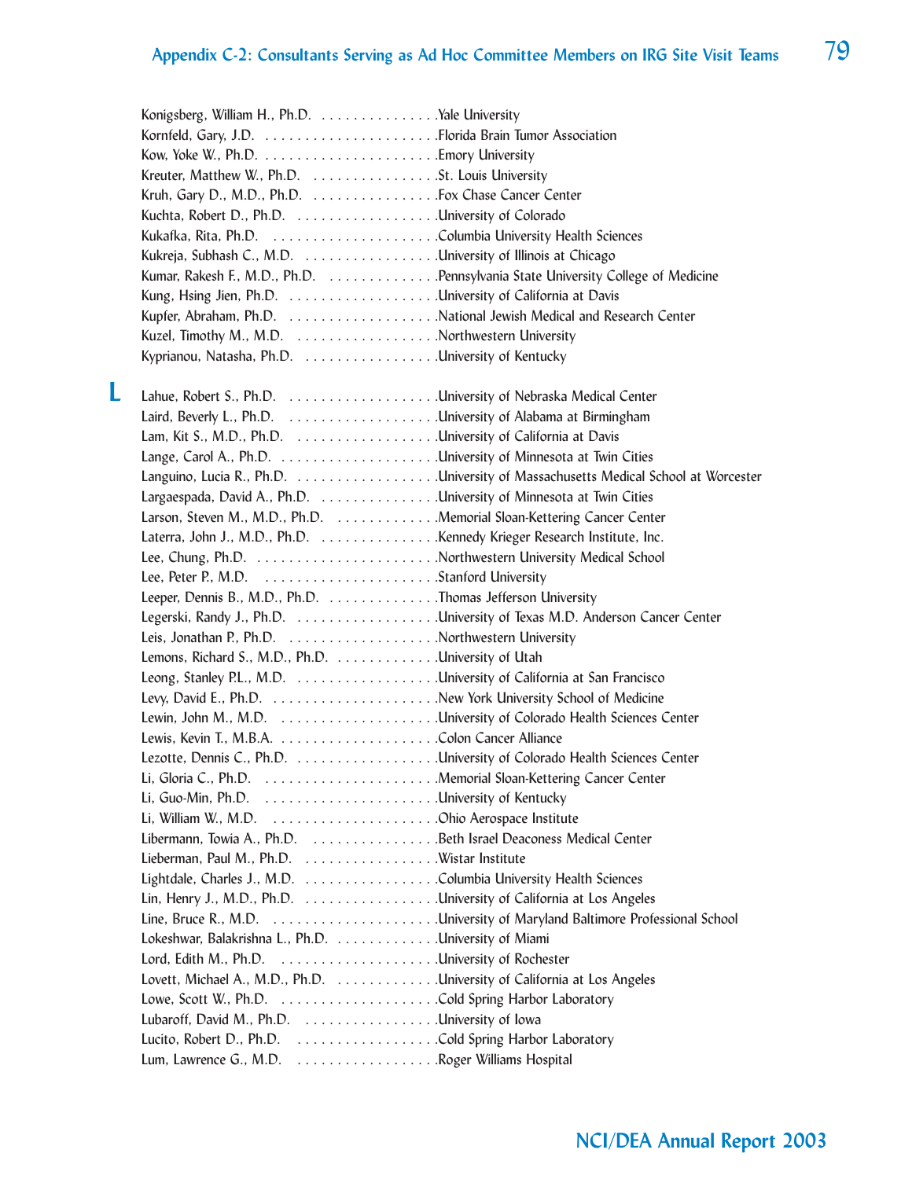Konigsberg, William H., Ph.D. . . . . . . . . . . . . . . .Yale University
Kornfeld, Gary, J.D. . . . . . . . . . . . . . . . . . . . . . .Florida Brain Tumor Association
Kow, Yoke W., Ph.D. . . . . . . . . . . . . . . . . . . . . . .Emory University
Kreuter, Matthew W., Ph.D. . . . . . . . . . . . . . . . .St. Louis University
Kruh, Gary D., M.D., Ph.D. . . . . . . . . . . . . . . . .Fox Chase Cancer Center
Kuchta, Robert D., Ph.D. . . . . . . . . . . . . . . . . . .University of Colorado
Kukafka, Rita, Ph.D. . . . . . . . . . . . . . . . . . . . . .Columbia University Health Sciences
Kukreja, Subhash C., M.D. . . . . . . . . . . . . . . . . .University of Illinois at Chicago
Kumar, Rakesh F., M.D., Ph.D. . . . . . . . . . . . . . .Pennsylvania State University College of Medicine
Kung, Hsing Jien, Ph.D. . . . . . . . . . . . . . . . . . . .University of California at Davis
Kupfer, Abraham, Ph.D. . . . . . . . . . . . . . . . . . . .National Jewish Medical and Research Center
Kuzel, Timothy M., M.D. . . . . . . . . . . . . . . . . . .Northwestern University
Kyprianou, Natasha, Ph.D. . . . . . . . . . . . . . . . . .University of Kentucky

## L

Lahue, Robert S., Ph.D. . . . . . . . . . . . . . . . . . . .University of Nebraska Medical Center
Laird, Beverly L., Ph.D. . . . . . . . . . . . . . . . . . . .University of Alabama at Birmingham
Lam, Kit S., M.D., Ph.D. . . . . . . . . . . . . . . . . . .University of California at Davis
Lange, Carol A., Ph.D. . . . . . . . . . . . . . . . . . . . .University of Minnesota at Twin Cities
Languino, Lucia R., Ph.D. . . . . . . . . . . . . . . . . .University of Massachusetts Medical School at Worcester
Largaespada, David A., Ph.D. . . . . . . . . . . . . . . .University of Minnesota at Twin Cities
Larson, Steven M., M.D., Ph.D. . . . . . . . . . . . . .Memorial Sloan-Kettering Cancer Center
Laterra, John J., M.D., Ph.D. . . . . . . . . . . . . . . .Kennedy Krieger Research Institute, Inc.
Lee, Chung, Ph.D. . . . . . . . . . . . . . . . . . . . . . . .Northwestern University Medical School
Lee, Peter P., M.D. . . . . . . . . . . . . . . . . . . . . . .Stanford University
Leeper, Dennis B., M.D., Ph.D. . . . . . . . . . . . . .Thomas Jefferson University
Legerski, Randy J., Ph.D. . . . . . . . . . . . . . . . . . .University of Texas M.D. Anderson Cancer Center
Leis, Jonathan P., Ph.D. . . . . . . . . . . . . . . . . . . .Northwestern University
Lemons, Richard S., M.D., Ph.D. . . . . . . . . . . . .University of Utah
Leong, Stanley P.L., M.D. . . . . . . . . . . . . . . . . . .University of California at San Francisco
Levy, David E., Ph.D. . . . . . . . . . . . . . . . . . . . . .New York University School of Medicine
Lewin, John M., M.D. . . . . . . . . . . . . . . . . . . . .University of Colorado Health Sciences Center
Lewis, Kevin T., M.B.A. . . . . . . . . . . . . . . . . . . .Colon Cancer Alliance
Lezotte, Dennis C., Ph.D. . . . . . . . . . . . . . . . . . .University of Colorado Health Sciences Center
Li, Gloria C., Ph.D. . . . . . . . . . . . . . . . . . . . . . .Memorial Sloan-Kettering Cancer Center
Li, Guo-Min, Ph.D. . . . . . . . . . . . . . . . . . . . . . .University of Kentucky
Li, William W., M.D. . . . . . . . . . . . . . . . . . . . . .Ohio Aerospace Institute
Libermann, Towia A., Ph.D. . . . . . . . . . . . . . . . .Beth Israel Deaconess Medical Center
Lieberman, Paul M., Ph.D. . . . . . . . . . . . . . . . . .Wistar Institute
Lightdale, Charles J., M.D. . . . . . . . . . . . . . . . . .Columbia University Health Sciences
Lin, Henry J., M.D., Ph.D. . . . . . . . . . . . . . . . . .University of California at Los Angeles
Line, Bruce R., M.D. . . . . . . . . . . . . . . . . . . . . .University of Maryland Baltimore Professional School
Lokeshwar, Balakrishna L., Ph.D. . . . . . . . . . . . .University of Miami
Lord, Edith M., Ph.D. . . . . . . . . . . . . . . . . . . . .University of Rochester
Lovett, Michael A., M.D., Ph.D. . . . . . . . . . . . .University of California at Los Angeles
Lowe, Scott W., Ph.D. . . . . . . . . . . . . . . . . . . . .Cold Spring Harbor Laboratory
Lubaroff, David M., Ph.D. . . . . . . . . . . . . . . . . .University of Iowa
Lucito, Robert D., Ph.D. . . . . . . . . . . . . . . . . . .Cold Spring Harbor Laboratory
Lum, Lawrence G., M.D. . . . . . . . . . . . . . . . . . .Roger Williams Hospital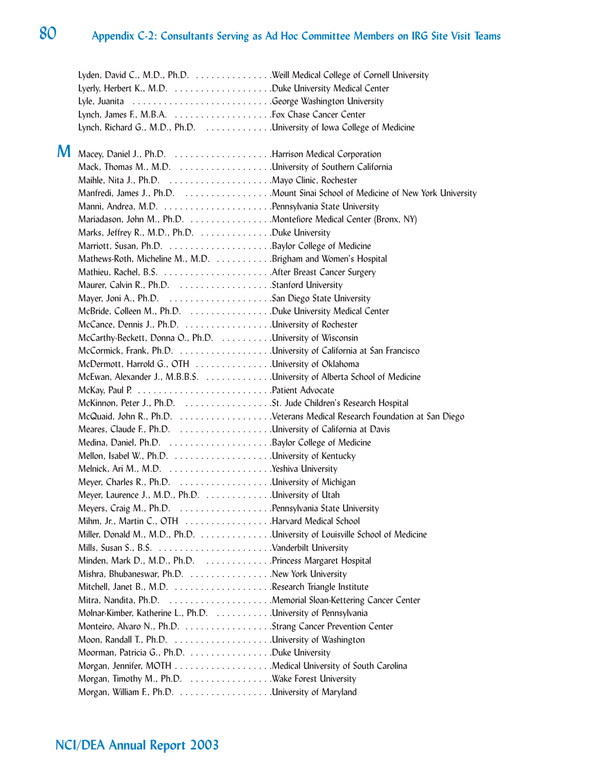Lyden, David C., M.D., Ph.D. . . . . . . . . . . . . . . .Weill Medical College of Cornell University
Lyerly, Herbert K., M.D. . . . . . . . . . . . . . . . . . .Duke University Medical Center
Lyle, Juanita . . . . . . . . . . . . . . . . . . . . . . . . . .George Washington University
Lynch, James F., M.B.A. . . . . . . . . . . . . . . . . . .Fox Chase Cancer Center
Lynch, Richard G., M.D., Ph.D. . . . . . . . . . . . . .University of Iowa College of Medicine

## M

Macey, Daniel J., Ph.D. . . . . . . . . . . . . . . . . . .Harrison Medical Corporation
Mack, Thomas M., M.D. . . . . . . . . . . . . . . . . .University of Southern California
Maihle, Nita J., Ph.D. . . . . . . . . . . . . . . . . . . .Mayo Clinic, Rochester
Manfredi, James J., Ph.D. . . . . . . . . . . . . . . . .Mount Sinai School of Medicine of New York University
Manni, Andrea, M.D. . . . . . . . . . . . . . . . . . . . .Pennsylvania State University
Mariadason, John M., Ph.D. . . . . . . . . . . . . . . .Montefiore Medical Center (Bronx, NY)
Marks, Jeffrey R., M.D., Ph.D. . . . . . . . . . . . . .Duke University
Marriott, Susan, Ph.D. . . . . . . . . . . . . . . . . . . .Baylor College of Medicine
Mathews-Roth, Micheline M., M.D. . . . . . . . . . .Brigham and Women's Hospital
Mathieu, Rachel, B.S. . . . . . . . . . . . . . . . . . . . .After Breast Cancer Surgery
Maurer, Calvin R., Ph.D. . . . . . . . . . . . . . . . . .Stanford University
Mayer, Joni A., Ph.D. . . . . . . . . . . . . . . . . . . .San Diego State University
McBride, Colleen M., Ph.D. . . . . . . . . . . . . . . .Duke University Medical Center
McCance, Dennis J., Ph.D. . . . . . . . . . . . . . . . .University of Rochester
McCarthy-Beckett, Donna O., Ph.D. . . . . . . . . .University of Wisconsin
McCormick, Frank, Ph.D. . . . . . . . . . . . . . . . . .University of California at San Francisco
McDermott, Harrold G., OTH . . . . . . . . . . . . . .University of Oklahoma
McEwan, Alexander J., M.B.B.S. . . . . . . . . . . . .University of Alberta School of Medicine
McKay, Paul P. . . . . . . . . . . . . . . . . . . . . . . . . .Patient Advocate
McKinnon, Peter J., Ph.D. . . . . . . . . . . . . . . . .St. Jude Children's Research Hospital
McQuaid, John R., Ph.D. . . . . . . . . . . . . . . . . .Veterans Medical Research Foundation at San Diego
Meares, Claude F., Ph.D. . . . . . . . . . . . . . . . . .University of California at Davis
Medina, Daniel, Ph.D. . . . . . . . . . . . . . . . . . . .Baylor College of Medicine
Mellon, Isabel W., Ph.D. . . . . . . . . . . . . . . . . . .University of Kentucky
Melnick, Ari M., M.D. . . . . . . . . . . . . . . . . . . .Yeshiva University
Meyer, Charles R., Ph.D. . . . . . . . . . . . . . . . . .University of Michigan
Meyer, Laurence J., M.D., Ph.D. . . . . . . . . . . . .University of Utah
Meyers, Craig M., Ph.D. . . . . . . . . . . . . . . . . .Pennsylvania State University
Mihm, Jr., Martin C., OTH . . . . . . . . . . . . . . . .Harvard Medical School
Miller, Donald M., M.D., Ph.D. . . . . . . . . . . . . .University of Louisville School of Medicine
Mills, Susan S., B.S. . . . . . . . . . . . . . . . . . . . . .Vanderbilt University
Minden, Mark D., M.D., Ph.D. . . . . . . . . . . . . .Princess Margaret Hospital
Mishra, Bhubaneswar, Ph.D. . . . . . . . . . . . . . . .New York University
Mitchell, Janet B., M.D. . . . . . . . . . . . . . . . . . .Research Triangle Institute
Mitra, Nandita, Ph.D. . . . . . . . . . . . . . . . . . . .Memorial Sloan-Kettering Cancer Center
Molnar-Kimber, Katherine L., Ph.D. . . . . . . . . . .University of Pennsylvania
Monteiro, Alvaro N., Ph.D. . . . . . . . . . . . . . . . .Strang Cancer Prevention Center
Moon, Randall T., Ph.D. . . . . . . . . . . . . . . . . . .University of Washington
Moorman, Patricia G., Ph.D. . . . . . . . . . . . . . . .Duke University
Morgan, Jennifer, MOTH . . . . . . . . . . . . . . . . . .Medical University of South Carolina
Morgan, Timothy M., Ph.D. . . . . . . . . . . . . . . .Wake Forest University
Morgan, William F., Ph.D. . . . . . . . . . . . . . . . . .University of Maryland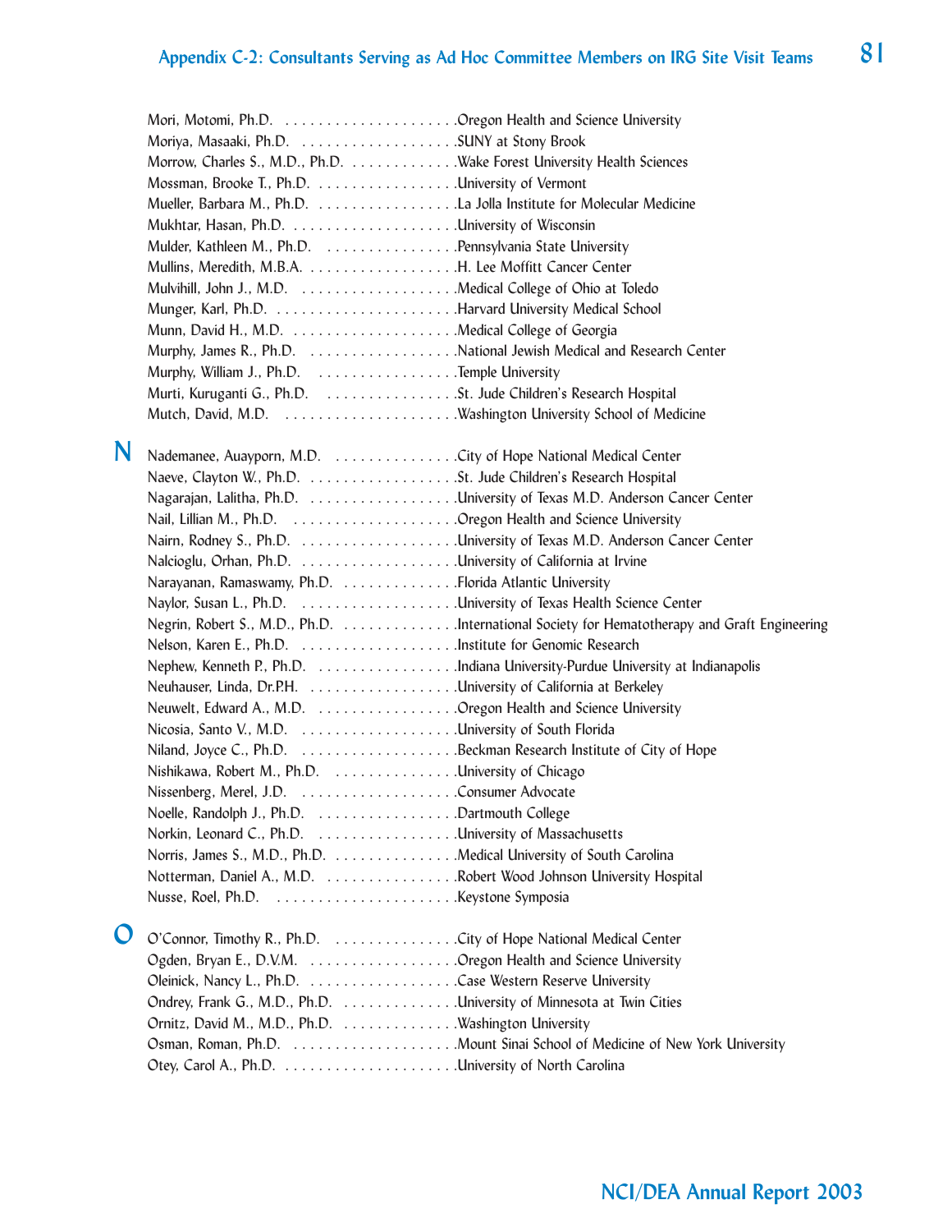Mori, Motomi, Ph.D. . . . . . . . . . . . . . . . . . . . . .Oregon Health and Science University
Moriya, Masaaki, Ph.D. . . . . . . . . . . . . . . . . . . .SUNY at Stony Brook
Morrow, Charles S., M.D., Ph.D. . . . . . . . . . . . . .Wake Forest University Health Sciences
Mossman, Brooke T., Ph.D. . . . . . . . . . . . . . . . . .University of Vermont
Mueller, Barbara M., Ph.D. . . . . . . . . . . . . . . . . .La Jolla Institute for Molecular Medicine
Mukhtar, Hasan, Ph.D. . . . . . . . . . . . . . . . . . . . .University of Wisconsin
Mulder, Kathleen M., Ph.D. . . . . . . . . . . . . . . . .Pennsylvania State University
Mullins, Meredith, M.B.A. . . . . . . . . . . . . . . . . . .H. Lee Moffitt Cancer Center
Mulvihill, John J., M.D. . . . . . . . . . . . . . . . . . . .Medical College of Ohio at Toledo
Munger, Karl, Ph.D. . . . . . . . . . . . . . . . . . . . . . .Harvard University Medical School
Munn, David H., M.D. . . . . . . . . . . . . . . . . . . . .Medical College of Georgia
Murphy, James R., Ph.D. . . . . . . . . . . . . . . . . . .National Jewish Medical and Research Center
Murphy, William J., Ph.D. . . . . . . . . . . . . . . . . .Temple University
Murti, Kuruganti G., Ph.D. . . . . . . . . . . . . . . . .St. Jude Children's Research Hospital
Mutch, David, M.D. . . . . . . . . . . . . . . . . . . . . .Washington University School of Medicine

## N

Nademanee, Auayporn, M.D. . . . . . . . . . . . . . . .City of Hope National Medical Center
Naeve, Clayton W., Ph.D. . . . . . . . . . . . . . . . . . .St. Jude Children's Research Hospital
Nagarajan, Lalitha, Ph.D. . . . . . . . . . . . . . . . . .University of Texas M.D. Anderson Cancer Center
Nail, Lillian M., Ph.D. . . . . . . . . . . . . . . . . . . .Oregon Health and Science University
Nairn, Rodney S., Ph.D. . . . . . . . . . . . . . . . . . .University of Texas M.D. Anderson Cancer Center
Nalcioglu, Orhan, Ph.D. . . . . . . . . . . . . . . . . . .University of California at Irvine
Narayanan, Ramaswamy, Ph.D. . . . . . . . . . . . . .Florida Atlantic University
Naylor, Susan L., Ph.D. . . . . . . . . . . . . . . . . . .University of Texas Health Science Center
Negrin, Robert S., M.D., Ph.D. . . . . . . . . . . . . .International Society for Hematotherapy and Graft Engineering
Nelson, Karen E., Ph.D. . . . . . . . . . . . . . . . . . .Institute for Genomic Research
Nephew, Kenneth P., Ph.D. . . . . . . . . . . . . . . . .Indiana University-Purdue University at Indianapolis
Neuhauser, Linda, Dr.P.H. . . . . . . . . . . . . . . . . .University of California at Berkeley
Neuwelt, Edward A., M.D. . . . . . . . . . . . . . . . .Oregon Health and Science University
Nicosia, Santo V., M.D. . . . . . . . . . . . . . . . . . .University of South Florida
Niland, Joyce C., Ph.D. . . . . . . . . . . . . . . . . . .Beckman Research Institute of City of Hope
Nishikawa, Robert M., Ph.D. . . . . . . . . . . . . . .University of Chicago
Nissenberg, Merel, J.D. . . . . . . . . . . . . . . . . . .Consumer Advocate
Noelle, Randolph J., Ph.D. . . . . . . . . . . . . . . . .Dartmouth College
Norkin, Leonard C., Ph.D. . . . . . . . . . . . . . . . .University of Massachusetts
Norris, James S., M.D., Ph.D. . . . . . . . . . . . . . .Medical University of South Carolina
Notterman, Daniel A., M.D. . . . . . . . . . . . . . . .Robert Wood Johnson University Hospital
Nusse, Roel, Ph.D. . . . . . . . . . . . . . . . . . . . . .Keystone Symposia

## O

O'Connor, Timothy R., Ph.D. . . . . . . . . . . . . . .City of Hope National Medical Center
Ogden, Bryan E., D.V.M. . . . . . . . . . . . . . . . . .Oregon Health and Science University
Oleinick, Nancy L., Ph.D. . . . . . . . . . . . . . . . . .Case Western Reserve University
Ondrey, Frank G., M.D., Ph.D. . . . . . . . . . . . . .University of Minnesota at Twin Cities
Ornitz, David M., M.D., Ph.D. . . . . . . . . . . . . .Washington University
Osman, Roman, Ph.D. . . . . . . . . . . . . . . . . . . .Mount Sinai School of Medicine of New York University
Otey, Carol A., Ph.D. . . . . . . . . . . . . . . . . . . . .University of North Carolina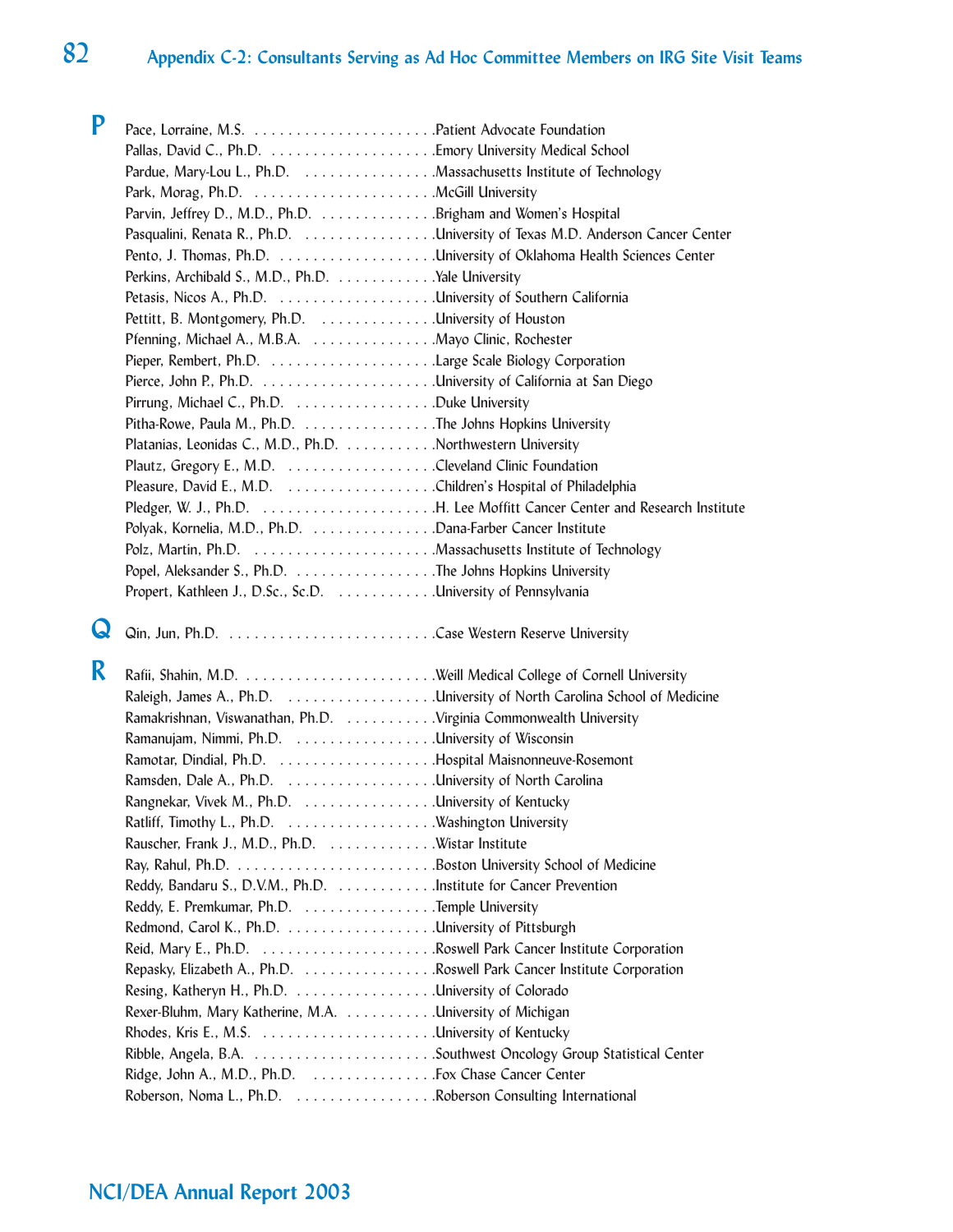## Appendix C-2: Consultants Serving as Ad Hoc Committee Members on IRG Site Visit Teams

**P**

Pace, Lorraine, M.S. . . . . . . . . . . . . . . . . . . . . . .Patient Advocate Foundation
Pallas, David C., Ph.D. . . . . . . . . . . . . . . . . . . . .Emory University Medical School
Pardue, Mary-Lou L., Ph.D. . . . . . . . . . . . . . . . .Massachusetts Institute of Technology
Park, Morag, Ph.D. . . . . . . . . . . . . . . . . . . . . . .McGill University
Parvin, Jeffrey D., M.D., Ph.D. . . . . . . . . . . . . .Brigham and Women's Hospital
Pasqualini, Renata R., Ph.D. . . . . . . . . . . . . . . .University of Texas M.D. Anderson Cancer Center
Pento, J. Thomas, Ph.D. . . . . . . . . . . . . . . . . . .University of Oklahoma Health Sciences Center
Perkins, Archibald S., M.D., Ph.D. . . . . . . . . . . .Yale University
Petasis, Nicos A., Ph.D. . . . . . . . . . . . . . . . . . .University of Southern California
Pettitt, B. Montgomery, Ph.D. . . . . . . . . . . . . .University of Houston
Pfenning, Michael A., M.B.A. . . . . . . . . . . . . . .Mayo Clinic, Rochester
Pieper, Rembert, Ph.D. . . . . . . . . . . . . . . . . . . .Large Scale Biology Corporation
Pierce, John P., Ph.D. . . . . . . . . . . . . . . . . . . . .University of California at San Diego
Pirrung, Michael C., Ph.D. . . . . . . . . . . . . . . . .Duke University
Pitha-Rowe, Paula M., Ph.D. . . . . . . . . . . . . . . .The Johns Hopkins University
Platanias, Leonidas C., M.D., Ph.D. . . . . . . . . . .Northwestern University
Plautz, Gregory E., M.D. . . . . . . . . . . . . . . . . .Cleveland Clinic Foundation
Pleasure, David E., M.D. . . . . . . . . . . . . . . . . .Children's Hospital of Philadelphia
Pledger, W. J., Ph.D. . . . . . . . . . . . . . . . . . . . .H. Lee Moffitt Cancer Center and Research Institute
Polyak, Kornelia, M.D., Ph.D. . . . . . . . . . . . . . .Dana-Farber Cancer Institute
Polz, Martin, Ph.D. . . . . . . . . . . . . . . . . . . . . .Massachusetts Institute of Technology
Popel, Aleksander S., Ph.D. . . . . . . . . . . . . . . . .The Johns Hopkins University
Propert, Kathleen J., D.Sc., Sc.D. . . . . . . . . . . .University of Pennsylvania

**Q**

Qin, Jun, Ph.D. . . . . . . . . . . . . . . . . . . . . . . . .Case Western Reserve University

**R**

Rafii, Shahin, M.D. . . . . . . . . . . . . . . . . . . . . . .Weill Medical College of Cornell University
Raleigh, James A., Ph.D. . . . . . . . . . . . . . . . . .University of North Carolina School of Medicine
Ramakrishnan, Viswanathan, Ph.D. . . . . . . . . . .Virginia Commonwealth University
Ramanujam, Nimmi, Ph.D. . . . . . . . . . . . . . . . .University of Wisconsin
Ramotar, Dindial, Ph.D. . . . . . . . . . . . . . . . . . .Hospital Maisonneuve-Rosemont
Ramsden, Dale A., Ph.D. . . . . . . . . . . . . . . . . .University of North Carolina
Rangnekar, Vivek M., Ph.D. . . . . . . . . . . . . . . .University of Kentucky
Ratliff, Timothy L., Ph.D. . . . . . . . . . . . . . . . . .Washington University
Rauscher, Frank J., M.D., Ph.D. . . . . . . . . . . . .Wistar Institute
Ray, Rahul, Ph.D. . . . . . . . . . . . . . . . . . . . . . . .Boston University School of Medicine
Reddy, Bandaru S., D.V.M., Ph.D. . . . . . . . . . . .Institute for Cancer Prevention
Reddy, E. Premkumar, Ph.D. . . . . . . . . . . . . . . .Temple University
Redmond, Carol K., Ph.D. . . . . . . . . . . . . . . . . .University of Pittsburgh
Reid, Mary E., Ph.D. . . . . . . . . . . . . . . . . . . . .Roswell Park Cancer Institute Corporation
Repasky, Elizabeth A., Ph.D. . . . . . . . . . . . . . . .Roswell Park Cancer Institute Corporation
Resing, Katheryn H., Ph.D. . . . . . . . . . . . . . . . .University of Colorado
Rexer-Bluhm, Mary Katherine, M.A. . . . . . . . . . .University of Michigan
Rhodes, Kris E., M.S. . . . . . . . . . . . . . . . . . . . .University of Kentucky
Ribble, Angela, B.A. . . . . . . . . . . . . . . . . . . . . .Southwest Oncology Group Statistical Center
Ridge, John A., M.D., Ph.D. . . . . . . . . . . . . . . .Fox Chase Cancer Center
Roberson, Noma L., Ph.D. . . . . . . . . . . . . . . . .Roberson Consulting International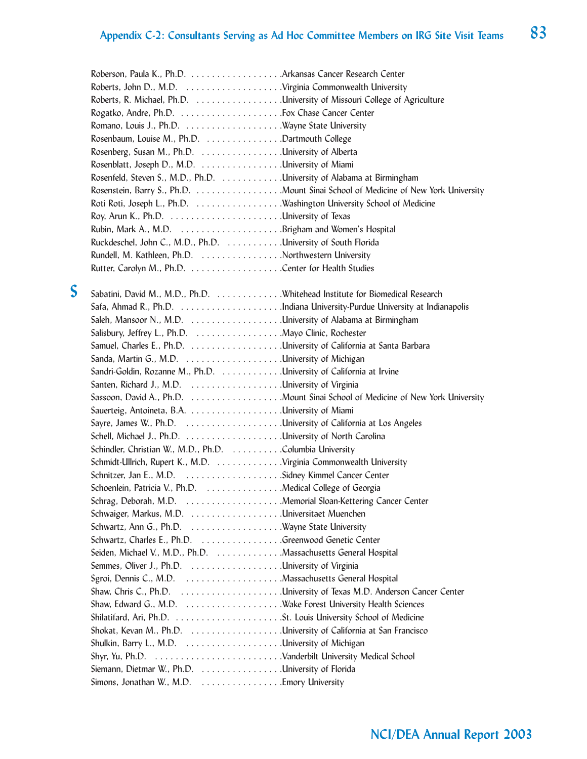Roberson, Paula K., Ph.D. . . . . . . . . . . . . . . . . . .Arkansas Cancer Research Center
Roberts, John D., M.D. . . . . . . . . . . . . . . . . . .Virginia Commonwealth University
Roberts, R. Michael, Ph.D. . . . . . . . . . . . . . . . . .University of Missouri College of Agriculture
Rogatko, Andre, Ph.D. . . . . . . . . . . . . . . . . . . . .Fox Chase Cancer Center
Romano, Louis J., Ph.D. . . . . . . . . . . . . . . . . . . .Wayne State University
Rosenbaum, Louise M., Ph.D. . . . . . . . . . . . . . . .Dartmouth College
Rosenberg, Susan M., Ph.D. . . . . . . . . . . . . . . . .University of Alberta
Rosenblatt, Joseph D., M.D. . . . . . . . . . . . . . . . .University of Miami
Rosenfeld, Steven S., M.D., Ph.D. . . . . . . . . . . . .University of Alabama at Birmingham
Rosenstein, Barry S., Ph.D. . . . . . . . . . . . . . . . . .Mount Sinai School of Medicine of New York University
Roti Roti, Joseph L., Ph.D. . . . . . . . . . . . . . . . . .Washington University School of Medicine
Roy, Arun K., Ph.D. . . . . . . . . . . . . . . . . . . . . . .University of Texas
Rubin, Mark A., M.D. . . . . . . . . . . . . . . . . . . . .Brigham and Women's Hospital
Ruckdeschel, John C., M.D., Ph.D. . . . . . . . . . . .University of South Florida
Rundell, M. Kathleen, Ph.D. . . . . . . . . . . . . . . . .Northwestern University
Rutter, Carolyn M., Ph.D. . . . . . . . . . . . . . . . . . .Center for Health Studies

## S

Sabatini, David M., M.D., Ph.D. . . . . . . . . . . . . .Whitehead Institute for Biomedical Research
Safa, Ahmad R., Ph.D. . . . . . . . . . . . . . . . . . . . .Indiana University-Purdue University at Indianapolis
Saleh, Mansoor N., M.D. . . . . . . . . . . . . . . . . . .University of Alabama at Birmingham
Salisbury, Jeffrey L., Ph.D. . . . . . . . . . . . . . . . . .Mayo Clinic, Rochester
Samuel, Charles E., Ph.D. . . . . . . . . . . . . . . . . . .University of California at Santa Barbara
Sanda, Martin G., M.D. . . . . . . . . . . . . . . . . . . .University of Michigan
Sandri-Goldin, Rozanne M., Ph.D. . . . . . . . . . . .University of California at Irvine
Santen, Richard J., M.D. . . . . . . . . . . . . . . . . . .University of Virginia
Sassoon, David A., Ph.D. . . . . . . . . . . . . . . . . . .Mount Sinai School of Medicine of New York University
Sauerteig, Antoineta, B.A. . . . . . . . . . . . . . . . . . .University of Miami
Sayre, James W., Ph.D. . . . . . . . . . . . . . . . . . . .University of California at Los Angeles
Schell, Michael J., Ph.D. . . . . . . . . . . . . . . . . . . .University of North Carolina
Schindler, Christian W., M.D., Ph.D. . . . . . . . . . .Columbia University
Schmidt-Ullrich, Rupert K., M.D. . . . . . . . . . . . . .Virginia Commonwealth University
Schnitzer, Jan E., M.D. . . . . . . . . . . . . . . . . . . .Sidney Kimmel Cancer Center
Schoenlein, Patricia V., Ph.D. . . . . . . . . . . . . . . .Medical College of Georgia
Schrag, Deborah, M.D. . . . . . . . . . . . . . . . . . . .Memorial Sloan-Kettering Cancer Center
Schwaiger, Markus, M.D. . . . . . . . . . . . . . . . . . .Universitaet Muenchen
Schwartz, Ann G., Ph.D. . . . . . . . . . . . . . . . . . .Wayne State University
Schwartz, Charles E., Ph.D. . . . . . . . . . . . . . . . .Greenwood Genetic Center
Seiden, Michael V., M.D., Ph.D. . . . . . . . . . . . . .Massachusetts General Hospital
Semmes, Oliver J., Ph.D. . . . . . . . . . . . . . . . . . .University of Virginia
Sgroi, Dennis C., M.D. . . . . . . . . . . . . . . . . . . .Massachusetts General Hospital
Shaw, Chris C., Ph.D. . . . . . . . . . . . . . . . . . . . .University of Texas M.D. Anderson Cancer Center
Shaw, Edward G., M.D. . . . . . . . . . . . . . . . . . . .Wake Forest University Health Sciences
Shilatifard, Ari, Ph.D. . . . . . . . . . . . . . . . . . . . . .St. Louis University School of Medicine
Shokat, Kevan M., Ph.D. . . . . . . . . . . . . . . . . . .University of California at San Francisco
Shulkin, Barry L., M.D. . . . . . . . . . . . . . . . . . . .University of Michigan
Shyr, Yu, Ph.D. . . . . . . . . . . . . . . . . . . . . . . . . .Vanderbilt University Medical School
Siemann, Dietmar W., Ph.D. . . . . . . . . . . . . . . . .University of Florida
Simons, Jonathan W., M.D. . . . . . . . . . . . . . . . .Emory University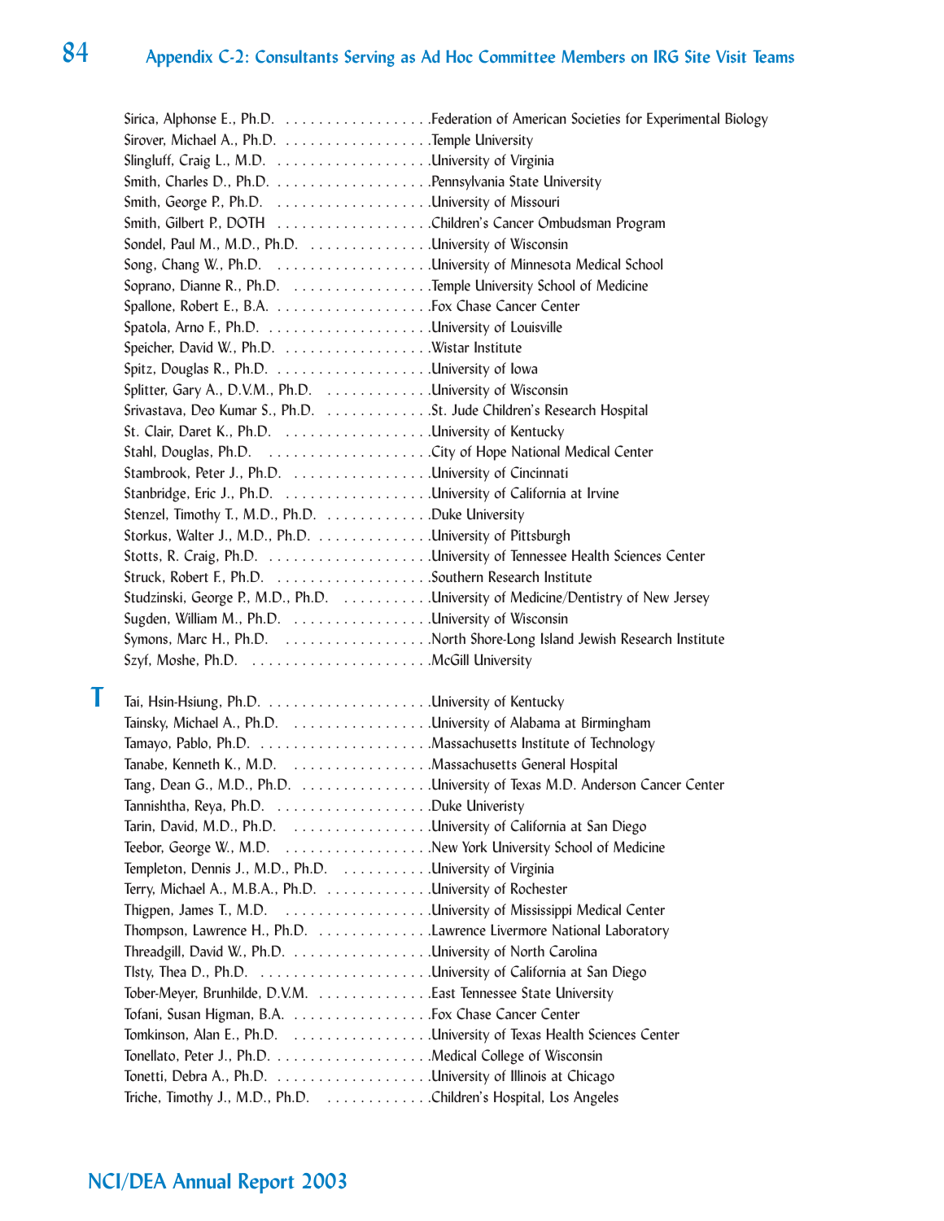## Appendix C-2: Consultants Serving as Ad Hoc Committee Members on IRG Site Visit Teams

Sirica, Alphonse E., Ph.D. . . . . . . . . . . . . . . . . . .Federation of American Societies for Experimental Biology  
Sirover, Michael A., Ph.D. . . . . . . . . . . . . . . . . . .Temple University  
Slingluff, Craig L., M.D. . . . . . . . . . . . . . . . . . .University of Virginia  
Smith, Charles D., Ph.D. . . . . . . . . . . . . . . . . . .Pennsylvania State University  
Smith, George P., Ph.D. . . . . . . . . . . . . . . . . . .University of Missouri  
Smith, Gilbert P., DOTH . . . . . . . . . . . . . . . . . . .Children's Cancer Ombudsman Program  
Sondel, Paul M., M.D., Ph.D. . . . . . . . . . . . . . . .University of Wisconsin  
Song, Chang W., Ph.D. . . . . . . . . . . . . . . . . . .University of Minnesota Medical School  
Soprano, Dianne R., Ph.D. . . . . . . . . . . . . . . . .Temple University School of Medicine  
Spallone, Robert E., B.A. . . . . . . . . . . . . . . . . . .Fox Chase Cancer Center  
Spatola, Arno F., Ph.D. . . . . . . . . . . . . . . . . . . .University of Louisville  
Speicher, David W., Ph.D. . . . . . . . . . . . . . . . . .Wistar Institute  
Spitz, Douglas R., Ph.D. . . . . . . . . . . . . . . . . . .University of Iowa  
Splitter, Gary A., D.V.M., Ph.D. . . . . . . . . . . . . .University of Wisconsin  
Srivastava, Deo Kumar S., Ph.D. . . . . . . . . . . . . .St. Jude Children's Research Hospital  
St. Clair, Daret K., Ph.D. . . . . . . . . . . . . . . . . .University of Kentucky  
Stahl, Douglas, Ph.D. . . . . . . . . . . . . . . . . . . .City of Hope National Medical Center  
Stambrook, Peter J., Ph.D. . . . . . . . . . . . . . . . .University of Cincinnati  
Stanbridge, Eric J., Ph.D. . . . . . . . . . . . . . . . . .University of California at Irvine  
Stenzel, Timothy T., M.D., Ph.D. . . . . . . . . . . . .Duke University  
Storkus, Walter J., M.D., Ph.D. . . . . . . . . . . . . . .University of Pittsburgh  
Stotts, R. Craig, Ph.D. . . . . . . . . . . . . . . . . . . .University of Tennessee Health Sciences Center  
Struck, Robert F., Ph.D. . . . . . . . . . . . . . . . . . .Southern Research Institute  
Studzinski, George P., M.D., Ph.D. . . . . . . . . . .University of Medicine/Dentistry of New Jersey  
Sugden, William M., Ph.D. . . . . . . . . . . . . . . . .University of Wisconsin  
Symons, Marc H., Ph.D. . . . . . . . . . . . . . . . . .North Shore-Long Island Jewish Research Institute  
Szyf, Moshe, Ph.D. . . . . . . . . . . . . . . . . . . . . .McGill University

### T

Tai, Hsin-Hsiung, Ph.D. . . . . . . . . . . . . . . . . . . .University of Kentucky  
Tainsky, Michael A., Ph.D. . . . . . . . . . . . . . . . .University of Alabama at Birmingham  
Tamayo, Pablo, Ph.D. . . . . . . . . . . . . . . . . . . . .Massachusetts Institute of Technology  
Tanabe, Kenneth K., M.D. . . . . . . . . . . . . . . . .Massachusetts General Hospital  
Tang, Dean G., M.D., Ph.D. . . . . . . . . . . . . . . .University of Texas M.D. Anderson Cancer Center  
Tannishtha, Reya, Ph.D. . . . . . . . . . . . . . . . . . .Duke Univeristy  
Tarin, David, M.D., Ph.D. . . . . . . . . . . . . . . . .University of California at San Diego  
Teebor, George W., M.D. . . . . . . . . . . . . . . . . .New York University School of Medicine  
Templeton, Dennis J., M.D., Ph.D. . . . . . . . . . .University of Virginia  
Terry, Michael A., M.B.A., Ph.D. . . . . . . . . . . . .University of Rochester  
Thigpen, James T., M.D. . . . . . . . . . . . . . . . . .University of Mississippi Medical Center  
Thompson, Lawrence H., Ph.D. . . . . . . . . . . . . .Lawrence Livermore National Laboratory  
Threadgill, David W., Ph.D. . . . . . . . . . . . . . . . .University of North Carolina  
Tlsty, Thea D., Ph.D. . . . . . . . . . . . . . . . . . . . .University of California at San Diego  
Tober-Meyer, Brunhilde, D.V.M. . . . . . . . . . . . . .East Tennessee State University  
Tofani, Susan Higman, B.A. . . . . . . . . . . . . . . . .Fox Chase Cancer Center  
Tomkinson, Alan E., Ph.D. . . . . . . . . . . . . . . . .University of Texas Health Sciences Center  
Tonellato, Peter J., Ph.D. . . . . . . . . . . . . . . . . . .Medical College of Wisconsin  
Tonetti, Debra A., Ph.D. . . . . . . . . . . . . . . . . . .University of Illinois at Chicago  
Triche, Timothy J., M.D., Ph.D. . . . . . . . . . . . .Children's Hospital, Los Angeles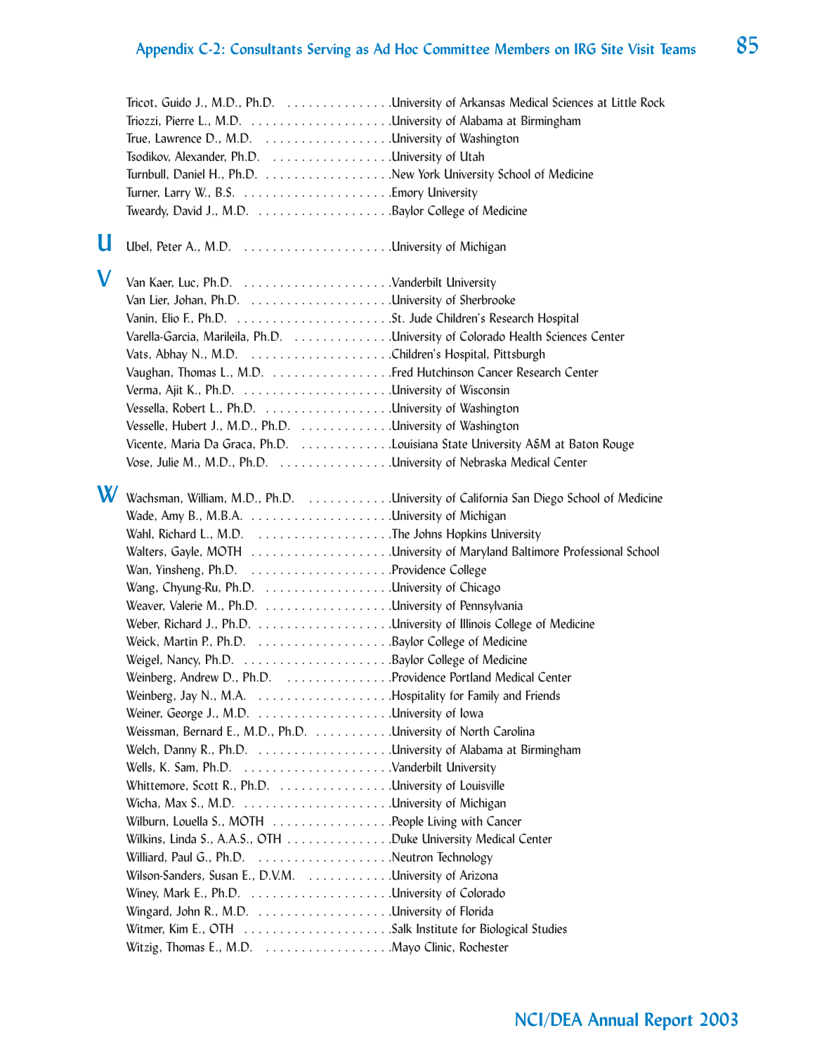Tricot, Guido J., M.D., Ph.D. . . . . . . . . . . . . . . .University of Arkansas Medical Sciences at Little Rock
Triozzi, Pierre L., M.D. . . . . . . . . . . . . . . . . . . .University of Alabama at Birmingham
True, Lawrence D., M.D. . . . . . . . . . . . . . . . . . .University of Washington
Tsodikov, Alexander, Ph.D. . . . . . . . . . . . . . . . .University of Utah
Turnbull, Daniel H., Ph.D. . . . . . . . . . . . . . . . . . .New York University School of Medicine
Turner, Larry W., B.S. . . . . . . . . . . . . . . . . . . . . .Emory University
Tweardy, David J., M.D. . . . . . . . . . . . . . . . . . . .Baylor College of Medicine

## U

Ubel, Peter A., M.D. . . . . . . . . . . . . . . . . . . . . .University of Michigan

## V

Van Kaer, Luc, Ph.D. . . . . . . . . . . . . . . . . . . . . .Vanderbilt University
Van Lier, Johan, Ph.D. . . . . . . . . . . . . . . . . . . . .University of Sherbrooke
Vanin, Elio F., Ph.D. . . . . . . . . . . . . . . . . . . . . . .St. Jude Children's Research Hospital
Varella-Garcia, Marileila, Ph.D. . . . . . . . . . . . . .University of Colorado Health Sciences Center
Vats, Abhay N., M.D. . . . . . . . . . . . . . . . . . . . .Children's Hospital, Pittsburgh
Vaughan, Thomas L., M.D. . . . . . . . . . . . . . . . .Fred Hutchinson Cancer Research Center
Verma, Ajit K., Ph.D. . . . . . . . . . . . . . . . . . . . . .University of Wisconsin
Vessella, Robert L., Ph.D. . . . . . . . . . . . . . . . . .University of Washington
Vesselle, Hubert J., M.D., Ph.D. . . . . . . . . . . . .University of Washington
Vicente, Maria Da Graca, Ph.D. . . . . . . . . . . . .Louisiana State University A&M at Baton Rouge
Vose, Julie M., M.D., Ph.D. . . . . . . . . . . . . . . .University of Nebraska Medical Center

## W

Wachsman, William, M.D., Ph.D. . . . . . . . . . . .University of California San Diego School of Medicine
Wade, Amy B., M.B.A. . . . . . . . . . . . . . . . . . . .University of Michigan
Wahl, Richard L., M.D. . . . . . . . . . . . . . . . . . . .The Johns Hopkins University
Walters, Gayle, MOTH . . . . . . . . . . . . . . . . . . .University of Maryland Baltimore Professional School
Wan, Yinsheng, Ph.D. . . . . . . . . . . . . . . . . . . . .Providence College
Wang, Chyung-Ru, Ph.D. . . . . . . . . . . . . . . . . .University of Chicago
Weaver, Valerie M., Ph.D. . . . . . . . . . . . . . . . . .University of Pennsylvania
Weber, Richard J., Ph.D. . . . . . . . . . . . . . . . . . .University of Illinois College of Medicine
Weick, Martin P., Ph.D. . . . . . . . . . . . . . . . . . . .Baylor College of Medicine
Weigel, Nancy, Ph.D. . . . . . . . . . . . . . . . . . . . .Baylor College of Medicine
Weinberg, Andrew D., Ph.D. . . . . . . . . . . . . . . .Providence Portland Medical Center
Weinberg, Jay N., M.A. . . . . . . . . . . . . . . . . . . .Hospitality for Family and Friends
Weiner, George J., M.D. . . . . . . . . . . . . . . . . . .University of Iowa
Weissman, Bernard E., M.D., Ph.D. . . . . . . . . . .University of North Carolina
Welch, Danny R., Ph.D. . . . . . . . . . . . . . . . . . . .University of Alabama at Birmingham
Wells, K. Sam, Ph.D. . . . . . . . . . . . . . . . . . . . . .Vanderbilt University
Whittemore, Scott R., Ph.D. . . . . . . . . . . . . . . .University of Louisville
Wicha, Max S., M.D. . . . . . . . . . . . . . . . . . . . . .University of Michigan
Wilburn, Louella S., MOTH . . . . . . . . . . . . . . . . .People Living with Cancer
Wilkins, Linda S., A.A.S., OTH . . . . . . . . . . . . . . .Duke University Medical Center
Williard, Paul G., Ph.D. . . . . . . . . . . . . . . . . . . .Neutron Technology
Wilson-Sanders, Susan E., D.V.M. . . . . . . . . . . .University of Arizona
Winey, Mark E., Ph.D. . . . . . . . . . . . . . . . . . . . .University of Colorado
Wingard, John R., M.D. . . . . . . . . . . . . . . . . . . .University of Florida
Witmer, Kim E., OTH . . . . . . . . . . . . . . . . . . . . .Salk Institute for Biological Studies
Witzig, Thomas E., M.D. . . . . . . . . . . . . . . . . . .Mayo Clinic, Rochester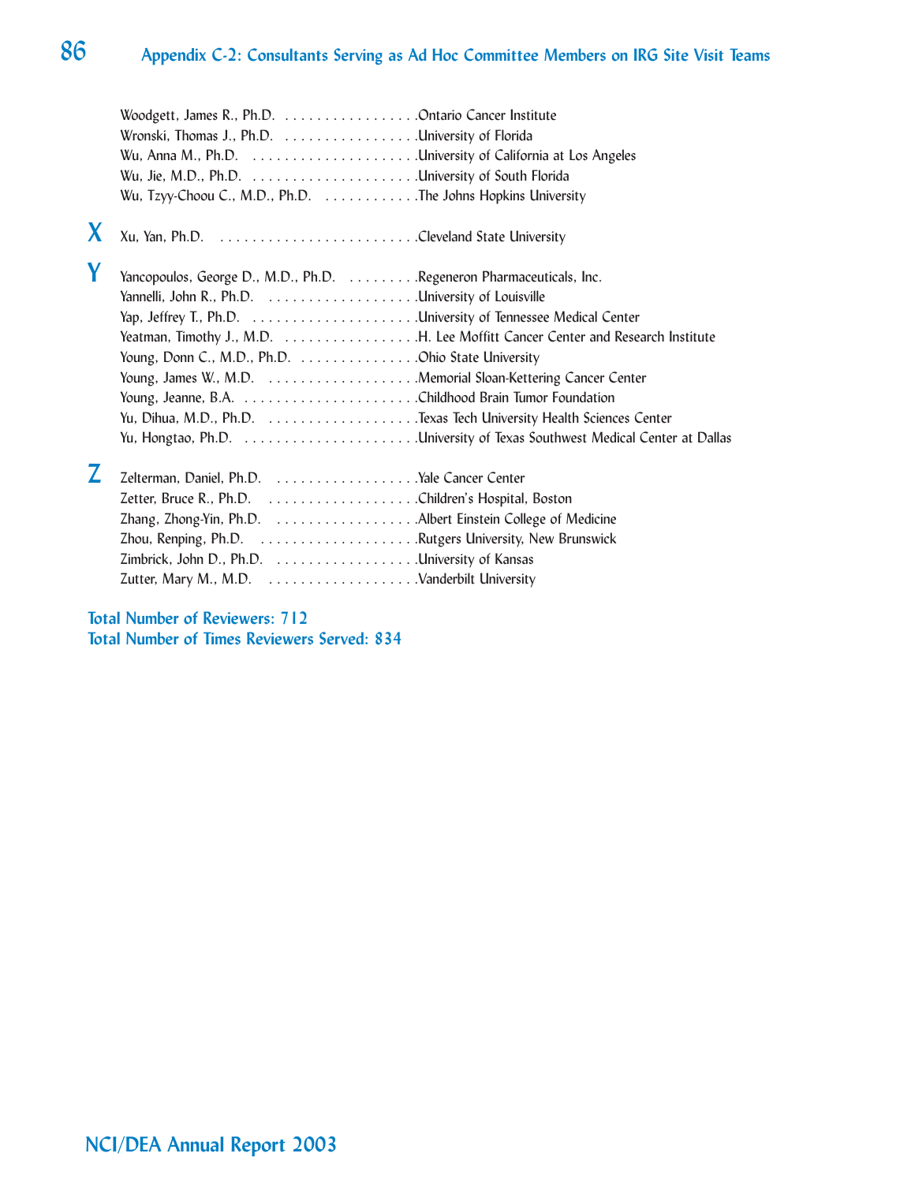Woodgett, James R., Ph.D. . . . . . . . . . . . . . . . . . .Ontario Cancer Institute
Wronski, Thomas J., Ph.D. . . . . . . . . . . . . . . . . . .University of Florida
Wu, Anna M., Ph.D. . . . . . . . . . . . . . . . . . . . . .University of California at Los Angeles
Wu, Jie, M.D., Ph.D. . . . . . . . . . . . . . . . . . . . .University of South Florida
Wu, Tzyy-Choou C., M.D., Ph.D. . . . . . . . . . . . .The Johns Hopkins University

## X

Xu, Yan, Ph.D. . . . . . . . . . . . . . . . . . . . . . . . .Cleveland State University

## Y

Yancopoulos, George D., M.D., Ph.D. . . . . . . . . .Regeneron Pharmaceuticals, Inc.
Yannelli, John R., Ph.D. . . . . . . . . . . . . . . . . . .University of Louisville
Yap, Jeffrey T., Ph.D. . . . . . . . . . . . . . . . . . . . .University of Tennessee Medical Center
Yeatman, Timothy J., M.D. . . . . . . . . . . . . . . . . .H. Lee Moffitt Cancer Center and Research Institute
Young, Donn C., M.D., Ph.D. . . . . . . . . . . . . . . .Ohio State University
Young, James W., M.D. . . . . . . . . . . . . . . . . . . .Memorial Sloan-Kettering Cancer Center
Young, Jeanne, B.A. . . . . . . . . . . . . . . . . . . . . .Childhood Brain Tumor Foundation
Yu, Dihua, M.D., Ph.D. . . . . . . . . . . . . . . . . . . .Texas Tech University Health Sciences Center
Yu, Hongtao, Ph.D. . . . . . . . . . . . . . . . . . . . . .University of Texas Southwest Medical Center at Dallas

## Z

Zelterman, Daniel, Ph.D. . . . . . . . . . . . . . . . . . .Yale Cancer Center
Zetter, Bruce R., Ph.D. . . . . . . . . . . . . . . . . . . .Children's Hospital, Boston
Zhang, Zhong-Yin, Ph.D. . . . . . . . . . . . . . . . . . .Albert Einstein College of Medicine
Zhou, Renping, Ph.D. . . . . . . . . . . . . . . . . . . . .Rutgers University, New Brunswick
Zimbrick, John D., Ph.D. . . . . . . . . . . . . . . . . . .University of Kansas
Zutter, Mary M., M.D. . . . . . . . . . . . . . . . . . . .Vanderbilt University

**Total Number of Reviewers: 712**
**Total Number of Times Reviewers Served: 834**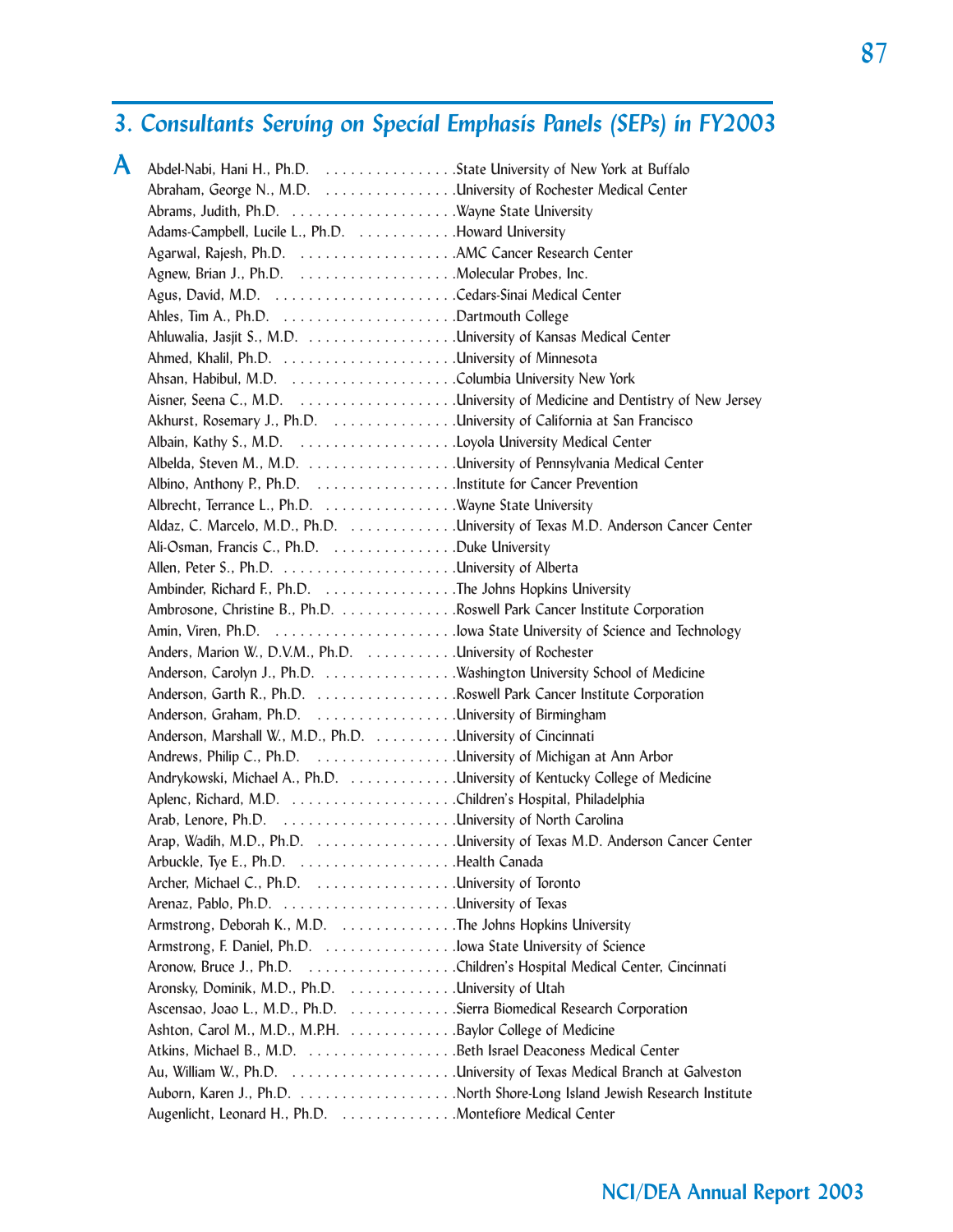## 3. *Consultants Serving on Special Emphasis Panels (SEPs) in FY2003*

# A

Abdel-Nabi, Hani H., Ph.D. . . . . . . . . . . . . . . . .State University of New York at Buffalo
Abraham, George N., M.D. . . . . . . . . . . . . . . . .University of Rochester Medical Center
Abrams, Judith, Ph.D. . . . . . . . . . . . . . . . . . . . .Wayne State University
Adams-Campbell, Lucile L., Ph.D. . . . . . . . . . . . .Howard University
Agarwal, Rajesh, Ph.D. . . . . . . . . . . . . . . . . . . .AMC Cancer Research Center
Agnew, Brian J., Ph.D. . . . . . . . . . . . . . . . . . . .Molecular Probes, Inc.
Agus, David, M.D. . . . . . . . . . . . . . . . . . . . . . .Cedars-Sinai Medical Center
Ahles, Tim A., Ph.D. . . . . . . . . . . . . . . . . . . . . .Dartmouth College
Ahluwalia, Jasjit S., M.D. . . . . . . . . . . . . . . . . . .University of Kansas Medical Center
Ahmed, Khalil, Ph.D. . . . . . . . . . . . . . . . . . . . . .University of Minnesota
Ahsan, Habibul, M.D. . . . . . . . . . . . . . . . . . . . .Columbia University New York
Aisner, Seena C., M.D. . . . . . . . . . . . . . . . . . . .University of Medicine and Dentistry of New Jersey
Akhurst, Rosemary J., Ph.D. . . . . . . . . . . . . . . .University of California at San Francisco
Albain, Kathy S., M.D. . . . . . . . . . . . . . . . . . . .Loyola University Medical Center
Albelda, Steven M., M.D. . . . . . . . . . . . . . . . . . .University of Pennsylvania Medical Center
Albino, Anthony P., Ph.D. . . . . . . . . . . . . . . . . .Institute for Cancer Prevention
Albrecht, Terrance L., Ph.D. . . . . . . . . . . . . . . . .Wayne State University
Aldaz, C. Marcelo, M.D., Ph.D. . . . . . . . . . . . . .University of Texas M.D. Anderson Cancer Center
Ali-Osman, Francis C., Ph.D. . . . . . . . . . . . . . .Duke University
Allen, Peter S., Ph.D. . . . . . . . . . . . . . . . . . . . . .University of Alberta
Ambinder, Richard F., Ph.D. . . . . . . . . . . . . . . . .The Johns Hopkins University
Ambrosone, Christine B., Ph.D. . . . . . . . . . . . . . .Roswell Park Cancer Institute Corporation
Amin, Viren, Ph.D. . . . . . . . . . . . . . . . . . . . . . .Iowa State University of Science and Technology
Anders, Marion W., D.V.M., Ph.D. . . . . . . . . . . .University of Rochester
Anderson, Carolyn J., Ph.D. . . . . . . . . . . . . . . . .Washington University School of Medicine
Anderson, Garth R., Ph.D. . . . . . . . . . . . . . . . . .Roswell Park Cancer Institute Corporation
Anderson, Graham, Ph.D. . . . . . . . . . . . . . . . . .University of Birmingham
Anderson, Marshall W., M.D., Ph.D. . . . . . . . . . .University of Cincinnati
Andrews, Philip C., Ph.D. . . . . . . . . . . . . . . . . .University of Michigan at Ann Arbor
Andrykowski, Michael A., Ph.D. . . . . . . . . . . . . .University of Kentucky College of Medicine
Aplenc, Richard, M.D. . . . . . . . . . . . . . . . . . . . .Children's Hospital, Philadelphia
Arab, Lenore, Ph.D. . . . . . . . . . . . . . . . . . . . . .University of North Carolina
Arap, Wadih, M.D., Ph.D. . . . . . . . . . . . . . . . . .University of Texas M.D. Anderson Cancer Center
Arbuckle, Tye E., Ph.D. . . . . . . . . . . . . . . . . . . .Health Canada
Archer, Michael C., Ph.D. . . . . . . . . . . . . . . . . .University of Toronto
Arenaz, Pablo, Ph.D. . . . . . . . . . . . . . . . . . . . . .University of Texas
Armstrong, Deborah K., M.D. . . . . . . . . . . . . . .The Johns Hopkins University
Armstrong, F. Daniel, Ph.D. . . . . . . . . . . . . . . . .Iowa State University of Science
Aronow, Bruce J., Ph.D. . . . . . . . . . . . . . . . . . .Children's Hospital Medical Center, Cincinnati
Aronsky, Dominik, M.D., Ph.D. . . . . . . . . . . . . .University of Utah
Ascensao, Joao L., M.D., Ph.D. . . . . . . . . . . . . .Sierra Biomedical Research Corporation
Ashton, Carol M., M.D., M.P.H. . . . . . . . . . . . . .Baylor College of Medicine
Atkins, Michael B., M.D. . . . . . . . . . . . . . . . . . .Beth Israel Deaconess Medical Center
Au, William W., Ph.D. . . . . . . . . . . . . . . . . . . . .University of Texas Medical Branch at Galveston
Auborn, Karen J., Ph.D. . . . . . . . . . . . . . . . . . . .North Shore-Long Island Jewish Research Institute
Augenlicht, Leonard H., Ph.D. . . . . . . . . . . . . . .Montefiore Medical Center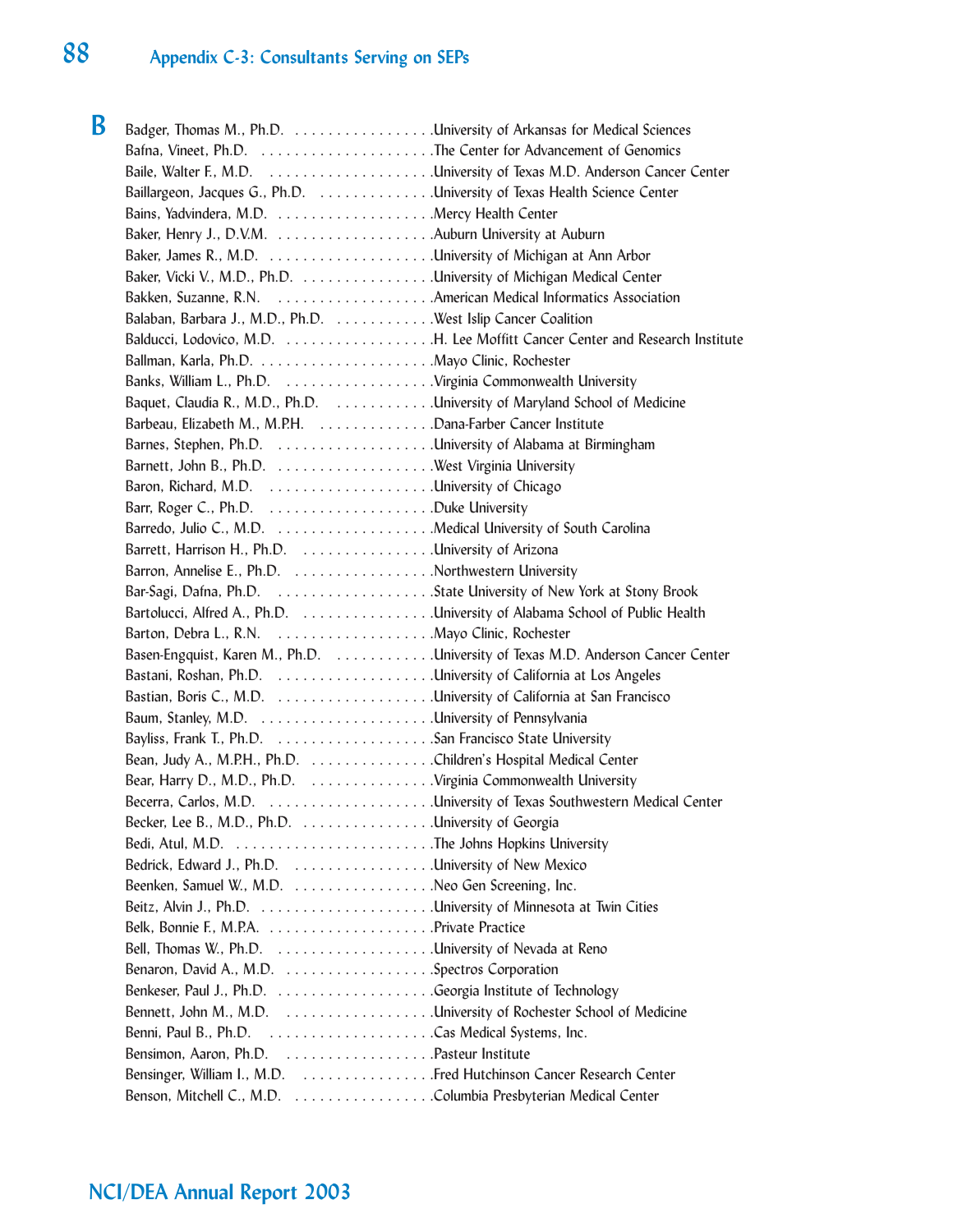## Appendix C-3: Consultants Serving on SEPs

### B

Badger, Thomas M., Ph.D. . . . . . . . . . . . . . . . . .University of Arkansas for Medical Sciences
Bafna, Vineet, Ph.D. . . . . . . . . . . . . . . . . . . . .The Center for Advancement of Genomics
Baile, Walter F., M.D. . . . . . . . . . . . . . . . . . . .University of Texas M.D. Anderson Cancer Center
Baillargeon, Jacques G., Ph.D. . . . . . . . . . . . . .University of Texas Health Science Center
Bains, Yadvindera, M.D. . . . . . . . . . . . . . . . . . .Mercy Health Center
Baker, Henry J., D.V.M. . . . . . . . . . . . . . . . . . .Auburn University at Auburn
Baker, James R., M.D. . . . . . . . . . . . . . . . . . . .University of Michigan at Ann Arbor
Baker, Vicki V., M.D., Ph.D. . . . . . . . . . . . . . . .University of Michigan Medical Center
Bakken, Suzanne, R.N. . . . . . . . . . . . . . . . . . . .American Medical Informatics Association
Balaban, Barbara J., M.D., Ph.D. . . . . . . . . . . . .West Islip Cancer Coalition
Balducci, Lodovico, M.D. . . . . . . . . . . . . . . . . . .H. Lee Moffitt Cancer Center and Research Institute
Ballman, Karla, Ph.D. . . . . . . . . . . . . . . . . . . . . .Mayo Clinic, Rochester
Banks, William L., Ph.D. . . . . . . . . . . . . . . . . . .Virginia Commonwealth University
Baquet, Claudia R., M.D., Ph.D. . . . . . . . . . . . .University of Maryland School of Medicine
Barbeau, Elizabeth M., M.P.H. . . . . . . . . . . . . . .Dana-Farber Cancer Institute
Barnes, Stephen, Ph.D. . . . . . . . . . . . . . . . . . . .University of Alabama at Birmingham
Barnett, John B., Ph.D. . . . . . . . . . . . . . . . . . . .West Virginia University
Baron, Richard, M.D. . . . . . . . . . . . . . . . . . . . .University of Chicago
Barr, Roger C., Ph.D. . . . . . . . . . . . . . . . . . . . .Duke University
Barredo, Julio C., M.D. . . . . . . . . . . . . . . . . . . .Medical University of South Carolina
Barrett, Harrison H., Ph.D. . . . . . . . . . . . . . . . .University of Arizona
Barron, Annelise E., Ph.D. . . . . . . . . . . . . . . . . .Northwestern University
Bar-Sagi, Dafna, Ph.D. . . . . . . . . . . . . . . . . . . .State University of New York at Stony Brook
Bartolucci, Alfred A., Ph.D. . . . . . . . . . . . . . . . .University of Alabama School of Public Health
Barton, Debra L., R.N. . . . . . . . . . . . . . . . . . . .Mayo Clinic, Rochester
Basen-Engquist, Karen M., Ph.D. . . . . . . . . . . . .University of Texas M.D. Anderson Cancer Center
Bastani, Roshan, Ph.D. . . . . . . . . . . . . . . . . . . .University of California at Los Angeles
Bastian, Boris C., M.D. . . . . . . . . . . . . . . . . . . .University of California at San Francisco
Baum, Stanley, M.D. . . . . . . . . . . . . . . . . . . . . .University of Pennsylvania
Bayliss, Frank T., Ph.D. . . . . . . . . . . . . . . . . . . .San Francisco State University
Bean, Judy A., M.P.H., Ph.D. . . . . . . . . . . . . . . .Children's Hospital Medical Center
Bear, Harry D., M.D., Ph.D. . . . . . . . . . . . . . . . .Virginia Commonwealth University
Becerra, Carlos, M.D. . . . . . . . . . . . . . . . . . . . .University of Texas Southwestern Medical Center
Becker, Lee B., M.D., Ph.D. . . . . . . . . . . . . . . . .University of Georgia
Bedi, Atul, M.D. . . . . . . . . . . . . . . . . . . . . . . . .The Johns Hopkins University
Bedrick, Edward J., Ph.D. . . . . . . . . . . . . . . . . .University of New Mexico
Beenken, Samuel W., M.D. . . . . . . . . . . . . . . . . .Neo Gen Screening, Inc.
Beitz, Alvin J., Ph.D. . . . . . . . . . . . . . . . . . . . . .University of Minnesota at Twin Cities
Belk, Bonnie F., M.P.A. . . . . . . . . . . . . . . . . . . . .Private Practice
Bell, Thomas W., Ph.D. . . . . . . . . . . . . . . . . . . .University of Nevada at Reno
Benaron, David A., M.D. . . . . . . . . . . . . . . . . . .Spectros Corporation
Benkeser, Paul J., Ph.D. . . . . . . . . . . . . . . . . . . .Georgia Institute of Technology
Bennett, John M., M.D. . . . . . . . . . . . . . . . . . . .University of Rochester School of Medicine
Benni, Paul B., Ph.D. . . . . . . . . . . . . . . . . . . . .Cas Medical Systems, Inc.
Bensimon, Aaron, Ph.D. . . . . . . . . . . . . . . . . . .Pasteur Institute
Bensinger, William I., M.D. . . . . . . . . . . . . . . . .Fred Hutchinson Cancer Research Center
Benson, Mitchell C., M.D. . . . . . . . . . . . . . . . . .Columbia Presbyterian Medical Center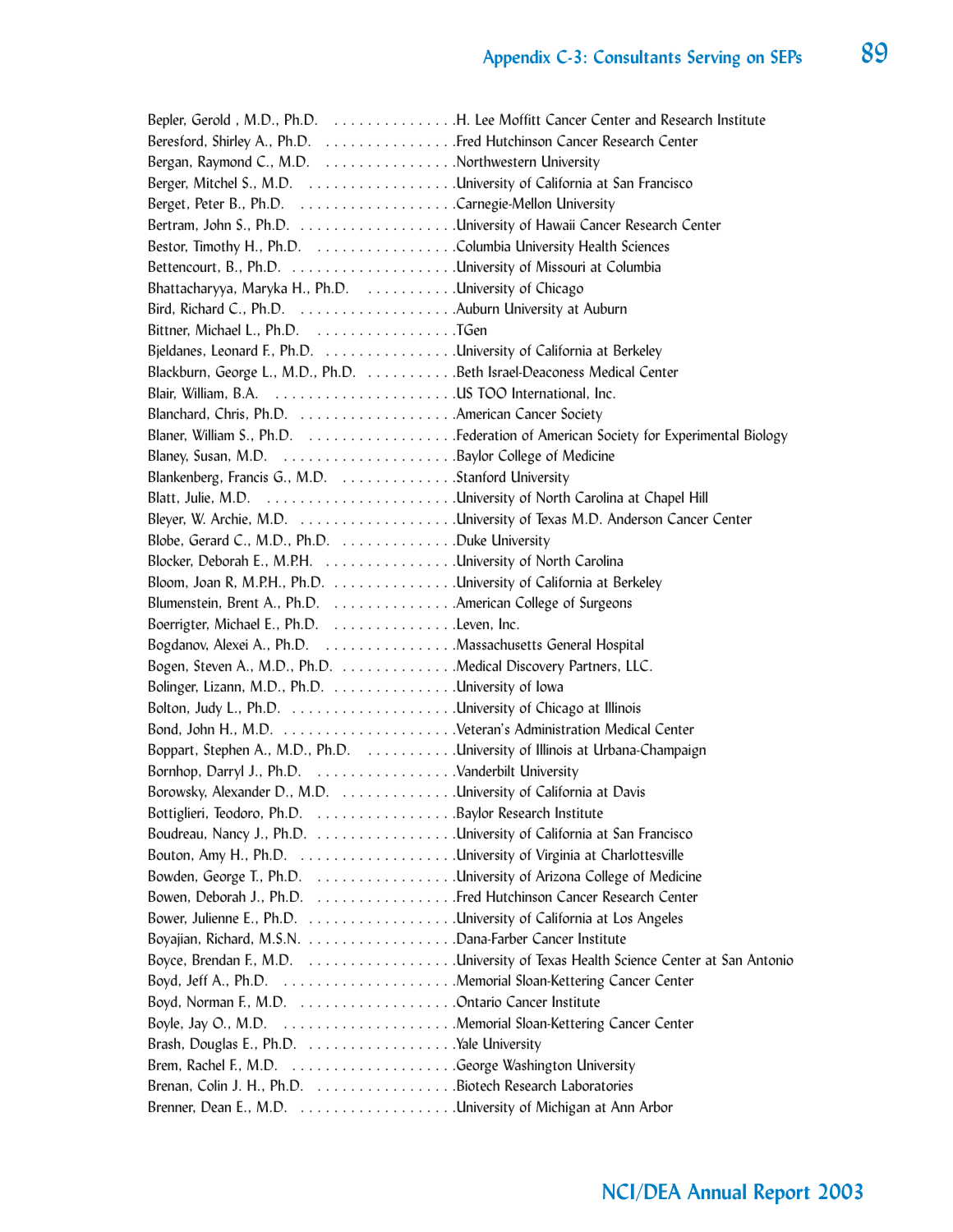Bepler, Gerold , M.D., Ph.D. . . . . . . . . . . . . . . .H. Lee Moffitt Cancer Center and Research Institute
Beresford, Shirley A., Ph.D. . . . . . . . . . . . . . . . .Fred Hutchinson Cancer Research Center
Bergan, Raymond C., M.D. . . . . . . . . . . . . . . . .Northwestern University
Berger, Mitchel S., M.D. . . . . . . . . . . . . . . . . . .University of California at San Francisco
Berget, Peter B., Ph.D. . . . . . . . . . . . . . . . . . . .Carnegie-Mellon University
Bertram, John S., Ph.D. . . . . . . . . . . . . . . . . . . .University of Hawaii Cancer Research Center
Bestor, Timothy H., Ph.D. . . . . . . . . . . . . . . . . .Columbia University Health Sciences
Bettencourt, B., Ph.D. . . . . . . . . . . . . . . . . . . . .University of Missouri at Columbia
Bhattacharyya, Maryka H., Ph.D. . . . . . . . . . . .University of Chicago
Bird, Richard C., Ph.D. . . . . . . . . . . . . . . . . . . .Auburn University at Auburn
Bittner, Michael L., Ph.D. . . . . . . . . . . . . . . . . .TGen
Bjeldanes, Leonard F., Ph.D. . . . . . . . . . . . . . . .University of California at Berkeley
Blackburn, George L., M.D., Ph.D. . . . . . . . . . .Beth Israel-Deaconess Medical Center
Blair, William, B.A. . . . . . . . . . . . . . . . . . . . . . .US TOO International, Inc.
Blanchard, Chris, Ph.D. . . . . . . . . . . . . . . . . . . .American Cancer Society
Blaner, William S., Ph.D. . . . . . . . . . . . . . . . . . .Federation of American Society for Experimental Biology
Blaney, Susan, M.D. . . . . . . . . . . . . . . . . . . . . .Baylor College of Medicine
Blankenberg, Francis G., M.D. . . . . . . . . . . . . .Stanford University
Blatt, Julie, M.D. . . . . . . . . . . . . . . . . . . . . . . . .University of North Carolina at Chapel Hill
Bleyer, W. Archie, M.D. . . . . . . . . . . . . . . . . . . .University of Texas M.D. Anderson Cancer Center
Blobe, Gerard C., M.D., Ph.D. . . . . . . . . . . . . .Duke University
Blocker, Deborah E., M.P.H. . . . . . . . . . . . . . . .University of North Carolina
Bloom, Joan R, M.P.H., Ph.D. . . . . . . . . . . . . . .University of California at Berkeley
Blumenstein, Brent A., Ph.D. . . . . . . . . . . . . . .American College of Surgeons
Boerrigter, Michael E., Ph.D. . . . . . . . . . . . . . .Leven, Inc.
Bogdanov, Alexei A., Ph.D. . . . . . . . . . . . . . . . .Massachusetts General Hospital
Bogen, Steven A., M.D., Ph.D. . . . . . . . . . . . . .Medical Discovery Partners, LLC.
Bolinger, Lizann, M.D., Ph.D. . . . . . . . . . . . . . .University of Iowa
Bolton, Judy L., Ph.D. . . . . . . . . . . . . . . . . . . . .University of Chicago at Illinois
Bond, John H., M.D. . . . . . . . . . . . . . . . . . . . . .Veteran's Administration Medical Center
Boppart, Stephen A., M.D., Ph.D. . . . . . . . . . . .University of Illinois at Urbana-Champaign
Bornhop, Darryl J., Ph.D. . . . . . . . . . . . . . . . . .Vanderbilt University
Borowsky, Alexander D., M.D. . . . . . . . . . . . . .University of California at Davis
Bottiglieri, Teodoro, Ph.D. . . . . . . . . . . . . . . . .Baylor Research Institute
Boudreau, Nancy J., Ph.D. . . . . . . . . . . . . . . . .University of California at San Francisco
Bouton, Amy H., Ph.D. . . . . . . . . . . . . . . . . . . .University of Virginia at Charlottesville
Bowden, George T., Ph.D. . . . . . . . . . . . . . . . . .University of Arizona College of Medicine
Bowen, Deborah J., Ph.D. . . . . . . . . . . . . . . . . .Fred Hutchinson Cancer Research Center
Bower, Julienne E., Ph.D. . . . . . . . . . . . . . . . . .University of California at Los Angeles
Boyajian, Richard, M.S.N. . . . . . . . . . . . . . . . . .Dana-Farber Cancer Institute
Boyce, Brendan F., M.D. . . . . . . . . . . . . . . . . . .University of Texas Health Science Center at San Antonio
Boyd, Jeff A., Ph.D. . . . . . . . . . . . . . . . . . . . . .Memorial Sloan-Kettering Cancer Center
Boyd, Norman F., M.D. . . . . . . . . . . . . . . . . . . .Ontario Cancer Institute
Boyle, Jay O., M.D. . . . . . . . . . . . . . . . . . . . . .Memorial Sloan-Kettering Cancer Center
Brash, Douglas E., Ph.D. . . . . . . . . . . . . . . . . . .Yale University
Brem, Rachel F., M.D. . . . . . . . . . . . . . . . . . . . .George Washington University
Brenan, Colin J. H., Ph.D. . . . . . . . . . . . . . . . . .Biotech Research Laboratories
Brenner, Dean E., M.D. . . . . . . . . . . . . . . . . . . .University of Michigan at Ann Arbor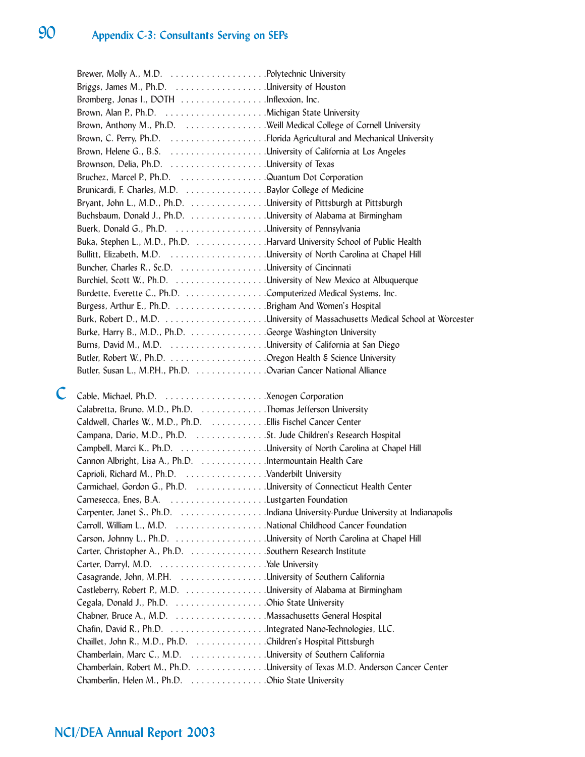## Appendix C-3: Consultants Serving on SEPs

Brewer, Molly A., M.D. . . . . . . . . . . . . . . . . . . .Polytechnic University
Briggs, James M., Ph.D. . . . . . . . . . . . . . . . . . .University of Houston
Bromberg, Jonas I., DOTH . . . . . . . . . . . . . . . . .Inflexxion, Inc.
Brown, Alan P., Ph.D. . . . . . . . . . . . . . . . . . . . .Michigan State University
Brown, Anthony M., Ph.D. . . . . . . . . . . . . . . . .Weill Medical College of Cornell University
Brown, C. Perry, Ph.D. . . . . . . . . . . . . . . . . . . .Florida Agricultural and Mechanical University
Brown, Helene G., B.S. . . . . . . . . . . . . . . . . . . .University of California at Los Angeles
Brownson, Delia, Ph.D. . . . . . . . . . . . . . . . . . . .University of Texas
Bruchez, Marcel P., Ph.D. . . . . . . . . . . . . . . . . .Quantum Dot Corporation
Brunicardi, F. Charles, M.D. . . . . . . . . . . . . . . .Baylor College of Medicine
Bryant, John L., M.D., Ph.D. . . . . . . . . . . . . . .University of Pittsburgh at Pittsburgh
Buchsbaum, Donald J., Ph.D. . . . . . . . . . . . . . .University of Alabama at Birmingham
Buerk, Donald G., Ph.D. . . . . . . . . . . . . . . . . . .University of Pennsylvania
Buka, Stephen L., M.D., Ph.D. . . . . . . . . . . . . .Harvard University School of Public Health
Bullitt, Elizabeth, M.D. . . . . . . . . . . . . . . . . . . .University of North Carolina at Chapel Hill
Buncher, Charles R., Sc.D. . . . . . . . . . . . . . . . .University of Cincinnati
Burchiel, Scott W., Ph.D. . . . . . . . . . . . . . . . . .University of New Mexico at Albuquerque
Burdette, Everette C., Ph.D. . . . . . . . . . . . . . . .Computerized Medical Systems, Inc.
Burgess, Arthur E., Ph.D. . . . . . . . . . . . . . . . . .Brigham And Women's Hospital
Burk, Robert D., M.D. . . . . . . . . . . . . . . . . . . . .University of Massachusetts Medical School at Worcester
Burke, Harry B., M.D., Ph.D. . . . . . . . . . . . . . .George Washington University
Burns, David M., M.D. . . . . . . . . . . . . . . . . . . .University of California at San Diego
Butler, Robert W., Ph.D. . . . . . . . . . . . . . . . . . .Oregon Health & Science University
Butler, Susan L., M.P.H., Ph.D. . . . . . . . . . . . . .Ovarian Cancer National Alliance

### C

Cable, Michael, Ph.D. . . . . . . . . . . . . . . . . . . . .Xenogen Corporation
Calabretta, Bruno, M.D., Ph.D. . . . . . . . . . . . . .Thomas Jefferson University
Caldwell, Charles W., M.D., Ph.D. . . . . . . . . . . .Ellis Fischel Cancer Center
Campana, Dario, M.D., Ph.D. . . . . . . . . . . . . . .St. Jude Children's Research Hospital
Campbell, Marci K., Ph.D. . . . . . . . . . . . . . . . . .University of North Carolina at Chapel Hill
Cannon Albright, Lisa A., Ph.D. . . . . . . . . . . . .Intermountain Health Care
Caprioli, Richard M., Ph.D. . . . . . . . . . . . . . . . .Vanderbilt University
Carmichael, Gordon G., Ph.D. . . . . . . . . . . . . .University of Connecticut Health Center
Carnesecca, Enes, B.A. . . . . . . . . . . . . . . . . . . .Lustgarten Foundation
Carpenter, Janet S., Ph.D. . . . . . . . . . . . . . . . . .Indiana University-Purdue University at Indianapolis
Carroll, William L., M.D. . . . . . . . . . . . . . . . . . .National Childhood Cancer Foundation
Carson, Johnny L., Ph.D. . . . . . . . . . . . . . . . . . .University of North Carolina at Chapel Hill
Carter, Christopher A., Ph.D. . . . . . . . . . . . . . .Southern Research Institute
Carter, Darryl, M.D. . . . . . . . . . . . . . . . . . . . . .Yale University
Casagrande, John, M.P.H. . . . . . . . . . . . . . . . . .University of Southern California
Castleberry, Robert P., M.D. . . . . . . . . . . . . . . .University of Alabama at Birmingham
Cegala, Donald J., Ph.D. . . . . . . . . . . . . . . . . . .Ohio State University
Chabner, Bruce A., M.D. . . . . . . . . . . . . . . . . . .Massachusetts General Hospital
Chafin, David R., Ph.D. . . . . . . . . . . . . . . . . . . .Integrated Nano-Technologies, LLC.
Chaillet, John R., M.D., Ph.D. . . . . . . . . . . . . .Children's Hospital Pittsburgh
Chamberlain, Marc C., M.D. . . . . . . . . . . . . . .University of Southern California
Chamberlain, Robert M., Ph.D. . . . . . . . . . . . . .University of Texas M.D. Anderson Cancer Center
Chamberlin, Helen M., Ph.D. . . . . . . . . . . . . . .Ohio State University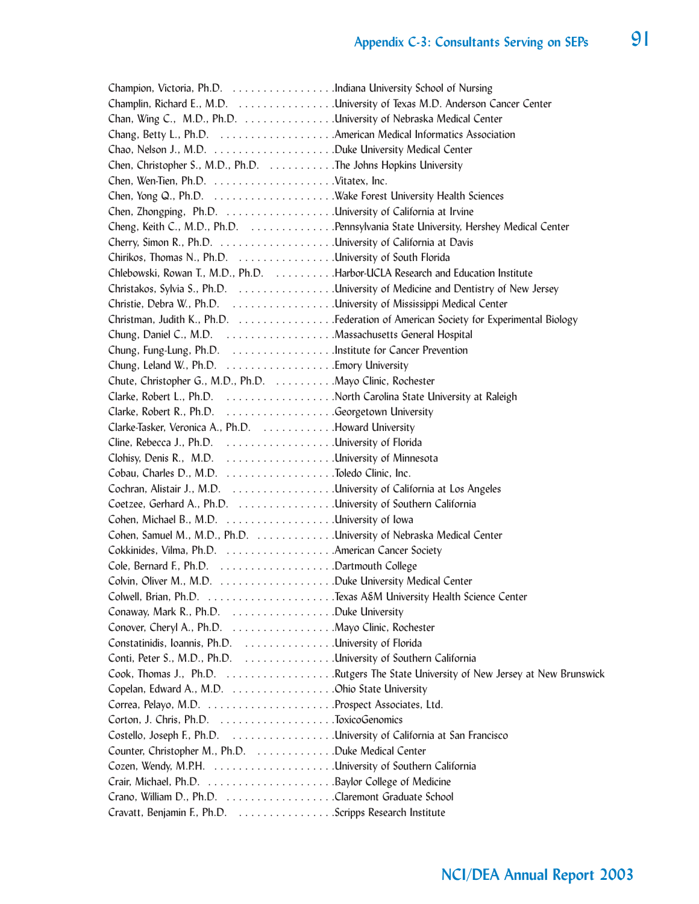Champion, Victoria, Ph.D. . . . . . . . . . . . . . . . . . Indiana University School of Nursing
Champlin, Richard E., M.D. . . . . . . . . . . . . . . . . University of Texas M.D. Anderson Cancer Center
Chan, Wing C., M.D., Ph.D. . . . . . . . . . . . . . . . University of Nebraska Medical Center
Chang, Betty L., Ph.D. . . . . . . . . . . . . . . . . . . American Medical Informatics Association
Chao, Nelson J., M.D. . . . . . . . . . . . . . . . . . . . Duke University Medical Center
Chen, Christopher S., M.D., Ph.D. . . . . . . . . . . The Johns Hopkins University
Chen, Wen-Tien, Ph.D. . . . . . . . . . . . . . . . . . . . Vitatex, Inc.
Chen, Yong Q., Ph.D. . . . . . . . . . . . . . . . . . . . Wake Forest University Health Sciences
Chen, Zhongping, Ph.D. . . . . . . . . . . . . . . . . . University of California at Irvine
Cheng, Keith C., M.D., Ph.D. . . . . . . . . . . . . . . Pennsylvania State University, Hershey Medical Center
Cherry, Simon R., Ph.D. . . . . . . . . . . . . . . . . . . University of California at Davis
Chirikos, Thomas N., Ph.D. . . . . . . . . . . . . . . . University of South Florida
Chlebowski, Rowan T., M.D., Ph.D. . . . . . . . . . Harbor-UCLA Research and Education Institute
Christakos, Sylvia S., Ph.D. . . . . . . . . . . . . . . . University of Medicine and Dentistry of New Jersey
Christie, Debra W., Ph.D. . . . . . . . . . . . . . . . . University of Mississippi Medical Center
Christman, Judith K., Ph.D. . . . . . . . . . . . . . . . Federation of American Society for Experimental Biology
Chung, Daniel C., M.D. . . . . . . . . . . . . . . . . . Massachusetts General Hospital
Chung, Fung-Lung, Ph.D. . . . . . . . . . . . . . . . . Institute for Cancer Prevention
Chung, Leland W., Ph.D. . . . . . . . . . . . . . . . . . Emory University
Chute, Christopher G., M.D., Ph.D. . . . . . . . . . Mayo Clinic, Rochester
Clarke, Robert L., Ph.D. . . . . . . . . . . . . . . . . . North Carolina State University at Raleigh
Clarke, Robert R., Ph.D. . . . . . . . . . . . . . . . . . Georgetown University
Clarke-Tasker, Veronica A., Ph.D. . . . . . . . . . . . Howard University
Cline, Rebecca J., Ph.D. . . . . . . . . . . . . . . . . . University of Florida
Clohisy, Denis R., M.D. . . . . . . . . . . . . . . . . . University of Minnesota
Cobau, Charles D., M.D. . . . . . . . . . . . . . . . . . Toledo Clinic, Inc.
Cochran, Alistair J., M.D. . . . . . . . . . . . . . . . . University of California at Los Angeles
Coetzee, Gerhard A., Ph.D. . . . . . . . . . . . . . . . University of Southern California
Cohen, Michael B., M.D. . . . . . . . . . . . . . . . . . University of Iowa
Cohen, Samuel M., M.D., Ph.D. . . . . . . . . . . . . University of Nebraska Medical Center
Cokkinides, Vilma, Ph.D. . . . . . . . . . . . . . . . . . American Cancer Society
Cole, Bernard F., Ph.D. . . . . . . . . . . . . . . . . . . Dartmouth College
Colvin, Oliver M., M.D. . . . . . . . . . . . . . . . . . . Duke University Medical Center
Colwell, Brian, Ph.D. . . . . . . . . . . . . . . . . . . . . Texas A&M University Health Science Center
Conaway, Mark R., Ph.D. . . . . . . . . . . . . . . . . Duke University
Conover, Cheryl A., Ph.D. . . . . . . . . . . . . . . . . Mayo Clinic, Rochester
Constatinidis, Ioannis, Ph.D. . . . . . . . . . . . . . . University of Florida
Conti, Peter S., M.D., Ph.D. . . . . . . . . . . . . . . University of Southern California
Cook, Thomas J., Ph.D. . . . . . . . . . . . . . . . . . Rutgers The State University of New Jersey at New Brunswick
Copelan, Edward A., M.D. . . . . . . . . . . . . . . . . Ohio State University
Correa, Pelayo, M.D. . . . . . . . . . . . . . . . . . . . . Prospect Associates, Ltd.
Corton, J. Chris, Ph.D. . . . . . . . . . . . . . . . . . . ToxicoGenomics
Costello, Joseph F., Ph.D. . . . . . . . . . . . . . . . . University of California at San Francisco
Counter, Christopher M., Ph.D. . . . . . . . . . . . . Duke Medical Center
Cozen, Wendy, M.P.H. . . . . . . . . . . . . . . . . . . . University of Southern California
Crair, Michael, Ph.D. . . . . . . . . . . . . . . . . . . . . Baylor College of Medicine
Crano, William D., Ph.D. . . . . . . . . . . . . . . . . . Claremont Graduate School
Cravatt, Benjamin F., Ph.D. . . . . . . . . . . . . . . . Scripps Research Institute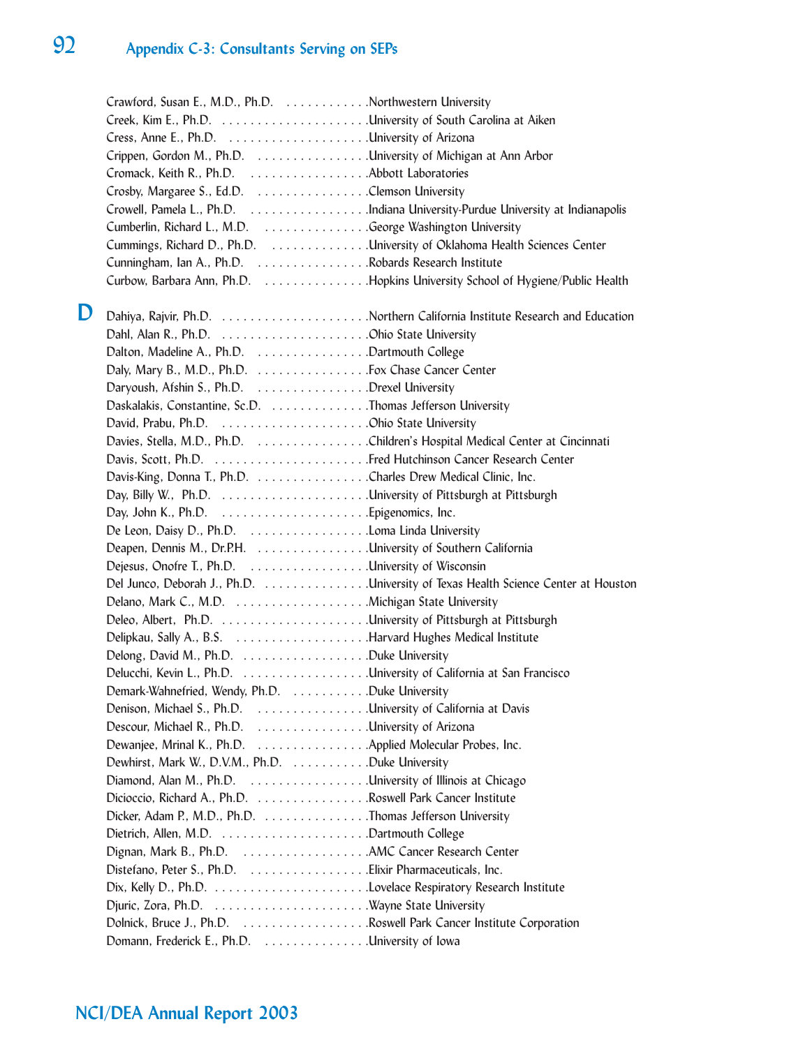Crawford, Susan E., M.D., Ph.D. . . . . . . . . . . . .Northwestern University
Creek, Kim E., Ph.D. . . . . . . . . . . . . . . . . . . . .University of South Carolina at Aiken
Cress, Anne E., Ph.D. . . . . . . . . . . . . . . . . . . .University of Arizona
Crippen, Gordon M., Ph.D. . . . . . . . . . . . . . . . .University of Michigan at Ann Arbor
Cromack, Keith R., Ph.D. . . . . . . . . . . . . . . . . .Abbott Laboratories
Crosby, Margaree S., Ed.D. . . . . . . . . . . . . . . . .Clemson University
Crowell, Pamela L., Ph.D. . . . . . . . . . . . . . . . . .Indiana University-Purdue University at Indianapolis
Cumberlin, Richard L., M.D. . . . . . . . . . . . . . . .George Washington University
Cummings, Richard D., Ph.D. . . . . . . . . . . . . . .University of Oklahoma Health Sciences Center
Cunningham, Ian A., Ph.D. . . . . . . . . . . . . . . . .Robards Research Institute
Curbow, Barbara Ann, Ph.D. . . . . . . . . . . . . . . .Hopkins University School of Hygiene/Public Health

## D

Dahiya, Rajvir, Ph.D. . . . . . . . . . . . . . . . . . . . .Northern California Institute Research and Education
Dahl, Alan R., Ph.D. . . . . . . . . . . . . . . . . . . . .Ohio State University
Dalton, Madeline A., Ph.D. . . . . . . . . . . . . . . . .Dartmouth College
Daly, Mary B., M.D., Ph.D. . . . . . . . . . . . . . . . .Fox Chase Cancer Center
Daryoush, Afshin S., Ph.D. . . . . . . . . . . . . . . . .Drexel University
Daskalakis, Constantine, Sc.D. . . . . . . . . . . . . . .Thomas Jefferson University
David, Prabu, Ph.D. . . . . . . . . . . . . . . . . . . . .Ohio State University
Davies, Stella, M.D., Ph.D. . . . . . . . . . . . . . . . .Children's Hospital Medical Center at Cincinnati
Davis, Scott, Ph.D. . . . . . . . . . . . . . . . . . . . . .Fred Hutchinson Cancer Research Center
Davis-King, Donna T., Ph.D. . . . . . . . . . . . . . . . .Charles Drew Medical Clinic, Inc.
Day, Billy W., Ph.D. . . . . . . . . . . . . . . . . . . . .University of Pittsburgh at Pittsburgh
Day, John K., Ph.D. . . . . . . . . . . . . . . . . . . . .Epigenomics, Inc.
De Leon, Daisy D., Ph.D. . . . . . . . . . . . . . . . . .Loma Linda University
Deapen, Dennis M., Dr.P.H. . . . . . . . . . . . . . . . .University of Southern California
Dejesus, Onofre T., Ph.D. . . . . . . . . . . . . . . . . .University of Wisconsin
Del Junco, Deborah J., Ph.D. . . . . . . . . . . . . . . .University of Texas Health Science Center at Houston
Delano, Mark C., M.D. . . . . . . . . . . . . . . . . . . .Michigan State University
Deleo, Albert, Ph.D. . . . . . . . . . . . . . . . . . . . .University of Pittsburgh at Pittsburgh
Delipkau, Sally A., B.S. . . . . . . . . . . . . . . . . . .Harvard Hughes Medical Institute
Delong, David M., Ph.D. . . . . . . . . . . . . . . . . . .Duke University
Delucchi, Kevin L., Ph.D. . . . . . . . . . . . . . . . . .University of California at San Francisco
Demark-Wahnefried, Wendy, Ph.D. . . . . . . . . . . .Duke University
Denison, Michael S., Ph.D. . . . . . . . . . . . . . . . .University of California at Davis
Descour, Michael R., Ph.D. . . . . . . . . . . . . . . . .University of Arizona
Dewanjee, Mrinal K., Ph.D. . . . . . . . . . . . . . . . .Applied Molecular Probes, Inc.
Dewhirst, Mark W., D.V.M., Ph.D. . . . . . . . . . . .Duke University
Diamond, Alan M., Ph.D. . . . . . . . . . . . . . . . . .University of Illinois at Chicago
Dicioccio, Richard A., Ph.D. . . . . . . . . . . . . . . . .Roswell Park Cancer Institute
Dicker, Adam P., M.D., Ph.D. . . . . . . . . . . . . . . .Thomas Jefferson University
Dietrich, Allen, M.D. . . . . . . . . . . . . . . . . . . . .Dartmouth College
Dignan, Mark B., Ph.D. . . . . . . . . . . . . . . . . . .AMC Cancer Research Center
Distefano, Peter S., Ph.D. . . . . . . . . . . . . . . . . .Elixir Pharmaceuticals, Inc.
Dix, Kelly D., Ph.D. . . . . . . . . . . . . . . . . . . . . .Lovelace Respiratory Research Institute
Djuric, Zora, Ph.D. . . . . . . . . . . . . . . . . . . . . .Wayne State University
Dolnick, Bruce J., Ph.D. . . . . . . . . . . . . . . . . . .Roswell Park Cancer Institute Corporation
Domann, Frederick E., Ph.D. . . . . . . . . . . . . . . .University of Iowa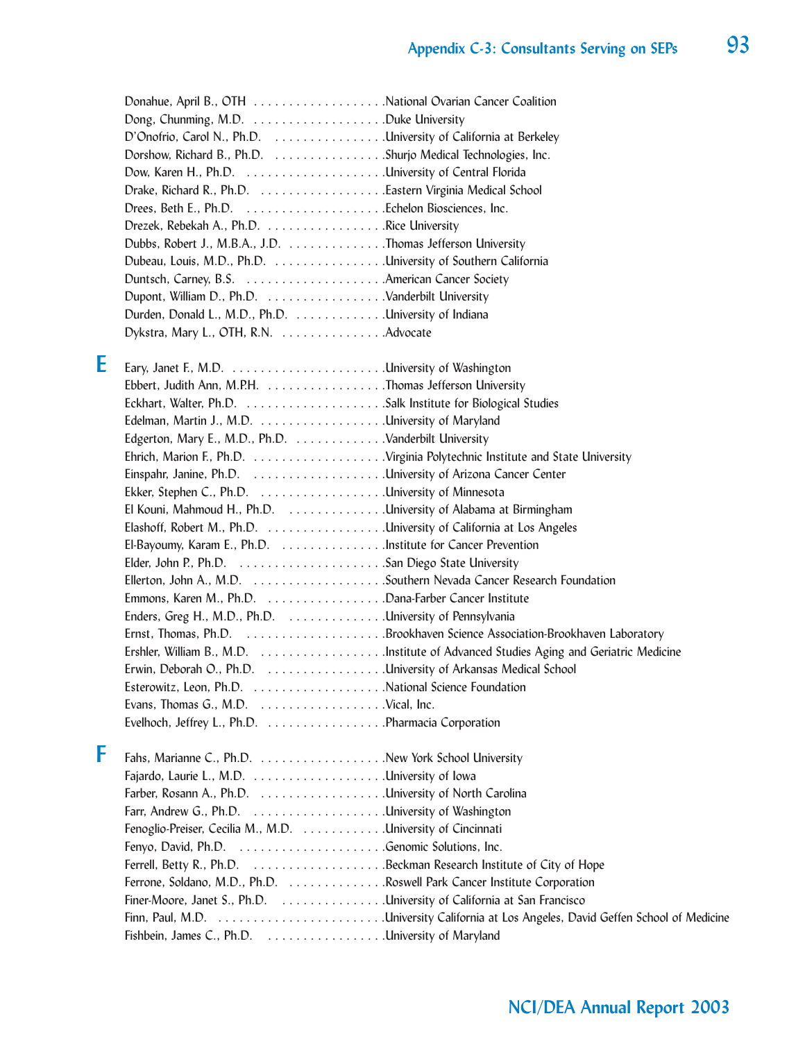Donahue, April B., OTH . . . . . . . . . . . . . . . . . . .National Ovarian Cancer Coalition
Dong, Chunming, M.D. . . . . . . . . . . . . . . . . . . .Duke University
D'Onofrio, Carol N., Ph.D. . . . . . . . . . . . . . . . .University of California at Berkeley
Dorshow, Richard B., Ph.D. . . . . . . . . . . . . . . . .Shurjo Medical Technologies, Inc.
Dow, Karen H., Ph.D. . . . . . . . . . . . . . . . . . . .University of Central Florida
Drake, Richard R., Ph.D. . . . . . . . . . . . . . . . . .Eastern Virginia Medical School
Drees, Beth E., Ph.D. . . . . . . . . . . . . . . . . . . .Echelon Biosciences, Inc.
Drezek, Rebekah A., Ph.D. . . . . . . . . . . . . . . . .Rice University
Dubbs, Robert J., M.B.A., J.D. . . . . . . . . . . . . .Thomas Jefferson University
Dubeau, Louis, M.D., Ph.D. . . . . . . . . . . . . . . .University of Southern California
Duntsch, Carney, B.S. . . . . . . . . . . . . . . . . . . .American Cancer Society
Dupont, William D., Ph.D. . . . . . . . . . . . . . . . .Vanderbilt University
Durden, Donald L., M.D., Ph.D. . . . . . . . . . . . .University of Indiana
Dykstra, Mary L., OTH, R.N. . . . . . . . . . . . . . .Advocate

## E

Eary, Janet F., M.D. . . . . . . . . . . . . . . . . . . . . .University of Washington
Ebbert, Judith Ann, M.P.H. . . . . . . . . . . . . . . . .Thomas Jefferson University
Eckhart, Walter, Ph.D. . . . . . . . . . . . . . . . . . . .Salk Institute for Biological Studies
Edelman, Martin J., M.D. . . . . . . . . . . . . . . . . .University of Maryland
Edgerton, Mary E., M.D., Ph.D. . . . . . . . . . . . .Vanderbilt University
Ehrich, Marion F., Ph.D. . . . . . . . . . . . . . . . . . .Virginia Polytechnic Institute and State University
Einspahr, Janine, Ph.D. . . . . . . . . . . . . . . . . . .University of Arizona Cancer Center
Ekker, Stephen C., Ph.D. . . . . . . . . . . . . . . . . .University of Minnesota
El Kouni, Mahmoud H., Ph.D. . . . . . . . . . . . . .University of Alabama at Birmingham
Elashoff, Robert M., Ph.D. . . . . . . . . . . . . . . . .University of California at Los Angeles
El-Bayoumy, Karam E., Ph.D. . . . . . . . . . . . . . .Institute for Cancer Prevention
Elder, John P., Ph.D. . . . . . . . . . . . . . . . . . . . .San Diego State University
Ellerton, John A., M.D. . . . . . . . . . . . . . . . . . .Southern Nevada Cancer Research Foundation
Emmons, Karen M., Ph.D. . . . . . . . . . . . . . . . .Dana-Farber Cancer Institute
Enders, Greg H., M.D., Ph.D. . . . . . . . . . . . . . .University of Pennsylvania
Ernst, Thomas, Ph.D. . . . . . . . . . . . . . . . . . . .Brookhaven Science Association-Brookhaven Laboratory
Ershler, William B., M.D. . . . . . . . . . . . . . . . . .Institute of Advanced Studies Aging and Geriatric Medicine
Erwin, Deborah O., Ph.D. . . . . . . . . . . . . . . . .University of Arkansas Medical School
Esterowitz, Leon, Ph.D. . . . . . . . . . . . . . . . . . .National Science Foundation
Evans, Thomas G., M.D. . . . . . . . . . . . . . . . . .Vical, Inc.
Evelhoch, Jeffrey L., Ph.D. . . . . . . . . . . . . . . . .Pharmacia Corporation

## F

Fahs, Marianne C., Ph.D. . . . . . . . . . . . . . . . . .New York School University
Fajardo, Laurie L., M.D. . . . . . . . . . . . . . . . . . .University of Iowa
Farber, Rosann A., Ph.D. . . . . . . . . . . . . . . . . .University of North Carolina
Farr, Andrew G., Ph.D. . . . . . . . . . . . . . . . . . .University of Washington
Fenoglio-Preiser, Cecilia M., M.D. . . . . . . . . . .University of Cincinnati
Fenyo, David, Ph.D. . . . . . . . . . . . . . . . . . . . .Genomic Solutions, Inc.
Ferrell, Betty R., Ph.D. . . . . . . . . . . . . . . . . . .Beckman Research Institute of City of Hope
Ferrone, Soldano, M.D., Ph.D. . . . . . . . . . . . . .Roswell Park Cancer Institute Corporation
Finer-Moore, Janet S., Ph.D. . . . . . . . . . . . . . .University of California at San Francisco
Finn, Paul, M.D. . . . . . . . . . . . . . . . . . . . . . . .University California at Los Angeles, David Geffen School of Medicine
Fishbein, James C., Ph.D. . . . . . . . . . . . . . . . .University of Maryland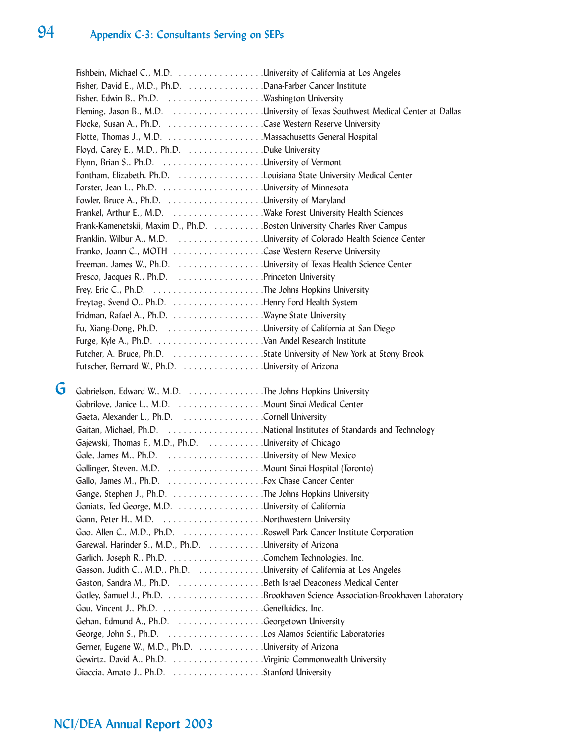## Appendix C-3: Consultants Serving on SEPs

Fishbein, Michael C., M.D. . . . . . . . . . . . . . . . . .University of California at Los Angeles
Fisher, David E., M.D., Ph.D. . . . . . . . . . . . . . . .Dana-Farber Cancer Institute
Fisher, Edwin B., Ph.D. . . . . . . . . . . . . . . . . . . .Washington University
Fleming, Jason B., M.D. . . . . . . . . . . . . . . . . . .University of Texas Southwest Medical Center at Dallas
Flocke, Susan A., Ph.D. . . . . . . . . . . . . . . . . . . .Case Western Reserve University
Flotte, Thomas J., M.D. . . . . . . . . . . . . . . . . . . .Massachusetts General Hospital
Floyd, Carey E., M.D., Ph.D. . . . . . . . . . . . . . . .Duke University
Flynn, Brian S., Ph.D. . . . . . . . . . . . . . . . . . . . .University of Vermont
Fontham, Elizabeth, Ph.D. . . . . . . . . . . . . . . . . .Louisiana State University Medical Center
Forster, Jean L., Ph.D. . . . . . . . . . . . . . . . . . . . .University of Minnesota
Fowler, Bruce A., Ph.D. . . . . . . . . . . . . . . . . . . .University of Maryland
Frankel, Arthur E., M.D. . . . . . . . . . . . . . . . . . .Wake Forest University Health Sciences
Frank-Kamenetskii, Maxim D., Ph.D. . . . . . . . . .Boston University Charles River Campus
Franklin, Wilbur A., M.D. . . . . . . . . . . . . . . . . .University of Colorado Health Science Center
Franko, Joann C., MOTH . . . . . . . . . . . . . . . . . .Case Western Reserve University
Freeman, James W., Ph.D. . . . . . . . . . . . . . . . . .University of Texas Health Science Center
Fresco, Jacques R., Ph.D. . . . . . . . . . . . . . . . . .Princeton University
Frey, Eric C., Ph.D. . . . . . . . . . . . . . . . . . . . . . .The Johns Hopkins University
Freytag, Svend O., Ph.D. . . . . . . . . . . . . . . . . . .Henry Ford Health System
Fridman, Rafael A., Ph.D. . . . . . . . . . . . . . . . . . .Wayne State University
Fu, Xiang-Dong, Ph.D. . . . . . . . . . . . . . . . . . . .University of California at San Diego
Furge, Kyle A., Ph.D. . . . . . . . . . . . . . . . . . . . . .Van Andel Research Institute
Futcher, A. Bruce, Ph.D. . . . . . . . . . . . . . . . . . .State University of New York at Stony Brook
Futscher, Bernard W., Ph.D. . . . . . . . . . . . . . . . .University of Arizona

### G

Gabrielson, Edward W., M.D. . . . . . . . . . . . . . . .The Johns Hopkins University
Gabrilove, Janice L., M.D. . . . . . . . . . . . . . . . . .Mount Sinai Medical Center
Gaeta, Alexander L., Ph.D. . . . . . . . . . . . . . . . .Cornell University
Gaitan, Michael, Ph.D. . . . . . . . . . . . . . . . . . . .National Institutes of Standards and Technology
Gajewski, Thomas F., M.D., Ph.D. . . . . . . . . . . .University of Chicago
Gale, James M., Ph.D. . . . . . . . . . . . . . . . . . . .University of New Mexico
Gallinger, Steven, M.D. . . . . . . . . . . . . . . . . . . .Mount Sinai Hospital (Toronto)
Gallo, James M., Ph.D. . . . . . . . . . . . . . . . . . . .Fox Chase Cancer Center
Gange, Stephen J., Ph.D. . . . . . . . . . . . . . . . . . .The Johns Hopkins University
Ganiats, Ted George, M.D. . . . . . . . . . . . . . . . . .University of California
Gann, Peter H., M.D. . . . . . . . . . . . . . . . . . . . . .Northwestern University
Gao, Allen C., M.D., Ph.D. . . . . . . . . . . . . . . . .Roswell Park Cancer Institute Corporation
Garewal, Harinder S., M.D., Ph.D. . . . . . . . . . . .University of Arizona
Garlich, Joseph R., Ph.D. . . . . . . . . . . . . . . . . . .Comchem Technologies, Inc.
Gasson, Judith C., M.D., Ph.D. . . . . . . . . . . . . .University of California at Los Angeles
Gaston, Sandra M., Ph.D. . . . . . . . . . . . . . . . . .Beth Israel Deaconess Medical Center
Gatley, Samuel J., Ph.D. . . . . . . . . . . . . . . . . . . .Brookhaven Science Association-Brookhaven Laboratory
Gau, Vincent J., Ph.D. . . . . . . . . . . . . . . . . . . . .Genefluidics, Inc.
Gehan, Edmund A., Ph.D. . . . . . . . . . . . . . . . . .Georgetown University
George, John S., Ph.D. . . . . . . . . . . . . . . . . . . .Los Alamos Scientific Laboratories
Gerner, Eugene W., M.D., Ph.D. . . . . . . . . . . . .University of Arizona
Gewirtz, David A., Ph.D. . . . . . . . . . . . . . . . . . .Virginia Commonwealth University
Giaccia, Amato J., Ph.D. . . . . . . . . . . . . . . . . . .Stanford University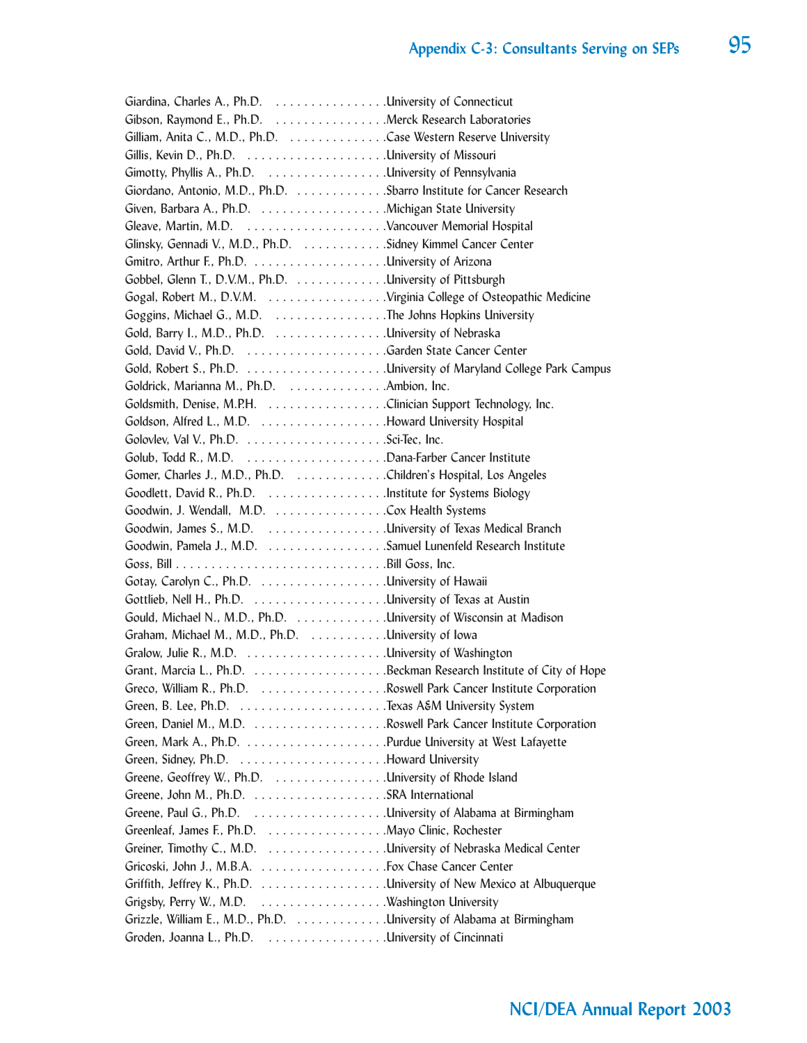Giardina, Charles A., Ph.D. . . . . . . . . . . . . . . . .University of Connecticut
Gibson, Raymond E., Ph.D. . . . . . . . . . . . . . . . .Merck Research Laboratories
Gilliam, Anita C., M.D., Ph.D. . . . . . . . . . . . . .Case Western Reserve University
Gillis, Kevin D., Ph.D. . . . . . . . . . . . . . . . . . . .University of Missouri
Gimotty, Phyllis A., Ph.D. . . . . . . . . . . . . . . . .University of Pennsylvania
Giordano, Antonio, M.D., Ph.D. . . . . . . . . . . . .Sbarro Institute for Cancer Research
Given, Barbara A., Ph.D. . . . . . . . . . . . . . . . . .Michigan State University
Gleave, Martin, M.D. . . . . . . . . . . . . . . . . . . . .Vancouver Memorial Hospital
Glinsky, Gennadi V., M.D., Ph.D. . . . . . . . . . . .Sidney Kimmel Cancer Center
Gmitro, Arthur F., Ph.D. . . . . . . . . . . . . . . . . . .University of Arizona
Gobbel, Glenn T., D.V.M., Ph.D. . . . . . . . . . . . .University of Pittsburgh
Gogal, Robert M., D.V.M. . . . . . . . . . . . . . . . . .Virginia College of Osteopathic Medicine
Goggins, Michael G., M.D. . . . . . . . . . . . . . . . .The Johns Hopkins University
Gold, Barry I., M.D., Ph.D. . . . . . . . . . . . . . . . .University of Nebraska
Gold, David V., Ph.D. . . . . . . . . . . . . . . . . . . . .Garden State Cancer Center
Gold, Robert S., Ph.D. . . . . . . . . . . . . . . . . . . . .University of Maryland College Park Campus
Goldrick, Marianna M., Ph.D. . . . . . . . . . . . . . .Ambion, Inc.
Goldsmith, Denise, M.P.H. . . . . . . . . . . . . . . . . .Clinician Support Technology, Inc.
Goldson, Alfred L., M.D. . . . . . . . . . . . . . . . . . .Howard University Hospital
Golovlev, Val V., Ph.D. . . . . . . . . . . . . . . . . . . .Sci-Tec, Inc.
Golub, Todd R., M.D. . . . . . . . . . . . . . . . . . . . .Dana-Farber Cancer Institute
Gomer, Charles J., M.D., Ph.D. . . . . . . . . . . . . .Children's Hospital, Los Angeles
Goodlett, David R., Ph.D. . . . . . . . . . . . . . . . . .Institute for Systems Biology
Goodwin, J. Wendall, M.D. . . . . . . . . . . . . . . . .Cox Health Systems
Goodwin, James S., M.D. . . . . . . . . . . . . . . . . .University of Texas Medical Branch
Goodwin, Pamela J., M.D. . . . . . . . . . . . . . . . . .Samuel Lunenfeld Research Institute
Goss, Bill . . . . . . . . . . . . . . . . . . . . . . . . . . . . .Bill Goss, Inc.
Gotay, Carolyn C., Ph.D. . . . . . . . . . . . . . . . . . .University of Hawaii
Gottlieb, Nell H., Ph.D. . . . . . . . . . . . . . . . . . . .University of Texas at Austin
Gould, Michael N., M.D., Ph.D. . . . . . . . . . . . . .University of Wisconsin at Madison
Graham, Michael M., M.D., Ph.D. . . . . . . . . . . .University of Iowa
Gralow, Julie R., M.D. . . . . . . . . . . . . . . . . . . . .University of Washington
Grant, Marcia L., Ph.D. . . . . . . . . . . . . . . . . . . .Beckman Research Institute of City of Hope
Greco, William R., Ph.D. . . . . . . . . . . . . . . . . . .Roswell Park Cancer Institute Corporation
Green, B. Lee, Ph.D. . . . . . . . . . . . . . . . . . . . . .Texas A&M University System
Green, Daniel M., M.D. . . . . . . . . . . . . . . . . . . .Roswell Park Cancer Institute Corporation
Green, Mark A., Ph.D. . . . . . . . . . . . . . . . . . . . .Purdue University at West Lafayette
Green, Sidney, Ph.D. . . . . . . . . . . . . . . . . . . . . .Howard University
Greene, Geoffrey W., Ph.D. . . . . . . . . . . . . . . . .University of Rhode Island
Greene, John M., Ph.D. . . . . . . . . . . . . . . . . . . .SRA International
Greene, Paul G., Ph.D. . . . . . . . . . . . . . . . . . . .University of Alabama at Birmingham
Greenleaf, James F., Ph.D. . . . . . . . . . . . . . . . .Mayo Clinic, Rochester
Greiner, Timothy C., M.D. . . . . . . . . . . . . . . . . .University of Nebraska Medical Center
Gricoski, John J., M.B.A. . . . . . . . . . . . . . . . . . .Fox Chase Cancer Center
Griffith, Jeffrey K., Ph.D. . . . . . . . . . . . . . . . . . .University of New Mexico at Albuquerque
Grigsby, Perry W., M.D. . . . . . . . . . . . . . . . . . .Washington University
Grizzle, William E., M.D., Ph.D. . . . . . . . . . . . .University of Alabama at Birmingham
Groden, Joanna L., Ph.D. . . . . . . . . . . . . . . . . .University of Cincinnati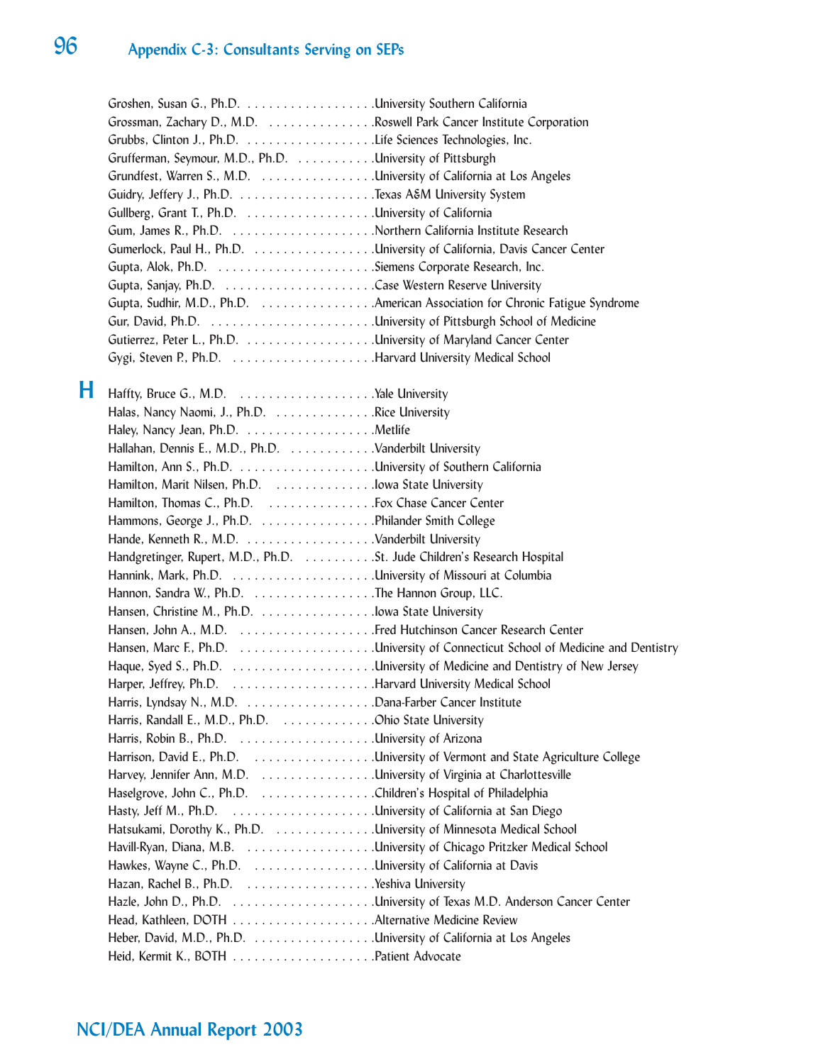Groshen, Susan G., Ph.D. . . . . . . . . . . . . . . . . . . University Southern California
Grossman, Zachary D., M.D. . . . . . . . . . . . . . . . Roswell Park Cancer Institute Corporation
Grubbs, Clinton J., Ph.D. . . . . . . . . . . . . . . . . . Life Sciences Technologies, Inc.
Grufferman, Seymour, M.D., Ph.D. . . . . . . . . . . University of Pittsburgh
Grundfest, Warren S., M.D. . . . . . . . . . . . . . . . University of California at Los Angeles
Guidry, Jeffery J., Ph.D. . . . . . . . . . . . . . . . . . . Texas A&M University System
Gullberg, Grant T., Ph.D. . . . . . . . . . . . . . . . . . University of California
Gum, James R., Ph.D. . . . . . . . . . . . . . . . . . . . Northern California Institute Research
Gumerlock, Paul H., Ph.D. . . . . . . . . . . . . . . . . University of California, Davis Cancer Center
Gupta, Alok, Ph.D. . . . . . . . . . . . . . . . . . . . . . Siemens Corporate Research, Inc.
Gupta, Sanjay, Ph.D. . . . . . . . . . . . . . . . . . . . . Case Western Reserve University
Gupta, Sudhir, M.D., Ph.D. . . . . . . . . . . . . . . . American Association for Chronic Fatigue Syndrome
Gur, David, Ph.D. . . . . . . . . . . . . . . . . . . . . . . University of Pittsburgh School of Medicine
Gutierrez, Peter L., Ph.D. . . . . . . . . . . . . . . . . . University of Maryland Cancer Center
Gygi, Steven P., Ph.D. . . . . . . . . . . . . . . . . . . . Harvard University Medical School

## H

Haffty, Bruce G., M.D. . . . . . . . . . . . . . . . . . . Yale University
Halas, Nancy Naomi, J., Ph.D. . . . . . . . . . . . . . Rice University
Haley, Nancy Jean, Ph.D. . . . . . . . . . . . . . . . . . Metlife
Hallahan, Dennis E., M.D., Ph.D. . . . . . . . . . . . Vanderbilt University
Hamilton, Ann S., Ph.D. . . . . . . . . . . . . . . . . . . University of Southern California
Hamilton, Marit Nilsen, Ph.D. . . . . . . . . . . . . . Iowa State University
Hamilton, Thomas C., Ph.D. . . . . . . . . . . . . . . Fox Chase Cancer Center
Hammons, George J., Ph.D. . . . . . . . . . . . . . . . Philander Smith College
Hande, Kenneth R., M.D. . . . . . . . . . . . . . . . . . Vanderbilt University
Handgretinger, Rupert, M.D., Ph.D. . . . . . . . . . St. Jude Children's Research Hospital
Hannink, Mark, Ph.D. . . . . . . . . . . . . . . . . . . . University of Missouri at Columbia
Hannon, Sandra W., Ph.D. . . . . . . . . . . . . . . . . The Hannon Group, LLC.
Hansen, Christine M., Ph.D. . . . . . . . . . . . . . . . Iowa State University
Hansen, John A., M.D. . . . . . . . . . . . . . . . . . . . Fred Hutchinson Cancer Research Center
Hansen, Marc F., Ph.D. . . . . . . . . . . . . . . . . . . University of Connecticut School of Medicine and Dentistry
Haque, Syed S., Ph.D. . . . . . . . . . . . . . . . . . . . University of Medicine and Dentistry of New Jersey
Harper, Jeffrey, Ph.D. . . . . . . . . . . . . . . . . . . . Harvard University Medical School
Harris, Lyndsay N., M.D. . . . . . . . . . . . . . . . . . Dana-Farber Cancer Institute
Harris, Randall E., M.D., Ph.D. . . . . . . . . . . . . Ohio State University
Harris, Robin B., Ph.D. . . . . . . . . . . . . . . . . . . University of Arizona
Harrison, David E., Ph.D. . . . . . . . . . . . . . . . . . University of Vermont and State Agriculture College
Harvey, Jennifer Ann, M.D. . . . . . . . . . . . . . . . University of Virginia at Charlottesville
Haselgrove, John C., Ph.D. . . . . . . . . . . . . . . . . Children's Hospital of Philadelphia
Hasty, Jeff M., Ph.D. . . . . . . . . . . . . . . . . . . . . University of California at San Diego
Hatsukami, Dorothy K., Ph.D. . . . . . . . . . . . . . University of Minnesota Medical School
Havill-Ryan, Diana, M.B. . . . . . . . . . . . . . . . . . University of Chicago Pritzker Medical School
Hawkes, Wayne C., Ph.D. . . . . . . . . . . . . . . . . University of California at Davis
Hazan, Rachel B., Ph.D. . . . . . . . . . . . . . . . . . Yeshiva University
Hazle, John D., Ph.D. . . . . . . . . . . . . . . . . . . . University of Texas M.D. Anderson Cancer Center
Head, Kathleen, DOTH . . . . . . . . . . . . . . . . . . . Alternative Medicine Review
Heber, David, M.D., Ph.D. . . . . . . . . . . . . . . . . University of California at Los Angeles
Heid, Kermit K., BOTH . . . . . . . . . . . . . . . . . . . Patient Advocate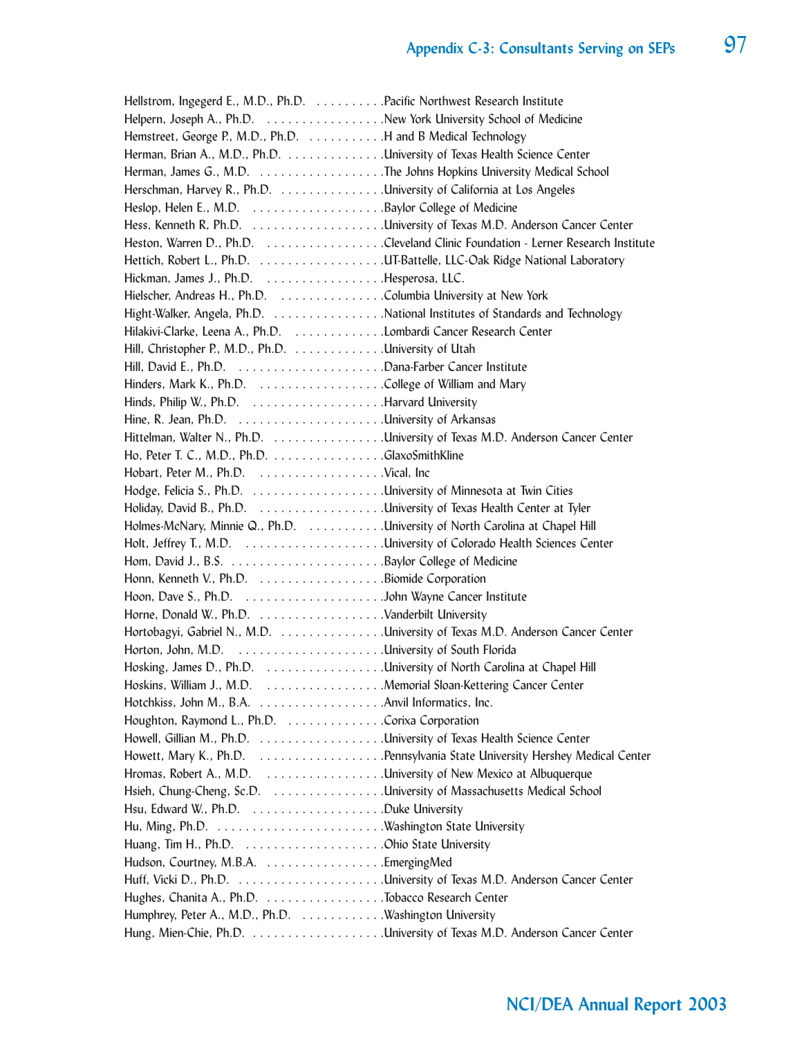Hellstrom, Ingegerd E., M.D., Ph.D. . . . . . . . . . .Pacific Northwest Research Institute
Helpern, Joseph A., Ph.D. . . . . . . . . . . . . . . . . .New York University School of Medicine
Hemstreet, George P., M.D., Ph.D. . . . . . . . . . . .H and B Medical Technology
Herman, Brian A., M.D., Ph.D. . . . . . . . . . . . . . .University of Texas Health Science Center
Herman, James G., M.D. . . . . . . . . . . . . . . . . . .The Johns Hopkins University Medical School
Herschman, Harvey R., Ph.D. . . . . . . . . . . . . . . .University of California at Los Angeles
Heslop, Helen E., M.D. . . . . . . . . . . . . . . . . . . .Baylor College of Medicine
Hess, Kenneth R, Ph.D. . . . . . . . . . . . . . . . . . . .University of Texas M.D. Anderson Cancer Center
Heston, Warren D., Ph.D. . . . . . . . . . . . . . . . . .Cleveland Clinic Foundation - Lerner Research Institute
Hettich, Robert L., Ph.D. . . . . . . . . . . . . . . . . . .UT-Battelle, LLC-Oak Ridge National Laboratory
Hickman, James J., Ph.D. . . . . . . . . . . . . . . . . .Hesperosa, LLC.
Hielscher, Andreas H., Ph.D. . . . . . . . . . . . . . . .Columbia University at New York
Hight-Walker, Angela, Ph.D. . . . . . . . . . . . . . . . .National Institutes of Standards and Technology
Hilakivi-Clarke, Leena A., Ph.D. . . . . . . . . . . . . .Lombardi Cancer Research Center
Hill, Christopher P., M.D., Ph.D. . . . . . . . . . . . . .University of Utah
Hill, David E., Ph.D. . . . . . . . . . . . . . . . . . . . . .Dana-Farber Cancer Institute
Hinders, Mark K., Ph.D. . . . . . . . . . . . . . . . . . .College of William and Mary
Hinds, Philip W., Ph.D. . . . . . . . . . . . . . . . . . . .Harvard University
Hine, R. Jean, Ph.D. . . . . . . . . . . . . . . . . . . . . .University of Arkansas
Hittelman, Walter N., Ph.D. . . . . . . . . . . . . . . . .University of Texas M.D. Anderson Cancer Center
Ho, Peter T. C., M.D., Ph.D. . . . . . . . . . . . . . . . .GlaxoSmithKline
Hobart, Peter M., Ph.D. . . . . . . . . . . . . . . . . . .Vical, Inc
Hodge, Felicia S., Ph.D. . . . . . . . . . . . . . . . . . .University of Minnesota at Twin Cities
Holiday, David B., Ph.D. . . . . . . . . . . . . . . . . . .University of Texas Health Center at Tyler
Holmes-McNary, Minnie Q., Ph.D. . . . . . . . . . . .University of North Carolina at Chapel Hill
Holt, Jeffrey T., M.D. . . . . . . . . . . . . . . . . . . . .University of Colorado Health Sciences Center
Hom, David J., B.S. . . . . . . . . . . . . . . . . . . . . . .Baylor College of Medicine
Honn, Kenneth V., Ph.D. . . . . . . . . . . . . . . . . . .Biomide Corporation
Hoon, Dave S., Ph.D. . . . . . . . . . . . . . . . . . . . .John Wayne Cancer Institute
Horne, Donald W., Ph.D. . . . . . . . . . . . . . . . . . .Vanderbilt University
Hortobagyi, Gabriel N., M.D. . . . . . . . . . . . . . . .University of Texas M.D. Anderson Cancer Center
Horton, John, M.D. . . . . . . . . . . . . . . . . . . . . . .University of South Florida
Hosking, James D., Ph.D. . . . . . . . . . . . . . . . . .University of North Carolina at Chapel Hill
Hoskins, William J., M.D. . . . . . . . . . . . . . . . . .Memorial Sloan-Kettering Cancer Center
Hotchkiss, John M., B.A. . . . . . . . . . . . . . . . . . .Anvil Informatics, Inc.
Houghton, Raymond L., Ph.D. . . . . . . . . . . . . . .Corixa Corporation
Howell, Gillian M., Ph.D. . . . . . . . . . . . . . . . . . .University of Texas Health Science Center
Howett, Mary K., Ph.D. . . . . . . . . . . . . . . . . . . .Pennsylvania State University Hershey Medical Center
Hromas, Robert A., M.D. . . . . . . . . . . . . . . . . . .University of New Mexico at Albuquerque
Hsieh, Chung-Cheng, Sc.D. . . . . . . . . . . . . . . . .University of Massachusetts Medical School
Hsu, Edward W., Ph.D. . . . . . . . . . . . . . . . . . . .Duke University
Hu, Ming, Ph.D. . . . . . . . . . . . . . . . . . . . . . . . .Washington State University
Huang, Tim H., Ph.D. . . . . . . . . . . . . . . . . . . . .Ohio State University
Hudson, Courtney, M.B.A. . . . . . . . . . . . . . . . . .EmergingMed
Huff, Vicki D., Ph.D. . . . . . . . . . . . . . . . . . . . . .University of Texas M.D. Anderson Cancer Center
Hughes, Chanita A., Ph.D. . . . . . . . . . . . . . . . . .Tobacco Research Center
Humphrey, Peter A., M.D., Ph.D. . . . . . . . . . . . .Washington University
Hung, Mien-Chie, Ph.D. . . . . . . . . . . . . . . . . . . .University of Texas M.D. Anderson Cancer Center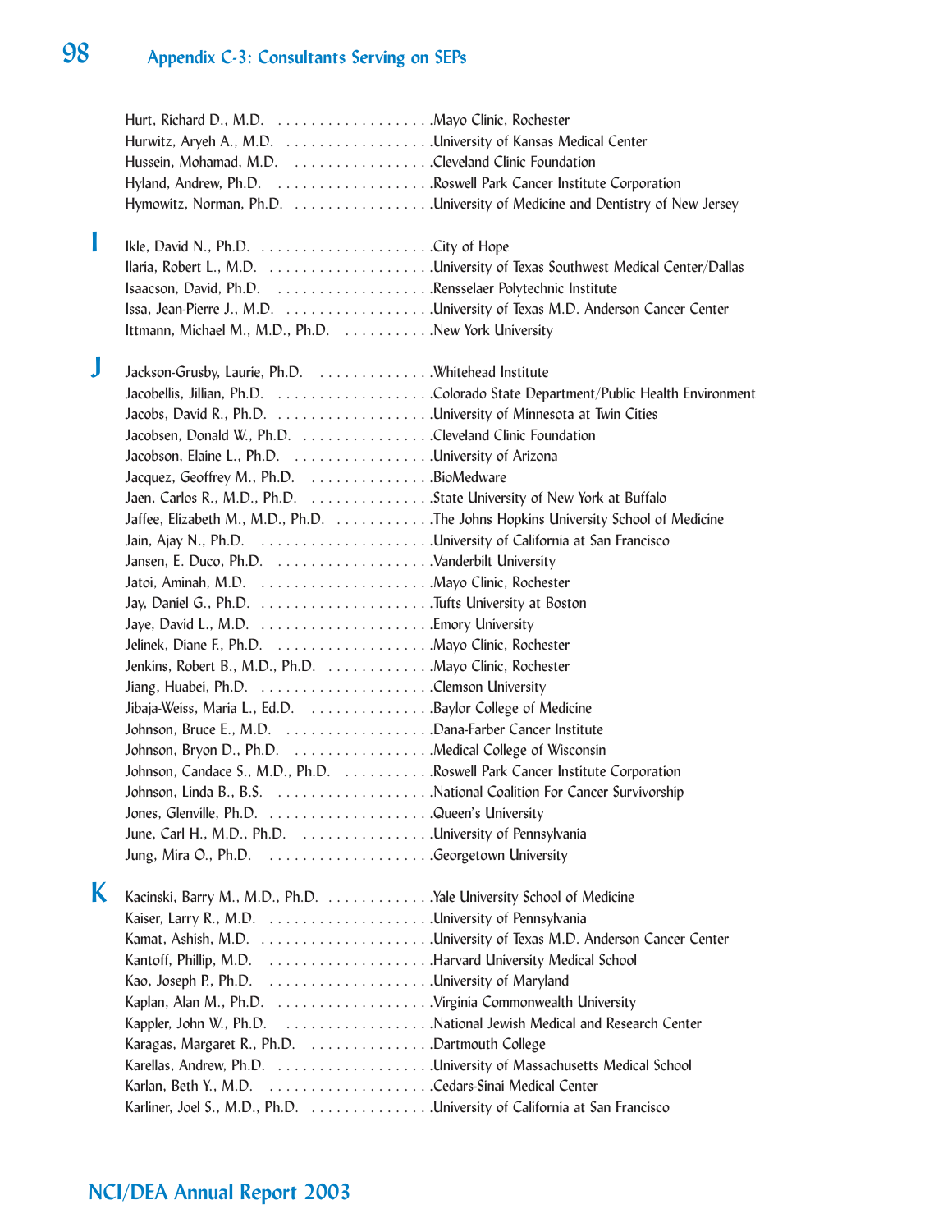Hurt, Richard D., M.D. . . . . . . . . . . . . . . . . . . . Mayo Clinic, Rochester
Hurwitz, Aryeh A., M.D. . . . . . . . . . . . . . . . . . . University of Kansas Medical Center
Hussein, Mohamad, M.D. . . . . . . . . . . . . . . . . . Cleveland Clinic Foundation
Hyland, Andrew, Ph.D. . . . . . . . . . . . . . . . . . . . Roswell Park Cancer Institute Corporation
Hymowitz, Norman, Ph.D. . . . . . . . . . . . . . . . . . University of Medicine and Dentistry of New Jersey

## I

Ikle, David N., Ph.D. . . . . . . . . . . . . . . . . . . . . . City of Hope
Ilaria, Robert L., M.D. . . . . . . . . . . . . . . . . . . . . University of Texas Southwest Medical Center/Dallas
Isaacson, David, Ph.D. . . . . . . . . . . . . . . . . . . . Rensselaer Polytechnic Institute
Issa, Jean-Pierre J., M.D. . . . . . . . . . . . . . . . . . University of Texas M.D. Anderson Cancer Center
Ittmann, Michael M., M.D., Ph.D. . . . . . . . . . . . New York University

## J

Jackson-Grusby, Laurie, Ph.D. . . . . . . . . . . . . . . Whitehead Institute
Jacobellis, Jillian, Ph.D. . . . . . . . . . . . . . . . . . . Colorado State Department/Public Health Environment
Jacobs, David R., Ph.D. . . . . . . . . . . . . . . . . . . . University of Minnesota at Twin Cities
Jacobsen, Donald W., Ph.D. . . . . . . . . . . . . . . . . Cleveland Clinic Foundation
Jacobson, Elaine L., Ph.D. . . . . . . . . . . . . . . . . . University of Arizona
Jacquez, Geoffrey M., Ph.D. . . . . . . . . . . . . . . . BioMedware
Jaen, Carlos R., M.D., Ph.D. . . . . . . . . . . . . . . . State University of New York at Buffalo
Jaffee, Elizabeth M., M.D., Ph.D. . . . . . . . . . . . The Johns Hopkins University School of Medicine
Jain, Ajay N., Ph.D. . . . . . . . . . . . . . . . . . . . . . University of California at San Francisco
Jansen, E. Duco, Ph.D. . . . . . . . . . . . . . . . . . . . Vanderbilt University
Jatoi, Aminah, M.D. . . . . . . . . . . . . . . . . . . . . . Mayo Clinic, Rochester
Jay, Daniel G., Ph.D. . . . . . . . . . . . . . . . . . . . . . Tufts University at Boston
Jaye, David L., M.D. . . . . . . . . . . . . . . . . . . . . . Emory University
Jelinek, Diane F., Ph.D. . . . . . . . . . . . . . . . . . . . Mayo Clinic, Rochester
Jenkins, Robert B., M.D., Ph.D. . . . . . . . . . . . . Mayo Clinic, Rochester
Jiang, Huabei, Ph.D. . . . . . . . . . . . . . . . . . . . . . Clemson University
Jibaja-Weiss, Maria L., Ed.D. . . . . . . . . . . . . . . Baylor College of Medicine
Johnson, Bruce E., M.D. . . . . . . . . . . . . . . . . . . Dana-Farber Cancer Institute
Johnson, Bryon D., Ph.D. . . . . . . . . . . . . . . . . . Medical College of Wisconsin
Johnson, Candace S., M.D., Ph.D. . . . . . . . . . . Roswell Park Cancer Institute Corporation
Johnson, Linda B., B.S. . . . . . . . . . . . . . . . . . . . National Coalition For Cancer Survivorship
Jones, Glenville, Ph.D. . . . . . . . . . . . . . . . . . . . Queen's University
June, Carl H., M.D., Ph.D. . . . . . . . . . . . . . . . . University of Pennsylvania
Jung, Mira O., Ph.D. . . . . . . . . . . . . . . . . . . . . Georgetown University

## K

Kacinski, Barry M., M.D., Ph.D. . . . . . . . . . . . . Yale University School of Medicine
Kaiser, Larry R., M.D. . . . . . . . . . . . . . . . . . . . . University of Pennsylvania
Kamat, Ashish, M.D. . . . . . . . . . . . . . . . . . . . . . University of Texas M.D. Anderson Cancer Center
Kantoff, Phillip, M.D. . . . . . . . . . . . . . . . . . . . . Harvard University Medical School
Kao, Joseph P., Ph.D. . . . . . . . . . . . . . . . . . . . . University of Maryland
Kaplan, Alan M., Ph.D. . . . . . . . . . . . . . . . . . . . Virginia Commonwealth University
Kappler, John W., Ph.D. . . . . . . . . . . . . . . . . . . National Jewish Medical and Research Center
Karagas, Margaret R., Ph.D. . . . . . . . . . . . . . . . Dartmouth College
Karellas, Andrew, Ph.D. . . . . . . . . . . . . . . . . . . . University of Massachusetts Medical School
Karlan, Beth Y., M.D. . . . . . . . . . . . . . . . . . . . . Cedars-Sinai Medical Center
Karliner, Joel S., M.D., Ph.D. . . . . . . . . . . . . . . University of California at San Francisco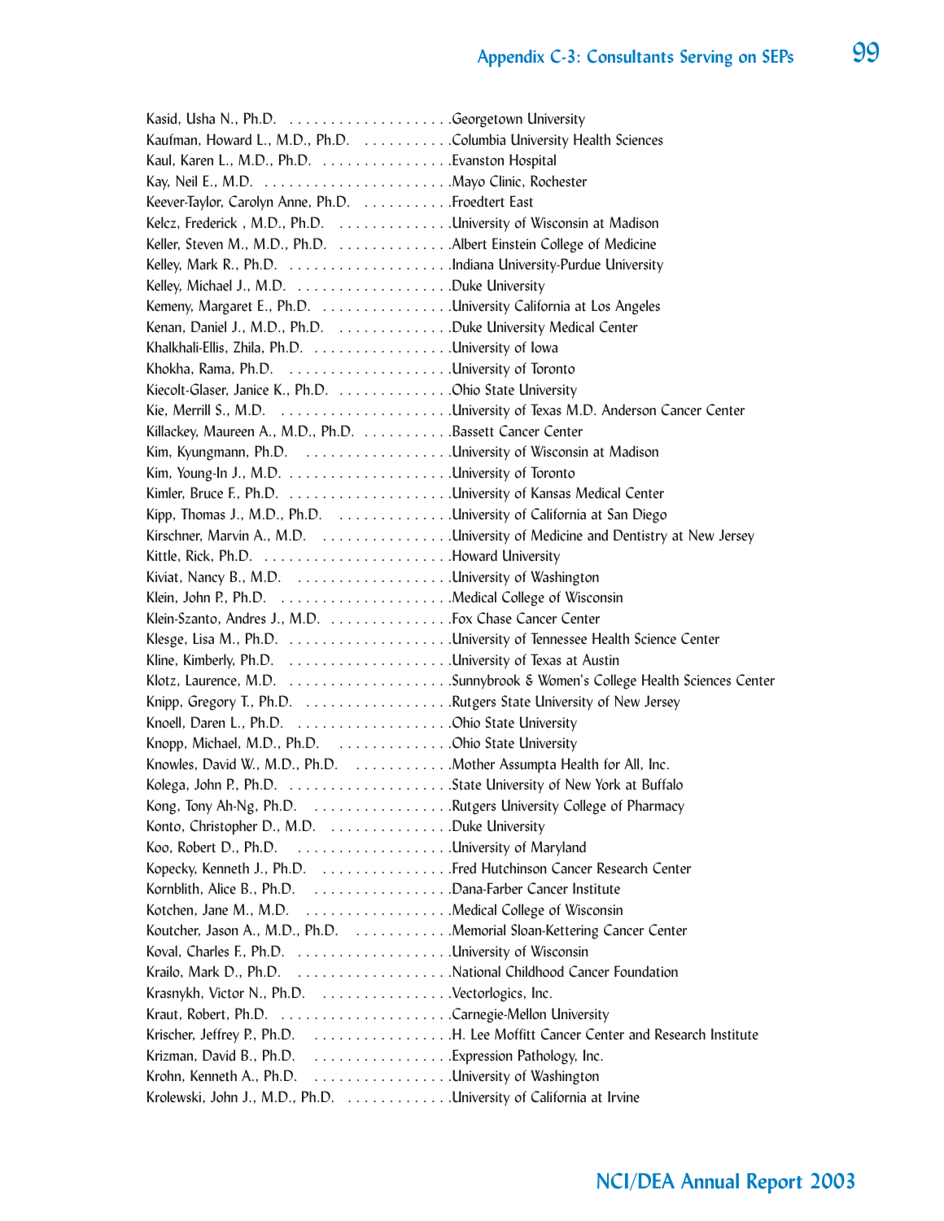Kasid, Usha N., Ph.D. . . . . . . . . . . . . . . . . . . . .Georgetown University

Kaufman, Howard L., M.D., Ph.D. . . . . . . . . . . .Columbia University Health Sciences

Kaul, Karen L., M.D., Ph.D. . . . . . . . . . . . . . . .Evanston Hospital

Kay, Neil E., M.D. . . . . . . . . . . . . . . . . . . . . . .Mayo Clinic, Rochester

Keever-Taylor, Carolyn Anne, Ph.D. . . . . . . . . . .Froedtert East

Kelcz, Frederick , M.D., Ph.D. . . . . . . . . . . . . .University of Wisconsin at Madison

Keller, Steven M., M.D., Ph.D. . . . . . . . . . . . . .Albert Einstein College of Medicine

Kelley, Mark R., Ph.D. . . . . . . . . . . . . . . . . . . .Indiana University-Purdue University

Kelley, Michael J., M.D. . . . . . . . . . . . . . . . . . .Duke University

Kemeny, Margaret E., Ph.D. . . . . . . . . . . . . . . .University California at Los Angeles

Kenan, Daniel J., M.D., Ph.D. . . . . . . . . . . . . .Duke University Medical Center

Khalkhali-Ellis, Zhila, Ph.D. . . . . . . . . . . . . . . . .University of Iowa

Khokha, Rama, Ph.D. . . . . . . . . . . . . . . . . . . .University of Toronto

Kiecolt-Glaser, Janice K., Ph.D. . . . . . . . . . . . . .Ohio State University

Kie, Merrill S., M.D. . . . . . . . . . . . . . . . . . . . .University of Texas M.D. Anderson Cancer Center

Killackey, Maureen A., M.D., Ph.D. . . . . . . . . . .Bassett Cancer Center

Kim, Kyungmann, Ph.D. . . . . . . . . . . . . . . . . .University of Wisconsin at Madison

Kim, Young-In J., M.D. . . . . . . . . . . . . . . . . . . .University of Toronto

Kimler, Bruce F., Ph.D. . . . . . . . . . . . . . . . . . . .University of Kansas Medical Center

Kipp, Thomas J., M.D., Ph.D. . . . . . . . . . . . . .University of California at San Diego

Kirschner, Marvin A., M.D. . . . . . . . . . . . . . . .University of Medicine and Dentistry at New Jersey

Kittle, Rick, Ph.D. . . . . . . . . . . . . . . . . . . . . . .Howard University

Kiviat, Nancy B., M.D. . . . . . . . . . . . . . . . . . .University of Washington

Klein, John P., Ph.D. . . . . . . . . . . . . . . . . . . . .Medical College of Wisconsin

Klein-Szanto, Andres J., M.D. . . . . . . . . . . . . . .Fox Chase Cancer Center

Klesge, Lisa M., Ph.D. . . . . . . . . . . . . . . . . . . .University of Tennessee Health Science Center

Kline, Kimberly, Ph.D. . . . . . . . . . . . . . . . . . . .University of Texas at Austin

Klotz, Laurence, M.D. . . . . . . . . . . . . . . . . . . .Sunnybrook & Women's College Health Sciences Center

Knipp, Gregory T., Ph.D. . . . . . . . . . . . . . . . . .Rutgers State University of New Jersey

Knoell, Daren L., Ph.D. . . . . . . . . . . . . . . . . . .Ohio State University

Knopp, Michael, M.D., Ph.D. . . . . . . . . . . . . . .Ohio State University

Knowles, David W., M.D., Ph.D. . . . . . . . . . . . .Mother Assumpta Health for All, Inc.

Kolega, John P., Ph.D. . . . . . . . . . . . . . . . . . . .State University of New York at Buffalo

Kong, Tony Ah-Ng, Ph.D. . . . . . . . . . . . . . . . .Rutgers University College of Pharmacy

Konto, Christopher D., M.D. . . . . . . . . . . . . . .Duke University

Koo, Robert D., Ph.D. . . . . . . . . . . . . . . . . . .University of Maryland

Kopecky, Kenneth J., Ph.D. . . . . . . . . . . . . . . .Fred Hutchinson Cancer Research Center

Kornblith, Alice B., Ph.D. . . . . . . . . . . . . . . . .Dana-Farber Cancer Institute

Kotchen, Jane M., M.D. . . . . . . . . . . . . . . . . .Medical College of Wisconsin

Koutcher, Jason A., M.D., Ph.D. . . . . . . . . . . . .Memorial Sloan-Kettering Cancer Center

Koval, Charles F., Ph.D. . . . . . . . . . . . . . . . . . .University of Wisconsin

Krailo, Mark D., Ph.D. . . . . . . . . . . . . . . . . . .National Childhood Cancer Foundation

Krasnykh, Victor N., Ph.D. . . . . . . . . . . . . . . .Vectorlogics, Inc.

Kraut, Robert, Ph.D. . . . . . . . . . . . . . . . . . . . .Carnegie-Mellon University

Krischer, Jeffrey P., Ph.D. . . . . . . . . . . . . . . . .H. Lee Moffitt Cancer Center and Research Institute

Krizman, David B., Ph.D. . . . . . . . . . . . . . . . .Expression Pathology, Inc.

Krohn, Kenneth A., Ph.D. . . . . . . . . . . . . . . . .University of Washington

Krolewski, John J., M.D., Ph.D. . . . . . . . . . . . .University of California at Irvine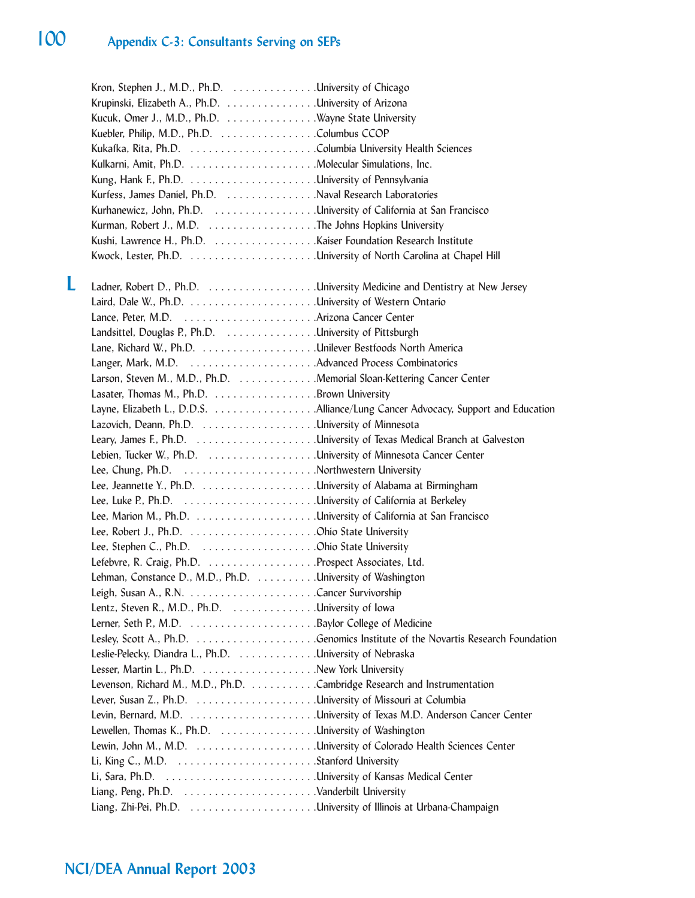Kron, Stephen J., M.D., Ph.D. . . . . . . . . . . . . . .University of Chicago
Krupinski, Elizabeth A., Ph.D. . . . . . . . . . . . . . . .University of Arizona
Kucuk, Omer J., M.D., Ph.D. . . . . . . . . . . . . . . .Wayne State University
Kuebler, Philip, M.D., Ph.D. . . . . . . . . . . . . . . . .Columbus CCOP
Kukafka, Rita, Ph.D. . . . . . . . . . . . . . . . . . . . . .Columbia University Health Sciences
Kulkarni, Amit, Ph.D. . . . . . . . . . . . . . . . . . . . .Molecular Simulations, Inc.
Kung, Hank F., Ph.D. . . . . . . . . . . . . . . . . . . . .University of Pennsylvania
Kurfess, James Daniel, Ph.D. . . . . . . . . . . . . . . .Naval Research Laboratories
Kurhanewicz, John, Ph.D. . . . . . . . . . . . . . . . . .University of California at San Francisco
Kurman, Robert J., M.D. . . . . . . . . . . . . . . . . . .The Johns Hopkins University
Kushi, Lawrence H., Ph.D. . . . . . . . . . . . . . . . . .Kaiser Foundation Research Institute
Kwock, Lester, Ph.D. . . . . . . . . . . . . . . . . . . . .University of North Carolina at Chapel Hill

## L

Ladner, Robert D., Ph.D. . . . . . . . . . . . . . . . . . .University Medicine and Dentistry at New Jersey
Laird, Dale W., Ph.D. . . . . . . . . . . . . . . . . . . . .University of Western Ontario
Lance, Peter, M.D. . . . . . . . . . . . . . . . . . . . . . .Arizona Cancer Center
Landsittel, Douglas P., Ph.D. . . . . . . . . . . . . . . .University of Pittsburgh
Lane, Richard W., Ph.D. . . . . . . . . . . . . . . . . . .Unilever Bestfoods North America
Langer, Mark, M.D. . . . . . . . . . . . . . . . . . . . . .Advanced Process Combinatorics
Larson, Steven M., M.D., Ph.D. . . . . . . . . . . . . .Memorial Sloan-Kettering Cancer Center
Lasater, Thomas M., Ph.D. . . . . . . . . . . . . . . . . .Brown University
Layne, Elizabeth L., D.D.S. . . . . . . . . . . . . . . . . .Alliance/Lung Cancer Advocacy, Support and Education
Lazovich, Deann, Ph.D. . . . . . . . . . . . . . . . . . . .University of Minnesota
Leary, James F., Ph.D. . . . . . . . . . . . . . . . . . . .University of Texas Medical Branch at Galveston
Lebien, Tucker W., Ph.D. . . . . . . . . . . . . . . . . . .University of Minnesota Cancer Center
Lee, Chung, Ph.D. . . . . . . . . . . . . . . . . . . . . . .Northwestern University
Lee, Jeannette Y., Ph.D. . . . . . . . . . . . . . . . . . .University of Alabama at Birmingham
Lee, Luke P., Ph.D. . . . . . . . . . . . . . . . . . . . . .University of California at Berkeley
Lee, Marion M., Ph.D. . . . . . . . . . . . . . . . . . . .University of California at San Francisco
Lee, Robert J., Ph.D. . . . . . . . . . . . . . . . . . . . .Ohio State University
Lee, Stephen C., Ph.D. . . . . . . . . . . . . . . . . . . .Ohio State University
Lefebvre, R. Craig, Ph.D. . . . . . . . . . . . . . . . . . .Prospect Associates, Ltd.
Lehman, Constance D., M.D., Ph.D. . . . . . . . . . .University of Washington
Leigh, Susan A., R.N. . . . . . . . . . . . . . . . . . . . .Cancer Survivorship
Lentz, Steven R., M.D., Ph.D. . . . . . . . . . . . . . .University of Iowa
Lerner, Seth P., M.D. . . . . . . . . . . . . . . . . . . . .Baylor College of Medicine
Lesley, Scott A., Ph.D. . . . . . . . . . . . . . . . . . . .Genomics Institute of the Novartis Research Foundation
Leslie-Pelecky, Diandra L., Ph.D. . . . . . . . . . . . .University of Nebraska
Lesser, Martin L., Ph.D. . . . . . . . . . . . . . . . . . .New York University
Levenson, Richard M., M.D., Ph.D. . . . . . . . . . .Cambridge Research and Instrumentation
Lever, Susan Z., Ph.D. . . . . . . . . . . . . . . . . . . .University of Missouri at Columbia
Levin, Bernard, M.D. . . . . . . . . . . . . . . . . . . . .University of Texas M.D. Anderson Cancer Center
Lewellen, Thomas K., Ph.D. . . . . . . . . . . . . . . .University of Washington
Lewin, John M., M.D. . . . . . . . . . . . . . . . . . . . .University of Colorado Health Sciences Center
Li, King C., M.D. . . . . . . . . . . . . . . . . . . . . . . .Stanford University
Li, Sara, Ph.D. . . . . . . . . . . . . . . . . . . . . . . . .University of Kansas Medical Center
Liang, Peng, Ph.D. . . . . . . . . . . . . . . . . . . . . .Vanderbilt University
Liang, Zhi-Pei, Ph.D. . . . . . . . . . . . . . . . . . . . .University of Illinois at Urbana-Champaign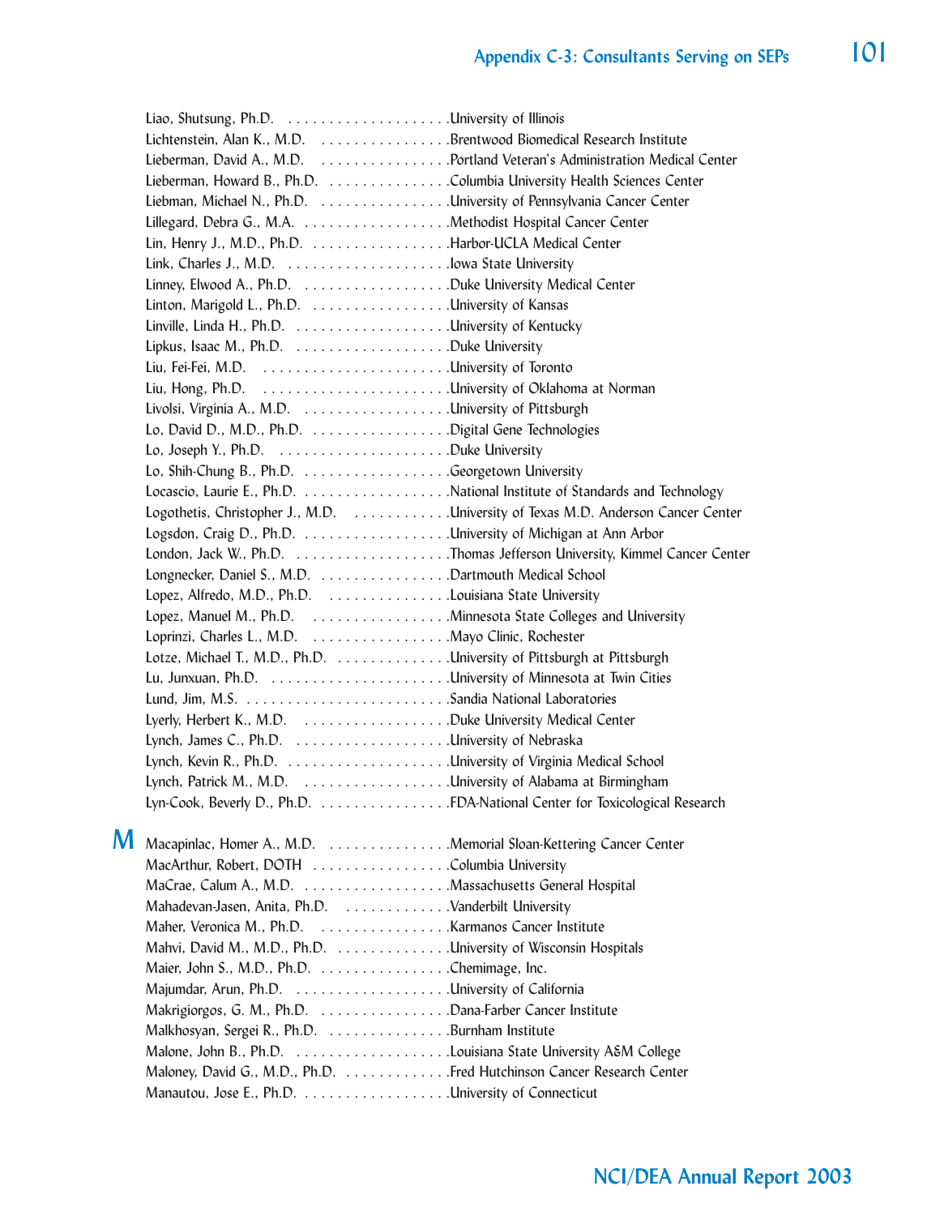Liao, Shutsung, Ph.D. . . . . . . . . . . . . . . . . . . . .University of Illinois
Lichtenstein, Alan K., M.D. . . . . . . . . . . . . . . . .Brentwood Biomedical Research Institute
Lieberman, David A., M.D. . . . . . . . . . . . . . . . .Portland Veteran's Administration Medical Center
Lieberman, Howard B., Ph.D. . . . . . . . . . . . . . .Columbia University Health Sciences Center
Liebman, Michael N., Ph.D. . . . . . . . . . . . . . . .University of Pennsylvania Cancer Center
Lillegard, Debra G., M.A. . . . . . . . . . . . . . . . . .Methodist Hospital Cancer Center
Lin, Henry J., M.D., Ph.D. . . . . . . . . . . . . . . . .Harbor-UCLA Medical Center
Link, Charles J., M.D. . . . . . . . . . . . . . . . . . . .Iowa State University
Linney, Elwood A., Ph.D. . . . . . . . . . . . . . . . . .Duke University Medical Center
Linton, Marigold L., Ph.D. . . . . . . . . . . . . . . . .University of Kansas
Linville, Linda H., Ph.D. . . . . . . . . . . . . . . . . .University of Kentucky
Lipkus, Isaac M., Ph.D. . . . . . . . . . . . . . . . . .Duke University
Liu, Fei-Fei, M.D. . . . . . . . . . . . . . . . . . . . . . .University of Toronto
Liu, Hong, Ph.D. . . . . . . . . . . . . . . . . . . . . . .University of Oklahoma at Norman
Livolsi, Virginia A., M.D. . . . . . . . . . . . . . . . .University of Pittsburgh
Lo, David D., M.D., Ph.D. . . . . . . . . . . . . . . . .Digital Gene Technologies
Lo, Joseph Y., Ph.D. . . . . . . . . . . . . . . . . . . . .Duke University
Lo, Shih-Chung B., Ph.D. . . . . . . . . . . . . . . . . .Georgetown University
Locascio, Laurie E., Ph.D. . . . . . . . . . . . . . . . . .National Institute of Standards and Technology
Logothetis, Christopher J., M.D. . . . . . . . . . . .University of Texas M.D. Anderson Cancer Center
Logsdon, Craig D., Ph.D. . . . . . . . . . . . . . . . . .University of Michigan at Ann Arbor
London, Jack W., Ph.D. . . . . . . . . . . . . . . . . . .Thomas Jefferson University, Kimmel Cancer Center
Longnecker, Daniel S., M.D. . . . . . . . . . . . . . . .Dartmouth Medical School
Lopez, Alfredo, M.D., Ph.D. . . . . . . . . . . . . . .Louisiana State University
Lopez, Manuel M., Ph.D. . . . . . . . . . . . . . . . .Minnesota State Colleges and University
Loprinzi, Charles L., M.D. . . . . . . . . . . . . . . . .Mayo Clinic, Rochester
Lotze, Michael T., M.D., Ph.D. . . . . . . . . . . . . .University of Pittsburgh at Pittsburgh
Lu, Junxuan, Ph.D. . . . . . . . . . . . . . . . . . . . . .University of Minnesota at Twin Cities
Lund, Jim, M.S. . . . . . . . . . . . . . . . . . . . . . . . .Sandia National Laboratories
Lyerly, Herbert K., M.D. . . . . . . . . . . . . . . . . .Duke University Medical Center
Lynch, James C., Ph.D. . . . . . . . . . . . . . . . . . .University of Nebraska
Lynch, Kevin R., Ph.D. . . . . . . . . . . . . . . . . . . .University of Virginia Medical School
Lynch, Patrick M., M.D. . . . . . . . . . . . . . . . . .University of Alabama at Birmingham
Lyn-Cook, Beverly D., Ph.D. . . . . . . . . . . . . . . .FDA-National Center for Toxicological Research

## M

Macapinlac, Homer A., M.D. . . . . . . . . . . . . . .Memorial Sloan-Kettering Cancer Center
MacArthur, Robert, DOTH . . . . . . . . . . . . . . . .Columbia University
MaCrae, Calum A., M.D. . . . . . . . . . . . . . . . . .Massachusetts General Hospital
Mahadevan-Jasen, Anita, Ph.D. . . . . . . . . . . . .Vanderbilt University
Maher, Veronica M., Ph.D. . . . . . . . . . . . . . . .Karmanos Cancer Institute
Mahvi, David M., M.D., Ph.D. . . . . . . . . . . . . .University of Wisconsin Hospitals
Maier, John S., M.D., Ph.D. . . . . . . . . . . . . . . .Chemimage, Inc.
Majumdar, Arun, Ph.D. . . . . . . . . . . . . . . . . . .University of California
Makrigiorgos, G. M., Ph.D. . . . . . . . . . . . . . . .Dana-Farber Cancer Institute
Malkhosyan, Sergei R., Ph.D. . . . . . . . . . . . . . .Burnham Institute
Malone, John B., Ph.D. . . . . . . . . . . . . . . . . . .Louisiana State University A&M College
Maloney, David G., M.D., Ph.D. . . . . . . . . . . . .Fred Hutchinson Cancer Research Center
Manautou, Jose E., Ph.D. . . . . . . . . . . . . . . . . .University of Connecticut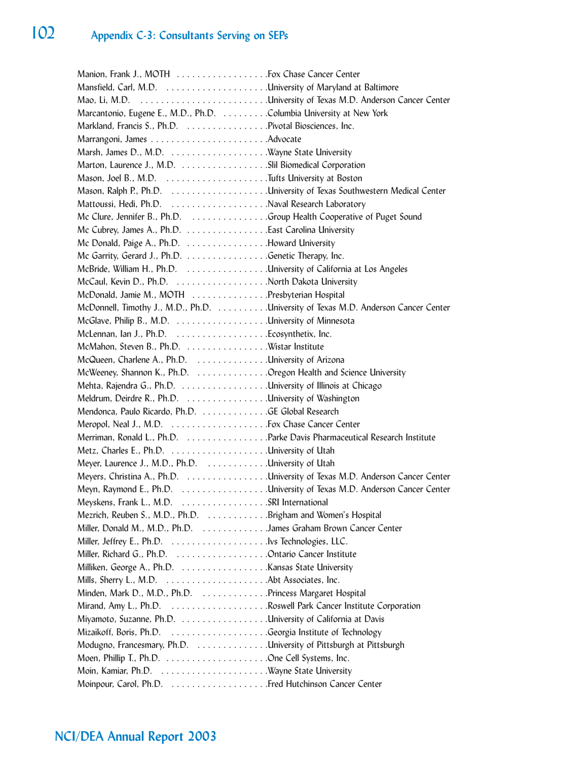## Appendix C-3: Consultants Serving on SEPs

| Name | Affiliation |
|---|---|
| Manion, Frank J., MOTH | Fox Chase Cancer Center |
| Mansfield, Carl, M.D. | University of Maryland at Baltimore |
| Mao, Li, M.D. | University of Texas M.D. Anderson Cancer Center |
| Marcantonio, Eugene E., M.D., Ph.D. | Columbia University at New York |
| Markland, Francis S., Ph.D. | Pivotal Biosciences, Inc. |
| Marrangoni, James | Advocate |
| Marsh, James D., M.D. | Wayne State University |
| Marton, Laurence J., M.D. | Slil Biomedical Corporation |
| Mason, Joel B., M.D. | Tufts University at Boston |
| Mason, Ralph P., Ph.D. | University of Texas Southwestern Medical Center |
| Mattoussi, Hedi, Ph.D. | Naval Research Laboratory |
| Mc Clure, Jennifer B., Ph.D. | Group Health Cooperative of Puget Sound |
| Mc Cubrey, James A., Ph.D. | East Carolina University |
| Mc Donald, Paige A., Ph.D. | Howard University |
| Mc Garrity, Gerard J., Ph.D. | Genetic Therapy, Inc. |
| McBride, William H., Ph.D. | University of California at Los Angeles |
| McCaul, Kevin D., Ph.D. | North Dakota University |
| McDonald, Jamie M., MOTH | Presbyterian Hospital |
| McDonnell, Timothy J., M.D., Ph.D. | University of Texas M.D. Anderson Cancer Center |
| McGlave, Philip B., M.D. | University of Minnesota |
| McLennan, Ian J., Ph.D. | Ecosynthetix, Inc. |
| McMahon, Steven B., Ph.D. | Wistar Institute |
| McQueen, Charlene A., Ph.D. | University of Arizona |
| McWeeney, Shannon K., Ph.D. | Oregon Health and Science University |
| Mehta, Rajendra G., Ph.D. | University of Illinois at Chicago |
| Meldrum, Deirdre R., Ph.D. | University of Washington |
| Mendonca, Paulo Ricardo, Ph.D. | GE Global Research |
| Meropol, Neal J., M.D. | Fox Chase Cancer Center |
| Merriman, Ronald L., Ph.D. | Parke Davis Pharmaceutical Research Institute |
| Metz, Charles E., Ph.D. | University of Utah |
| Meyer, Laurence J., M.D., Ph.D. | University of Utah |
| Meyers, Christina A., Ph.D. | University of Texas M.D. Anderson Cancer Center |
| Meyn, Raymond E., Ph.D. | University of Texas M.D. Anderson Cancer Center |
| Meyskens, Frank L., M.D. | SRI International |
| Mezrich, Reuben S., M.D., Ph.D. | Brigham and Women's Hospital |
| Miller, Donald M., M.D., Ph.D. | James Graham Brown Cancer Center |
| Miller, Jeffrey E., Ph.D. | Ivs Technologies, LLC. |
| Miller, Richard G., Ph.D. | Ontario Cancer Institute |
| Milliken, George A., Ph.D. | Kansas State University |
| Mills, Sherry L., M.D. | Abt Associates, Inc. |
| Minden, Mark D., M.D., Ph.D. | Princess Margaret Hospital |
| Mirand, Amy L., Ph.D. | Roswell Park Cancer Institute Corporation |
| Miyamoto, Suzanne, Ph.D. | University of California at Davis |
| Mizaikoff, Boris, Ph.D. | Georgia Institute of Technology |
| Modugno, Francesmary, Ph.D. | University of Pittsburgh at Pittsburgh |
| Moen, Phillip T., Ph.D. | One Cell Systems, Inc. |
| Moin, Kamiar, Ph.D. | Wayne State University |
| Moinpour, Carol, Ph.D. | Fred Hutchinson Cancer Center |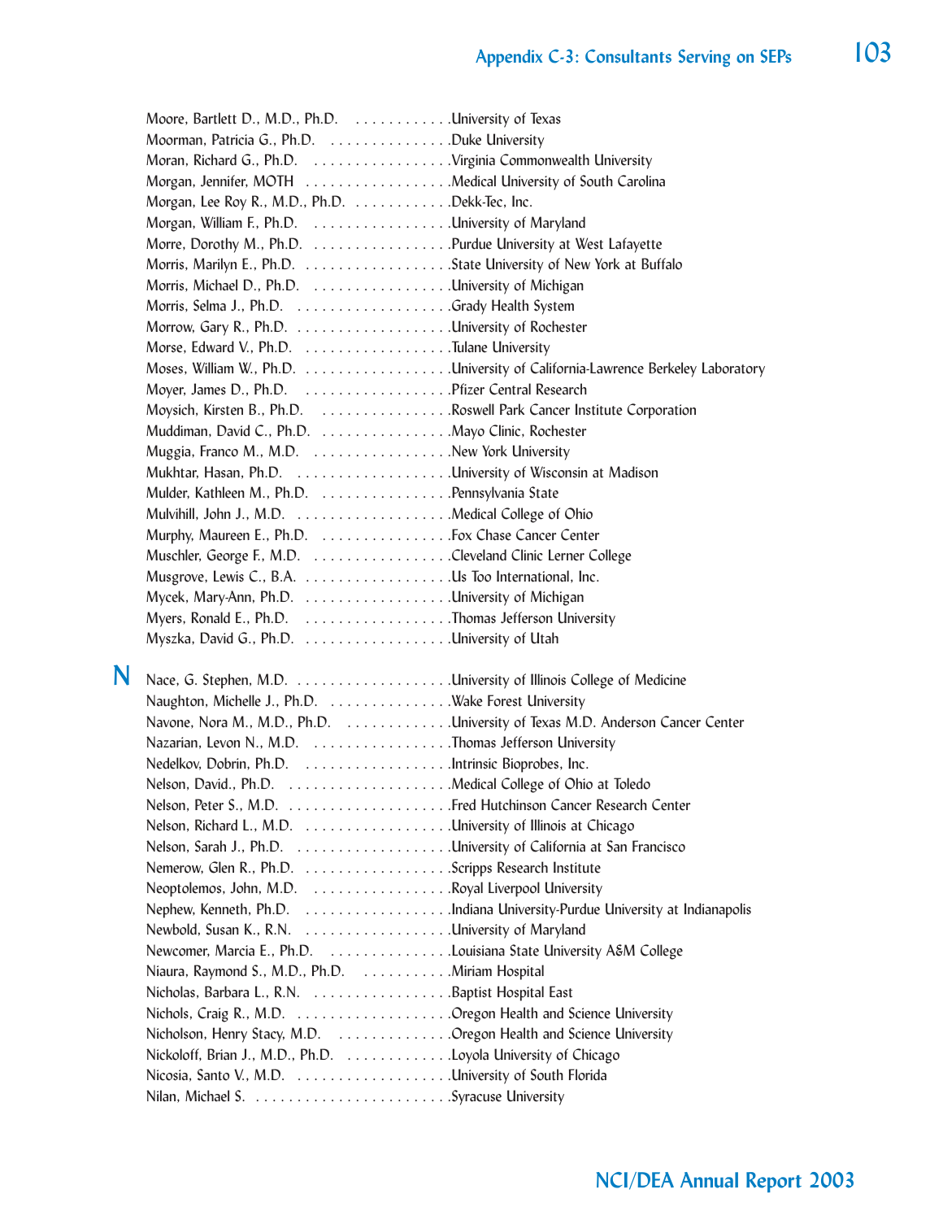Moore, Bartlett D., M.D., Ph.D. . . . . . . . . . . . . .University of Texas
Moorman, Patricia G., Ph.D. . . . . . . . . . . . . . . .Duke University
Moran, Richard G., Ph.D. . . . . . . . . . . . . . . . . .Virginia Commonwealth University
Morgan, Jennifer, MOTH . . . . . . . . . . . . . . . . . .Medical University of South Carolina
Morgan, Lee Roy R., M.D., Ph.D. . . . . . . . . . . . .Dekk-Tec, Inc.
Morgan, William F., Ph.D. . . . . . . . . . . . . . . . . .University of Maryland
Morre, Dorothy M., Ph.D. . . . . . . . . . . . . . . . . .Purdue University at West Lafayette
Morris, Marilyn E., Ph.D. . . . . . . . . . . . . . . . . . .State University of New York at Buffalo
Morris, Michael D., Ph.D. . . . . . . . . . . . . . . . . .University of Michigan
Morris, Selma J., Ph.D. . . . . . . . . . . . . . . . . . . .Grady Health System
Morrow, Gary R., Ph.D. . . . . . . . . . . . . . . . . . . .University of Rochester
Morse, Edward V., Ph.D. . . . . . . . . . . . . . . . . . .Tulane University
Moses, William W., Ph.D. . . . . . . . . . . . . . . . . . .University of California-Lawrence Berkeley Laboratory
Moyer, James D., Ph.D. . . . . . . . . . . . . . . . . . .Pfizer Central Research
Moysich, Kirsten B., Ph.D. . . . . . . . . . . . . . . . .Roswell Park Cancer Institute Corporation
Muddiman, David C., Ph.D. . . . . . . . . . . . . . . . .Mayo Clinic, Rochester
Muggia, Franco M., M.D. . . . . . . . . . . . . . . . . .New York University
Mukhtar, Hasan, Ph.D. . . . . . . . . . . . . . . . . . . .University of Wisconsin at Madison
Mulder, Kathleen M., Ph.D. . . . . . . . . . . . . . . . .Pennsylvania State
Mulvihill, John J., M.D. . . . . . . . . . . . . . . . . . . .Medical College of Ohio
Murphy, Maureen E., Ph.D. . . . . . . . . . . . . . . . .Fox Chase Cancer Center
Muschler, George F., M.D. . . . . . . . . . . . . . . . . .Cleveland Clinic Lerner College
Musgrove, Lewis C., B.A. . . . . . . . . . . . . . . . . . .Us Too International, Inc.
Mycek, Mary-Ann, Ph.D. . . . . . . . . . . . . . . . . . .University of Michigan
Myers, Ronald E., Ph.D. . . . . . . . . . . . . . . . . . .Thomas Jefferson University
Myszka, David G., Ph.D. . . . . . . . . . . . . . . . . . .University of Utah

## N

Nace, G. Stephen, M.D. . . . . . . . . . . . . . . . . . . .University of Illinois College of Medicine
Naughton, Michelle J., Ph.D. . . . . . . . . . . . . . . .Wake Forest University
Navone, Nora M., M.D., Ph.D. . . . . . . . . . . . . .University of Texas M.D. Anderson Cancer Center
Nazarian, Levon N., M.D. . . . . . . . . . . . . . . . . .Thomas Jefferson University
Nedelkov, Dobrin, Ph.D. . . . . . . . . . . . . . . . . . .Intrinsic Bioprobes, Inc.
Nelson, David., Ph.D. . . . . . . . . . . . . . . . . . . . .Medical College of Ohio at Toledo
Nelson, Peter S., M.D. . . . . . . . . . . . . . . . . . . . .Fred Hutchinson Cancer Research Center
Nelson, Richard L., M.D. . . . . . . . . . . . . . . . . . .University of Illinois at Chicago
Nelson, Sarah J., Ph.D. . . . . . . . . . . . . . . . . . . .University of California at San Francisco
Nemerow, Glen R., Ph.D. . . . . . . . . . . . . . . . . . .Scripps Research Institute
Neoptolemos, John, M.D. . . . . . . . . . . . . . . . . .Royal Liverpool University
Nephew, Kenneth, Ph.D. . . . . . . . . . . . . . . . . . .Indiana University-Purdue University at Indianapolis
Newbold, Susan K., R.N. . . . . . . . . . . . . . . . . . .University of Maryland
Newcomer, Marcia E., Ph.D. . . . . . . . . . . . . . . .Louisiana State University A&M College
Niaura, Raymond S., M.D., Ph.D. . . . . . . . . . . .Miriam Hospital
Nicholas, Barbara L., R.N. . . . . . . . . . . . . . . . . .Baptist Hospital East
Nichols, Craig R., M.D. . . . . . . . . . . . . . . . . . . .Oregon Health and Science University
Nicholson, Henry Stacy, M.D. . . . . . . . . . . . . . .Oregon Health and Science University
Nickoloff, Brian J., M.D., Ph.D. . . . . . . . . . . . . .Loyola University of Chicago
Nicosia, Santo V., M.D. . . . . . . . . . . . . . . . . . . .University of South Florida
Nilan, Michael S. . . . . . . . . . . . . . . . . . . . . . . . .Syracuse University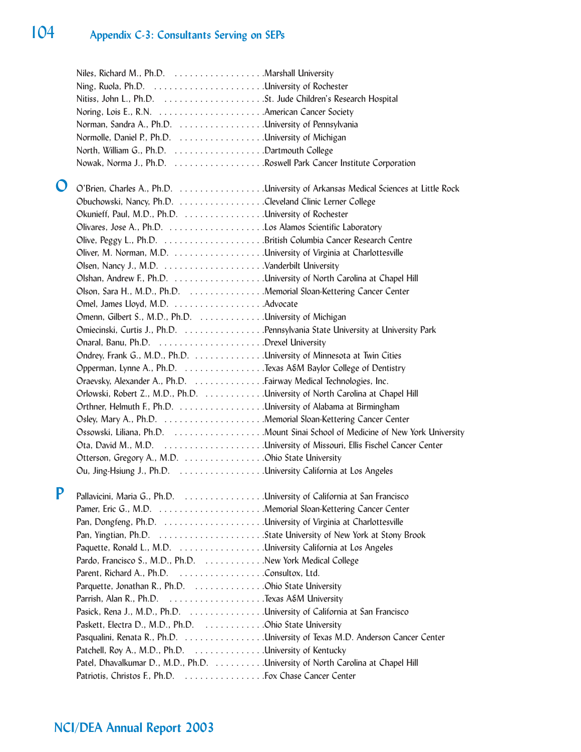## Appendix C-3: Consultants Serving on SEPs

Niles, Richard M., Ph.D. . . . . . . . . . . . . . . . . . .Marshall University
Ning, Ruola, Ph.D. . . . . . . . . . . . . . . . . . . . . .University of Rochester
Nitiss, John L., Ph.D. . . . . . . . . . . . . . . . . . . .St. Jude Children's Research Hospital
Noring, Lois E., R.N. . . . . . . . . . . . . . . . . . . . .American Cancer Society
Norman, Sandra A., Ph.D. . . . . . . . . . . . . . . . . .University of Pennsylvania
Normolle, Daniel P., Ph.D. . . . . . . . . . . . . . . . . .University of Michigan
North, William G., Ph.D. . . . . . . . . . . . . . . . . . .Dartmouth College
Nowak, Norma J., Ph.D. . . . . . . . . . . . . . . . . . .Roswell Park Cancer Institute Corporation

**O**

O'Brien, Charles A., Ph.D. . . . . . . . . . . . . . . . . .University of Arkansas Medical Sciences at Little Rock
Obuchowski, Nancy, Ph.D. . . . . . . . . . . . . . . . . .Cleveland Clinic Lerner College
Okunieff, Paul, M.D., Ph.D. . . . . . . . . . . . . . . . .University of Rochester
Olivares, Jose A., Ph.D. . . . . . . . . . . . . . . . . . .Los Alamos Scientific Laboratory
Olive, Peggy L., Ph.D. . . . . . . . . . . . . . . . . . . .British Columbia Cancer Research Centre
Oliver, M. Norman, M.D. . . . . . . . . . . . . . . . . . .University of Virginia at Charlottesville
Olsen, Nancy J., M.D. . . . . . . . . . . . . . . . . . . .Vanderbilt University
Olshan, Andrew F., Ph.D. . . . . . . . . . . . . . . . . .University of North Carolina at Chapel Hill
Olson, Sara H., M.D., Ph.D. . . . . . . . . . . . . . . .Memorial Sloan-Kettering Cancer Center
Omel, James Lloyd, M.D. . . . . . . . . . . . . . . . . .Advocate
Omenn, Gilbert S., M.D., Ph.D. . . . . . . . . . . . . .University of Michigan
Omiecinski, Curtis J., Ph.D. . . . . . . . . . . . . . . . .Pennsylvania State University at University Park
Onaral, Banu, Ph.D. . . . . . . . . . . . . . . . . . . . .Drexel University
Ondrey, Frank G., M.D., Ph.D. . . . . . . . . . . . . .University of Minnesota at Twin Cities
Opperman, Lynne A., Ph.D. . . . . . . . . . . . . . . .Texas A&M Baylor College of Dentistry
Oraevsky, Alexander A., Ph.D. . . . . . . . . . . . . .Fairway Medical Technologies, Inc.
Orlowski, Robert Z., M.D., Ph.D. . . . . . . . . . . . .University of North Carolina at Chapel Hill
Orthner, Helmuth F., Ph.D. . . . . . . . . . . . . . . . .University of Alabama at Birmingham
Osley, Mary A., Ph.D. . . . . . . . . . . . . . . . . . . .Memorial Sloan-Kettering Cancer Center
Ossowski, Liliana, Ph.D. . . . . . . . . . . . . . . . . .Mount Sinai School of Medicine of New York University
Ota, David M., M.D. . . . . . . . . . . . . . . . . . . . .University of Missouri, Ellis Fischel Cancer Center
Otterson, Gregory A., M.D. . . . . . . . . . . . . . . . .Ohio State University
Ou, Jing-Hsiung J., Ph.D. . . . . . . . . . . . . . . . . .University California at Los Angeles

**P**

Pallavicini, Maria G., Ph.D. . . . . . . . . . . . . . . .University of California at San Francisco
Pamer, Eric G., M.D. . . . . . . . . . . . . . . . . . . . .Memorial Sloan-Kettering Cancer Center
Pan, Dongfeng, Ph.D. . . . . . . . . . . . . . . . . . . .University of Virginia at Charlottesville
Pan, Yingtian, Ph.D. . . . . . . . . . . . . . . . . . . . .State University of New York at Stony Brook
Paquette, Ronald L., M.D. . . . . . . . . . . . . . . . . .University California at Los Angeles
Pardo, Francisco S., M.D., Ph.D. . . . . . . . . . . . .New York Medical College
Parent, Richard A., Ph.D. . . . . . . . . . . . . . . . . .Consultox, Ltd.
Parquette, Jonathan R., Ph.D. . . . . . . . . . . . . . .Ohio State University
Parrish, Alan R., Ph.D. . . . . . . . . . . . . . . . . . .Texas A&M University
Pasick, Rena J., M.D., Ph.D. . . . . . . . . . . . . . . .University of California at San Francisco
Paskett, Electra D., M.D., Ph.D. . . . . . . . . . . . .Ohio State University
Pasqualini, Renata R., Ph.D. . . . . . . . . . . . . . . .University of Texas M.D. Anderson Cancer Center
Patchell, Roy A., M.D., Ph.D. . . . . . . . . . . . . . .University of Kentucky
Patel, Dhavalkumar D., M.D., Ph.D. . . . . . . . . . .University of North Carolina at Chapel Hill
Patriotis, Christos F., Ph.D. . . . . . . . . . . . . . . .Fox Chase Cancer Center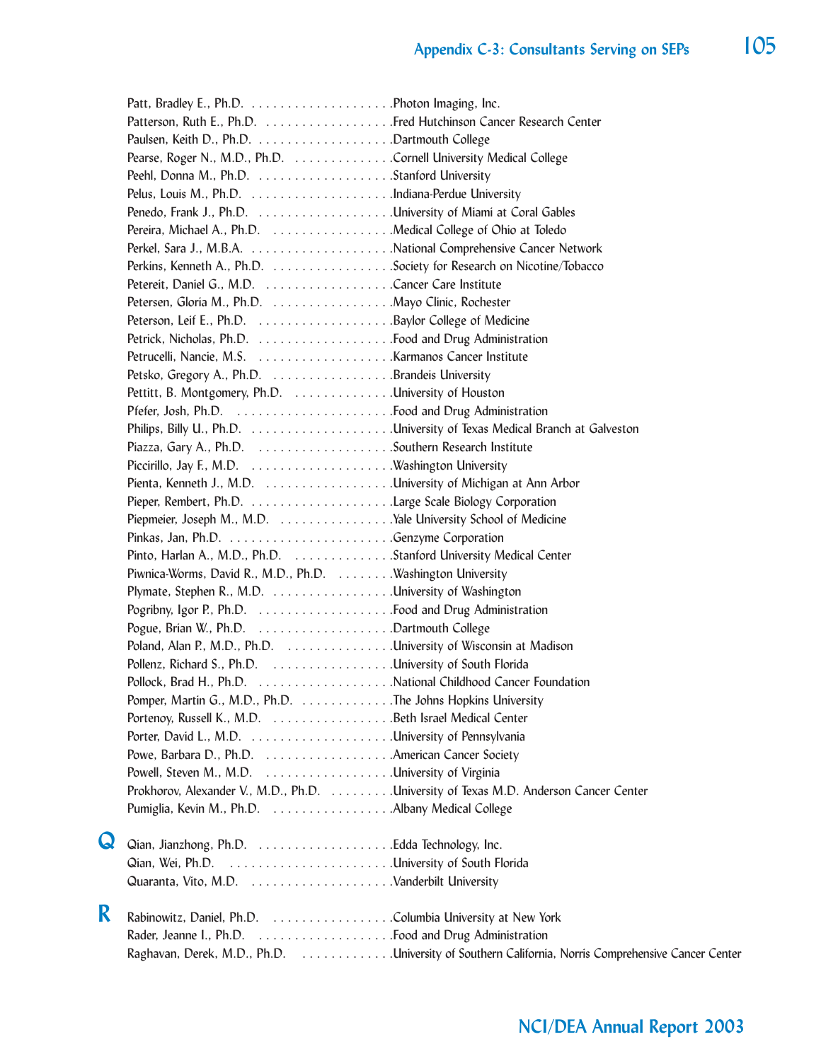Patt, Bradley E., Ph.D. . . . . . . . . . . . . . . . . . . . .Photon Imaging, Inc.
Patterson, Ruth E., Ph.D. . . . . . . . . . . . . . . . . . .Fred Hutchinson Cancer Research Center
Paulsen, Keith D., Ph.D. . . . . . . . . . . . . . . . . . .Dartmouth College
Pearse, Roger N., M.D., Ph.D. . . . . . . . . . . . . . .Cornell University Medical College
Peehl, Donna M., Ph.D. . . . . . . . . . . . . . . . . . .Stanford University
Pelus, Louis M., Ph.D. . . . . . . . . . . . . . . . . . . .Indiana-Perdue University
Penedo, Frank J., Ph.D. . . . . . . . . . . . . . . . . . .University of Miami at Coral Gables
Pereira, Michael A., Ph.D. . . . . . . . . . . . . . . . .Medical College of Ohio at Toledo
Perkel, Sara J., M.B.A. . . . . . . . . . . . . . . . . . . .National Comprehensive Cancer Network
Perkins, Kenneth A., Ph.D. . . . . . . . . . . . . . . . .Society for Research on Nicotine/Tobacco
Petereit, Daniel G., M.D. . . . . . . . . . . . . . . . . .Cancer Care Institute
Petersen, Gloria M., Ph.D. . . . . . . . . . . . . . . . .Mayo Clinic, Rochester
Peterson, Leif E., Ph.D. . . . . . . . . . . . . . . . . . .Baylor College of Medicine
Petrick, Nicholas, Ph.D. . . . . . . . . . . . . . . . . . .Food and Drug Administration
Petrucelli, Nancie, M.S. . . . . . . . . . . . . . . . . . .Karmanos Cancer Institute
Petsko, Gregory A., Ph.D. . . . . . . . . . . . . . . . .Brandeis University
Pettitt, B. Montgomery, Ph.D. . . . . . . . . . . . . .University of Houston
Pfefer, Josh, Ph.D. . . . . . . . . . . . . . . . . . . . . .Food and Drug Administration
Philips, Billy U., Ph.D. . . . . . . . . . . . . . . . . . . .University of Texas Medical Branch at Galveston
Piazza, Gary A., Ph.D. . . . . . . . . . . . . . . . . . .Southern Research Institute
Piccirillo, Jay F., M.D. . . . . . . . . . . . . . . . . . . .Washington University
Pienta, Kenneth J., M.D. . . . . . . . . . . . . . . . . .University of Michigan at Ann Arbor
Pieper, Rembert, Ph.D. . . . . . . . . . . . . . . . . . . .Large Scale Biology Corporation
Piepmeier, Joseph M., M.D. . . . . . . . . . . . . . . .Yale University School of Medicine
Pinkas, Jan, Ph.D. . . . . . . . . . . . . . . . . . . . . . .Genzyme Corporation
Pinto, Harlan A., M.D., Ph.D. . . . . . . . . . . . . .Stanford University Medical Center
Piwnica-Worms, David R., M.D., Ph.D. . . . . . . .Washington University
Plymate, Stephen R., M.D. . . . . . . . . . . . . . . . .University of Washington
Pogribny, Igor P., Ph.D. . . . . . . . . . . . . . . . . . .Food and Drug Administration
Pogue, Brian W., Ph.D. . . . . . . . . . . . . . . . . . .Dartmouth College
Poland, Alan P., M.D., Ph.D. . . . . . . . . . . . . . .University of Wisconsin at Madison
Pollenz, Richard S., Ph.D. . . . . . . . . . . . . . . . .University of South Florida
Pollock, Brad H., Ph.D. . . . . . . . . . . . . . . . . . .National Childhood Cancer Foundation
Pomper, Martin G., M.D., Ph.D. . . . . . . . . . . . .The Johns Hopkins University
Portenoy, Russell K., M.D. . . . . . . . . . . . . . . . .Beth Israel Medical Center
Porter, David L., M.D. . . . . . . . . . . . . . . . . . . .University of Pennsylvania
Powe, Barbara D., Ph.D. . . . . . . . . . . . . . . . . .American Cancer Society
Powell, Steven M., M.D. . . . . . . . . . . . . . . . . .University of Virginia
Prokhorov, Alexander V., M.D., Ph.D. . . . . . . . .University of Texas M.D. Anderson Cancer Center
Pumiglia, Kevin M., Ph.D. . . . . . . . . . . . . . . . .Albany Medical College

**Q**

Qian, Jianzhong, Ph.D. . . . . . . . . . . . . . . . . . .Edda Technology, Inc.
Qian, Wei, Ph.D. . . . . . . . . . . . . . . . . . . . . . .University of South Florida
Quaranta, Vito, M.D. . . . . . . . . . . . . . . . . . . .Vanderbilt University

**R**

Rabinowitz, Daniel, Ph.D. . . . . . . . . . . . . . . . .Columbia University at New York
Rader, Jeanne I., Ph.D. . . . . . . . . . . . . . . . . . .Food and Drug Administration
Raghavan, Derek, M.D., Ph.D. . . . . . . . . . . . . .University of Southern California, Norris Comprehensive Cancer Center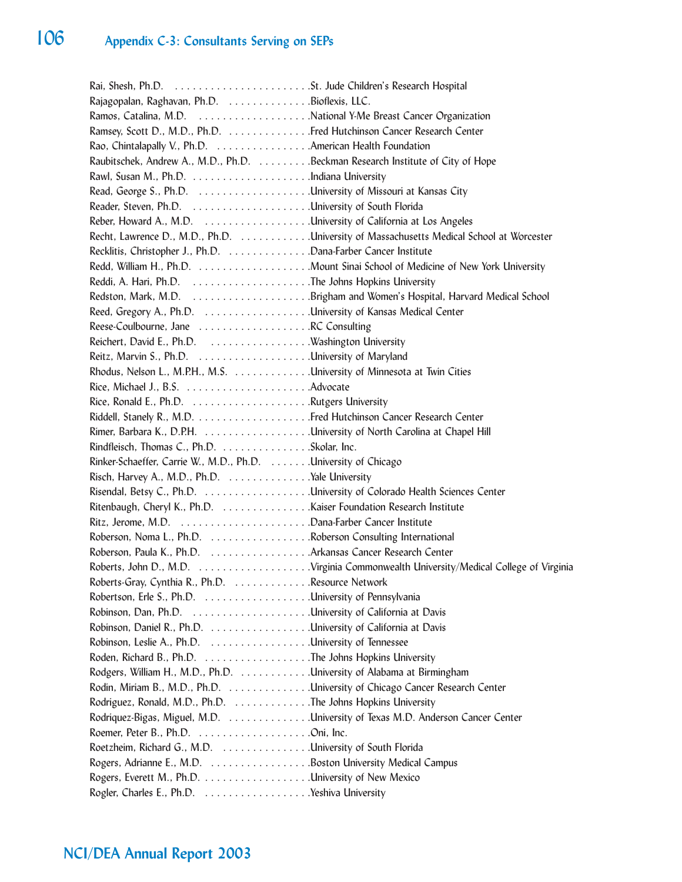## Appendix C-3: Consultants Serving on SEPs

Rai, Shesh, Ph.D. . . . . . . . . . . . . . . . . . . . . . . .St. Jude Children's Research Hospital
Rajagopalan, Raghavan, Ph.D. . . . . . . . . . . . . . .Bioflexis, LLC.
Ramos, Catalina, M.D. . . . . . . . . . . . . . . . . . .National Y-Me Breast Cancer Organization
Ramsey, Scott D., M.D., Ph.D. . . . . . . . . . . . . .Fred Hutchinson Cancer Research Center
Rao, Chintalapally V., Ph.D. . . . . . . . . . . . . . . .American Health Foundation
Raubitschek, Andrew A., M.D., Ph.D. . . . . . . . .Beckman Research Institute of City of Hope
Rawl, Susan M., Ph.D. . . . . . . . . . . . . . . . . . . .Indiana University
Read, George S., Ph.D. . . . . . . . . . . . . . . . . . .University of Missouri at Kansas City
Reader, Steven, Ph.D. . . . . . . . . . . . . . . . . . . .University of South Florida
Reber, Howard A., M.D. . . . . . . . . . . . . . . . . .University of California at Los Angeles
Recht, Lawrence D., M.D., Ph.D. . . . . . . . . . . .University of Massachusetts Medical School at Worcester
Recklitis, Christopher J., Ph.D. . . . . . . . . . . . . .Dana-Farber Cancer Institute
Redd, William H., Ph.D. . . . . . . . . . . . . . . . . .Mount Sinai School of Medicine of New York University
Reddi, A. Hari, Ph.D. . . . . . . . . . . . . . . . . . . .The Johns Hopkins University
Redston, Mark, M.D. . . . . . . . . . . . . . . . . . . .Brigham and Women's Hospital, Harvard Medical School
Reed, Gregory A., Ph.D. . . . . . . . . . . . . . . . . .University of Kansas Medical Center
Reese-Coulbourne, Jane . . . . . . . . . . . . . . . . . .RC Consulting
Reichert, David E., Ph.D. . . . . . . . . . . . . . . . . .Washington University
Reitz, Marvin S., Ph.D. . . . . . . . . . . . . . . . . . .University of Maryland
Rhodus, Nelson L., M.P.H., M.S. . . . . . . . . . . . .University of Minnesota at Twin Cities
Rice, Michael J., B.S. . . . . . . . . . . . . . . . . . . . .Advocate
Rice, Ronald E., Ph.D. . . . . . . . . . . . . . . . . . . .Rutgers University
Riddell, Stanely R., M.D. . . . . . . . . . . . . . . . . . .Fred Hutchinson Cancer Research Center
Rimer, Barbara K., D.P.H. . . . . . . . . . . . . . . . . .University of North Carolina at Chapel Hill
Rindfleisch, Thomas C., Ph.D. . . . . . . . . . . . . . .Skolar, Inc.
Rinker-Schaeffer, Carrie W., M.D., Ph.D. . . . . . .University of Chicago
Risch, Harvey A., M.D., Ph.D. . . . . . . . . . . . . .Yale University
Risendal, Betsy C., Ph.D. . . . . . . . . . . . . . . . . .University of Colorado Health Sciences Center
Ritenbaugh, Cheryl K., Ph.D. . . . . . . . . . . . . . .Kaiser Foundation Research Institute
Ritz, Jerome, M.D. . . . . . . . . . . . . . . . . . . . . .Dana-Farber Cancer Institute
Roberson, Noma L., Ph.D. . . . . . . . . . . . . . . . .Roberson Consulting International
Roberson, Paula K., Ph.D. . . . . . . . . . . . . . . . .Arkansas Cancer Research Center
Roberts, John D., M.D. . . . . . . . . . . . . . . . . . .Virginia Commonwealth University/Medical College of Virginia
Roberts-Gray, Cynthia R., Ph.D. . . . . . . . . . . . .Resource Network
Robertson, Erle S., Ph.D. . . . . . . . . . . . . . . . . .University of Pennsylvania
Robinson, Dan, Ph.D. . . . . . . . . . . . . . . . . . . .University of California at Davis
Robinson, Daniel R., Ph.D. . . . . . . . . . . . . . . . .University of California at Davis
Robinson, Leslie A., Ph.D. . . . . . . . . . . . . . . . .University of Tennessee
Roden, Richard B., Ph.D. . . . . . . . . . . . . . . . . .The Johns Hopkins University
Rodgers, William H., M.D., Ph.D. . . . . . . . . . . .University of Alabama at Birmingham
Rodin, Miriam B., M.D., Ph.D. . . . . . . . . . . . . .University of Chicago Cancer Research Center
Rodriguez, Ronald, M.D., Ph.D. . . . . . . . . . . . .The Johns Hopkins University
Rodriquez-Bigas, Miguel, M.D. . . . . . . . . . . . . .University of Texas M.D. Anderson Cancer Center
Roemer, Peter B., Ph.D. . . . . . . . . . . . . . . . . . .Oni, Inc.
Roetzheim, Richard G., M.D. . . . . . . . . . . . . . .University of South Florida
Rogers, Adrianne E., M.D. . . . . . . . . . . . . . . . .Boston University Medical Campus
Rogers, Everett M., Ph.D. . . . . . . . . . . . . . . . . .University of New Mexico
Rogler, Charles E., Ph.D. . . . . . . . . . . . . . . . . .Yeshiva University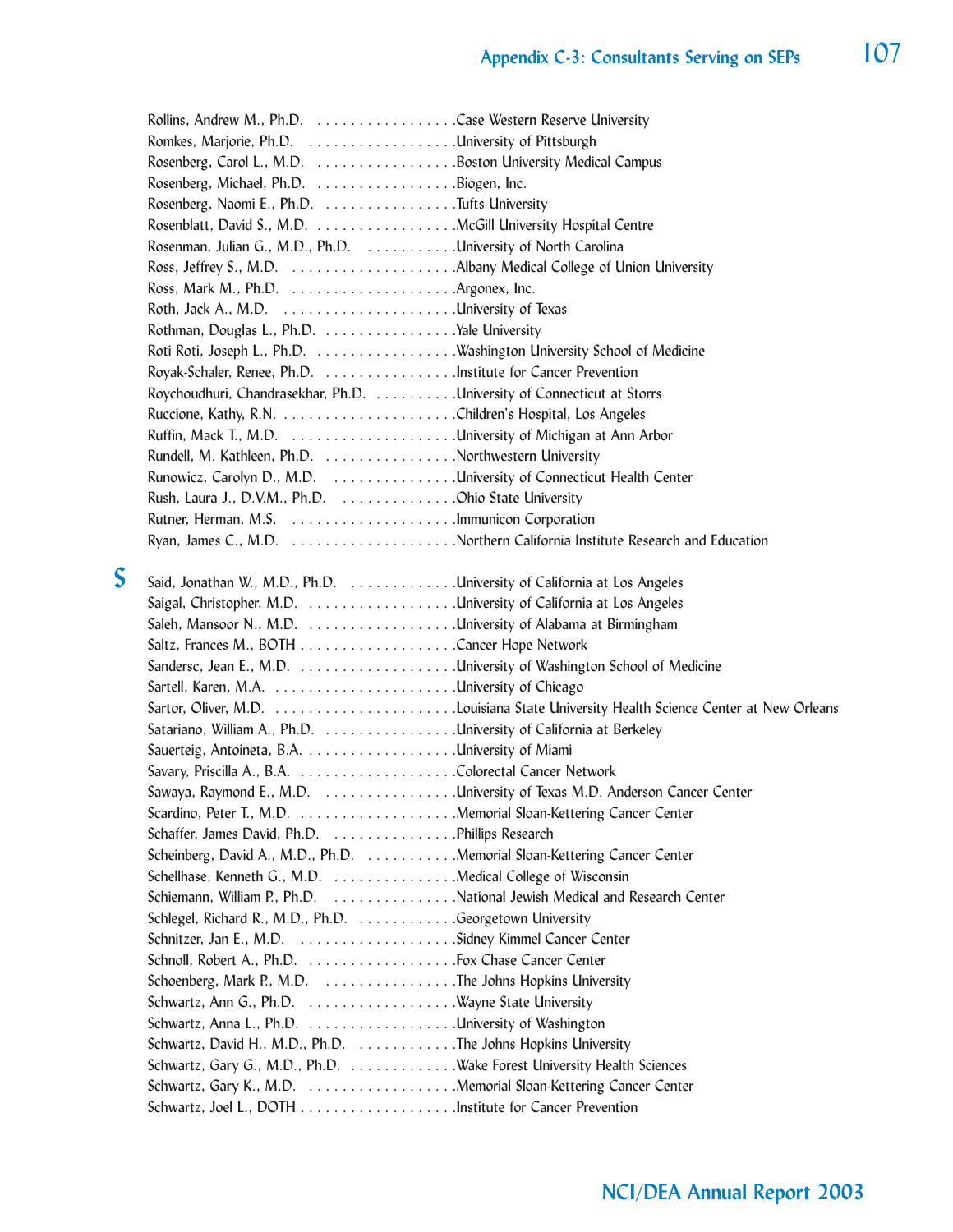Rollins, Andrew M., Ph.D. . . . . . . . . . . . . . . . . .Case Western Reserve University
Romkes, Marjorie, Ph.D. . . . . . . . . . . . . . . . . . .University of Pittsburgh
Rosenberg, Carol L., M.D. . . . . . . . . . . . . . . . . .Boston University Medical Campus
Rosenberg, Michael, Ph.D. . . . . . . . . . . . . . . . . .Biogen, Inc.
Rosenberg, Naomi E., Ph.D. . . . . . . . . . . . . . . . .Tufts University
Rosenblatt, David S., M.D. . . . . . . . . . . . . . . . . .McGill University Hospital Centre
Rosenman, Julian G., M.D., Ph.D. . . . . . . . . . . .University of North Carolina
Ross, Jeffrey S., M.D. . . . . . . . . . . . . . . . . . . . .Albany Medical College of Union University
Ross, Mark M., Ph.D. . . . . . . . . . . . . . . . . . . . .Argonex, Inc.
Roth, Jack A., M.D. . . . . . . . . . . . . . . . . . . . . .University of Texas
Rothman, Douglas L., Ph.D. . . . . . . . . . . . . . . . .Yale University
Roti Roti, Joseph L., Ph.D. . . . . . . . . . . . . . . . . .Washington University School of Medicine
Royak-Schaler, Renee, Ph.D. . . . . . . . . . . . . . . . .Institute for Cancer Prevention
Roychoudhuri, Chandrasekhar, Ph.D. . . . . . . . . . .University of Connecticut at Storrs
Ruccione, Kathy, R.N. . . . . . . . . . . . . . . . . . . . . .Children's Hospital, Los Angeles
Ruffin, Mack T., M.D. . . . . . . . . . . . . . . . . . . . .University of Michigan at Ann Arbor
Rundell, M. Kathleen, Ph.D. . . . . . . . . . . . . . . . .Northwestern University
Runowicz, Carolyn D., M.D. . . . . . . . . . . . . . . .University of Connecticut Health Center
Rush, Laura J., D.V.M., Ph.D. . . . . . . . . . . . . . .Ohio State University
Rutner, Herman, M.S. . . . . . . . . . . . . . . . . . . . .Immunicon Corporation
Ryan, James C., M.D. . . . . . . . . . . . . . . . . . . . .Northern California Institute Research and Education

## S

Said, Jonathan W., M.D., Ph.D. . . . . . . . . . . . . .University of California at Los Angeles
Saigal, Christopher, M.D. . . . . . . . . . . . . . . . . . .University of California at Los Angeles
Saleh, Mansoor N., M.D. . . . . . . . . . . . . . . . . . .University of Alabama at Birmingham
Saltz, Frances M., BOTH . . . . . . . . . . . . . . . . . . .Cancer Hope Network
Sandersc, Jean E., M.D. . . . . . . . . . . . . . . . . . . .University of Washington School of Medicine
Sartell, Karen, M.A. . . . . . . . . . . . . . . . . . . . . . .University of Chicago
Sartor, Oliver, M.D. . . . . . . . . . . . . . . . . . . . . . .Louisiana State University Health Science Center at New Orleans
Satariano, William A., Ph.D. . . . . . . . . . . . . . . . .University of California at Berkeley
Sauerteig, Antoineta, B.A. . . . . . . . . . . . . . . . . . .University of Miami
Savary, Priscilla A., B.A. . . . . . . . . . . . . . . . . . . .Colorectal Cancer Network
Sawaya, Raymond E., M.D. . . . . . . . . . . . . . . . .University of Texas M.D. Anderson Cancer Center
Scardino, Peter T., M.D. . . . . . . . . . . . . . . . . . . .Memorial Sloan-Kettering Cancer Center
Schaffer, James David, Ph.D. . . . . . . . . . . . . . . .Phillips Research
Scheinberg, David A., M.D., Ph.D. . . . . . . . . . . .Memorial Sloan-Kettering Cancer Center
Schellhase, Kenneth G., M.D. . . . . . . . . . . . . . .Medical College of Wisconsin
Schiemann, William P., Ph.D. . . . . . . . . . . . . . . .National Jewish Medical and Research Center
Schlegel, Richard R., M.D., Ph.D. . . . . . . . . . . . .Georgetown University
Schnitzer, Jan E., M.D. . . . . . . . . . . . . . . . . . . .Sidney Kimmel Cancer Center
Schnoll, Robert A., Ph.D. . . . . . . . . . . . . . . . . . .Fox Chase Cancer Center
Schoenberg, Mark P., M.D. . . . . . . . . . . . . . . . .The Johns Hopkins University
Schwartz, Ann G., Ph.D. . . . . . . . . . . . . . . . . . .Wayne State University
Schwartz, Anna L., Ph.D. . . . . . . . . . . . . . . . . . .University of Washington
Schwartz, David H., M.D., Ph.D. . . . . . . . . . . . .The Johns Hopkins University
Schwartz, Gary G., M.D., Ph.D. . . . . . . . . . . . . .Wake Forest University Health Sciences
Schwartz, Gary K., M.D. . . . . . . . . . . . . . . . . . .Memorial Sloan-Kettering Cancer Center
Schwartz, Joel L., DOTH . . . . . . . . . . . . . . . . . . .Institute for Cancer Prevention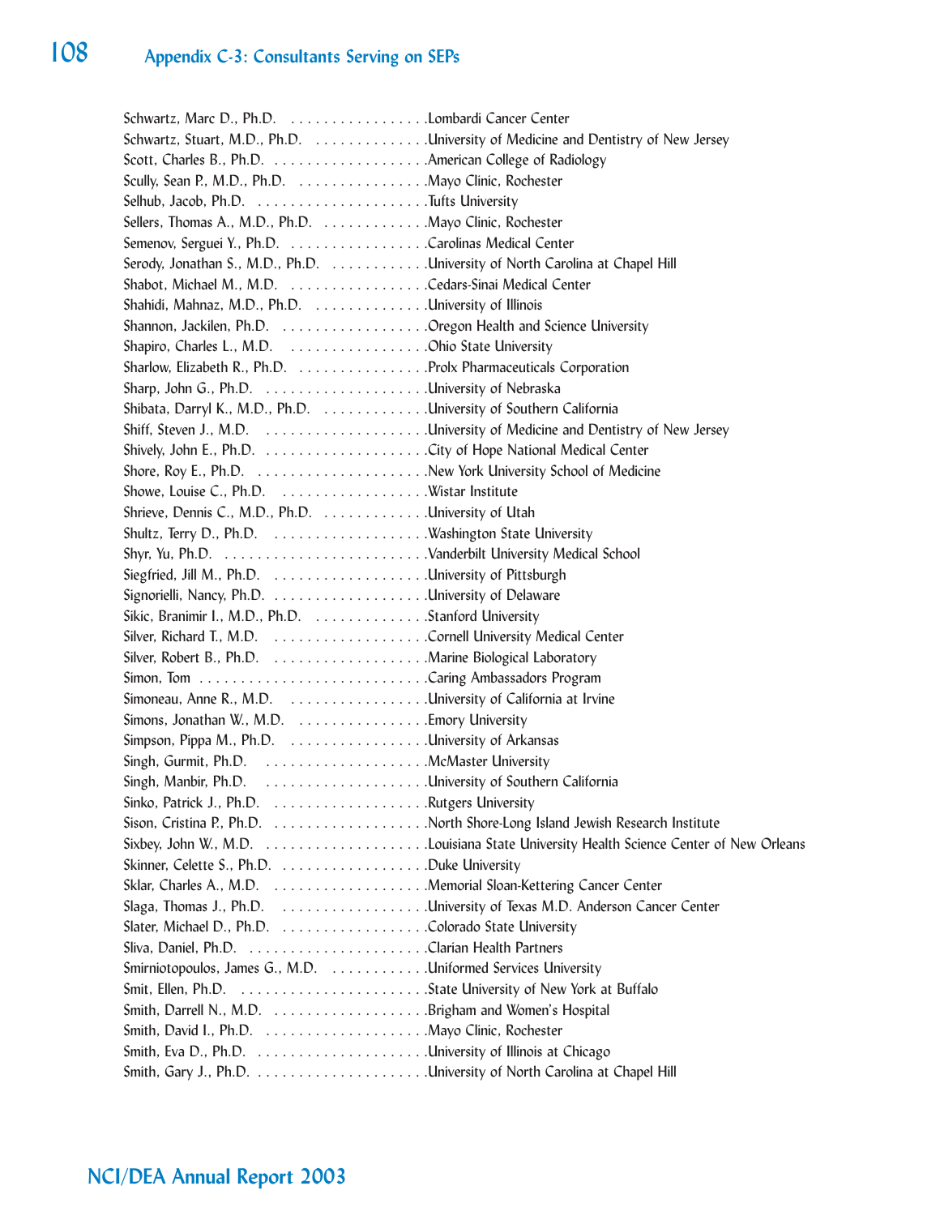## Appendix C-3: Consultants Serving on SEPs

Schwartz, Marc D., Ph.D. . . . . . . . . . . . . . . . . .Lombardi Cancer Center
Schwartz, Stuart, M.D., Ph.D. . . . . . . . . . . . . . .University of Medicine and Dentistry of New Jersey
Scott, Charles B., Ph.D. . . . . . . . . . . . . . . . . . .American College of Radiology
Scully, Sean P., M.D., Ph.D. . . . . . . . . . . . . . . .Mayo Clinic, Rochester
Selhub, Jacob, Ph.D. . . . . . . . . . . . . . . . . . . . .Tufts University
Sellers, Thomas A., M.D., Ph.D. . . . . . . . . . . . .Mayo Clinic, Rochester
Semenov, Serguei Y., Ph.D. . . . . . . . . . . . . . . .Carolinas Medical Center
Serody, Jonathan S., M.D., Ph.D. . . . . . . . . . . .University of North Carolina at Chapel Hill
Shabot, Michael M., M.D. . . . . . . . . . . . . . . . .Cedars-Sinai Medical Center
Shahidi, Mahnaz, M.D., Ph.D. . . . . . . . . . . . . .University of Illinois
Shannon, Jackilen, Ph.D. . . . . . . . . . . . . . . . . .Oregon Health and Science University
Shapiro, Charles L., M.D. . . . . . . . . . . . . . . . .Ohio State University
Sharlow, Elizabeth R., Ph.D. . . . . . . . . . . . . . . .Prolx Pharmaceuticals Corporation
Sharp, John G., Ph.D. . . . . . . . . . . . . . . . . . . .University of Nebraska
Shibata, Darryl K., M.D., Ph.D. . . . . . . . . . . . .University of Southern California
Shiff, Steven J., M.D. . . . . . . . . . . . . . . . . . . .University of Medicine and Dentistry of New Jersey
Shively, John E., Ph.D. . . . . . . . . . . . . . . . . . . .City of Hope National Medical Center
Shore, Roy E., Ph.D. . . . . . . . . . . . . . . . . . . . .New York University School of Medicine
Showe, Louise C., Ph.D. . . . . . . . . . . . . . . . . .Wistar Institute
Shrieve, Dennis C., M.D., Ph.D. . . . . . . . . . . . .University of Utah
Shultz, Terry D., Ph.D. . . . . . . . . . . . . . . . . . .Washington State University
Shyr, Yu, Ph.D. . . . . . . . . . . . . . . . . . . . . . . . .Vanderbilt University Medical School
Siegfried, Jill M., Ph.D. . . . . . . . . . . . . . . . . . .University of Pittsburgh
Signorielli, Nancy, Ph.D. . . . . . . . . . . . . . . . . . .University of Delaware
Sikic, Branimir I., M.D., Ph.D. . . . . . . . . . . . . .Stanford University
Silver, Richard T., M.D. . . . . . . . . . . . . . . . . . .Cornell University Medical Center
Silver, Robert B., Ph.D. . . . . . . . . . . . . . . . . . .Marine Biological Laboratory
Simon, Tom . . . . . . . . . . . . . . . . . . . . . . . . . . .Caring Ambassadors Program
Simoneau, Anne R., M.D. . . . . . . . . . . . . . . . .University of California at Irvine
Simons, Jonathan W., M.D. . . . . . . . . . . . . . . .Emory University
Simpson, Pippa M., Ph.D. . . . . . . . . . . . . . . . .University of Arkansas
Singh, Gurmit, Ph.D. . . . . . . . . . . . . . . . . . . .McMaster University
Singh, Manbir, Ph.D. . . . . . . . . . . . . . . . . . . .University of Southern California
Sinko, Patrick J., Ph.D. . . . . . . . . . . . . . . . . . .Rutgers University
Sison, Cristina P., Ph.D. . . . . . . . . . . . . . . . . . .North Shore-Long Island Jewish Research Institute
Sixbey, John W., M.D. . . . . . . . . . . . . . . . . . . .Louisiana State University Health Science Center of New Orleans
Skinner, Celette S., Ph.D. . . . . . . . . . . . . . . . . .Duke University
Sklar, Charles A., M.D. . . . . . . . . . . . . . . . . . .Memorial Sloan-Kettering Cancer Center
Slaga, Thomas J., Ph.D. . . . . . . . . . . . . . . . . .University of Texas M.D. Anderson Cancer Center
Slater, Michael D., Ph.D. . . . . . . . . . . . . . . . . .Colorado State University
Sliva, Daniel, Ph.D. . . . . . . . . . . . . . . . . . . . . .Clarian Health Partners
Smirniotopoulos, James G., M.D. . . . . . . . . . . .Uniformed Services University
Smit, Ellen, Ph.D. . . . . . . . . . . . . . . . . . . . . . .State University of New York at Buffalo
Smith, Darrell N., M.D. . . . . . . . . . . . . . . . . . .Brigham and Women's Hospital
Smith, David I., Ph.D. . . . . . . . . . . . . . . . . . . .Mayo Clinic, Rochester
Smith, Eva D., Ph.D. . . . . . . . . . . . . . . . . . . . .University of Illinois at Chicago
Smith, Gary J., Ph.D. . . . . . . . . . . . . . . . . . . . .University of North Carolina at Chapel Hill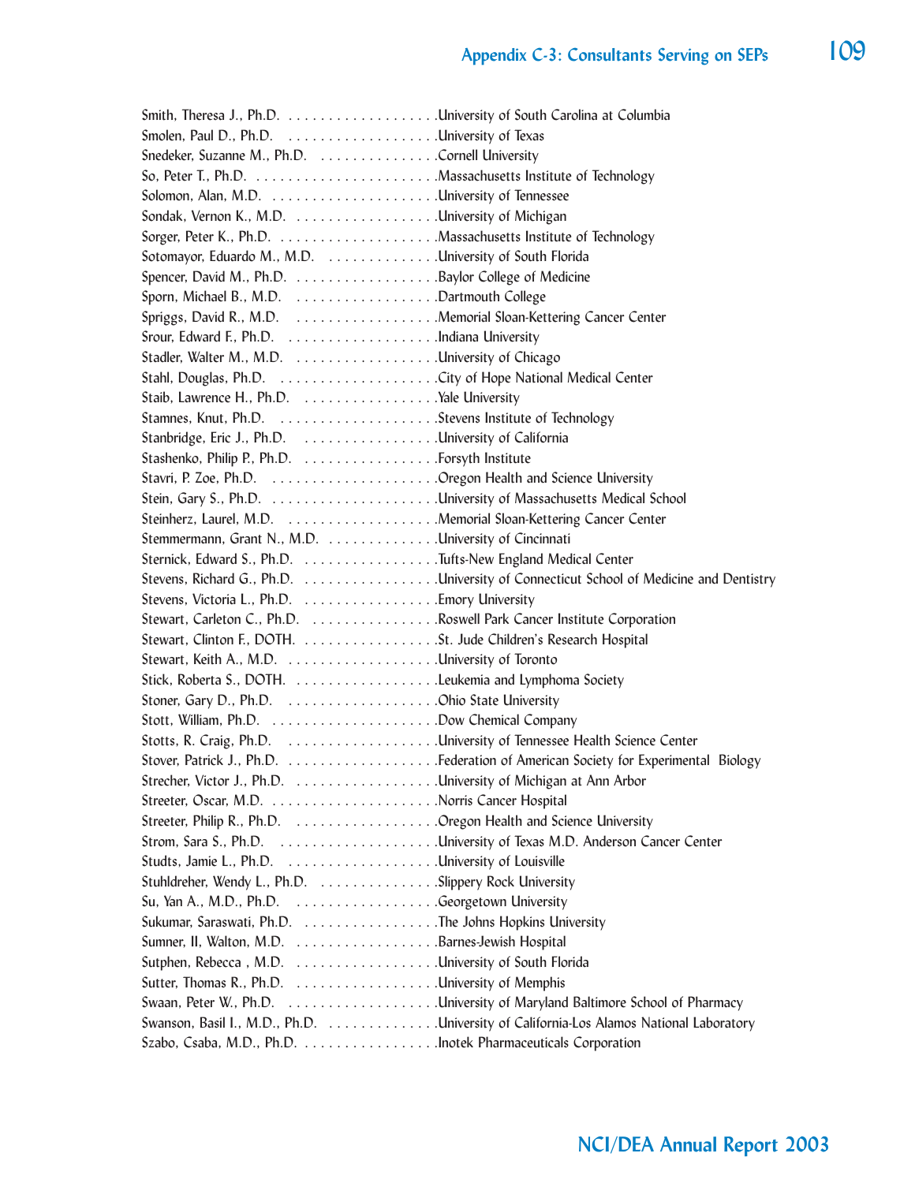Smith, Theresa J., Ph.D. . . . . . . . . . . . . . . . . . . .University of South Carolina at Columbia
Smolen, Paul D., Ph.D. . . . . . . . . . . . . . . . . . . .University of Texas
Snedeker, Suzanne M., Ph.D. . . . . . . . . . . . . . . .Cornell University
So, Peter T., Ph.D. . . . . . . . . . . . . . . . . . . . . . .Massachusetts Institute of Technology
Solomon, Alan, M.D. . . . . . . . . . . . . . . . . . . . .University of Tennessee
Sondak, Vernon K., M.D. . . . . . . . . . . . . . . . . .University of Michigan
Sorger, Peter K., Ph.D. . . . . . . . . . . . . . . . . . . .Massachusetts Institute of Technology
Sotomayor, Eduardo M., M.D. . . . . . . . . . . . . .University of South Florida
Spencer, David M., Ph.D. . . . . . . . . . . . . . . . . .Baylor College of Medicine
Sporn, Michael B., M.D. . . . . . . . . . . . . . . . . . .Dartmouth College
Spriggs, David R., M.D. . . . . . . . . . . . . . . . . . .Memorial Sloan-Kettering Cancer Center
Srour, Edward F., Ph.D. . . . . . . . . . . . . . . . . . .Indiana University
Stadler, Walter M., M.D. . . . . . . . . . . . . . . . . .University of Chicago
Stahl, Douglas, Ph.D. . . . . . . . . . . . . . . . . . . . .City of Hope National Medical Center
Staib, Lawrence H., Ph.D. . . . . . . . . . . . . . . . .Yale University
Stamnes, Knut, Ph.D. . . . . . . . . . . . . . . . . . . .Stevens Institute of Technology
Stanbridge, Eric J., Ph.D. . . . . . . . . . . . . . . . .University of California
Stashenko, Philip P., Ph.D. . . . . . . . . . . . . . . . .Forsyth Institute
Stavri, P. Zoe, Ph.D. . . . . . . . . . . . . . . . . . . . .Oregon Health and Science University
Stein, Gary S., Ph.D. . . . . . . . . . . . . . . . . . . . .University of Massachusetts Medical School
Steinherz, Laurel, M.D. . . . . . . . . . . . . . . . . . .Memorial Sloan-Kettering Cancer Center
Stemmermann, Grant N., M.D. . . . . . . . . . . . . .University of Cincinnati
Sternick, Edward S., Ph.D. . . . . . . . . . . . . . . . .Tufts-New England Medical Center
Stevens, Richard G., Ph.D. . . . . . . . . . . . . . . . .University of Connecticut School of Medicine and Dentistry
Stevens, Victoria L., Ph.D. . . . . . . . . . . . . . . . .Emory University
Stewart, Carleton C., Ph.D. . . . . . . . . . . . . . . .Roswell Park Cancer Institute Corporation
Stewart, Clinton F., DOTH. . . . . . . . . . . . . . . . .St. Jude Children's Research Hospital
Stewart, Keith A., M.D. . . . . . . . . . . . . . . . . . .University of Toronto
Stick, Roberta S., DOTH. . . . . . . . . . . . . . . . . .Leukemia and Lymphoma Society
Stoner, Gary D., Ph.D. . . . . . . . . . . . . . . . . . .Ohio State University
Stott, William, Ph.D. . . . . . . . . . . . . . . . . . . . .Dow Chemical Company
Stotts, R. Craig, Ph.D. . . . . . . . . . . . . . . . . . .University of Tennessee Health Science Center
Stover, Patrick J., Ph.D. . . . . . . . . . . . . . . . . . .Federation of American Society for Experimental Biology
Strecher, Victor J., Ph.D. . . . . . . . . . . . . . . . . .University of Michigan at Ann Arbor
Streeter, Oscar, M.D. . . . . . . . . . . . . . . . . . . . .Norris Cancer Hospital
Streeter, Philip R., Ph.D. . . . . . . . . . . . . . . . . .Oregon Health and Science University
Strom, Sara S., Ph.D. . . . . . . . . . . . . . . . . . . .University of Texas M.D. Anderson Cancer Center
Studts, Jamie L., Ph.D. . . . . . . . . . . . . . . . . . .University of Louisville
Stuhldreher, Wendy L., Ph.D. . . . . . . . . . . . . . .Slippery Rock University
Su, Yan A., M.D., Ph.D. . . . . . . . . . . . . . . . . .Georgetown University
Sukumar, Saraswati, Ph.D. . . . . . . . . . . . . . . . .The Johns Hopkins University
Sumner, II, Walton, M.D. . . . . . . . . . . . . . . . . .Barnes-Jewish Hospital
Sutphen, Rebecca , M.D. . . . . . . . . . . . . . . . . .University of South Florida
Sutter, Thomas R., Ph.D. . . . . . . . . . . . . . . . . .University of Memphis
Swaan, Peter W., Ph.D. . . . . . . . . . . . . . . . . . .University of Maryland Baltimore School of Pharmacy
Swanson, Basil I., M.D., Ph.D. . . . . . . . . . . . . .University of California-Los Alamos National Laboratory
Szabo, Csaba, M.D., Ph.D. . . . . . . . . . . . . . . . .Inotek Pharmaceuticals Corporation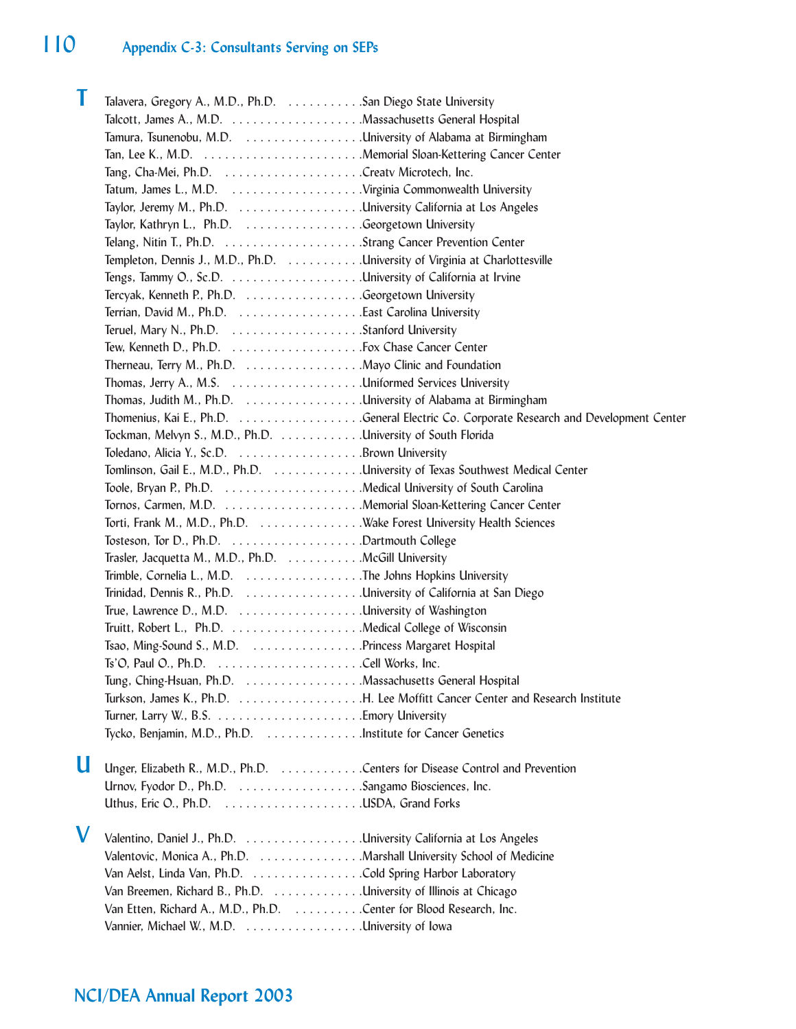# Appendix C-3: Consultants Serving on SEPs

## T

Talavera, Gregory A., M.D., Ph.D. . . . . . . . . . . .San Diego State University
Talcott, James A., M.D. . . . . . . . . . . . . . . . . . . .Massachusetts General Hospital
Tamura, Tsunenobu, M.D. . . . . . . . . . . . . . . . . .University of Alabama at Birmingham
Tan, Lee K., M.D. . . . . . . . . . . . . . . . . . . . . . . .Memorial Sloan-Kettering Cancer Center
Tang, Cha-Mei, Ph.D. . . . . . . . . . . . . . . . . . . . .Creatv Microtech, Inc.
Tatum, James L., M.D. . . . . . . . . . . . . . . . . . . .Virginia Commonwealth University
Taylor, Jeremy M., Ph.D. . . . . . . . . . . . . . . . . .University California at Los Angeles
Taylor, Kathryn L., Ph.D. . . . . . . . . . . . . . . . . .Georgetown University
Telang, Nitin T., Ph.D. . . . . . . . . . . . . . . . . . . .Strang Cancer Prevention Center
Templeton, Dennis J., M.D., Ph.D. . . . . . . . . . . .University of Virginia at Charlottesville
Tengs, Tammy O., Sc.D. . . . . . . . . . . . . . . . . . .University of California at Irvine
Tercyak, Kenneth P., Ph.D. . . . . . . . . . . . . . . . .Georgetown University
Terrian, David M., Ph.D. . . . . . . . . . . . . . . . . . .East Carolina University
Teruel, Mary N., Ph.D. . . . . . . . . . . . . . . . . . . .Stanford University
Tew, Kenneth D., Ph.D. . . . . . . . . . . . . . . . . . . .Fox Chase Cancer Center
Therneau, Terry M., Ph.D. . . . . . . . . . . . . . . . . .Mayo Clinic and Foundation
Thomas, Jerry A., M.S. . . . . . . . . . . . . . . . . . . .Uniformed Services University
Thomas, Judith M., Ph.D. . . . . . . . . . . . . . . . . .University of Alabama at Birmingham
Thomenius, Kai E., Ph.D. . . . . . . . . . . . . . . . . .General Electric Co. Corporate Research and Development Center
Tockman, Melvyn S., M.D., Ph.D. . . . . . . . . . . . .University of South Florida
Toledano, Alicia Y., Sc.D. . . . . . . . . . . . . . . . . .Brown University
Tomlinson, Gail E., M.D., Ph.D. . . . . . . . . . . . . .University of Texas Southwest Medical Center
Toole, Bryan P., Ph.D. . . . . . . . . . . . . . . . . . . .Medical University of South Carolina
Tornos, Carmen, M.D. . . . . . . . . . . . . . . . . . . . .Memorial Sloan-Kettering Cancer Center
Torti, Frank M., M.D., Ph.D. . . . . . . . . . . . . . . .Wake Forest University Health Sciences
Tosteson, Tor D., Ph.D. . . . . . . . . . . . . . . . . . . .Dartmouth College
Trasler, Jacquetta M., M.D., Ph.D. . . . . . . . . . . .McGill University
Trimble, Cornelia L., M.D. . . . . . . . . . . . . . . . . .The Johns Hopkins University
Trinidad, Dennis R., Ph.D. . . . . . . . . . . . . . . . .University of California at San Diego
True, Lawrence D., M.D. . . . . . . . . . . . . . . . . . .University of Washington
Truitt, Robert L., Ph.D. . . . . . . . . . . . . . . . . . . .Medical College of Wisconsin
Tsao, Ming-Sound S., M.D. . . . . . . . . . . . . . . . .Princess Margaret Hospital
Ts'O, Paul O., Ph.D. . . . . . . . . . . . . . . . . . . . . .Cell Works, Inc.
Tung, Ching-Hsuan, Ph.D. . . . . . . . . . . . . . . . . .Massachusetts General Hospital
Turkson, James K., Ph.D. . . . . . . . . . . . . . . . . .H. Lee Moffitt Cancer Center and Research Institute
Turner, Larry W., B.S. . . . . . . . . . . . . . . . . . . . .Emory University
Tycko, Benjamin, M.D., Ph.D. . . . . . . . . . . . . . .Institute for Cancer Genetics

## U

Unger, Elizabeth R., M.D., Ph.D. . . . . . . . . . . . .Centers for Disease Control and Prevention
Urnov, Fyodor D., Ph.D. . . . . . . . . . . . . . . . . . .Sangamo Biosciences, Inc.
Uthus, Eric O., Ph.D. . . . . . . . . . . . . . . . . . . . .USDA, Grand Forks

## V

Valentino, Daniel J., Ph.D. . . . . . . . . . . . . . . . .University California at Los Angeles
Valentovic, Monica A., Ph.D. . . . . . . . . . . . . . .Marshall University School of Medicine
Van Aelst, Linda Van, Ph.D. . . . . . . . . . . . . . . .Cold Spring Harbor Laboratory
Van Breemen, Richard B., Ph.D. . . . . . . . . . . . .University of Illinois at Chicago
Van Etten, Richard A., M.D., Ph.D. . . . . . . . . . .Center for Blood Research, Inc.
Vannier, Michael W., M.D. . . . . . . . . . . . . . . . . .University of Iowa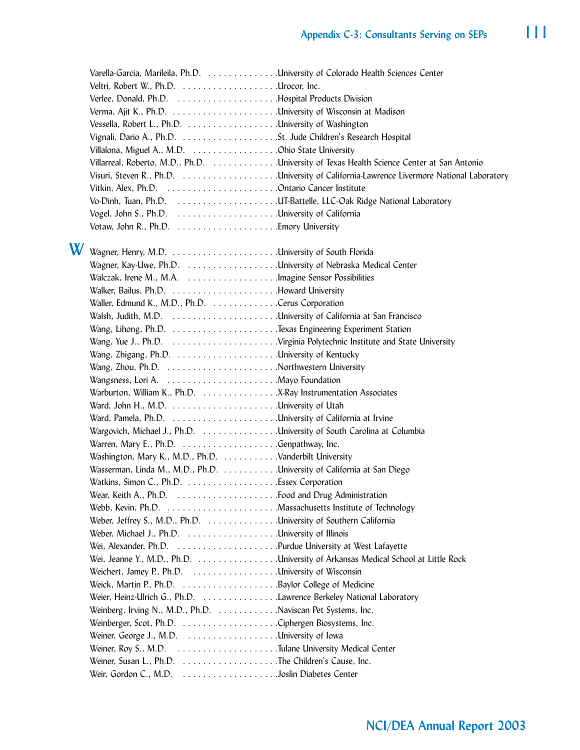Varella-Garcia, Marileila, Ph.D. . . . . . . . . . . . . . .University of Colorado Health Sciences Center
Veltri, Robert W., Ph.D. . . . . . . . . . . . . . . . . . . .Urocor, Inc.
Verlee, Donald, Ph.D. . . . . . . . . . . . . . . . . . . . .Hospital Products Division
Verma, Ajit K., Ph.D. . . . . . . . . . . . . . . . . . . . . .University of Wisconsin at Madison
Vessella, Robert L., Ph.D. . . . . . . . . . . . . . . . . . .University of Washington
Vignali, Dario A., Ph.D. . . . . . . . . . . . . . . . . . . .St. Jude Children's Research Hospital
Villalona, Miguel A., M.D. . . . . . . . . . . . . . . . . .Ohio State University
Villarreal, Roberto, M.D., Ph.D. . . . . . . . . . . . . .University of Texas Health Science Center at San Antonio
Visuri, Steven R., Ph.D. . . . . . . . . . . . . . . . . . . .University of California-Lawrence Livermore National Laboratory
Vitkin, Alex, Ph.D. . . . . . . . . . . . . . . . . . . . . . .Ontario Cancer Institute
Vo-Dinh, Tuan, Ph.D. . . . . . . . . . . . . . . . . . . . .UT-Battelle, LLC-Oak Ridge National Laboratory
Vogel, John S., Ph.D. . . . . . . . . . . . . . . . . . . . .University of California
Votaw, John R., Ph.D. . . . . . . . . . . . . . . . . . . . .Emory University

## W

Wagner, Henry, M.D. . . . . . . . . . . . . . . . . . . . . .University of South Florida
Wagner, Kay-Uwe, Ph.D. . . . . . . . . . . . . . . . . . .University of Nebraska Medical Center
Walczak, Irene M., M.A. . . . . . . . . . . . . . . . . . .Imagine Sensor Possibilities
Walker, Bailus, Ph.D. . . . . . . . . . . . . . . . . . . . . .Howard University
Waller, Edmund K., M.D., Ph.D. . . . . . . . . . . . . .Cerus Corporation
Walsh, Judith, M.D. . . . . . . . . . . . . . . . . . . . . .University of California at San Francisco
Wang, Lihong, Ph.D. . . . . . . . . . . . . . . . . . . . . .Texas Engineering Experiment Station
Wang, Yue J., Ph.D. . . . . . . . . . . . . . . . . . . . . .Virginia Polytechnic Institute and State University
Wang, Zhigang, Ph.D. . . . . . . . . . . . . . . . . . . . .University of Kentucky
Wang, Zhou, Ph.D. . . . . . . . . . . . . . . . . . . . . . .Northwestern University
Wangsness, Lori A. . . . . . . . . . . . . . . . . . . . . . .Mayo Foundation
Warburton, William K., Ph.D. . . . . . . . . . . . . . . .X-Ray Instrumentation Associates
Ward, John H., M.D. . . . . . . . . . . . . . . . . . . . . .University of Utah
Ward, Pamela, Ph.D. . . . . . . . . . . . . . . . . . . . . .University of California at Irvine
Wargovich, Michael J., Ph.D. . . . . . . . . . . . . . . .University of South Carolina at Columbia
Warren, Mary E., Ph.D. . . . . . . . . . . . . . . . . . . .Genpathway, Inc.
Washington, Mary K., M.D., Ph.D. . . . . . . . . . . .Vanderbilt University
Wasserman, Linda M., M.D., Ph.D. . . . . . . . . . . .University of California at San Diego
Watkins, Simon C., Ph.D. . . . . . . . . . . . . . . . . . .Essex Corporation
Wear, Keith A., Ph.D. . . . . . . . . . . . . . . . . . . . .Food and Drug Administration
Webb, Kevin, Ph.D. . . . . . . . . . . . . . . . . . . . . . .Massachusetts Institute of Technology
Weber, Jeffrey S., M.D., Ph.D. . . . . . . . . . . . . . .University of Southern California
Weber, Michael J., Ph.D. . . . . . . . . . . . . . . . . . .University of Illinois
Wei, Alexander, Ph.D. . . . . . . . . . . . . . . . . . . . .Purdue University at West Lafayette
Wei, Jeanne Y., M.D., Ph.D. . . . . . . . . . . . . . . . .University of Arkansas Medical School at Little Rock
Weichert, Jamey P., Ph.D. . . . . . . . . . . . . . . . . .University of Wisconsin
Weick, Martin P., Ph.D. . . . . . . . . . . . . . . . . . . .Baylor College of Medicine
Weier, Heinz-Ulrich G., Ph.D. . . . . . . . . . . . . . . .Lawrence Berkeley National Laboratory
Weinberg, Irving N., M.D., Ph.D. . . . . . . . . . . . .Naviscan Pet Systems, Inc.
Weinberger, Scot, Ph.D. . . . . . . . . . . . . . . . . . . .Ciphergen Biosystems, Inc.
Weiner, George J., M.D. . . . . . . . . . . . . . . . . . .University of Iowa
Weiner, Roy S., M.D. . . . . . . . . . . . . . . . . . . . .Tulane University Medical Center
Weiner, Susan L., Ph.D. . . . . . . . . . . . . . . . . . . .The Children's Cause, Inc.
Weir, Gordon C., M.D. . . . . . . . . . . . . . . . . . . .Joslin Diabetes Center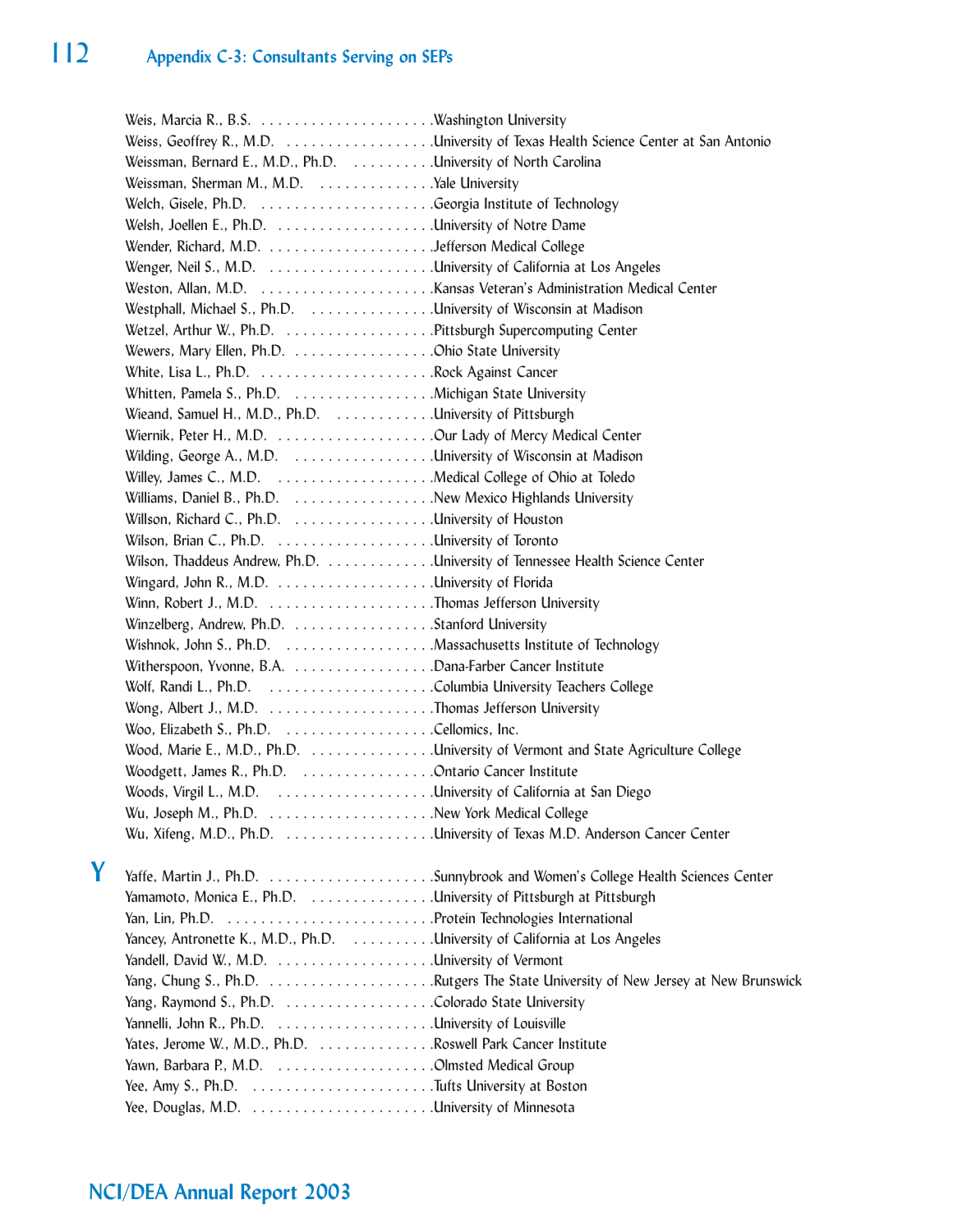Weis, Marcia R., B.S. . . . . . . . . . . . . . . . . . . . . . .Washington University
Weiss, Geoffrey R., M.D. . . . . . . . . . . . . . . . . . .University of Texas Health Science Center at San Antonio
Weissman, Bernard E., M.D., Ph.D. . . . . . . . . . .University of North Carolina
Weissman, Sherman M., M.D. . . . . . . . . . . . . . .Yale University
Welch, Gisele, Ph.D. . . . . . . . . . . . . . . . . . . . . .Georgia Institute of Technology
Welsh, Joellen E., Ph.D. . . . . . . . . . . . . . . . . . . .University of Notre Dame
Wender, Richard, M.D. . . . . . . . . . . . . . . . . . . . .Jefferson Medical College
Wenger, Neil S., M.D. . . . . . . . . . . . . . . . . . . . .University of California at Los Angeles
Weston, Allan, M.D. . . . . . . . . . . . . . . . . . . . . .Kansas Veteran's Administration Medical Center
Westphall, Michael S., Ph.D. . . . . . . . . . . . . . . .University of Wisconsin at Madison
Wetzel, Arthur W., Ph.D. . . . . . . . . . . . . . . . . . .Pittsburgh Supercomputing Center
Wewers, Mary Ellen, Ph.D. . . . . . . . . . . . . . . . . .Ohio State University
White, Lisa L., Ph.D. . . . . . . . . . . . . . . . . . . . . .Rock Against Cancer
Whitten, Pamela S., Ph.D. . . . . . . . . . . . . . . . . .Michigan State University
Wieand, Samuel H., M.D., Ph.D. . . . . . . . . . . . .University of Pittsburgh
Wiernik, Peter H., M.D. . . . . . . . . . . . . . . . . . . .Our Lady of Mercy Medical Center
Wilding, George A., M.D. . . . . . . . . . . . . . . . . .University of Wisconsin at Madison
Willey, James C., M.D. . . . . . . . . . . . . . . . . . . .Medical College of Ohio at Toledo
Williams, Daniel B., Ph.D. . . . . . . . . . . . . . . . . .New Mexico Highlands University
Willson, Richard C., Ph.D. . . . . . . . . . . . . . . . . .University of Houston
Wilson, Brian C., Ph.D. . . . . . . . . . . . . . . . . . . .University of Toronto
Wilson, Thaddeus Andrew, Ph.D. . . . . . . . . . . . .University of Tennessee Health Science Center
Wingard, John R., M.D. . . . . . . . . . . . . . . . . . . .University of Florida
Winn, Robert J., M.D. . . . . . . . . . . . . . . . . . . . .Thomas Jefferson University
Winzelberg, Andrew, Ph.D. . . . . . . . . . . . . . . . . .Stanford University
Wishnok, John S., Ph.D. . . . . . . . . . . . . . . . . . .Massachusetts Institute of Technology
Witherspoon, Yvonne, B.A. . . . . . . . . . . . . . . . . .Dana-Farber Cancer Institute
Wolf, Randi L., Ph.D. . . . . . . . . . . . . . . . . . . . .Columbia University Teachers College
Wong, Albert J., M.D. . . . . . . . . . . . . . . . . . . . .Thomas Jefferson University
Woo, Elizabeth S., Ph.D. . . . . . . . . . . . . . . . . . .Cellomics, Inc.
Wood, Marie E., M.D., Ph.D. . . . . . . . . . . . . . . .University of Vermont and State Agriculture College
Woodgett, James R., Ph.D. . . . . . . . . . . . . . . . .Ontario Cancer Institute
Woods, Virgil L., M.D. . . . . . . . . . . . . . . . . . . .University of California at San Diego
Wu, Joseph M., Ph.D. . . . . . . . . . . . . . . . . . . . .New York Medical College
Wu, Xifeng, M.D., Ph.D. . . . . . . . . . . . . . . . . . .University of Texas M.D. Anderson Cancer Center

## Y

Yaffe, Martin J., Ph.D. . . . . . . . . . . . . . . . . . . . .Sunnybrook and Women's College Health Sciences Center
Yamamoto, Monica E., Ph.D. . . . . . . . . . . . . . . .University of Pittsburgh at Pittsburgh
Yan, Lin, Ph.D. . . . . . . . . . . . . . . . . . . . . . . . .Protein Technologies International
Yancey, Antronette K., M.D., Ph.D. . . . . . . . . . .University of California at Los Angeles
Yandell, David W., M.D. . . . . . . . . . . . . . . . . . .University of Vermont
Yang, Chung S., Ph.D. . . . . . . . . . . . . . . . . . . . .Rutgers The State University of New Jersey at New Brunswick
Yang, Raymond S., Ph.D. . . . . . . . . . . . . . . . . . .Colorado State University
Yannelli, John R., Ph.D. . . . . . . . . . . . . . . . . . . .University of Louisville
Yates, Jerome W., M.D., Ph.D. . . . . . . . . . . . . . .Roswell Park Cancer Institute
Yawn, Barbara P., M.D. . . . . . . . . . . . . . . . . . . .Olmsted Medical Group
Yee, Amy S., Ph.D. . . . . . . . . . . . . . . . . . . . . . .Tufts University at Boston
Yee, Douglas, M.D. . . . . . . . . . . . . . . . . . . . . . .University of Minnesota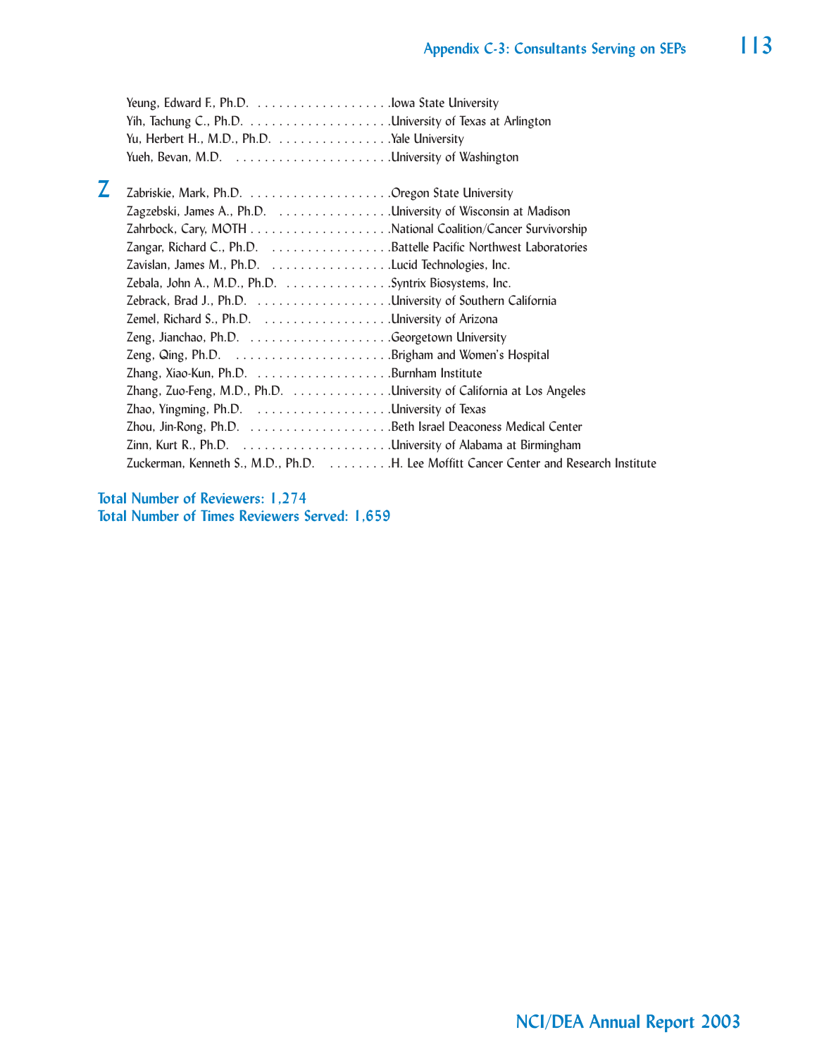Yeung, Edward F., Ph.D. . . . . . . . . . . . . . . . . . . . .Iowa State University
Yih, Tachung C., Ph.D. . . . . . . . . . . . . . . . . . . . .University of Texas at Arlington
Yu, Herbert H., M.D., Ph.D. . . . . . . . . . . . . . . . .Yale University
Yueh, Bevan, M.D. . . . . . . . . . . . . . . . . . . . . . .University of Washington

## Z

Zabriskie, Mark, Ph.D. . . . . . . . . . . . . . . . . . . . .Oregon State University
Zagzebski, James A., Ph.D. . . . . . . . . . . . . . . . .University of Wisconsin at Madison
Zahrbock, Cary, MOTH . . . . . . . . . . . . . . . . . . . .National Coalition/Cancer Survivorship
Zangar, Richard C., Ph.D. . . . . . . . . . . . . . . . . .Battelle Pacific Northwest Laboratories
Zavislan, James M., Ph.D. . . . . . . . . . . . . . . . . .Lucid Technologies, Inc.
Zebala, John A., M.D., Ph.D. . . . . . . . . . . . . . . .Syntrix Biosystems, Inc.
Zebrack, Brad J., Ph.D. . . . . . . . . . . . . . . . . . . .University of Southern California
Zemel, Richard S., Ph.D. . . . . . . . . . . . . . . . . . .University of Arizona
Zeng, Jianchao, Ph.D. . . . . . . . . . . . . . . . . . . . .Georgetown University
Zeng, Qing, Ph.D. . . . . . . . . . . . . . . . . . . . . . .Brigham and Women's Hospital
Zhang, Xiao-Kun, Ph.D. . . . . . . . . . . . . . . . . . . .Burnham Institute
Zhang, Zuo-Feng, M.D., Ph.D. . . . . . . . . . . . . . .University of California at Los Angeles
Zhao, Yingming, Ph.D. . . . . . . . . . . . . . . . . . . .University of Texas
Zhou, Jin-Rong, Ph.D. . . . . . . . . . . . . . . . . . . . .Beth Israel Deaconess Medical Center
Zinn, Kurt R., Ph.D. . . . . . . . . . . . . . . . . . . . . .University of Alabama at Birmingham
Zuckerman, Kenneth S., M.D., Ph.D. . . . . . . . . .H. Lee Moffitt Cancer Center and Research Institute

**Total Number of Reviewers: 1,274**
**Total Number of Times Reviewers Served: 1,659**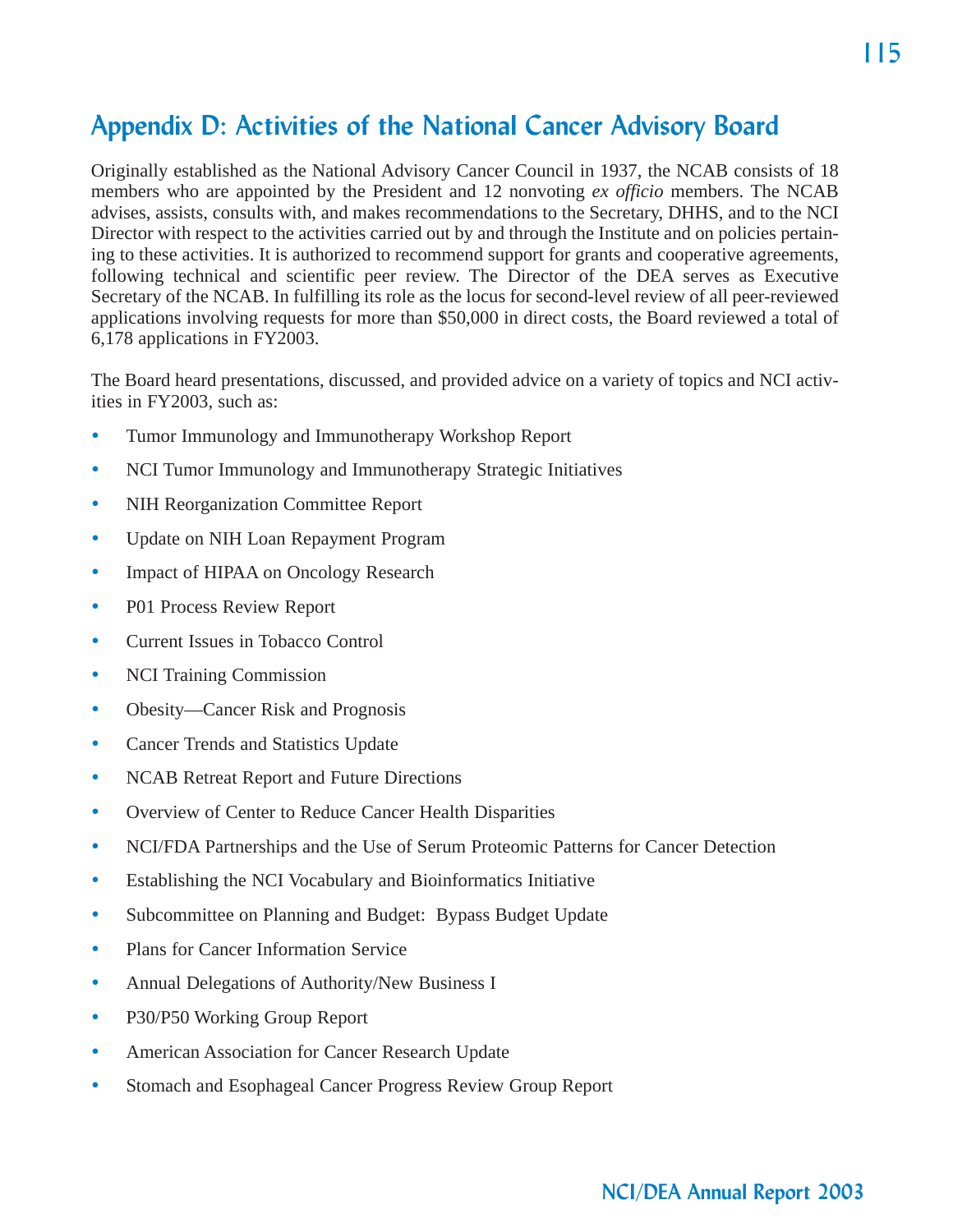# Appendix D: Activities of the National Cancer Advisory Board

Originally established as the National Advisory Cancer Council in 1937, the NCAB consists of 18 members who are appointed by the President and 12 nonvoting *ex officio* members. The NCAB advises, assists, consults with, and makes recommendations to the Secretary, DHHS, and to the NCI Director with respect to the activities carried out by and through the Institute and on policies pertaining to these activities. It is authorized to recommend support for grants and cooperative agreements, following technical and scientific peer review. The Director of the DEA serves as Executive Secretary of the NCAB. In fulfilling its role as the locus for second-level review of all peer-reviewed applications involving requests for more than $50,000 in direct costs, the Board reviewed a total of 6,178 applications in FY2003.

The Board heard presentations, discussed, and provided advice on a variety of topics and NCI activities in FY2003, such as:

- Tumor Immunology and Immunotherapy Workshop Report
- NCI Tumor Immunology and Immunotherapy Strategic Initiatives
- NIH Reorganization Committee Report
- Update on NIH Loan Repayment Program
- Impact of HIPAA on Oncology Research
- P01 Process Review Report
- Current Issues in Tobacco Control
- NCI Training Commission
- Obesity—Cancer Risk and Prognosis
- Cancer Trends and Statistics Update
- NCAB Retreat Report and Future Directions
- Overview of Center to Reduce Cancer Health Disparities
- NCI/FDA Partnerships and the Use of Serum Proteomic Patterns for Cancer Detection
- Establishing the NCI Vocabulary and Bioinformatics Initiative
- Subcommittee on Planning and Budget: Bypass Budget Update
- Plans for Cancer Information Service
- Annual Delegations of Authority/New Business I
- P30/P50 Working Group Report
- American Association for Cancer Research Update
- Stomach and Esophageal Cancer Progress Review Group Report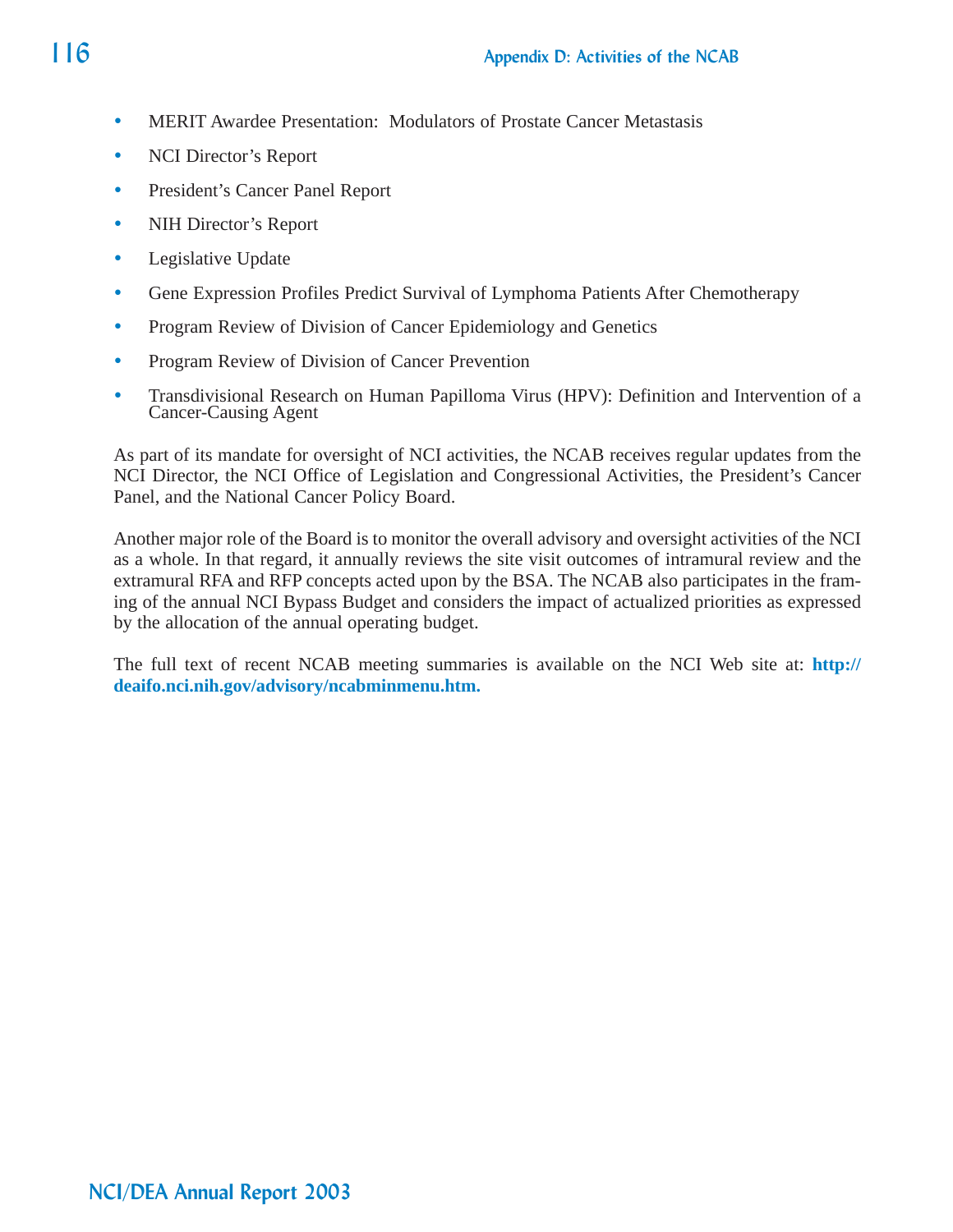- MERIT Awardee Presentation: Modulators of Prostate Cancer Metastasis
- NCI Director's Report
- President's Cancer Panel Report
- NIH Director's Report
- Legislative Update
- Gene Expression Profiles Predict Survival of Lymphoma Patients After Chemotherapy
- Program Review of Division of Cancer Epidemiology and Genetics
- Program Review of Division of Cancer Prevention
- Transdivisional Research on Human Papilloma Virus (HPV): Definition and Intervention of a Cancer-Causing Agent

As part of its mandate for oversight of NCI activities, the NCAB receives regular updates from the NCI Director, the NCI Office of Legislation and Congressional Activities, the President's Cancer Panel, and the National Cancer Policy Board.

Another major role of the Board is to monitor the overall advisory and oversight activities of the NCI as a whole. In that regard, it annually reviews the site visit outcomes of intramural review and the extramural RFA and RFP concepts acted upon by the BSA. The NCAB also participates in the framing of the annual NCI Bypass Budget and considers the impact of actualized priorities as expressed by the allocation of the annual operating budget.

The full text of recent NCAB meeting summaries is available on the NCI Web site at: **http://deaifo.nci.nih.gov/advisory/ncabminmenu.htm.**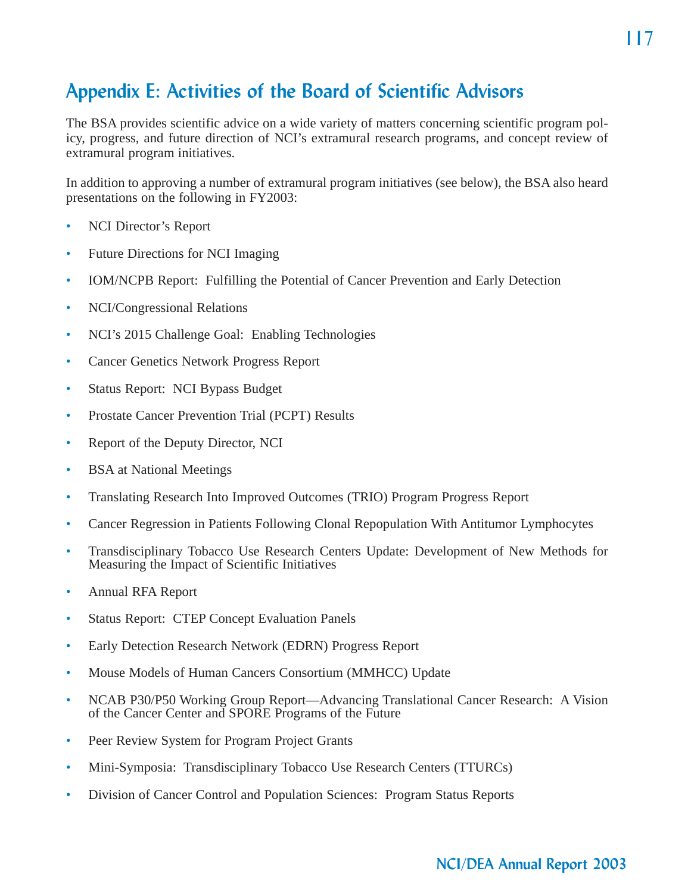# Appendix E: Activities of the Board of Scientific Advisors

The BSA provides scientific advice on a wide variety of matters concerning scientific program policy, progress, and future direction of NCI's extramural research programs, and concept review of extramural program initiatives.

In addition to approving a number of extramural program initiatives (see below), the BSA also heard presentations on the following in FY2003:

- NCI Director's Report
- Future Directions for NCI Imaging
- IOM/NCPB Report: Fulfilling the Potential of Cancer Prevention and Early Detection
- NCI/Congressional Relations
- NCI's 2015 Challenge Goal: Enabling Technologies
- Cancer Genetics Network Progress Report
- Status Report: NCI Bypass Budget
- Prostate Cancer Prevention Trial (PCPT) Results
- Report of the Deputy Director, NCI
- BSA at National Meetings
- Translating Research Into Improved Outcomes (TRIO) Program Progress Report
- Cancer Regression in Patients Following Clonal Repopulation With Antitumor Lymphocytes
- Transdisciplinary Tobacco Use Research Centers Update: Development of New Methods for Measuring the Impact of Scientific Initiatives
- Annual RFA Report
- Status Report: CTEP Concept Evaluation Panels
- Early Detection Research Network (EDRN) Progress Report
- Mouse Models of Human Cancers Consortium (MMHCC) Update
- NCAB P30/P50 Working Group Report—Advancing Translational Cancer Research: A Vision of the Cancer Center and SPORE Programs of the Future
- Peer Review System for Program Project Grants
- Mini-Symposia: Transdisciplinary Tobacco Use Research Centers (TTURCs)
- Division of Cancer Control and Population Sciences: Program Status Reports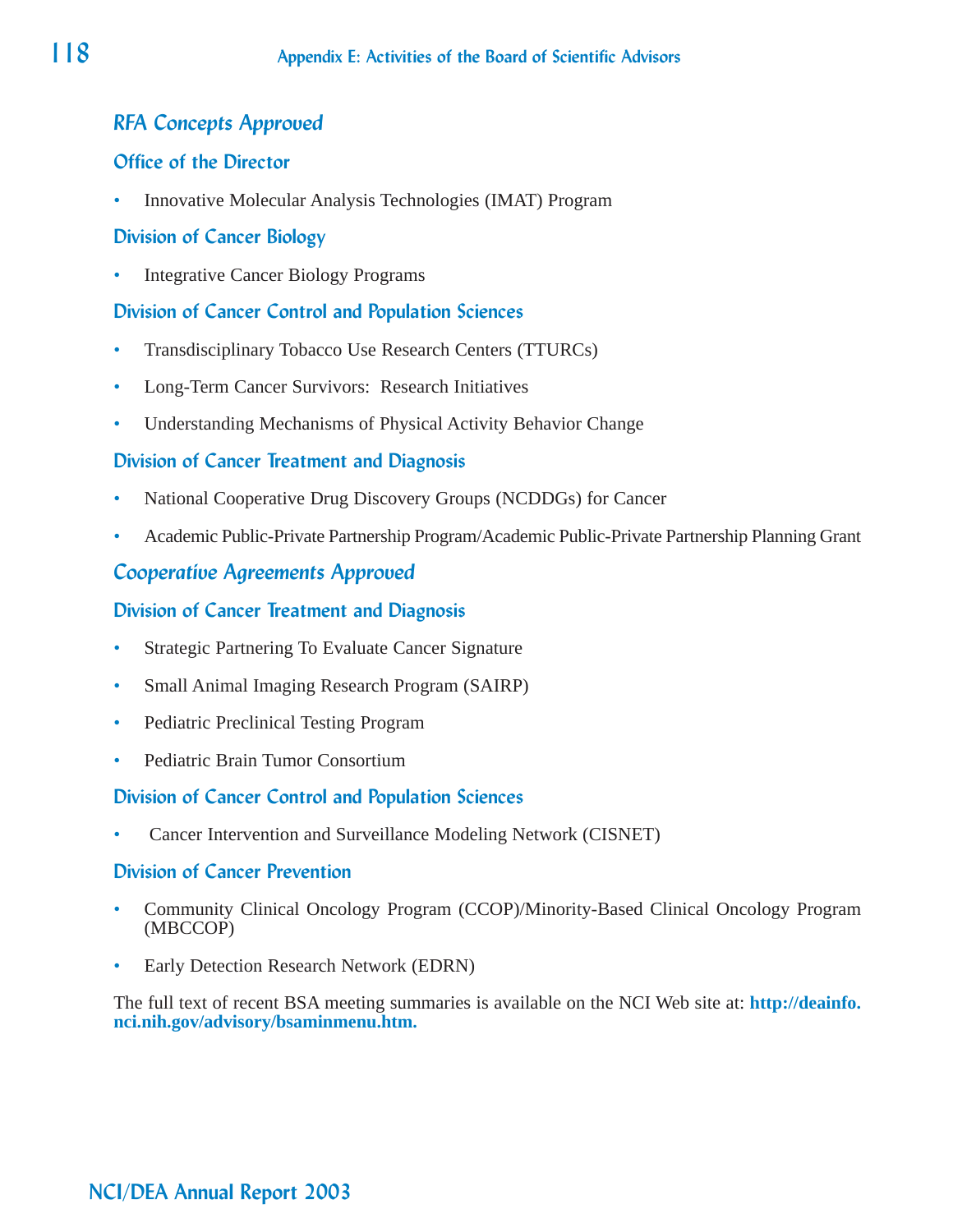## RFA Concepts Approved

### Office of the Director

- Innovative Molecular Analysis Technologies (IMAT) Program

### Division of Cancer Biology

- Integrative Cancer Biology Programs

### Division of Cancer Control and Population Sciences

- Transdisciplinary Tobacco Use Research Centers (TTURCs)
- Long-Term Cancer Survivors: Research Initiatives
- Understanding Mechanisms of Physical Activity Behavior Change

### Division of Cancer Treatment and Diagnosis

- National Cooperative Drug Discovery Groups (NCDDGs) for Cancer
- Academic Public-Private Partnership Program/Academic Public-Private Partnership Planning Grant

## Cooperative Agreements Approved

### Division of Cancer Treatment and Diagnosis

- Strategic Partnering To Evaluate Cancer Signature
- Small Animal Imaging Research Program (SAIRP)
- Pediatric Preclinical Testing Program
- Pediatric Brain Tumor Consortium

### Division of Cancer Control and Population Sciences

- Cancer Intervention and Surveillance Modeling Network (CISNET)

### Division of Cancer Prevention

- Community Clinical Oncology Program (CCOP)/Minority-Based Clinical Oncology Program (MBCCOP)
- Early Detection Research Network (EDRN)

The full text of recent BSA meeting summaries is available on the NCI Web site at: **http://deainfo.nci.nih.gov/advisory/bsaminmenu.htm.**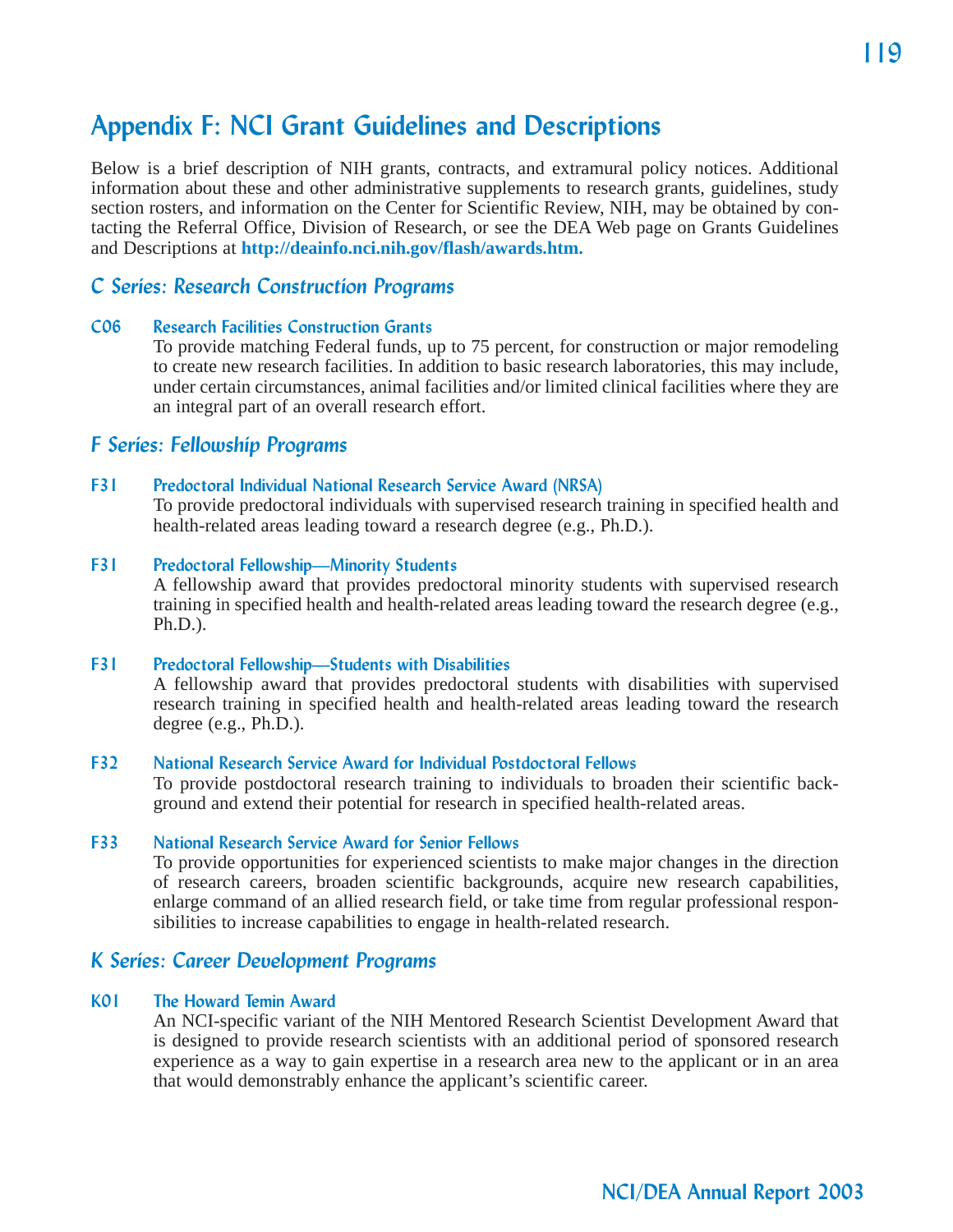# Appendix F: NCI Grant Guidelines and Descriptions

Below is a brief description of NIH grants, contracts, and extramural policy notices. Additional information about these and other administrative supplements to research grants, guidelines, study section rosters, and information on the Center for Scientific Review, NIH, may be obtained by contacting the Referral Office, Division of Research, or see the DEA Web page on Grants Guidelines and Descriptions at **http://deainfo.nci.nih.gov/flash/awards.htm.**

## C Series: Research Construction Programs

### C06 Research Facilities Construction Grants

To provide matching Federal funds, up to 75 percent, for construction or major remodeling to create new research facilities. In addition to basic research laboratories, this may include, under certain circumstances, animal facilities and/or limited clinical facilities where they are an integral part of an overall research effort.

## F Series: Fellowship Programs

### F31 Predoctoral Individual National Research Service Award (NRSA)

To provide predoctoral individuals with supervised research training in specified health and health-related areas leading toward a research degree (e.g., Ph.D.).

### F31 Predoctoral Fellowship—Minority Students

A fellowship award that provides predoctoral minority students with supervised research training in specified health and health-related areas leading toward the research degree (e.g., Ph.D.).

### F31 Predoctoral Fellowship—Students with Disabilities

A fellowship award that provides predoctoral students with disabilities with supervised research training in specified health and health-related areas leading toward the research degree (e.g., Ph.D.).

### F32 National Research Service Award for Individual Postdoctoral Fellows

To provide postdoctoral research training to individuals to broaden their scientific background and extend their potential for research in specified health-related areas.

### F33 National Research Service Award for Senior Fellows

To provide opportunities for experienced scientists to make major changes in the direction of research careers, broaden scientific backgrounds, acquire new research capabilities, enlarge command of an allied research field, or take time from regular professional responsibilities to increase capabilities to engage in health-related research.

## K Series: Career Development Programs

### K01 The Howard Temin Award

An NCI-specific variant of the NIH Mentored Research Scientist Development Award that is designed to provide research scientists with an additional period of sponsored research experience as a way to gain expertise in a research area new to the applicant or in an area that would demonstrably enhance the applicant's scientific career.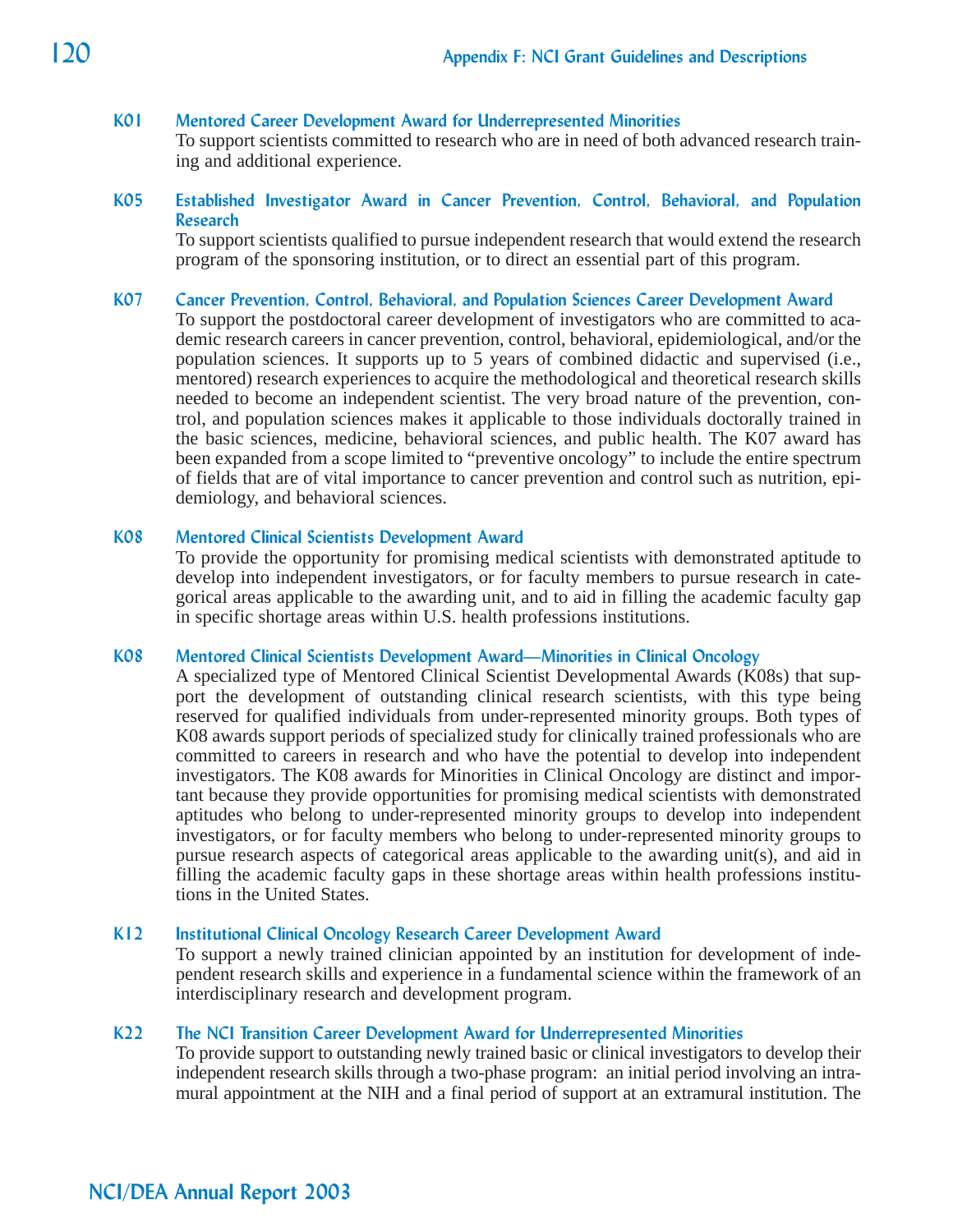**K01 Mentored Career Development Award for Underrepresented Minorities**
To support scientists committed to research who are in need of both advanced research training and additional experience.

**K05 Established Investigator Award in Cancer Prevention, Control, Behavioral, and Population Research**
To support scientists qualified to pursue independent research that would extend the research program of the sponsoring institution, or to direct an essential part of this program.

**K07 Cancer Prevention, Control, Behavioral, and Population Sciences Career Development Award**
To support the postdoctoral career development of investigators who are committed to academic research careers in cancer prevention, control, behavioral, epidemiological, and/or the population sciences. It supports up to 5 years of combined didactic and supervised (i.e., mentored) research experiences to acquire the methodological and theoretical research skills needed to become an independent scientist. The very broad nature of the prevention, control, and population sciences makes it applicable to those individuals doctorally trained in the basic sciences, medicine, behavioral sciences, and public health. The K07 award has been expanded from a scope limited to "preventive oncology" to include the entire spectrum of fields that are of vital importance to cancer prevention and control such as nutrition, epidemiology, and behavioral sciences.

**K08 Mentored Clinical Scientists Development Award**
To provide the opportunity for promising medical scientists with demonstrated aptitude to develop into independent investigators, or for faculty members to pursue research in categorical areas applicable to the awarding unit, and to aid in filling the academic faculty gap in specific shortage areas within U.S. health professions institutions.

**K08 Mentored Clinical Scientists Development Award—Minorities in Clinical Oncology**
A specialized type of Mentored Clinical Scientist Developmental Awards (K08s) that support the development of outstanding clinical research scientists, with this type being reserved for qualified individuals from under-represented minority groups. Both types of K08 awards support periods of specialized study for clinically trained professionals who are committed to careers in research and who have the potential to develop into independent investigators. The K08 awards for Minorities in Clinical Oncology are distinct and important because they provide opportunities for promising medical scientists with demonstrated aptitudes who belong to under-represented minority groups to develop into independent investigators, or for faculty members who belong to under-represented minority groups to pursue research aspects of categorical areas applicable to the awarding unit(s), and aid in filling the academic faculty gaps in these shortage areas within health professions institutions in the United States.

**K12 Institutional Clinical Oncology Research Career Development Award**
To support a newly trained clinician appointed by an institution for development of independent research skills and experience in a fundamental science within the framework of an interdisciplinary research and development program.

**K22 The NCI Transition Career Development Award for Underrepresented Minorities**
To provide support to outstanding newly trained basic or clinical investigators to develop their independent research skills through a two-phase program: an initial period involving an intramural appointment at the NIH and a final period of support at an extramural institution. The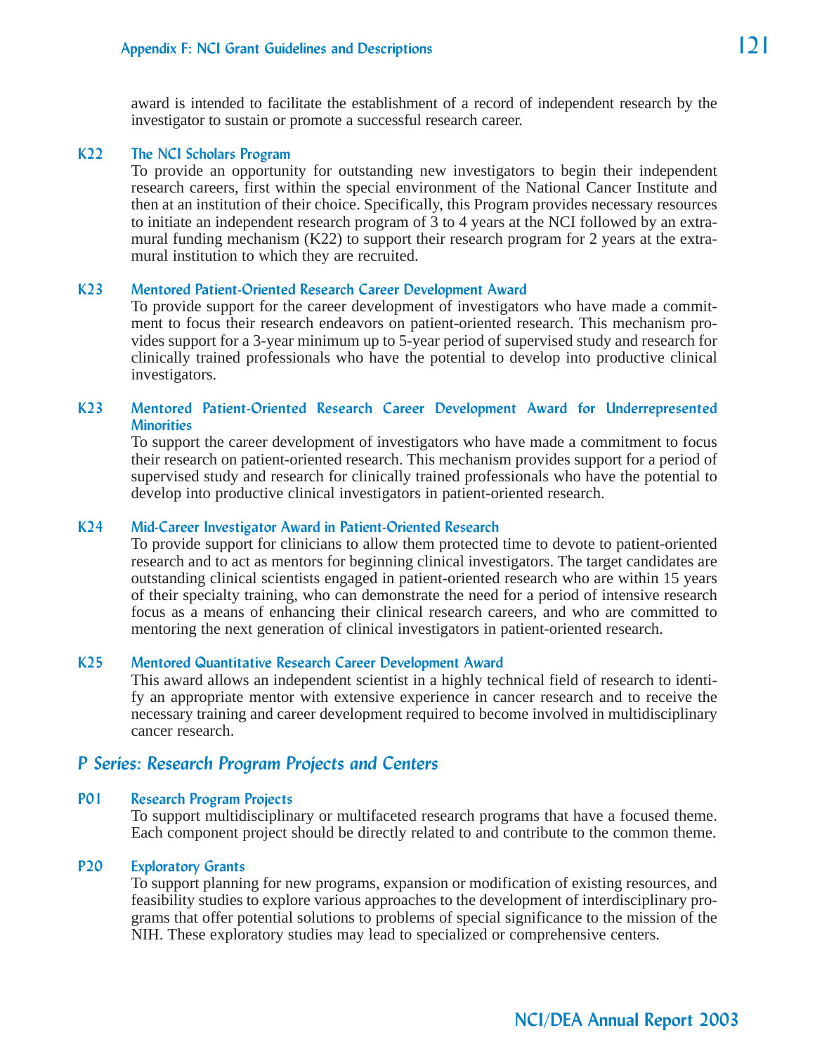award is intended to facilitate the establishment of a record of independent research by the investigator to sustain or promote a successful research career.

**K22 The NCI Scholars Program**

To provide an opportunity for outstanding new investigators to begin their independent research careers, first within the special environment of the National Cancer Institute and then at an institution of their choice. Specifically, this Program provides necessary resources to initiate an independent research program of 3 to 4 years at the NCI followed by an extramural funding mechanism (K22) to support their research program for 2 years at the extramural institution to which they are recruited.

**K23 Mentored Patient-Oriented Research Career Development Award**

To provide support for the career development of investigators who have made a commitment to focus their research endeavors on patient-oriented research. This mechanism provides support for a 3-year minimum up to 5-year period of supervised study and research for clinically trained professionals who have the potential to develop into productive clinical investigators.

**K23 Mentored Patient-Oriented Research Career Development Award for Underrepresented Minorities**

To support the career development of investigators who have made a commitment to focus their research on patient-oriented research. This mechanism provides support for a period of supervised study and research for clinically trained professionals who have the potential to develop into productive clinical investigators in patient-oriented research.

**K24 Mid-Career Investigator Award in Patient-Oriented Research**

To provide support for clinicians to allow them protected time to devote to patient-oriented research and to act as mentors for beginning clinical investigators. The target candidates are outstanding clinical scientists engaged in patient-oriented research who are within 15 years of their specialty training, who can demonstrate the need for a period of intensive research focus as a means of enhancing their clinical research careers, and who are committed to mentoring the next generation of clinical investigators in patient-oriented research.

**K25 Mentored Quantitative Research Career Development Award**

This award allows an independent scientist in a highly technical field of research to identify an appropriate mentor with extensive experience in cancer research and to receive the necessary training and career development required to become involved in multidisciplinary cancer research.

## *P Series: Research Program Projects and Centers*

**P01 Research Program Projects**

To support multidisciplinary or multifaceted research programs that have a focused theme. Each component project should be directly related to and contribute to the common theme.

**P20 Exploratory Grants**

To support planning for new programs, expansion or modification of existing resources, and feasibility studies to explore various approaches to the development of interdisciplinary programs that offer potential solutions to problems of special significance to the mission of the NIH. These exploratory studies may lead to specialized or comprehensive centers.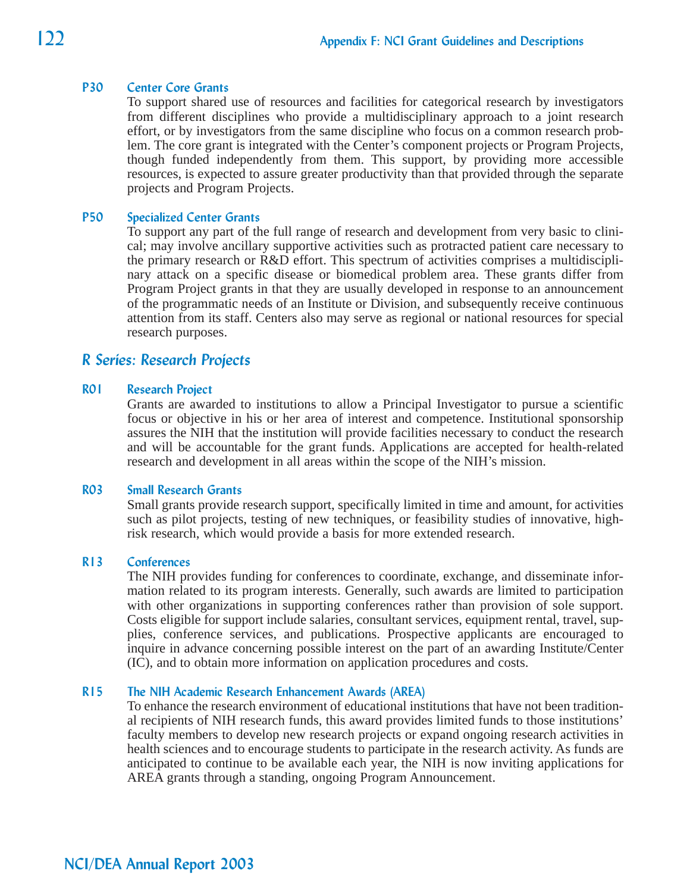**P30 Center Core Grants**

To support shared use of resources and facilities for categorical research by investigators from different disciplines who provide a multidisciplinary approach to a joint research effort, or by investigators from the same discipline who focus on a common research problem. The core grant is integrated with the Center's component projects or Program Projects, though funded independently from them. This support, by providing more accessible resources, is expected to assure greater productivity than that provided through the separate projects and Program Projects.

**P50 Specialized Center Grants**

To support any part of the full range of research and development from very basic to clinical; may involve ancillary supportive activities such as protracted patient care necessary to the primary research or R&D effort. This spectrum of activities comprises a multidisciplinary attack on a specific disease or biomedical problem area. These grants differ from Program Project grants in that they are usually developed in response to an announcement of the programmatic needs of an Institute or Division, and subsequently receive continuous attention from its staff. Centers also may serve as regional or national resources for special research purposes.

## *R Series: Research Projects*

**R01 Research Project**

Grants are awarded to institutions to allow a Principal Investigator to pursue a scientific focus or objective in his or her area of interest and competence. Institutional sponsorship assures the NIH that the institution will provide facilities necessary to conduct the research and will be accountable for the grant funds. Applications are accepted for health-related research and development in all areas within the scope of the NIH's mission.

**R03 Small Research Grants**

Small grants provide research support, specifically limited in time and amount, for activities such as pilot projects, testing of new techniques, or feasibility studies of innovative, high-risk research, which would provide a basis for more extended research.

**R13 Conferences**

The NIH provides funding for conferences to coordinate, exchange, and disseminate information related to its program interests. Generally, such awards are limited to participation with other organizations in supporting conferences rather than provision of sole support. Costs eligible for support include salaries, consultant services, equipment rental, travel, supplies, conference services, and publications. Prospective applicants are encouraged to inquire in advance concerning possible interest on the part of an awarding Institute/Center (IC), and to obtain more information on application procedures and costs.

**R15 The NIH Academic Research Enhancement Awards (AREA)**

To enhance the research environment of educational institutions that have not been traditional recipients of NIH research funds, this award provides limited funds to those institutions' faculty members to develop new research projects or expand ongoing research activities in health sciences and to encourage students to participate in the research activity. As funds are anticipated to continue to be available each year, the NIH is now inviting applications for AREA grants through a standing, ongoing Program Announcement.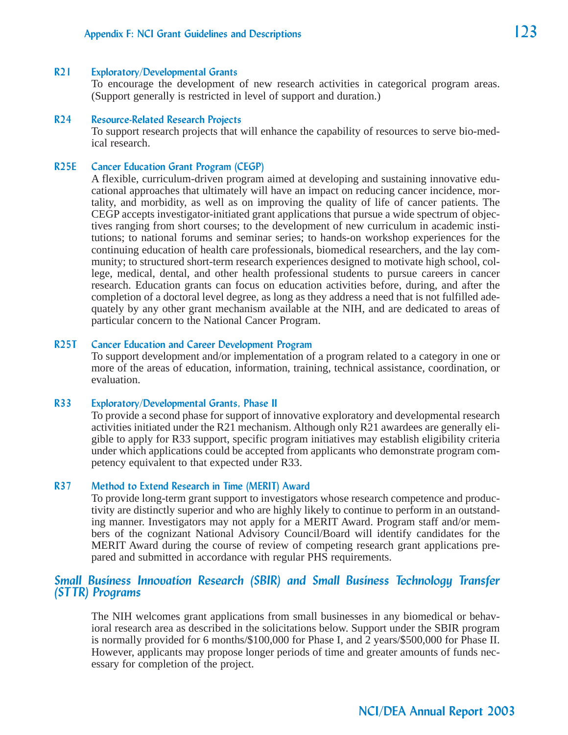**R21 Exploratory/Developmental Grants**
To encourage the development of new research activities in categorical program areas. (Support generally is restricted in level of support and duration.)

**R24 Resource-Related Research Projects**
To support research projects that will enhance the capability of resources to serve bio-medical research.

**R25E Cancer Education Grant Program (CEGP)**
A flexible, curriculum-driven program aimed at developing and sustaining innovative educational approaches that ultimately will have an impact on reducing cancer incidence, mortality, and morbidity, as well as on improving the quality of life of cancer patients. The CEGP accepts investigator-initiated grant applications that pursue a wide spectrum of objectives ranging from short courses; to the development of new curriculum in academic institutions; to national forums and seminar series; to hands-on workshop experiences for the continuing education of health care professionals, biomedical researchers, and the lay community; to structured short-term research experiences designed to motivate high school, college, medical, dental, and other health professional students to pursue careers in cancer research. Education grants can focus on education activities before, during, and after the completion of a doctoral level degree, as long as they address a need that is not fulfilled adequately by any other grant mechanism available at the NIH, and are dedicated to areas of particular concern to the National Cancer Program.

**R25T Cancer Education and Career Development Program**
To support development and/or implementation of a program related to a category in one or more of the areas of education, information, training, technical assistance, coordination, or evaluation.

**R33 Exploratory/Developmental Grants, Phase II**
To provide a second phase for support of innovative exploratory and developmental research activities initiated under the R21 mechanism. Although only R21 awardees are generally eligible to apply for R33 support, specific program initiatives may establish eligibility criteria under which applications could be accepted from applicants who demonstrate program competency equivalent to that expected under R33.

**R37 Method to Extend Research in Time (MERIT) Award**
To provide long-term grant support to investigators whose research competence and productivity are distinctly superior and who are highly likely to continue to perform in an outstanding manner. Investigators may not apply for a MERIT Award. Program staff and/or members of the cognizant National Advisory Council/Board will identify candidates for the MERIT Award during the course of review of competing research grant applications prepared and submitted in accordance with regular PHS requirements.

## *Small Business Innovation Research (SBIR) and Small Business Technology Transfer (STTR) Programs*

The NIH welcomes grant applications from small businesses in any biomedical or behavioral research area as described in the solicitations below. Support under the SBIR program is normally provided for 6 months/$100,000 for Phase I, and 2 years/$500,000 for Phase II. However, applicants may propose longer periods of time and greater amounts of funds necessary for completion of the project.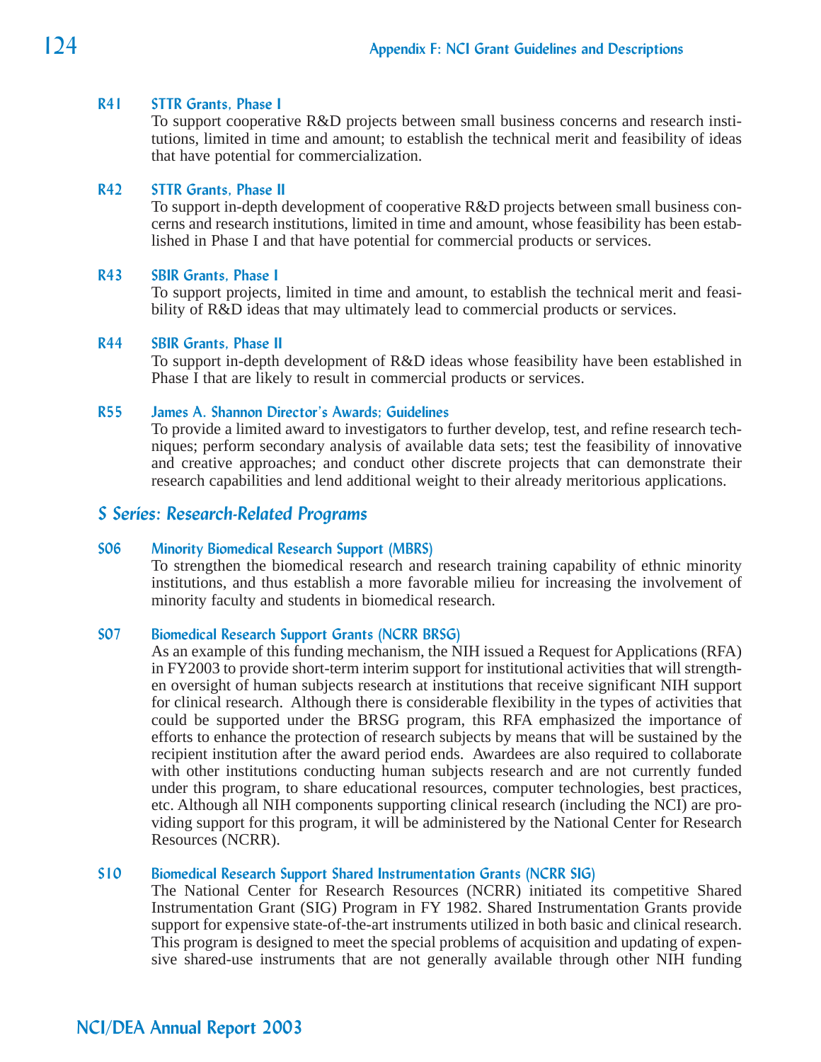### R41 STTR Grants, Phase I

To support cooperative R&D projects between small business concerns and research institutions, limited in time and amount; to establish the technical merit and feasibility of ideas that have potential for commercialization.

### R42 STTR Grants, Phase II

To support in-depth development of cooperative R&D projects between small business concerns and research institutions, limited in time and amount, whose feasibility has been established in Phase I and that have potential for commercial products or services.

### R43 SBIR Grants, Phase I

To support projects, limited in time and amount, to establish the technical merit and feasibility of R&D ideas that may ultimately lead to commercial products or services.

### R44 SBIR Grants, Phase II

To support in-depth development of R&D ideas whose feasibility have been established in Phase I that are likely to result in commercial products or services.

### R55 James A. Shannon Director's Awards; Guidelines

To provide a limited award to investigators to further develop, test, and refine research techniques; perform secondary analysis of available data sets; test the feasibility of innovative and creative approaches; and conduct other discrete projects that can demonstrate their research capabilities and lend additional weight to their already meritorious applications.

## *S Series: Research-Related Programs*

### S06 Minority Biomedical Research Support (MBRS)

To strengthen the biomedical research and research training capability of ethnic minority institutions, and thus establish a more favorable milieu for increasing the involvement of minority faculty and students in biomedical research.

### S07 Biomedical Research Support Grants (NCRR BRSG)

As an example of this funding mechanism, the NIH issued a Request for Applications (RFA) in FY2003 to provide short-term interim support for institutional activities that will strengthen oversight of human subjects research at institutions that receive significant NIH support for clinical research. Although there is considerable flexibility in the types of activities that could be supported under the BRSG program, this RFA emphasized the importance of efforts to enhance the protection of research subjects by means that will be sustained by the recipient institution after the award period ends. Awardees are also required to collaborate with other institutions conducting human subjects research and are not currently funded under this program, to share educational resources, computer technologies, best practices, etc. Although all NIH components supporting clinical research (including the NCI) are providing support for this program, it will be administered by the National Center for Research Resources (NCRR).

### S10 Biomedical Research Support Shared Instrumentation Grants (NCRR SIG)

The National Center for Research Resources (NCRR) initiated its competitive Shared Instrumentation Grant (SIG) Program in FY 1982. Shared Instrumentation Grants provide support for expensive state-of-the-art instruments utilized in both basic and clinical research. This program is designed to meet the special problems of acquisition and updating of expensive shared-use instruments that are not generally available through other NIH funding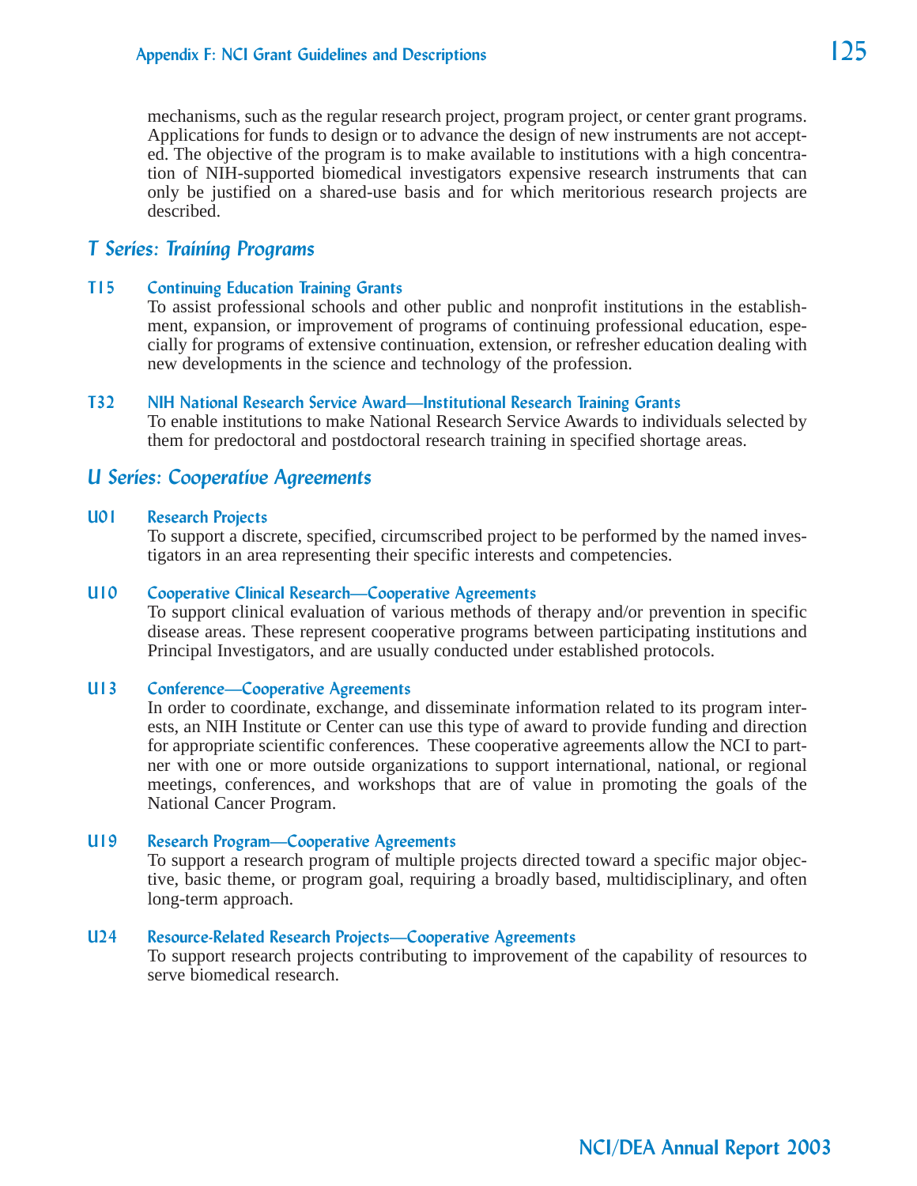mechanisms, such as the regular research project, program project, or center grant programs. Applications for funds to design or to advance the design of new instruments are not accepted. The objective of the program is to make available to institutions with a high concentration of NIH-supported biomedical investigators expensive research instruments that can only be justified on a shared-use basis and for which meritorious research projects are described.

## T Series: Training Programs

### T15 Continuing Education Training Grants

To assist professional schools and other public and nonprofit institutions in the establishment, expansion, or improvement of programs of continuing professional education, especially for programs of extensive continuation, extension, or refresher education dealing with new developments in the science and technology of the profession.

### T32 NIH National Research Service Award—Institutional Research Training Grants

To enable institutions to make National Research Service Awards to individuals selected by them for predoctoral and postdoctoral research training in specified shortage areas.

## U Series: Cooperative Agreements

### U01 Research Projects

To support a discrete, specified, circumscribed project to be performed by the named investigators in an area representing their specific interests and competencies.

### U10 Cooperative Clinical Research—Cooperative Agreements

To support clinical evaluation of various methods of therapy and/or prevention in specific disease areas. These represent cooperative programs between participating institutions and Principal Investigators, and are usually conducted under established protocols.

### U13 Conference—Cooperative Agreements

In order to coordinate, exchange, and disseminate information related to its program interests, an NIH Institute or Center can use this type of award to provide funding and direction for appropriate scientific conferences. These cooperative agreements allow the NCI to partner with one or more outside organizations to support international, national, or regional meetings, conferences, and workshops that are of value in promoting the goals of the National Cancer Program.

### U19 Research Program—Cooperative Agreements

To support a research program of multiple projects directed toward a specific major objective, basic theme, or program goal, requiring a broadly based, multidisciplinary, and often long-term approach.

### U24 Resource-Related Research Projects—Cooperative Agreements

To support research projects contributing to improvement of the capability of resources to serve biomedical research.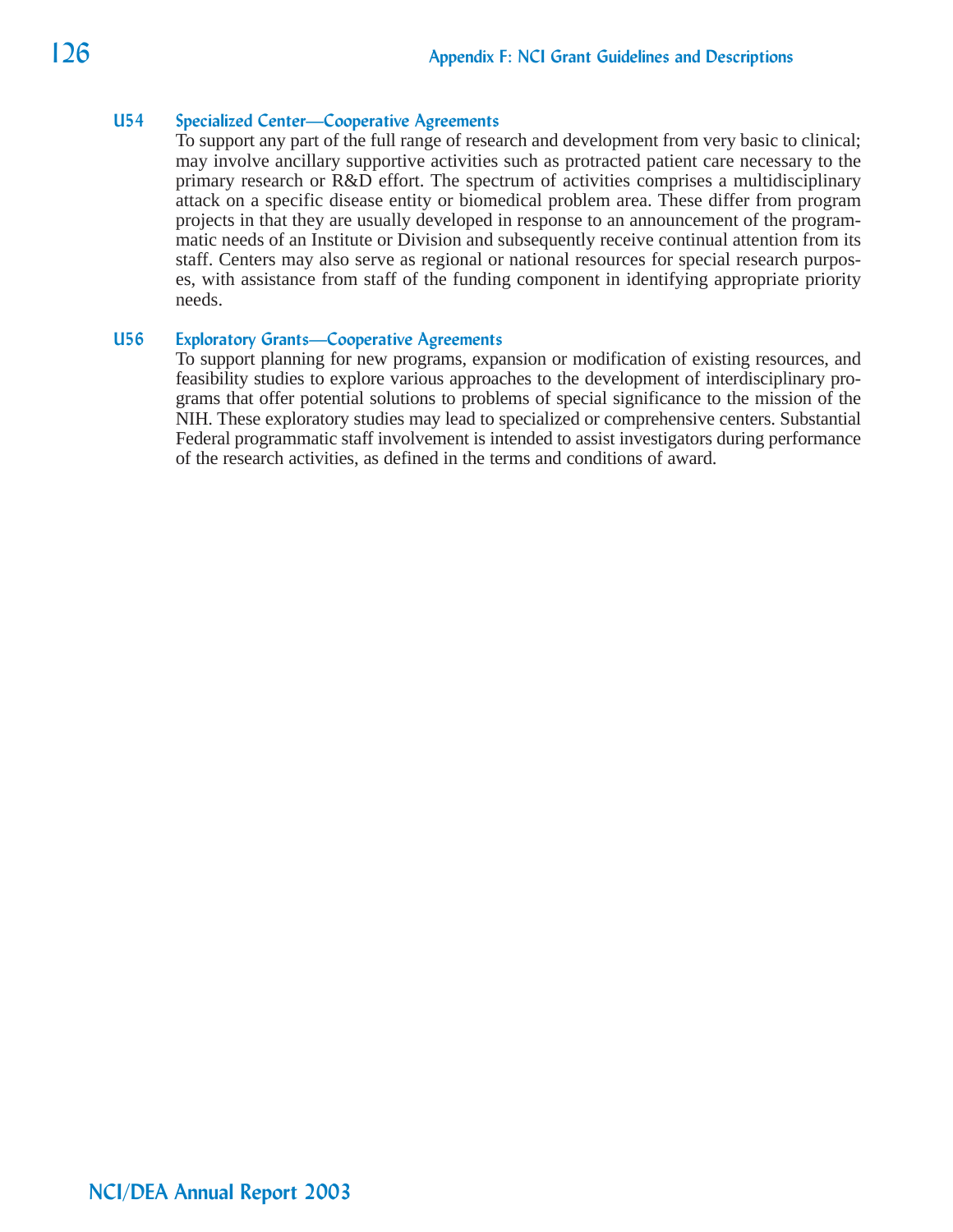**U54 Specialized Center—Cooperative Agreements**

To support any part of the full range of research and development from very basic to clinical; may involve ancillary supportive activities such as protracted patient care necessary to the primary research or R&D effort. The spectrum of activities comprises a multidisciplinary attack on a specific disease entity or biomedical problem area. These differ from program projects in that they are usually developed in response to an announcement of the programmatic needs of an Institute or Division and subsequently receive continual attention from its staff. Centers may also serve as regional or national resources for special research purposes, with assistance from staff of the funding component in identifying appropriate priority needs.

**U56 Exploratory Grants—Cooperative Agreements**

To support planning for new programs, expansion or modification of existing resources, and feasibility studies to explore various approaches to the development of interdisciplinary programs that offer potential solutions to problems of special significance to the mission of the NIH. These exploratory studies may lead to specialized or comprehensive centers. Substantial Federal programmatic staff involvement is intended to assist investigators during performance of the research activities, as defined in the terms and conditions of award.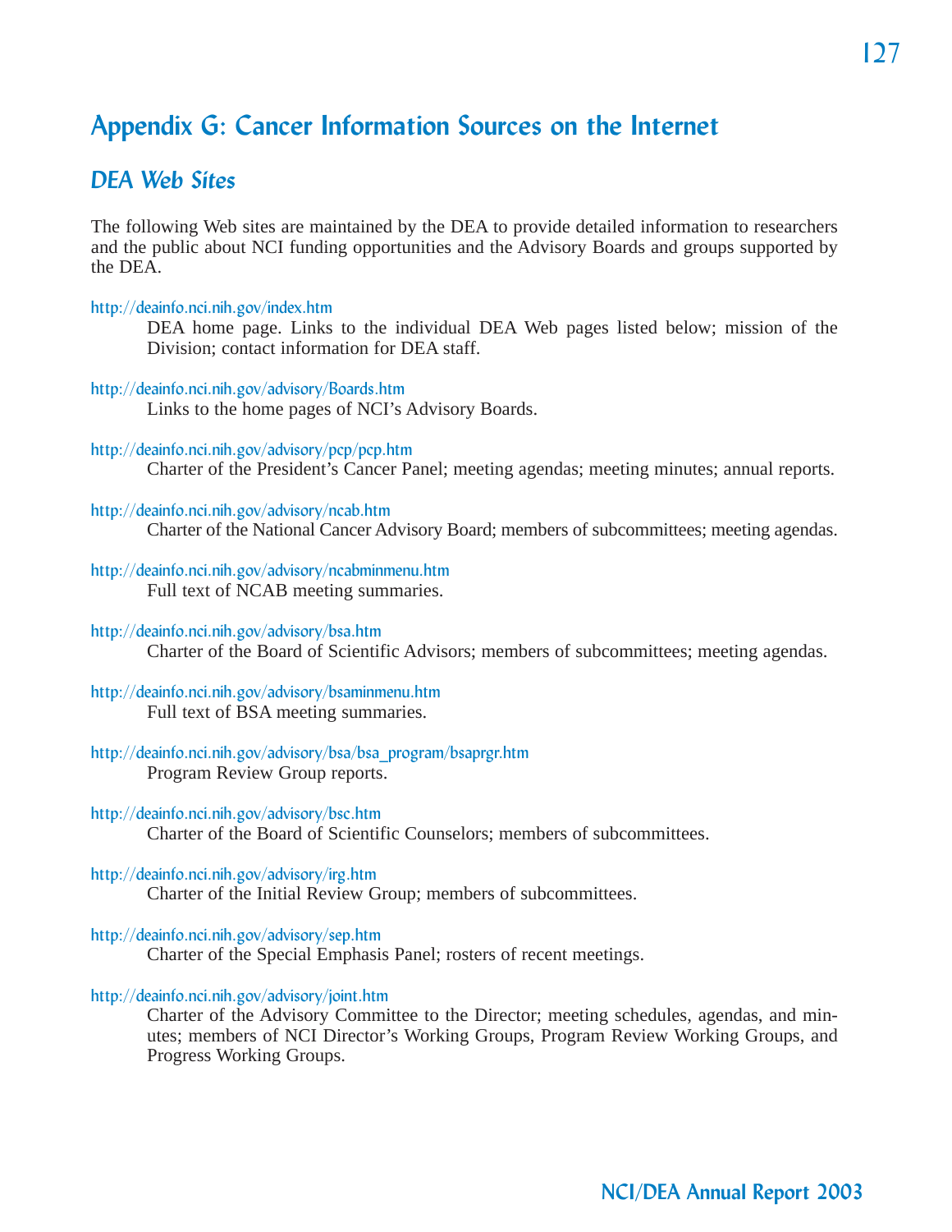# Appendix G: Cancer Information Sources on the Internet

## DEA Web Sites

The following Web sites are maintained by the DEA to provide detailed information to researchers and the public about NCI funding opportunities and the Advisory Boards and groups supported by the DEA.

http://deainfo.nci.nih.gov/index.htm
: DEA home page. Links to the individual DEA Web pages listed below; mission of the Division; contact information for DEA staff.

http://deainfo.nci.nih.gov/advisory/Boards.htm
: Links to the home pages of NCI's Advisory Boards.

http://deainfo.nci.nih.gov/advisory/pcp/pcp.htm
: Charter of the President's Cancer Panel; meeting agendas; meeting minutes; annual reports.

http://deainfo.nci.nih.gov/advisory/ncab.htm
: Charter of the National Cancer Advisory Board; members of subcommittees; meeting agendas.

http://deainfo.nci.nih.gov/advisory/ncabminmenu.htm
: Full text of NCAB meeting summaries.

http://deainfo.nci.nih.gov/advisory/bsa.htm
: Charter of the Board of Scientific Advisors; members of subcommittees; meeting agendas.

http://deainfo.nci.nih.gov/advisory/bsaminmenu.htm
: Full text of BSA meeting summaries.

http://deainfo.nci.nih.gov/advisory/bsa/bsa_program/bsaprgr.htm
: Program Review Group reports.

http://deainfo.nci.nih.gov/advisory/bsc.htm
: Charter of the Board of Scientific Counselors; members of subcommittees.

http://deainfo.nci.nih.gov/advisory/irg.htm
: Charter of the Initial Review Group; members of subcommittees.

http://deainfo.nci.nih.gov/advisory/sep.htm
: Charter of the Special Emphasis Panel; rosters of recent meetings.

http://deainfo.nci.nih.gov/advisory/joint.htm
: Charter of the Advisory Committee to the Director; meeting schedules, agendas, and minutes; members of NCI Director's Working Groups, Program Review Working Groups, and Progress Working Groups.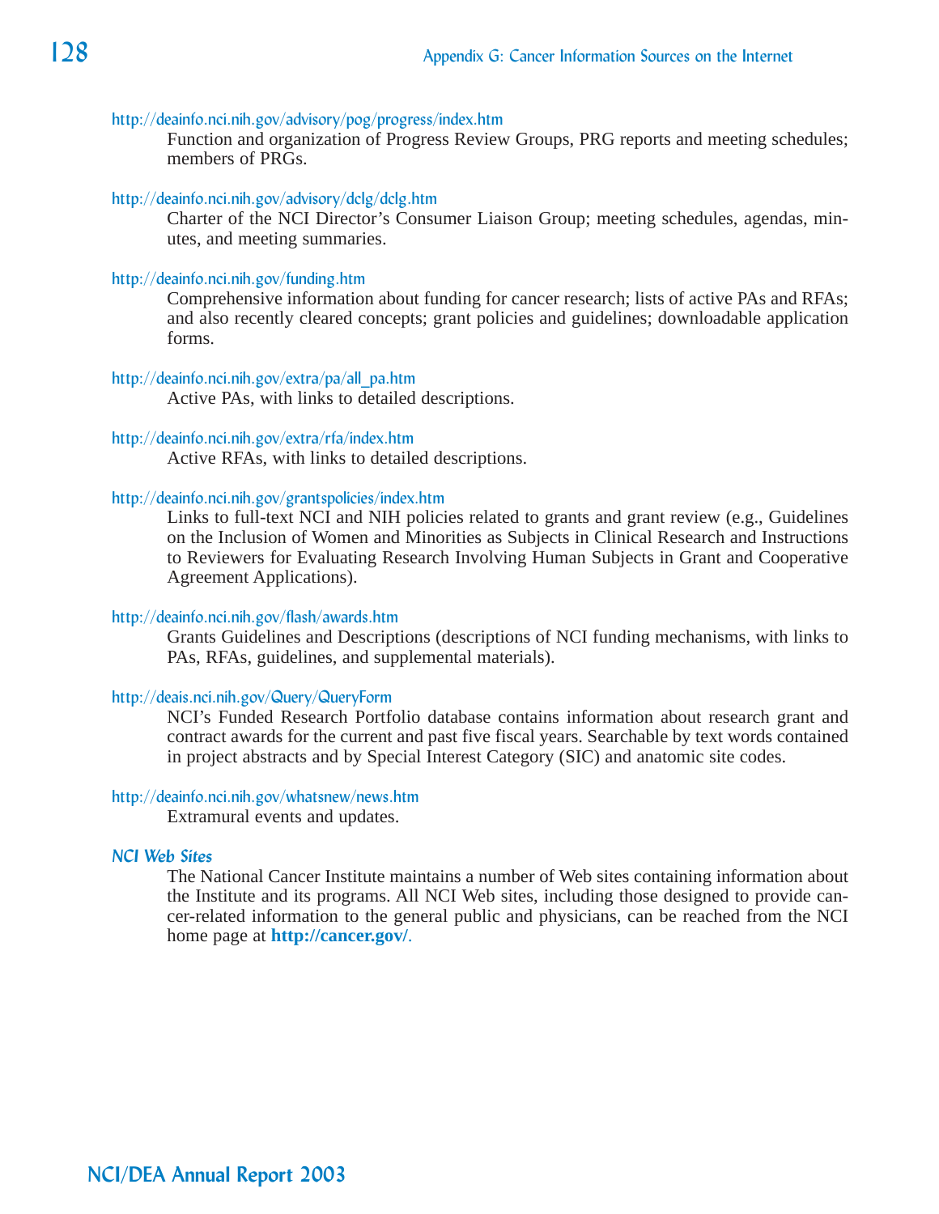http://deainfo.nci.nih.gov/advisory/pog/progress/index.htm

Function and organization of Progress Review Groups, PRG reports and meeting schedules; members of PRGs.

http://deainfo.nci.nih.gov/advisory/dclg/dclg.htm

Charter of the NCI Director's Consumer Liaison Group; meeting schedules, agendas, minutes, and meeting summaries.

http://deainfo.nci.nih.gov/funding.htm

Comprehensive information about funding for cancer research; lists of active PAs and RFAs; and also recently cleared concepts; grant policies and guidelines; downloadable application forms.

http://deainfo.nci.nih.gov/extra/pa/all_pa.htm

Active PAs, with links to detailed descriptions.

http://deainfo.nci.nih.gov/extra/rfa/index.htm

Active RFAs, with links to detailed descriptions.

http://deainfo.nci.nih.gov/grantspolicies/index.htm

Links to full-text NCI and NIH policies related to grants and grant review (e.g., Guidelines on the Inclusion of Women and Minorities as Subjects in Clinical Research and Instructions to Reviewers for Evaluating Research Involving Human Subjects in Grant and Cooperative Agreement Applications).

http://deainfo.nci.nih.gov/flash/awards.htm

Grants Guidelines and Descriptions (descriptions of NCI funding mechanisms, with links to PAs, RFAs, guidelines, and supplemental materials).

http://deais.nci.nih.gov/Query/QueryForm

NCI's Funded Research Portfolio database contains information about research grant and contract awards for the current and past five fiscal years. Searchable by text words contained in project abstracts and by Special Interest Category (SIC) and anatomic site codes.

http://deainfo.nci.nih.gov/whatsnew/news.htm

Extramural events and updates.

### *NCI Web Sites*

The National Cancer Institute maintains a number of Web sites containing information about the Institute and its programs. All NCI Web sites, including those designed to provide cancer-related information to the general public and physicians, can be reached from the NCI home page at **http://cancer.gov/**.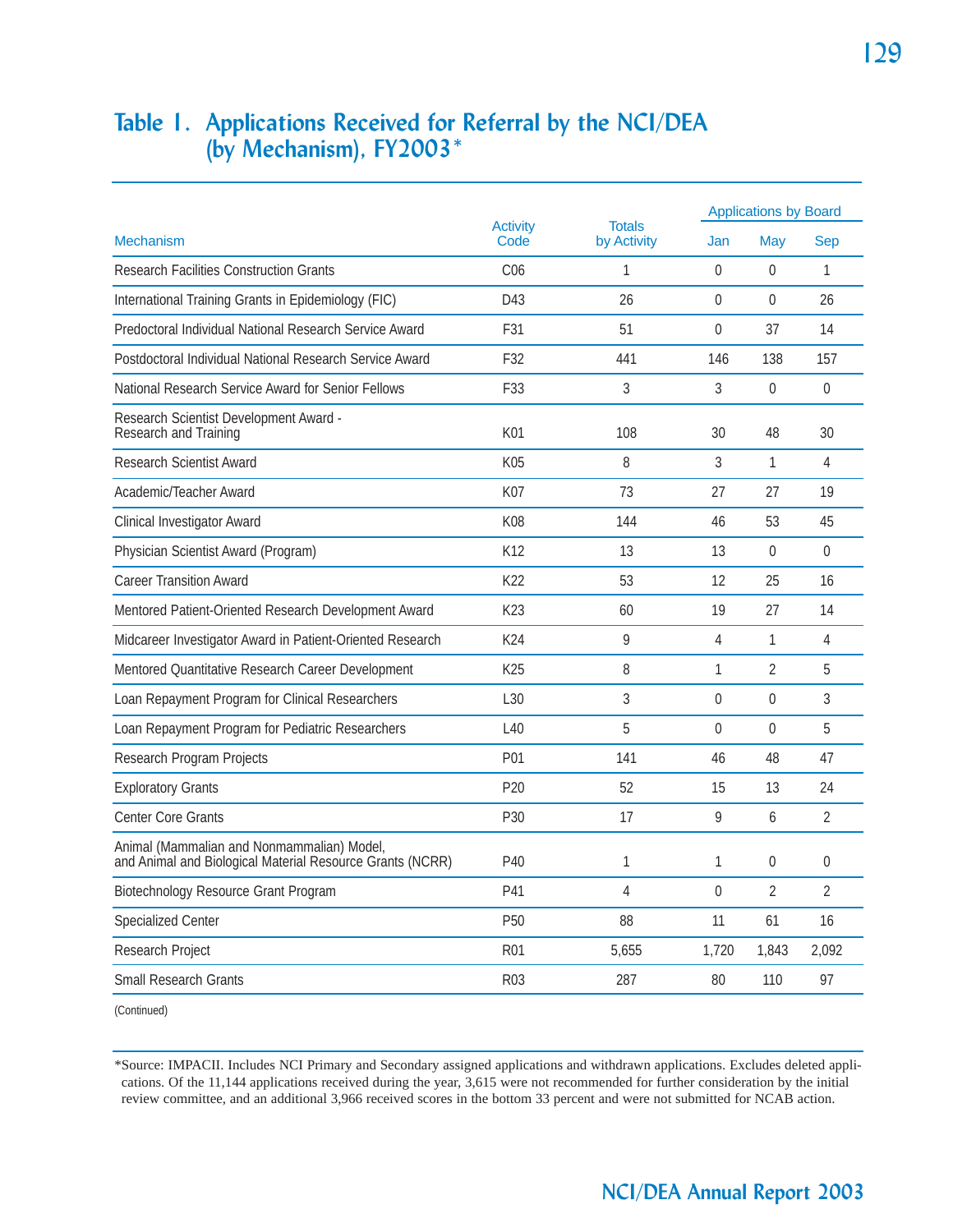# Table 1. Applications Received for Referral by the NCI/DEA (by Mechanism), FY2003*

| Mechanism | Activity Code | Totals by Activity | Applications by Board | | |
|---|---|---|---|---|---|
| | | | Jan | May | Sep |
| Research Facilities Construction Grants | C06 | 1 | 0 | 0 | 1 |
| International Training Grants in Epidemiology (FIC) | D43 | 26 | 0 | 0 | 26 |
| Predoctoral Individual National Research Service Award | F31 | 51 | 0 | 37 | 14 |
| Postdoctoral Individual National Research Service Award | F32 | 441 | 146 | 138 | 157 |
| National Research Service Award for Senior Fellows | F33 | 3 | 3 | 0 | 0 |
| Research Scientist Development Award - Research and Training | K01 | 108 | 30 | 48 | 30 |
| Research Scientist Award | K05 | 8 | 3 | 1 | 4 |
| Academic/Teacher Award | K07 | 73 | 27 | 27 | 19 |
| Clinical Investigator Award | K08 | 144 | 46 | 53 | 45 |
| Physician Scientist Award (Program) | K12 | 13 | 13 | 0 | 0 |
| Career Transition Award | K22 | 53 | 12 | 25 | 16 |
| Mentored Patient-Oriented Research Development Award | K23 | 60 | 19 | 27 | 14 |
| Midcareer Investigator Award in Patient-Oriented Research | K24 | 9 | 4 | 1 | 4 |
| Mentored Quantitative Research Career Development | K25 | 8 | 1 | 2 | 5 |
| Loan Repayment Program for Clinical Researchers | L30 | 3 | 0 | 0 | 3 |
| Loan Repayment Program for Pediatric Researchers | L40 | 5 | 0 | 0 | 5 |
| Research Program Projects | P01 | 141 | 46 | 48 | 47 |
| Exploratory Grants | P20 | 52 | 15 | 13 | 24 |
| Center Core Grants | P30 | 17 | 9 | 6 | 2 |
| Animal (Mammalian and Nonmammalian) Model, and Animal and Biological Material Resource Grants (NCRR) | P40 | 1 | 1 | 0 | 0 |
| Biotechnology Resource Grant Program | P41 | 4 | 0 | 2 | 2 |
| Specialized Center | P50 | 88 | 11 | 61 | 16 |
| Research Project | R01 | 5,655 | 1,720 | 1,843 | 2,092 |
| Small Research Grants | R03 | 287 | 80 | 110 | 97 |

(Continued)

*Source: IMPACII. Includes NCI Primary and Secondary assigned applications and withdrawn applications. Excludes deleted applications. Of the 11,144 applications received during the year, 3,615 were not recommended for further consideration by the initial review committee, and an additional 3,966 received scores in the bottom 33 percent and were not submitted for NCAB action.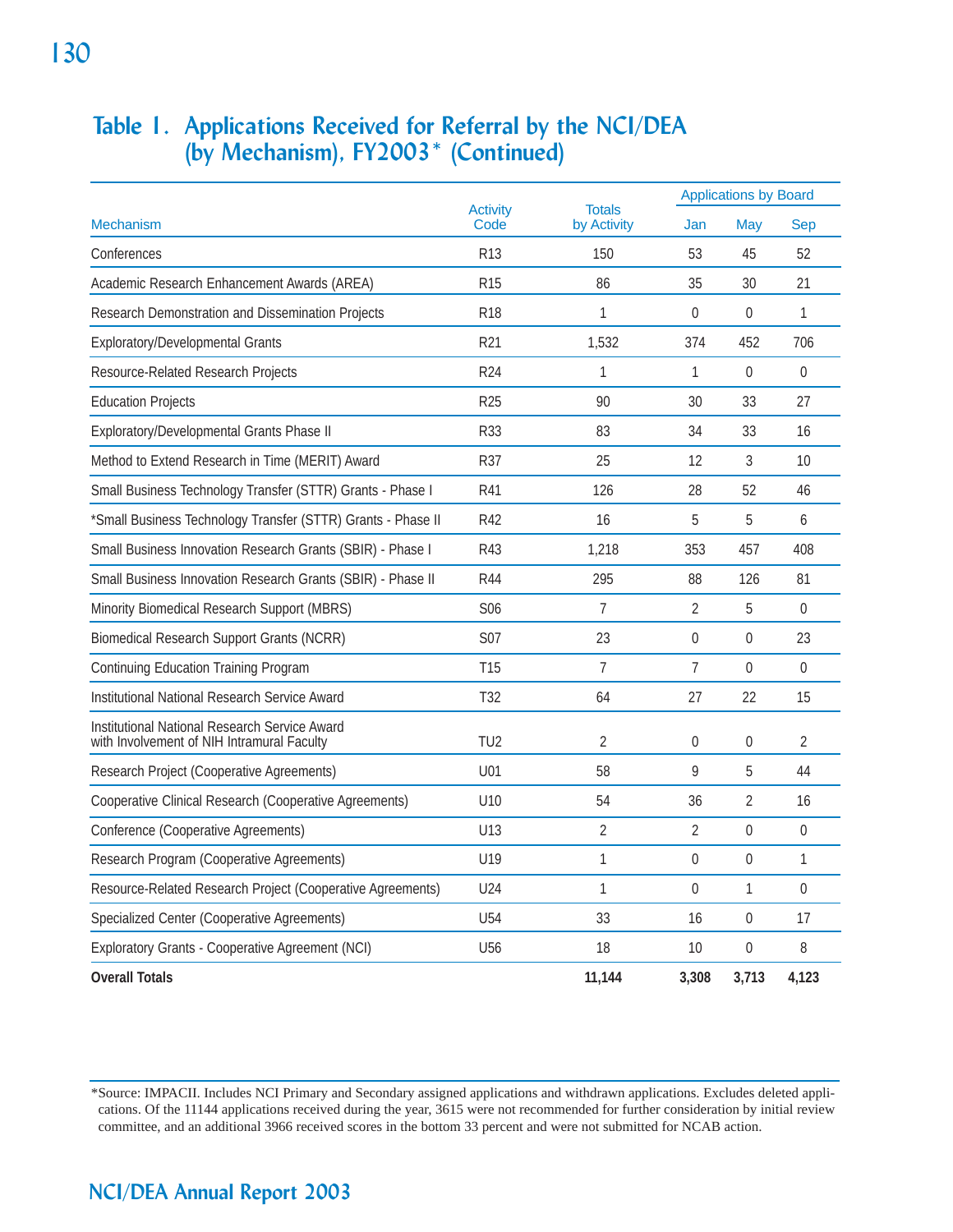# Table 1. Applications Received for Referral by the NCI/DEA (by Mechanism), FY2003* (Continued)

| Mechanism | Activity Code | Totals by Activity | Applications by Board | | |
|---|---|---|---|---|---|
| | | | Jan | May | Sep |
| Conferences | R13 | 150 | 53 | 45 | 52 |
| Academic Research Enhancement Awards (AREA) | R15 | 86 | 35 | 30 | 21 |
| Research Demonstration and Dissemination Projects | R18 | 1 | 0 | 0 | 1 |
| Exploratory/Developmental Grants | R21 | 1,532 | 374 | 452 | 706 |
| Resource-Related Research Projects | R24 | 1 | 1 | 0 | 0 |
| Education Projects | R25 | 90 | 30 | 33 | 27 |
| Exploratory/Developmental Grants Phase II | R33 | 83 | 34 | 33 | 16 |
| Method to Extend Research in Time (MERIT) Award | R37 | 25 | 12 | 3 | 10 |
| Small Business Technology Transfer (STTR) Grants - Phase I | R41 | 126 | 28 | 52 | 46 |
| *Small Business Technology Transfer (STTR) Grants - Phase II | R42 | 16 | 5 | 5 | 6 |
| Small Business Innovation Research Grants (SBIR) - Phase I | R43 | 1,218 | 353 | 457 | 408 |
| Small Business Innovation Research Grants (SBIR) - Phase II | R44 | 295 | 88 | 126 | 81 |
| Minority Biomedical Research Support (MBRS) | S06 | 7 | 2 | 5 | 0 |
| Biomedical Research Support Grants (NCRR) | S07 | 23 | 0 | 0 | 23 |
| Continuing Education Training Program | T15 | 7 | 7 | 0 | 0 |
| Institutional National Research Service Award | T32 | 64 | 27 | 22 | 15 |
| Institutional National Research Service Award with Involvement of NIH Intramural Faculty | TU2 | 2 | 0 | 0 | 2 |
| Research Project (Cooperative Agreements) | U01 | 58 | 9 | 5 | 44 |
| Cooperative Clinical Research (Cooperative Agreements) | U10 | 54 | 36 | 2 | 16 |
| Conference (Cooperative Agreements) | U13 | 2 | 2 | 0 | 0 |
| Research Program (Cooperative Agreements) | U19 | 1 | 0 | 0 | 1 |
| Resource-Related Research Project (Cooperative Agreements) | U24 | 1 | 0 | 1 | 0 |
| Specialized Center (Cooperative Agreements) | U54 | 33 | 16 | 0 | 17 |
| Exploratory Grants - Cooperative Agreement (NCI) | U56 | 18 | 10 | 0 | 8 |
| **Overall Totals** | | **11,144** | **3,308** | **3,713** | **4,123** |

*Source: IMPACII. Includes NCI Primary and Secondary assigned applications and withdrawn applications. Excludes deleted applications. Of the 11144 applications received during the year, 3615 were not recommended for further consideration by initial review committee, and an additional 3966 received scores in the bottom 33 percent and were not submitted for NCAB action.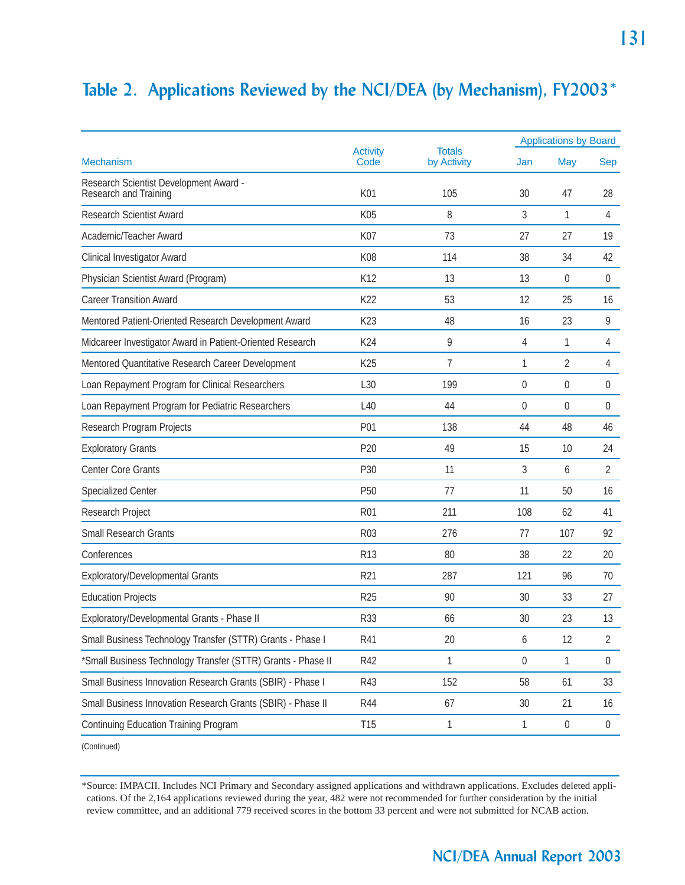# Table 2. Applications Reviewed by the NCI/DEA (by Mechanism), FY2003*

| Mechanism | Activity Code | Totals by Activity | Applications by Board | | |
|---|---|---|---|---|---|
| | | | Jan | May | Sep |
| Research Scientist Development Award - Research and Training | K01 | 105 | 30 | 47 | 28 |
| Research Scientist Award | K05 | 8 | 3 | 1 | 4 |
| Academic/Teacher Award | K07 | 73 | 27 | 27 | 19 |
| Clinical Investigator Award | K08 | 114 | 38 | 34 | 42 |
| Physician Scientist Award (Program) | K12 | 13 | 13 | 0 | 0 |
| Career Transition Award | K22 | 53 | 12 | 25 | 16 |
| Mentored Patient-Oriented Research Development Award | K23 | 48 | 16 | 23 | 9 |
| Midcareer Investigator Award in Patient-Oriented Research | K24 | 9 | 4 | 1 | 4 |
| Mentored Quantitative Research Career Development | K25 | 7 | 1 | 2 | 4 |
| Loan Repayment Program for Clinical Researchers | L30 | 199 | 0 | 0 | 0 |
| Loan Repayment Program for Pediatric Researchers | L40 | 44 | 0 | 0 | 0 |
| Research Program Projects | P01 | 138 | 44 | 48 | 46 |
| Exploratory Grants | P20 | 49 | 15 | 10 | 24 |
| Center Core Grants | P30 | 11 | 3 | 6 | 2 |
| Specialized Center | P50 | 77 | 11 | 50 | 16 |
| Research Project | R01 | 211 | 108 | 62 | 41 |
| Small Research Grants | R03 | 276 | 77 | 107 | 92 |
| Conferences | R13 | 80 | 38 | 22 | 20 |
| Exploratory/Developmental Grants | R21 | 287 | 121 | 96 | 70 |
| Education Projects | R25 | 90 | 30 | 33 | 27 |
| Exploratory/Developmental Grants - Phase II | R33 | 66 | 30 | 23 | 13 |
| Small Business Technology Transfer (STTR) Grants - Phase I | R41 | 20 | 6 | 12 | 2 |
| *Small Business Technology Transfer (STTR) Grants - Phase II | R42 | 1 | 0 | 1 | 0 |
| Small Business Innovation Research Grants (SBIR) - Phase I | R43 | 152 | 58 | 61 | 33 |
| Small Business Innovation Research Grants (SBIR) - Phase II | R44 | 67 | 30 | 21 | 16 |
| Continuing Education Training Program | T15 | 1 | 1 | 0 | 0 |

(Continued)

*Source: IMPACII. Includes NCI Primary and Secondary assigned applications and withdrawn applications. Excludes deleted applications. Of the 2,164 applications reviewed during the year, 482 were not recommended for further consideration by the initial review committee, and an additional 779 received scores in the bottom 33 percent and were not submitted for NCAB action.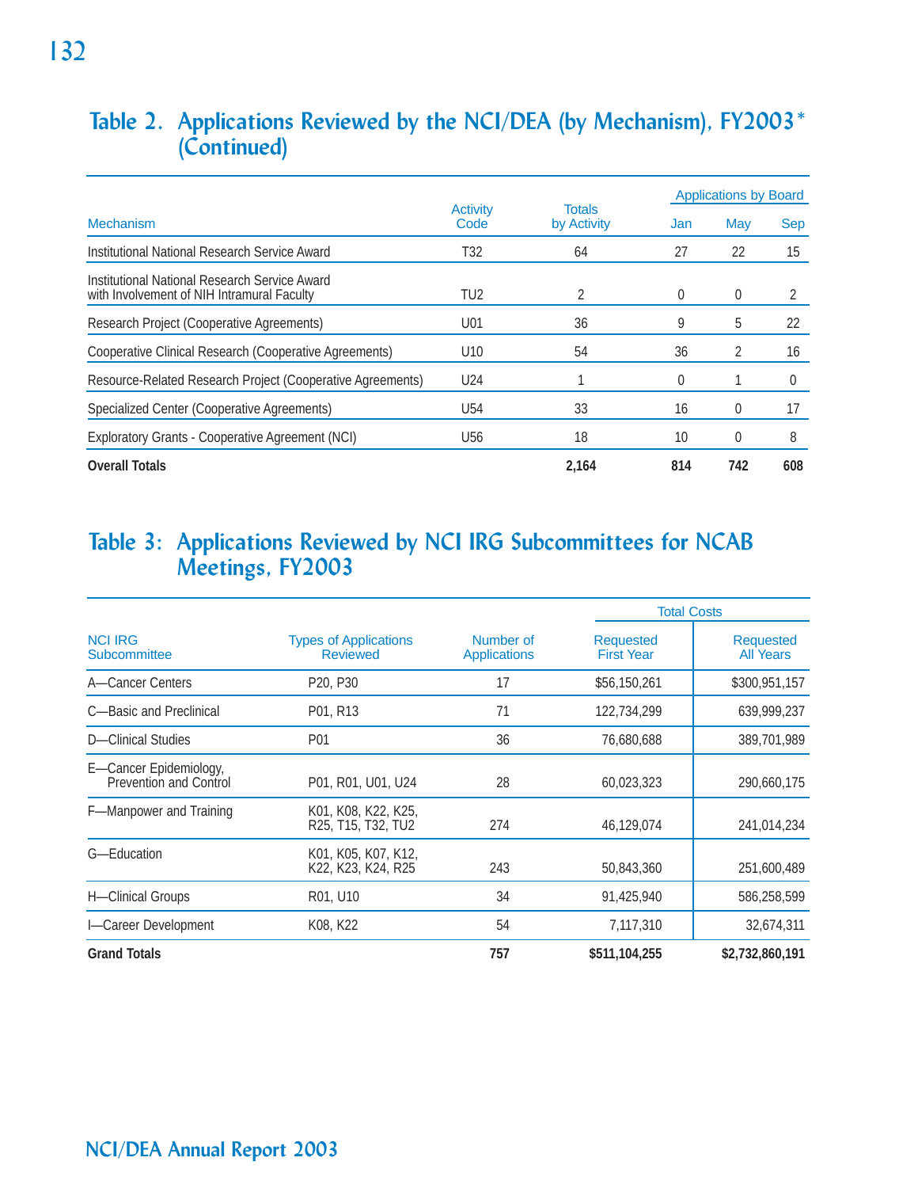## Table 2. Applications Reviewed by the NCI/DEA (by Mechanism), FY2003* (Continued)

| Mechanism | Activity Code | Totals by Activity | Applications by Board | | |
|---|---|---|---|---|---|
| | | | Jan | May | Sep |
| Institutional National Research Service Award | T32 | 64 | 27 | 22 | 15 |
| Institutional National Research Service Award with Involvement of NIH Intramural Faculty | TU2 | 2 | 0 | 0 | 2 |
| Research Project (Cooperative Agreements) | U01 | 36 | 9 | 5 | 22 |
| Cooperative Clinical Research (Cooperative Agreements) | U10 | 54 | 36 | 2 | 16 |
| Resource-Related Research Project (Cooperative Agreements) | U24 | 1 | 0 | 1 | 0 |
| Specialized Center (Cooperative Agreements) | U54 | 33 | 16 | 0 | 17 |
| Exploratory Grants - Cooperative Agreement (NCI) | U56 | 18 | 10 | 0 | 8 |
| **Overall Totals** | | **2,164** | **814** | **742** | **608** |

## Table 3: Applications Reviewed by NCI IRG Subcommittees for NCAB Meetings, FY2003

| NCI IRG Subcommittee | Types of Applications Reviewed | Number of Applications | Total Costs | |
|---|---|---|---|---|
| | | | Requested First Year | Requested All Years |
| A—Cancer Centers | P20, P30 | 17 | $56,150,261 | $300,951,157 |
| C—Basic and Preclinical | P01, R13 | 71 | 122,734,299 | 639,999,237 |
| D—Clinical Studies | P01 | 36 | 76,680,688 | 389,701,989 |
| E—Cancer Epidemiology, Prevention and Control | P01, R01, U01, U24 | 28 | 60,023,323 | 290,660,175 |
| F—Manpower and Training | K01, K08, K22, K25, R25, T15, T32, TU2 | 274 | 46,129,074 | 241,014,234 |
| G—Education | K01, K05, K07, K12, K22, K23, K24, R25 | 243 | 50,843,360 | 251,600,489 |
| H—Clinical Groups | R01, U10 | 34 | 91,425,940 | 586,258,599 |
| I—Career Development | K08, K22 | 54 | 7,117,310 | 32,674,311 |
| **Grand Totals** | | **757** | **$511,104,255** | **$2,732,860,191** |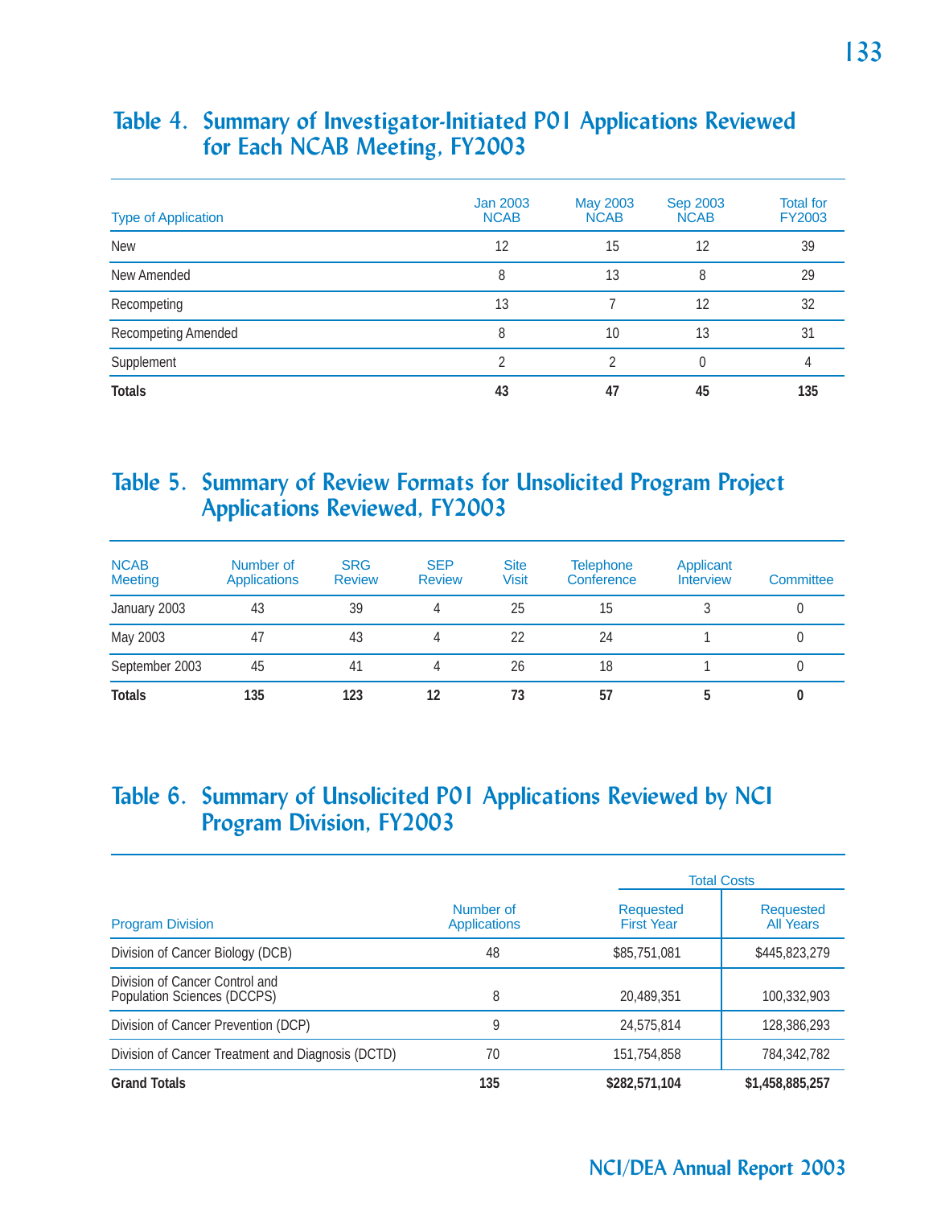## Table 4. Summary of Investigator-Initiated P01 Applications Reviewed for Each NCAB Meeting, FY2003

| Type of Application | Jan 2003 NCAB | May 2003 NCAB | Sep 2003 NCAB | Total for FY2003 |
|---|---|---|---|---|
| New | 12 | 15 | 12 | 39 |
| New Amended | 8 | 13 | 8 | 29 |
| Recompeting | 13 | 7 | 12 | 32 |
| Recompeting Amended | 8 | 10 | 13 | 31 |
| Supplement | 2 | 2 | 0 | 4 |
| **Totals** | **43** | **47** | **45** | **135** |

## Table 5. Summary of Review Formats for Unsolicited Program Project Applications Reviewed, FY2003

| NCAB Meeting | Number of Applications | SRG Review | SEP Review | Site Visit | Telephone Conference | Applicant Interview | Committee |
|---|---|---|---|---|---|---|---|
| January 2003 | 43 | 39 | 4 | 25 | 15 | 3 | 0 |
| May 2003 | 47 | 43 | 4 | 22 | 24 | 1 | 0 |
| September 2003 | 45 | 41 | 4 | 26 | 18 | 1 | 0 |
| **Totals** | **135** | **123** | **12** | **73** | **57** | **5** | **0** |

## Table 6. Summary of Unsolicited P01 Applications Reviewed by NCI Program Division, FY2003

| Program Division | Number of Applications | Total Costs | |
|---|---|---|---|
| | | Requested First Year | Requested All Years |
| Division of Cancer Biology (DCB) | 48 | $85,751,081 | $445,823,279 |
| Division of Cancer Control and Population Sciences (DCCPS) | 8 | 20,489,351 | 100,332,903 |
| Division of Cancer Prevention (DCP) | 9 | 24,575,814 | 128,386,293 |
| Division of Cancer Treatment and Diagnosis (DCTD) | 70 | 151,754,858 | 784,342,782 |
| **Grand Totals** | **135** | **$282,571,104** | **$1,458,885,257** |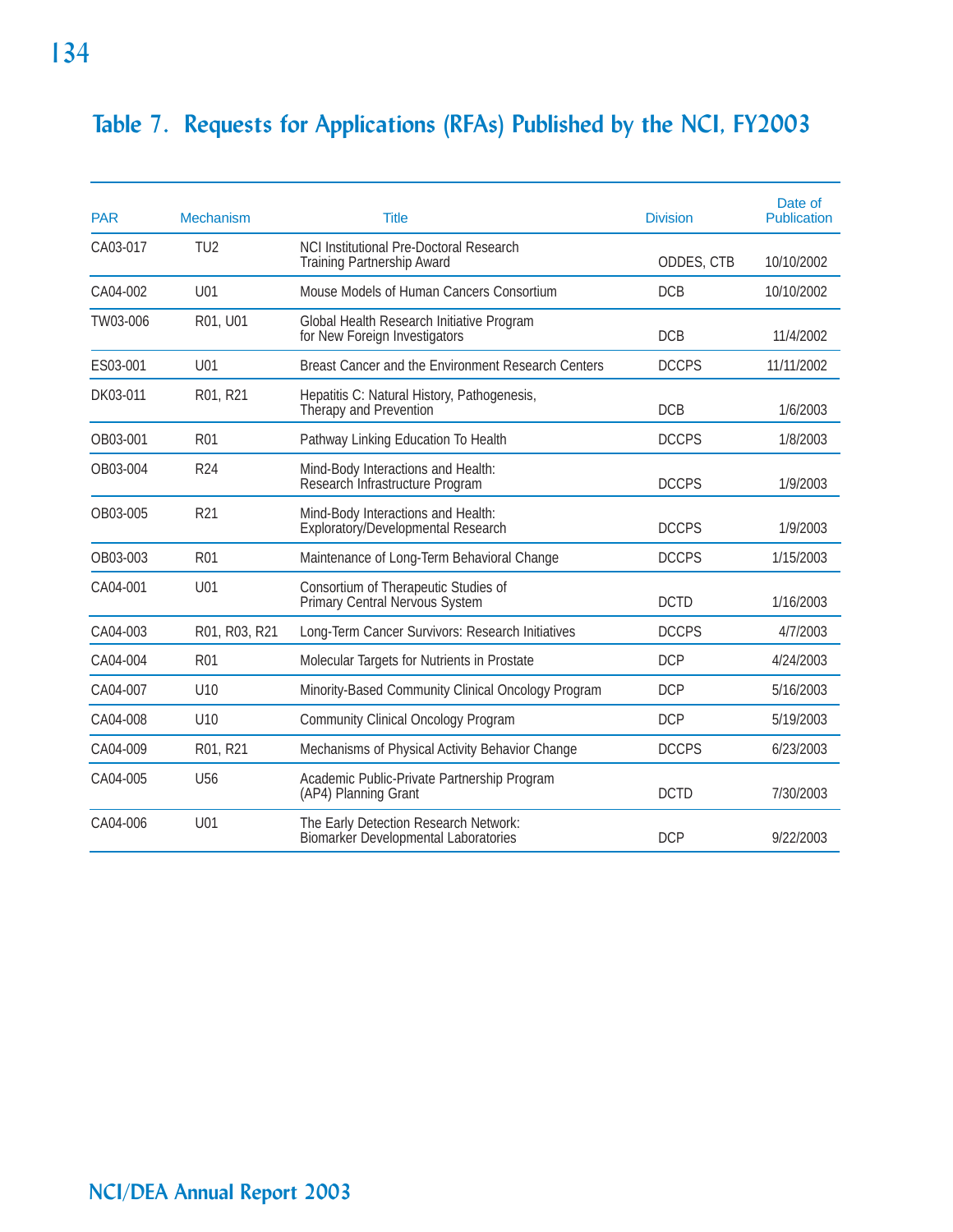# Table 7. Requests for Applications (RFAs) Published by the NCI, FY2003

| PAR | Mechanism | Title | Division | Date of Publication |
|---|---|---|---|---|
| CA03-017 | TU2 | NCI Institutional Pre-Doctoral Research Training Partnership Award | ODDES, CTB | 10/10/2002 |
| CA04-002 | U01 | Mouse Models of Human Cancers Consortium | DCB | 10/10/2002 |
| TW03-006 | R01, U01 | Global Health Research Initiative Program for New Foreign Investigators | DCB | 11/4/2002 |
| ES03-001 | U01 | Breast Cancer and the Environment Research Centers | DCCPS | 11/11/2002 |
| DK03-011 | R01, R21 | Hepatitis C: Natural History, Pathogenesis, Therapy and Prevention | DCB | 1/6/2003 |
| OB03-001 | R01 | Pathway Linking Education To Health | DCCPS | 1/8/2003 |
| OB03-004 | R24 | Mind-Body Interactions and Health: Research Infrastructure Program | DCCPS | 1/9/2003 |
| OB03-005 | R21 | Mind-Body Interactions and Health: Exploratory/Developmental Research | DCCPS | 1/9/2003 |
| OB03-003 | R01 | Maintenance of Long-Term Behavioral Change | DCCPS | 1/15/2003 |
| CA04-001 | U01 | Consortium of Therapeutic Studies of Primary Central Nervous System | DCTD | 1/16/2003 |
| CA04-003 | R01, R03, R21 | Long-Term Cancer Survivors: Research Initiatives | DCCPS | 4/7/2003 |
| CA04-004 | R01 | Molecular Targets for Nutrients in Prostate | DCP | 4/24/2003 |
| CA04-007 | U10 | Minority-Based Community Clinical Oncology Program | DCP | 5/16/2003 |
| CA04-008 | U10 | Community Clinical Oncology Program | DCP | 5/19/2003 |
| CA04-009 | R01, R21 | Mechanisms of Physical Activity Behavior Change | DCCPS | 6/23/2003 |
| CA04-005 | U56 | Academic Public-Private Partnership Program (AP4) Planning Grant | DCTD | 7/30/2003 |
| CA04-006 | U01 | The Early Detection Research Network: Biomarker Developmental Laboratories | DCP | 9/22/2003 |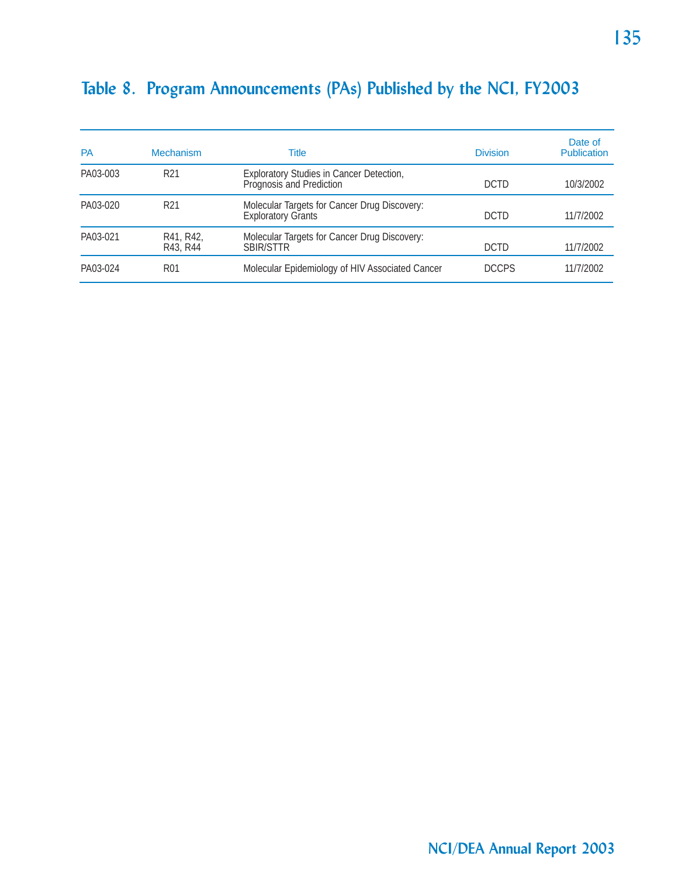# Table 8. Program Announcements (PAs) Published by the NCI, FY2003

| PA | Mechanism | Title | Division | Date of Publication |
|---|---|---|---|---|
| PA03-003 | R21 | Exploratory Studies in Cancer Detection, Prognosis and Prediction | DCTD | 10/3/2002 |
| PA03-020 | R21 | Molecular Targets for Cancer Drug Discovery: Exploratory Grants | DCTD | 11/7/2002 |
| PA03-021 | R41, R42, R43, R44 | Molecular Targets for Cancer Drug Discovery: SBIR/STTR | DCTD | 11/7/2002 |
| PA03-024 | R01 | Molecular Epidemiology of HIV Associated Cancer | DCCPS | 11/7/2002 |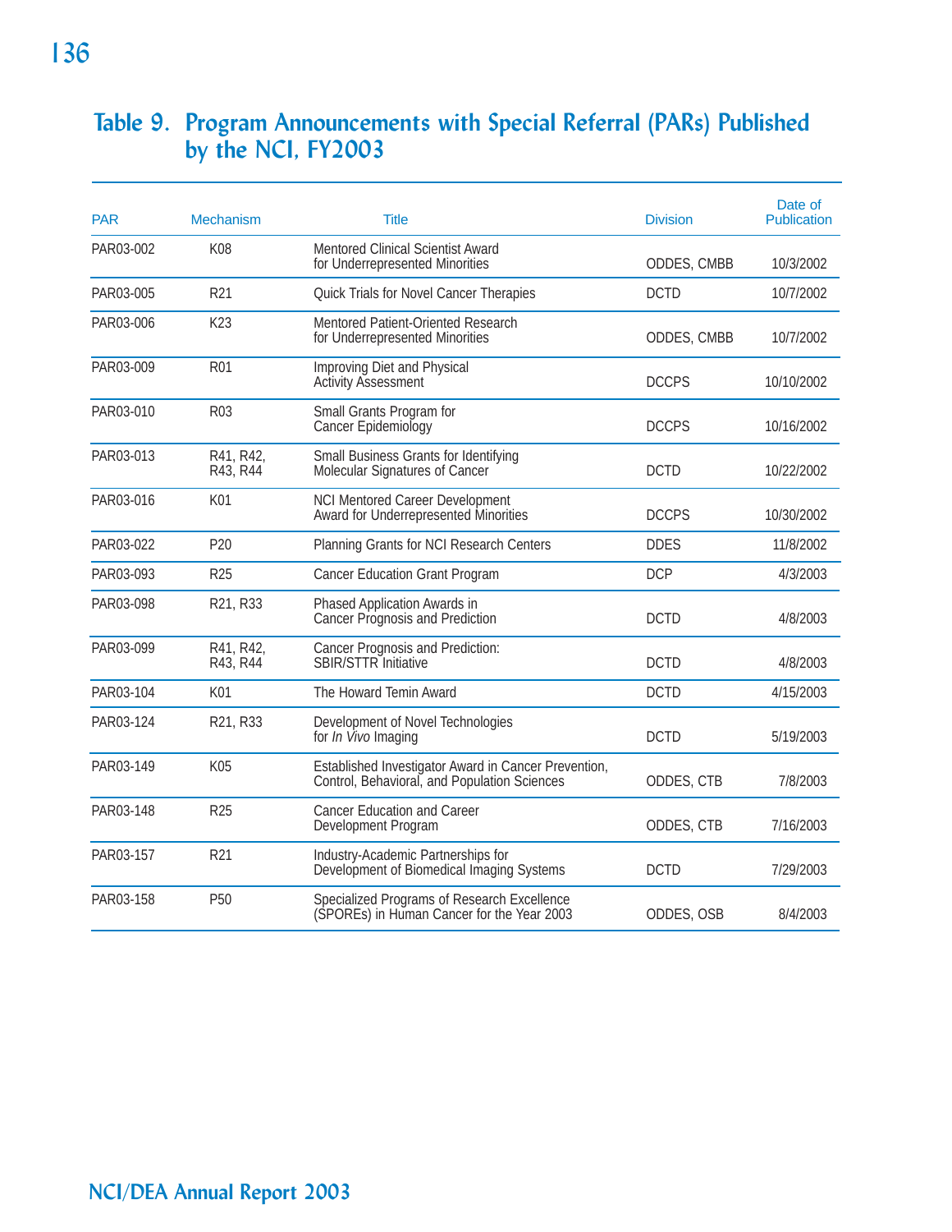# Table 9. Program Announcements with Special Referral (PARs) Published by the NCI, FY2003

| PAR | Mechanism | Title | Division | Date of Publication |
|---|---|---|---|---|
| PAR03-002 | K08 | Mentored Clinical Scientist Award for Underrepresented Minorities | ODDES, CMBB | 10/3/2002 |
| PAR03-005 | R21 | Quick Trials for Novel Cancer Therapies | DCTD | 10/7/2002 |
| PAR03-006 | K23 | Mentored Patient-Oriented Research for Underrepresented Minorities | ODDES, CMBB | 10/7/2002 |
| PAR03-009 | R01 | Improving Diet and Physical Activity Assessment | DCCPS | 10/10/2002 |
| PAR03-010 | R03 | Small Grants Program for Cancer Epidemiology | DCCPS | 10/16/2002 |
| PAR03-013 | R41, R42, R43, R44 | Small Business Grants for Identifying Molecular Signatures of Cancer | DCTD | 10/22/2002 |
| PAR03-016 | K01 | NCI Mentored Career Development Award for Underrepresented Minorities | DCCPS | 10/30/2002 |
| PAR03-022 | P20 | Planning Grants for NCI Research Centers | DDES | 11/8/2002 |
| PAR03-093 | R25 | Cancer Education Grant Program | DCP | 4/3/2003 |
| PAR03-098 | R21, R33 | Phased Application Awards in Cancer Prognosis and Prediction | DCTD | 4/8/2003 |
| PAR03-099 | R41, R42, R43, R44 | Cancer Prognosis and Prediction: SBIR/STTR Initiative | DCTD | 4/8/2003 |
| PAR03-104 | K01 | The Howard Temin Award | DCTD | 4/15/2003 |
| PAR03-124 | R21, R33 | Development of Novel Technologies for *In Vivo* Imaging | DCTD | 5/19/2003 |
| PAR03-149 | K05 | Established Investigator Award in Cancer Prevention, Control, Behavioral, and Population Sciences | ODDES, CTB | 7/8/2003 |
| PAR03-148 | R25 | Cancer Education and Career Development Program | ODDES, CTB | 7/16/2003 |
| PAR03-157 | R21 | Industry-Academic Partnerships for Development of Biomedical Imaging Systems | DCTD | 7/29/2003 |
| PAR03-158 | P50 | Specialized Programs of Research Excellence (SPOREs) in Human Cancer for the Year 2003 | ODDES, OSB | 8/4/2003 |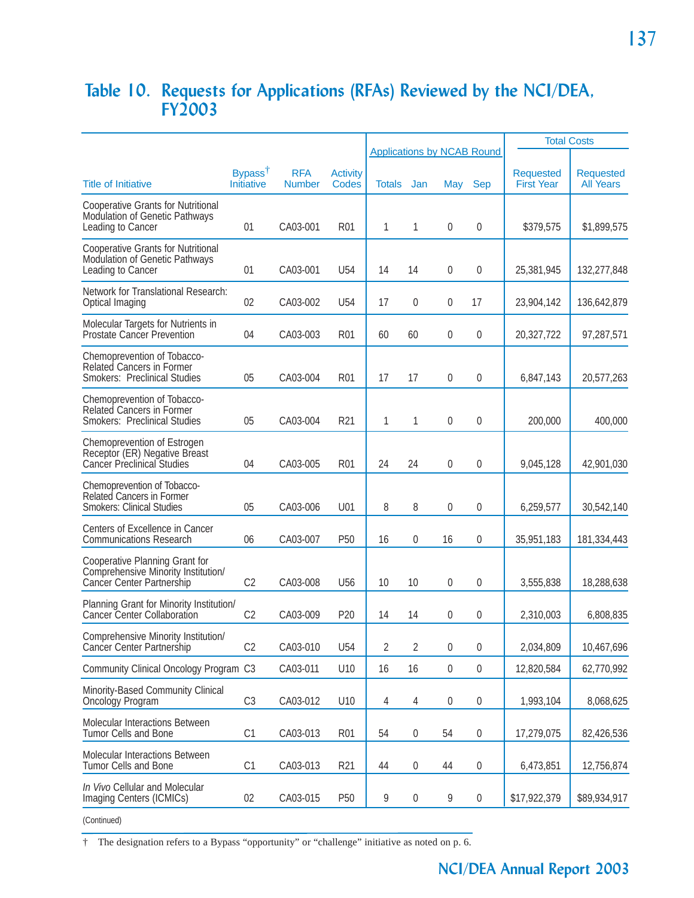## Table 10. Requests for Applications (RFAs) Reviewed by the NCI/DEA, FY2003

| Title of Initiative | Bypass† Initiative | RFA Number | Activity Codes | Applications by NCAB Round | | | | Total Costs | |
|---|---|---|---|---|---|---|---|---|---|
| | | | | Totals | Jan | May | Sep | Requested First Year | Requested All Years |
| Cooperative Grants for Nutritional Modulation of Genetic Pathways Leading to Cancer | 01 | CA03-001 | R01 | 1 | 1 | 0 | 0 | $379,575 | $1,899,575 |
| Cooperative Grants for Nutritional Modulation of Genetic Pathways Leading to Cancer | 01 | CA03-001 | U54 | 14 | 14 | 0 | 0 | 25,381,945 | 132,277,848 |
| Network for Translational Research: Optical Imaging | 02 | CA03-002 | U54 | 17 | 0 | 0 | 17 | 23,904,142 | 136,642,879 |
| Molecular Targets for Nutrients in Prostate Cancer Prevention | 04 | CA03-003 | R01 | 60 | 60 | 0 | 0 | 20,327,722 | 97,287,571 |
| Chemoprevention of Tobacco-Related Cancers in Former Smokers: Preclinical Studies | 05 | CA03-004 | R01 | 17 | 17 | 0 | 0 | 6,847,143 | 20,577,263 |
| Chemoprevention of Tobacco-Related Cancers in Former Smokers: Preclinical Studies | 05 | CA03-004 | R21 | 1 | 1 | 0 | 0 | 200,000 | 400,000 |
| Chemoprevention of Estrogen Receptor (ER) Negative Breast Cancer Preclinical Studies | 04 | CA03-005 | R01 | 24 | 24 | 0 | 0 | 9,045,128 | 42,901,030 |
| Chemoprevention of Tobacco-Related Cancers in Former Smokers: Clinical Studies | 05 | CA03-006 | U01 | 8 | 8 | 0 | 0 | 6,259,577 | 30,542,140 |
| Centers of Excellence in Cancer Communications Research | 06 | CA03-007 | P50 | 16 | 0 | 16 | 0 | 35,951,183 | 181,334,443 |
| Cooperative Planning Grant for Comprehensive Minority Institution/ Cancer Center Partnership | C2 | CA03-008 | U56 | 10 | 10 | 0 | 0 | 3,555,838 | 18,288,638 |
| Planning Grant for Minority Institution/ Cancer Center Collaboration | C2 | CA03-009 | P20 | 14 | 14 | 0 | 0 | 2,310,003 | 6,808,835 |
| Comprehensive Minority Institution/ Cancer Center Partnership | C2 | CA03-010 | U54 | 2 | 2 | 0 | 0 | 2,034,809 | 10,467,696 |
| Community Clinical Oncology Program | C3 | CA03-011 | U10 | 16 | 16 | 0 | 0 | 12,820,584 | 62,770,992 |
| Minority-Based Community Clinical Oncology Program | C3 | CA03-012 | U10 | 4 | 4 | 0 | 0 | 1,993,104 | 8,068,625 |
| Molecular Interactions Between Tumor Cells and Bone | C1 | CA03-013 | R01 | 54 | 0 | 54 | 0 | 17,279,075 | 82,426,536 |
| Molecular Interactions Between Tumor Cells and Bone | C1 | CA03-013 | R21 | 44 | 0 | 44 | 0 | 6,473,851 | 12,756,874 |
| *In Vivo* Cellular and Molecular Imaging Centers (ICMICs) | 02 | CA03-015 | P50 | 9 | 0 | 9 | 0 | $17,922,379 | $89,934,917 |

(Continued)

† The designation refers to a Bypass "opportunity" or "challenge" initiative as noted on p. 6.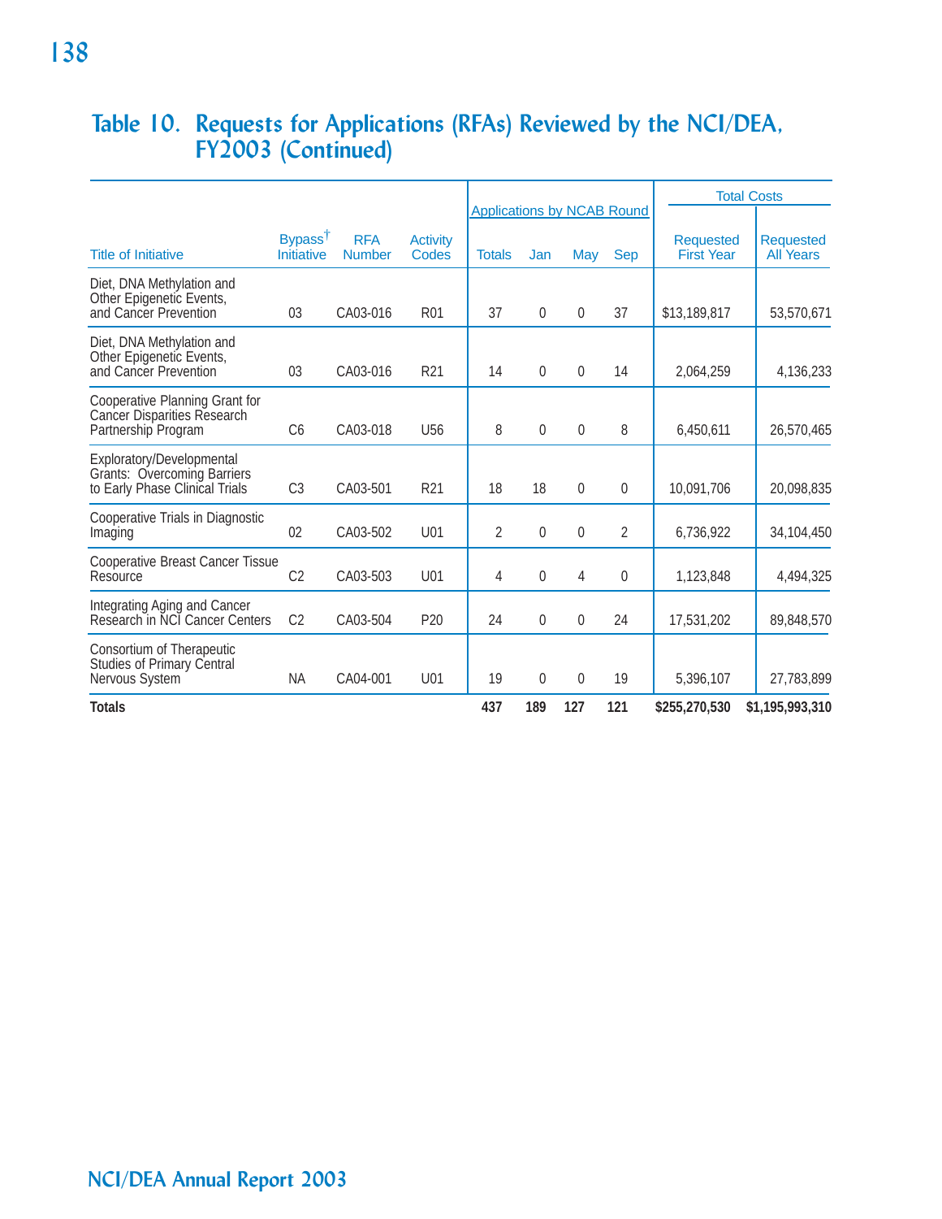# Table 10. Requests for Applications (RFAs) Reviewed by the NCI/DEA, FY2003 (Continued)

| Title of Initiative | Bypass† Initiative | RFA Number | Activity Codes | Applications by NCAB Round: Totals | Jan | May | Sep | Total Costs: Requested First Year | Requested All Years |
|---|---|---|---|---|---|---|---|---|---|
| Diet, DNA Methylation and Other Epigenetic Events, and Cancer Prevention | 03 | CA03-016 | R01 | 37 | 0 | 0 | 37 | $13,189,817 | 53,570,671 |
| Diet, DNA Methylation and Other Epigenetic Events, and Cancer Prevention | 03 | CA03-016 | R21 | 14 | 0 | 0 | 14 | 2,064,259 | 4,136,233 |
| Cooperative Planning Grant for Cancer Disparities Research Partnership Program | C6 | CA03-018 | U56 | 8 | 0 | 0 | 8 | 6,450,611 | 26,570,465 |
| Exploratory/Developmental Grants: Overcoming Barriers to Early Phase Clinical Trials | C3 | CA03-501 | R21 | 18 | 18 | 0 | 0 | 10,091,706 | 20,098,835 |
| Cooperative Trials in Diagnostic Imaging | 02 | CA03-502 | U01 | 2 | 0 | 0 | 2 | 6,736,922 | 34,104,450 |
| Cooperative Breast Cancer Tissue Resource | C2 | CA03-503 | U01 | 4 | 0 | 4 | 0 | 1,123,848 | 4,494,325 |
| Integrating Aging and Cancer Research in NCI Cancer Centers | C2 | CA03-504 | P20 | 24 | 0 | 0 | 24 | 17,531,202 | 89,848,570 |
| Consortium of Therapeutic Studies of Primary Central Nervous System | NA | CA04-001 | U01 | 19 | 0 | 0 | 19 | 5,396,107 | 27,783,899 |
| **Totals** | | | | **437** | **189** | **127** | **121** | **$255,270,530** | **$1,195,993,310** |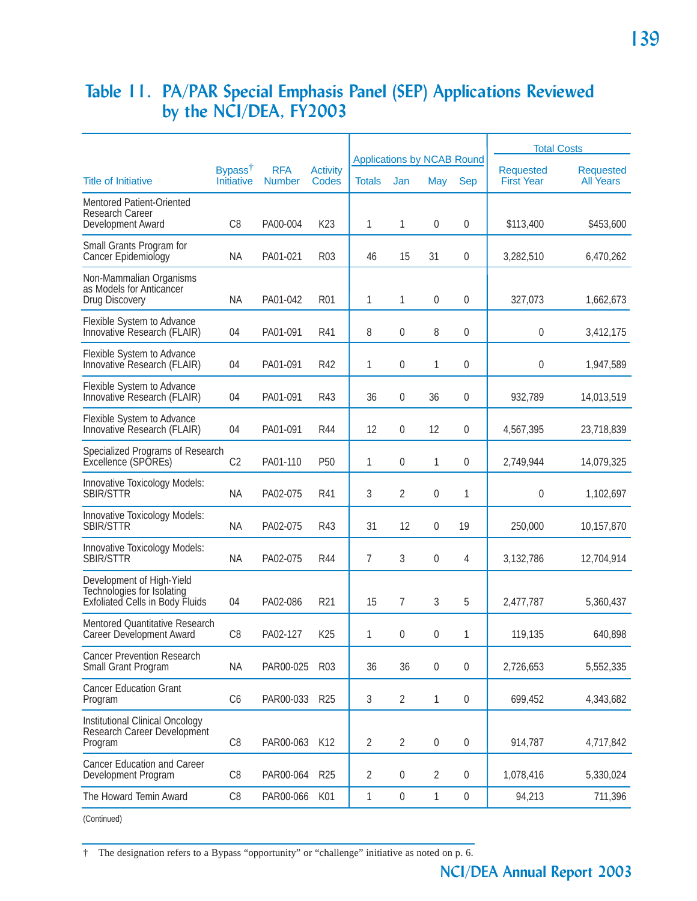# Table 11. PA/PAR Special Emphasis Panel (SEP) Applications Reviewed by the NCI/DEA, FY2003

| Title of Initiative | Bypass† Initiative | RFA Number | Activity Codes | Applications by NCAB Round | | | | Total Costs | |
|---|---|---|---|---|---|---|---|---|---|
| | | | | Totals | Jan | May | Sep | Requested First Year | Requested All Years |
| Mentored Patient-Oriented Research Career Development Award | C8 | PA00-004 | K23 | 1 | 1 | 0 | 0 | $113,400 | $453,600 |
| Small Grants Program for Cancer Epidemiology | NA | PA01-021 | R03 | 46 | 15 | 31 | 0 | 3,282,510 | 6,470,262 |
| Non-Mammalian Organisms as Models for Anticancer Drug Discovery | NA | PA01-042 | R01 | 1 | 1 | 0 | 0 | 327,073 | 1,662,673 |
| Flexible System to Advance Innovative Research (FLAIR) | 04 | PA01-091 | R41 | 8 | 0 | 8 | 0 | 0 | 3,412,175 |
| Flexible System to Advance Innovative Research (FLAIR) | 04 | PA01-091 | R42 | 1 | 0 | 1 | 0 | 0 | 1,947,589 |
| Flexible System to Advance Innovative Research (FLAIR) | 04 | PA01-091 | R43 | 36 | 0 | 36 | 0 | 932,789 | 14,013,519 |
| Flexible System to Advance Innovative Research (FLAIR) | 04 | PA01-091 | R44 | 12 | 0 | 12 | 0 | 4,567,395 | 23,718,839 |
| Specialized Programs of Research Excellence (SPOREs) | C2 | PA01-110 | P50 | 1 | 0 | 1 | 0 | 2,749,944 | 14,079,325 |
| Innovative Toxicology Models: SBIR/STTR | NA | PA02-075 | R41 | 3 | 2 | 0 | 1 | 0 | 1,102,697 |
| Innovative Toxicology Models: SBIR/STTR | NA | PA02-075 | R43 | 31 | 12 | 0 | 19 | 250,000 | 10,157,870 |
| Innovative Toxicology Models: SBIR/STTR | NA | PA02-075 | R44 | 7 | 3 | 0 | 4 | 3,132,786 | 12,704,914 |
| Development of High-Yield Technologies for Isolating Exfoliated Cells in Body Fluids | 04 | PA02-086 | R21 | 15 | 7 | 3 | 5 | 2,477,787 | 5,360,437 |
| Mentored Quantitative Research Career Development Award | C8 | PA02-127 | K25 | 1 | 0 | 0 | 1 | 119,135 | 640,898 |
| Cancer Prevention Research Small Grant Program | NA | PAR00-025 | R03 | 36 | 36 | 0 | 0 | 2,726,653 | 5,552,335 |
| Cancer Education Grant Program | C6 | PAR00-033 | R25 | 3 | 2 | 1 | 0 | 699,452 | 4,343,682 |
| Institutional Clinical Oncology Research Career Development Program | C8 | PAR00-063 | K12 | 2 | 2 | 0 | 0 | 914,787 | 4,717,842 |
| Cancer Education and Career Development Program | C8 | PAR00-064 | R25 | 2 | 0 | 2 | 0 | 1,078,416 | 5,330,024 |
| The Howard Temin Award | C8 | PAR00-066 | K01 | 1 | 0 | 1 | 0 | 94,213 | 711,396 |

(Continued)

† The designation refers to a Bypass "opportunity" or "challenge" initiative as noted on p. 6.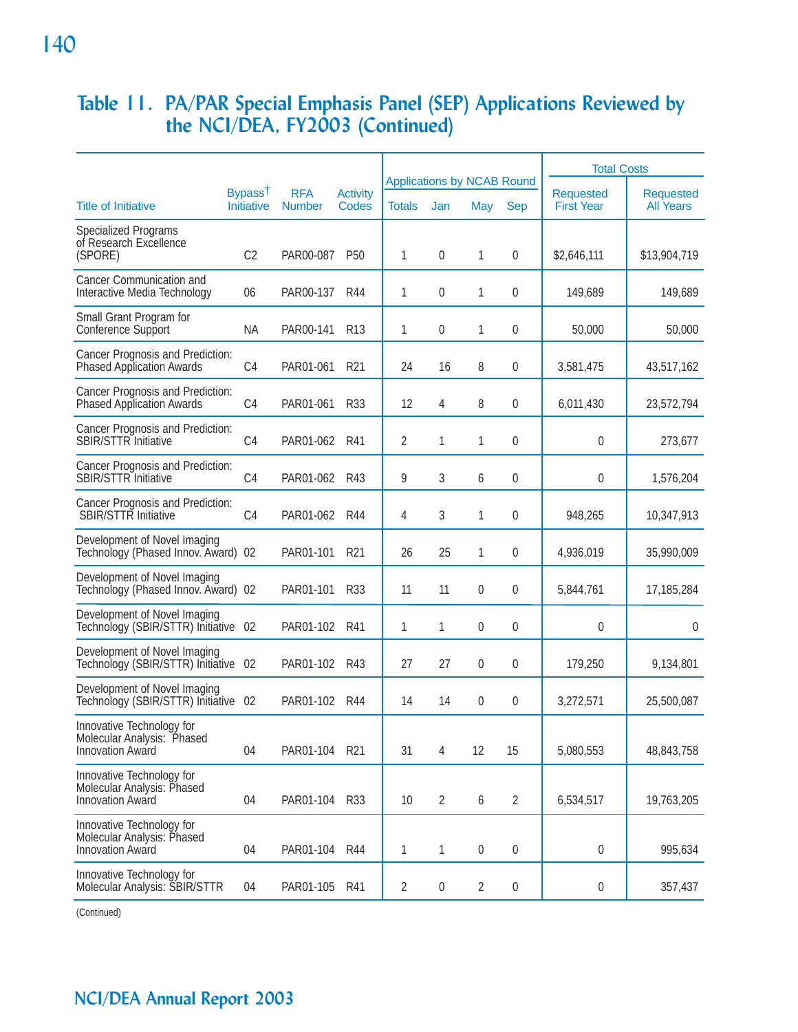## Table 11. PA/PAR Special Emphasis Panel (SEP) Applications Reviewed by the NCI/DEA, FY2003 (Continued)

| Title of Initiative | Bypass† Initiative | RFA Number | Activity Codes | Applications by NCAB Round | | | | Total Costs | |
|---|---|---|---|---|---|---|---|---|---|
| | | | | Totals | Jan | May | Sep | Requested First Year | Requested All Years |
| Specialized Programs of Research Excellence (SPORE) | C2 | PAR00-087 | P50 | 1 | 0 | 1 | 0 | $2,646,111 | $13,904,719 |
| Cancer Communication and Interactive Media Technology | 06 | PAR00-137 | R44 | 1 | 0 | 1 | 0 | 149,689 | 149,689 |
| Small Grant Program for Conference Support | NA | PAR00-141 | R13 | 1 | 0 | 1 | 0 | 50,000 | 50,000 |
| Cancer Prognosis and Prediction: Phased Application Awards | C4 | PAR01-061 | R21 | 24 | 16 | 8 | 0 | 3,581,475 | 43,517,162 |
| Cancer Prognosis and Prediction: Phased Application Awards | C4 | PAR01-061 | R33 | 12 | 4 | 8 | 0 | 6,011,430 | 23,572,794 |
| Cancer Prognosis and Prediction: SBIR/STTR Initiative | C4 | PAR01-062 | R41 | 2 | 1 | 1 | 0 | 0 | 273,677 |
| Cancer Prognosis and Prediction: SBIR/STTR Initiative | C4 | PAR01-062 | R43 | 9 | 3 | 6 | 0 | 0 | 1,576,204 |
| Cancer Prognosis and Prediction: SBIR/STTR Initiative | C4 | PAR01-062 | R44 | 4 | 3 | 1 | 0 | 948,265 | 10,347,913 |
| Development of Novel Imaging Technology (Phased Innov. Award) | 02 | PAR01-101 | R21 | 26 | 25 | 1 | 0 | 4,936,019 | 35,990,009 |
| Development of Novel Imaging Technology (Phased Innov. Award) | 02 | PAR01-101 | R33 | 11 | 11 | 0 | 0 | 5,844,761 | 17,185,284 |
| Development of Novel Imaging Technology (SBIR/STTR) Initiative | 02 | PAR01-102 | R41 | 1 | 1 | 0 | 0 | 0 | 0 |
| Development of Novel Imaging Technology (SBIR/STTR) Initiative | 02 | PAR01-102 | R43 | 27 | 27 | 0 | 0 | 179,250 | 9,134,801 |
| Development of Novel Imaging Technology (SBIR/STTR) Initiative | 02 | PAR01-102 | R44 | 14 | 14 | 0 | 0 | 3,272,571 | 25,500,087 |
| Innovative Technology for Molecular Analysis: Phased Innovation Award | 04 | PAR01-104 | R21 | 31 | 4 | 12 | 15 | 5,080,553 | 48,843,758 |
| Innovative Technology for Molecular Analysis: Phased Innovation Award | 04 | PAR01-104 | R33 | 10 | 2 | 6 | 2 | 6,534,517 | 19,763,205 |
| Innovative Technology for Molecular Analysis: Phased Innovation Award | 04 | PAR01-104 | R44 | 1 | 1 | 0 | 0 | 0 | 995,634 |
| Innovative Technology for Molecular Analysis: SBIR/STTR | 04 | PAR01-105 | R41 | 2 | 0 | 2 | 0 | 0 | 357,437 |

(Continued)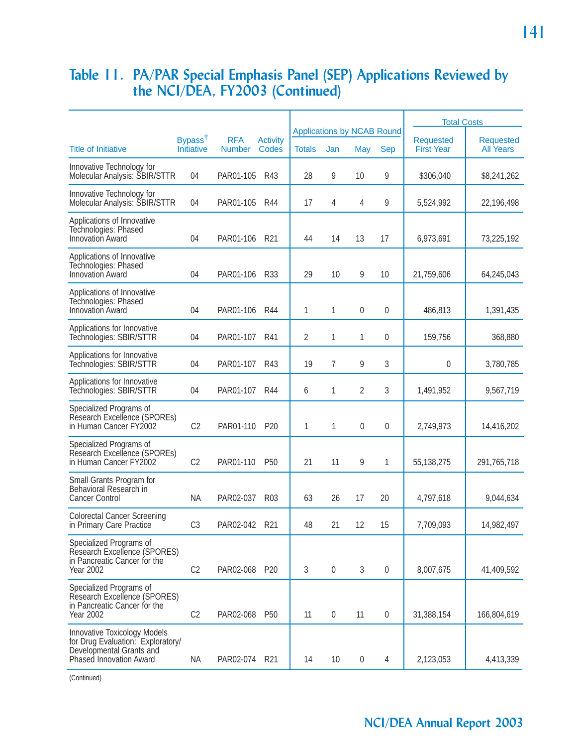## Table 11. PA/PAR Special Emphasis Panel (SEP) Applications Reviewed by the NCI/DEA, FY2003 (Continued)

| Title of Initiative | Bypass† Initiative | RFA Number | Activity Codes | Applications by NCAB Round | | | | Total Costs | |
|---|---|---|---|---|---|---|---|---|---|
| | | | | Totals | Jan | May | Sep | Requested First Year | Requested All Years |
| Innovative Technology for Molecular Analysis: SBIR/STTR | 04 | PAR01-105 | R43 | 28 | 9 | 10 | 9 | $306,040 | $8,241,262 |
| Innovative Technology for Molecular Analysis: SBIR/STTR | 04 | PAR01-105 | R44 | 17 | 4 | 4 | 9 | 5,524,992 | 22,196,498 |
| Applications of Innovative Technologies: Phased Innovation Award | 04 | PAR01-106 | R21 | 44 | 14 | 13 | 17 | 6,973,691 | 73,225,192 |
| Applications of Innovative Technologies: Phased Innovation Award | 04 | PAR01-106 | R33 | 29 | 10 | 9 | 10 | 21,759,606 | 64,245,043 |
| Applications of Innovative Technologies: Phased Innovation Award | 04 | PAR01-106 | R44 | 1 | 1 | 0 | 0 | 486,813 | 1,391,435 |
| Applications for Innovative Technologies: SBIR/STTR | 04 | PAR01-107 | R41 | 2 | 1 | 1 | 0 | 159,756 | 368,880 |
| Applications for Innovative Technologies: SBIR/STTR | 04 | PAR01-107 | R43 | 19 | 7 | 9 | 3 | 0 | 3,780,785 |
| Applications for Innovative Technologies: SBIR/STTR | 04 | PAR01-107 | R44 | 6 | 1 | 2 | 3 | 1,491,952 | 9,567,719 |
| Specialized Programs of Research Excellence (SPOREs) in Human Cancer FY2002 | C2 | PAR01-110 | P20 | 1 | 1 | 0 | 0 | 2,749,973 | 14,416,202 |
| Specialized Programs of Research Excellence (SPOREs) in Human Cancer FY2002 | C2 | PAR01-110 | P50 | 21 | 11 | 9 | 1 | 55,138,275 | 291,765,718 |
| Small Grants Program for Behavioral Research in Cancer Control | NA | PAR02-037 | R03 | 63 | 26 | 17 | 20 | 4,797,618 | 9,044,634 |
| Colorectal Cancer Screening in Primary Care Practice | C3 | PAR02-042 | R21 | 48 | 21 | 12 | 15 | 7,709,093 | 14,982,497 |
| Specialized Programs of Research Excellence (SPORES) in Pancreatic Cancer for the Year 2002 | C2 | PAR02-068 | P20 | 3 | 0 | 3 | 0 | 8,007,675 | 41,409,592 |
| Specialized Programs of Research Excellence (SPORES) in Pancreatic Cancer for the Year 2002 | C2 | PAR02-068 | P50 | 11 | 0 | 11 | 0 | 31,388,154 | 166,804,619 |
| Innovative Toxicology Models for Drug Evaluation: Exploratory/ Developmental Grants and Phased Innovation Award | NA | PAR02-074 | R21 | 14 | 10 | 0 | 4 | 2,123,053 | 4,413,339 |

(Continued)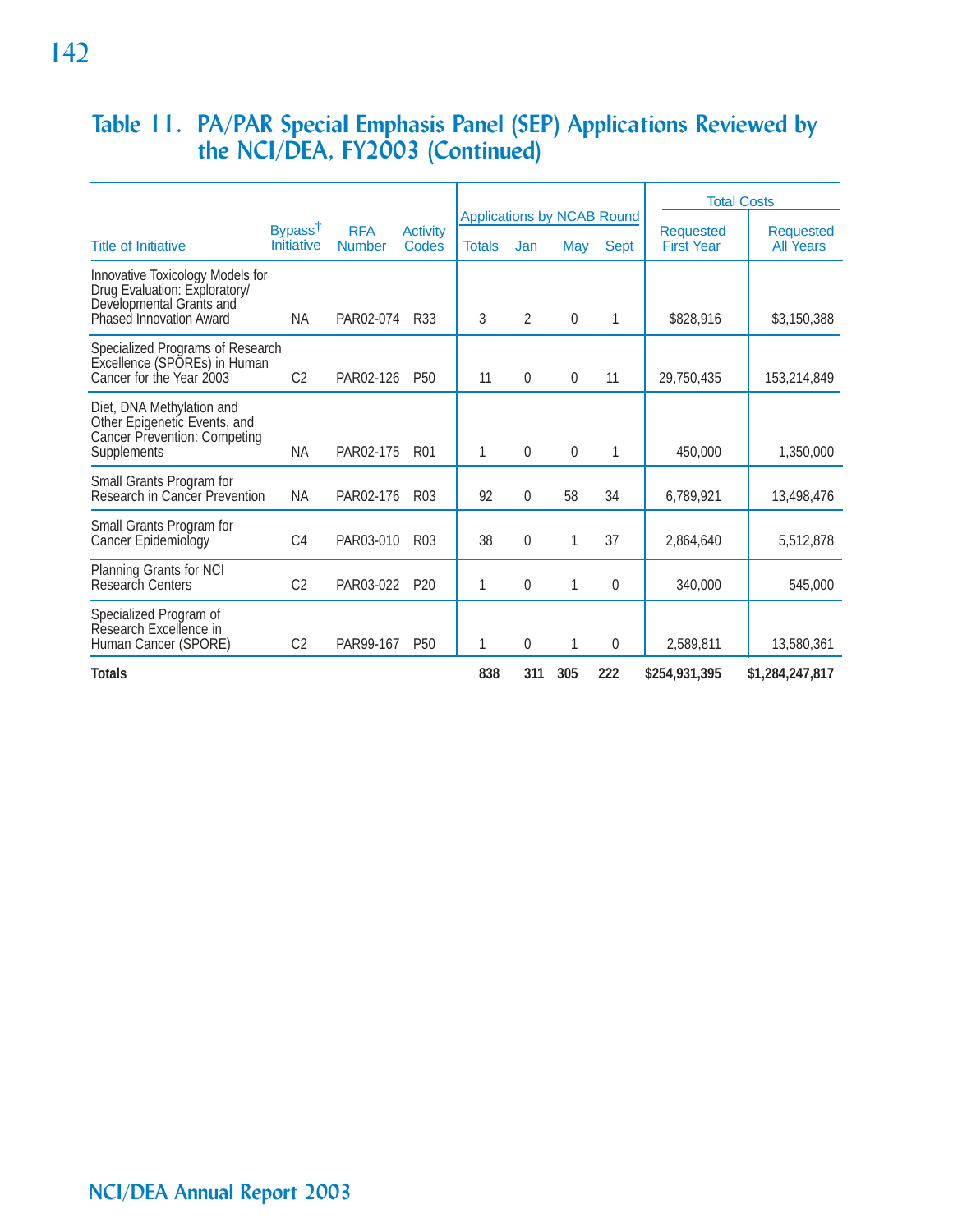## Table 11. PA/PAR Special Emphasis Panel (SEP) Applications Reviewed by the NCI/DEA, FY2003 (Continued)

| Title of Initiative | Bypass† Initiative | RFA Number | Activity Codes | Applications by NCAB Round | | | | Total Costs | |
|---|---|---|---|---|---|---|---|---|---|
| | | | | Totals | Jan | May | Sept | Requested First Year | Requested All Years |
| Innovative Toxicology Models for Drug Evaluation: Exploratory/ Developmental Grants and Phased Innovation Award | NA | PAR02-074 | R33 | 3 | 2 | 0 | 1 | $828,916 | $3,150,388 |
| Specialized Programs of Research Excellence (SPOREs) in Human Cancer for the Year 2003 | C2 | PAR02-126 | P50 | 11 | 0 | 0 | 11 | 29,750,435 | 153,214,849 |
| Diet, DNA Methylation and Other Epigenetic Events, and Cancer Prevention: Competing Supplements | NA | PAR02-175 | R01 | 1 | 0 | 0 | 1 | 450,000 | 1,350,000 |
| Small Grants Program for Research in Cancer Prevention | NA | PAR02-176 | R03 | 92 | 0 | 58 | 34 | 6,789,921 | 13,498,476 |
| Small Grants Program for Cancer Epidemiology | C4 | PAR03-010 | R03 | 38 | 0 | 1 | 37 | 2,864,640 | 5,512,878 |
| Planning Grants for NCI Research Centers | C2 | PAR03-022 | P20 | 1 | 0 | 1 | 0 | 340,000 | 545,000 |
| Specialized Program of Research Excellence in Human Cancer (SPORE) | C2 | PAR99-167 | P50 | 1 | 0 | 1 | 0 | 2,589,811 | 13,580,361 |
| **Totals** | | | | **838** | **311** | **305** | **222** | **$254,931,395** | **$1,284,247,817** |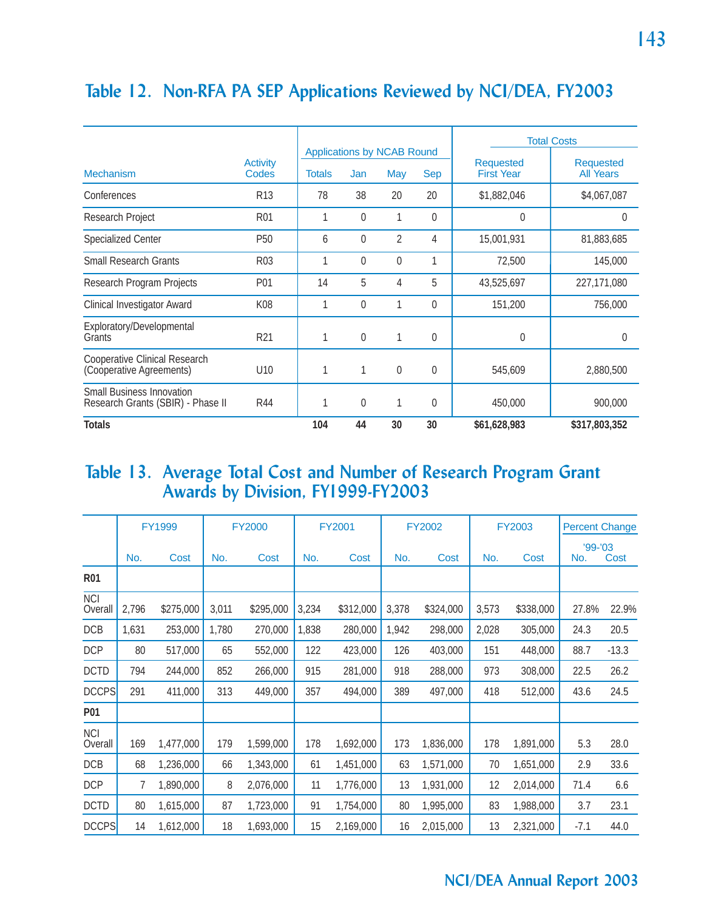## Table 12. Non-RFA PA SEP Applications Reviewed by NCI/DEA, FY2003

| Mechanism | Activity Codes | Applications by NCAB Round Totals | Jan | May | Sep | Total Costs Requested First Year | Total Costs Requested All Years |
|---|---|---|---|---|---|---|---|
| Conferences | R13 | 78 | 38 | 20 | 20 | $1,882,046 | $4,067,087 |
| Research Project | R01 | 1 | 0 | 1 | 0 | 0 | 0 |
| Specialized Center | P50 | 6 | 0 | 2 | 4 | 15,001,931 | 81,883,685 |
| Small Research Grants | R03 | 1 | 0 | 0 | 1 | 72,500 | 145,000 |
| Research Program Projects | P01 | 14 | 5 | 4 | 5 | 43,525,697 | 227,171,080 |
| Clinical Investigator Award | K08 | 1 | 0 | 1 | 0 | 151,200 | 756,000 |
| Exploratory/Developmental Grants | R21 | 1 | 0 | 1 | 0 | 0 | 0 |
| Cooperative Clinical Research (Cooperative Agreements) | U10 | 1 | 1 | 0 | 0 | 545,609 | 2,880,500 |
| Small Business Innovation Research Grants (SBIR) - Phase II | R44 | 1 | 0 | 1 | 0 | 450,000 | 900,000 |
| **Totals** | | **104** | **44** | **30** | **30** | **$61,628,983** | **$317,803,352** |

## Table 13. Average Total Cost and Number of Research Program Grant Awards by Division, FY1999-FY2003

| | FY1999 | | FY2000 | | FY2001 | | FY2002 | | FY2003 | | Percent Change '99-'03 | |
|---|---|---|---|---|---|---|---|---|---|---|---|---|
| | No. | Cost | No. | Cost | No. | Cost | No. | Cost | No. | Cost | No. | Cost |
| **R01** | | | | | | | | | | | | |
| NCI Overall | 2,796 | $275,000 | 3,011 | $295,000 | 3,234 | $312,000 | 3,378 | $324,000 | 3,573 | $338,000 | 27.8% | 22.9% |
| DCB | 1,631 | 253,000 | 1,780 | 270,000 | 1,838 | 280,000 | 1,942 | 298,000 | 2,028 | 305,000 | 24.3 | 20.5 |
| DCP | 80 | 517,000 | 65 | 552,000 | 122 | 423,000 | 126 | 403,000 | 151 | 448,000 | 88.7 | -13.3 |
| DCTD | 794 | 244,000 | 852 | 266,000 | 915 | 281,000 | 918 | 288,000 | 973 | 308,000 | 22.5 | 26.2 |
| DCCPS | 291 | 411,000 | 313 | 449,000 | 357 | 494,000 | 389 | 497,000 | 418 | 512,000 | 43.6 | 24.5 |
| **P01** | | | | | | | | | | | | |
| NCI Overall | 169 | 1,477,000 | 179 | 1,599,000 | 178 | 1,692,000 | 173 | 1,836,000 | 178 | 1,891,000 | 5.3 | 28.0 |
| DCB | 68 | 1,236,000 | 66 | 1,343,000 | 61 | 1,451,000 | 63 | 1,571,000 | 70 | 1,651,000 | 2.9 | 33.6 |
| DCP | 7 | 1,890,000 | 8 | 2,076,000 | 11 | 1,776,000 | 13 | 1,931,000 | 12 | 2,014,000 | 71.4 | 6.6 |
| DCTD | 80 | 1,615,000 | 87 | 1,723,000 | 91 | 1,754,000 | 80 | 1,995,000 | 83 | 1,988,000 | 3.7 | 23.1 |
| DCCPS | 14 | 1,612,000 | 18 | 1,693,000 | 15 | 2,169,000 | 16 | 2,015,000 | 13 | 2,321,000 | -7.1 | 44.0 |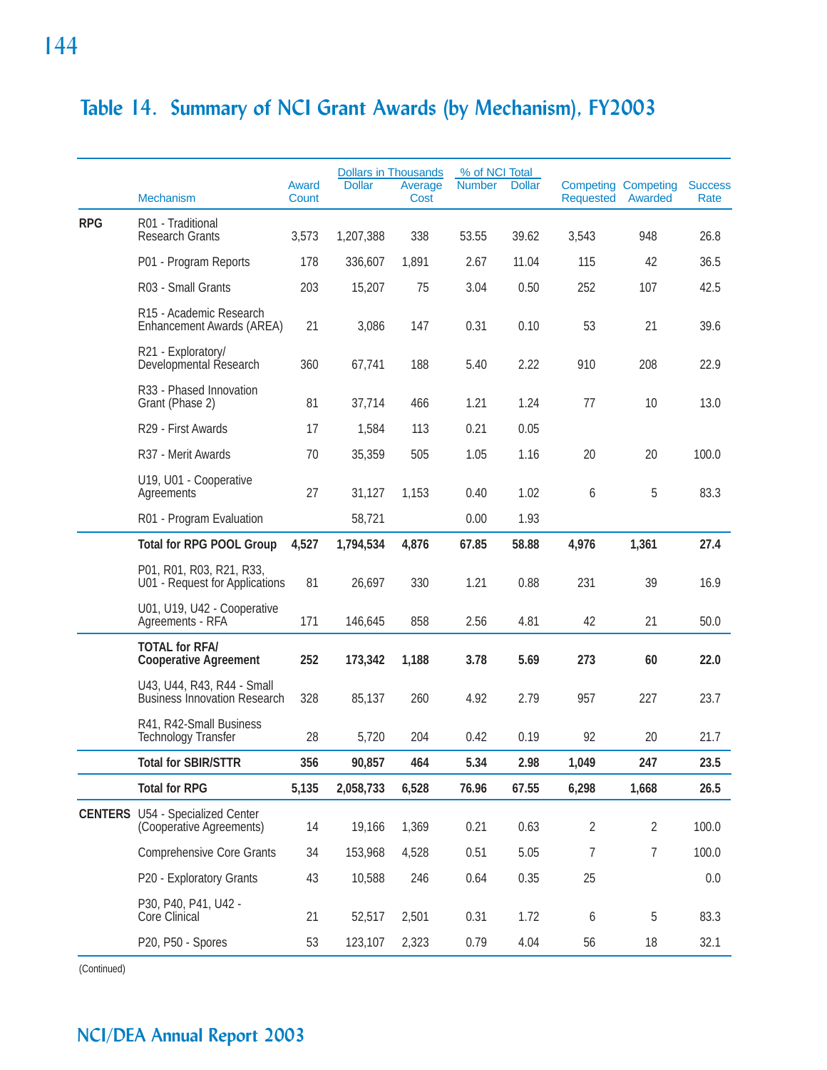## Table 14. Summary of NCI Grant Awards (by Mechanism), FY2003

| | Mechanism | Award Count | Dollars in Thousands | | % of NCI Total | | Competing Requested | Competing Awarded | Success Rate |
|---|---|---|---|---|---|---|---|---|---|
| | | | Dollar | Average Cost | Number | Dollar | | | |
| **RPG** | R01 - Traditional Research Grants | 3,573 | 1,207,388 | 338 | 53.55 | 39.62 | 3,543 | 948 | 26.8 |
| | P01 - Program Reports | 178 | 336,607 | 1,891 | 2.67 | 11.04 | 115 | 42 | 36.5 |
| | R03 - Small Grants | 203 | 15,207 | 75 | 3.04 | 0.50 | 252 | 107 | 42.5 |
| | R15 - Academic Research Enhancement Awards (AREA) | 21 | 3,086 | 147 | 0.31 | 0.10 | 53 | 21 | 39.6 |
| | R21 - Exploratory/ Developmental Research | 360 | 67,741 | 188 | 5.40 | 2.22 | 910 | 208 | 22.9 |
| | R33 - Phased Innovation Grant (Phase 2) | 81 | 37,714 | 466 | 1.21 | 1.24 | 77 | 10 | 13.0 |
| | R29 - First Awards | 17 | 1,584 | 113 | 0.21 | 0.05 | | | |
| | R37 - Merit Awards | 70 | 35,359 | 505 | 1.05 | 1.16 | 20 | 20 | 100.0 |
| | U19, U01 - Cooperative Agreements | 27 | 31,127 | 1,153 | 0.40 | 1.02 | 6 | 5 | 83.3 |
| | R01 - Program Evaluation | | 58,721 | | 0.00 | 1.93 | | | |
| | **Total for RPG POOL Group** | **4,527** | **1,794,534** | **4,876** | **67.85** | **58.88** | **4,976** | **1,361** | **27.4** |
| | P01, R01, R03, R21, R33, U01 - Request for Applications | 81 | 26,697 | 330 | 1.21 | 0.88 | 231 | 39 | 16.9 |
| | U01, U19, U42 - Cooperative Agreements - RFA | 171 | 146,645 | 858 | 2.56 | 4.81 | 42 | 21 | 50.0 |
| | **TOTAL for RFA/ Cooperative Agreement** | **252** | **173,342** | **1,188** | **3.78** | **5.69** | **273** | **60** | **22.0** |
| | U43, U44, R43, R44 - Small Business Innovation Research | 328 | 85,137 | 260 | 4.92 | 2.79 | 957 | 227 | 23.7 |
| | R41, R42-Small Business Technology Transfer | 28 | 5,720 | 204 | 0.42 | 0.19 | 92 | 20 | 21.7 |
| | **Total for SBIR/STTR** | **356** | **90,857** | **464** | **5.34** | **2.98** | **1,049** | **247** | **23.5** |
| | **Total for RPG** | **5,135** | **2,058,733** | **6,528** | **76.96** | **67.55** | **6,298** | **1,668** | **26.5** |
| **CENTERS** | U54 - Specialized Center (Cooperative Agreements) | 14 | 19,166 | 1,369 | 0.21 | 0.63 | 2 | 2 | 100.0 |
| | Comprehensive Core Grants | 34 | 153,968 | 4,528 | 0.51 | 5.05 | 7 | 7 | 100.0 |
| | P20 - Exploratory Grants | 43 | 10,588 | 246 | 0.64 | 0.35 | 25 | | 0.0 |
| | P30, P40, P41, U42 - Core Clinical | 21 | 52,517 | 2,501 | 0.31 | 1.72 | 6 | 5 | 83.3 |
| | P20, P50 - Spores | 53 | 123,107 | 2,323 | 0.79 | 4.04 | 56 | 18 | 32.1 |

(Continued)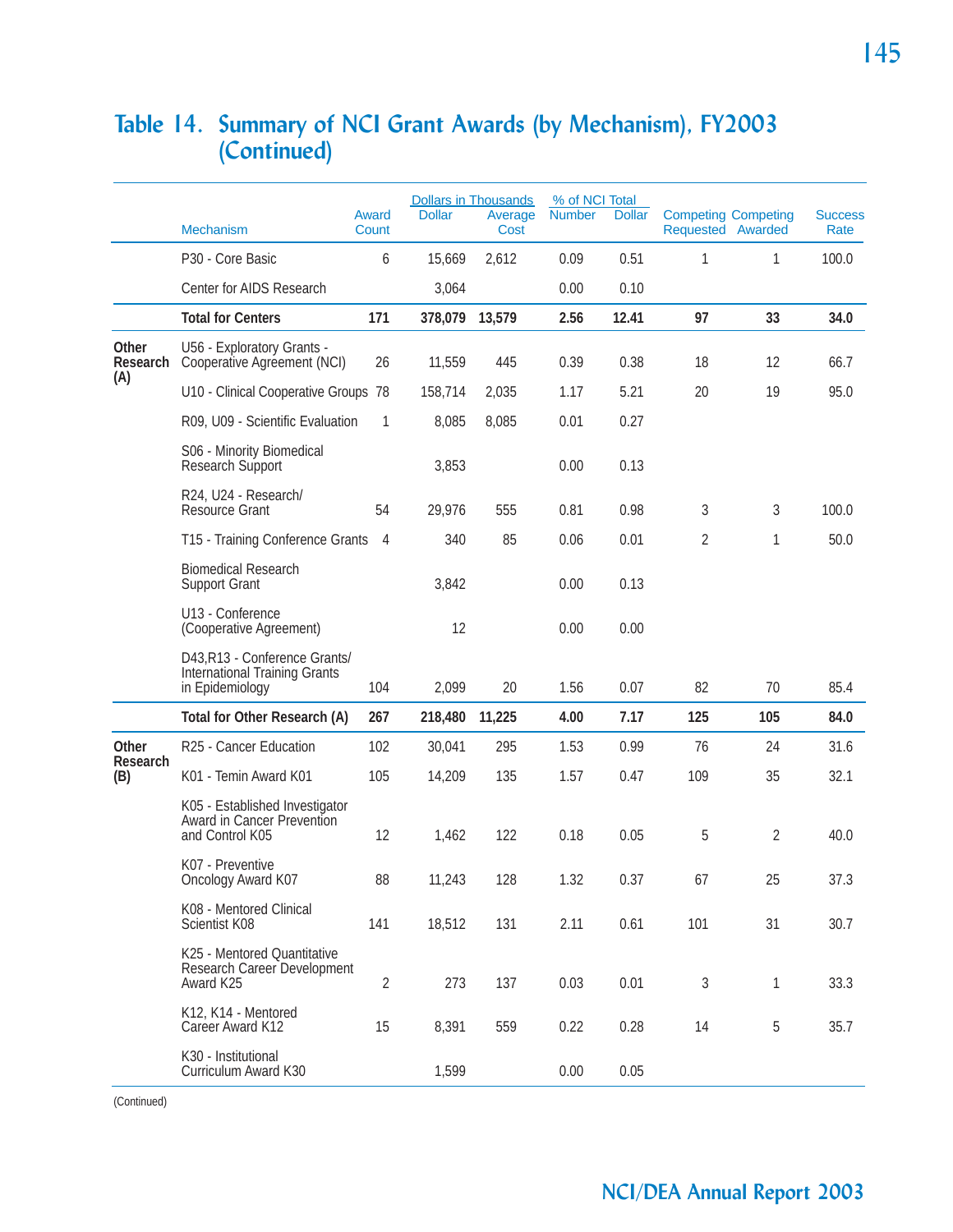# Table 14. Summary of NCI Grant Awards (by Mechanism), FY2003 (Continued)

| | Mechanism | Award Count | Dollars in Thousands: Dollar | Dollars in Thousands: Average Cost | % of NCI Total: Number | % of NCI Total: Dollar | Competing Requested | Competing Awarded | Success Rate |
|---|---|---|---|---|---|---|---|---|---|
| | P30 - Core Basic | 6 | 15,669 | 2,612 | 0.09 | 0.51 | 1 | 1 | 100.0 |
| | Center for AIDS Research | | 3,064 | | 0.00 | 0.10 | | | |
| | **Total for Centers** | **171** | **378,079** | **13,579** | **2.56** | **12.41** | **97** | **33** | **34.0** |
| **Other Research (A)** | U56 - Exploratory Grants - Cooperative Agreement (NCI) | 26 | 11,559 | 445 | 0.39 | 0.38 | 18 | 12 | 66.7 |
| | U10 - Clinical Cooperative Groups | 78 | 158,714 | 2,035 | 1.17 | 5.21 | 20 | 19 | 95.0 |
| | R09, U09 - Scientific Evaluation | 1 | 8,085 | 8,085 | 0.01 | 0.27 | | | |
| | S06 - Minority Biomedical Research Support | | 3,853 | | 0.00 | 0.13 | | | |
| | R24, U24 - Research/ Resource Grant | 54 | 29,976 | 555 | 0.81 | 0.98 | 3 | 3 | 100.0 |
| | T15 - Training Conference Grants | 4 | 340 | 85 | 0.06 | 0.01 | 2 | 1 | 50.0 |
| | Biomedical Research Support Grant | | 3,842 | | 0.00 | 0.13 | | | |
| | U13 - Conference (Cooperative Agreement) | | 12 | | 0.00 | 0.00 | | | |
| | D43,R13 - Conference Grants/ International Training Grants in Epidemiology | 104 | 2,099 | 20 | 1.56 | 0.07 | 82 | 70 | 85.4 |
| | **Total for Other Research (A)** | **267** | **218,480** | **11,225** | **4.00** | **7.17** | **125** | **105** | **84.0** |
| **Other Research (B)** | R25 - Cancer Education | 102 | 30,041 | 295 | 1.53 | 0.99 | 76 | 24 | 31.6 |
| | K01 - Temin Award K01 | 105 | 14,209 | 135 | 1.57 | 0.47 | 109 | 35 | 32.1 |
| | K05 - Established Investigator Award in Cancer Prevention and Control K05 | 12 | 1,462 | 122 | 0.18 | 0.05 | 5 | 2 | 40.0 |
| | K07 - Preventive Oncology Award K07 | 88 | 11,243 | 128 | 1.32 | 0.37 | 67 | 25 | 37.3 |
| | K08 - Mentored Clinical Scientist K08 | 141 | 18,512 | 131 | 2.11 | 0.61 | 101 | 31 | 30.7 |
| | K25 - Mentored Quantitative Research Career Development Award K25 | 2 | 273 | 137 | 0.03 | 0.01 | 3 | 1 | 33.3 |
| | K12, K14 - Mentored Career Award K12 | 15 | 8,391 | 559 | 0.22 | 0.28 | 14 | 5 | 35.7 |
| | K30 - Institutional Curriculum Award K30 | | 1,599 | | 0.00 | 0.05 | | | |

(Continued)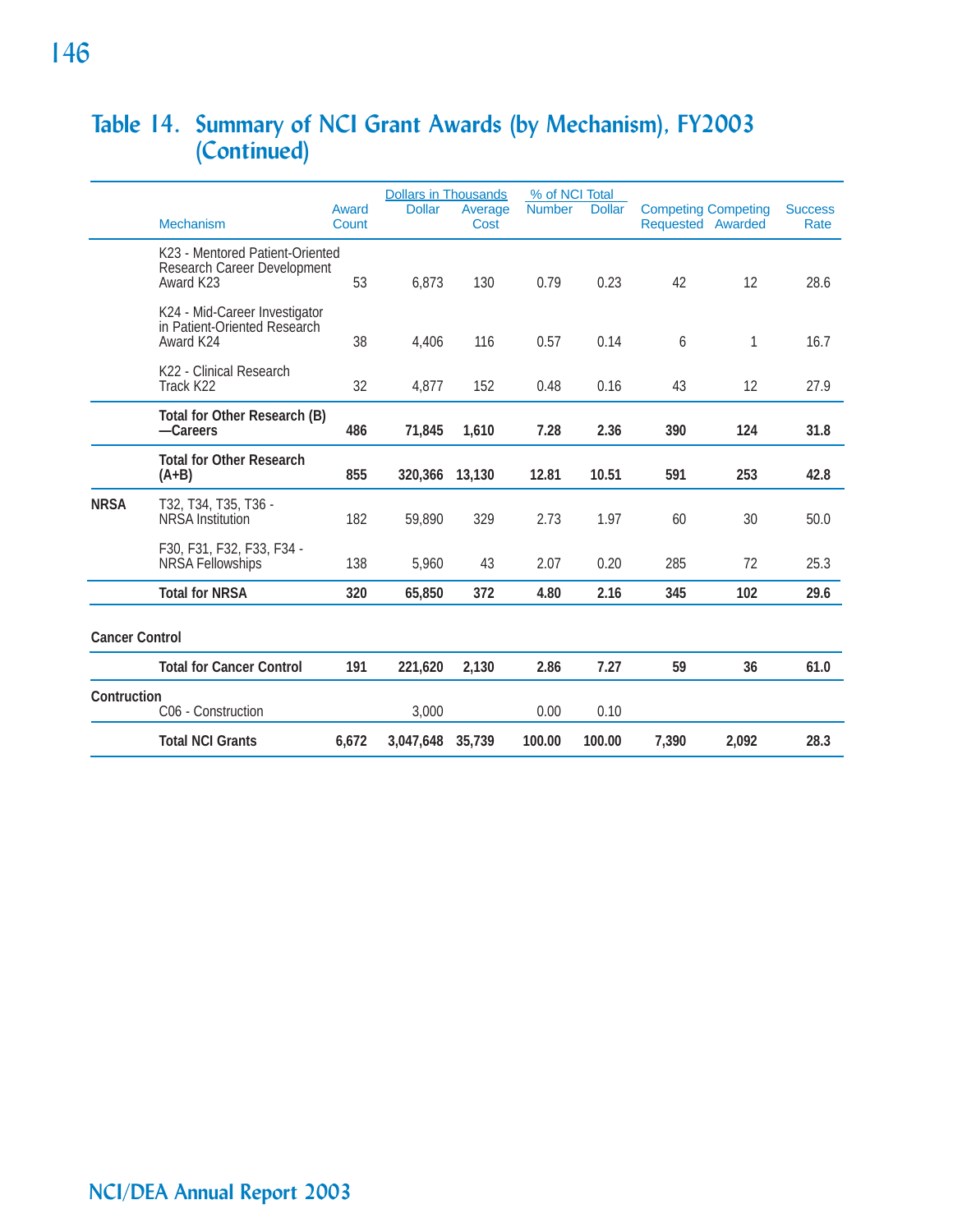## Table 14. Summary of NCI Grant Awards (by Mechanism), FY2003 (Continued)

| | Mechanism | Award Count | Dollars in Thousands: Dollar | Dollars in Thousands: Average Cost | % of NCI Total: Number | % of NCI Total: Dollar | Competing Requested | Competing Awarded | Success Rate |
|---|---|---|---|---|---|---|---|---|---|
| | K23 - Mentored Patient-Oriented Research Career Development Award K23 | 53 | 6,873 | 130 | 0.79 | 0.23 | 42 | 12 | 28.6 |
| | K24 - Mid-Career Investigator in Patient-Oriented Research Award K24 | 38 | 4,406 | 116 | 0.57 | 0.14 | 6 | 1 | 16.7 |
| | K22 - Clinical Research Track K22 | 32 | 4,877 | 152 | 0.48 | 0.16 | 43 | 12 | 27.9 |
| | **Total for Other Research (B) —Careers** | **486** | **71,845** | **1,610** | **7.28** | **2.36** | **390** | **124** | **31.8** |
| | **Total for Other Research (A+B)** | **855** | **320,366** | **13,130** | **12.81** | **10.51** | **591** | **253** | **42.8** |
| **NRSA** | T32, T34, T35, T36 - NRSA Institution | 182 | 59,890 | 329 | 2.73 | 1.97 | 60 | 30 | 50.0 |
| | F30, F31, F32, F33, F34 - NRSA Fellowships | 138 | 5,960 | 43 | 2.07 | 0.20 | 285 | 72 | 25.3 |
| | **Total for NRSA** | **320** | **65,850** | **372** | **4.80** | **2.16** | **345** | **102** | **29.6** |
| **Cancer Control** | | | | | | | | | |
| | **Total for Cancer Control** | **191** | **221,620** | **2,130** | **2.86** | **7.27** | **59** | **36** | **61.0** |
| **Contruction** | C06 - Construction | | 3,000 | | 0.00 | 0.10 | | | |
| | **Total NCI Grants** | **6,672** | **3,047,648** | **35,739** | **100.00** | **100.00** | **7,390** | **2,092** | **28.3** |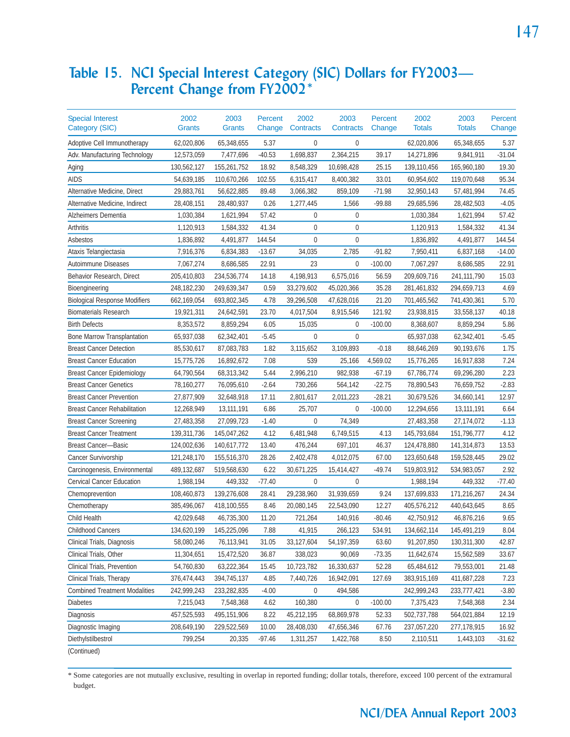# Table 15. NCI Special Interest Category (SIC) Dollars for FY2003—Percent Change from FY2002*

| Special Interest Category (SIC) | 2002 Grants | 2003 Grants | Percent Change | 2002 Contracts | 2003 Contracts | Percent Change | 2002 Totals | 2003 Totals | Percent Change |
|---|---|---|---|---|---|---|---|---|---|
| Adoptive Cell Immunotherapy | 62,020,806 | 65,348,655 | 5.37 | 0 | 0 | | 62,020,806 | 65,348,655 | 5.37 |
| Adv. Manufacturing Technology | 12,573,059 | 7,477,696 | -40.53 | 1,698,837 | 2,364,215 | 39.17 | 14,271,896 | 9,841,911 | -31.04 |
| Aging | 130,562,127 | 155,261,752 | 18.92 | 8,548,329 | 10,698,428 | 25.15 | 139,110,456 | 165,960,180 | 19.30 |
| AIDS | 54,639,185 | 110,670,266 | 102.55 | 6,315,417 | 8,400,382 | 33.01 | 60,954,602 | 119,070,648 | 95.34 |
| Alternative Medicine, Direct | 29,883,761 | 56,622,885 | 89.48 | 3,066,382 | 859,109 | -71.98 | 32,950,143 | 57,481,994 | 74.45 |
| Alternative Medicine, Indirect | 28,408,151 | 28,480,937 | 0.26 | 1,277,445 | 1,566 | -99.88 | 29,685,596 | 28,482,503 | -4.05 |
| Alzheimers Dementia | 1,030,384 | 1,621,994 | 57.42 | 0 | 0 | | 1,030,384 | 1,621,994 | 57.42 |
| Arthritis | 1,120,913 | 1,584,332 | 41.34 | 0 | 0 | | 1,120,913 | 1,584,332 | 41.34 |
| Asbestos | 1,836,892 | 4,491,877 | 144.54 | 0 | 0 | | 1,836,892 | 4,491,877 | 144.54 |
| Ataxis Telangiectasia | 7,916,376 | 6,834,383 | -13.67 | 34,035 | 2,785 | -91.82 | 7,950,411 | 6,837,168 | -14.00 |
| Autoimmune Diseases | 7,067,274 | 8,686,585 | 22.91 | 23 | 0 | -100.00 | 7,067,297 | 8,686,585 | 22.91 |
| Behavior Research, Direct | 205,410,803 | 234,536,774 | 14.18 | 4,198,913 | 6,575,016 | 56.59 | 209,609,716 | 241,111,790 | 15.03 |
| Bioengineering | 248,182,230 | 249,639,347 | 0.59 | 33,279,602 | 45,020,366 | 35.28 | 281,461,832 | 294,659,713 | 4.69 |
| Biological Response Modifiers | 662,169,054 | 693,802,345 | 4.78 | 39,296,508 | 47,628,016 | 21.20 | 701,465,562 | 741,430,361 | 5.70 |
| Biomaterials Research | 19,921,311 | 24,642,591 | 23.70 | 4,017,504 | 8,915,546 | 121.92 | 23,938,815 | 33,558,137 | 40.18 |
| Birth Defects | 8,353,572 | 8,859,294 | 6.05 | 15,035 | 0 | -100.00 | 8,368,607 | 8,859,294 | 5.86 |
| Bone Marrow Transplantation | 65,937,038 | 62,342,401 | -5.45 | 0 | 0 | | 65,937,038 | 62,342,401 | -5.45 |
| Breast Cancer Detection | 85,530,617 | 87,083,783 | 1.82 | 3,115,652 | 3,109,893 | -0.18 | 88,646,269 | 90,193,676 | 1.75 |
| Breast Cancer Education | 15,775,726 | 16,892,672 | 7.08 | 539 | 25,166 | 4,569.02 | 15,776,265 | 16,917,838 | 7.24 |
| Breast Cancer Epidemiology | 64,790,564 | 68,313,342 | 5.44 | 2,996,210 | 982,938 | -67.19 | 67,786,774 | 69,296,280 | 2.23 |
| Breast Cancer Genetics | 78,160,277 | 76,095,610 | -2.64 | 730,266 | 564,142 | -22.75 | 78,890,543 | 76,659,752 | -2.83 |
| Breast Cancer Prevention | 27,877,909 | 32,648,918 | 17.11 | 2,801,617 | 2,011,223 | -28.21 | 30,679,526 | 34,660,141 | 12.97 |
| Breast Cancer Rehabilitation | 12,268,949 | 13,111,191 | 6.86 | 25,707 | 0 | -100.00 | 12,294,656 | 13,111,191 | 6.64 |
| Breast Cancer Screening | 27,483,358 | 27,099,723 | -1.40 | 0 | 74,349 | | 27,483,358 | 27,174,072 | -1.13 |
| Breast Cancer Treatment | 139,311,736 | 145,047,262 | 4.12 | 6,481,948 | 6,749,515 | 4.13 | 145,793,684 | 151,796,777 | 4.12 |
| Breast Cancer—Basic | 124,002,636 | 140,617,772 | 13.40 | 476,244 | 697,101 | 46.37 | 124,478,880 | 141,314,873 | 13.53 |
| Cancer Survivorship | 121,248,170 | 155,516,370 | 28.26 | 2,402,478 | 4,012,075 | 67.00 | 123,650,648 | 159,528,445 | 29.02 |
| Carcinogenesis, Environmental | 489,132,687 | 519,568,630 | 6.22 | 30,671,225 | 15,414,427 | -49.74 | 519,803,912 | 534,983,057 | 2.92 |
| Cervical Cancer Education | 1,988,194 | 449,332 | -77.40 | 0 | 0 | | 1,988,194 | 449,332 | -77.40 |
| Chemoprevention | 108,460,873 | 139,276,608 | 28.41 | 29,238,960 | 31,939,659 | 9.24 | 137,699,833 | 171,216,267 | 24.34 |
| Chemotherapy | 385,496,067 | 418,100,555 | 8.46 | 20,080,145 | 22,543,090 | 12.27 | 405,576,212 | 440,643,645 | 8.65 |
| Child Health | 42,029,648 | 46,735,300 | 11.20 | 721,264 | 140,916 | -80.46 | 42,750,912 | 46,876,216 | 9.65 |
| Childhood Cancers | 134,620,199 | 145,225,096 | 7.88 | 41,915 | 266,123 | 534.91 | 134,662,114 | 145,491,219 | 8.04 |
| Clinical Trials, Diagnosis | 58,080,246 | 76,113,941 | 31.05 | 33,127,604 | 54,197,359 | 63.60 | 91,207,850 | 130,311,300 | 42.87 |
| Clinical Trials, Other | 11,304,651 | 15,472,520 | 36.87 | 338,023 | 90,069 | -73.35 | 11,642,674 | 15,562,589 | 33.67 |
| Clinical Trials, Prevention | 54,760,830 | 63,222,364 | 15.45 | 10,723,782 | 16,330,637 | 52.28 | 65,484,612 | 79,553,001 | 21.48 |
| Clinical Trials, Therapy | 376,474,443 | 394,745,137 | 4.85 | 7,440,726 | 16,942,091 | 127.69 | 383,915,169 | 411,687,228 | 7.23 |
| Combined Treatment Modalities | 242,999,243 | 233,282,835 | -4.00 | 0 | 494,586 | | 242,999,243 | 233,777,421 | -3.80 |
| Diabetes | 7,215,043 | 7,548,368 | 4.62 | 160,380 | 0 | -100.00 | 7,375,423 | 7,548,368 | 2.34 |
| Diagnosis | 457,525,593 | 495,151,906 | 8.22 | 45,212,195 | 68,869,978 | 52.33 | 502,737,788 | 564,021,884 | 12.19 |
| Diagnostic Imaging | 208,649,190 | 229,522,569 | 10.00 | 28,408,030 | 47,656,346 | 67.76 | 237,057,220 | 277,178,915 | 16.92 |
| Diethylstilbestrol | 799,254 | 20,335 | -97.46 | 1,311,257 | 1,422,768 | 8.50 | 2,110,511 | 1,443,103 | -31.62 |

(Continued)

* Some categories are not mutually exclusive, resulting in overlap in reported funding; dollar totals, therefore, exceed 100 percent of the extramural budget.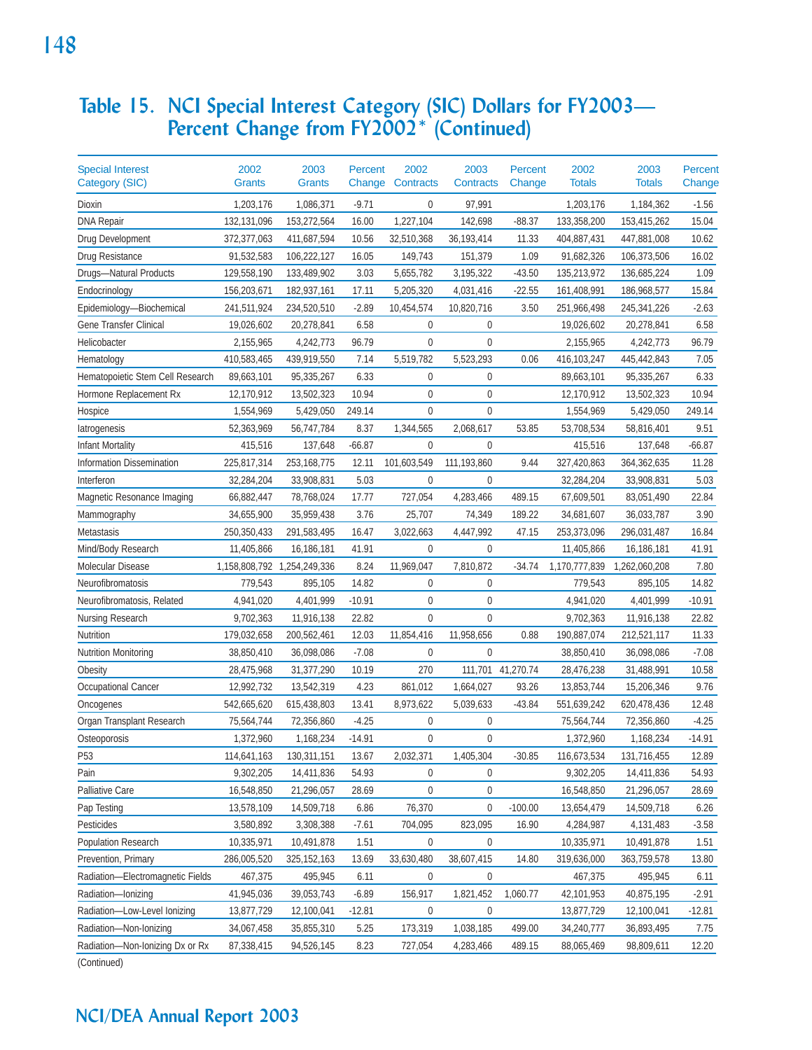# Table 15. NCI Special Interest Category (SIC) Dollars for FY2003—Percent Change from FY2002* (Continued)

| Special Interest Category (SIC) | 2002 Grants | 2003 Grants | Percent Change | 2002 Contracts | 2003 Contracts | Percent Change | 2002 Totals | 2003 Totals | Percent Change |
|---|---|---|---|---|---|---|---|---|---|
| Dioxin | 1,203,176 | 1,086,371 | -9.71 | 0 | 97,991 | | 1,203,176 | 1,184,362 | -1.56 |
| DNA Repair | 132,131,096 | 153,272,564 | 16.00 | 1,227,104 | 142,698 | -88.37 | 133,358,200 | 153,415,262 | 15.04 |
| Drug Development | 372,377,063 | 411,687,594 | 10.56 | 32,510,368 | 36,193,414 | 11.33 | 404,887,431 | 447,881,008 | 10.62 |
| Drug Resistance | 91,532,583 | 106,222,127 | 16.05 | 149,743 | 151,379 | 1.09 | 91,682,326 | 106,373,506 | 16.02 |
| Drugs—Natural Products | 129,558,190 | 133,489,902 | 3.03 | 5,655,782 | 3,195,322 | -43.50 | 135,213,972 | 136,685,224 | 1.09 |
| Endocrinology | 156,203,671 | 182,937,161 | 17.11 | 5,205,320 | 4,031,416 | -22.55 | 161,408,991 | 186,968,577 | 15.84 |
| Epidemiology—Biochemical | 241,511,924 | 234,520,510 | -2.89 | 10,454,574 | 10,820,716 | 3.50 | 251,966,498 | 245,341,226 | -2.63 |
| Gene Transfer Clinical | 19,026,602 | 20,278,841 | 6.58 | 0 | 0 | | 19,026,602 | 20,278,841 | 6.58 |
| Helicobacter | 2,155,965 | 4,242,773 | 96.79 | 0 | 0 | | 2,155,965 | 4,242,773 | 96.79 |
| Hematology | 410,583,465 | 439,919,550 | 7.14 | 5,519,782 | 5,523,293 | 0.06 | 416,103,247 | 445,442,843 | 7.05 |
| Hematopoietic Stem Cell Research | 89,663,101 | 95,335,267 | 6.33 | 0 | 0 | | 89,663,101 | 95,335,267 | 6.33 |
| Hormone Replacement Rx | 12,170,912 | 13,502,323 | 10.94 | 0 | 0 | | 12,170,912 | 13,502,323 | 10.94 |
| Hospice | 1,554,969 | 5,429,050 | 249.14 | 0 | 0 | | 1,554,969 | 5,429,050 | 249.14 |
| Iatrogenesis | 52,363,969 | 56,747,784 | 8.37 | 1,344,565 | 2,068,617 | 53.85 | 53,708,534 | 58,816,401 | 9.51 |
| Infant Mortality | 415,516 | 137,648 | -66.87 | 0 | 0 | | 415,516 | 137,648 | -66.87 |
| Information Dissemination | 225,817,314 | 253,168,775 | 12.11 | 101,603,549 | 111,193,860 | 9.44 | 327,420,863 | 364,362,635 | 11.28 |
| Interferon | 32,284,204 | 33,908,831 | 5.03 | 0 | 0 | | 32,284,204 | 33,908,831 | 5.03 |
| Magnetic Resonance Imaging | 66,882,447 | 78,768,024 | 17.77 | 727,054 | 4,283,466 | 489.15 | 67,609,501 | 83,051,490 | 22.84 |
| Mammography | 34,655,900 | 35,959,438 | 3.76 | 25,707 | 74,349 | 189.22 | 34,681,607 | 36,033,787 | 3.90 |
| Metastasis | 250,350,433 | 291,583,495 | 16.47 | 3,022,663 | 4,447,992 | 47.15 | 253,373,096 | 296,031,487 | 16.84 |
| Mind/Body Research | 11,405,866 | 16,186,181 | 41.91 | 0 | 0 | | 11,405,866 | 16,186,181 | 41.91 |
| Molecular Disease | 1,158,808,792 | 1,254,249,336 | 8.24 | 11,969,047 | 7,810,872 | -34.74 | 1,170,777,839 | 1,262,060,208 | 7.80 |
| Neurofibromatosis | 779,543 | 895,105 | 14.82 | 0 | 0 | | 779,543 | 895,105 | 14.82 |
| Neurofibromatosis, Related | 4,941,020 | 4,401,999 | -10.91 | 0 | 0 | | 4,941,020 | 4,401,999 | -10.91 |
| Nursing Research | 9,702,363 | 11,916,138 | 22.82 | 0 | 0 | | 9,702,363 | 11,916,138 | 22.82 |
| Nutrition | 179,032,658 | 200,562,461 | 12.03 | 11,854,416 | 11,958,656 | 0.88 | 190,887,074 | 212,521,117 | 11.33 |
| Nutrition Monitoring | 38,850,410 | 36,098,086 | -7.08 | 0 | 0 | | 38,850,410 | 36,098,086 | -7.08 |
| Obesity | 28,475,968 | 31,377,290 | 10.19 | 270 | 111,701 | 41,270.74 | 28,476,238 | 31,488,991 | 10.58 |
| Occupational Cancer | 12,992,732 | 13,542,319 | 4.23 | 861,012 | 1,664,027 | 93.26 | 13,853,744 | 15,206,346 | 9.76 |
| Oncogenes | 542,665,620 | 615,438,803 | 13.41 | 8,973,622 | 5,039,633 | -43.84 | 551,639,242 | 620,478,436 | 12.48 |
| Organ Transplant Research | 75,564,744 | 72,356,860 | -4.25 | 0 | 0 | | 75,564,744 | 72,356,860 | -4.25 |
| Osteoporosis | 1,372,960 | 1,168,234 | -14.91 | 0 | 0 | | 1,372,960 | 1,168,234 | -14.91 |
| P53 | 114,641,163 | 130,311,151 | 13.67 | 2,032,371 | 1,405,304 | -30.85 | 116,673,534 | 131,716,455 | 12.89 |
| Pain | 9,302,205 | 14,411,836 | 54.93 | 0 | 0 | | 9,302,205 | 14,411,836 | 54.93 |
| Palliative Care | 16,548,850 | 21,296,057 | 28.69 | 0 | 0 | | 16,548,850 | 21,296,057 | 28.69 |
| Pap Testing | 13,578,109 | 14,509,718 | 6.86 | 76,370 | 0 | -100.00 | 13,654,479 | 14,509,718 | 6.26 |
| Pesticides | 3,580,892 | 3,308,388 | -7.61 | 704,095 | 823,095 | 16.90 | 4,284,987 | 4,131,483 | -3.58 |
| Population Research | 10,335,971 | 10,491,878 | 1.51 | 0 | 0 | | 10,335,971 | 10,491,878 | 1.51 |
| Prevention, Primary | 286,005,520 | 325,152,163 | 13.69 | 33,630,480 | 38,607,415 | 14.80 | 319,636,000 | 363,759,578 | 13.80 |
| Radiation—Electromagnetic Fields | 467,375 | 495,945 | 6.11 | 0 | 0 | | 467,375 | 495,945 | 6.11 |
| Radiation—Ionizing | 41,945,036 | 39,053,743 | -6.89 | 156,917 | 1,821,452 | 1,060.77 | 42,101,953 | 40,875,195 | -2.91 |
| Radiation—Low-Level Ionizing | 13,877,729 | 12,100,041 | -12.81 | 0 | 0 | | 13,877,729 | 12,100,041 | -12.81 |
| Radiation—Non-Ionizing | 34,067,458 | 35,855,310 | 5.25 | 173,319 | 1,038,185 | 499.00 | 34,240,777 | 36,893,495 | 7.75 |
| Radiation—Non-Ionizing Dx or Rx | 87,338,415 | 94,526,145 | 8.23 | 727,054 | 4,283,466 | 489.15 | 88,065,469 | 98,809,611 | 12.20 |

(Continued)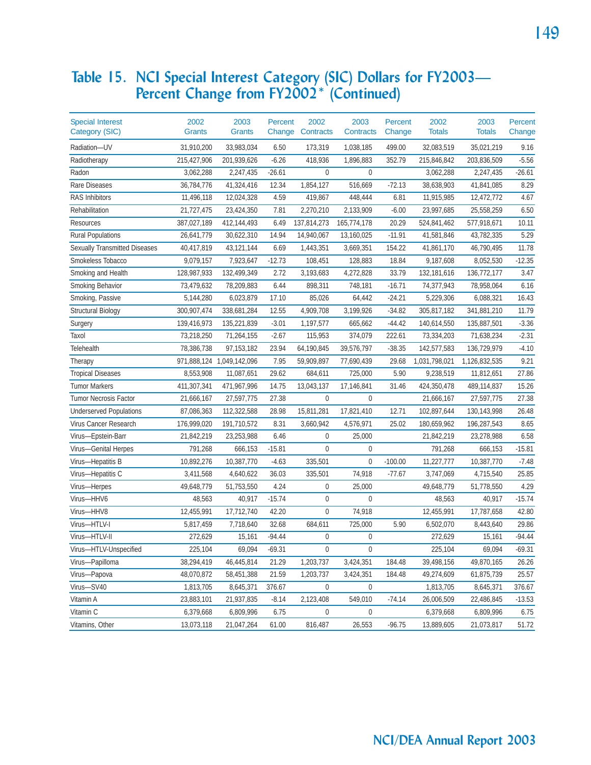# Table 15. NCI Special Interest Category (SIC) Dollars for FY2003—Percent Change from FY2002* (Continued)

| Special Interest Category (SIC) | 2002 Grants | 2003 Grants | Percent Change | 2002 Contracts | 2003 Contracts | Percent Change | 2002 Totals | 2003 Totals | Percent Change |
|---|---|---|---|---|---|---|---|---|---|
| Radiation—UV | 31,910,200 | 33,983,034 | 6.50 | 173,319 | 1,038,185 | 499.00 | 32,083,519 | 35,021,219 | 9.16 |
| Radiotherapy | 215,427,906 | 201,939,626 | -6.26 | 418,936 | 1,896,883 | 352.79 | 215,846,842 | 203,836,509 | -5.56 |
| Radon | 3,062,288 | 2,247,435 | -26.61 | 0 | 0 | | 3,062,288 | 2,247,435 | -26.61 |
| Rare Diseases | 36,784,776 | 41,324,416 | 12.34 | 1,854,127 | 516,669 | -72.13 | 38,638,903 | 41,841,085 | 8.29 |
| RAS Inhibitors | 11,496,118 | 12,024,328 | 4.59 | 419,867 | 448,444 | 6.81 | 11,915,985 | 12,472,772 | 4.67 |
| Rehabilitation | 21,727,475 | 23,424,350 | 7.81 | 2,270,210 | 2,133,909 | -6.00 | 23,997,685 | 25,558,259 | 6.50 |
| Resources | 387,027,189 | 412,144,493 | 6.49 | 137,814,273 | 165,774,178 | 20.29 | 524,841,462 | 577,918,671 | 10.11 |
| Rural Populations | 26,641,779 | 30,622,310 | 14.94 | 14,940,067 | 13,160,025 | -11.91 | 41,581,846 | 43,782,335 | 5.29 |
| Sexually Transmitted Diseases | 40,417,819 | 43,121,144 | 6.69 | 1,443,351 | 3,669,351 | 154.22 | 41,861,170 | 46,790,495 | 11.78 |
| Smokeless Tobacco | 9,079,157 | 7,923,647 | -12.73 | 108,451 | 128,883 | 18.84 | 9,187,608 | 8,052,530 | -12.35 |
| Smoking and Health | 128,987,933 | 132,499,349 | 2.72 | 3,193,683 | 4,272,828 | 33.79 | 132,181,616 | 136,772,177 | 3.47 |
| Smoking Behavior | 73,479,632 | 78,209,883 | 6.44 | 898,311 | 748,181 | -16.71 | 74,377,943 | 78,958,064 | 6.16 |
| Smoking, Passive | 5,144,280 | 6,023,879 | 17.10 | 85,026 | 64,442 | -24.21 | 5,229,306 | 6,088,321 | 16.43 |
| Structural Biology | 300,907,474 | 338,681,284 | 12.55 | 4,909,708 | 3,199,926 | -34.82 | 305,817,182 | 341,881,210 | 11.79 |
| Surgery | 139,416,973 | 135,221,839 | -3.01 | 1,197,577 | 665,662 | -44.42 | 140,614,550 | 135,887,501 | -3.36 |
| Taxol | 73,218,250 | 71,264,155 | -2.67 | 115,953 | 374,079 | 222.61 | 73,334,203 | 71,638,234 | -2.31 |
| Telehealth | 78,386,738 | 97,153,182 | 23.94 | 64,190,845 | 39,576,797 | -38.35 | 142,577,583 | 136,729,979 | -4.10 |
| Therapy | 971,888,124 | 1,049,142,096 | 7.95 | 59,909,897 | 77,690,439 | 29.68 | 1,031,798,021 | 1,126,832,535 | 9.21 |
| Tropical Diseases | 8,553,908 | 11,087,651 | 29.62 | 684,611 | 725,000 | 5.90 | 9,238,519 | 11,812,651 | 27.86 |
| Tumor Markers | 411,307,341 | 471,967,996 | 14.75 | 13,043,137 | 17,146,841 | 31.46 | 424,350,478 | 489,114,837 | 15.26 |
| Tumor Necrosis Factor | 21,666,167 | 27,597,775 | 27.38 | 0 | 0 | | 21,666,167 | 27,597,775 | 27.38 |
| Underserved Populations | 87,086,363 | 112,322,588 | 28.98 | 15,811,281 | 17,821,410 | 12.71 | 102,897,644 | 130,143,998 | 26.48 |
| Virus Cancer Research | 176,999,020 | 191,710,572 | 8.31 | 3,660,942 | 4,576,971 | 25.02 | 180,659,962 | 196,287,543 | 8.65 |
| Virus—Epstein-Barr | 21,842,219 | 23,253,988 | 6.46 | 0 | 25,000 | | 21,842,219 | 23,278,988 | 6.58 |
| Virus—Genital Herpes | 791,268 | 666,153 | -15.81 | 0 | 0 | | 791,268 | 666,153 | -15.81 |
| Virus—Hepatitis B | 10,892,276 | 10,387,770 | -4.63 | 335,501 | 0 | -100.00 | 11,227,777 | 10,387,770 | -7.48 |
| Virus—Hepatitis C | 3,411,568 | 4,640,622 | 36.03 | 335,501 | 74,918 | -77.67 | 3,747,069 | 4,715,540 | 25.85 |
| Virus—Herpes | 49,648,779 | 51,753,550 | 4.24 | 0 | 25,000 | | 49,648,779 | 51,778,550 | 4.29 |
| Virus—HHV6 | 48,563 | 40,917 | -15.74 | 0 | 0 | | 48,563 | 40,917 | -15.74 |
| Virus—HHV8 | 12,455,991 | 17,712,740 | 42.20 | 0 | 74,918 | | 12,455,991 | 17,787,658 | 42.80 |
| Virus—HTLV-I | 5,817,459 | 7,718,640 | 32.68 | 684,611 | 725,000 | 5.90 | 6,502,070 | 8,443,640 | 29.86 |
| Virus—HTLV-II | 272,629 | 15,161 | -94.44 | 0 | 0 | | 272,629 | 15,161 | -94.44 |
| Virus—HTLV-Unspecified | 225,104 | 69,094 | -69.31 | 0 | 0 | | 225,104 | 69,094 | -69.31 |
| Virus—Papilloma | 38,294,419 | 46,445,814 | 21.29 | 1,203,737 | 3,424,351 | 184.48 | 39,498,156 | 49,870,165 | 26.26 |
| Virus—Papova | 48,070,872 | 58,451,388 | 21.59 | 1,203,737 | 3,424,351 | 184.48 | 49,274,609 | 61,875,739 | 25.57 |
| Virus—SV40 | 1,813,705 | 8,645,371 | 376.67 | 0 | 0 | | 1,813,705 | 8,645,371 | 376.67 |
| Vitamin A | 23,883,101 | 21,937,835 | -8.14 | 2,123,408 | 549,010 | -74.14 | 26,006,509 | 22,486,845 | -13.53 |
| Vitamin C | 6,379,668 | 6,809,996 | 6.75 | 0 | 0 | | 6,379,668 | 6,809,996 | 6.75 |
| Vitamins, Other | 13,073,118 | 21,047,264 | 61.00 | 816,487 | 26,553 | -96.75 | 13,889,605 | 21,073,817 | 51.72 |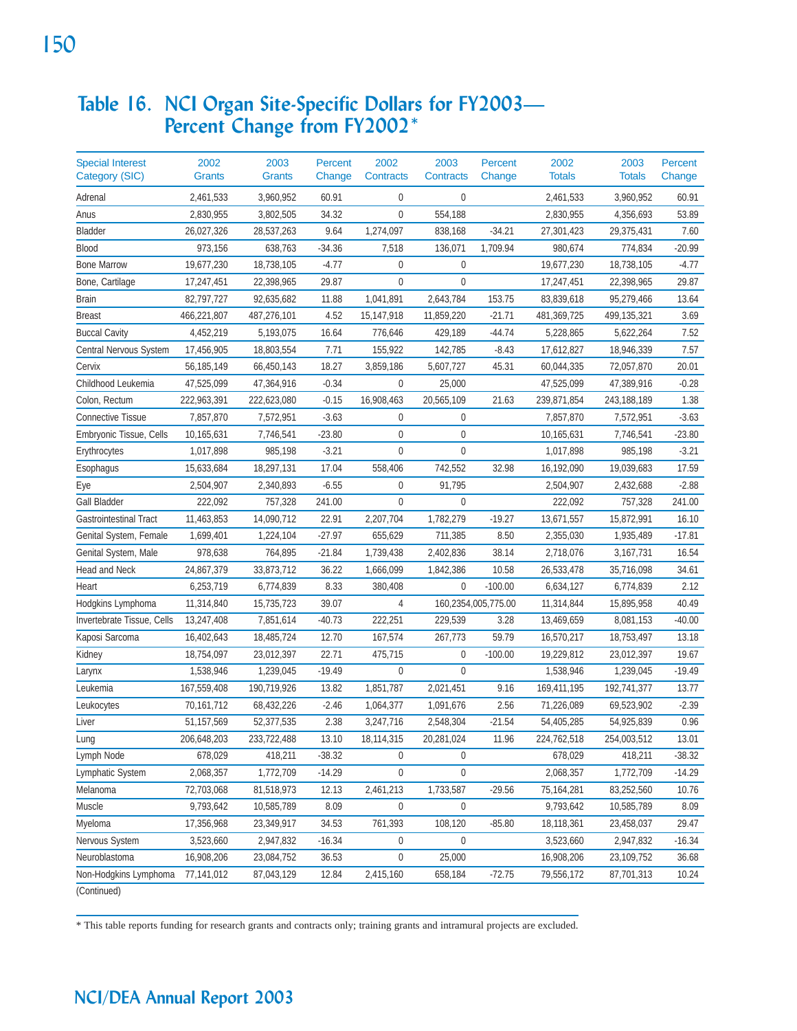# Table 16. NCI Organ Site-Specific Dollars for FY2003— Percent Change from FY2002*

| Special Interest Category (SIC) | 2002 Grants | 2003 Grants | Percent Change | 2002 Contracts | 2003 Contracts | Percent Change | 2002 Totals | 2003 Totals | Percent Change |
|---|---|---|---|---|---|---|---|---|---|
| Adrenal | 2,461,533 | 3,960,952 | 60.91 | 0 | 0 | | 2,461,533 | 3,960,952 | 60.91 |
| Anus | 2,830,955 | 3,802,505 | 34.32 | 0 | 554,188 | | 2,830,955 | 4,356,693 | 53.89 |
| Bladder | 26,027,326 | 28,537,263 | 9.64 | 1,274,097 | 838,168 | -34.21 | 27,301,423 | 29,375,431 | 7.60 |
| Blood | 973,156 | 638,763 | -34.36 | 7,518 | 136,071 | 1,709.94 | 980,674 | 774,834 | -20.99 |
| Bone Marrow | 19,677,230 | 18,738,105 | -4.77 | 0 | 0 | | 19,677,230 | 18,738,105 | -4.77 |
| Bone, Cartilage | 17,247,451 | 22,398,965 | 29.87 | 0 | 0 | | 17,247,451 | 22,398,965 | 29.87 |
| Brain | 82,797,727 | 92,635,682 | 11.88 | 1,041,891 | 2,643,784 | 153.75 | 83,839,618 | 95,279,466 | 13.64 |
| Breast | 466,221,807 | 487,276,101 | 4.52 | 15,147,918 | 11,859,220 | -21.71 | 481,369,725 | 499,135,321 | 3.69 |
| Buccal Cavity | 4,452,219 | 5,193,075 | 16.64 | 776,646 | 429,189 | -44.74 | 5,228,865 | 5,622,264 | 7.52 |
| Central Nervous System | 17,456,905 | 18,803,554 | 7.71 | 155,922 | 142,785 | -8.43 | 17,612,827 | 18,946,339 | 7.57 |
| Cervix | 56,185,149 | 66,450,143 | 18.27 | 3,859,186 | 5,607,727 | 45.31 | 60,044,335 | 72,057,870 | 20.01 |
| Childhood Leukemia | 47,525,099 | 47,364,916 | -0.34 | 0 | 25,000 | | 47,525,099 | 47,389,916 | -0.28 |
| Colon, Rectum | 222,963,391 | 222,623,080 | -0.15 | 16,908,463 | 20,565,109 | 21.63 | 239,871,854 | 243,188,189 | 1.38 |
| Connective Tissue | 7,857,870 | 7,572,951 | -3.63 | 0 | 0 | | 7,857,870 | 7,572,951 | -3.63 |
| Embryonic Tissue, Cells | 10,165,631 | 7,746,541 | -23.80 | 0 | 0 | | 10,165,631 | 7,746,541 | -23.80 |
| Erythrocytes | 1,017,898 | 985,198 | -3.21 | 0 | 0 | | 1,017,898 | 985,198 | -3.21 |
| Esophagus | 15,633,684 | 18,297,131 | 17.04 | 558,406 | 742,552 | 32.98 | 16,192,090 | 19,039,683 | 17.59 |
| Eye | 2,504,907 | 2,340,893 | -6.55 | 0 | 91,795 | | 2,504,907 | 2,432,688 | -2.88 |
| Gall Bladder | 222,092 | 757,328 | 241.00 | 0 | 0 | | 222,092 | 757,328 | 241.00 |
| Gastrointestinal Tract | 11,463,853 | 14,090,712 | 22.91 | 2,207,704 | 1,782,279 | -19.27 | 13,671,557 | 15,872,991 | 16.10 |
| Genital System, Female | 1,699,401 | 1,224,104 | -27.97 | 655,629 | 711,385 | 8.50 | 2,355,030 | 1,935,489 | -17.81 |
| Genital System, Male | 978,638 | 764,895 | -21.84 | 1,739,438 | 2,402,836 | 38.14 | 2,718,076 | 3,167,731 | 16.54 |
| Head and Neck | 24,867,379 | 33,873,712 | 36.22 | 1,666,099 | 1,842,386 | 10.58 | 26,533,478 | 35,716,098 | 34.61 |
| Heart | 6,253,719 | 6,774,839 | 8.33 | 380,408 | 0 | -100.00 | 6,634,127 | 6,774,839 | 2.12 |
| Hodgkins Lymphoma | 11,314,840 | 15,735,723 | 39.07 | 4 | 160,235 | 4,005,775.00 | 11,314,844 | 15,895,958 | 40.49 |
| Invertebrate Tissue, Cells | 13,247,408 | 7,851,614 | -40.73 | 222,251 | 229,539 | 3.28 | 13,469,659 | 8,081,153 | -40.00 |
| Kaposi Sarcoma | 16,402,643 | 18,485,724 | 12.70 | 167,574 | 267,773 | 59.79 | 16,570,217 | 18,753,497 | 13.18 |
| Kidney | 18,754,097 | 23,012,397 | 22.71 | 475,715 | 0 | -100.00 | 19,229,812 | 23,012,397 | 19.67 |
| Larynx | 1,538,946 | 1,239,045 | -19.49 | 0 | 0 | | 1,538,946 | 1,239,045 | -19.49 |
| Leukemia | 167,559,408 | 190,719,926 | 13.82 | 1,851,787 | 2,021,451 | 9.16 | 169,411,195 | 192,741,377 | 13.77 |
| Leukocytes | 70,161,712 | 68,432,226 | -2.46 | 1,064,377 | 1,091,676 | 2.56 | 71,226,089 | 69,523,902 | -2.39 |
| Liver | 51,157,569 | 52,377,535 | 2.38 | 3,247,716 | 2,548,304 | -21.54 | 54,405,285 | 54,925,839 | 0.96 |
| Lung | 206,648,203 | 233,722,488 | 13.10 | 18,114,315 | 20,281,024 | 11.96 | 224,762,518 | 254,003,512 | 13.01 |
| Lymph Node | 678,029 | 418,211 | -38.32 | 0 | 0 | | 678,029 | 418,211 | -38.32 |
| Lymphatic System | 2,068,357 | 1,772,709 | -14.29 | 0 | 0 | | 2,068,357 | 1,772,709 | -14.29 |
| Melanoma | 72,703,068 | 81,518,973 | 12.13 | 2,461,213 | 1,733,587 | -29.56 | 75,164,281 | 83,252,560 | 10.76 |
| Muscle | 9,793,642 | 10,585,789 | 8.09 | 0 | 0 | | 9,793,642 | 10,585,789 | 8.09 |
| Myeloma | 17,356,968 | 23,349,917 | 34.53 | 761,393 | 108,120 | -85.80 | 18,118,361 | 23,458,037 | 29.47 |
| Nervous System | 3,523,660 | 2,947,832 | -16.34 | 0 | 0 | | 3,523,660 | 2,947,832 | -16.34 |
| Neuroblastoma | 16,908,206 | 23,084,752 | 36.53 | 0 | 25,000 | | 16,908,206 | 23,109,752 | 36.68 |
| Non-Hodgkins Lymphoma | 77,141,012 | 87,043,129 | 12.84 | 2,415,160 | 658,184 | -72.75 | 79,556,172 | 87,701,313 | 10.24 |

(Continued)

* This table reports funding for research grants and contracts only; training grants and intramural projects are excluded.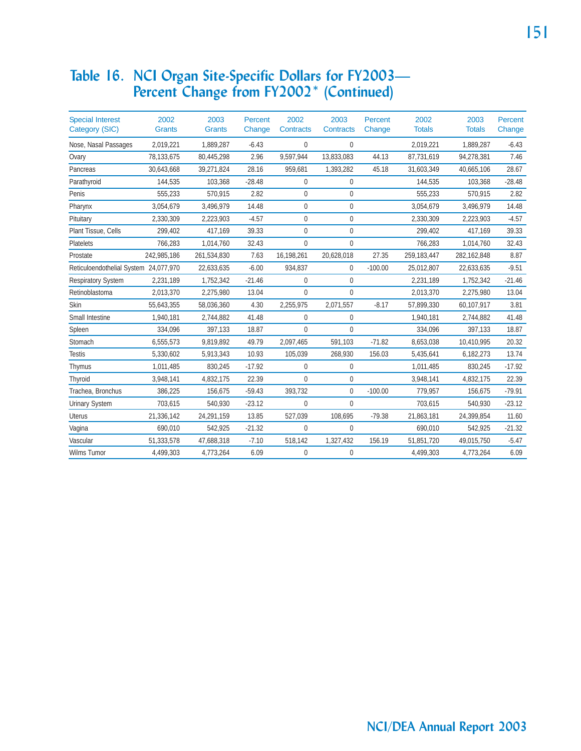# Table 16. NCI Organ Site-Specific Dollars for FY2003—Percent Change from FY2002* (Continued)

| Special Interest Category (SIC) | 2002 Grants | 2003 Grants | Percent Change | 2002 Contracts | 2003 Contracts | Percent Change | 2002 Totals | 2003 Totals | Percent Change |
|---|---|---|---|---|---|---|---|---|---|
| Nose, Nasal Passages | 2,019,221 | 1,889,287 | -6.43 | 0 | 0 | | 2,019,221 | 1,889,287 | -6.43 |
| Ovary | 78,133,675 | 80,445,298 | 2.96 | 9,597,944 | 13,833,083 | 44.13 | 87,731,619 | 94,278,381 | 7.46 |
| Pancreas | 30,643,668 | 39,271,824 | 28.16 | 959,681 | 1,393,282 | 45.18 | 31,603,349 | 40,665,106 | 28.67 |
| Parathyroid | 144,535 | 103,368 | -28.48 | 0 | 0 | | 144,535 | 103,368 | -28.48 |
| Penis | 555,233 | 570,915 | 2.82 | 0 | 0 | | 555,233 | 570,915 | 2.82 |
| Pharynx | 3,054,679 | 3,496,979 | 14.48 | 0 | 0 | | 3,054,679 | 3,496,979 | 14.48 |
| Pituitary | 2,330,309 | 2,223,903 | -4.57 | 0 | 0 | | 2,330,309 | 2,223,903 | -4.57 |
| Plant Tissue, Cells | 299,402 | 417,169 | 39.33 | 0 | 0 | | 299,402 | 417,169 | 39.33 |
| Platelets | 766,283 | 1,014,760 | 32.43 | 0 | 0 | | 766,283 | 1,014,760 | 32.43 |
| Prostate | 242,985,186 | 261,534,830 | 7.63 | 16,198,261 | 20,628,018 | 27.35 | 259,183,447 | 282,162,848 | 8.87 |
| Reticuloendothelial System | 24,077,970 | 22,633,635 | -6.00 | 934,837 | 0 | -100.00 | 25,012,807 | 22,633,635 | -9.51 |
| Respiratory System | 2,231,189 | 1,752,342 | -21.46 | 0 | 0 | | 2,231,189 | 1,752,342 | -21.46 |
| Retinoblastoma | 2,013,370 | 2,275,980 | 13.04 | 0 | 0 | | 2,013,370 | 2,275,980 | 13.04 |
| Skin | 55,643,355 | 58,036,360 | 4.30 | 2,255,975 | 2,071,557 | -8.17 | 57,899,330 | 60,107,917 | 3.81 |
| Small Intestine | 1,940,181 | 2,744,882 | 41.48 | 0 | 0 | | 1,940,181 | 2,744,882 | 41.48 |
| Spleen | 334,096 | 397,133 | 18.87 | 0 | 0 | | 334,096 | 397,133 | 18.87 |
| Stomach | 6,555,573 | 9,819,892 | 49.79 | 2,097,465 | 591,103 | -71.82 | 8,653,038 | 10,410,995 | 20.32 |
| Testis | 5,330,602 | 5,913,343 | 10.93 | 105,039 | 268,930 | 156.03 | 5,435,641 | 6,182,273 | 13.74 |
| Thymus | 1,011,485 | 830,245 | -17.92 | 0 | 0 | | 1,011,485 | 830,245 | -17.92 |
| Thyroid | 3,948,141 | 4,832,175 | 22.39 | 0 | 0 | | 3,948,141 | 4,832,175 | 22.39 |
| Trachea, Bronchus | 386,225 | 156,675 | -59.43 | 393,732 | 0 | -100.00 | 779,957 | 156,675 | -79.91 |
| Urinary System | 703,615 | 540,930 | -23.12 | 0 | 0 | | 703,615 | 540,930 | -23.12 |
| Uterus | 21,336,142 | 24,291,159 | 13.85 | 527,039 | 108,695 | -79.38 | 21,863,181 | 24,399,854 | 11.60 |
| Vagina | 690,010 | 542,925 | -21.32 | 0 | 0 | | 690,010 | 542,925 | -21.32 |
| Vascular | 51,333,578 | 47,688,318 | -7.10 | 518,142 | 1,327,432 | 156.19 | 51,851,720 | 49,015,750 | -5.47 |
| Wilms Tumor | 4,499,303 | 4,773,264 | 6.09 | 0 | 0 | | 4,499,303 | 4,773,264 | 6.09 |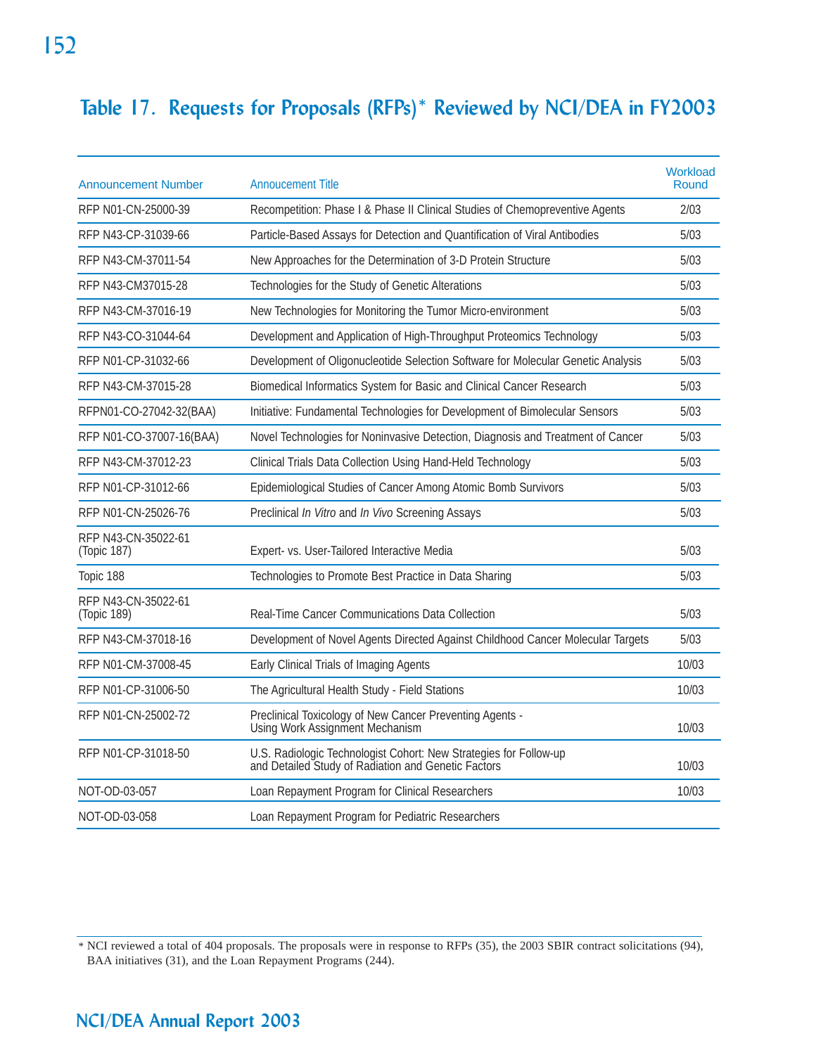# Table 17. Requests for Proposals (RFPs)* Reviewed by NCI/DEA in FY2003

| Announcement Number | Annoucement Title | Workload Round |
|---|---|---|
| RFP N01-CN-25000-39 | Recompetition: Phase I & Phase II Clinical Studies of Chemopreventive Agents | 2/03 |
| RFP N43-CP-31039-66 | Particle-Based Assays for Detection and Quantification of Viral Antibodies | 5/03 |
| RFP N43-CM-37011-54 | New Approaches for the Determination of 3-D Protein Structure | 5/03 |
| RFP N43-CM37015-28 | Technologies for the Study of Genetic Alterations | 5/03 |
| RFP N43-CM-37016-19 | New Technologies for Monitoring the Tumor Micro-environment | 5/03 |
| RFP N43-CO-31044-64 | Development and Application of High-Throughput Proteomics Technology | 5/03 |
| RFP N01-CP-31032-66 | Development of Oligonucleotide Selection Software for Molecular Genetic Analysis | 5/03 |
| RFP N43-CM-37015-28 | Biomedical Informatics System for Basic and Clinical Cancer Research | 5/03 |
| RFPN01-CO-27042-32(BAA) | Initiative: Fundamental Technologies for Development of Bimolecular Sensors | 5/03 |
| RFP N01-CO-37007-16(BAA) | Novel Technologies for Noninvasive Detection, Diagnosis and Treatment of Cancer | 5/03 |
| RFP N43-CM-37012-23 | Clinical Trials Data Collection Using Hand-Held Technology | 5/03 |
| RFP N01-CP-31012-66 | Epidemiological Studies of Cancer Among Atomic Bomb Survivors | 5/03 |
| RFP N01-CN-25026-76 | Preclinical *In Vitro* and *In Vivo* Screening Assays | 5/03 |
| RFP N43-CN-35022-61 (Topic 187) | Expert- vs. User-Tailored Interactive Media | 5/03 |
| Topic 188 | Technologies to Promote Best Practice in Data Sharing | 5/03 |
| RFP N43-CN-35022-61 (Topic 189) | Real-Time Cancer Communications Data Collection | 5/03 |
| RFP N43-CM-37018-16 | Development of Novel Agents Directed Against Childhood Cancer Molecular Targets | 5/03 |
| RFP N01-CM-37008-45 | Early Clinical Trials of Imaging Agents | 10/03 |
| RFP N01-CP-31006-50 | The Agricultural Health Study - Field Stations | 10/03 |
| RFP N01-CN-25002-72 | Preclinical Toxicology of New Cancer Preventing Agents - Using Work Assignment Mechanism | 10/03 |
| RFP N01-CP-31018-50 | U.S. Radiologic Technologist Cohort: New Strategies for Follow-up and Detailed Study of Radiation and Genetic Factors | 10/03 |
| NOT-OD-03-057 | Loan Repayment Program for Clinical Researchers | 10/03 |
| NOT-OD-03-058 | Loan Repayment Program for Pediatric Researchers | |

* NCI reviewed a total of 404 proposals. The proposals were in response to RFPs (35), the 2003 SBIR contract solicitations (94), BAA initiatives (31), and the Loan Repayment Programs (244).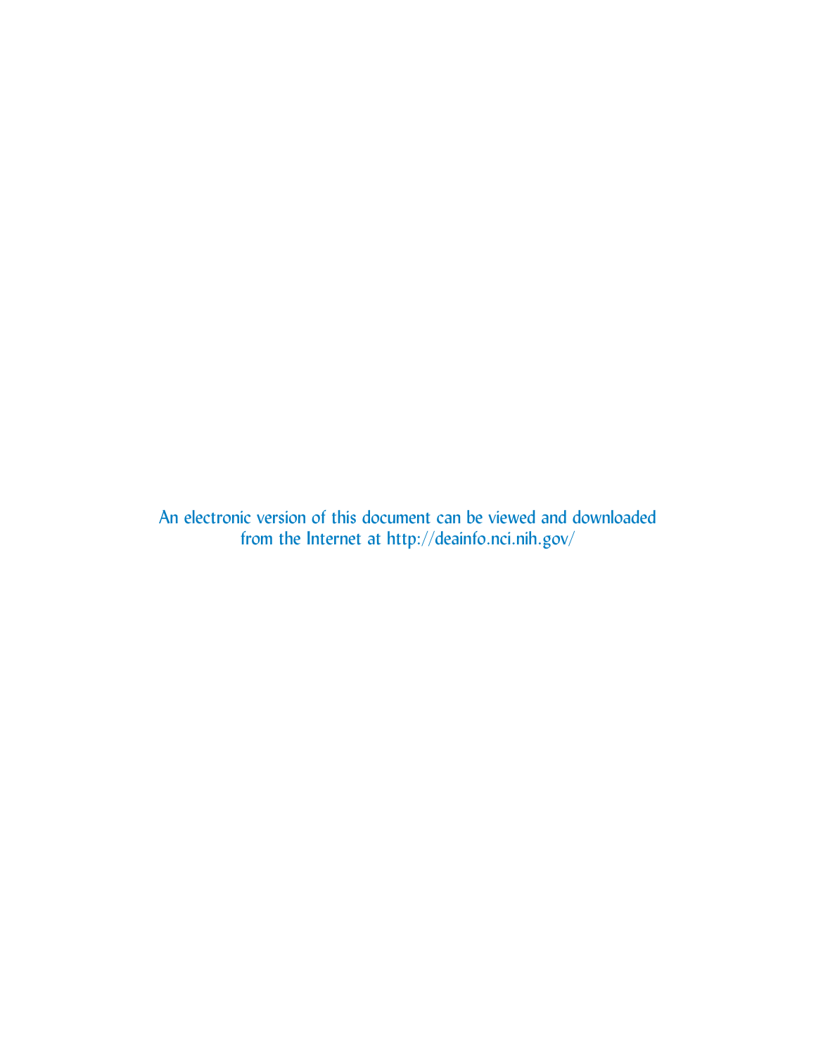An electronic version of this document can be viewed and downloaded from the Internet at http://deainfo.nci.nih.gov/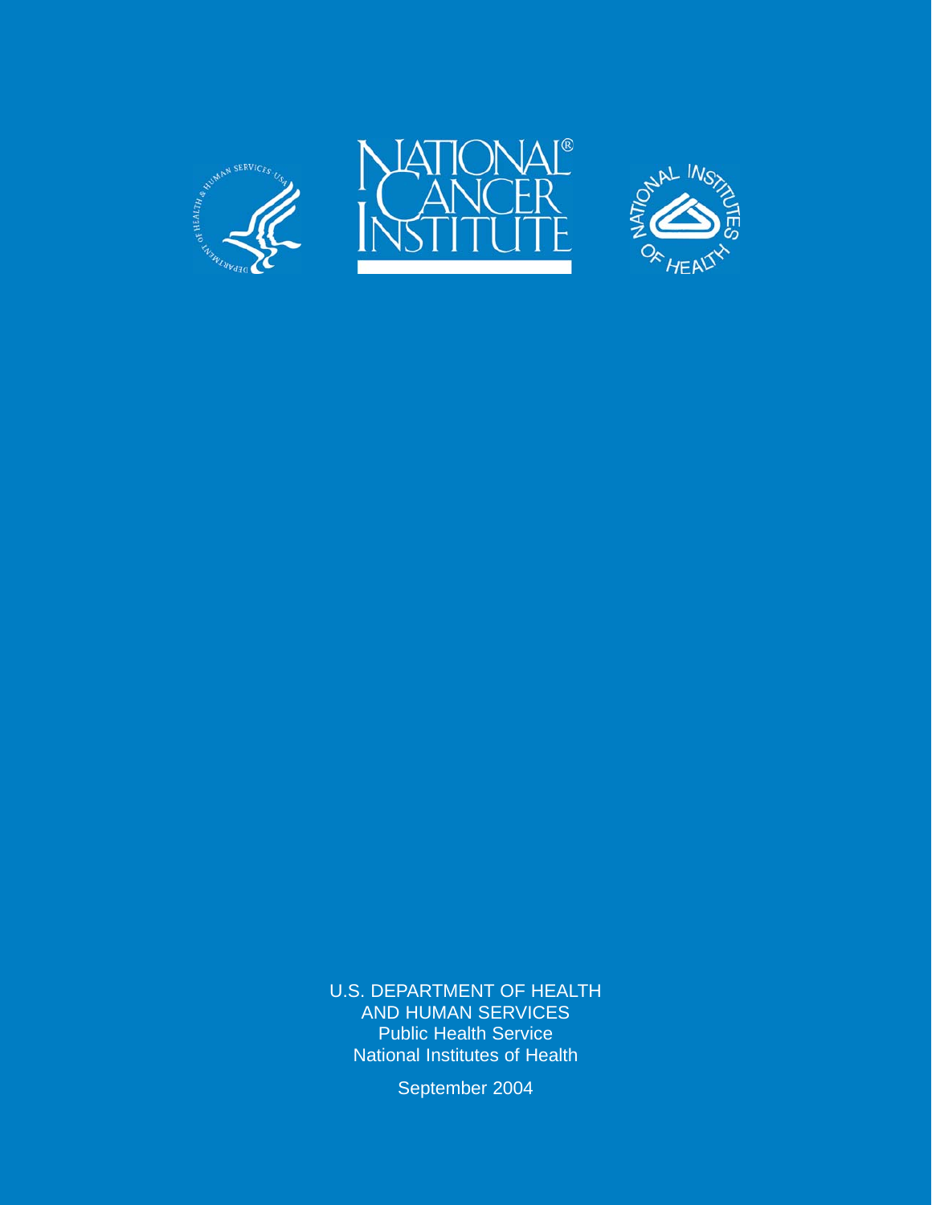U.S. DEPARTMENT OF HEALTH
AND HUMAN SERVICES
Public Health Service
National Institutes of Health

September 2004